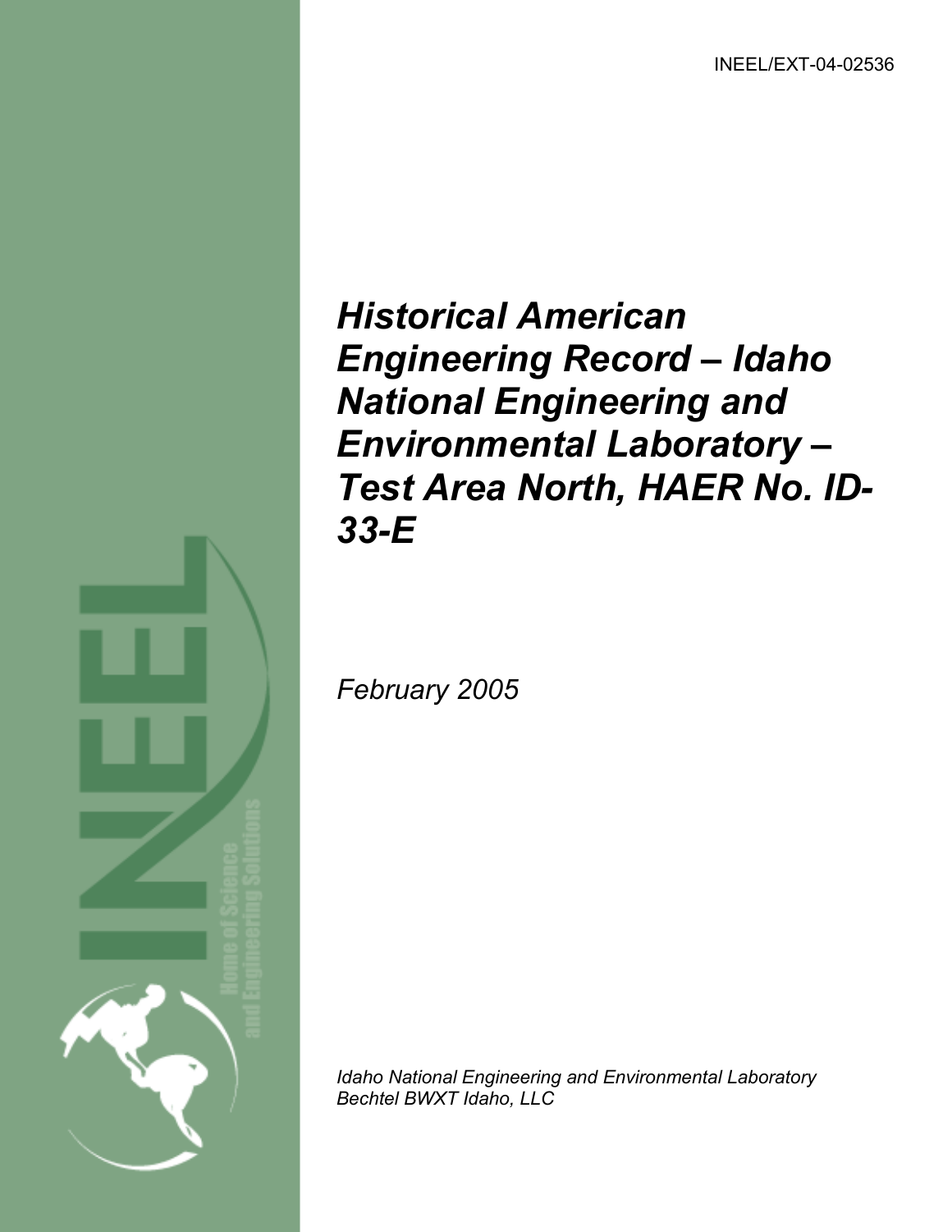INEEL/EXT-04-02536

# *Historical American Engineering Record – Idaho National Engineering and Environmental Laboratory – Test Area North, HAER No. ID-33-E*

*February 2005*

*Idaho National Engineering and Environmental Laboratory*
*Bechtel BWXT Idaho, LLC*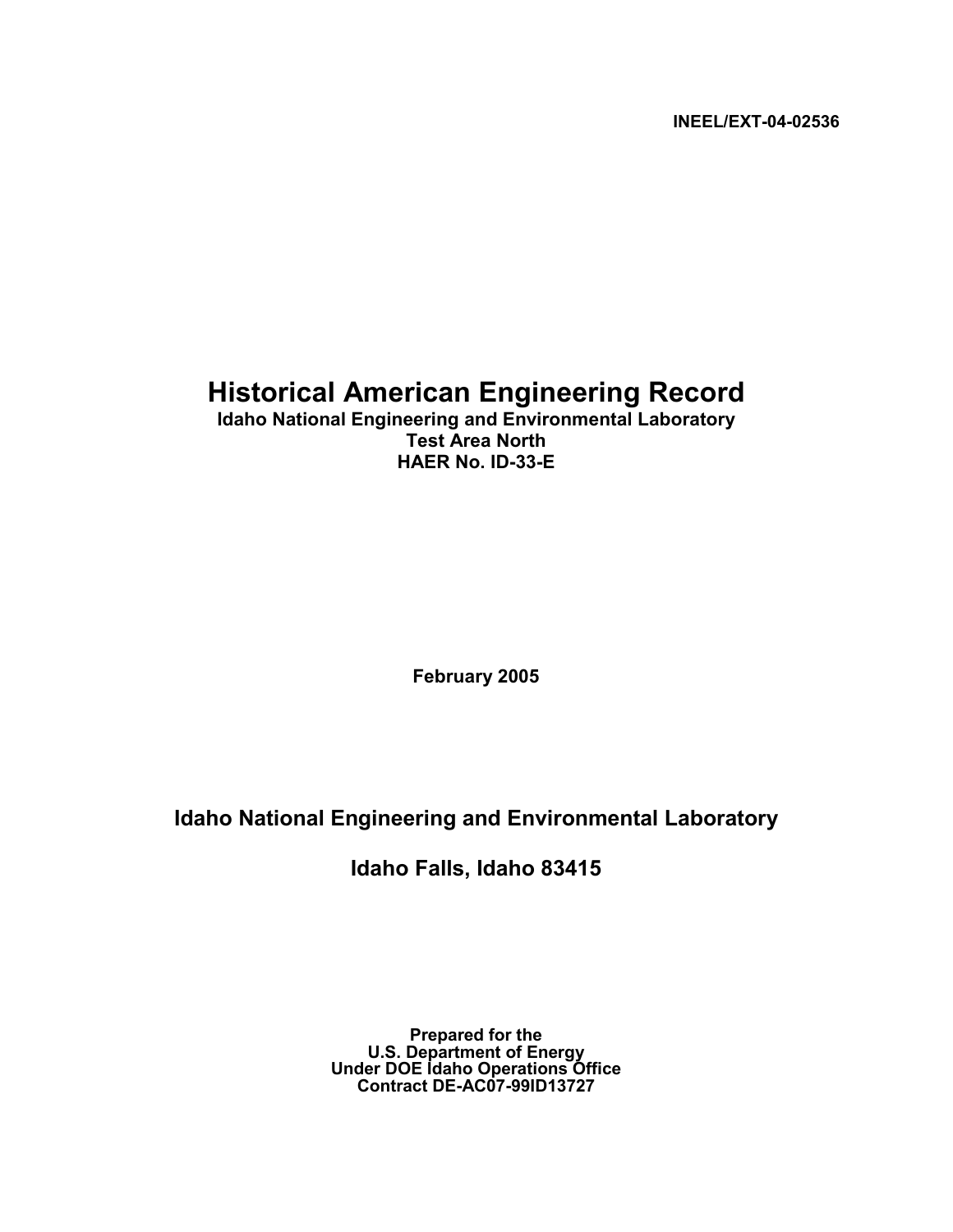INEEL/EXT-04-02536

# Historical American Engineering Record

**Idaho National Engineering and Environmental Laboratory**
**Test Area North**
**HAER No. ID-33-E**

**February 2005**

## Idaho National Engineering and Environmental Laboratory

## Idaho Falls, Idaho 83415

**Prepared for the**
**U.S. Department of Energy**
**Under DOE Idaho Operations Office**
**Contract DE-AC07-99ID13727**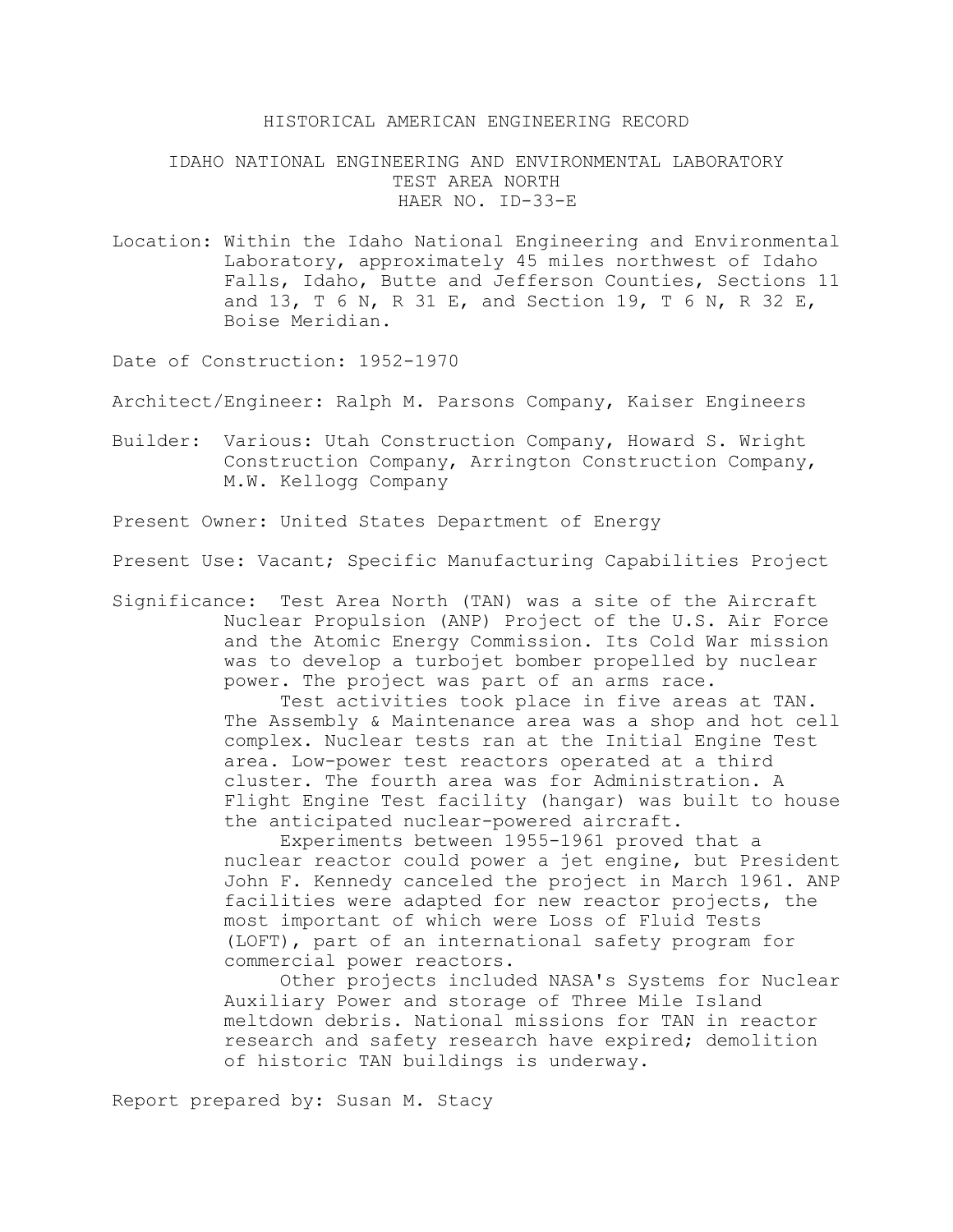# HISTORICAL AMERICAN ENGINEERING RECORD

## IDAHO NATIONAL ENGINEERING AND ENVIRONMENTAL LABORATORY TEST AREA NORTH HAER NO. ID-33-E

Location: Within the Idaho National Engineering and Environmental Laboratory, approximately 45 miles northwest of Idaho Falls, Idaho, Butte and Jefferson Counties, Sections 11 and 13, T 6 N, R 31 E, and Section 19, T 6 N, R 32 E, Boise Meridian.

Date of Construction: 1952-1970

Architect/Engineer: Ralph M. Parsons Company, Kaiser Engineers

Builder: Various: Utah Construction Company, Howard S. Wright Construction Company, Arrington Construction Company, M.W. Kellogg Company

Present Owner: United States Department of Energy

Present Use: Vacant; Specific Manufacturing Capabilities Project

Significance: Test Area North (TAN) was a site of the Aircraft Nuclear Propulsion (ANP) Project of the U.S. Air Force and the Atomic Energy Commission. Its Cold War mission was to develop a turbojet bomber propelled by nuclear power. The project was part of an arms race.

Test activities took place in five areas at TAN. The Assembly & Maintenance area was a shop and hot cell complex. Nuclear tests ran at the Initial Engine Test area. Low-power test reactors operated at a third cluster. The fourth area was for Administration. A Flight Engine Test facility (hangar) was built to house the anticipated nuclear-powered aircraft.

Experiments between 1955-1961 proved that a nuclear reactor could power a jet engine, but President John F. Kennedy canceled the project in March 1961. ANP facilities were adapted for new reactor projects, the most important of which were Loss of Fluid Tests (LOFT), part of an international safety program for commercial power reactors.

Other projects included NASA's Systems for Nuclear Auxiliary Power and storage of Three Mile Island meltdown debris. National missions for TAN in reactor research and safety research have expired; demolition of historic TAN buildings is underway.

Report prepared by: Susan M. Stacy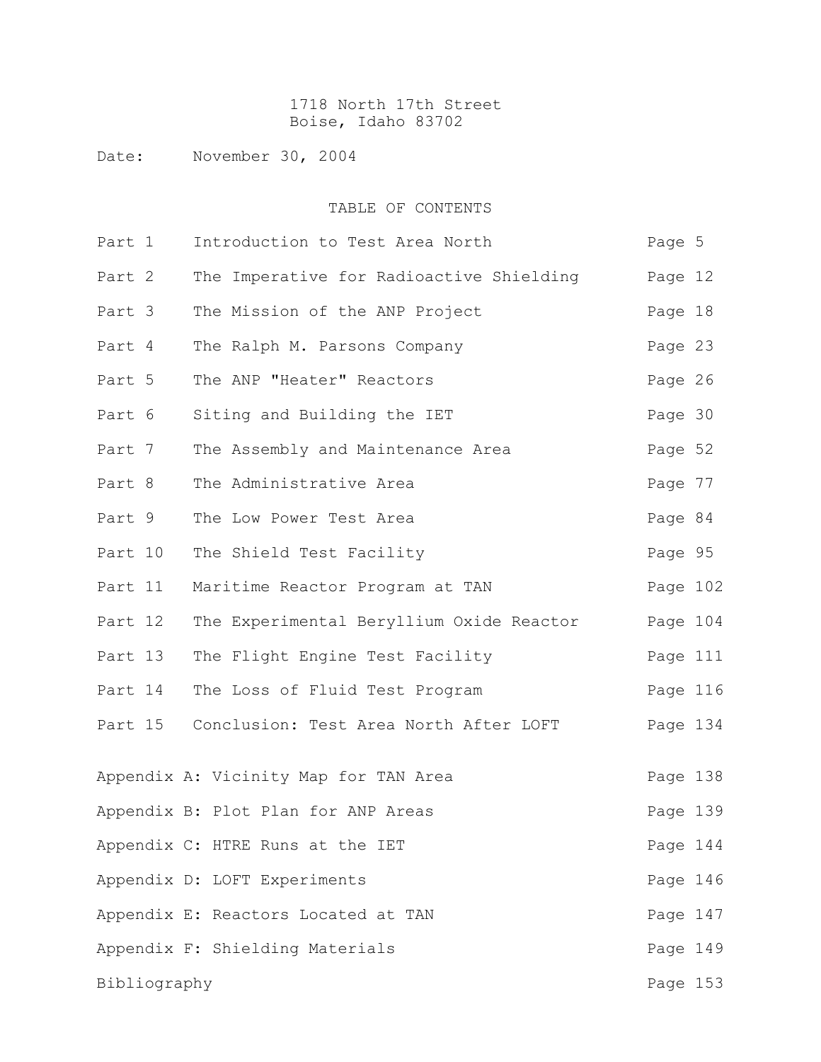1718 North 17th Street
Boise, Idaho 83702

Date: November 30, 2004

## TABLE OF CONTENTS

| | | |
|---|---|---|
| Part 1 | Introduction to Test Area North | Page 5 |
| Part 2 | The Imperative for Radioactive Shielding | Page 12 |
| Part 3 | The Mission of the ANP Project | Page 18 |
| Part 4 | The Ralph M. Parsons Company | Page 23 |
| Part 5 | The ANP "Heater" Reactors | Page 26 |
| Part 6 | Siting and Building the IET | Page 30 |
| Part 7 | The Assembly and Maintenance Area | Page 52 |
| Part 8 | The Administrative Area | Page 77 |
| Part 9 | The Low Power Test Area | Page 84 |
| Part 10 | The Shield Test Facility | Page 95 |
| Part 11 | Maritime Reactor Program at TAN | Page 102 |
| Part 12 | The Experimental Beryllium Oxide Reactor | Page 104 |
| Part 13 | The Flight Engine Test Facility | Page 111 |
| Part 14 | The Loss of Fluid Test Program | Page 116 |
| Part 15 | Conclusion: Test Area North After LOFT | Page 134 |

| | |
|---|---|
| Appendix A: Vicinity Map for TAN Area | Page 138 |
| Appendix B: Plot Plan for ANP Areas | Page 139 |
| Appendix C: HTRE Runs at the IET | Page 144 |
| Appendix D: LOFT Experiments | Page 146 |
| Appendix E: Reactors Located at TAN | Page 147 |
| Appendix F: Shielding Materials | Page 149 |
| Bibliography | Page 153 |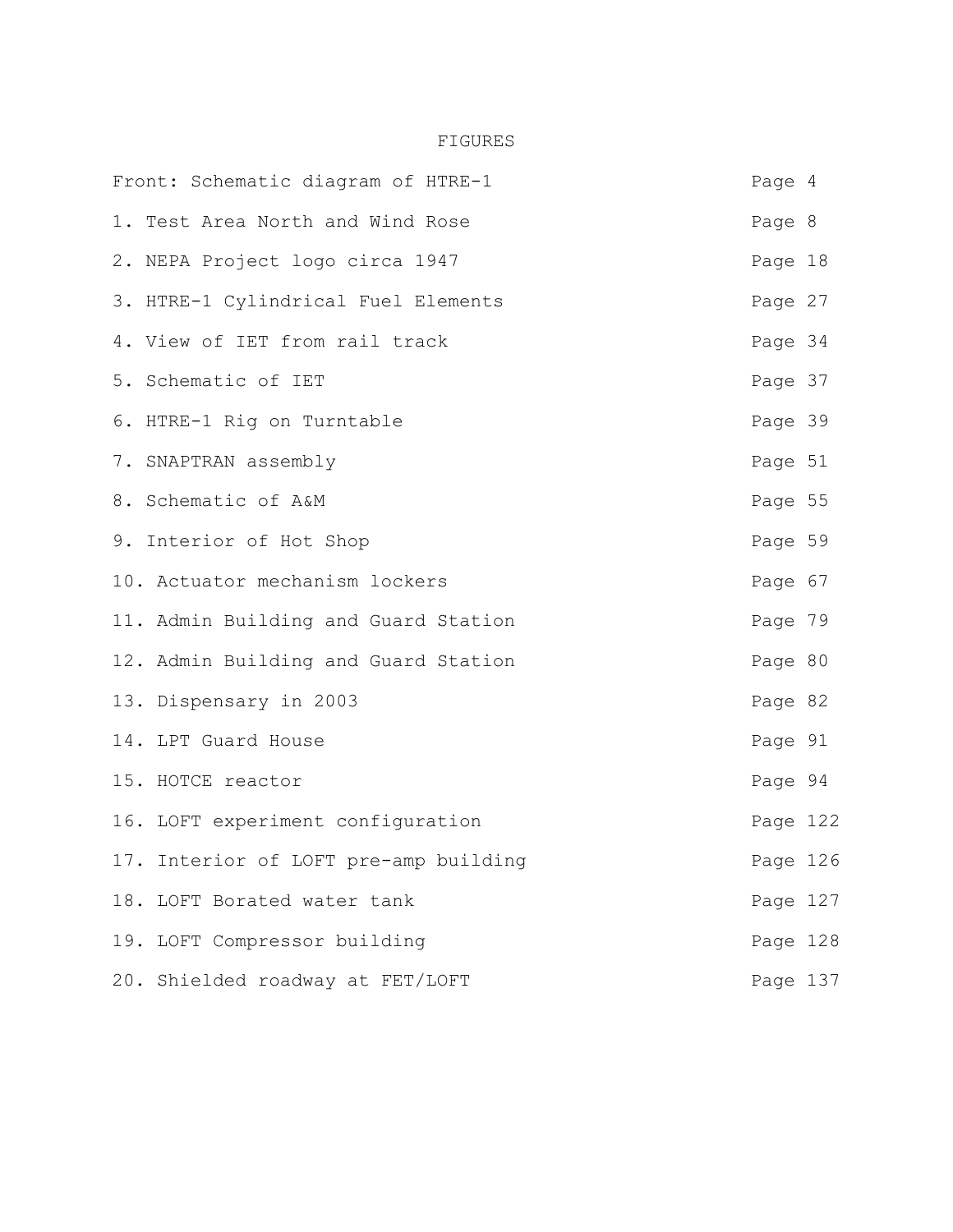# FIGURES

| | |
|---|---|
| Front: Schematic diagram of HTRE-1 | Page 4 |
| 1. Test Area North and Wind Rose | Page 8 |
| 2. NEPA Project logo circa 1947 | Page 18 |
| 3. HTRE-1 Cylindrical Fuel Elements | Page 27 |
| 4. View of IET from rail track | Page 34 |
| 5. Schematic of IET | Page 37 |
| 6. HTRE-1 Rig on Turntable | Page 39 |
| 7. SNAPTRAN assembly | Page 51 |
| 8. Schematic of A&M | Page 55 |
| 9. Interior of Hot Shop | Page 59 |
| 10. Actuator mechanism lockers | Page 67 |
| 11. Admin Building and Guard Station | Page 79 |
| 12. Admin Building and Guard Station | Page 80 |
| 13. Dispensary in 2003 | Page 82 |
| 14. LPT Guard House | Page 91 |
| 15. HOTCE reactor | Page 94 |
| 16. LOFT experiment configuration | Page 122 |
| 17. Interior of LOFT pre-amp building | Page 126 |
| 18. LOFT Borated water tank | Page 127 |
| 19. LOFT Compressor building | Page 128 |
| 20. Shielded roadway at FET/LOFT | Page 137 |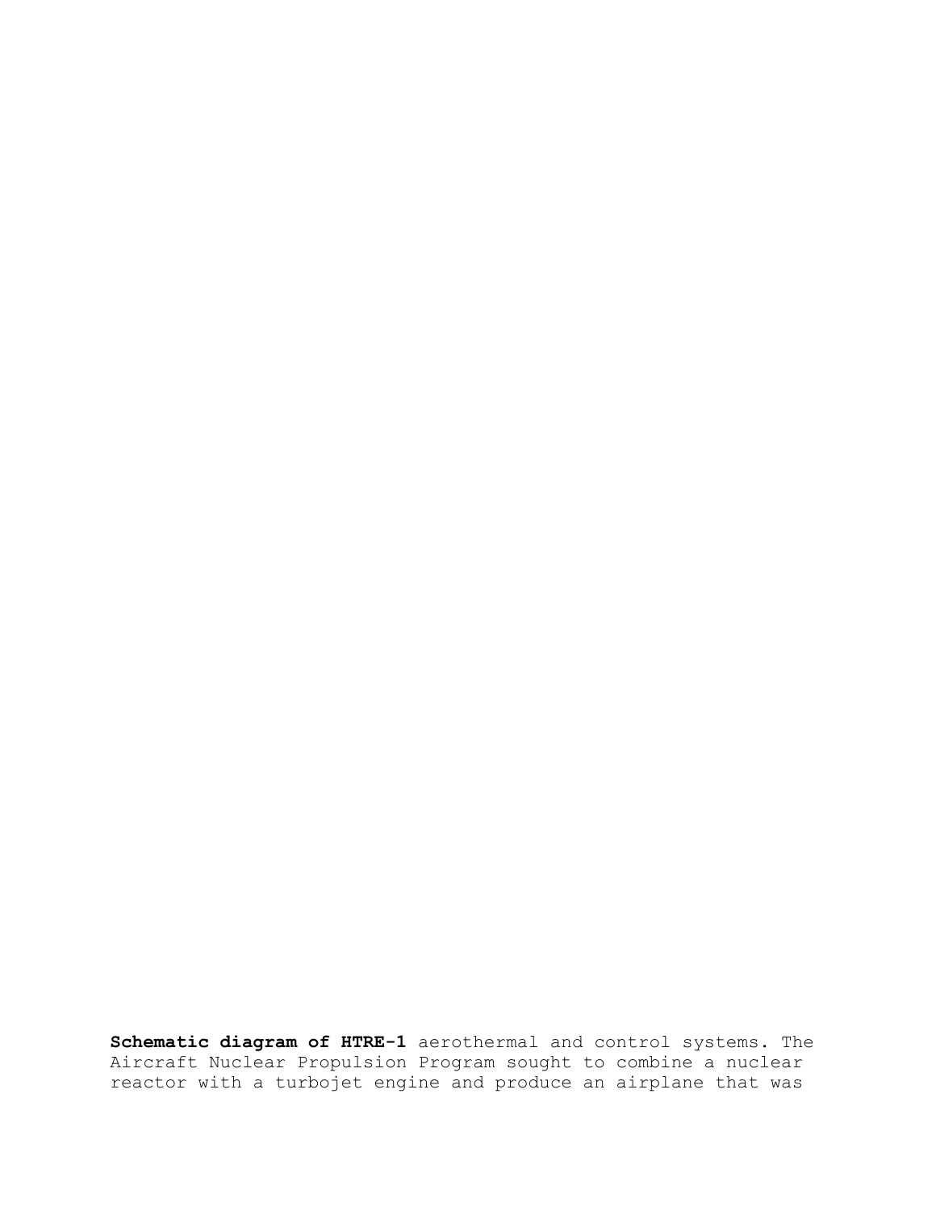**Schematic diagram of HTRE-1** aerothermal and control systems. The Aircraft Nuclear Propulsion Program sought to combine a nuclear reactor with a turbojet engine and produce an airplane that was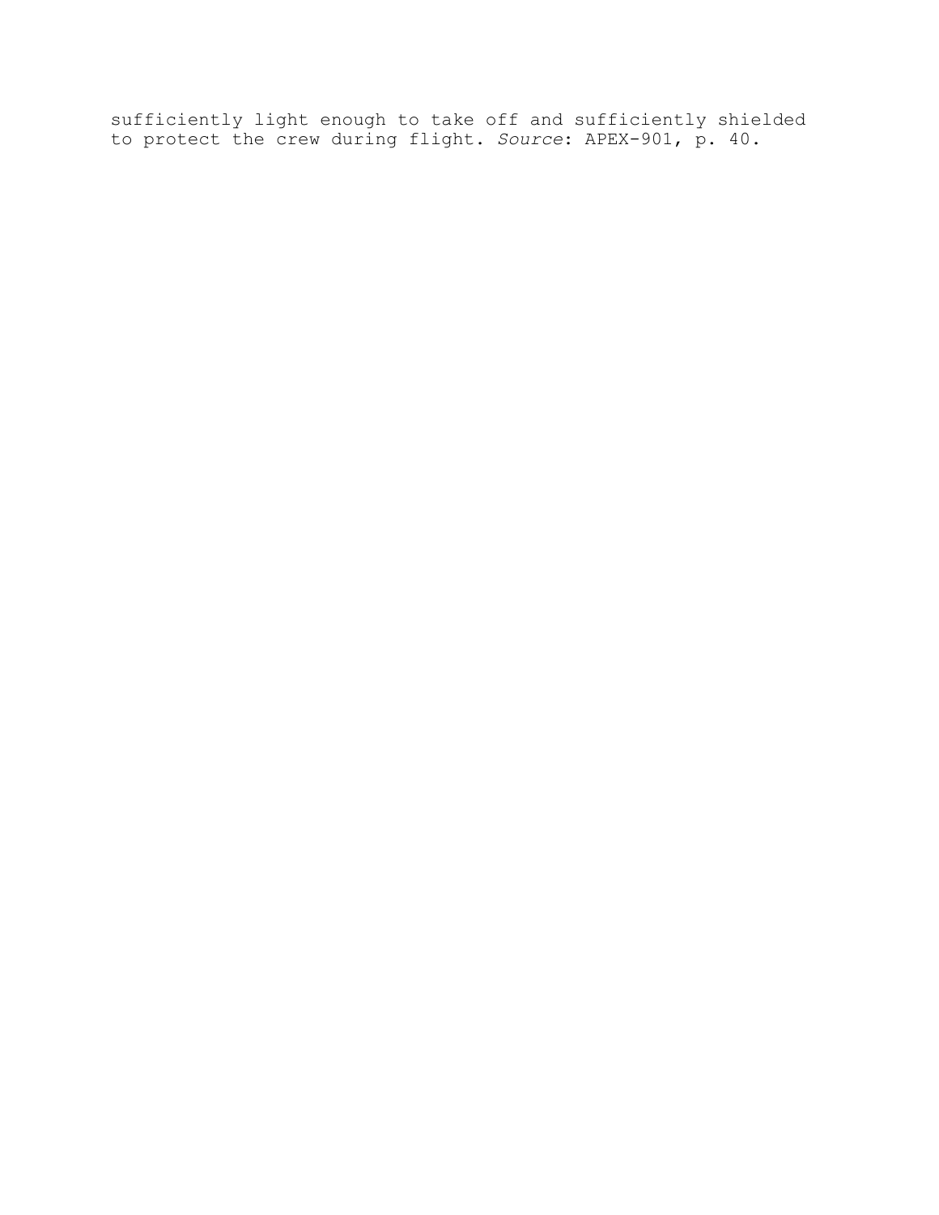sufficiently light enough to take off and sufficiently shielded to protect the crew during flight. *Source*: APEX-901, p. 40.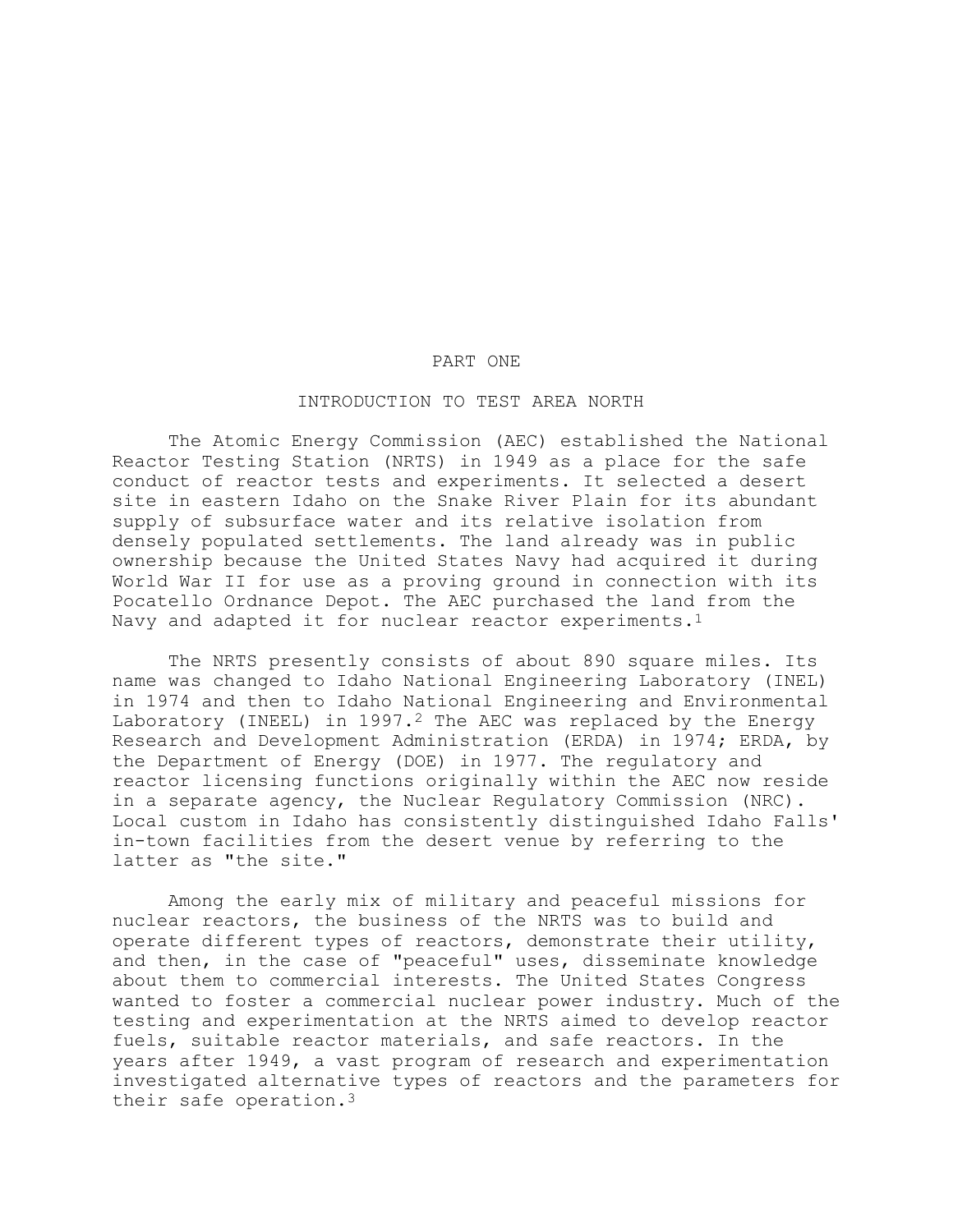# PART ONE

## INTRODUCTION TO TEST AREA NORTH

The Atomic Energy Commission (AEC) established the National Reactor Testing Station (NRTS) in 1949 as a place for the safe conduct of reactor tests and experiments. It selected a desert site in eastern Idaho on the Snake River Plain for its abundant supply of subsurface water and its relative isolation from densely populated settlements. The land already was in public ownership because the United States Navy had acquired it during World War II for use as a proving ground in connection with its Pocatello Ordnance Depot. The AEC purchased the land from the Navy and adapted it for nuclear reactor experiments.[1]

The NRTS presently consists of about 890 square miles. Its name was changed to Idaho National Engineering Laboratory (INEL) in 1974 and then to Idaho National Engineering and Environmental Laboratory (INEEL) in 1997.[2] The AEC was replaced by the Energy Research and Development Administration (ERDA) in 1974; ERDA, by the Department of Energy (DOE) in 1977. The regulatory and reactor licensing functions originally within the AEC now reside in a separate agency, the Nuclear Regulatory Commission (NRC). Local custom in Idaho has consistently distinguished Idaho Falls' in-town facilities from the desert venue by referring to the latter as "the site."

Among the early mix of military and peaceful missions for nuclear reactors, the business of the NRTS was to build and operate different types of reactors, demonstrate their utility, and then, in the case of "peaceful" uses, disseminate knowledge about them to commercial interests. The United States Congress wanted to foster a commercial nuclear power industry. Much of the testing and experimentation at the NRTS aimed to develop reactor fuels, suitable reactor materials, and safe reactors. In the years after 1949, a vast program of research and experimentation investigated alternative types of reactors and the parameters for their safe operation.[3]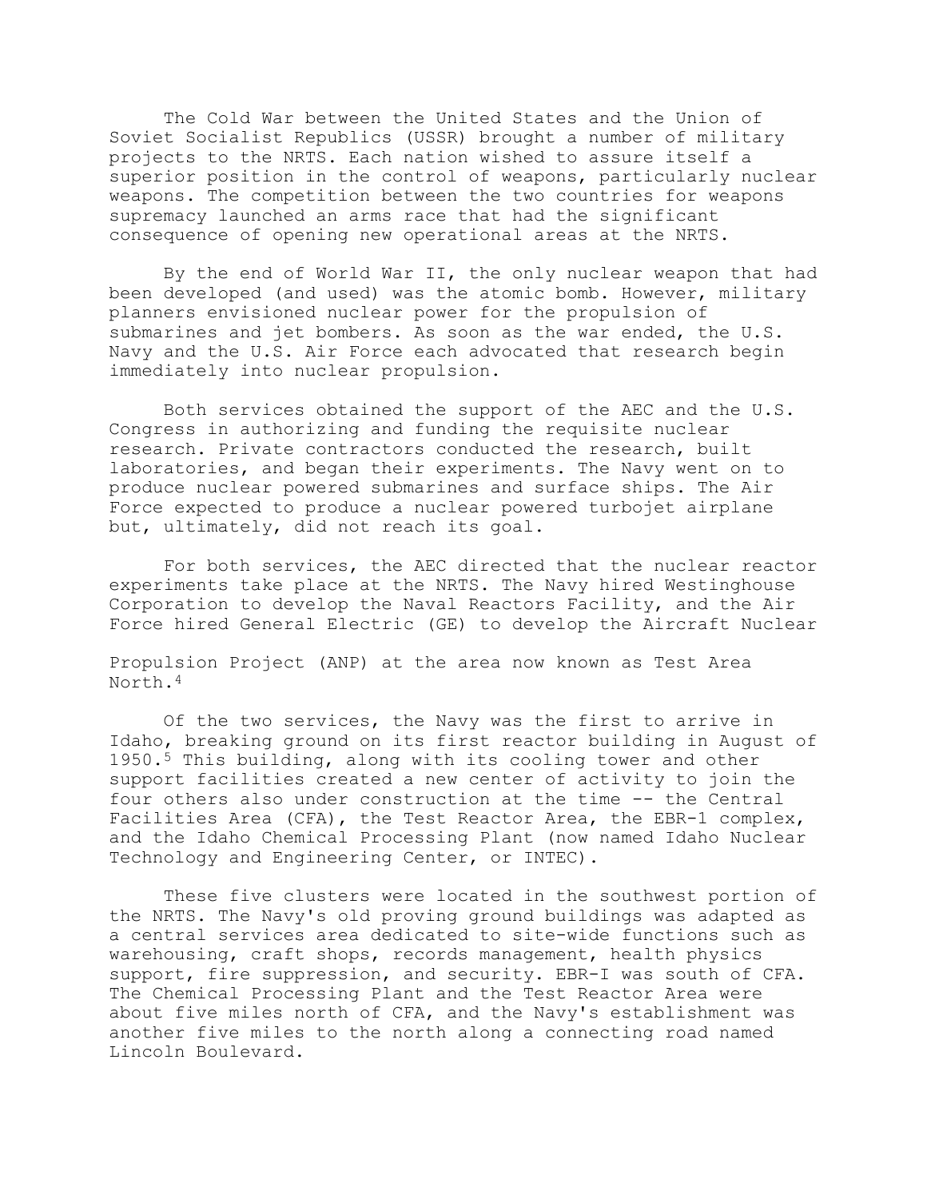The Cold War between the United States and the Union of Soviet Socialist Republics (USSR) brought a number of military projects to the NRTS. Each nation wished to assure itself a superior position in the control of weapons, particularly nuclear weapons. The competition between the two countries for weapons supremacy launched an arms race that had the significant consequence of opening new operational areas at the NRTS.

By the end of World War II, the only nuclear weapon that had been developed (and used) was the atomic bomb. However, military planners envisioned nuclear power for the propulsion of submarines and jet bombers. As soon as the war ended, the U.S. Navy and the U.S. Air Force each advocated that research begin immediately into nuclear propulsion.

Both services obtained the support of the AEC and the U.S. Congress in authorizing and funding the requisite nuclear research. Private contractors conducted the research, built laboratories, and began their experiments. The Navy went on to produce nuclear powered submarines and surface ships. The Air Force expected to produce a nuclear powered turbojet airplane but, ultimately, did not reach its goal.

For both services, the AEC directed that the nuclear reactor experiments take place at the NRTS. The Navy hired Westinghouse Corporation to develop the Naval Reactors Facility, and the Air Force hired General Electric (GE) to develop the Aircraft Nuclear Propulsion Project (ANP) at the area now known as Test Area North.[4]

Of the two services, the Navy was the first to arrive in Idaho, breaking ground on its first reactor building in August of 1950.[5] This building, along with its cooling tower and other support facilities created a new center of activity to join the four others also under construction at the time -- the Central Facilities Area (CFA), the Test Reactor Area, the EBR-1 complex, and the Idaho Chemical Processing Plant (now named Idaho Nuclear Technology and Engineering Center, or INTEC).

These five clusters were located in the southwest portion of the NRTS. The Navy's old proving ground buildings was adapted as a central services area dedicated to site-wide functions such as warehousing, craft shops, records management, health physics support, fire suppression, and security. EBR-I was south of CFA. The Chemical Processing Plant and the Test Reactor Area were about five miles north of CFA, and the Navy's establishment was another five miles to the north along a connecting road named Lincoln Boulevard.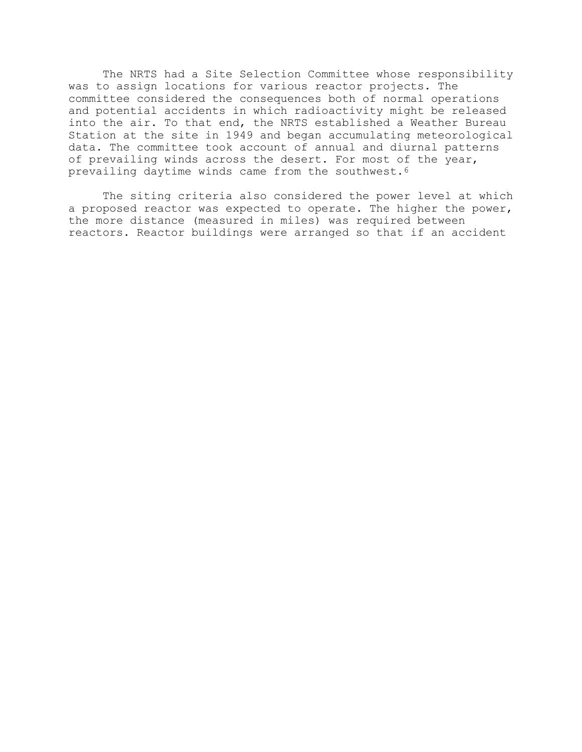The NRTS had a Site Selection Committee whose responsibility was to assign locations for various reactor projects. The committee considered the consequences both of normal operations and potential accidents in which radioactivity might be released into the air. To that end, the NRTS established a Weather Bureau Station at the site in 1949 and began accumulating meteorological data. The committee took account of annual and diurnal patterns of prevailing winds across the desert. For most of the year, prevailing daytime winds came from the southwest.[6]

The siting criteria also considered the power level at which a proposed reactor was expected to operate. The higher the power, the more distance (measured in miles) was required between reactors. Reactor buildings were arranged so that if an accident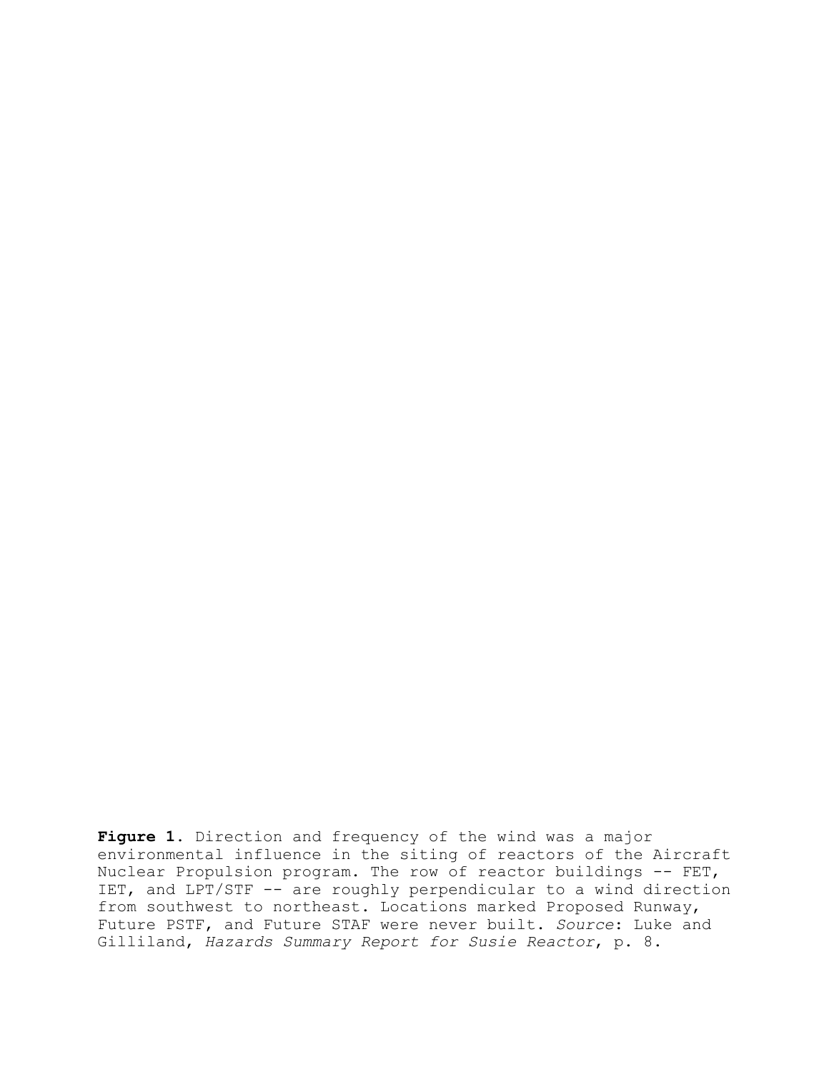**Figure 1**. Direction and frequency of the wind was a major environmental influence in the siting of reactors of the Aircraft Nuclear Propulsion program. The row of reactor buildings -- FET, IET, and LPT/STF -- are roughly perpendicular to a wind direction from southwest to northeast. Locations marked Proposed Runway, Future PSTF, and Future STAF were never built. *Source*: Luke and Gilliland, *Hazards Summary Report for Susie Reactor*, p. 8.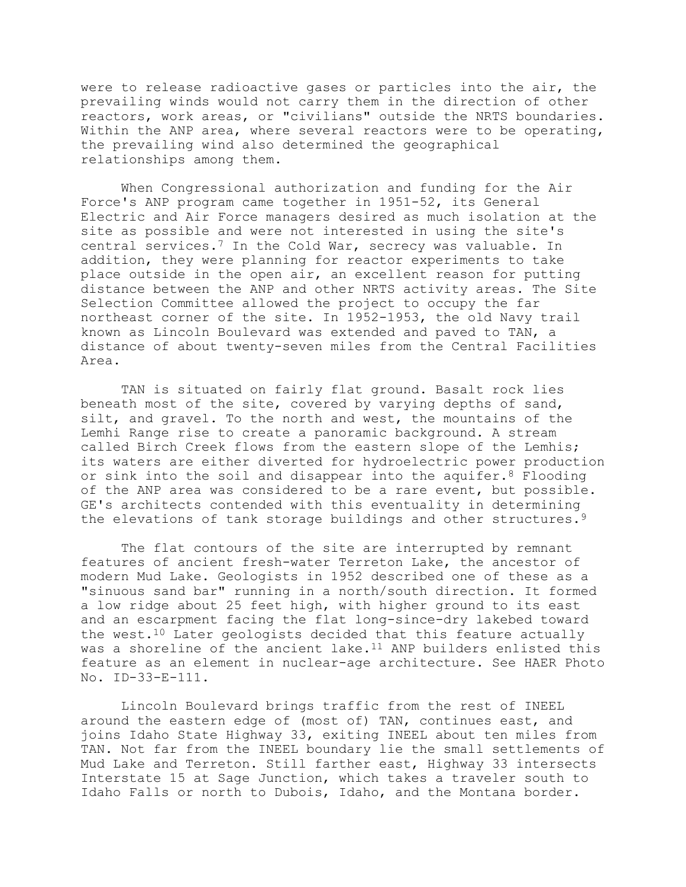were to release radioactive gases or particles into the air, the prevailing winds would not carry them in the direction of other reactors, work areas, or "civilians" outside the NRTS boundaries. Within the ANP area, where several reactors were to be operating, the prevailing wind also determined the geographical relationships among them.

When Congressional authorization and funding for the Air Force's ANP program came together in 1951-52, its General Electric and Air Force managers desired as much isolation at the site as possible and were not interested in using the site's central services.[7] In the Cold War, secrecy was valuable. In addition, they were planning for reactor experiments to take place outside in the open air, an excellent reason for putting distance between the ANP and other NRTS activity areas. The Site Selection Committee allowed the project to occupy the far northeast corner of the site. In 1952-1953, the old Navy trail known as Lincoln Boulevard was extended and paved to TAN, a distance of about twenty-seven miles from the Central Facilities Area.

TAN is situated on fairly flat ground. Basalt rock lies beneath most of the site, covered by varying depths of sand, silt, and gravel. To the north and west, the mountains of the Lemhi Range rise to create a panoramic background. A stream called Birch Creek flows from the eastern slope of the Lemhis; its waters are either diverted for hydroelectric power production or sink into the soil and disappear into the aquifer.[8] Flooding of the ANP area was considered to be a rare event, but possible. GE's architects contended with this eventuality in determining the elevations of tank storage buildings and other structures.[9]

The flat contours of the site are interrupted by remnant features of ancient fresh-water Terreton Lake, the ancestor of modern Mud Lake. Geologists in 1952 described one of these as a "sinuous sand bar" running in a north/south direction. It formed a low ridge about 25 feet high, with higher ground to its east and an escarpment facing the flat long-since-dry lakebed toward the west.[10] Later geologists decided that this feature actually was a shoreline of the ancient lake.[11] ANP builders enlisted this feature as an element in nuclear-age architecture. See HAER Photo No. ID-33-E-111.

Lincoln Boulevard brings traffic from the rest of INEEL around the eastern edge of (most of) TAN, continues east, and joins Idaho State Highway 33, exiting INEEL about ten miles from TAN. Not far from the INEEL boundary lie the small settlements of Mud Lake and Terreton. Still farther east, Highway 33 intersects Interstate 15 at Sage Junction, which takes a traveler south to Idaho Falls or north to Dubois, Idaho, and the Montana border.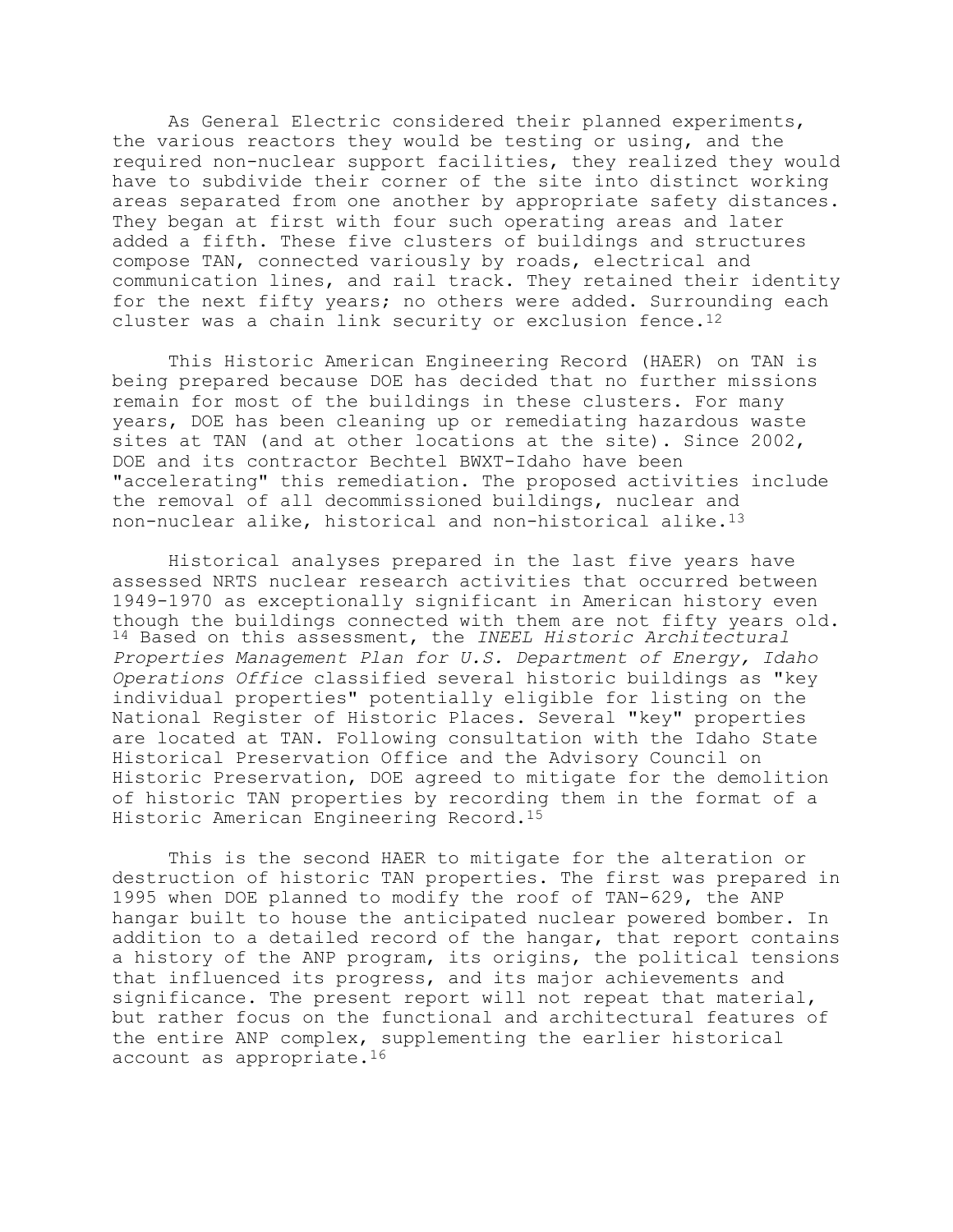As General Electric considered their planned experiments, the various reactors they would be testing or using, and the required non-nuclear support facilities, they realized they would have to subdivide their corner of the site into distinct working areas separated from one another by appropriate safety distances. They began at first with four such operating areas and later added a fifth. These five clusters of buildings and structures compose TAN, connected variously by roads, electrical and communication lines, and rail track. They retained their identity for the next fifty years; no others were added. Surrounding each cluster was a chain link security or exclusion fence.[12]

This Historic American Engineering Record (HAER) on TAN is being prepared because DOE has decided that no further missions remain for most of the buildings in these clusters. For many years, DOE has been cleaning up or remediating hazardous waste sites at TAN (and at other locations at the site). Since 2002, DOE and its contractor Bechtel BWXT-Idaho have been "accelerating" this remediation. The proposed activities include the removal of all decommissioned buildings, nuclear and non-nuclear alike, historical and non-historical alike.[13]

Historical analyses prepared in the last five years have assessed NRTS nuclear research activities that occurred between 1949-1970 as exceptionally significant in American history even though the buildings connected with them are not fifty years old.[14] Based on this assessment, the *INEEL Historic Architectural Properties Management Plan for U.S. Department of Energy, Idaho Operations Office* classified several historic buildings as "key individual properties" potentially eligible for listing on the National Register of Historic Places. Several "key" properties are located at TAN. Following consultation with the Idaho State Historical Preservation Office and the Advisory Council on Historic Preservation, DOE agreed to mitigate for the demolition of historic TAN properties by recording them in the format of a Historic American Engineering Record.[15]

This is the second HAER to mitigate for the alteration or destruction of historic TAN properties. The first was prepared in 1995 when DOE planned to modify the roof of TAN-629, the ANP hangar built to house the anticipated nuclear powered bomber. In addition to a detailed record of the hangar, that report contains a history of the ANP program, its origins, the political tensions that influenced its progress, and its major achievements and significance. The present report will not repeat that material, but rather focus on the functional and architectural features of the entire ANP complex, supplementing the earlier historical account as appropriate.[16]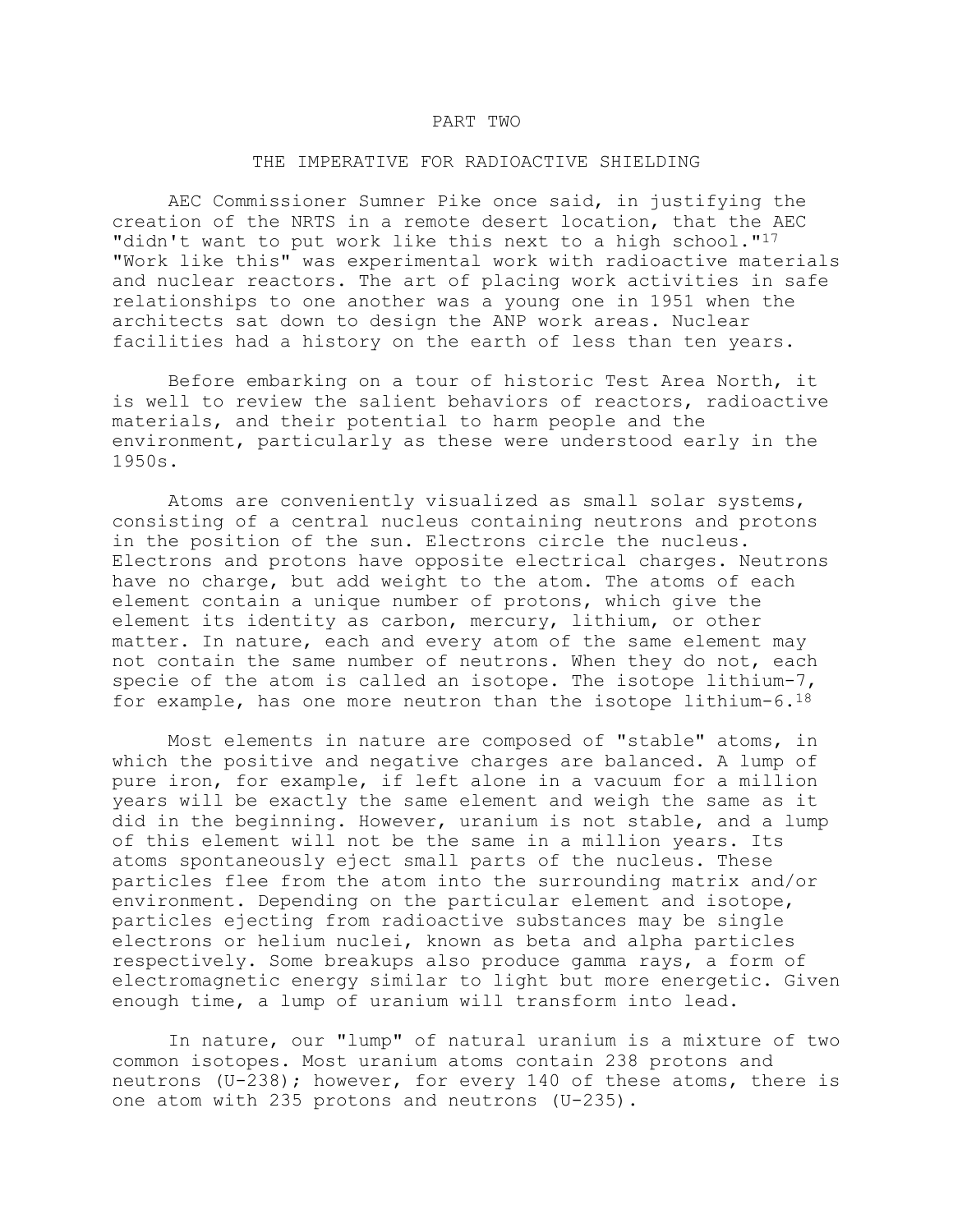# PART TWO

## THE IMPERATIVE FOR RADIOACTIVE SHIELDING

AEC Commissioner Sumner Pike once said, in justifying the creation of the NRTS in a remote desert location, that the AEC "didn't want to put work like this next to a high school."[17] "Work like this" was experimental work with radioactive materials and nuclear reactors. The art of placing work activities in safe relationships to one another was a young one in 1951 when the architects sat down to design the ANP work areas. Nuclear facilities had a history on the earth of less than ten years.

Before embarking on a tour of historic Test Area North, it is well to review the salient behaviors of reactors, radioactive materials, and their potential to harm people and the environment, particularly as these were understood early in the 1950s.

Atoms are conveniently visualized as small solar systems, consisting of a central nucleus containing neutrons and protons in the position of the sun. Electrons circle the nucleus. Electrons and protons have opposite electrical charges. Neutrons have no charge, but add weight to the atom. The atoms of each element contain a unique number of protons, which give the element its identity as carbon, mercury, lithium, or other matter. In nature, each and every atom of the same element may not contain the same number of neutrons. When they do not, each specie of the atom is called an isotope. The isotope lithium-7, for example, has one more neutron than the isotope lithium-6.[18]

Most elements in nature are composed of "stable" atoms, in which the positive and negative charges are balanced. A lump of pure iron, for example, if left alone in a vacuum for a million years will be exactly the same element and weigh the same as it did in the beginning. However, uranium is not stable, and a lump of this element will not be the same in a million years. Its atoms spontaneously eject small parts of the nucleus. These particles flee from the atom into the surrounding matrix and/or environment. Depending on the particular element and isotope, particles ejecting from radioactive substances may be single electrons or helium nuclei, known as beta and alpha particles respectively. Some breakups also produce gamma rays, a form of electromagnetic energy similar to light but more energetic. Given enough time, a lump of uranium will transform into lead.

In nature, our "lump" of natural uranium is a mixture of two common isotopes. Most uranium atoms contain 238 protons and neutrons (U-238); however, for every 140 of these atoms, there is one atom with 235 protons and neutrons (U-235).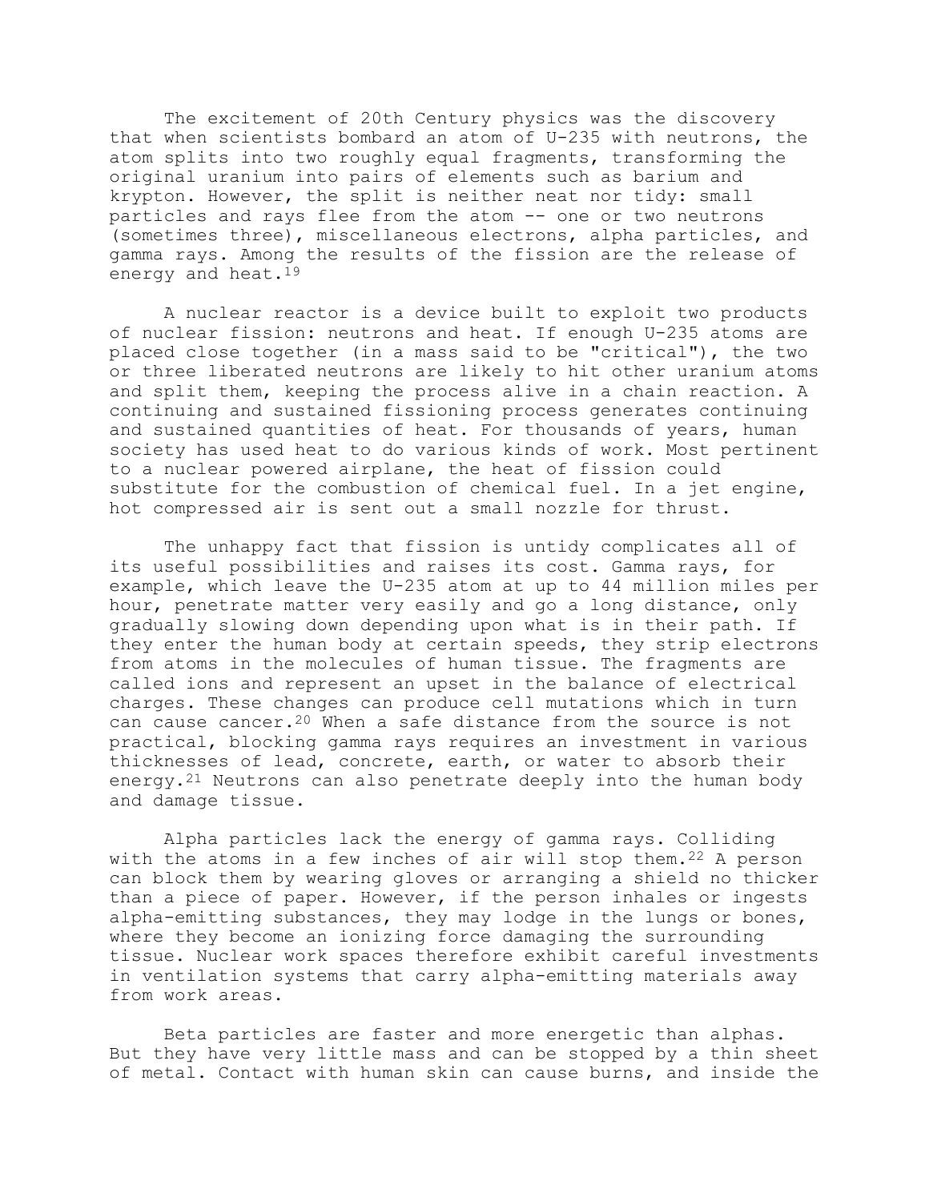The excitement of 20th Century physics was the discovery that when scientists bombard an atom of U-235 with neutrons, the atom splits into two roughly equal fragments, transforming the original uranium into pairs of elements such as barium and krypton. However, the split is neither neat nor tidy: small particles and rays flee from the atom -- one or two neutrons (sometimes three), miscellaneous electrons, alpha particles, and gamma rays. Among the results of the fission are the release of energy and heat.[19]

A nuclear reactor is a device built to exploit two products of nuclear fission: neutrons and heat. If enough U-235 atoms are placed close together (in a mass said to be "critical"), the two or three liberated neutrons are likely to hit other uranium atoms and split them, keeping the process alive in a chain reaction. A continuing and sustained fissioning process generates continuing and sustained quantities of heat. For thousands of years, human society has used heat to do various kinds of work. Most pertinent to a nuclear powered airplane, the heat of fission could substitute for the combustion of chemical fuel. In a jet engine, hot compressed air is sent out a small nozzle for thrust.

The unhappy fact that fission is untidy complicates all of its useful possibilities and raises its cost. Gamma rays, for example, which leave the U-235 atom at up to 44 million miles per hour, penetrate matter very easily and go a long distance, only gradually slowing down depending upon what is in their path. If they enter the human body at certain speeds, they strip electrons from atoms in the molecules of human tissue. The fragments are called ions and represent an upset in the balance of electrical charges. These changes can produce cell mutations which in turn can cause cancer.[20] When a safe distance from the source is not practical, blocking gamma rays requires an investment in various thicknesses of lead, concrete, earth, or water to absorb their energy.[21] Neutrons can also penetrate deeply into the human body and damage tissue.

Alpha particles lack the energy of gamma rays. Colliding with the atoms in a few inches of air will stop them.[22] A person can block them by wearing gloves or arranging a shield no thicker than a piece of paper. However, if the person inhales or ingests alpha-emitting substances, they may lodge in the lungs or bones, where they become an ionizing force damaging the surrounding tissue. Nuclear work spaces therefore exhibit careful investments in ventilation systems that carry alpha-emitting materials away from work areas.

Beta particles are faster and more energetic than alphas. But they have very little mass and can be stopped by a thin sheet of metal. Contact with human skin can cause burns, and inside the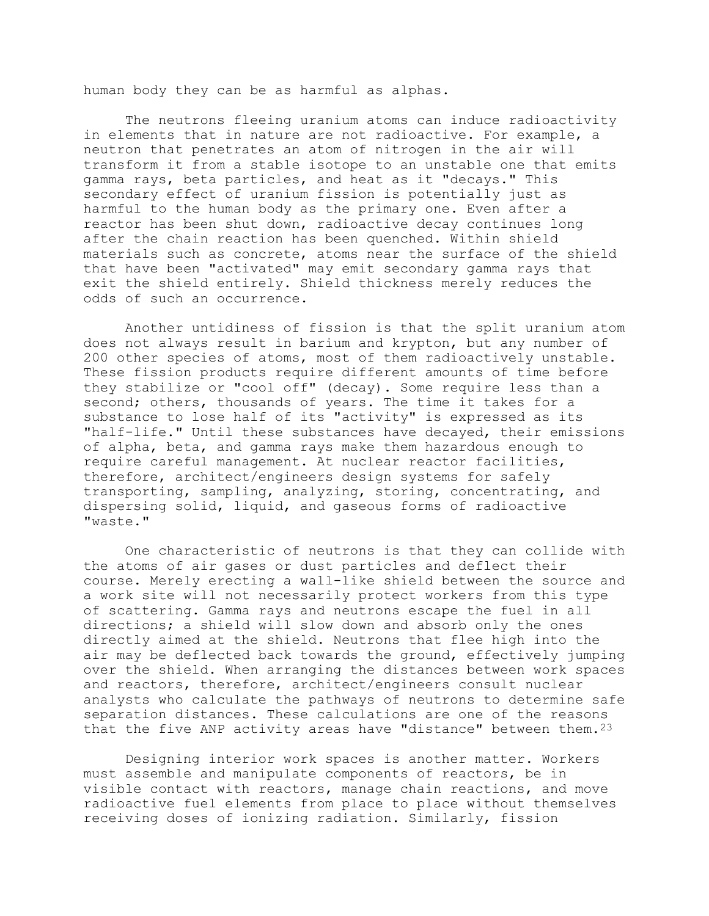human body they can be as harmful as alphas.

The neutrons fleeing uranium atoms can induce radioactivity in elements that in nature are not radioactive. For example, a neutron that penetrates an atom of nitrogen in the air will transform it from a stable isotope to an unstable one that emits gamma rays, beta particles, and heat as it "decays." This secondary effect of uranium fission is potentially just as harmful to the human body as the primary one. Even after a reactor has been shut down, radioactive decay continues long after the chain reaction has been quenched. Within shield materials such as concrete, atoms near the surface of the shield that have been "activated" may emit secondary gamma rays that exit the shield entirely. Shield thickness merely reduces the odds of such an occurrence.

Another untidiness of fission is that the split uranium atom does not always result in barium and krypton, but any number of 200 other species of atoms, most of them radioactively unstable. These fission products require different amounts of time before they stabilize or "cool off" (decay). Some require less than a second; others, thousands of years. The time it takes for a substance to lose half of its "activity" is expressed as its "half-life." Until these substances have decayed, their emissions of alpha, beta, and gamma rays make them hazardous enough to require careful management. At nuclear reactor facilities, therefore, architect/engineers design systems for safely transporting, sampling, analyzing, storing, concentrating, and dispersing solid, liquid, and gaseous forms of radioactive "waste."

One characteristic of neutrons is that they can collide with the atoms of air gases or dust particles and deflect their course. Merely erecting a wall-like shield between the source and a work site will not necessarily protect workers from this type of scattering. Gamma rays and neutrons escape the fuel in all directions; a shield will slow down and absorb only the ones directly aimed at the shield. Neutrons that flee high into the air may be deflected back towards the ground, effectively jumping over the shield. When arranging the distances between work spaces and reactors, therefore, architect/engineers consult nuclear analysts who calculate the pathways of neutrons to determine safe separation distances. These calculations are one of the reasons that the five ANP activity areas have "distance" between them.[23]

Designing interior work spaces is another matter. Workers must assemble and manipulate components of reactors, be in visible contact with reactors, manage chain reactions, and move radioactive fuel elements from place to place without themselves receiving doses of ionizing radiation. Similarly, fission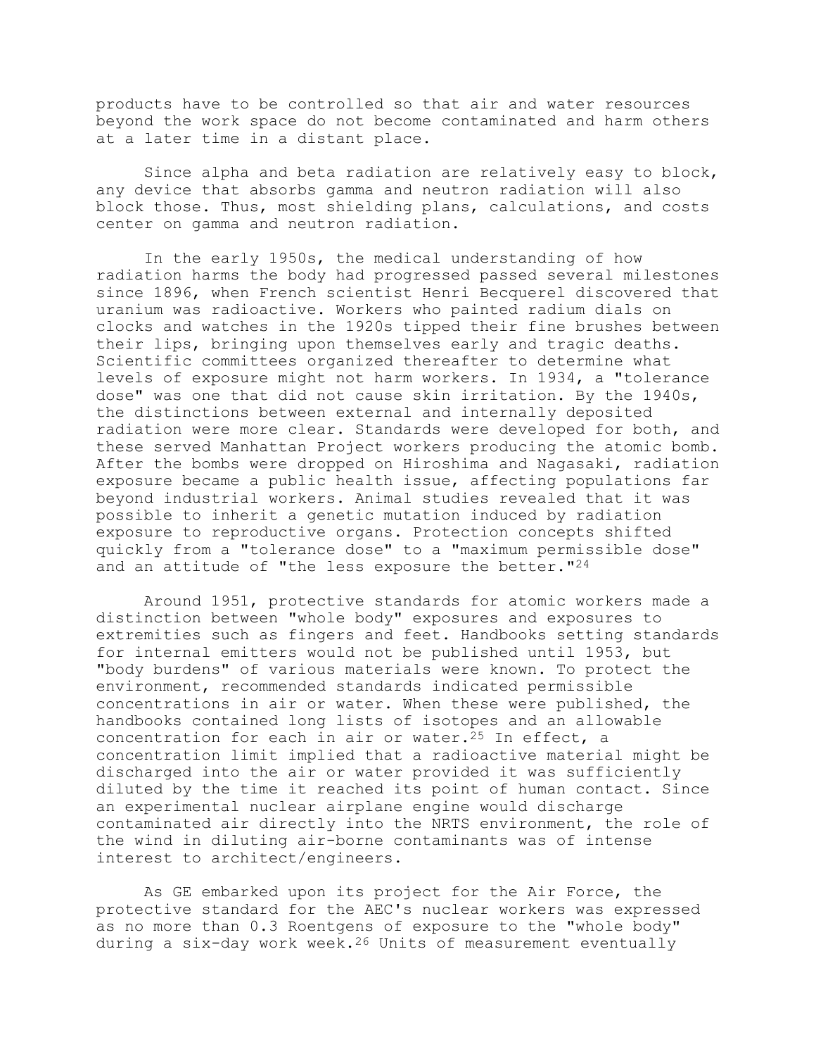products have to be controlled so that air and water resources beyond the work space do not become contaminated and harm others at a later time in a distant place.

Since alpha and beta radiation are relatively easy to block, any device that absorbs gamma and neutron radiation will also block those. Thus, most shielding plans, calculations, and costs center on gamma and neutron radiation.

In the early 1950s, the medical understanding of how radiation harms the body had progressed passed several milestones since 1896, when French scientist Henri Becquerel discovered that uranium was radioactive. Workers who painted radium dials on clocks and watches in the 1920s tipped their fine brushes between their lips, bringing upon themselves early and tragic deaths. Scientific committees organized thereafter to determine what levels of exposure might not harm workers. In 1934, a "tolerance dose" was one that did not cause skin irritation. By the 1940s, the distinctions between external and internally deposited radiation were more clear. Standards were developed for both, and these served Manhattan Project workers producing the atomic bomb. After the bombs were dropped on Hiroshima and Nagasaki, radiation exposure became a public health issue, affecting populations far beyond industrial workers. Animal studies revealed that it was possible to inherit a genetic mutation induced by radiation exposure to reproductive organs. Protection concepts shifted quickly from a "tolerance dose" to a "maximum permissible dose" and an attitude of "the less exposure the better."[24]

Around 1951, protective standards for atomic workers made a distinction between "whole body" exposures and exposures to extremities such as fingers and feet. Handbooks setting standards for internal emitters would not be published until 1953, but "body burdens" of various materials were known. To protect the environment, recommended standards indicated permissible concentrations in air or water. When these were published, the handbooks contained long lists of isotopes and an allowable concentration for each in air or water.[25] In effect, a concentration limit implied that a radioactive material might be discharged into the air or water provided it was sufficiently diluted by the time it reached its point of human contact. Since an experimental nuclear airplane engine would discharge contaminated air directly into the NRTS environment, the role of the wind in diluting air-borne contaminants was of intense interest to architect/engineers.

As GE embarked upon its project for the Air Force, the protective standard for the AEC's nuclear workers was expressed as no more than 0.3 Roentgens of exposure to the "whole body" during a six-day work week.[26] Units of measurement eventually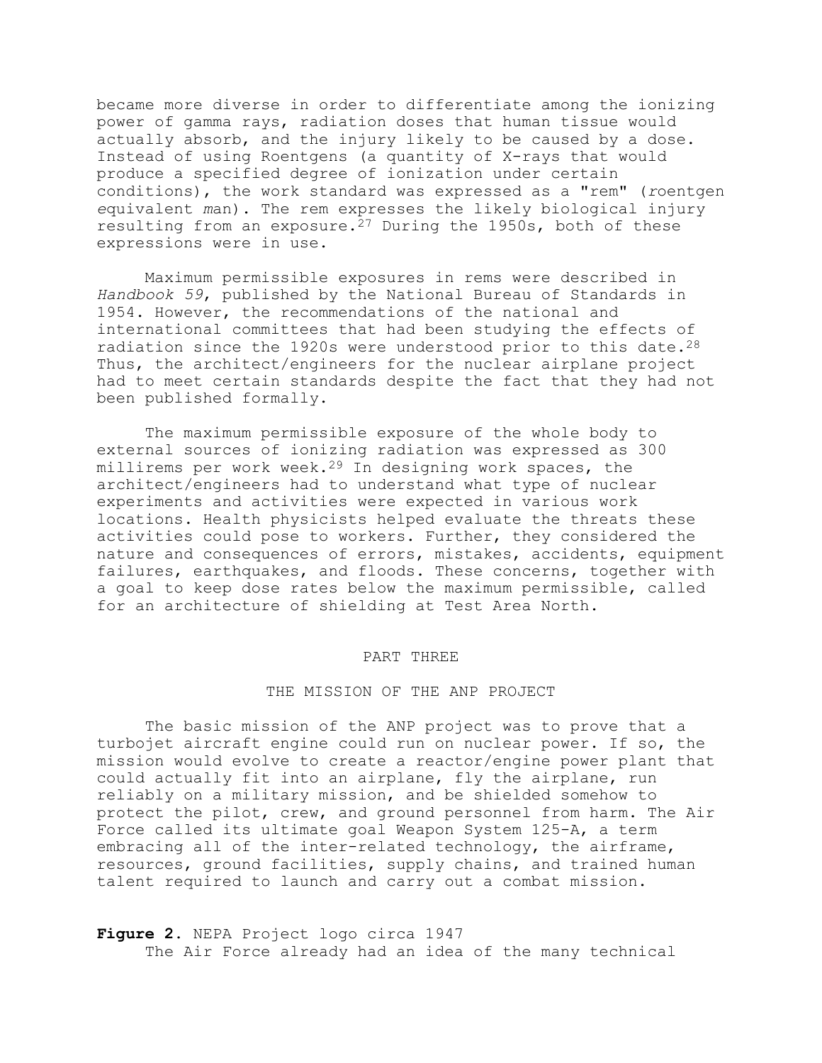became more diverse in order to differentiate among the ionizing power of gamma rays, radiation doses that human tissue would actually absorb, and the injury likely to be caused by a dose. Instead of using Roentgens (a quantity of X-rays that would produce a specified degree of ionization under certain conditions), the work standard was expressed as a "rem" (*r*oentgen *e*quivalent *m*an). The rem expresses the likely biological injury resulting from an exposure.[27] During the 1950s, both of these expressions were in use.

Maximum permissible exposures in rems were described in *Handbook 59*, published by the National Bureau of Standards in 1954. However, the recommendations of the national and international committees that had been studying the effects of radiation since the 1920s were understood prior to this date.[28] Thus, the architect/engineers for the nuclear airplane project had to meet certain standards despite the fact that they had not been published formally.

The maximum permissible exposure of the whole body to external sources of ionizing radiation was expressed as 300 millirems per work week.[29] In designing work spaces, the architect/engineers had to understand what type of nuclear experiments and activities were expected in various work locations. Health physicists helped evaluate the threats these activities could pose to workers. Further, they considered the nature and consequences of errors, mistakes, accidents, equipment failures, earthquakes, and floods. These concerns, together with a goal to keep dose rates below the maximum permissible, called for an architecture of shielding at Test Area North.

## PART THREE

## THE MISSION OF THE ANP PROJECT

The basic mission of the ANP project was to prove that a turbojet aircraft engine could run on nuclear power. If so, the mission would evolve to create a reactor/engine power plant that could actually fit into an airplane, fly the airplane, run reliably on a military mission, and be shielded somehow to protect the pilot, crew, and ground personnel from harm. The Air Force called its ultimate goal Weapon System 125-A, a term embracing all of the inter-related technology, the airframe, resources, ground facilities, supply chains, and trained human talent required to launch and carry out a combat mission.

**Figure 2.** NEPA Project logo circa 1947

The Air Force already had an idea of the many technical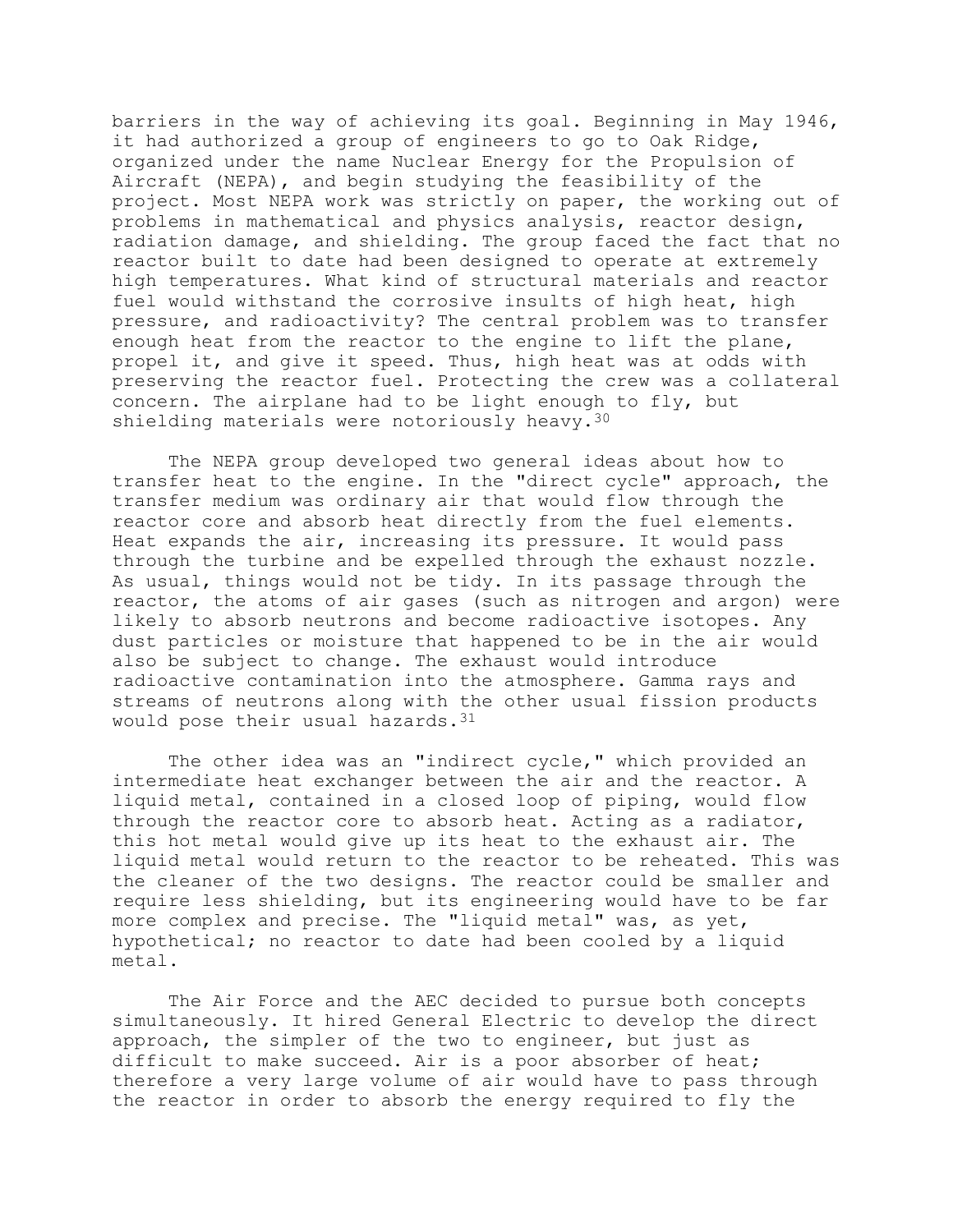barriers in the way of achieving its goal. Beginning in May 1946, it had authorized a group of engineers to go to Oak Ridge, organized under the name Nuclear Energy for the Propulsion of Aircraft (NEPA), and begin studying the feasibility of the project. Most NEPA work was strictly on paper, the working out of problems in mathematical and physics analysis, reactor design, radiation damage, and shielding. The group faced the fact that no reactor built to date had been designed to operate at extremely high temperatures. What kind of structural materials and reactor fuel would withstand the corrosive insults of high heat, high pressure, and radioactivity? The central problem was to transfer enough heat from the reactor to the engine to lift the plane, propel it, and give it speed. Thus, high heat was at odds with preserving the reactor fuel. Protecting the crew was a collateral concern. The airplane had to be light enough to fly, but shielding materials were notoriously heavy.[30]

The NEPA group developed two general ideas about how to transfer heat to the engine. In the "direct cycle" approach, the transfer medium was ordinary air that would flow through the reactor core and absorb heat directly from the fuel elements. Heat expands the air, increasing its pressure. It would pass through the turbine and be expelled through the exhaust nozzle. As usual, things would not be tidy. In its passage through the reactor, the atoms of air gases (such as nitrogen and argon) were likely to absorb neutrons and become radioactive isotopes. Any dust particles or moisture that happened to be in the air would also be subject to change. The exhaust would introduce radioactive contamination into the atmosphere. Gamma rays and streams of neutrons along with the other usual fission products would pose their usual hazards.[31]

The other idea was an "indirect cycle," which provided an intermediate heat exchanger between the air and the reactor. A liquid metal, contained in a closed loop of piping, would flow through the reactor core to absorb heat. Acting as a radiator, this hot metal would give up its heat to the exhaust air. The liquid metal would return to the reactor to be reheated. This was the cleaner of the two designs. The reactor could be smaller and require less shielding, but its engineering would have to be far more complex and precise. The "liquid metal" was, as yet, hypothetical; no reactor to date had been cooled by a liquid metal.

The Air Force and the AEC decided to pursue both concepts simultaneously. It hired General Electric to develop the direct approach, the simpler of the two to engineer, but just as difficult to make succeed. Air is a poor absorber of heat; therefore a very large volume of air would have to pass through the reactor in order to absorb the energy required to fly the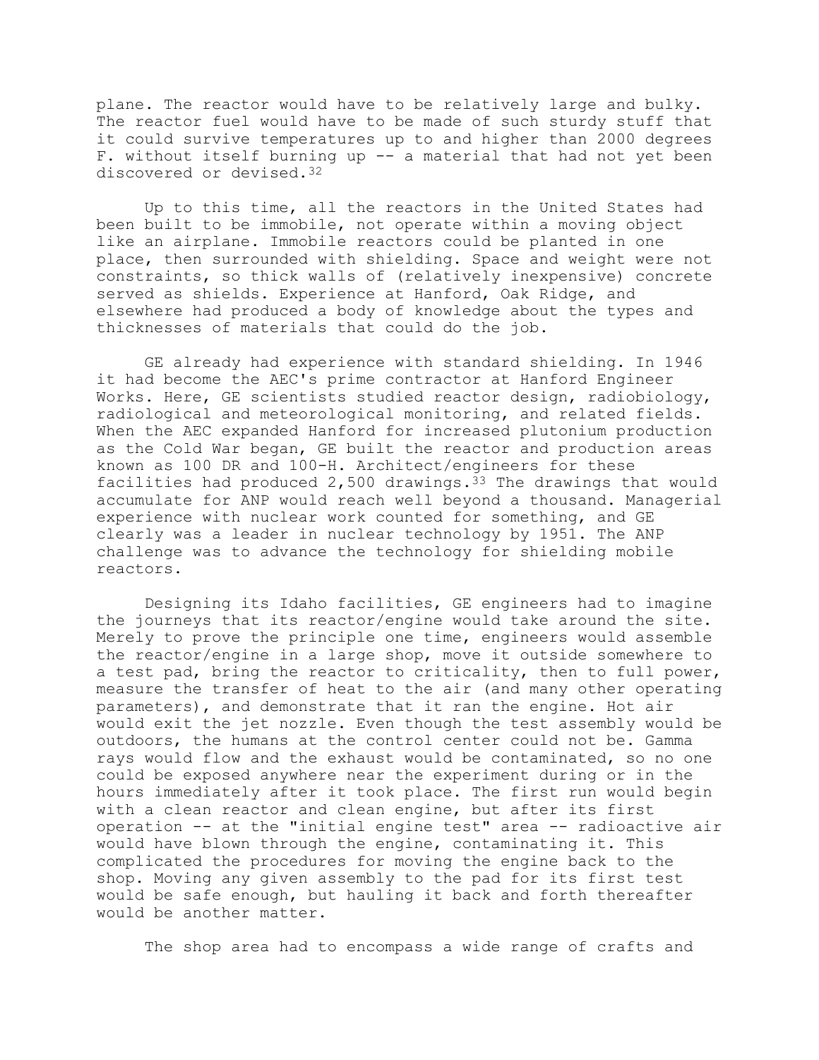plane. The reactor would have to be relatively large and bulky. The reactor fuel would have to be made of such sturdy stuff that it could survive temperatures up to and higher than 2000 degrees F. without itself burning up -- a material that had not yet been discovered or devised.[32]

Up to this time, all the reactors in the United States had been built to be immobile, not operate within a moving object like an airplane. Immobile reactors could be planted in one place, then surrounded with shielding. Space and weight were not constraints, so thick walls of (relatively inexpensive) concrete served as shields. Experience at Hanford, Oak Ridge, and elsewhere had produced a body of knowledge about the types and thicknesses of materials that could do the job.

GE already had experience with standard shielding. In 1946 it had become the AEC's prime contractor at Hanford Engineer Works. Here, GE scientists studied reactor design, radiobiology, radiological and meteorological monitoring, and related fields. When the AEC expanded Hanford for increased plutonium production as the Cold War began, GE built the reactor and production areas known as 100 DR and 100-H. Architect/engineers for these facilities had produced 2,500 drawings.[33] The drawings that would accumulate for ANP would reach well beyond a thousand. Managerial experience with nuclear work counted for something, and GE clearly was a leader in nuclear technology by 1951. The ANP challenge was to advance the technology for shielding mobile reactors.

Designing its Idaho facilities, GE engineers had to imagine the journeys that its reactor/engine would take around the site. Merely to prove the principle one time, engineers would assemble the reactor/engine in a large shop, move it outside somewhere to a test pad, bring the reactor to criticality, then to full power, measure the transfer of heat to the air (and many other operating parameters), and demonstrate that it ran the engine. Hot air would exit the jet nozzle. Even though the test assembly would be outdoors, the humans at the control center could not be. Gamma rays would flow and the exhaust would be contaminated, so no one could be exposed anywhere near the experiment during or in the hours immediately after it took place. The first run would begin with a clean reactor and clean engine, but after its first operation -- at the "initial engine test" area -- radioactive air would have blown through the engine, contaminating it. This complicated the procedures for moving the engine back to the shop. Moving any given assembly to the pad for its first test would be safe enough, but hauling it back and forth thereafter would be another matter.

The shop area had to encompass a wide range of crafts and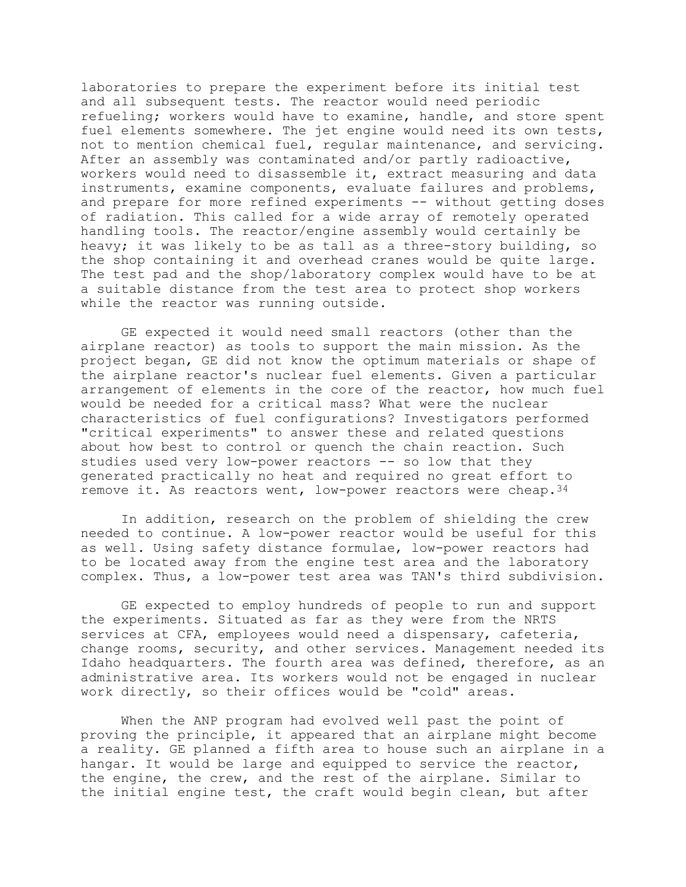laboratories to prepare the experiment before its initial test and all subsequent tests. The reactor would need periodic refueling; workers would have to examine, handle, and store spent fuel elements somewhere. The jet engine would need its own tests, not to mention chemical fuel, regular maintenance, and servicing. After an assembly was contaminated and/or partly radioactive, workers would need to disassemble it, extract measuring and data instruments, examine components, evaluate failures and problems, and prepare for more refined experiments -- without getting doses of radiation. This called for a wide array of remotely operated handling tools. The reactor/engine assembly would certainly be heavy; it was likely to be as tall as a three-story building, so the shop containing it and overhead cranes would be quite large. The test pad and the shop/laboratory complex would have to be at a suitable distance from the test area to protect shop workers while the reactor was running outside.

GE expected it would need small reactors (other than the airplane reactor) as tools to support the main mission. As the project began, GE did not know the optimum materials or shape of the airplane reactor's nuclear fuel elements. Given a particular arrangement of elements in the core of the reactor, how much fuel would be needed for a critical mass? What were the nuclear characteristics of fuel configurations? Investigators performed "critical experiments" to answer these and related questions about how best to control or quench the chain reaction. Such studies used very low-power reactors -- so low that they generated practically no heat and required no great effort to remove it. As reactors went, low-power reactors were cheap.[34]

In addition, research on the problem of shielding the crew needed to continue. A low-power reactor would be useful for this as well. Using safety distance formulae, low-power reactors had to be located away from the engine test area and the laboratory complex. Thus, a low-power test area was TAN's third subdivision.

GE expected to employ hundreds of people to run and support the experiments. Situated as far as they were from the NRTS services at CFA, employees would need a dispensary, cafeteria, change rooms, security, and other services. Management needed its Idaho headquarters. The fourth area was defined, therefore, as an administrative area. Its workers would not be engaged in nuclear work directly, so their offices would be "cold" areas.

When the ANP program had evolved well past the point of proving the principle, it appeared that an airplane might become a reality. GE planned a fifth area to house such an airplane in a hangar. It would be large and equipped to service the reactor, the engine, the crew, and the rest of the airplane. Similar to the initial engine test, the craft would begin clean, but after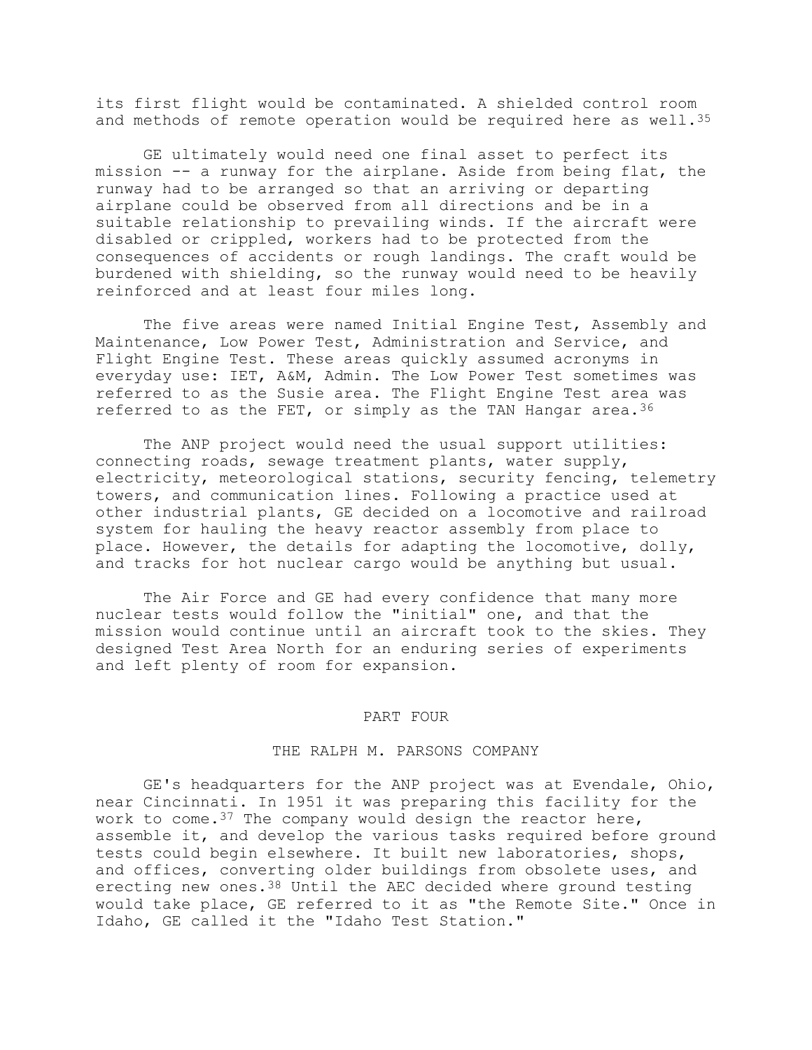its first flight would be contaminated. A shielded control room and methods of remote operation would be required here as well.[35]

GE ultimately would need one final asset to perfect its mission -- a runway for the airplane. Aside from being flat, the runway had to be arranged so that an arriving or departing airplane could be observed from all directions and be in a suitable relationship to prevailing winds. If the aircraft were disabled or crippled, workers had to be protected from the consequences of accidents or rough landings. The craft would be burdened with shielding, so the runway would need to be heavily reinforced and at least four miles long.

The five areas were named Initial Engine Test, Assembly and Maintenance, Low Power Test, Administration and Service, and Flight Engine Test. These areas quickly assumed acronyms in everyday use: IET, A&M, Admin. The Low Power Test sometimes was referred to as the Susie area. The Flight Engine Test area was referred to as the FET, or simply as the TAN Hangar area.[36]

The ANP project would need the usual support utilities: connecting roads, sewage treatment plants, water supply, electricity, meteorological stations, security fencing, telemetry towers, and communication lines. Following a practice used at other industrial plants, GE decided on a locomotive and railroad system for hauling the heavy reactor assembly from place to place. However, the details for adapting the locomotive, dolly, and tracks for hot nuclear cargo would be anything but usual.

The Air Force and GE had every confidence that many more nuclear tests would follow the "initial" one, and that the mission would continue until an aircraft took to the skies. They designed Test Area North for an enduring series of experiments and left plenty of room for expansion.

## PART FOUR

## THE RALPH M. PARSONS COMPANY

GE's headquarters for the ANP project was at Evendale, Ohio, near Cincinnati. In 1951 it was preparing this facility for the work to come.[37] The company would design the reactor here, assemble it, and develop the various tasks required before ground tests could begin elsewhere. It built new laboratories, shops, and offices, converting older buildings from obsolete uses, and erecting new ones.[38] Until the AEC decided where ground testing would take place, GE referred to it as "the Remote Site." Once in Idaho, GE called it the "Idaho Test Station."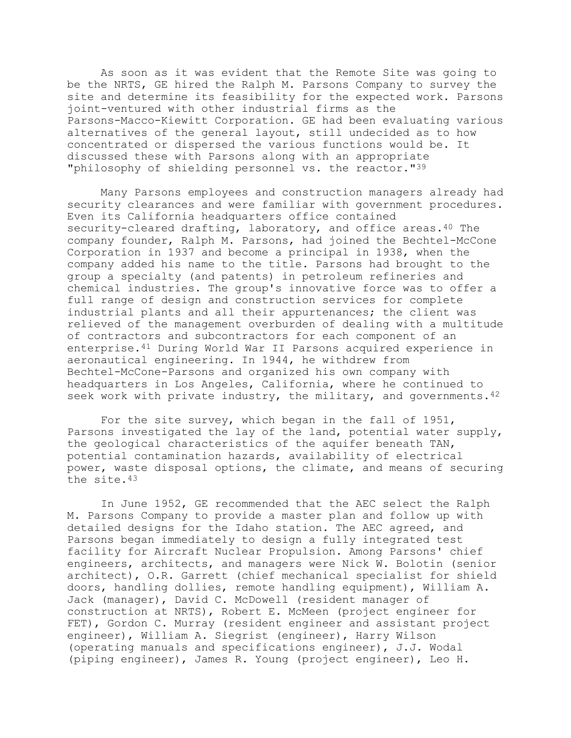As soon as it was evident that the Remote Site was going to be the NRTS, GE hired the Ralph M. Parsons Company to survey the site and determine its feasibility for the expected work. Parsons joint-ventured with other industrial firms as the Parsons-Macco-Kiewitt Corporation. GE had been evaluating various alternatives of the general layout, still undecided as to how concentrated or dispersed the various functions would be. It discussed these with Parsons along with an appropriate "philosophy of shielding personnel vs. the reactor."[39]

Many Parsons employees and construction managers already had security clearances and were familiar with government procedures. Even its California headquarters office contained security-cleared drafting, laboratory, and office areas.[40] The company founder, Ralph M. Parsons, had joined the Bechtel-McCone Corporation in 1937 and become a principal in 1938, when the company added his name to the title. Parsons had brought to the group a specialty (and patents) in petroleum refineries and chemical industries. The group's innovative force was to offer a full range of design and construction services for complete industrial plants and all their appurtenances; the client was relieved of the management overburden of dealing with a multitude of contractors and subcontractors for each component of an enterprise.[41] During World War II Parsons acquired experience in aeronautical engineering. In 1944, he withdrew from Bechtel-McCone-Parsons and organized his own company with headquarters in Los Angeles, California, where he continued to seek work with private industry, the military, and governments.[42]

For the site survey, which began in the fall of 1951, Parsons investigated the lay of the land, potential water supply, the geological characteristics of the aquifer beneath TAN, potential contamination hazards, availability of electrical power, waste disposal options, the climate, and means of securing the site.[43]

In June 1952, GE recommended that the AEC select the Ralph M. Parsons Company to provide a master plan and follow up with detailed designs for the Idaho station. The AEC agreed, and Parsons began immediately to design a fully integrated test facility for Aircraft Nuclear Propulsion. Among Parsons' chief engineers, architects, and managers were Nick W. Bolotin (senior architect), O.R. Garrett (chief mechanical specialist for shield doors, handling dollies, remote handling equipment), William A. Jack (manager), David C. McDowell (resident manager of construction at NRTS), Robert E. McMeen (project engineer for FET), Gordon C. Murray (resident engineer and assistant project engineer), William A. Siegrist (engineer), Harry Wilson (operating manuals and specifications engineer), J.J. Wodal (piping engineer), James R. Young (project engineer), Leo H.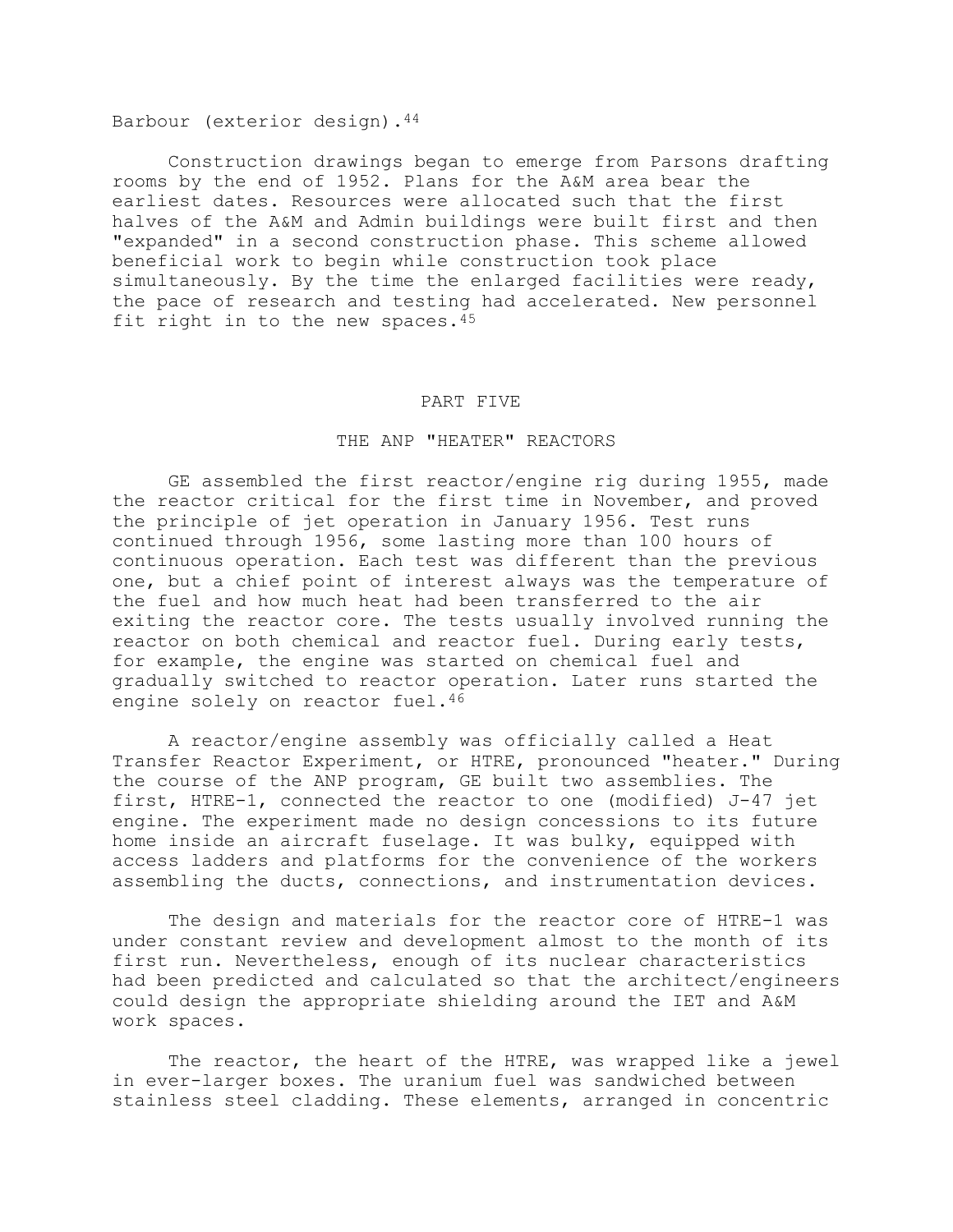Barbour (exterior design).[44]

Construction drawings began to emerge from Parsons drafting rooms by the end of 1952. Plans for the A&M area bear the earliest dates. Resources were allocated such that the first halves of the A&M and Admin buildings were built first and then "expanded" in a second construction phase. This scheme allowed beneficial work to begin while construction took place simultaneously. By the time the enlarged facilities were ready, the pace of research and testing had accelerated. New personnel fit right in to the new spaces.[45]

## PART FIVE

## THE ANP "HEATER" REACTORS

GE assembled the first reactor/engine rig during 1955, made the reactor critical for the first time in November, and proved the principle of jet operation in January 1956. Test runs continued through 1956, some lasting more than 100 hours of continuous operation. Each test was different than the previous one, but a chief point of interest always was the temperature of the fuel and how much heat had been transferred to the air exiting the reactor core. The tests usually involved running the reactor on both chemical and reactor fuel. During early tests, for example, the engine was started on chemical fuel and gradually switched to reactor operation. Later runs started the engine solely on reactor fuel.[46]

A reactor/engine assembly was officially called a Heat Transfer Reactor Experiment, or HTRE, pronounced "heater." During the course of the ANP program, GE built two assemblies. The first, HTRE-1, connected the reactor to one (modified) J-47 jet engine. The experiment made no design concessions to its future home inside an aircraft fuselage. It was bulky, equipped with access ladders and platforms for the convenience of the workers assembling the ducts, connections, and instrumentation devices.

The design and materials for the reactor core of HTRE-1 was under constant review and development almost to the month of its first run. Nevertheless, enough of its nuclear characteristics had been predicted and calculated so that the architect/engineers could design the appropriate shielding around the IET and A&M work spaces.

The reactor, the heart of the HTRE, was wrapped like a jewel in ever-larger boxes. The uranium fuel was sandwiched between stainless steel cladding. These elements, arranged in concentric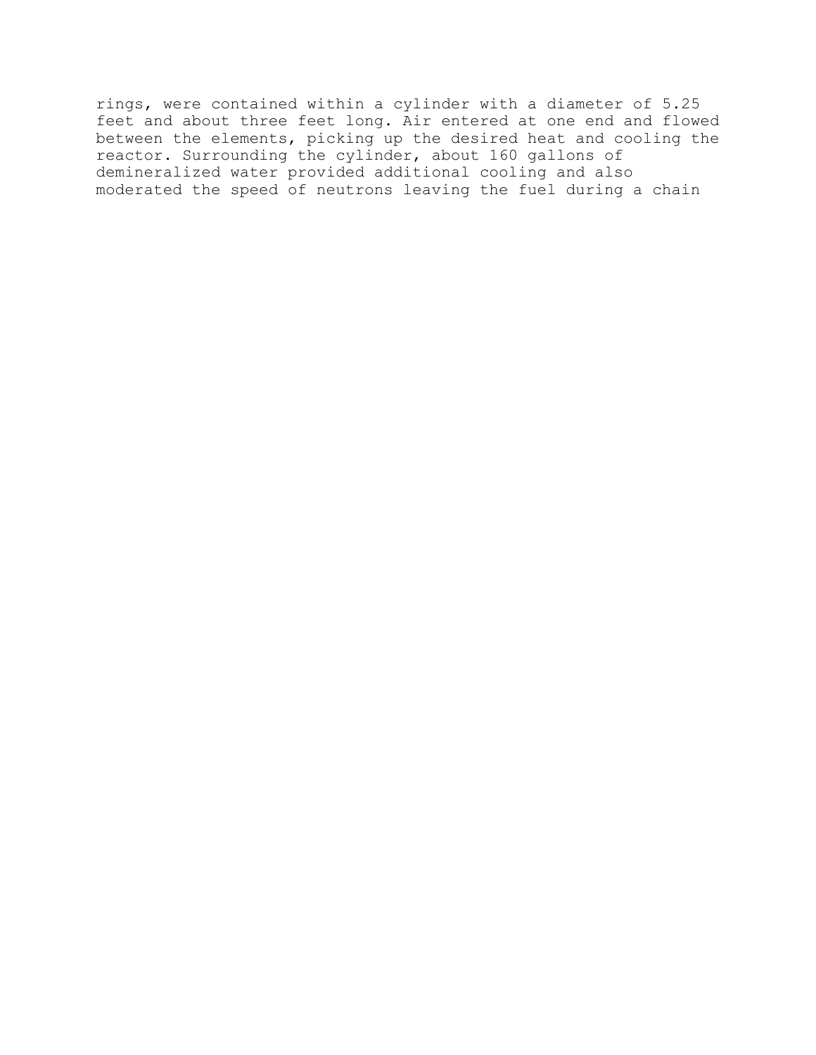rings, were contained within a cylinder with a diameter of 5.25 feet and about three feet long. Air entered at one end and flowed between the elements, picking up the desired heat and cooling the reactor. Surrounding the cylinder, about 160 gallons of demineralized water provided additional cooling and also moderated the speed of neutrons leaving the fuel during a chain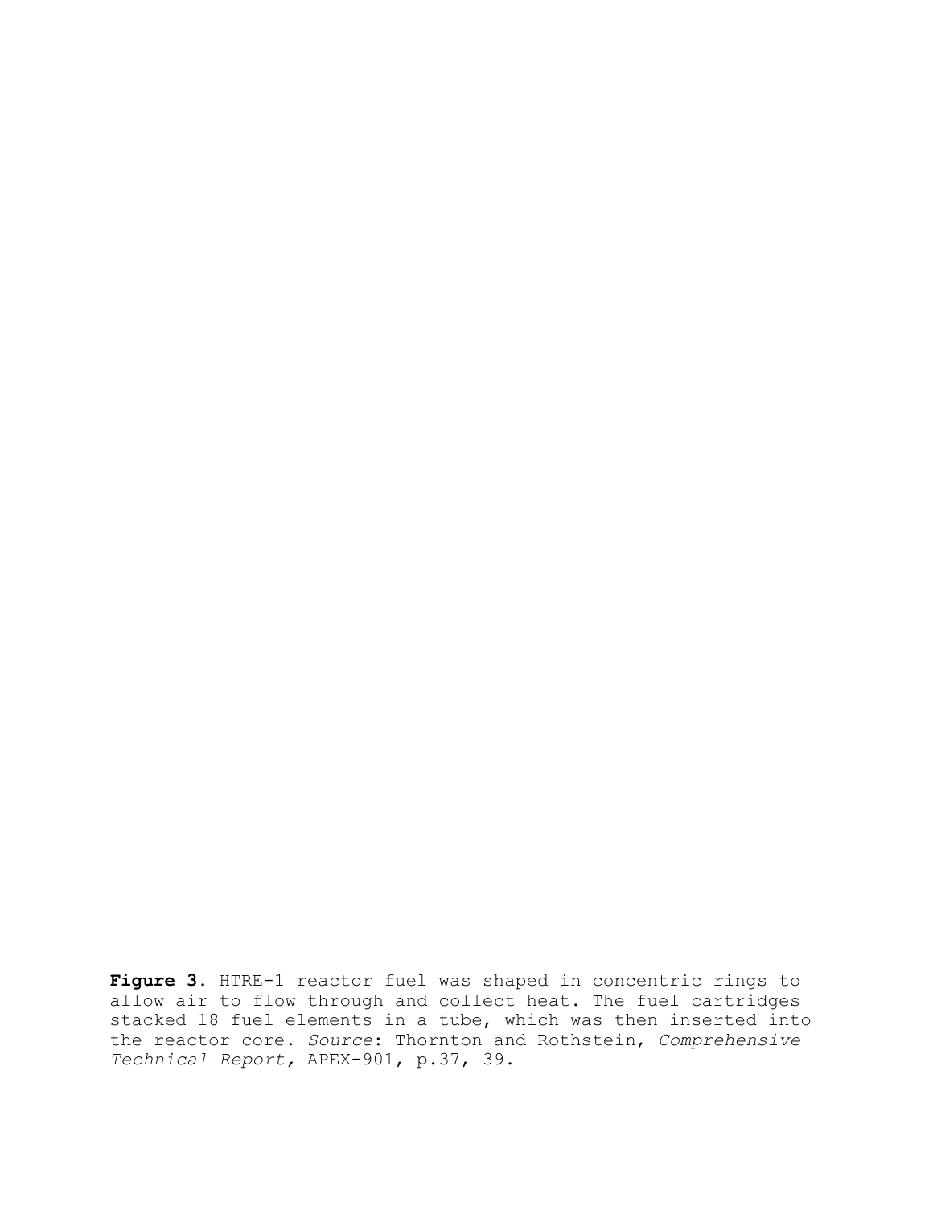**Figure 3**. HTRE-1 reactor fuel was shaped in concentric rings to allow air to flow through and collect heat. The fuel cartridges stacked 18 fuel elements in a tube, which was then inserted into the reactor core. *Source*: Thornton and Rothstein, *Comprehensive Technical Report,* APEX-901, p.37, 39.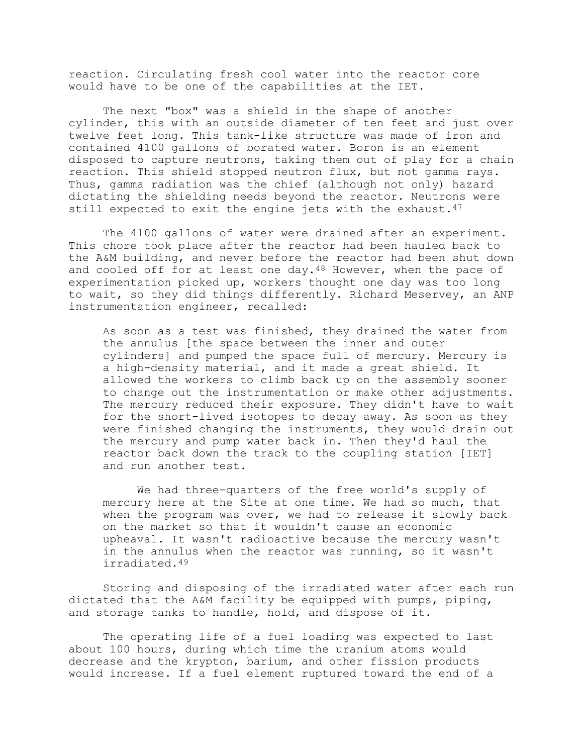reaction. Circulating fresh cool water into the reactor core would have to be one of the capabilities at the IET.

The next "box" was a shield in the shape of another cylinder, this with an outside diameter of ten feet and just over twelve feet long. This tank-like structure was made of iron and contained 4100 gallons of borated water. Boron is an element disposed to capture neutrons, taking them out of play for a chain reaction. This shield stopped neutron flux, but not gamma rays. Thus, gamma radiation was the chief (although not only) hazard dictating the shielding needs beyond the reactor. Neutrons were still expected to exit the engine jets with the exhaust.[47]

The 4100 gallons of water were drained after an experiment. This chore took place after the reactor had been hauled back to the A&M building, and never before the reactor had been shut down and cooled off for at least one day.[48] However, when the pace of experimentation picked up, workers thought one day was too long to wait, so they did things differently. Richard Meservey, an ANP instrumentation engineer, recalled:

> As soon as a test was finished, they drained the water from the annulus [the space between the inner and outer cylinders] and pumped the space full of mercury. Mercury is a high-density material, and it made a great shield. It allowed the workers to climb back up on the assembly sooner to change out the instrumentation or make other adjustments. The mercury reduced their exposure. They didn't have to wait for the short-lived isotopes to decay away. As soon as they were finished changing the instruments, they would drain out the mercury and pump water back in. Then they'd haul the reactor back down the track to the coupling station [IET] and run another test.
>
> We had three-quarters of the free world's supply of mercury here at the Site at one time. We had so much, that when the program was over, we had to release it slowly back on the market so that it wouldn't cause an economic upheaval. It wasn't radioactive because the mercury wasn't in the annulus when the reactor was running, so it wasn't irradiated.[49]

Storing and disposing of the irradiated water after each run dictated that the A&M facility be equipped with pumps, piping, and storage tanks to handle, hold, and dispose of it.

The operating life of a fuel loading was expected to last about 100 hours, during which time the uranium atoms would decrease and the krypton, barium, and other fission products would increase. If a fuel element ruptured toward the end of a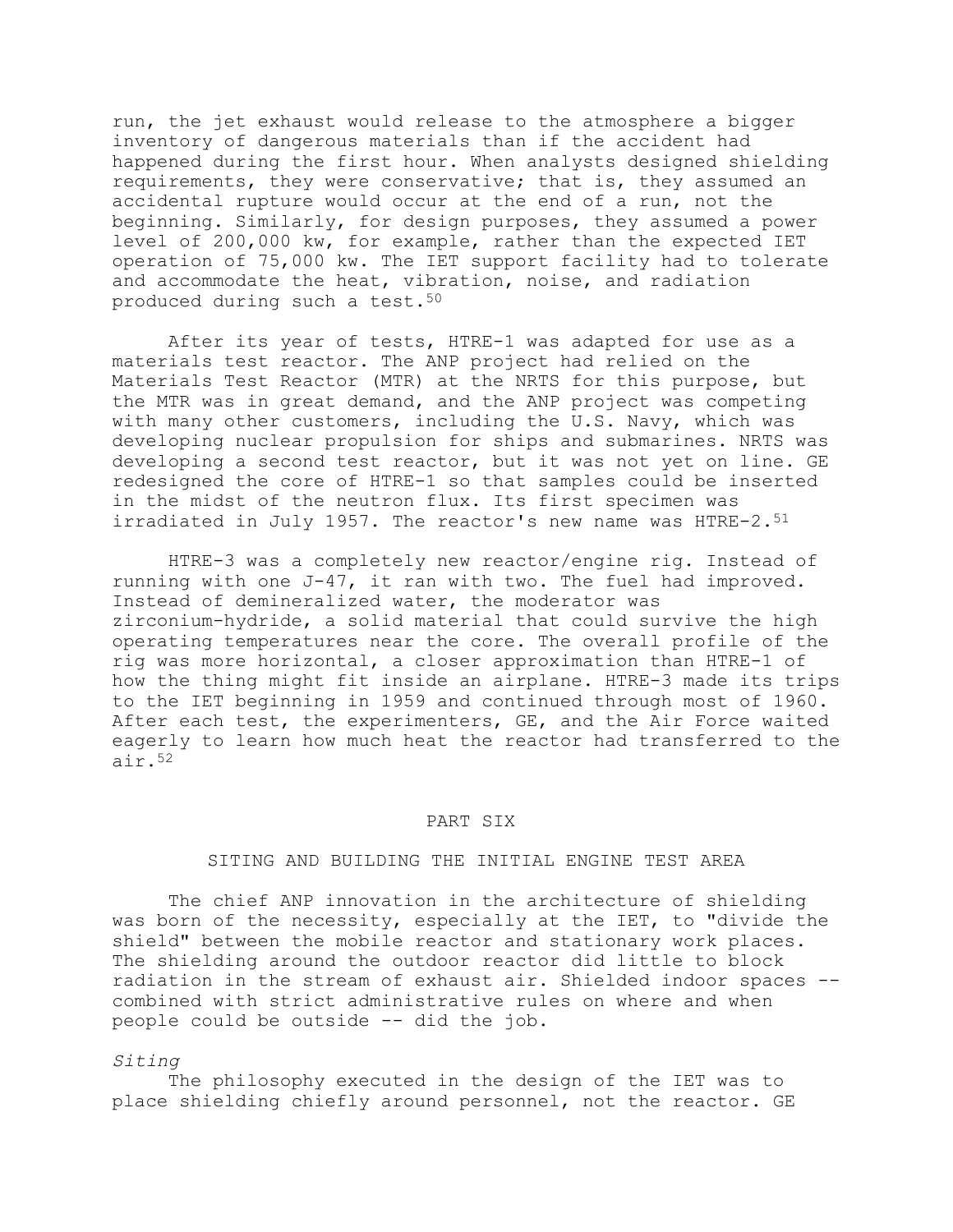run, the jet exhaust would release to the atmosphere a bigger inventory of dangerous materials than if the accident had happened during the first hour. When analysts designed shielding requirements, they were conservative; that is, they assumed an accidental rupture would occur at the end of a run, not the beginning. Similarly, for design purposes, they assumed a power level of 200,000 kw, for example, rather than the expected IET operation of 75,000 kw. The IET support facility had to tolerate and accommodate the heat, vibration, noise, and radiation produced during such a test.[50]

After its year of tests, HTRE-1 was adapted for use as a materials test reactor. The ANP project had relied on the Materials Test Reactor (MTR) at the NRTS for this purpose, but the MTR was in great demand, and the ANP project was competing with many other customers, including the U.S. Navy, which was developing nuclear propulsion for ships and submarines. NRTS was developing a second test reactor, but it was not yet on line. GE redesigned the core of HTRE-1 so that samples could be inserted in the midst of the neutron flux. Its first specimen was irradiated in July 1957. The reactor's new name was HTRE-2.[51]

HTRE-3 was a completely new reactor/engine rig. Instead of running with one J-47, it ran with two. The fuel had improved. Instead of demineralized water, the moderator was zirconium-hydride, a solid material that could survive the high operating temperatures near the core. The overall profile of the rig was more horizontal, a closer approximation than HTRE-1 of how the thing might fit inside an airplane. HTRE-3 made its trips to the IET beginning in 1959 and continued through most of 1960. After each test, the experimenters, GE, and the Air Force waited eagerly to learn how much heat the reactor had transferred to the air.[52]

# PART SIX

## SITING AND BUILDING THE INITIAL ENGINE TEST AREA

The chief ANP innovation in the architecture of shielding was born of the necessity, especially at the IET, to "divide the shield" between the mobile reactor and stationary work places. The shielding around the outdoor reactor did little to block radiation in the stream of exhaust air. Shielded indoor spaces -- combined with strict administrative rules on where and when people could be outside -- did the job.

### *Siting*

The philosophy executed in the design of the IET was to place shielding chiefly around personnel, not the reactor. GE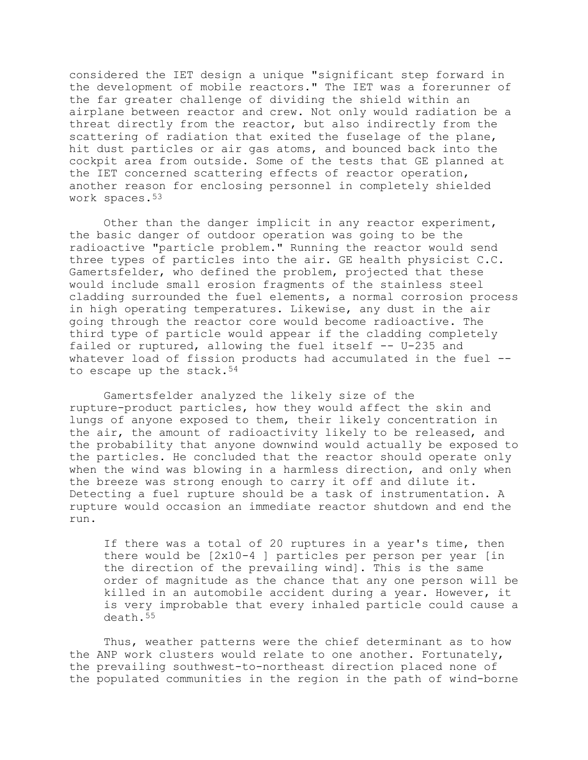considered the IET design a unique "significant step forward in the development of mobile reactors." The IET was a forerunner of the far greater challenge of dividing the shield within an airplane between reactor and crew. Not only would radiation be a threat directly from the reactor, but also indirectly from the scattering of radiation that exited the fuselage of the plane, hit dust particles or air gas atoms, and bounced back into the cockpit area from outside. Some of the tests that GE planned at the IET concerned scattering effects of reactor operation, another reason for enclosing personnel in completely shielded work spaces.[53]

Other than the danger implicit in any reactor experiment, the basic danger of outdoor operation was going to be the radioactive "particle problem." Running the reactor would send three types of particles into the air. GE health physicist C.C. Gamertsfelder, who defined the problem, projected that these would include small erosion fragments of the stainless steel cladding surrounded the fuel elements, a normal corrosion process in high operating temperatures. Likewise, any dust in the air going through the reactor core would become radioactive. The third type of particle would appear if the cladding completely failed or ruptured, allowing the fuel itself -- U-235 and whatever load of fission products had accumulated in the fuel -- to escape up the stack.[54]

Gamertsfelder analyzed the likely size of the rupture-product particles, how they would affect the skin and lungs of anyone exposed to them, their likely concentration in the air, the amount of radioactivity likely to be released, and the probability that anyone downwind would actually be exposed to the particles. He concluded that the reactor should operate only when the wind was blowing in a harmless direction, and only when the breeze was strong enough to carry it off and dilute it. Detecting a fuel rupture should be a task of instrumentation. A rupture would occasion an immediate reactor shutdown and end the run.

> If there was a total of 20 ruptures in a year's time, then there would be [$2x10^{-4}$ ] particles per person per year [in the direction of the prevailing wind]. This is the same order of magnitude as the chance that any one person will be killed in an automobile accident during a year. However, it is very improbable that every inhaled particle could cause a death.[55]

Thus, weather patterns were the chief determinant as to how the ANP work clusters would relate to one another. Fortunately, the prevailing southwest-to-northeast direction placed none of the populated communities in the region in the path of wind-borne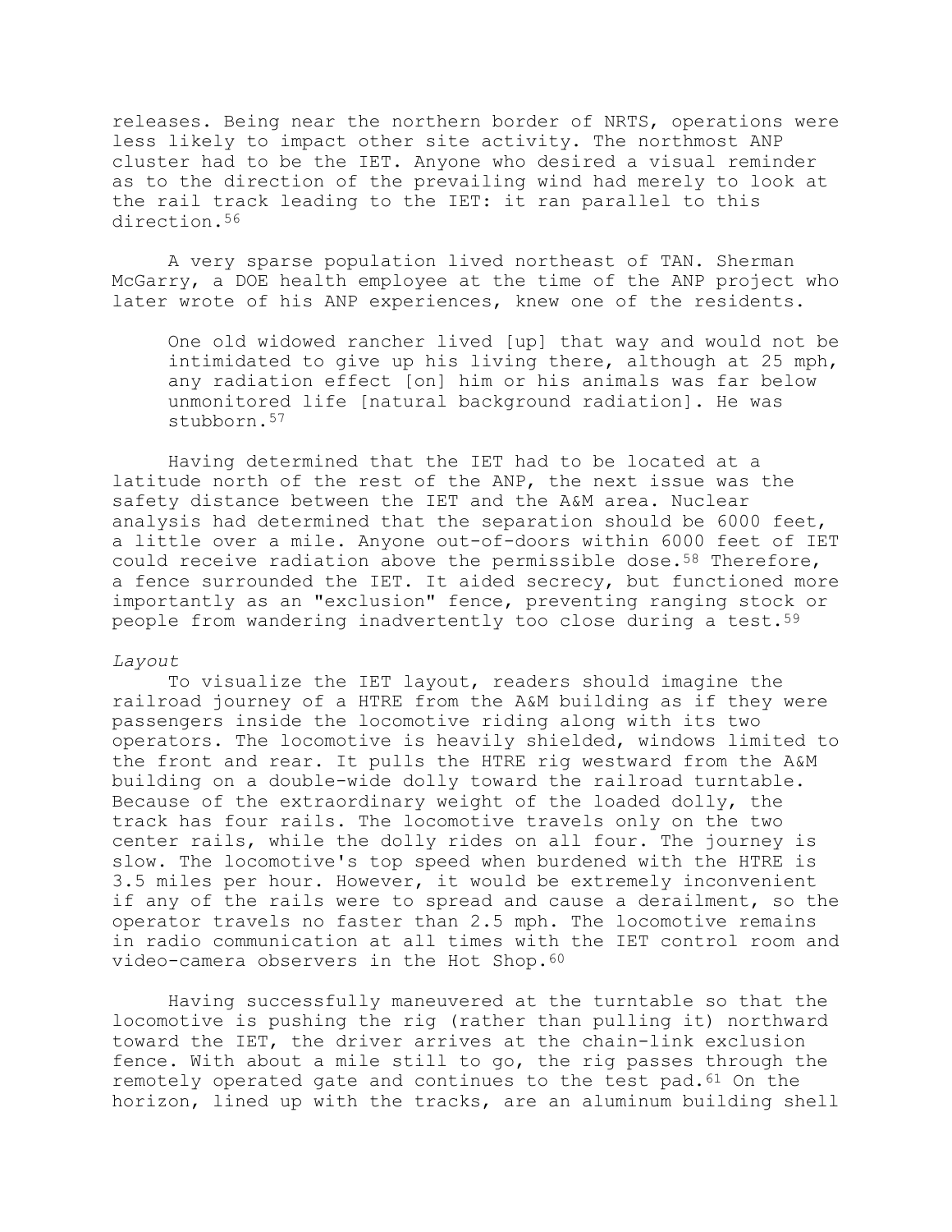releases. Being near the northern border of NRTS, operations were less likely to impact other site activity. The northmost ANP cluster had to be the IET. Anyone who desired a visual reminder as to the direction of the prevailing wind had merely to look at the rail track leading to the IET: it ran parallel to this direction.[56]

A very sparse population lived northeast of TAN. Sherman McGarry, a DOE health employee at the time of the ANP project who later wrote of his ANP experiences, knew one of the residents.

> One old widowed rancher lived [up] that way and would not be intimidated to give up his living there, although at 25 mph, any radiation effect [on] him or his animals was far below unmonitored life [natural background radiation]. He was stubborn.[57]

Having determined that the IET had to be located at a latitude north of the rest of the ANP, the next issue was the safety distance between the IET and the A&M area. Nuclear analysis had determined that the separation should be 6000 feet, a little over a mile. Anyone out-of-doors within 6000 feet of IET could receive radiation above the permissible dose.[58] Therefore, a fence surrounded the IET. It aided secrecy, but functioned more importantly as an "exclusion" fence, preventing ranging stock or people from wandering inadvertently too close during a test.[59]

*Layout*

To visualize the IET layout, readers should imagine the railroad journey of a HTRE from the A&M building as if they were passengers inside the locomotive riding along with its two operators. The locomotive is heavily shielded, windows limited to the front and rear. It pulls the HTRE rig westward from the A&M building on a double-wide dolly toward the railroad turntable. Because of the extraordinary weight of the loaded dolly, the track has four rails. The locomotive travels only on the two center rails, while the dolly rides on all four. The journey is slow. The locomotive's top speed when burdened with the HTRE is 3.5 miles per hour. However, it would be extremely inconvenient if any of the rails were to spread and cause a derailment, so the operator travels no faster than 2.5 mph. The locomotive remains in radio communication at all times with the IET control room and video-camera observers in the Hot Shop.[60]

Having successfully maneuvered at the turntable so that the locomotive is pushing the rig (rather than pulling it) northward toward the IET, the driver arrives at the chain-link exclusion fence. With about a mile still to go, the rig passes through the remotely operated gate and continues to the test pad.[61] On the horizon, lined up with the tracks, are an aluminum building shell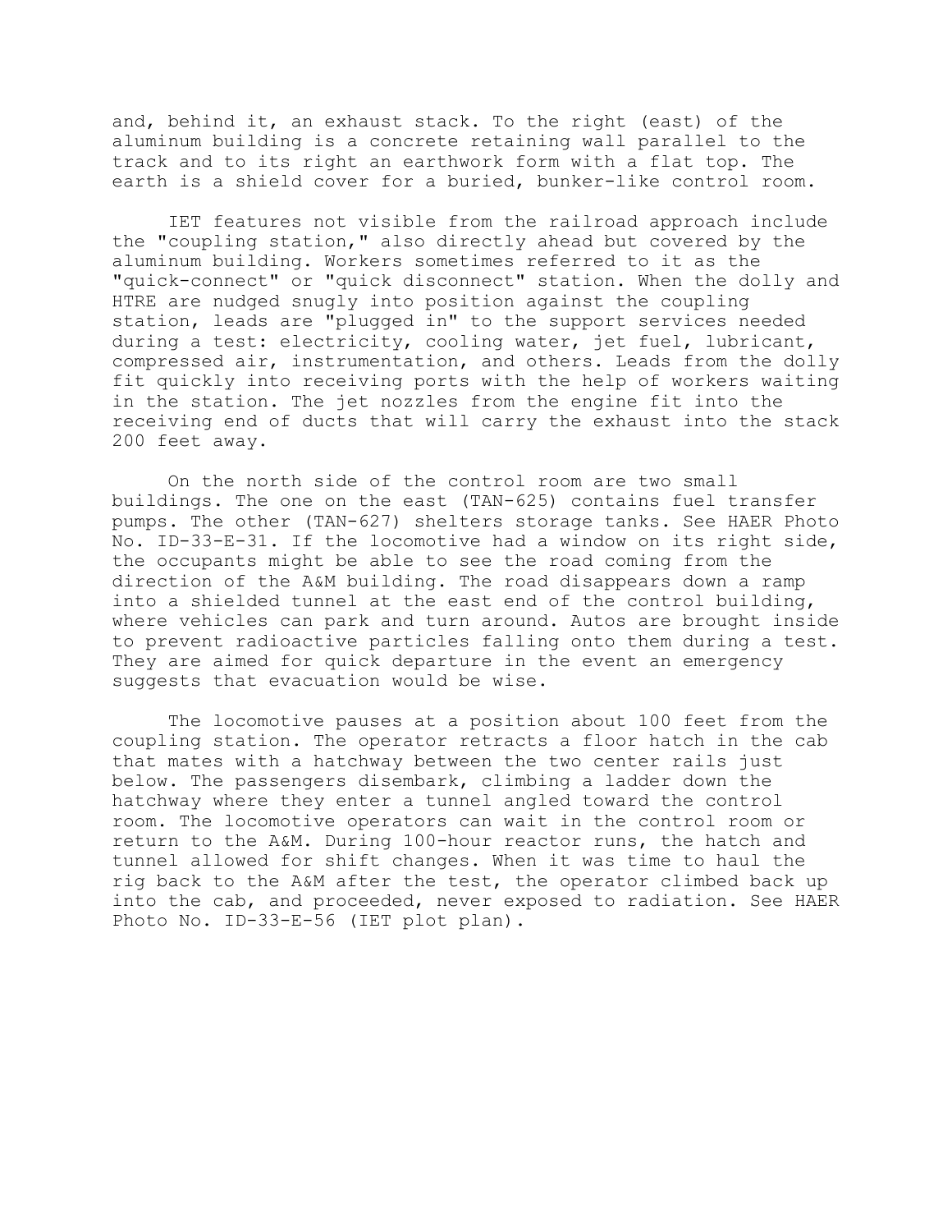and, behind it, an exhaust stack. To the right (east) of the aluminum building is a concrete retaining wall parallel to the track and to its right an earthwork form with a flat top. The earth is a shield cover for a buried, bunker-like control room.

IET features not visible from the railroad approach include the "coupling station," also directly ahead but covered by the aluminum building. Workers sometimes referred to it as the "quick-connect" or "quick disconnect" station. When the dolly and HTRE are nudged snugly into position against the coupling station, leads are "plugged in" to the support services needed during a test: electricity, cooling water, jet fuel, lubricant, compressed air, instrumentation, and others. Leads from the dolly fit quickly into receiving ports with the help of workers waiting in the station. The jet nozzles from the engine fit into the receiving end of ducts that will carry the exhaust into the stack 200 feet away.

On the north side of the control room are two small buildings. The one on the east (TAN-625) contains fuel transfer pumps. The other (TAN-627) shelters storage tanks. See HAER Photo No. ID-33-E-31. If the locomotive had a window on its right side, the occupants might be able to see the road coming from the direction of the A&M building. The road disappears down a ramp into a shielded tunnel at the east end of the control building, where vehicles can park and turn around. Autos are brought inside to prevent radioactive particles falling onto them during a test. They are aimed for quick departure in the event an emergency suggests that evacuation would be wise.

The locomotive pauses at a position about 100 feet from the coupling station. The operator retracts a floor hatch in the cab that mates with a hatchway between the two center rails just below. The passengers disembark, climbing a ladder down the hatchway where they enter a tunnel angled toward the control room. The locomotive operators can wait in the control room or return to the A&M. During 100-hour reactor runs, the hatch and tunnel allowed for shift changes. When it was time to haul the rig back to the A&M after the test, the operator climbed back up into the cab, and proceeded, never exposed to radiation. See HAER Photo No. ID-33-E-56 (IET plot plan).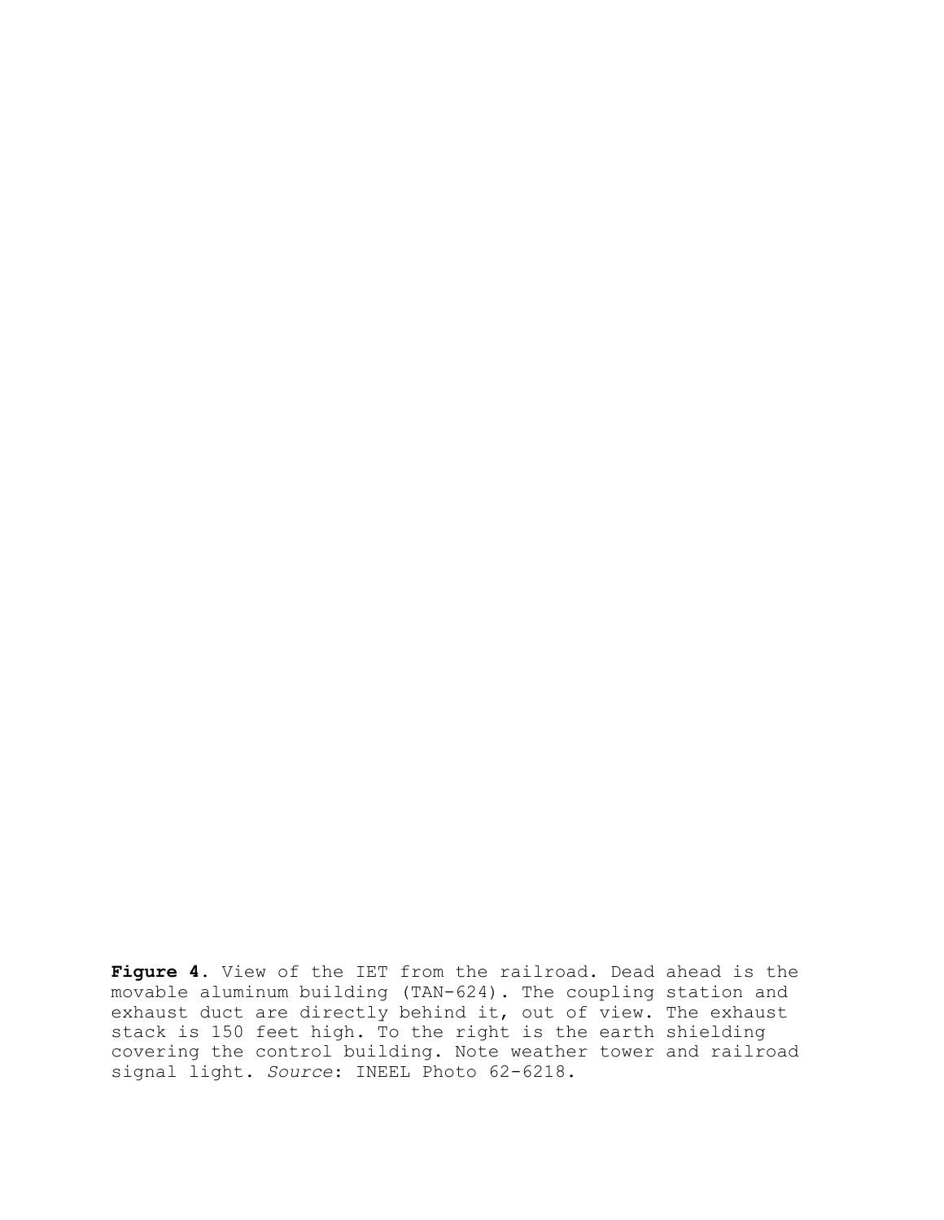**Figure 4**. View of the IET from the railroad. Dead ahead is the movable aluminum building (TAN-624). The coupling station and exhaust duct are directly behind it, out of view. The exhaust stack is 150 feet high. To the right is the earth shielding covering the control building. Note weather tower and railroad signal light. *Source*: INEEL Photo 62-6218.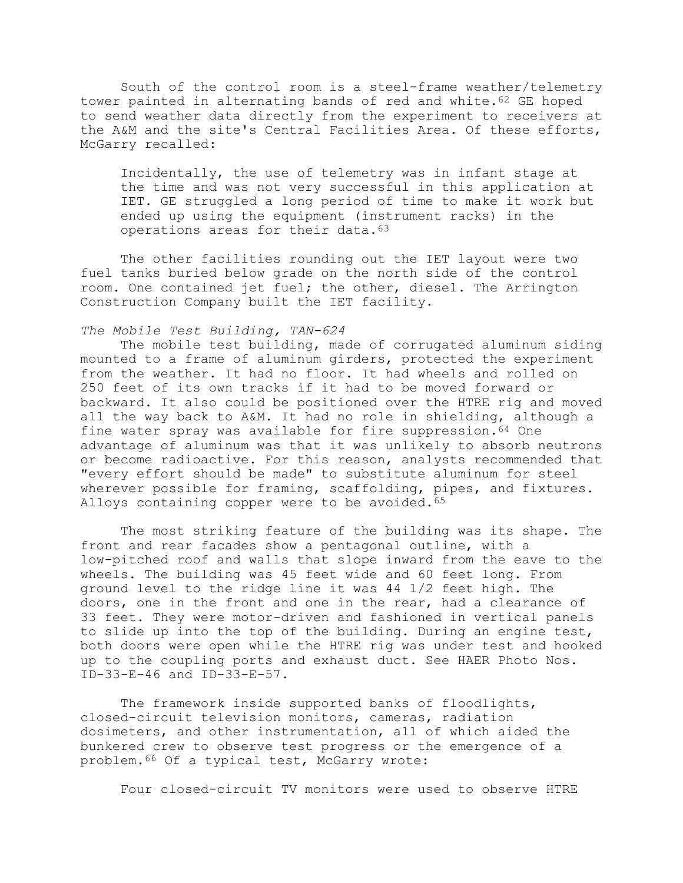South of the control room is a steel-frame weather/telemetry tower painted in alternating bands of red and white.[62] GE hoped to send weather data directly from the experiment to receivers at the A&M and the site's Central Facilities Area. Of these efforts, McGarry recalled:

> Incidentally, the use of telemetry was in infant stage at the time and was not very successful in this application at IET. GE struggled a long period of time to make it work but ended up using the equipment (instrument racks) in the operations areas for their data.[63]

The other facilities rounding out the IET layout were two fuel tanks buried below grade on the north side of the control room. One contained jet fuel; the other, diesel. The Arrington Construction Company built the IET facility.

*The Mobile Test Building, TAN-624*

The mobile test building, made of corrugated aluminum siding mounted to a frame of aluminum girders, protected the experiment from the weather. It had no floor. It had wheels and rolled on 250 feet of its own tracks if it had to be moved forward or backward. It also could be positioned over the HTRE rig and moved all the way back to A&M. It had no role in shielding, although a fine water spray was available for fire suppression.[64] One advantage of aluminum was that it was unlikely to absorb neutrons or become radioactive. For this reason, analysts recommended that "every effort should be made" to substitute aluminum for steel wherever possible for framing, scaffolding, pipes, and fixtures. Alloys containing copper were to be avoided.[65]

The most striking feature of the building was its shape. The front and rear facades show a pentagonal outline, with a low-pitched roof and walls that slope inward from the eave to the wheels. The building was 45 feet wide and 60 feet long. From ground level to the ridge line it was 44 1/2 feet high. The doors, one in the front and one in the rear, had a clearance of 33 feet. They were motor-driven and fashioned in vertical panels to slide up into the top of the building. During an engine test, both doors were open while the HTRE rig was under test and hooked up to the coupling ports and exhaust duct. See HAER Photo Nos. ID-33-E-46 and ID-33-E-57.

The framework inside supported banks of floodlights, closed-circuit television monitors, cameras, radiation dosimeters, and other instrumentation, all of which aided the bunkered crew to observe test progress or the emergence of a problem.[66] Of a typical test, McGarry wrote:

> Four closed-circuit TV monitors were used to observe HTRE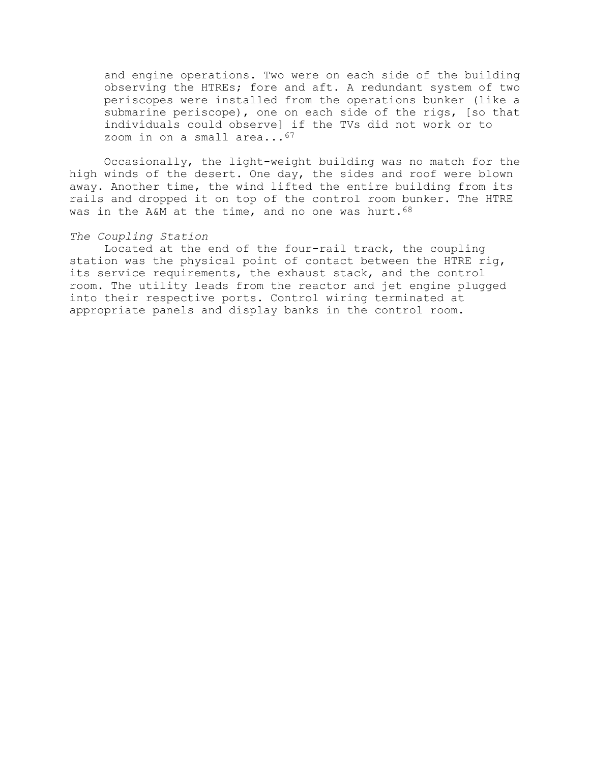> and engine operations. Two were on each side of the building observing the HTREs; fore and aft. A redundant system of two periscopes were installed from the operations bunker (like a submarine periscope), one on each side of the rigs, [so that individuals could observe] if the TVs did not work or to zoom in on a small area...[67]

Occasionally, the light-weight building was no match for the high winds of the desert. One day, the sides and roof were blown away. Another time, the wind lifted the entire building from its rails and dropped it on top of the control room bunker. The HTRE was in the A&M at the time, and no one was hurt.[68]

*The Coupling Station*

Located at the end of the four-rail track, the coupling station was the physical point of contact between the HTRE rig, its service requirements, the exhaust stack, and the control room. The utility leads from the reactor and jet engine plugged into their respective ports. Control wiring terminated at appropriate panels and display banks in the control room.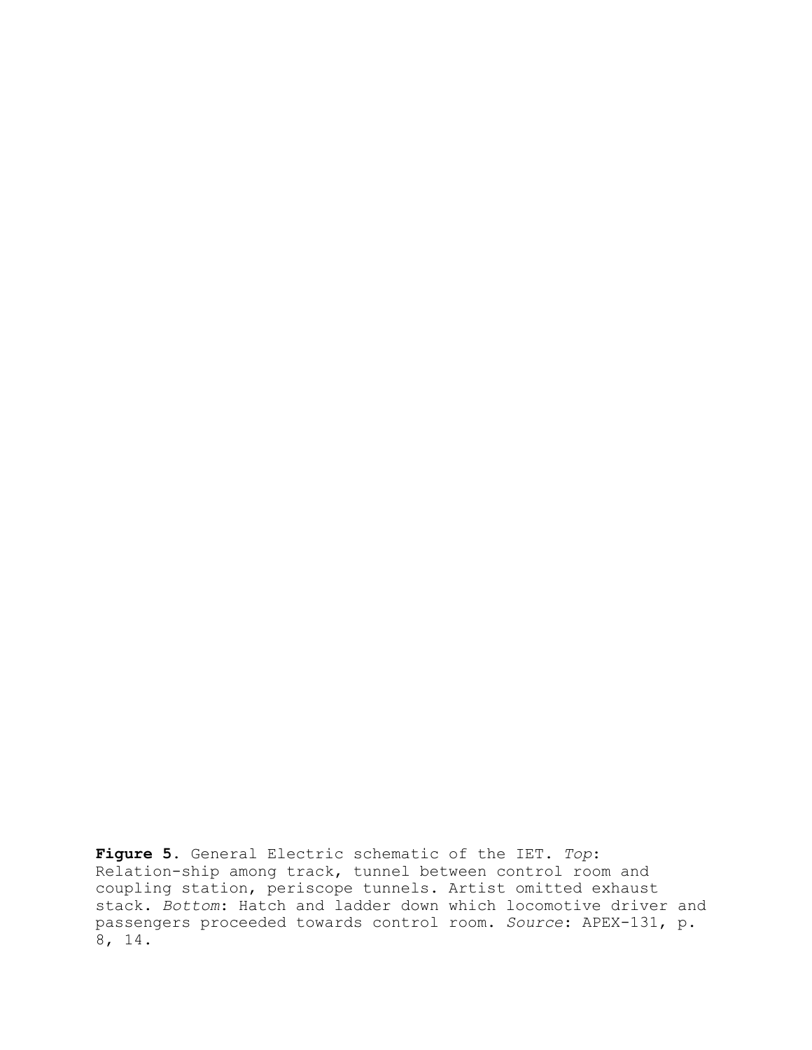**Figure 5**. General Electric schematic of the IET. *Top*: Relation-ship among track, tunnel between control room and coupling station, periscope tunnels. Artist omitted exhaust stack. *Bottom*: Hatch and ladder down which locomotive driver and passengers proceeded towards control room. *Source*: APEX-131, p. 8, 14.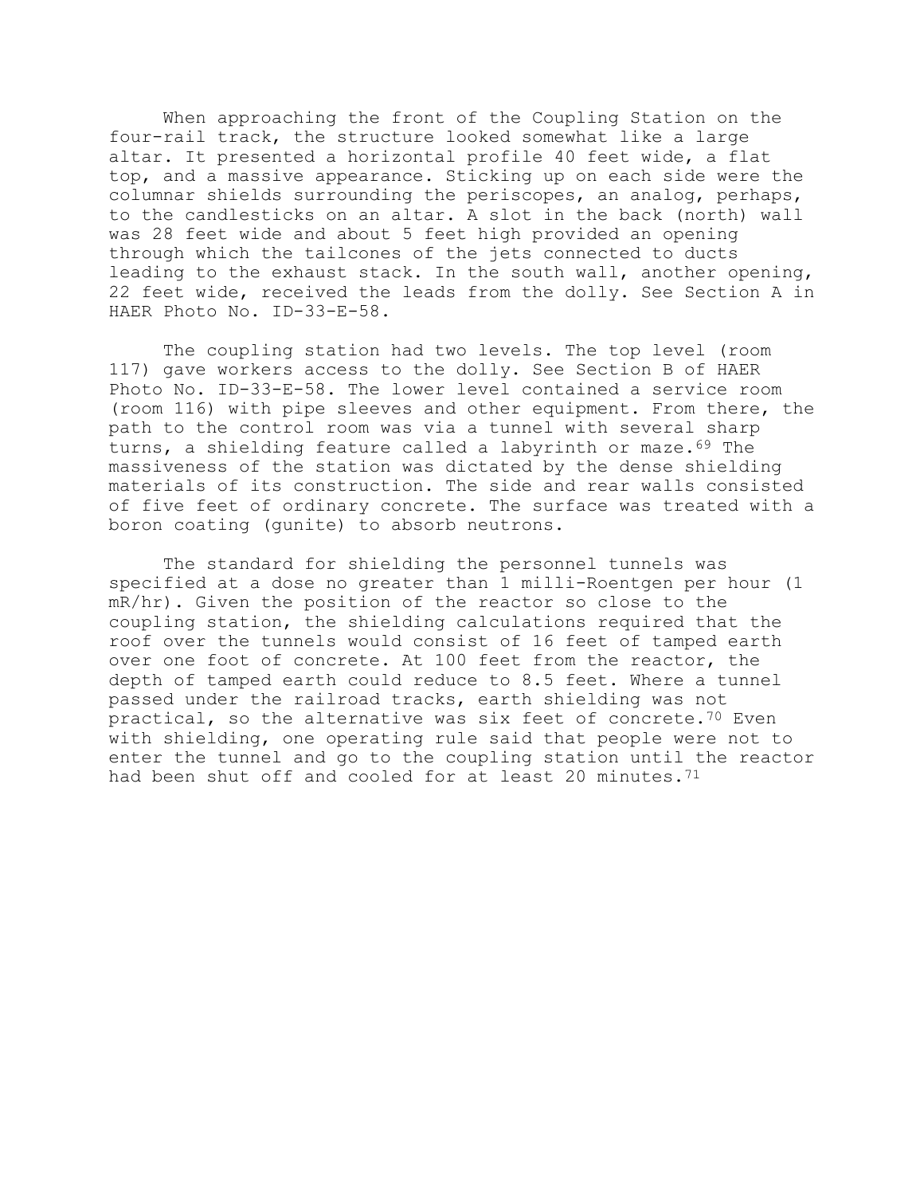When approaching the front of the Coupling Station on the four-rail track, the structure looked somewhat like a large altar. It presented a horizontal profile 40 feet wide, a flat top, and a massive appearance. Sticking up on each side were the columnar shields surrounding the periscopes, an analog, perhaps, to the candlesticks on an altar. A slot in the back (north) wall was 28 feet wide and about 5 feet high provided an opening through which the tailcones of the jets connected to ducts leading to the exhaust stack. In the south wall, another opening, 22 feet wide, received the leads from the dolly. See Section A in HAER Photo No. ID-33-E-58.

The coupling station had two levels. The top level (room 117) gave workers access to the dolly. See Section B of HAER Photo No. ID-33-E-58. The lower level contained a service room (room 116) with pipe sleeves and other equipment. From there, the path to the control room was via a tunnel with several sharp turns, a shielding feature called a labyrinth or maze.[69] The massiveness of the station was dictated by the dense shielding materials of its construction. The side and rear walls consisted of five feet of ordinary concrete. The surface was treated with a boron coating (gunite) to absorb neutrons.

The standard for shielding the personnel tunnels was specified at a dose no greater than 1 milli-Roentgen per hour (1 mR/hr). Given the position of the reactor so close to the coupling station, the shielding calculations required that the roof over the tunnels would consist of 16 feet of tamped earth over one foot of concrete. At 100 feet from the reactor, the depth of tamped earth could reduce to 8.5 feet. Where a tunnel passed under the railroad tracks, earth shielding was not practical, so the alternative was six feet of concrete.[70] Even with shielding, one operating rule said that people were not to enter the tunnel and go to the coupling station until the reactor had been shut off and cooled for at least 20 minutes.[71]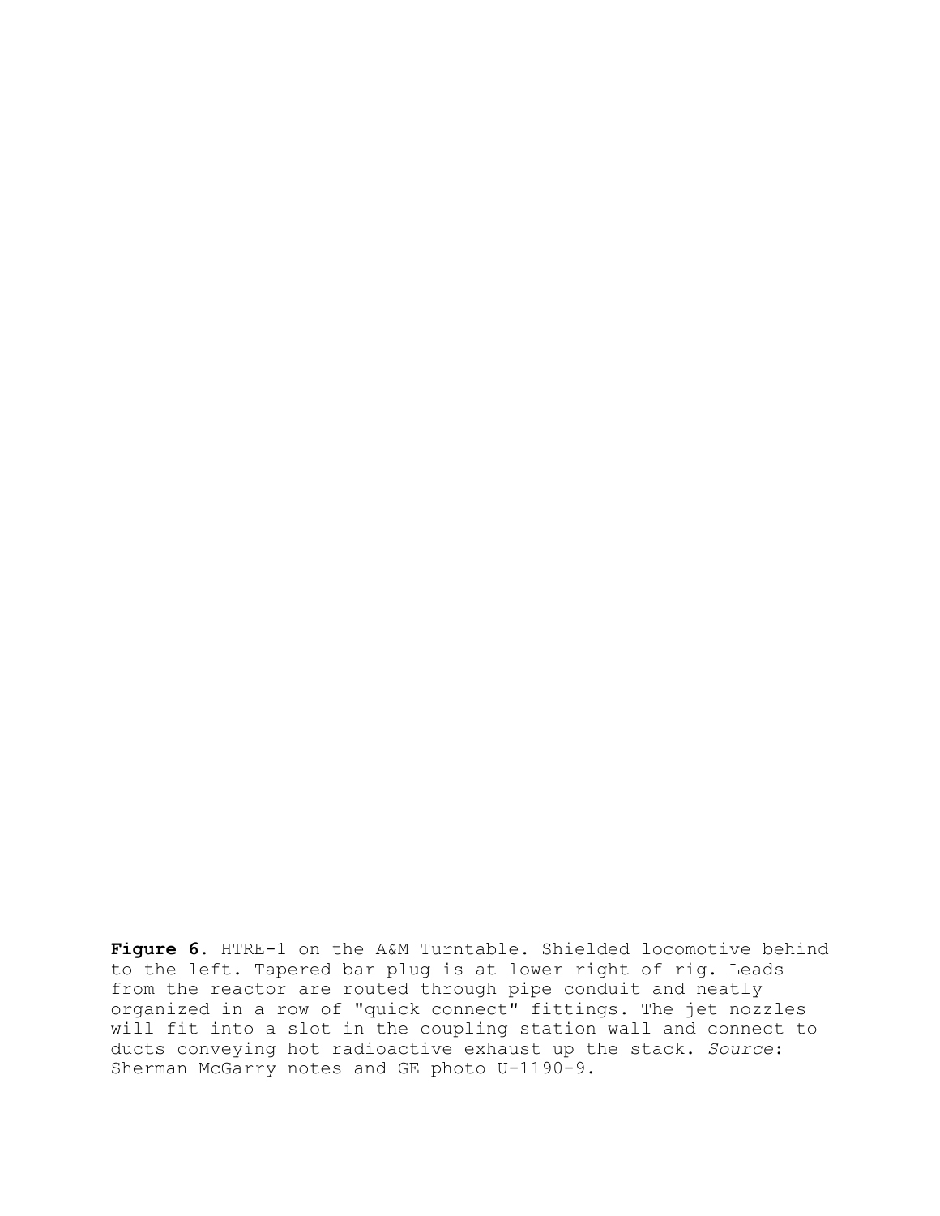**Figure 6**. HTRE-1 on the A&M Turntable. Shielded locomotive behind to the left. Tapered bar plug is at lower right of rig. Leads from the reactor are routed through pipe conduit and neatly organized in a row of "quick connect" fittings. The jet nozzles will fit into a slot in the coupling station wall and connect to ducts conveying hot radioactive exhaust up the stack. *Source*: Sherman McGarry notes and GE photo U-1190-9.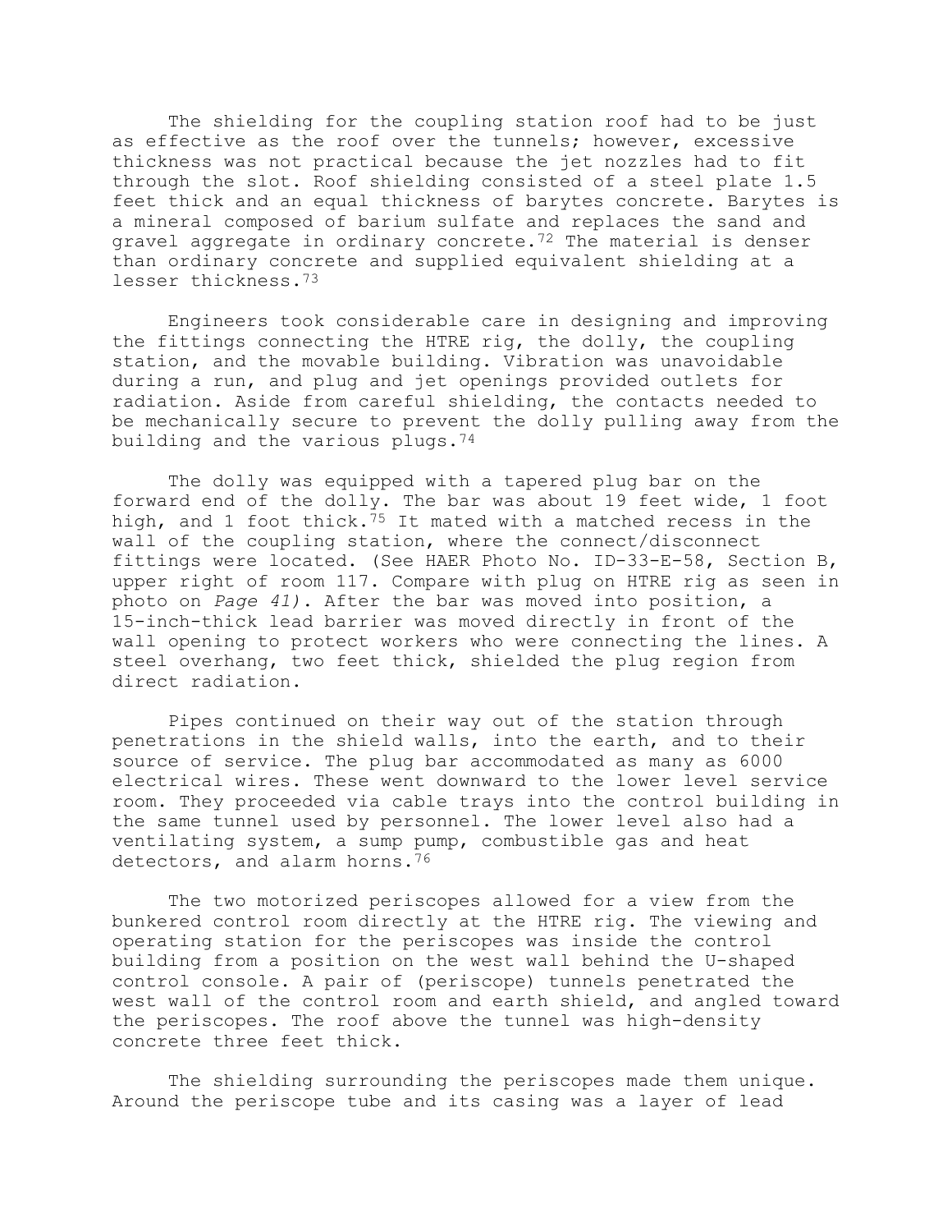The shielding for the coupling station roof had to be just as effective as the roof over the tunnels; however, excessive thickness was not practical because the jet nozzles had to fit through the slot. Roof shielding consisted of a steel plate 1.5 feet thick and an equal thickness of barytes concrete. Barytes is a mineral composed of barium sulfate and replaces the sand and gravel aggregate in ordinary concrete.[72] The material is denser than ordinary concrete and supplied equivalent shielding at a lesser thickness.[73]

Engineers took considerable care in designing and improving the fittings connecting the HTRE rig, the dolly, the coupling station, and the movable building. Vibration was unavoidable during a run, and plug and jet openings provided outlets for radiation. Aside from careful shielding, the contacts needed to be mechanically secure to prevent the dolly pulling away from the building and the various plugs.[74]

The dolly was equipped with a tapered plug bar on the forward end of the dolly. The bar was about 19 feet wide, 1 foot high, and 1 foot thick.[75] It mated with a matched recess in the wall of the coupling station, where the connect/disconnect fittings were located. (See HAER Photo No. ID-33-E-58, Section B, upper right of room 117. Compare with plug on HTRE rig as seen in photo on *Page 41)*. After the bar was moved into position, a 15-inch-thick lead barrier was moved directly in front of the wall opening to protect workers who were connecting the lines. A steel overhang, two feet thick, shielded the plug region from direct radiation.

Pipes continued on their way out of the station through penetrations in the shield walls, into the earth, and to their source of service. The plug bar accommodated as many as 6000 electrical wires. These went downward to the lower level service room. They proceeded via cable trays into the control building in the same tunnel used by personnel. The lower level also had a ventilating system, a sump pump, combustible gas and heat detectors, and alarm horns.[76]

The two motorized periscopes allowed for a view from the bunkered control room directly at the HTRE rig. The viewing and operating station for the periscopes was inside the control building from a position on the west wall behind the U-shaped control console. A pair of (periscope) tunnels penetrated the west wall of the control room and earth shield, and angled toward the periscopes. The roof above the tunnel was high-density concrete three feet thick.

The shielding surrounding the periscopes made them unique. Around the periscope tube and its casing was a layer of lead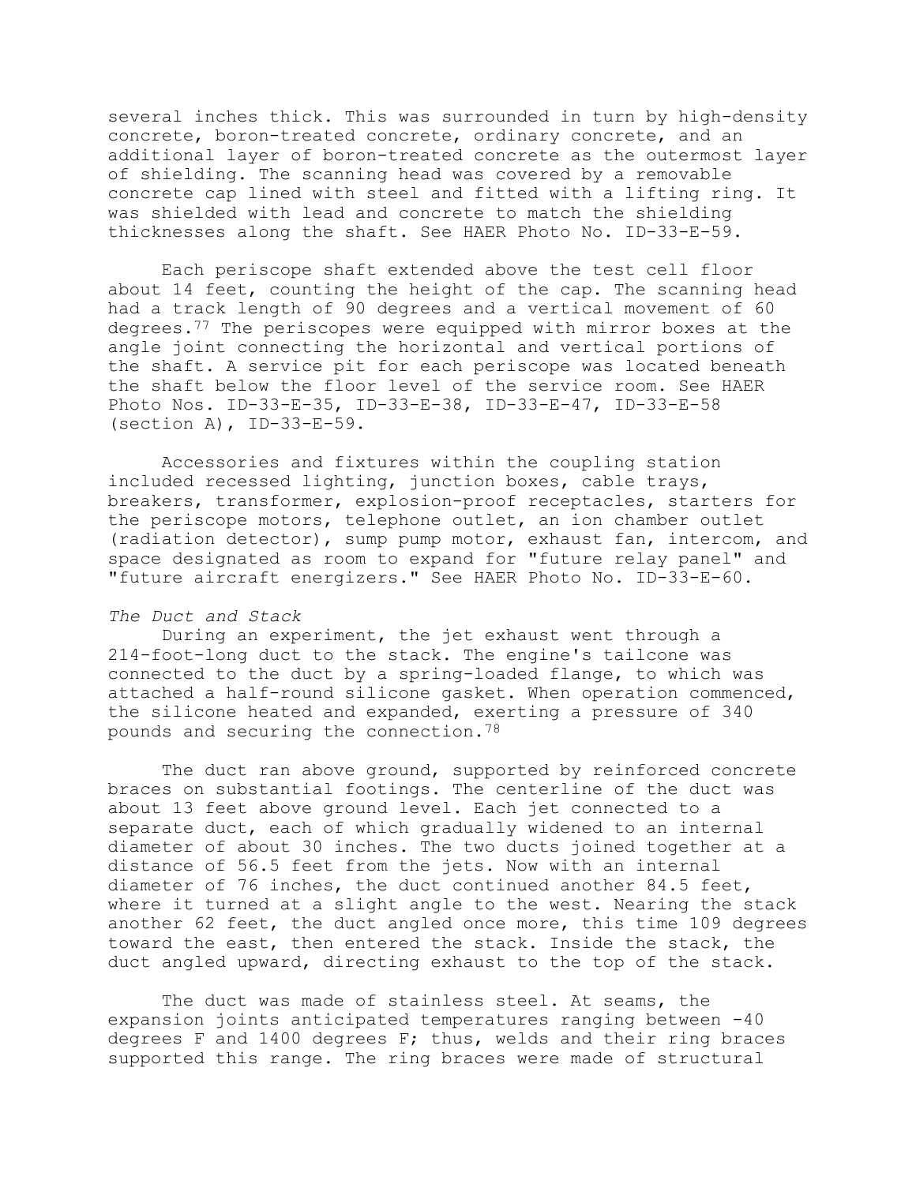several inches thick. This was surrounded in turn by high-density concrete, boron-treated concrete, ordinary concrete, and an additional layer of boron-treated concrete as the outermost layer of shielding. The scanning head was covered by a removable concrete cap lined with steel and fitted with a lifting ring. It was shielded with lead and concrete to match the shielding thicknesses along the shaft. See HAER Photo No. ID-33-E-59.

Each periscope shaft extended above the test cell floor about 14 feet, counting the height of the cap. The scanning head had a track length of 90 degrees and a vertical movement of 60 degrees.[77] The periscopes were equipped with mirror boxes at the angle joint connecting the horizontal and vertical portions of the shaft. A service pit for each periscope was located beneath the shaft below the floor level of the service room. See HAER Photo Nos. ID-33-E-35, ID-33-E-38, ID-33-E-47, ID-33-E-58 (section A), ID-33-E-59.

Accessories and fixtures within the coupling station included recessed lighting, junction boxes, cable trays, breakers, transformer, explosion-proof receptacles, starters for the periscope motors, telephone outlet, an ion chamber outlet (radiation detector), sump pump motor, exhaust fan, intercom, and space designated as room to expand for "future relay panel" and "future aircraft energizers." See HAER Photo No. ID-33-E-60.

*The Duct and Stack*

During an experiment, the jet exhaust went through a 214-foot-long duct to the stack. The engine's tailcone was connected to the duct by a spring-loaded flange, to which was attached a half-round silicone gasket. When operation commenced, the silicone heated and expanded, exerting a pressure of 340 pounds and securing the connection.[78]

The duct ran above ground, supported by reinforced concrete braces on substantial footings. The centerline of the duct was about 13 feet above ground level. Each jet connected to a separate duct, each of which gradually widened to an internal diameter of about 30 inches. The two ducts joined together at a distance of 56.5 feet from the jets. Now with an internal diameter of 76 inches, the duct continued another 84.5 feet, where it turned at a slight angle to the west. Nearing the stack another 62 feet, the duct angled once more, this time 109 degrees toward the east, then entered the stack. Inside the stack, the duct angled upward, directing exhaust to the top of the stack.

The duct was made of stainless steel. At seams, the expansion joints anticipated temperatures ranging between -40 degrees F and 1400 degrees F; thus, welds and their ring braces supported this range. The ring braces were made of structural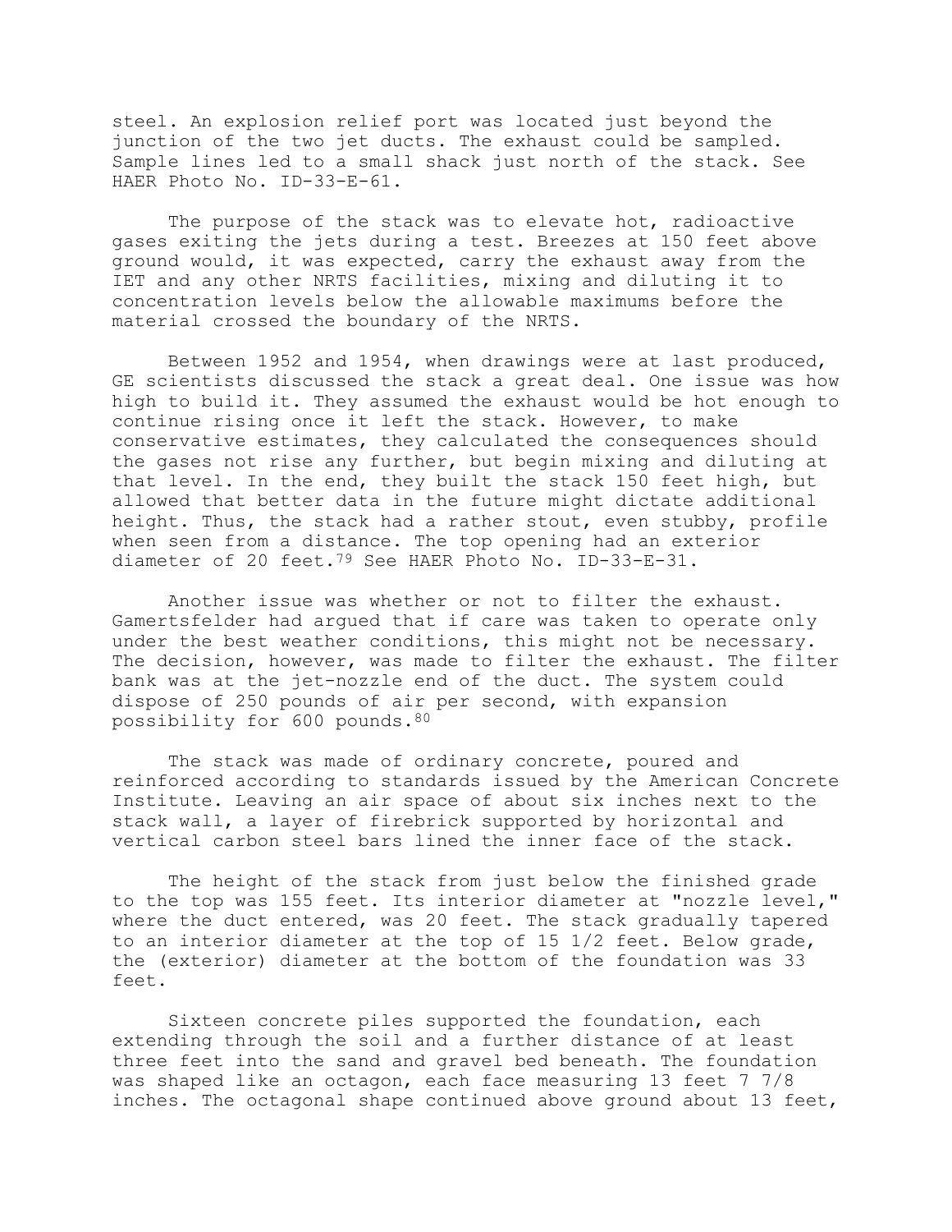steel. An explosion relief port was located just beyond the junction of the two jet ducts. The exhaust could be sampled. Sample lines led to a small shack just north of the stack. See HAER Photo No. ID-33-E-61.

The purpose of the stack was to elevate hot, radioactive gases exiting the jets during a test. Breezes at 150 feet above ground would, it was expected, carry the exhaust away from the IET and any other NRTS facilities, mixing and diluting it to concentration levels below the allowable maximums before the material crossed the boundary of the NRTS.

Between 1952 and 1954, when drawings were at last produced, GE scientists discussed the stack a great deal. One issue was how high to build it. They assumed the exhaust would be hot enough to continue rising once it left the stack. However, to make conservative estimates, they calculated the consequences should the gases not rise any further, but begin mixing and diluting at that level. In the end, they built the stack 150 feet high, but allowed that better data in the future might dictate additional height. Thus, the stack had a rather stout, even stubby, profile when seen from a distance. The top opening had an exterior diameter of 20 feet.[79] See HAER Photo No. ID-33-E-31.

Another issue was whether or not to filter the exhaust. Gamertsfelder had argued that if care was taken to operate only under the best weather conditions, this might not be necessary. The decision, however, was made to filter the exhaust. The filter bank was at the jet-nozzle end of the duct. The system could dispose of 250 pounds of air per second, with expansion possibility for 600 pounds.[80]

The stack was made of ordinary concrete, poured and reinforced according to standards issued by the American Concrete Institute. Leaving an air space of about six inches next to the stack wall, a layer of firebrick supported by horizontal and vertical carbon steel bars lined the inner face of the stack.

The height of the stack from just below the finished grade to the top was 155 feet. Its interior diameter at "nozzle level," where the duct entered, was 20 feet. The stack gradually tapered to an interior diameter at the top of 15 1/2 feet. Below grade, the (exterior) diameter at the bottom of the foundation was 33 feet.

Sixteen concrete piles supported the foundation, each extending through the soil and a further distance of at least three feet into the sand and gravel bed beneath. The foundation was shaped like an octagon, each face measuring 13 feet 7 7/8 inches. The octagonal shape continued above ground about 13 feet,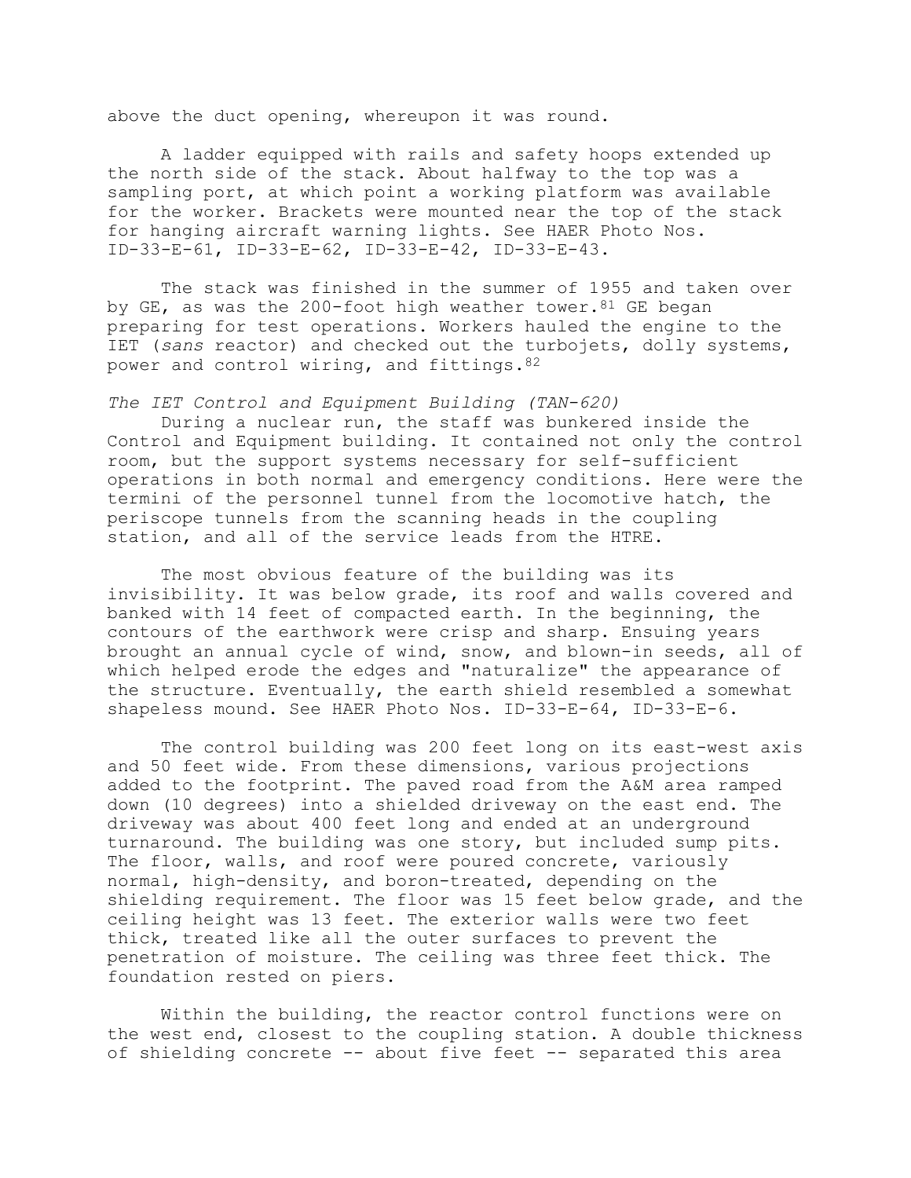above the duct opening, whereupon it was round.

A ladder equipped with rails and safety hoops extended up the north side of the stack. About halfway to the top was a sampling port, at which point a working platform was available for the worker. Brackets were mounted near the top of the stack for hanging aircraft warning lights. See HAER Photo Nos. ID-33-E-61, ID-33-E-62, ID-33-E-42, ID-33-E-43.

The stack was finished in the summer of 1955 and taken over by GE, as was the 200-foot high weather tower.[81] GE began preparing for test operations. Workers hauled the engine to the IET (*sans* reactor) and checked out the turbojets, dolly systems, power and control wiring, and fittings.[82]

*The IET Control and Equipment Building (TAN-620)*

During a nuclear run, the staff was bunkered inside the Control and Equipment building. It contained not only the control room, but the support systems necessary for self-sufficient operations in both normal and emergency conditions. Here were the termini of the personnel tunnel from the locomotive hatch, the periscope tunnels from the scanning heads in the coupling station, and all of the service leads from the HTRE.

The most obvious feature of the building was its invisibility. It was below grade, its roof and walls covered and banked with 14 feet of compacted earth. In the beginning, the contours of the earthwork were crisp and sharp. Ensuing years brought an annual cycle of wind, snow, and blown-in seeds, all of which helped erode the edges and "naturalize" the appearance of the structure. Eventually, the earth shield resembled a somewhat shapeless mound. See HAER Photo Nos. ID-33-E-64, ID-33-E-6.

The control building was 200 feet long on its east-west axis and 50 feet wide. From these dimensions, various projections added to the footprint. The paved road from the A&M area ramped down (10 degrees) into a shielded driveway on the east end. The driveway was about 400 feet long and ended at an underground turnaround. The building was one story, but included sump pits. The floor, walls, and roof were poured concrete, variously normal, high-density, and boron-treated, depending on the shielding requirement. The floor was 15 feet below grade, and the ceiling height was 13 feet. The exterior walls were two feet thick, treated like all the outer surfaces to prevent the penetration of moisture. The ceiling was three feet thick. The foundation rested on piers.

Within the building, the reactor control functions were on the west end, closest to the coupling station. A double thickness of shielding concrete -- about five feet -- separated this area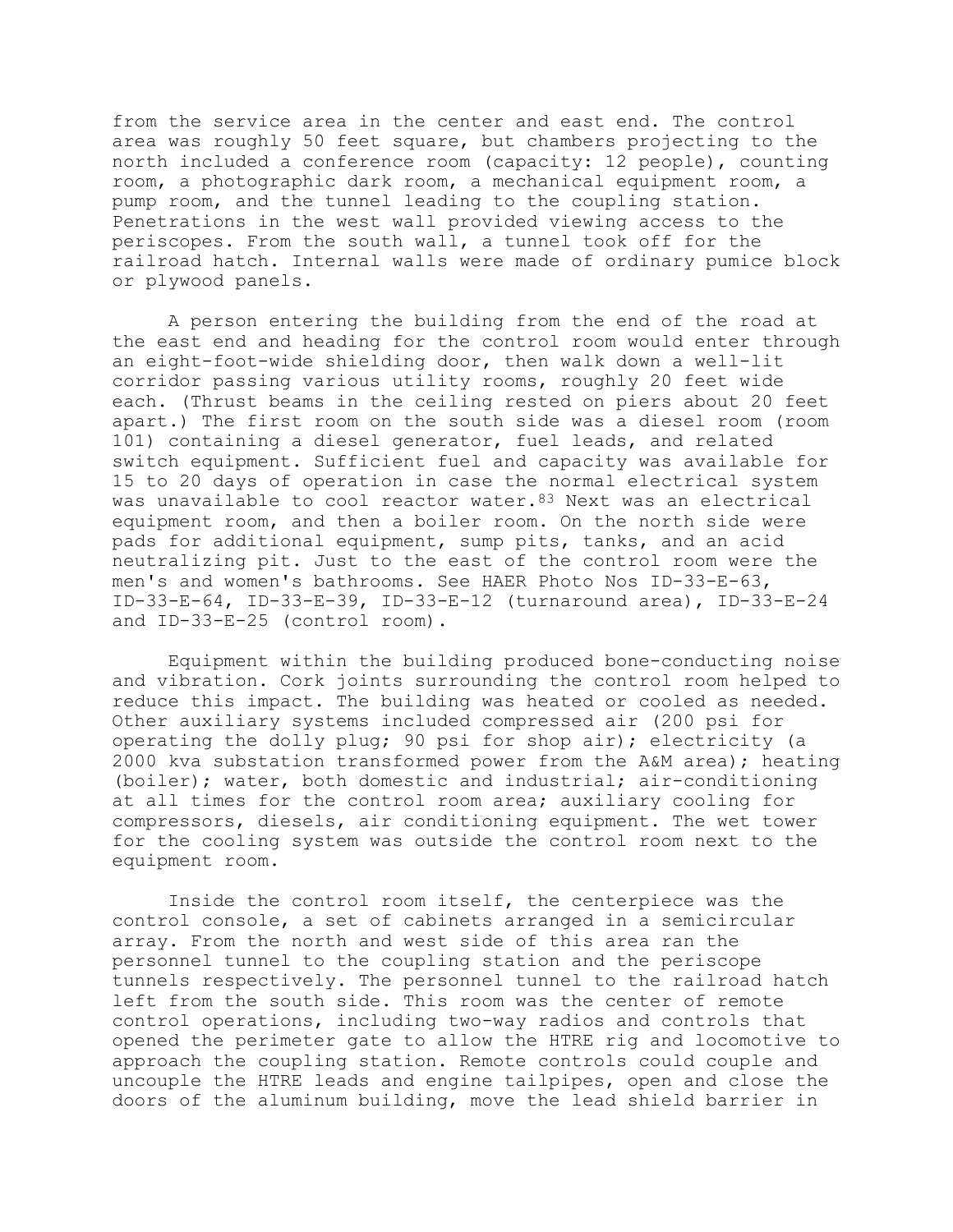from the service area in the center and east end. The control area was roughly 50 feet square, but chambers projecting to the north included a conference room (capacity: 12 people), counting room, a photographic dark room, a mechanical equipment room, a pump room, and the tunnel leading to the coupling station. Penetrations in the west wall provided viewing access to the periscopes. From the south wall, a tunnel took off for the railroad hatch. Internal walls were made of ordinary pumice block or plywood panels.

A person entering the building from the end of the road at the east end and heading for the control room would enter through an eight-foot-wide shielding door, then walk down a well-lit corridor passing various utility rooms, roughly 20 feet wide each. (Thrust beams in the ceiling rested on piers about 20 feet apart.) The first room on the south side was a diesel room (room 101) containing a diesel generator, fuel leads, and related switch equipment. Sufficient fuel and capacity was available for 15 to 20 days of operation in case the normal electrical system was unavailable to cool reactor water.[83] Next was an electrical equipment room, and then a boiler room. On the north side were pads for additional equipment, sump pits, tanks, and an acid neutralizing pit. Just to the east of the control room were the men's and women's bathrooms. See HAER Photo Nos ID-33-E-63, ID-33-E-64, ID-33-E-39, ID-33-E-12 (turnaround area), ID-33-E-24 and ID-33-E-25 (control room).

Equipment within the building produced bone-conducting noise and vibration. Cork joints surrounding the control room helped to reduce this impact. The building was heated or cooled as needed. Other auxiliary systems included compressed air (200 psi for operating the dolly plug; 90 psi for shop air); electricity (a 2000 kva substation transformed power from the A&M area); heating (boiler); water, both domestic and industrial; air-conditioning at all times for the control room area; auxiliary cooling for compressors, diesels, air conditioning equipment. The wet tower for the cooling system was outside the control room next to the equipment room.

Inside the control room itself, the centerpiece was the control console, a set of cabinets arranged in a semicircular array. From the north and west side of this area ran the personnel tunnel to the coupling station and the periscope tunnels respectively. The personnel tunnel to the railroad hatch left from the south side. This room was the center of remote control operations, including two-way radios and controls that opened the perimeter gate to allow the HTRE rig and locomotive to approach the coupling station. Remote controls could couple and uncouple the HTRE leads and engine tailpipes, open and close the doors of the aluminum building, move the lead shield barrier in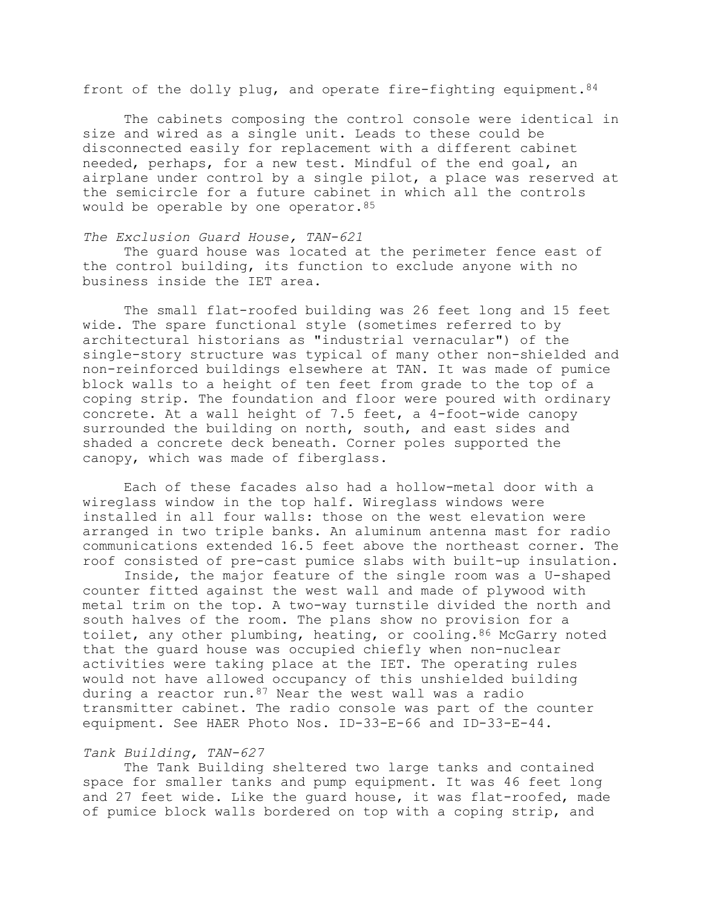front of the dolly plug, and operate fire-fighting equipment.[84]

The cabinets composing the control console were identical in size and wired as a single unit. Leads to these could be disconnected easily for replacement with a different cabinet needed, perhaps, for a new test. Mindful of the end goal, an airplane under control by a single pilot, a place was reserved at the semicircle for a future cabinet in which all the controls would be operable by one operator.[85]

*The Exclusion Guard House, TAN-621*

The guard house was located at the perimeter fence east of the control building, its function to exclude anyone with no business inside the IET area.

The small flat-roofed building was 26 feet long and 15 feet wide. The spare functional style (sometimes referred to by architectural historians as "industrial vernacular") of the single-story structure was typical of many other non-shielded and non-reinforced buildings elsewhere at TAN. It was made of pumice block walls to a height of ten feet from grade to the top of a coping strip. The foundation and floor were poured with ordinary concrete. At a wall height of 7.5 feet, a 4-foot-wide canopy surrounded the building on north, south, and east sides and shaded a concrete deck beneath. Corner poles supported the canopy, which was made of fiberglass.

Each of these facades also had a hollow-metal door with a wireglass window in the top half. Wireglass windows were installed in all four walls: those on the west elevation were arranged in two triple banks. An aluminum antenna mast for radio communications extended 16.5 feet above the northeast corner. The roof consisted of pre-cast pumice slabs with built-up insulation.

Inside, the major feature of the single room was a U-shaped counter fitted against the west wall and made of plywood with metal trim on the top. A two-way turnstile divided the north and south halves of the room. The plans show no provision for a toilet, any other plumbing, heating, or cooling.[86] McGarry noted that the guard house was occupied chiefly when non-nuclear activities were taking place at the IET. The operating rules would not have allowed occupancy of this unshielded building during a reactor run.[87] Near the west wall was a radio transmitter cabinet. The radio console was part of the counter equipment. See HAER Photo Nos. ID-33-E-66 and ID-33-E-44.

*Tank Building, TAN-627*

The Tank Building sheltered two large tanks and contained space for smaller tanks and pump equipment. It was 46 feet long and 27 feet wide. Like the guard house, it was flat-roofed, made of pumice block walls bordered on top with a coping strip, and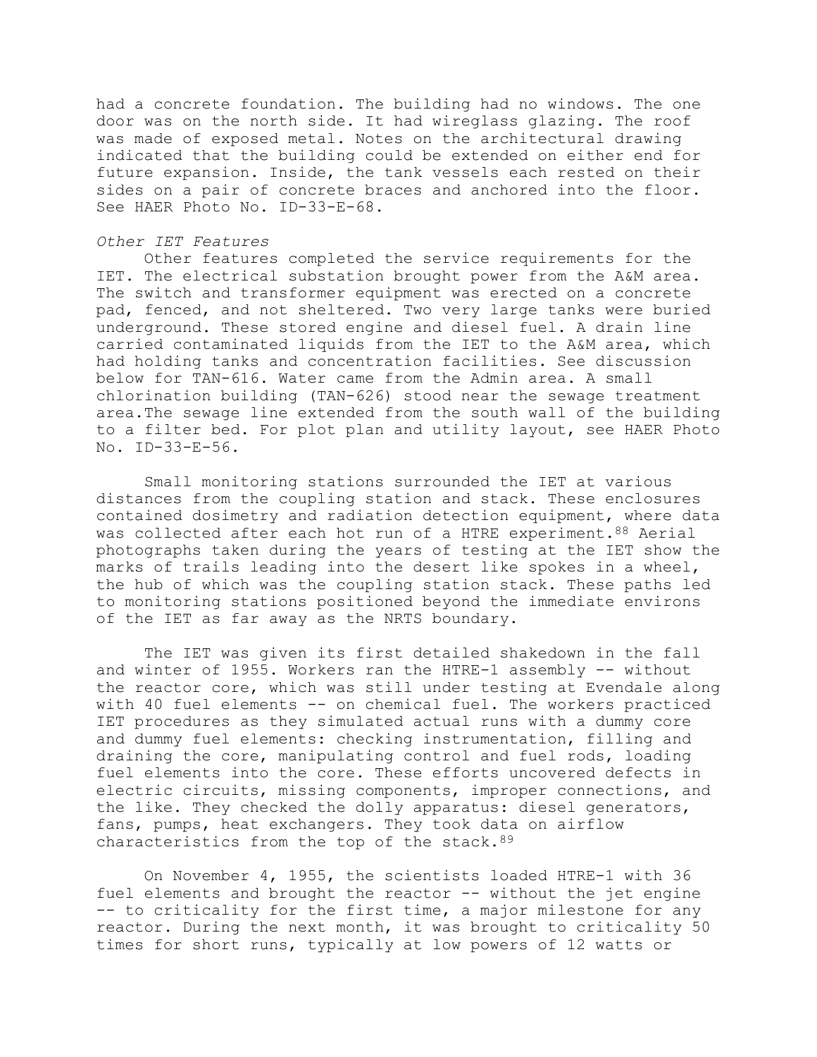had a concrete foundation. The building had no windows. The one door was on the north side. It had wireglass glazing. The roof was made of exposed metal. Notes on the architectural drawing indicated that the building could be extended on either end for future expansion. Inside, the tank vessels each rested on their sides on a pair of concrete braces and anchored into the floor. See HAER Photo No. ID-33-E-68.

*Other IET Features*

Other features completed the service requirements for the IET. The electrical substation brought power from the A&M area. The switch and transformer equipment was erected on a concrete pad, fenced, and not sheltered. Two very large tanks were buried underground. These stored engine and diesel fuel. A drain line carried contaminated liquids from the IET to the A&M area, which had holding tanks and concentration facilities. See discussion below for TAN-616. Water came from the Admin area. A small chlorination building (TAN-626) stood near the sewage treatment area.The sewage line extended from the south wall of the building to a filter bed. For plot plan and utility layout, see HAER Photo No. ID-33-E-56.

Small monitoring stations surrounded the IET at various distances from the coupling station and stack. These enclosures contained dosimetry and radiation detection equipment, where data was collected after each hot run of a HTRE experiment.[88] Aerial photographs taken during the years of testing at the IET show the marks of trails leading into the desert like spokes in a wheel, the hub of which was the coupling station stack. These paths led to monitoring stations positioned beyond the immediate environs of the IET as far away as the NRTS boundary.

The IET was given its first detailed shakedown in the fall and winter of 1955. Workers ran the HTRE-1 assembly -- without the reactor core, which was still under testing at Evendale along with 40 fuel elements -- on chemical fuel. The workers practiced IET procedures as they simulated actual runs with a dummy core and dummy fuel elements: checking instrumentation, filling and draining the core, manipulating control and fuel rods, loading fuel elements into the core. These efforts uncovered defects in electric circuits, missing components, improper connections, and the like. They checked the dolly apparatus: diesel generators, fans, pumps, heat exchangers. They took data on airflow characteristics from the top of the stack.[89]

On November 4, 1955, the scientists loaded HTRE-1 with 36 fuel elements and brought the reactor -- without the jet engine -- to criticality for the first time, a major milestone for any reactor. During the next month, it was brought to criticality 50 times for short runs, typically at low powers of 12 watts or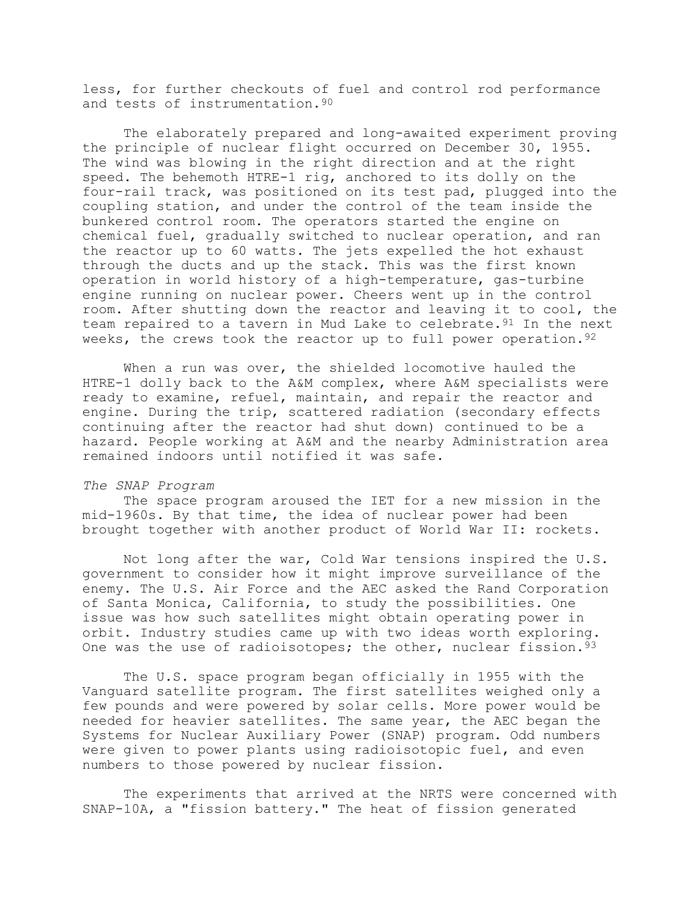less, for further checkouts of fuel and control rod performance and tests of instrumentation.[90]

The elaborately prepared and long-awaited experiment proving the principle of nuclear flight occurred on December 30, 1955. The wind was blowing in the right direction and at the right speed. The behemoth HTRE-1 rig, anchored to its dolly on the four-rail track, was positioned on its test pad, plugged into the coupling station, and under the control of the team inside the bunkered control room. The operators started the engine on chemical fuel, gradually switched to nuclear operation, and ran the reactor up to 60 watts. The jets expelled the hot exhaust through the ducts and up the stack. This was the first known operation in world history of a high-temperature, gas-turbine engine running on nuclear power. Cheers went up in the control room. After shutting down the reactor and leaving it to cool, the team repaired to a tavern in Mud Lake to celebrate.[91] In the next weeks, the crews took the reactor up to full power operation.[92]

When a run was over, the shielded locomotive hauled the HTRE-1 dolly back to the A&M complex, where A&M specialists were ready to examine, refuel, maintain, and repair the reactor and engine. During the trip, scattered radiation (secondary effects continuing after the reactor had shut down) continued to be a hazard. People working at A&M and the nearby Administration area remained indoors until notified it was safe.

*The SNAP Program*

The space program aroused the IET for a new mission in the mid-1960s. By that time, the idea of nuclear power had been brought together with another product of World War II: rockets.

Not long after the war, Cold War tensions inspired the U.S. government to consider how it might improve surveillance of the enemy. The U.S. Air Force and the AEC asked the Rand Corporation of Santa Monica, California, to study the possibilities. One issue was how such satellites might obtain operating power in orbit. Industry studies came up with two ideas worth exploring. One was the use of radioisotopes; the other, nuclear fission.[93]

The U.S. space program began officially in 1955 with the Vanguard satellite program. The first satellites weighed only a few pounds and were powered by solar cells. More power would be needed for heavier satellites. The same year, the AEC began the Systems for Nuclear Auxiliary Power (SNAP) program. Odd numbers were given to power plants using radioisotopic fuel, and even numbers to those powered by nuclear fission.

The experiments that arrived at the NRTS were concerned with SNAP-10A, a "fission battery." The heat of fission generated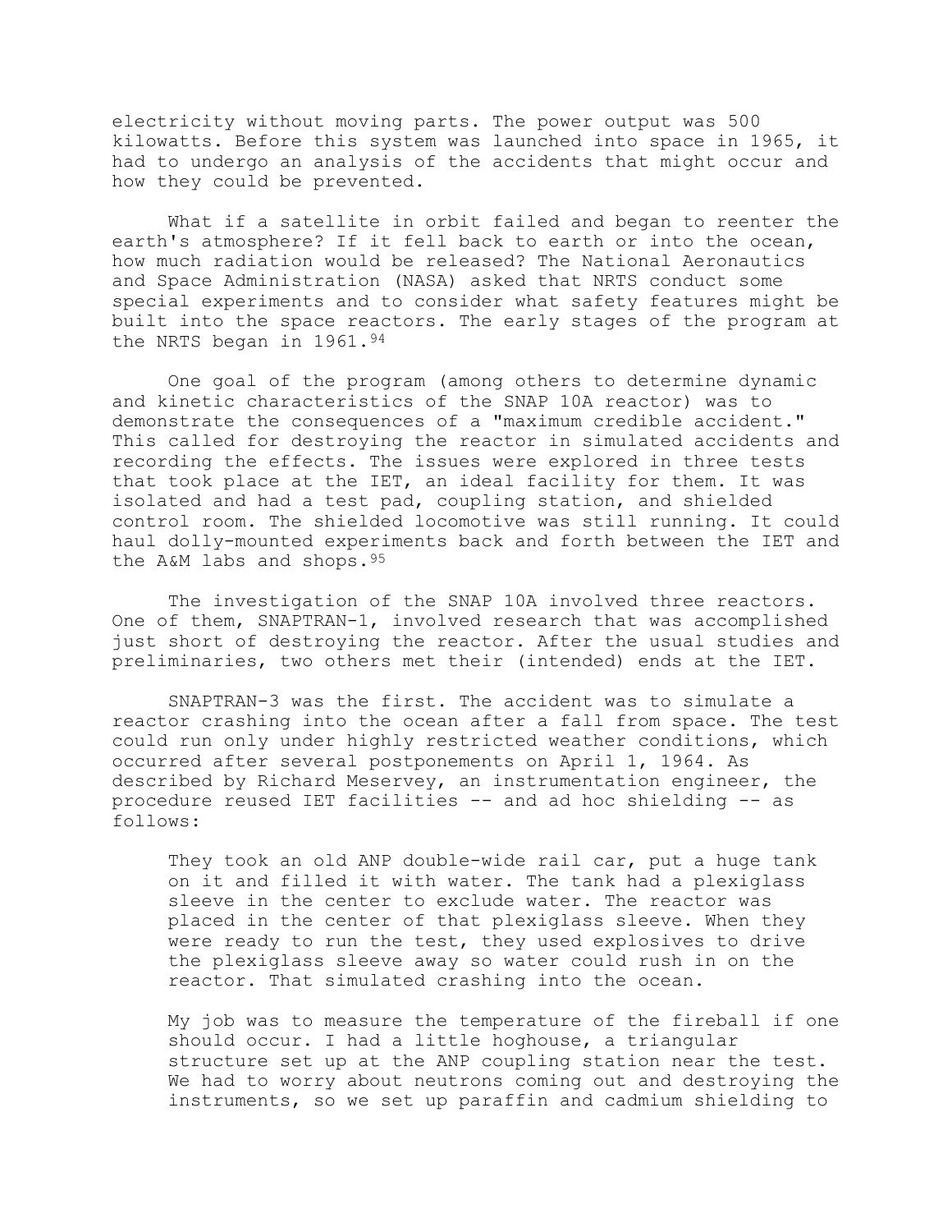electricity without moving parts. The power output was 500 kilowatts. Before this system was launched into space in 1965, it had to undergo an analysis of the accidents that might occur and how they could be prevented.

What if a satellite in orbit failed and began to reenter the earth's atmosphere? If it fell back to earth or into the ocean, how much radiation would be released? The National Aeronautics and Space Administration (NASA) asked that NRTS conduct some special experiments and to consider what safety features might be built into the space reactors. The early stages of the program at the NRTS began in 1961.[94]

One goal of the program (among others to determine dynamic and kinetic characteristics of the SNAP 10A reactor) was to demonstrate the consequences of a "maximum credible accident." This called for destroying the reactor in simulated accidents and recording the effects. The issues were explored in three tests that took place at the IET, an ideal facility for them. It was isolated and had a test pad, coupling station, and shielded control room. The shielded locomotive was still running. It could haul dolly-mounted experiments back and forth between the IET and the A&M labs and shops.[95]

The investigation of the SNAP 10A involved three reactors. One of them, SNAPTRAN-1, involved research that was accomplished just short of destroying the reactor. After the usual studies and preliminaries, two others met their (intended) ends at the IET.

SNAPTRAN-3 was the first. The accident was to simulate a reactor crashing into the ocean after a fall from space. The test could run only under highly restricted weather conditions, which occurred after several postponements on April 1, 1964. As described by Richard Meservey, an instrumentation engineer, the procedure reused IET facilities -- and ad hoc shielding -- as follows:

> They took an old ANP double-wide rail car, put a huge tank on it and filled it with water. The tank had a plexiglass sleeve in the center to exclude water. The reactor was placed in the center of that plexiglass sleeve. When they were ready to run the test, they used explosives to drive the plexiglass sleeve away so water could rush in on the reactor. That simulated crashing into the ocean.
>
> My job was to measure the temperature of the fireball if one should occur. I had a little hoghouse, a triangular structure set up at the ANP coupling station near the test. We had to worry about neutrons coming out and destroying the instruments, so we set up paraffin and cadmium shielding to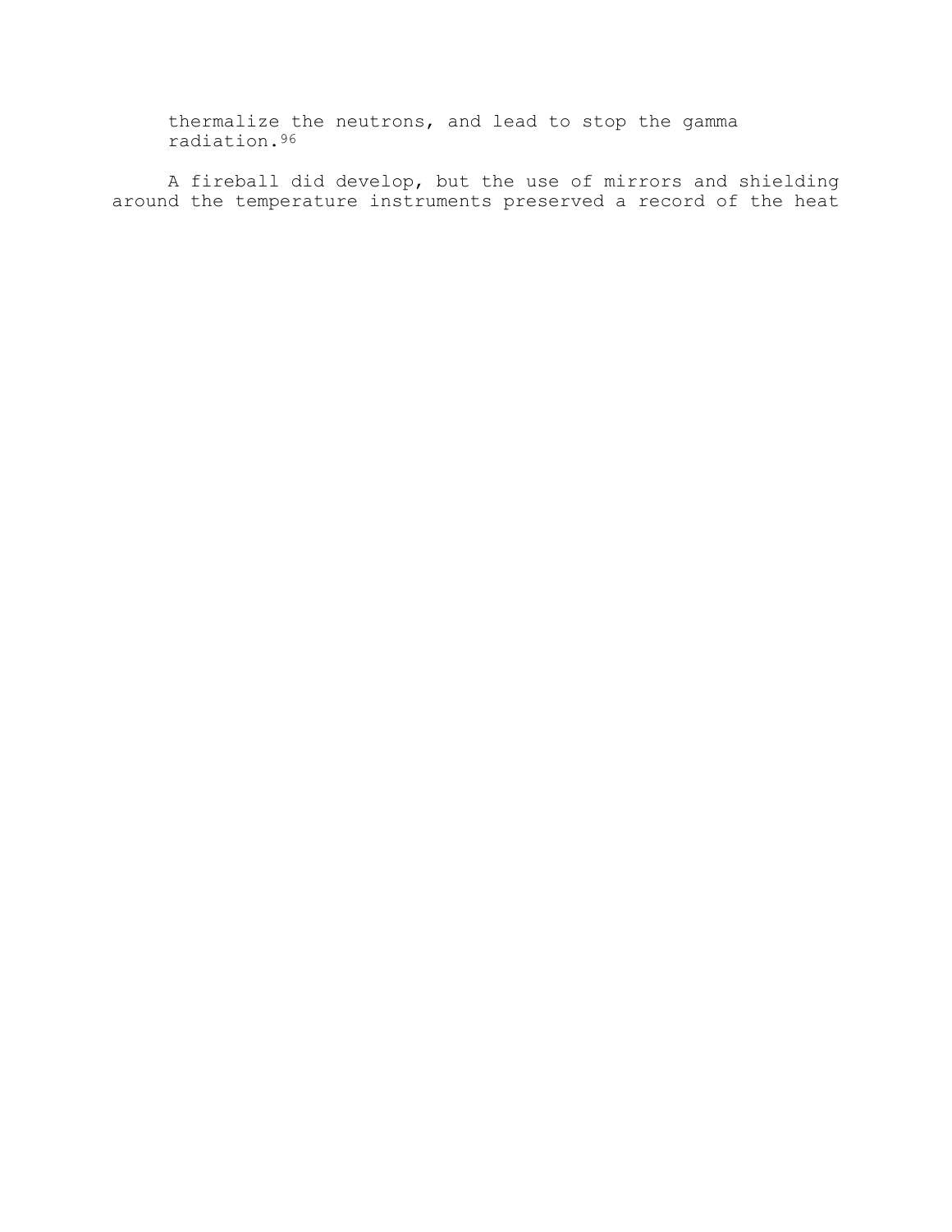thermalize the neutrons, and lead to stop the gamma radiation.[96]

A fireball did develop, but the use of mirrors and shielding around the temperature instruments preserved a record of the heat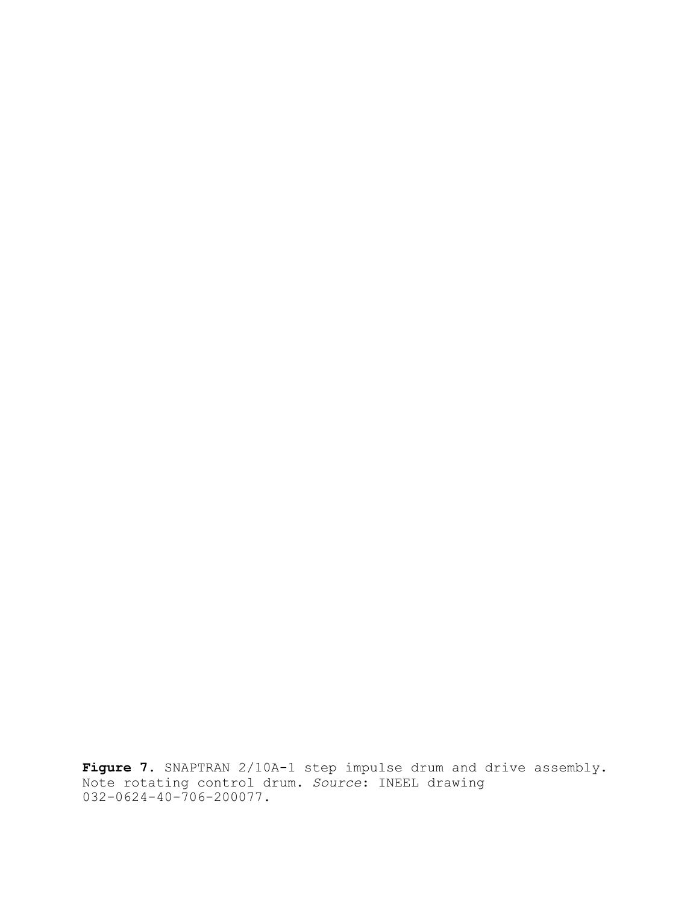**Figure 7.** SNAPTRAN 2/10A-1 step impulse drum and drive assembly. Note rotating control drum. *Source*: INEEL drawing 032-0624-40-706-200077.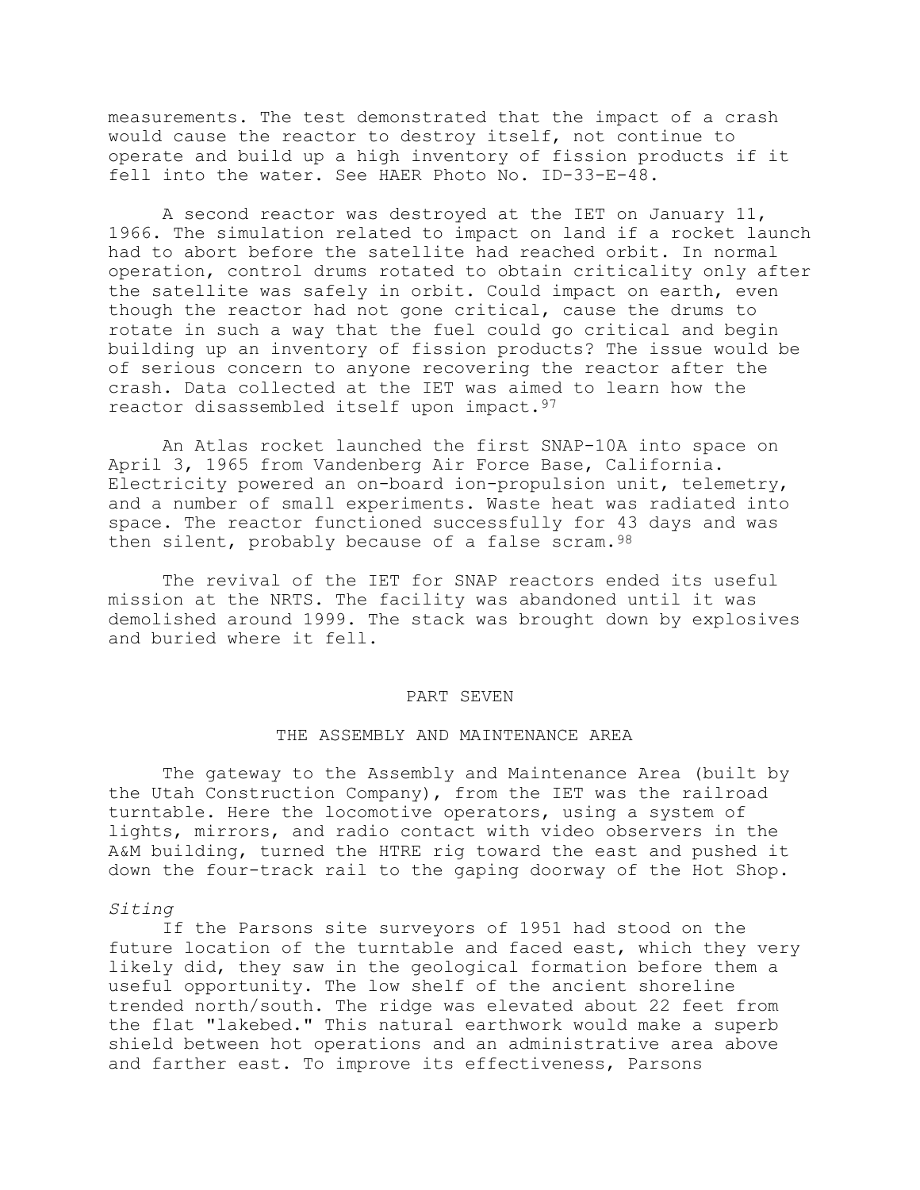measurements. The test demonstrated that the impact of a crash would cause the reactor to destroy itself, not continue to operate and build up a high inventory of fission products if it fell into the water. See HAER Photo No. ID-33-E-48.

A second reactor was destroyed at the IET on January 11, 1966. The simulation related to impact on land if a rocket launch had to abort before the satellite had reached orbit. In normal operation, control drums rotated to obtain criticality only after the satellite was safely in orbit. Could impact on earth, even though the reactor had not gone critical, cause the drums to rotate in such a way that the fuel could go critical and begin building up an inventory of fission products? The issue would be of serious concern to anyone recovering the reactor after the crash. Data collected at the IET was aimed to learn how the reactor disassembled itself upon impact.[97]

An Atlas rocket launched the first SNAP-10A into space on April 3, 1965 from Vandenberg Air Force Base, California. Electricity powered an on-board ion-propulsion unit, telemetry, and a number of small experiments. Waste heat was radiated into space. The reactor functioned successfully for 43 days and was then silent, probably because of a false scram.[98]

The revival of the IET for SNAP reactors ended its useful mission at the NRTS. The facility was abandoned until it was demolished around 1999. The stack was brought down by explosives and buried where it fell.

## PART SEVEN

## THE ASSEMBLY AND MAINTENANCE AREA

The gateway to the Assembly and Maintenance Area (built by the Utah Construction Company), from the IET was the railroad turntable. Here the locomotive operators, using a system of lights, mirrors, and radio contact with video observers in the A&M building, turned the HTRE rig toward the east and pushed it down the four-track rail to the gaping doorway of the Hot Shop.

*Siting*

If the Parsons site surveyors of 1951 had stood on the future location of the turntable and faced east, which they very likely did, they saw in the geological formation before them a useful opportunity. The low shelf of the ancient shoreline trended north/south. The ridge was elevated about 22 feet from the flat "lakebed." This natural earthwork would make a superb shield between hot operations and an administrative area above and farther east. To improve its effectiveness, Parsons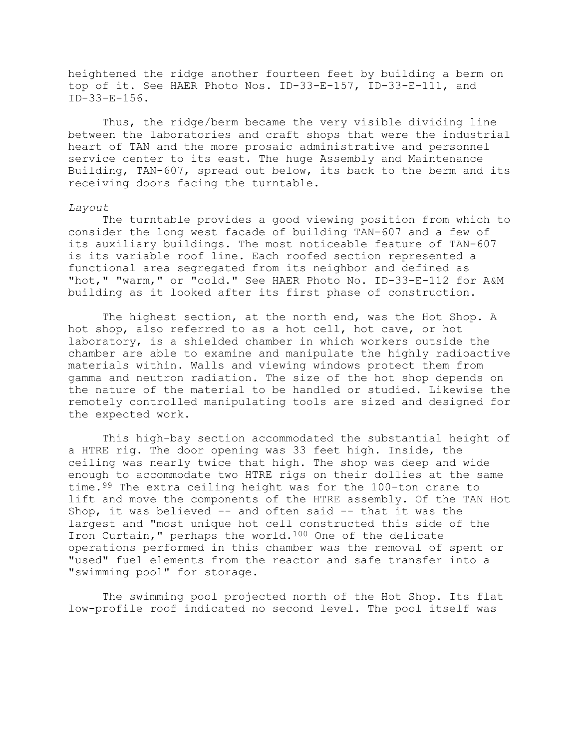heightened the ridge another fourteen feet by building a berm on top of it. See HAER Photo Nos. ID-33-E-157, ID-33-E-111, and ID-33-E-156.

Thus, the ridge/berm became the very visible dividing line between the laboratories and craft shops that were the industrial heart of TAN and the more prosaic administrative and personnel service center to its east. The huge Assembly and Maintenance Building, TAN-607, spread out below, its back to the berm and its receiving doors facing the turntable.

*Layout*

The turntable provides a good viewing position from which to consider the long west facade of building TAN-607 and a few of its auxiliary buildings. The most noticeable feature of TAN-607 is its variable roof line. Each roofed section represented a functional area segregated from its neighbor and defined as "hot," "warm," or "cold." See HAER Photo No. ID-33-E-112 for A&M building as it looked after its first phase of construction.

The highest section, at the north end, was the Hot Shop. A hot shop, also referred to as a hot cell, hot cave, or hot laboratory, is a shielded chamber in which workers outside the chamber are able to examine and manipulate the highly radioactive materials within. Walls and viewing windows protect them from gamma and neutron radiation. The size of the hot shop depends on the nature of the material to be handled or studied. Likewise the remotely controlled manipulating tools are sized and designed for the expected work.

This high-bay section accommodated the substantial height of a HTRE rig. The door opening was 33 feet high. Inside, the ceiling was nearly twice that high. The shop was deep and wide enough to accommodate two HTRE rigs on their dollies at the same time.[99] The extra ceiling height was for the 100-ton crane to lift and move the components of the HTRE assembly. Of the TAN Hot Shop, it was believed -- and often said -- that it was the largest and "most unique hot cell constructed this side of the Iron Curtain," perhaps the world.[100] One of the delicate operations performed in this chamber was the removal of spent or "used" fuel elements from the reactor and safe transfer into a "swimming pool" for storage.

The swimming pool projected north of the Hot Shop. Its flat low-profile roof indicated no second level. The pool itself was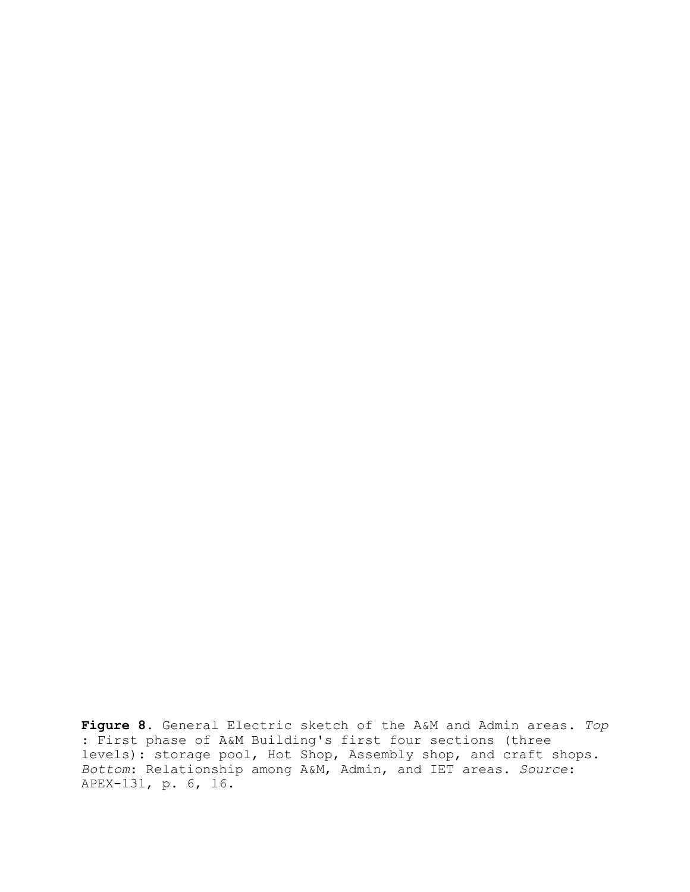**Figure 8**. General Electric sketch of the A&M and Admin areas. *Top* : First phase of A&M Building's first four sections (three levels): storage pool, Hot Shop, Assembly shop, and craft shops. *Bottom*: Relationship among A&M, Admin, and IET areas. *Source*: APEX-131, p. 6, 16.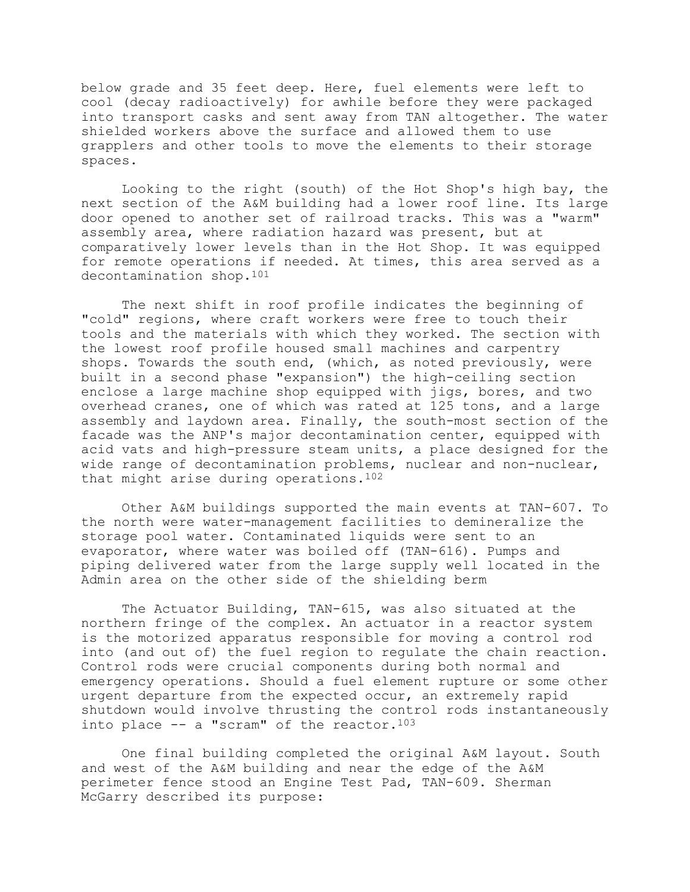below grade and 35 feet deep. Here, fuel elements were left to cool (decay radioactively) for awhile before they were packaged into transport casks and sent away from TAN altogether. The water shielded workers above the surface and allowed them to use grapplers and other tools to move the elements to their storage spaces.

Looking to the right (south) of the Hot Shop's high bay, the next section of the A&M building had a lower roof line. Its large door opened to another set of railroad tracks. This was a "warm" assembly area, where radiation hazard was present, but at comparatively lower levels than in the Hot Shop. It was equipped for remote operations if needed. At times, this area served as a decontamination shop.[101]

The next shift in roof profile indicates the beginning of "cold" regions, where craft workers were free to touch their tools and the materials with which they worked. The section with the lowest roof profile housed small machines and carpentry shops. Towards the south end, (which, as noted previously, were built in a second phase "expansion") the high-ceiling section enclose a large machine shop equipped with jigs, bores, and two overhead cranes, one of which was rated at 125 tons, and a large assembly and laydown area. Finally, the south-most section of the facade was the ANP's major decontamination center, equipped with acid vats and high-pressure steam units, a place designed for the wide range of decontamination problems, nuclear and non-nuclear, that might arise during operations.[102]

Other A&M buildings supported the main events at TAN-607. To the north were water-management facilities to demineralize the storage pool water. Contaminated liquids were sent to an evaporator, where water was boiled off (TAN-616). Pumps and piping delivered water from the large supply well located in the Admin area on the other side of the shielding berm

The Actuator Building, TAN-615, was also situated at the northern fringe of the complex. An actuator in a reactor system is the motorized apparatus responsible for moving a control rod into (and out of) the fuel region to regulate the chain reaction. Control rods were crucial components during both normal and emergency operations. Should a fuel element rupture or some other urgent departure from the expected occur, an extremely rapid shutdown would involve thrusting the control rods instantaneously into place -- a "scram" of the reactor.[103]

One final building completed the original A&M layout. South and west of the A&M building and near the edge of the A&M perimeter fence stood an Engine Test Pad, TAN-609. Sherman McGarry described its purpose: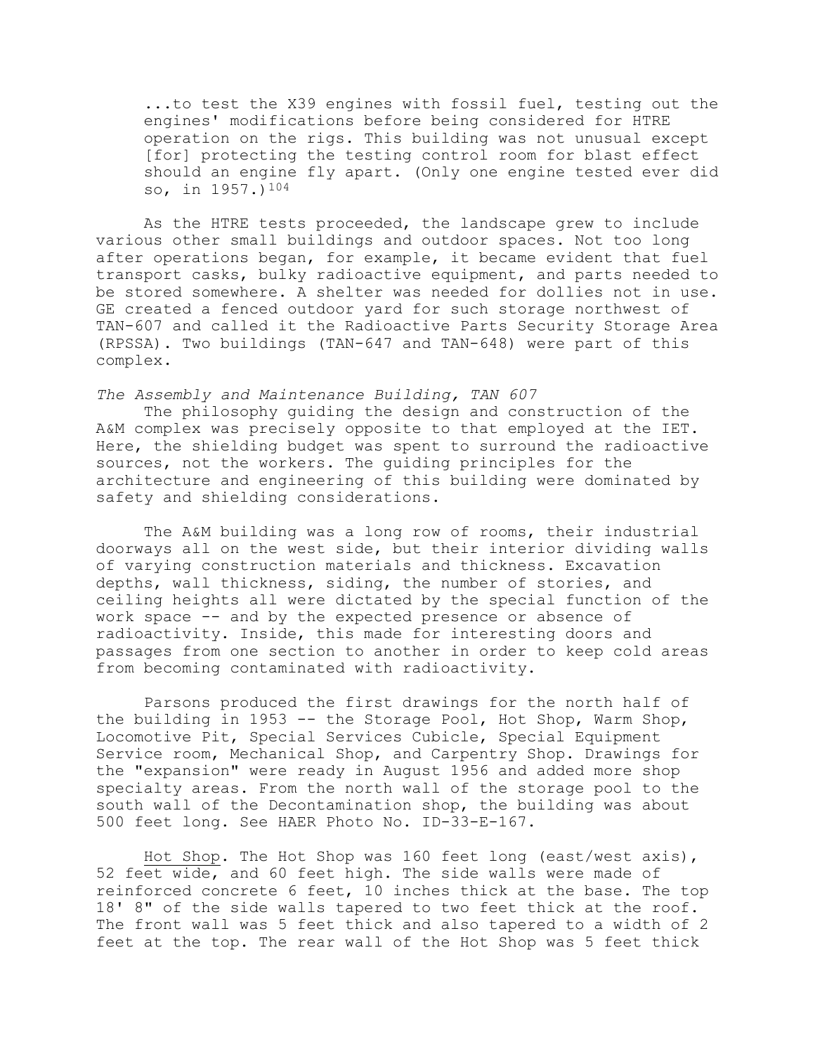> ...to test the X39 engines with fossil fuel, testing out the engines' modifications before being considered for HTRE operation on the rigs. This building was not unusual except [for] protecting the testing control room for blast effect should an engine fly apart. (Only one engine tested ever did so, in 1957.)[104]

As the HTRE tests proceeded, the landscape grew to include various other small buildings and outdoor spaces. Not too long after operations began, for example, it became evident that fuel transport casks, bulky radioactive equipment, and parts needed to be stored somewhere. A shelter was needed for dollies not in use. GE created a fenced outdoor yard for such storage northwest of TAN-607 and called it the Radioactive Parts Security Storage Area (RPSSA). Two buildings (TAN-647 and TAN-648) were part of this complex.

*The Assembly and Maintenance Building, TAN 607*

The philosophy guiding the design and construction of the A&M complex was precisely opposite to that employed at the IET. Here, the shielding budget was spent to surround the radioactive sources, not the workers. The guiding principles for the architecture and engineering of this building were dominated by safety and shielding considerations.

The A&M building was a long row of rooms, their industrial doorways all on the west side, but their interior dividing walls of varying construction materials and thickness. Excavation depths, wall thickness, siding, the number of stories, and ceiling heights all were dictated by the special function of the work space -- and by the expected presence or absence of radioactivity. Inside, this made for interesting doors and passages from one section to another in order to keep cold areas from becoming contaminated with radioactivity.

Parsons produced the first drawings for the north half of the building in 1953 -- the Storage Pool, Hot Shop, Warm Shop, Locomotive Pit, Special Services Cubicle, Special Equipment Service room, Mechanical Shop, and Carpentry Shop. Drawings for the "expansion" were ready in August 1956 and added more shop specialty areas. From the north wall of the storage pool to the south wall of the Decontamination shop, the building was about 500 feet long. See HAER Photo No. ID-33-E-167.

Hot Shop. The Hot Shop was 160 feet long (east/west axis), 52 feet wide, and 60 feet high. The side walls were made of reinforced concrete 6 feet, 10 inches thick at the base. The top 18' 8" of the side walls tapered to two feet thick at the roof. The front wall was 5 feet thick and also tapered to a width of 2 feet at the top. The rear wall of the Hot Shop was 5 feet thick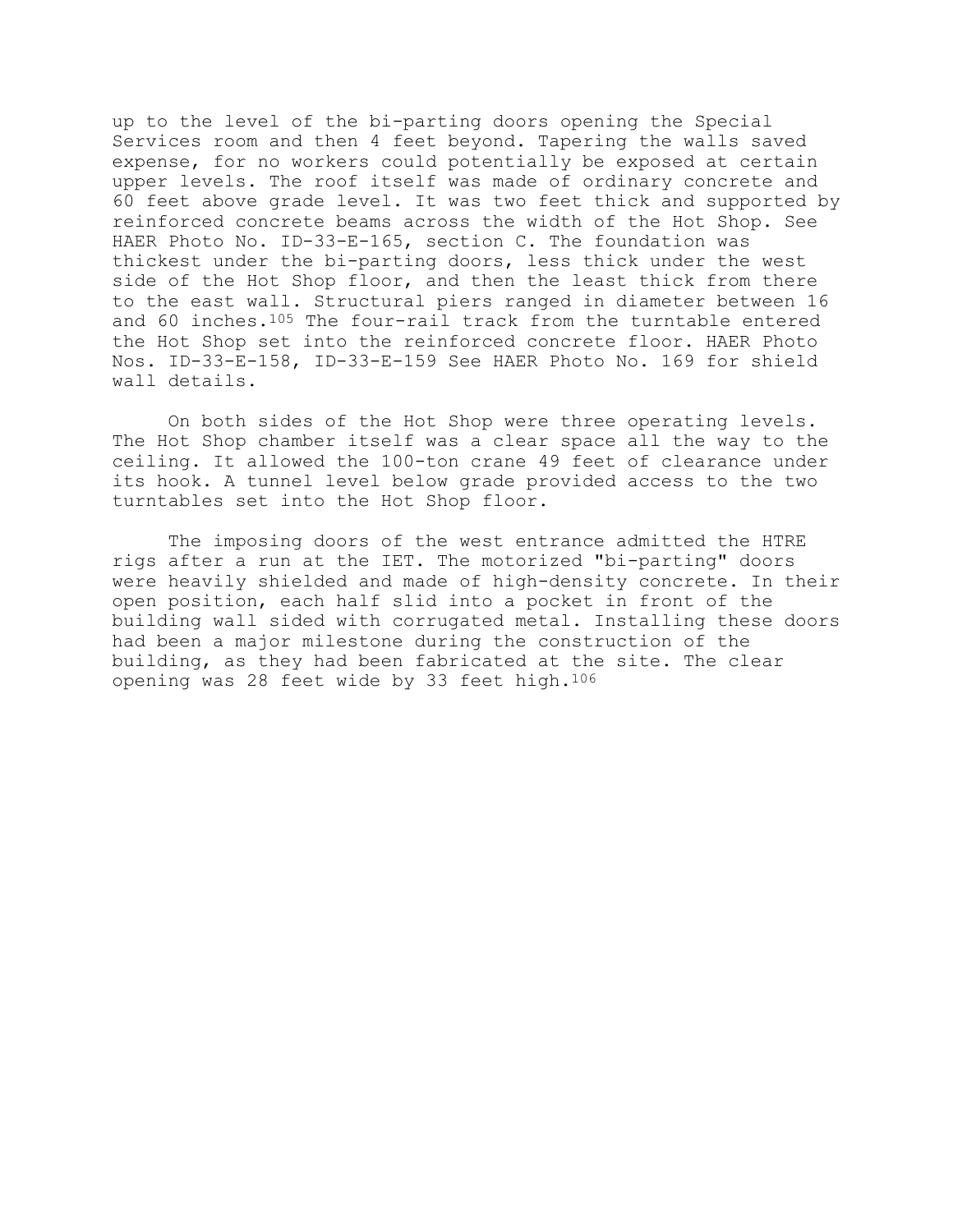up to the level of the bi-parting doors opening the Special Services room and then 4 feet beyond. Tapering the walls saved expense, for no workers could potentially be exposed at certain upper levels. The roof itself was made of ordinary concrete and 60 feet above grade level. It was two feet thick and supported by reinforced concrete beams across the width of the Hot Shop. See HAER Photo No. ID-33-E-165, section C. The foundation was thickest under the bi-parting doors, less thick under the west side of the Hot Shop floor, and then the least thick from there to the east wall. Structural piers ranged in diameter between 16 and 60 inches.[105] The four-rail track from the turntable entered the Hot Shop set into the reinforced concrete floor. HAER Photo Nos. ID-33-E-158, ID-33-E-159 See HAER Photo No. 169 for shield wall details.

On both sides of the Hot Shop were three operating levels. The Hot Shop chamber itself was a clear space all the way to the ceiling. It allowed the 100-ton crane 49 feet of clearance under its hook. A tunnel level below grade provided access to the two turntables set into the Hot Shop floor.

The imposing doors of the west entrance admitted the HTRE rigs after a run at the IET. The motorized "bi-parting" doors were heavily shielded and made of high-density concrete. In their open position, each half slid into a pocket in front of the building wall sided with corrugated metal. Installing these doors had been a major milestone during the construction of the building, as they had been fabricated at the site. The clear opening was 28 feet wide by 33 feet high.[106]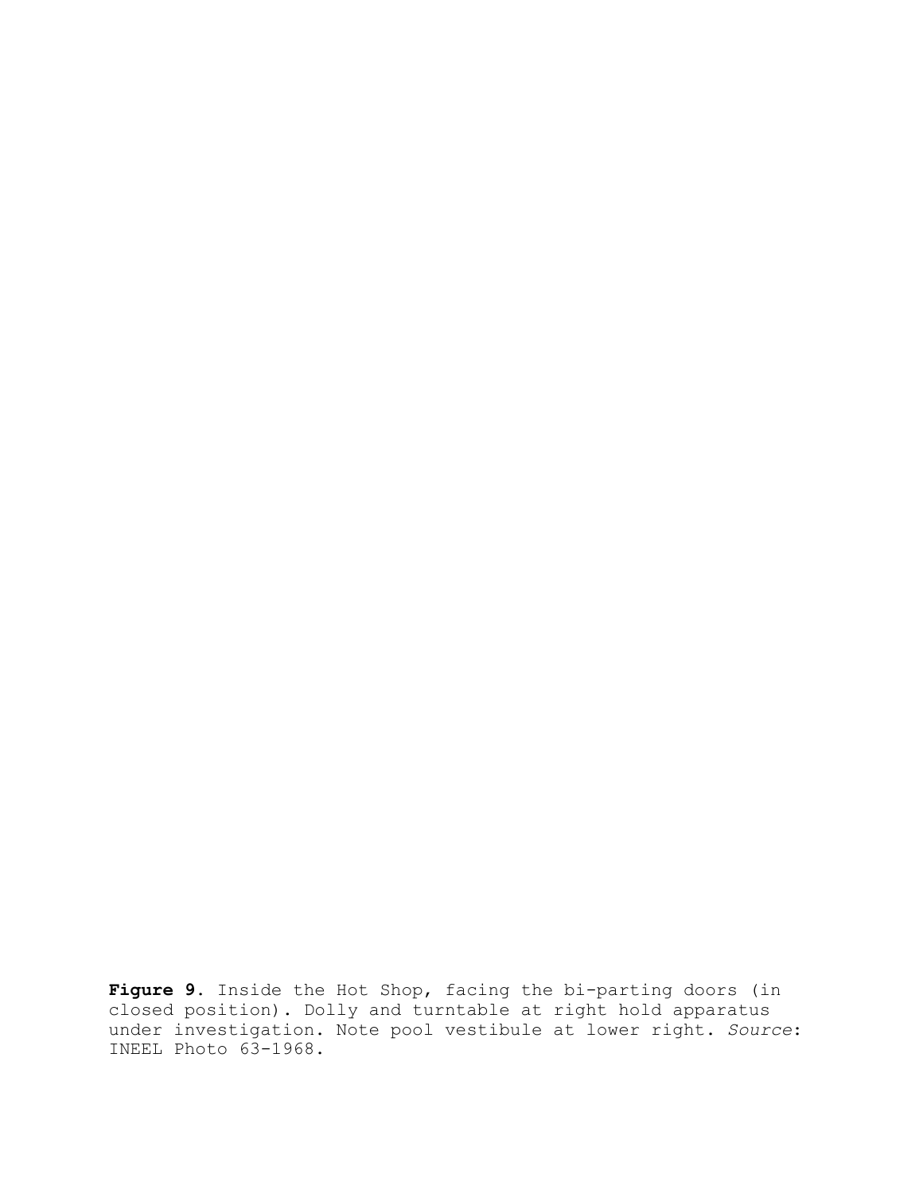**Figure 9**. Inside the Hot Shop, facing the bi-parting doors (in closed position). Dolly and turntable at right hold apparatus under investigation. Note pool vestibule at lower right. *Source*: INEEL Photo 63-1968.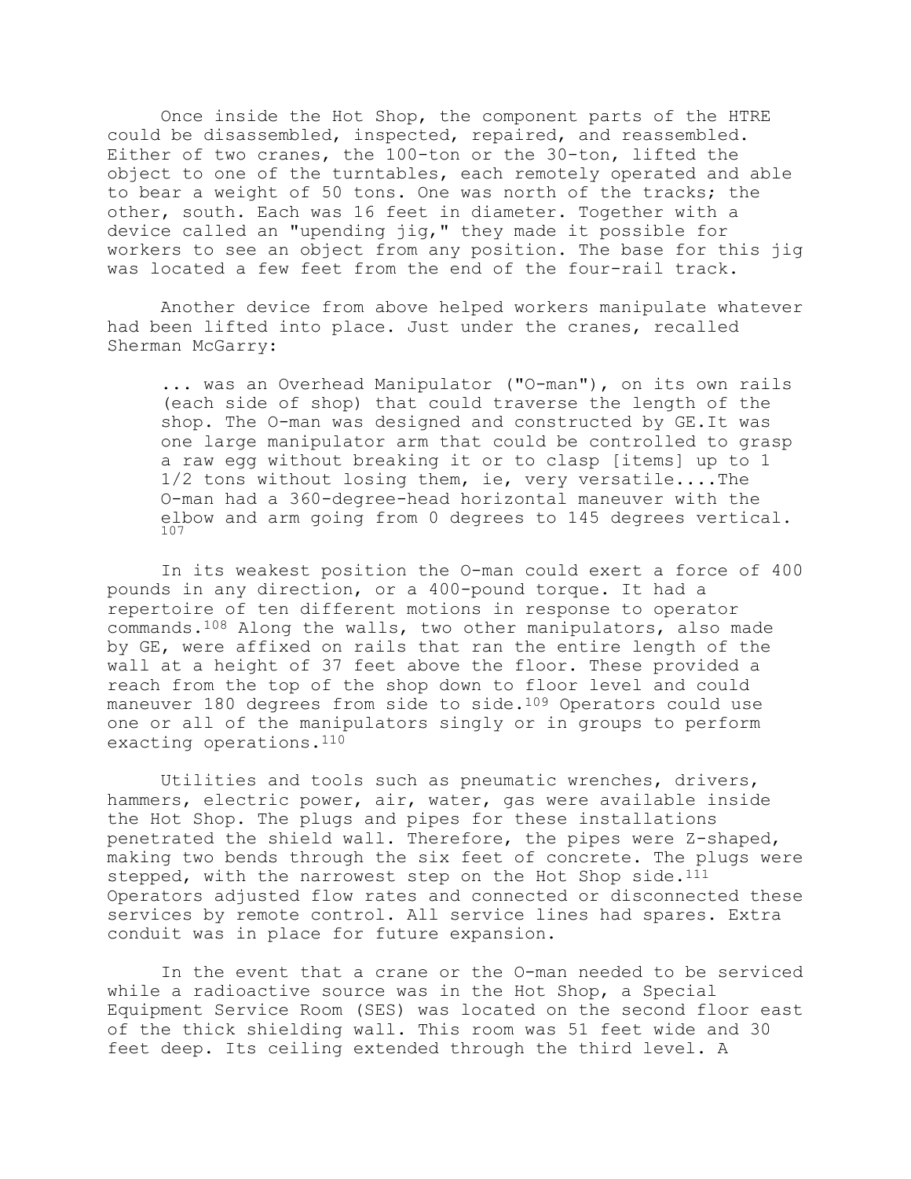Once inside the Hot Shop, the component parts of the HTRE could be disassembled, inspected, repaired, and reassembled. Either of two cranes, the 100-ton or the 30-ton, lifted the object to one of the turntables, each remotely operated and able to bear a weight of 50 tons. One was north of the tracks; the other, south. Each was 16 feet in diameter. Together with a device called an "upending jig," they made it possible for workers to see an object from any position. The base for this jig was located a few feet from the end of the four-rail track.

Another device from above helped workers manipulate whatever had been lifted into place. Just under the cranes, recalled Sherman McGarry:

> ... was an Overhead Manipulator ("O-man"), on its own rails (each side of shop) that could traverse the length of the shop. The O-man was designed and constructed by GE.It was one large manipulator arm that could be controlled to grasp a raw egg without breaking it or to clasp [items] up to 1 1/2 tons without losing them, ie, very versatile....The O-man had a 360-degree-head horizontal maneuver with the elbow and arm going from 0 degrees to 145 degrees vertical.[107]

In its weakest position the O-man could exert a force of 400 pounds in any direction, or a 400-pound torque. It had a repertoire of ten different motions in response to operator commands.[108] Along the walls, two other manipulators, also made by GE, were affixed on rails that ran the entire length of the wall at a height of 37 feet above the floor. These provided a reach from the top of the shop down to floor level and could maneuver 180 degrees from side to side.[109] Operators could use one or all of the manipulators singly or in groups to perform exacting operations.[110]

Utilities and tools such as pneumatic wrenches, drivers, hammers, electric power, air, water, gas were available inside the Hot Shop. The plugs and pipes for these installations penetrated the shield wall. Therefore, the pipes were Z-shaped, making two bends through the six feet of concrete. The plugs were stepped, with the narrowest step on the Hot Shop side.[111] Operators adjusted flow rates and connected or disconnected these services by remote control. All service lines had spares. Extra conduit was in place for future expansion.

In the event that a crane or the O-man needed to be serviced while a radioactive source was in the Hot Shop, a Special Equipment Service Room (SES) was located on the second floor east of the thick shielding wall. This room was 51 feet wide and 30 feet deep. Its ceiling extended through the third level. A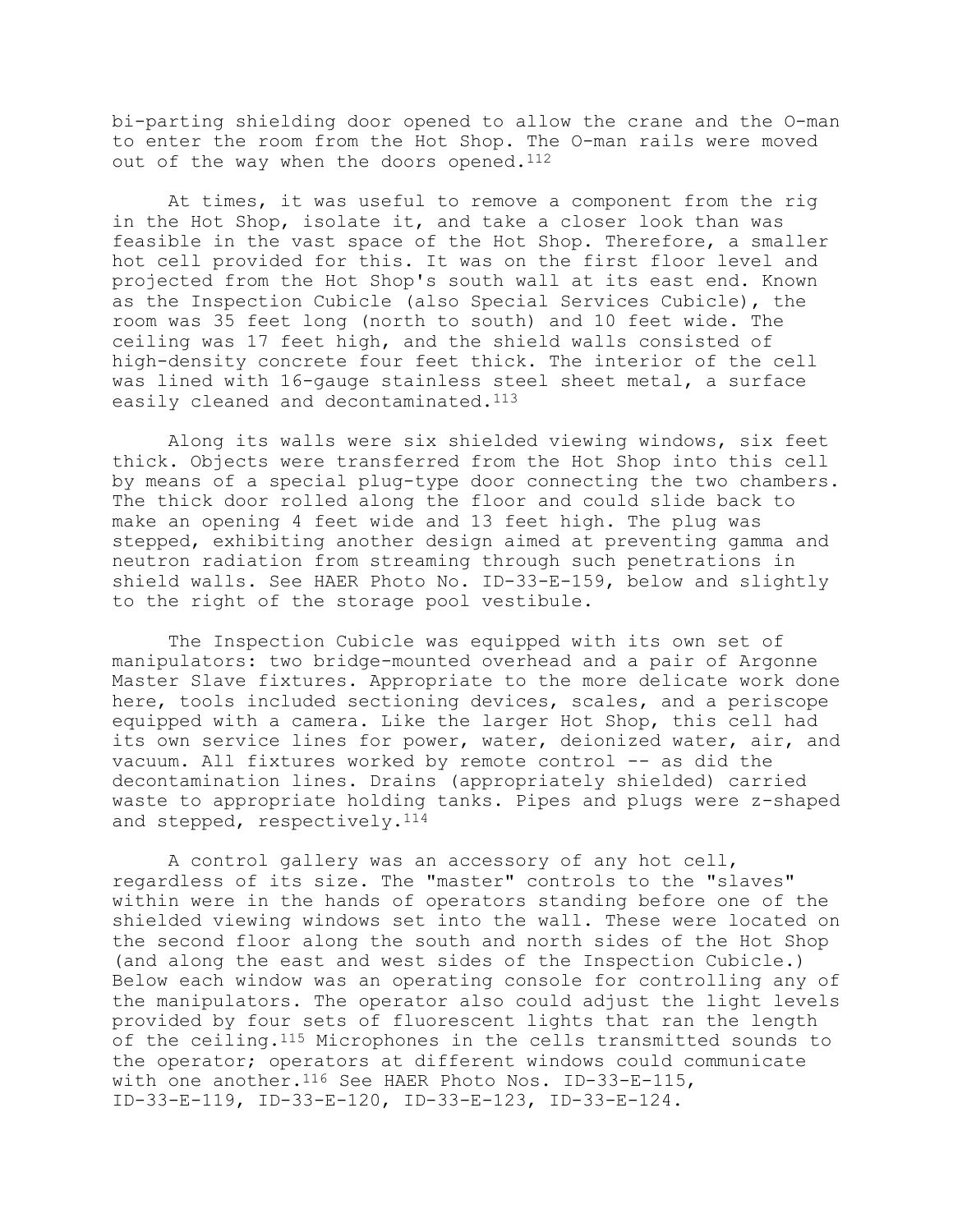bi-parting shielding door opened to allow the crane and the O-man to enter the room from the Hot Shop. The O-man rails were moved out of the way when the doors opened.[112]

At times, it was useful to remove a component from the rig in the Hot Shop, isolate it, and take a closer look than was feasible in the vast space of the Hot Shop. Therefore, a smaller hot cell provided for this. It was on the first floor level and projected from the Hot Shop's south wall at its east end. Known as the Inspection Cubicle (also Special Services Cubicle), the room was 35 feet long (north to south) and 10 feet wide. The ceiling was 17 feet high, and the shield walls consisted of high-density concrete four feet thick. The interior of the cell was lined with 16-gauge stainless steel sheet metal, a surface easily cleaned and decontaminated.[113]

Along its walls were six shielded viewing windows, six feet thick. Objects were transferred from the Hot Shop into this cell by means of a special plug-type door connecting the two chambers. The thick door rolled along the floor and could slide back to make an opening 4 feet wide and 13 feet high. The plug was stepped, exhibiting another design aimed at preventing gamma and neutron radiation from streaming through such penetrations in shield walls. See HAER Photo No. ID-33-E-159, below and slightly to the right of the storage pool vestibule.

The Inspection Cubicle was equipped with its own set of manipulators: two bridge-mounted overhead and a pair of Argonne Master Slave fixtures. Appropriate to the more delicate work done here, tools included sectioning devices, scales, and a periscope equipped with a camera. Like the larger Hot Shop, this cell had its own service lines for power, water, deionized water, air, and vacuum. All fixtures worked by remote control -- as did the decontamination lines. Drains (appropriately shielded) carried waste to appropriate holding tanks. Pipes and plugs were z-shaped and stepped, respectively.[114]

A control gallery was an accessory of any hot cell, regardless of its size. The "master" controls to the "slaves" within were in the hands of operators standing before one of the shielded viewing windows set into the wall. These were located on the second floor along the south and north sides of the Hot Shop (and along the east and west sides of the Inspection Cubicle.) Below each window was an operating console for controlling any of the manipulators. The operator also could adjust the light levels provided by four sets of fluorescent lights that ran the length of the ceiling.[115] Microphones in the cells transmitted sounds to the operator; operators at different windows could communicate with one another.[116] See HAER Photo Nos. ID-33-E-115, ID-33-E-119, ID-33-E-120, ID-33-E-123, ID-33-E-124.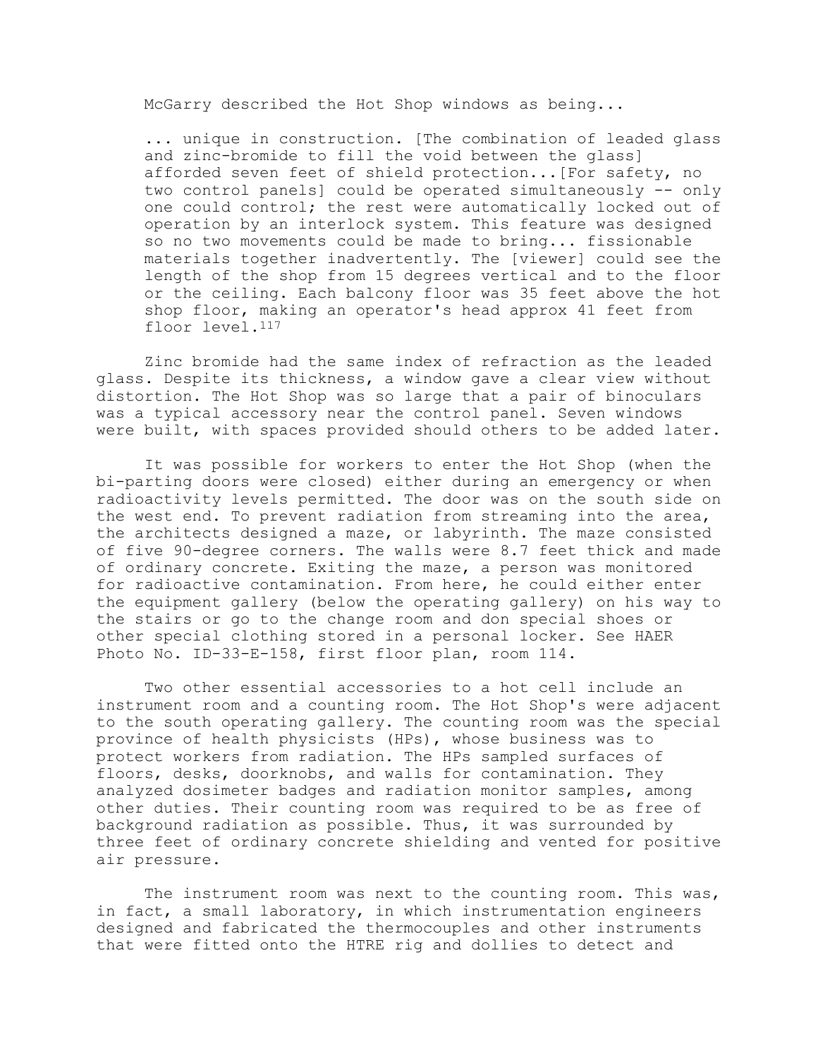McGarry described the Hot Shop windows as being...

> ... unique in construction. [The combination of leaded glass and zinc-bromide to fill the void between the glass] afforded seven feet of shield protection...[For safety, no two control panels] could be operated simultaneously -- only one could control; the rest were automatically locked out of operation by an interlock system. This feature was designed so no two movements could be made to bring... fissionable materials together inadvertently. The [viewer] could see the length of the shop from 15 degrees vertical and to the floor or the ceiling. Each balcony floor was 35 feet above the hot shop floor, making an operator's head approx 41 feet from floor level.[117]

Zinc bromide had the same index of refraction as the leaded glass. Despite its thickness, a window gave a clear view without distortion. The Hot Shop was so large that a pair of binoculars was a typical accessory near the control panel. Seven windows were built, with spaces provided should others to be added later.

It was possible for workers to enter the Hot Shop (when the bi-parting doors were closed) either during an emergency or when radioactivity levels permitted. The door was on the south side on the west end. To prevent radiation from streaming into the area, the architects designed a maze, or labyrinth. The maze consisted of five 90-degree corners. The walls were 8.7 feet thick and made of ordinary concrete. Exiting the maze, a person was monitored for radioactive contamination. From here, he could either enter the equipment gallery (below the operating gallery) on his way to the stairs or go to the change room and don special shoes or other special clothing stored in a personal locker. See HAER Photo No. ID-33-E-158, first floor plan, room 114.

Two other essential accessories to a hot cell include an instrument room and a counting room. The Hot Shop's were adjacent to the south operating gallery. The counting room was the special province of health physicists (HPs), whose business was to protect workers from radiation. The HPs sampled surfaces of floors, desks, doorknobs, and walls for contamination. They analyzed dosimeter badges and radiation monitor samples, among other duties. Their counting room was required to be as free of background radiation as possible. Thus, it was surrounded by three feet of ordinary concrete shielding and vented for positive air pressure.

The instrument room was next to the counting room. This was, in fact, a small laboratory, in which instrumentation engineers designed and fabricated the thermocouples and other instruments that were fitted onto the HTRE rig and dollies to detect and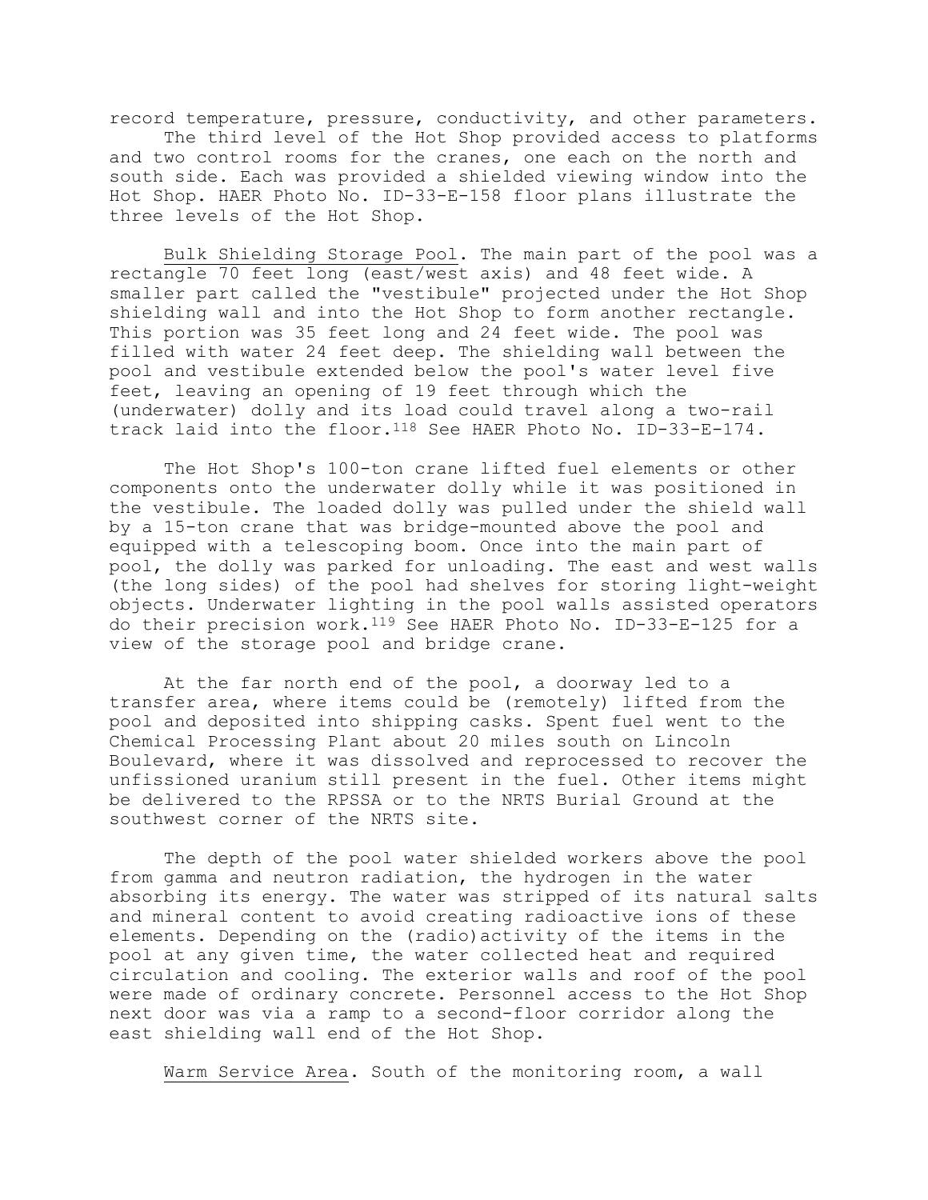record temperature, pressure, conductivity, and other parameters.

The third level of the Hot Shop provided access to platforms and two control rooms for the cranes, one each on the north and south side. Each was provided a shielded viewing window into the Hot Shop. HAER Photo No. ID-33-E-158 floor plans illustrate the three levels of the Hot Shop.

Bulk Shielding Storage Pool. The main part of the pool was a rectangle 70 feet long (east/west axis) and 48 feet wide. A smaller part called the "vestibule" projected under the Hot Shop shielding wall and into the Hot Shop to form another rectangle. This portion was 35 feet long and 24 feet wide. The pool was filled with water 24 feet deep. The shielding wall between the pool and vestibule extended below the pool's water level five feet, leaving an opening of 19 feet through which the (underwater) dolly and its load could travel along a two-rail track laid into the floor.[118] See HAER Photo No. ID-33-E-174.

The Hot Shop's 100-ton crane lifted fuel elements or other components onto the underwater dolly while it was positioned in the vestibule. The loaded dolly was pulled under the shield wall by a 15-ton crane that was bridge-mounted above the pool and equipped with a telescoping boom. Once into the main part of pool, the dolly was parked for unloading. The east and west walls (the long sides) of the pool had shelves for storing light-weight objects. Underwater lighting in the pool walls assisted operators do their precision work.[119] See HAER Photo No. ID-33-E-125 for a view of the storage pool and bridge crane.

At the far north end of the pool, a doorway led to a transfer area, where items could be (remotely) lifted from the pool and deposited into shipping casks. Spent fuel went to the Chemical Processing Plant about 20 miles south on Lincoln Boulevard, where it was dissolved and reprocessed to recover the unfissioned uranium still present in the fuel. Other items might be delivered to the RPSSA or to the NRTS Burial Ground at the southwest corner of the NRTS site.

The depth of the pool water shielded workers above the pool from gamma and neutron radiation, the hydrogen in the water absorbing its energy. The water was stripped of its natural salts and mineral content to avoid creating radioactive ions of these elements. Depending on the (radio)activity of the items in the pool at any given time, the water collected heat and required circulation and cooling. The exterior walls and roof of the pool were made of ordinary concrete. Personnel access to the Hot Shop next door was via a ramp to a second-floor corridor along the east shielding wall end of the Hot Shop.

Warm Service Area. South of the monitoring room, a wall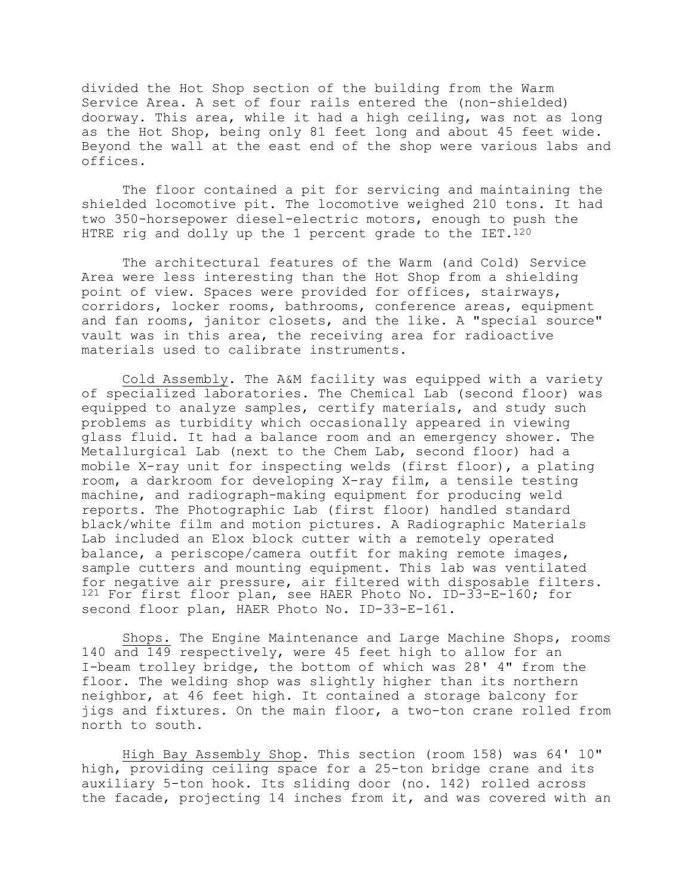divided the Hot Shop section of the building from the Warm Service Area. A set of four rails entered the (non-shielded) doorway. This area, while it had a high ceiling, was not as long as the Hot Shop, being only 81 feet long and about 45 feet wide. Beyond the wall at the east end of the shop were various labs and offices.

The floor contained a pit for servicing and maintaining the shielded locomotive pit. The locomotive weighed 210 tons. It had two 350-horsepower diesel-electric motors, enough to push the HTRE rig and dolly up the 1 percent grade to the IET.[120]

The architectural features of the Warm (and Cold) Service Area were less interesting than the Hot Shop from a shielding point of view. Spaces were provided for offices, stairways, corridors, locker rooms, bathrooms, conference areas, equipment and fan rooms, janitor closets, and the like. A "special source" vault was in this area, the receiving area for radioactive materials used to calibrate instruments.

Cold Assembly. The A&M facility was equipped with a variety of specialized laboratories. The Chemical Lab (second floor) was equipped to analyze samples, certify materials, and study such problems as turbidity which occasionally appeared in viewing glass fluid. It had a balance room and an emergency shower. The Metallurgical Lab (next to the Chem Lab, second floor) had a mobile X-ray unit for inspecting welds (first floor), a plating room, a darkroom for developing X-ray film, a tensile testing machine, and radiograph-making equipment for producing weld reports. The Photographic Lab (first floor) handled standard black/white film and motion pictures. A Radiographic Materials Lab included an Elox block cutter with a remotely operated balance, a periscope/camera outfit for making remote images, sample cutters and mounting equipment. This lab was ventilated for negative air pressure, air filtered with disposable filters.[121] For first floor plan, see HAER Photo No. ID-33-E-160; for second floor plan, HAER Photo No. ID-33-E-161.

Shops. The Engine Maintenance and Large Machine Shops, rooms 140 and 149 respectively, were 45 feet high to allow for an I-beam trolley bridge, the bottom of which was 28' 4" from the floor. The welding shop was slightly higher than its northern neighbor, at 46 feet high. It contained a storage balcony for jigs and fixtures. On the main floor, a two-ton crane rolled from north to south.

High Bay Assembly Shop. This section (room 158) was 64' 10" high, providing ceiling space for a 25-ton bridge crane and its auxiliary 5-ton hook. Its sliding door (no. 142) rolled across the facade, projecting 14 inches from it, and was covered with an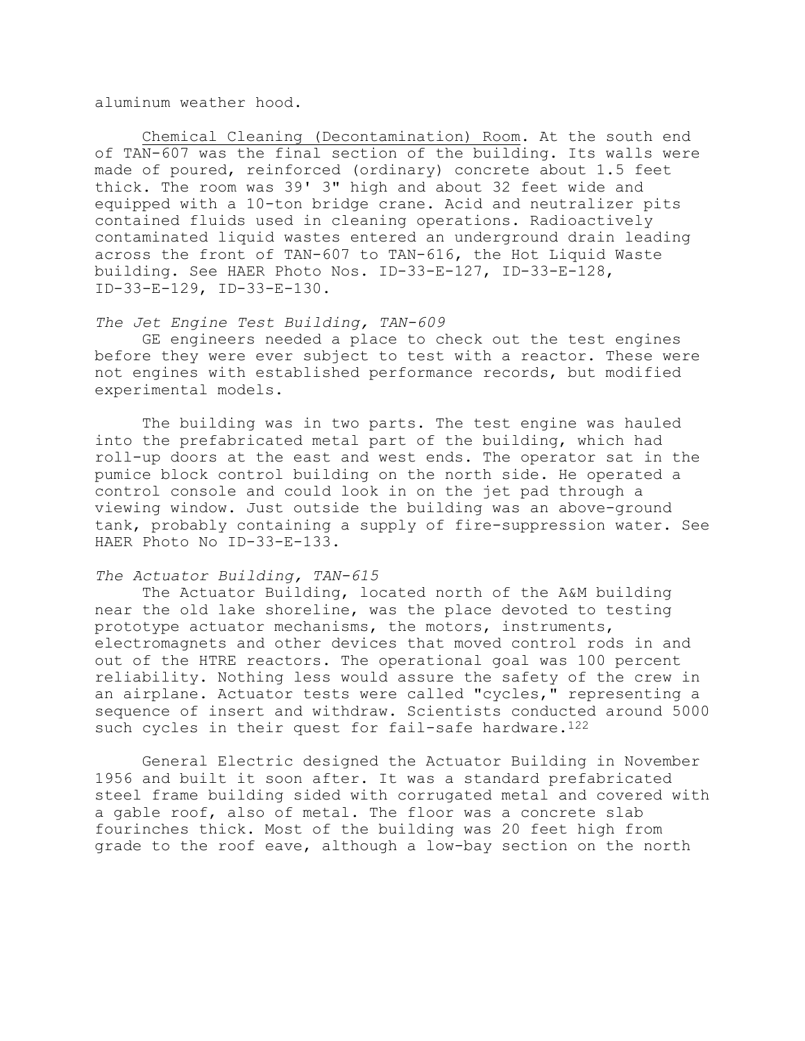aluminum weather hood.

<u>Chemical Cleaning (Decontamination) Room</u>. At the south end of TAN-607 was the final section of the building. Its walls were made of poured, reinforced (ordinary) concrete about 1.5 feet thick. The room was 39' 3" high and about 32 feet wide and equipped with a 10-ton bridge crane. Acid and neutralizer pits contained fluids used in cleaning operations. Radioactively contaminated liquid wastes entered an underground drain leading across the front of TAN-607 to TAN-616, the Hot Liquid Waste building. See HAER Photo Nos. ID-33-E-127, ID-33-E-128, ID-33-E-129, ID-33-E-130.

*The Jet Engine Test Building, TAN-609*

GE engineers needed a place to check out the test engines before they were ever subject to test with a reactor. These were not engines with established performance records, but modified experimental models.

The building was in two parts. The test engine was hauled into the prefabricated metal part of the building, which had roll-up doors at the east and west ends. The operator sat in the pumice block control building on the north side. He operated a control console and could look in on the jet pad through a viewing window. Just outside the building was an above-ground tank, probably containing a supply of fire-suppression water. See HAER Photo No ID-33-E-133.

*The Actuator Building, TAN-615*

The Actuator Building, located north of the A&M building near the old lake shoreline, was the place devoted to testing prototype actuator mechanisms, the motors, instruments, electromagnets and other devices that moved control rods in and out of the HTRE reactors. The operational goal was 100 percent reliability. Nothing less would assure the safety of the crew in an airplane. Actuator tests were called "cycles," representing a sequence of insert and withdraw. Scientists conducted around 5000 such cycles in their quest for fail-safe hardware.[122]

General Electric designed the Actuator Building in November 1956 and built it soon after. It was a standard prefabricated steel frame building sided with corrugated metal and covered with a gable roof, also of metal. The floor was a concrete slab fourinches thick. Most of the building was 20 feet high from grade to the roof eave, although a low-bay section on the north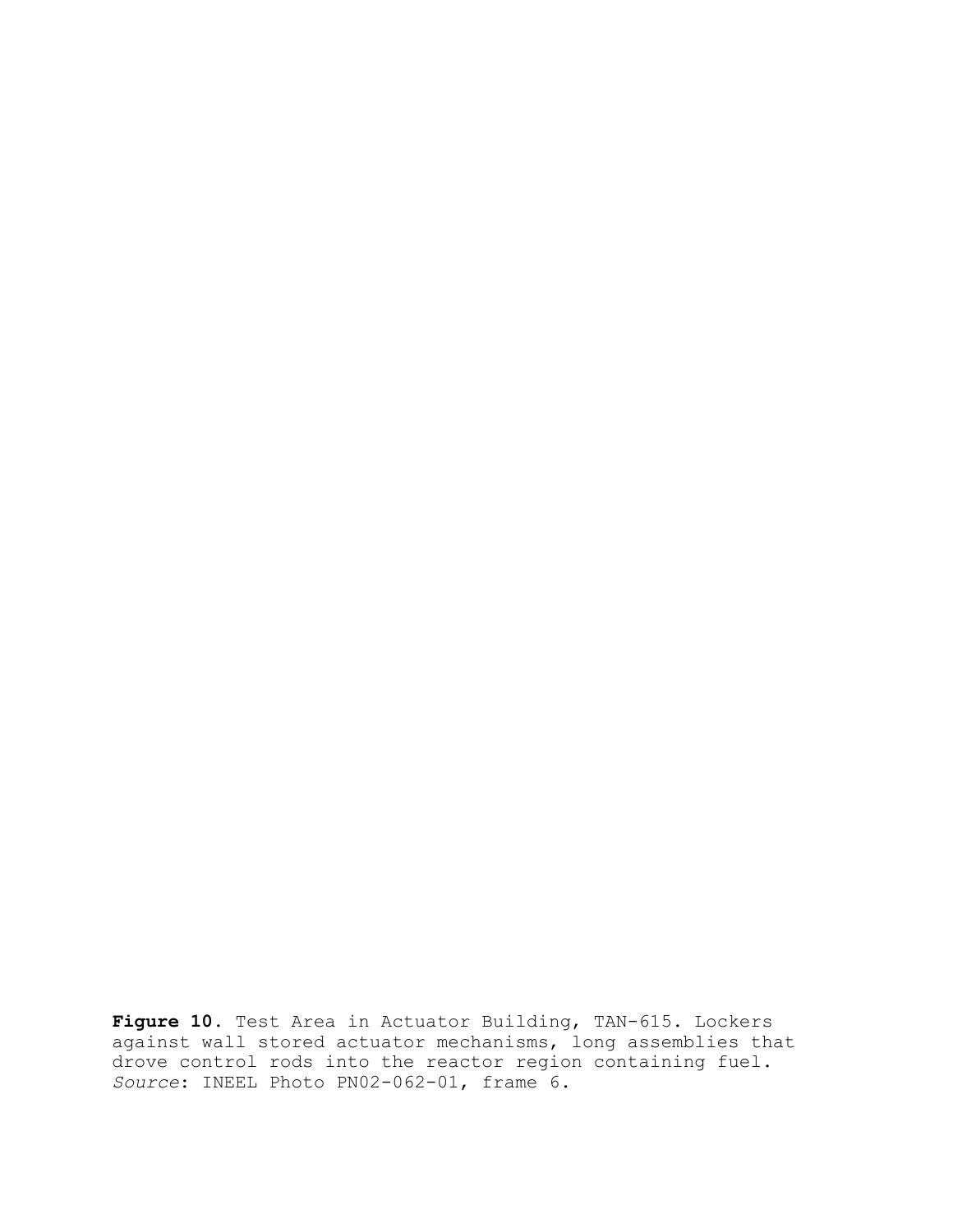**Figure 10**. Test Area in Actuator Building, TAN-615. Lockers against wall stored actuator mechanisms, long assemblies that drove control rods into the reactor region containing fuel. *Source*: INEEL Photo PN02-062-01, frame 6.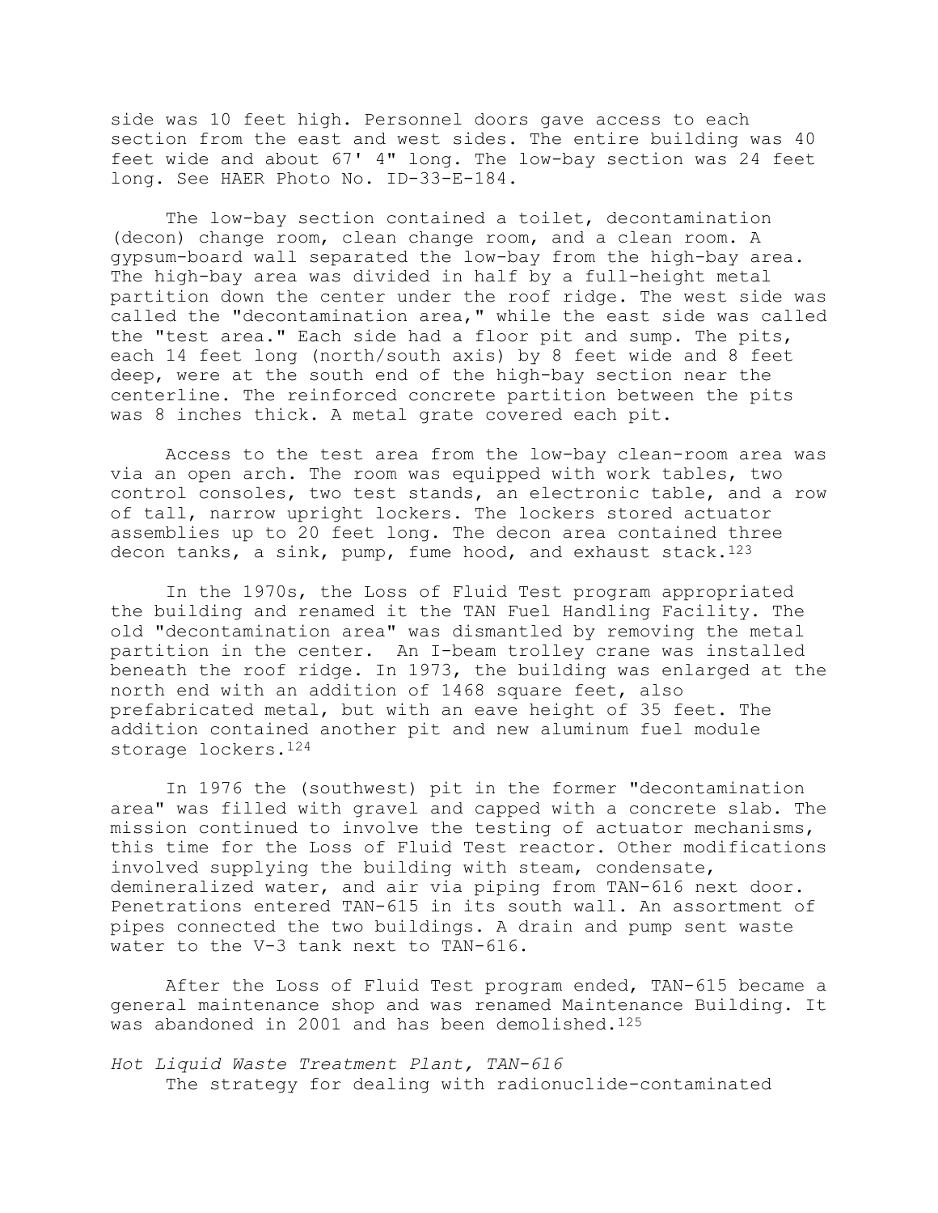side was 10 feet high. Personnel doors gave access to each section from the east and west sides. The entire building was 40 feet wide and about 67' 4" long. The low-bay section was 24 feet long. See HAER Photo No. ID-33-E-184.

The low-bay section contained a toilet, decontamination (decon) change room, clean change room, and a clean room. A gypsum-board wall separated the low-bay from the high-bay area. The high-bay area was divided in half by a full-height metal partition down the center under the roof ridge. The west side was called the "decontamination area," while the east side was called the "test area." Each side had a floor pit and sump. The pits, each 14 feet long (north/south axis) by 8 feet wide and 8 feet deep, were at the south end of the high-bay section near the centerline. The reinforced concrete partition between the pits was 8 inches thick. A metal grate covered each pit.

Access to the test area from the low-bay clean-room area was via an open arch. The room was equipped with work tables, two control consoles, two test stands, an electronic table, and a row of tall, narrow upright lockers. The lockers stored actuator assemblies up to 20 feet long. The decon area contained three decon tanks, a sink, pump, fume hood, and exhaust stack.[123]

In the 1970s, the Loss of Fluid Test program appropriated the building and renamed it the TAN Fuel Handling Facility. The old "decontamination area" was dismantled by removing the metal partition in the center. An I-beam trolley crane was installed beneath the roof ridge. In 1973, the building was enlarged at the north end with an addition of 1468 square feet, also prefabricated metal, but with an eave height of 35 feet. The addition contained another pit and new aluminum fuel module storage lockers.[124]

In 1976 the (southwest) pit in the former "decontamination area" was filled with gravel and capped with a concrete slab. The mission continued to involve the testing of actuator mechanisms, this time for the Loss of Fluid Test reactor. Other modifications involved supplying the building with steam, condensate, demineralized water, and air via piping from TAN-616 next door. Penetrations entered TAN-615 in its south wall. An assortment of pipes connected the two buildings. A drain and pump sent waste water to the V-3 tank next to TAN-616.

After the Loss of Fluid Test program ended, TAN-615 became a general maintenance shop and was renamed Maintenance Building. It was abandoned in 2001 and has been demolished.[125]

*Hot Liquid Waste Treatment Plant, TAN-616*

The strategy for dealing with radionuclide-contaminated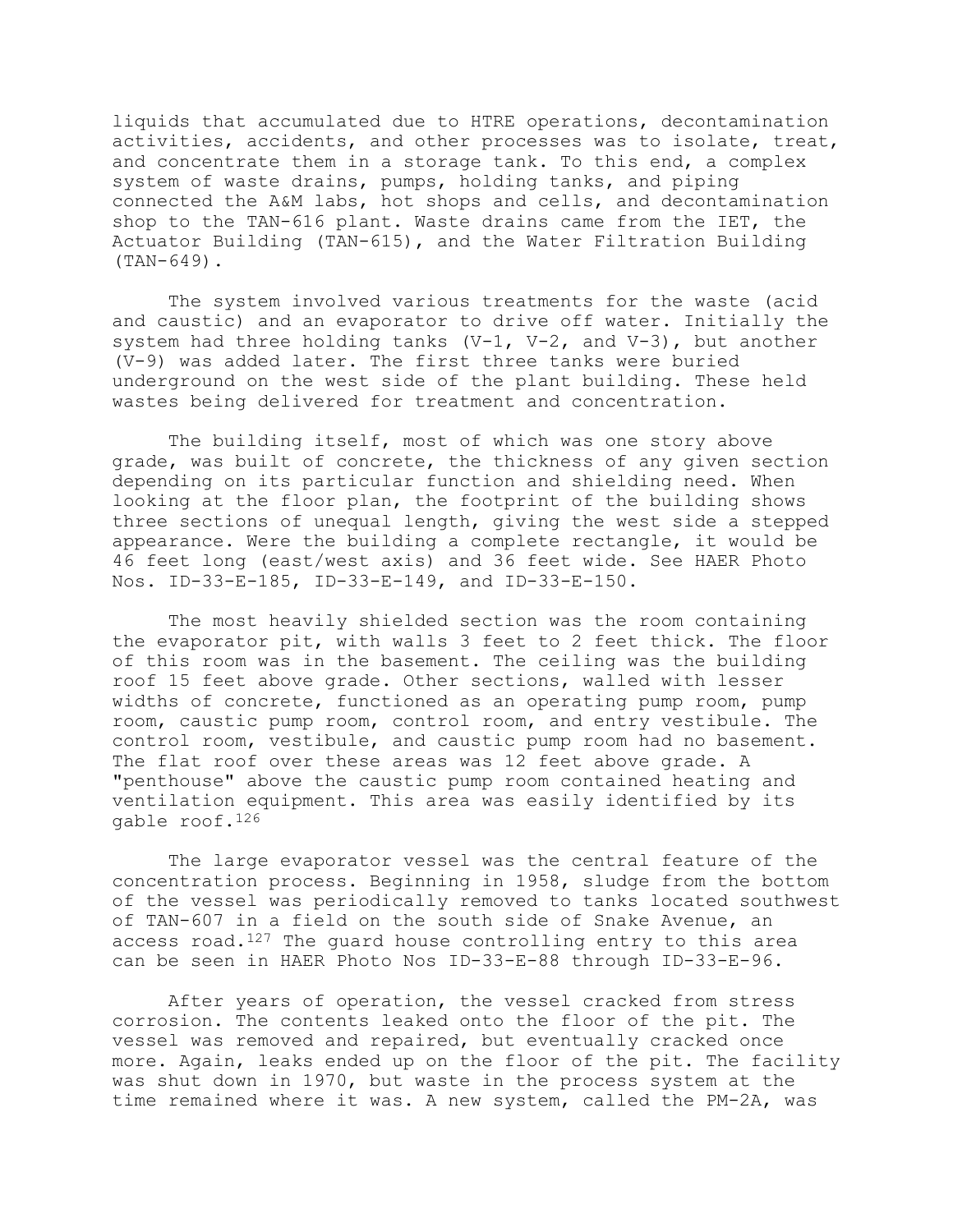liquids that accumulated due to HTRE operations, decontamination activities, accidents, and other processes was to isolate, treat, and concentrate them in a storage tank. To this end, a complex system of waste drains, pumps, holding tanks, and piping connected the A&M labs, hot shops and cells, and decontamination shop to the TAN-616 plant. Waste drains came from the IET, the Actuator Building (TAN-615), and the Water Filtration Building (TAN-649).

The system involved various treatments for the waste (acid and caustic) and an evaporator to drive off water. Initially the system had three holding tanks (V-1, V-2, and V-3), but another (V-9) was added later. The first three tanks were buried underground on the west side of the plant building. These held wastes being delivered for treatment and concentration.

The building itself, most of which was one story above grade, was built of concrete, the thickness of any given section depending on its particular function and shielding need. When looking at the floor plan, the footprint of the building shows three sections of unequal length, giving the west side a stepped appearance. Were the building a complete rectangle, it would be 46 feet long (east/west axis) and 36 feet wide. See HAER Photo Nos. ID-33-E-185, ID-33-E-149, and ID-33-E-150.

The most heavily shielded section was the room containing the evaporator pit, with walls 3 feet to 2 feet thick. The floor of this room was in the basement. The ceiling was the building roof 15 feet above grade. Other sections, walled with lesser widths of concrete, functioned as an operating pump room, pump room, caustic pump room, control room, and entry vestibule. The control room, vestibule, and caustic pump room had no basement. The flat roof over these areas was 12 feet above grade. A "penthouse" above the caustic pump room contained heating and ventilation equipment. This area was easily identified by its gable roof.[126]

The large evaporator vessel was the central feature of the concentration process. Beginning in 1958, sludge from the bottom of the vessel was periodically removed to tanks located southwest of TAN-607 in a field on the south side of Snake Avenue, an access road.[127] The guard house controlling entry to this area can be seen in HAER Photo Nos ID-33-E-88 through ID-33-E-96.

After years of operation, the vessel cracked from stress corrosion. The contents leaked onto the floor of the pit. The vessel was removed and repaired, but eventually cracked once more. Again, leaks ended up on the floor of the pit. The facility was shut down in 1970, but waste in the process system at the time remained where it was. A new system, called the PM-2A, was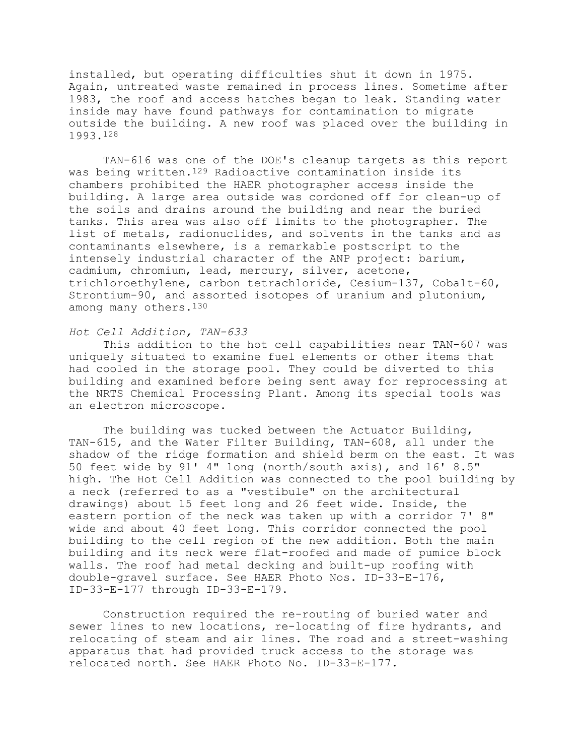installed, but operating difficulties shut it down in 1975. Again, untreated waste remained in process lines. Sometime after 1983, the roof and access hatches began to leak. Standing water inside may have found pathways for contamination to migrate outside the building. A new roof was placed over the building in 1993.[128]

TAN-616 was one of the DOE's cleanup targets as this report was being written.[129] Radioactive contamination inside its chambers prohibited the HAER photographer access inside the building. A large area outside was cordoned off for clean-up of the soils and drains around the building and near the buried tanks. This area was also off limits to the photographer. The list of metals, radionuclides, and solvents in the tanks and as contaminants elsewhere, is a remarkable postscript to the intensely industrial character of the ANP project: barium, cadmium, chromium, lead, mercury, silver, acetone, trichloroethylene, carbon tetrachloride, Cesium-137, Cobalt-60, Strontium-90, and assorted isotopes of uranium and plutonium, among many others.[130]

*Hot Cell Addition, TAN-633*

This addition to the hot cell capabilities near TAN-607 was uniquely situated to examine fuel elements or other items that had cooled in the storage pool. They could be diverted to this building and examined before being sent away for reprocessing at the NRTS Chemical Processing Plant. Among its special tools was an electron microscope.

The building was tucked between the Actuator Building, TAN-615, and the Water Filter Building, TAN-608, all under the shadow of the ridge formation and shield berm on the east. It was 50 feet wide by 91' 4" long (north/south axis), and 16' 8.5" high. The Hot Cell Addition was connected to the pool building by a neck (referred to as a "vestibule" on the architectural drawings) about 15 feet long and 26 feet wide. Inside, the eastern portion of the neck was taken up with a corridor 7' 8" wide and about 40 feet long. This corridor connected the pool building to the cell region of the new addition. Both the main building and its neck were flat-roofed and made of pumice block walls. The roof had metal decking and built-up roofing with double-gravel surface. See HAER Photo Nos. ID-33-E-176, ID-33-E-177 through ID-33-E-179.

Construction required the re-routing of buried water and sewer lines to new locations, re-locating of fire hydrants, and relocating of steam and air lines. The road and a street-washing apparatus that had provided truck access to the storage was relocated north. See HAER Photo No. ID-33-E-177.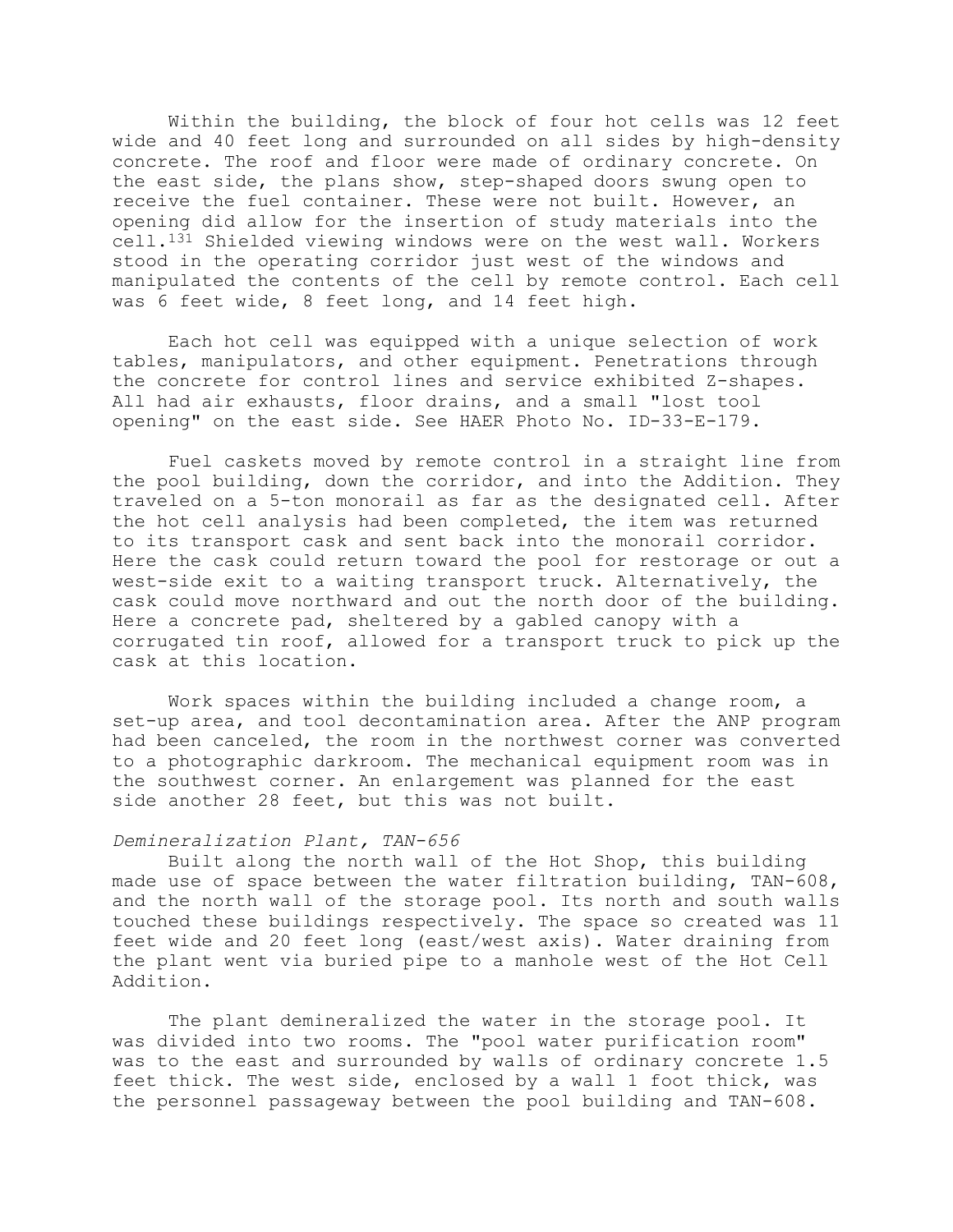Within the building, the block of four hot cells was 12 feet wide and 40 feet long and surrounded on all sides by high-density concrete. The roof and floor were made of ordinary concrete. On the east side, the plans show, step-shaped doors swung open to receive the fuel container. These were not built. However, an opening did allow for the insertion of study materials into the cell.[131] Shielded viewing windows were on the west wall. Workers stood in the operating corridor just west of the windows and manipulated the contents of the cell by remote control. Each cell was 6 feet wide, 8 feet long, and 14 feet high.

Each hot cell was equipped with a unique selection of work tables, manipulators, and other equipment. Penetrations through the concrete for control lines and service exhibited Z-shapes. All had air exhausts, floor drains, and a small "lost tool opening" on the east side. See HAER Photo No. ID-33-E-179.

Fuel caskets moved by remote control in a straight line from the pool building, down the corridor, and into the Addition. They traveled on a 5-ton monorail as far as the designated cell. After the hot cell analysis had been completed, the item was returned to its transport cask and sent back into the monorail corridor. Here the cask could return toward the pool for restorage or out a west-side exit to a waiting transport truck. Alternatively, the cask could move northward and out the north door of the building. Here a concrete pad, sheltered by a gabled canopy with a corrugated tin roof, allowed for a transport truck to pick up the cask at this location.

Work spaces within the building included a change room, a set-up area, and tool decontamination area. After the ANP program had been canceled, the room in the northwest corner was converted to a photographic darkroom. The mechanical equipment room was in the southwest corner. An enlargement was planned for the east side another 28 feet, but this was not built.

*Demineralization Plant, TAN-656*

Built along the north wall of the Hot Shop, this building made use of space between the water filtration building, TAN-608, and the north wall of the storage pool. Its north and south walls touched these buildings respectively. The space so created was 11 feet wide and 20 feet long (east/west axis). Water draining from the plant went via buried pipe to a manhole west of the Hot Cell Addition.

The plant demineralized the water in the storage pool. It was divided into two rooms. The "pool water purification room" was to the east and surrounded by walls of ordinary concrete 1.5 feet thick. The west side, enclosed by a wall 1 foot thick, was the personnel passageway between the pool building and TAN-608.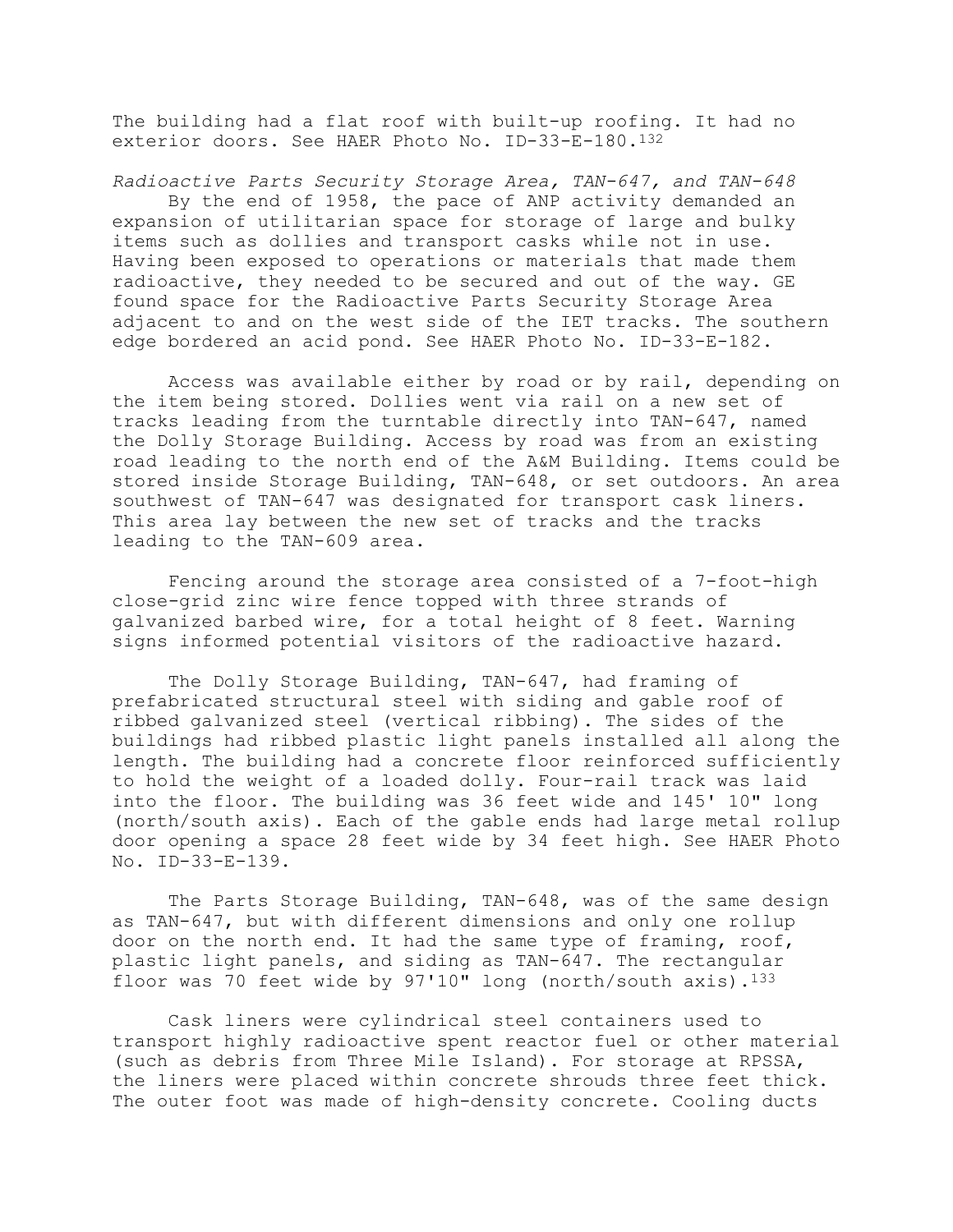The building had a flat roof with built-up roofing. It had no exterior doors. See HAER Photo No. ID-33-E-180.[132]

*Radioactive Parts Security Storage Area, TAN-647, and TAN-648*

By the end of 1958, the pace of ANP activity demanded an expansion of utilitarian space for storage of large and bulky items such as dollies and transport casks while not in use. Having been exposed to operations or materials that made them radioactive, they needed to be secured and out of the way. GE found space for the Radioactive Parts Security Storage Area adjacent to and on the west side of the IET tracks. The southern edge bordered an acid pond. See HAER Photo No. ID-33-E-182.

Access was available either by road or by rail, depending on the item being stored. Dollies went via rail on a new set of tracks leading from the turntable directly into TAN-647, named the Dolly Storage Building. Access by road was from an existing road leading to the north end of the A&M Building. Items could be stored inside Storage Building, TAN-648, or set outdoors. An area southwest of TAN-647 was designated for transport cask liners. This area lay between the new set of tracks and the tracks leading to the TAN-609 area.

Fencing around the storage area consisted of a 7-foot-high close-grid zinc wire fence topped with three strands of galvanized barbed wire, for a total height of 8 feet. Warning signs informed potential visitors of the radioactive hazard.

The Dolly Storage Building, TAN-647, had framing of prefabricated structural steel with siding and gable roof of ribbed galvanized steel (vertical ribbing). The sides of the buildings had ribbed plastic light panels installed all along the length. The building had a concrete floor reinforced sufficiently to hold the weight of a loaded dolly. Four-rail track was laid into the floor. The building was 36 feet wide and 145' 10" long (north/south axis). Each of the gable ends had large metal rollup door opening a space 28 feet wide by 34 feet high. See HAER Photo No. ID-33-E-139.

The Parts Storage Building, TAN-648, was of the same design as TAN-647, but with different dimensions and only one rollup door on the north end. It had the same type of framing, roof, plastic light panels, and siding as TAN-647. The rectangular floor was 70 feet wide by 97'10" long (north/south axis).[133]

Cask liners were cylindrical steel containers used to transport highly radioactive spent reactor fuel or other material (such as debris from Three Mile Island). For storage at RPSSA, the liners were placed within concrete shrouds three feet thick. The outer foot was made of high-density concrete. Cooling ducts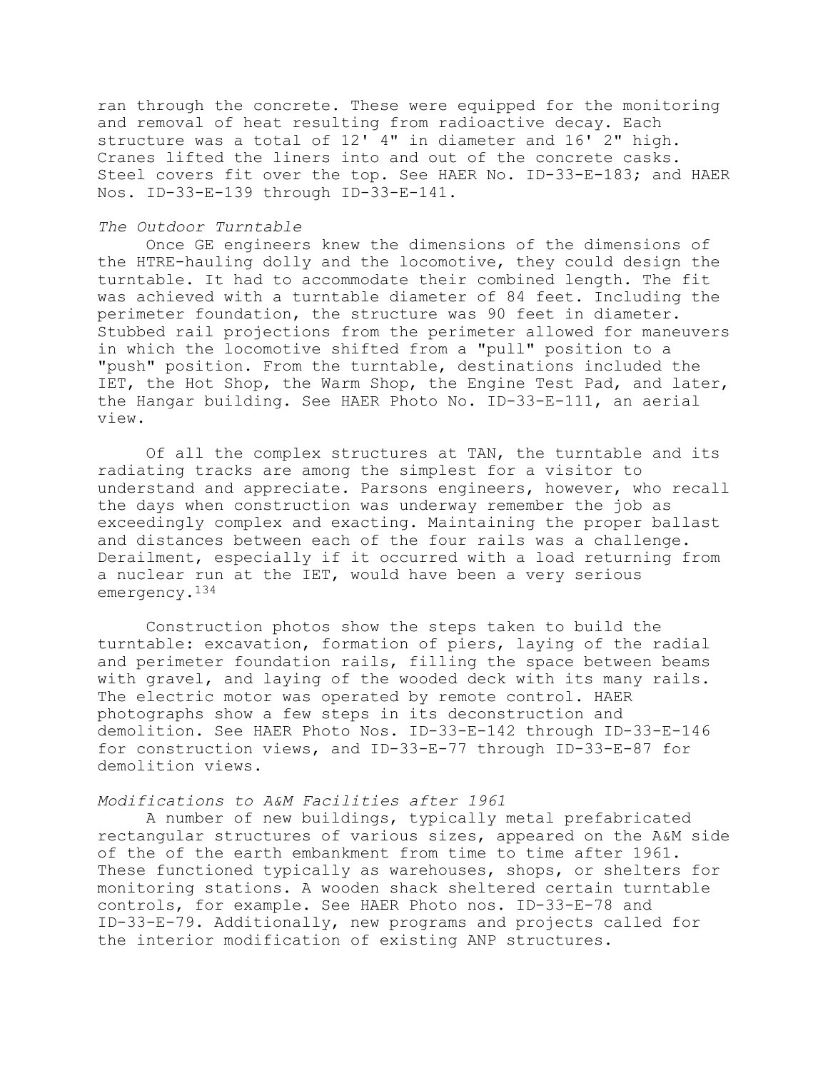ran through the concrete. These were equipped for the monitoring and removal of heat resulting from radioactive decay. Each structure was a total of 12' 4" in diameter and 16' 2" high. Cranes lifted the liners into and out of the concrete casks. Steel covers fit over the top. See HAER No. ID-33-E-183; and HAER Nos. ID-33-E-139 through ID-33-E-141.

*The Outdoor Turntable*

Once GE engineers knew the dimensions of the dimensions of the HTRE-hauling dolly and the locomotive, they could design the turntable. It had to accommodate their combined length. The fit was achieved with a turntable diameter of 84 feet. Including the perimeter foundation, the structure was 90 feet in diameter. Stubbed rail projections from the perimeter allowed for maneuvers in which the locomotive shifted from a "pull" position to a "push" position. From the turntable, destinations included the IET, the Hot Shop, the Warm Shop, the Engine Test Pad, and later, the Hangar building. See HAER Photo No. ID-33-E-111, an aerial view.

Of all the complex structures at TAN, the turntable and its radiating tracks are among the simplest for a visitor to understand and appreciate. Parsons engineers, however, who recall the days when construction was underway remember the job as exceedingly complex and exacting. Maintaining the proper ballast and distances between each of the four rails was a challenge. Derailment, especially if it occurred with a load returning from a nuclear run at the IET, would have been a very serious emergency.[134]

Construction photos show the steps taken to build the turntable: excavation, formation of piers, laying of the radial and perimeter foundation rails, filling the space between beams with gravel, and laying of the wooded deck with its many rails. The electric motor was operated by remote control. HAER photographs show a few steps in its deconstruction and demolition. See HAER Photo Nos. ID-33-E-142 through ID-33-E-146 for construction views, and ID-33-E-77 through ID-33-E-87 for demolition views.

*Modifications to A&M Facilities after 1961*

A number of new buildings, typically metal prefabricated rectangular structures of various sizes, appeared on the A&M side of the of the earth embankment from time to time after 1961. These functioned typically as warehouses, shops, or shelters for monitoring stations. A wooden shack sheltered certain turntable controls, for example. See HAER Photo nos. ID-33-E-78 and ID-33-E-79. Additionally, new programs and projects called for the interior modification of existing ANP structures.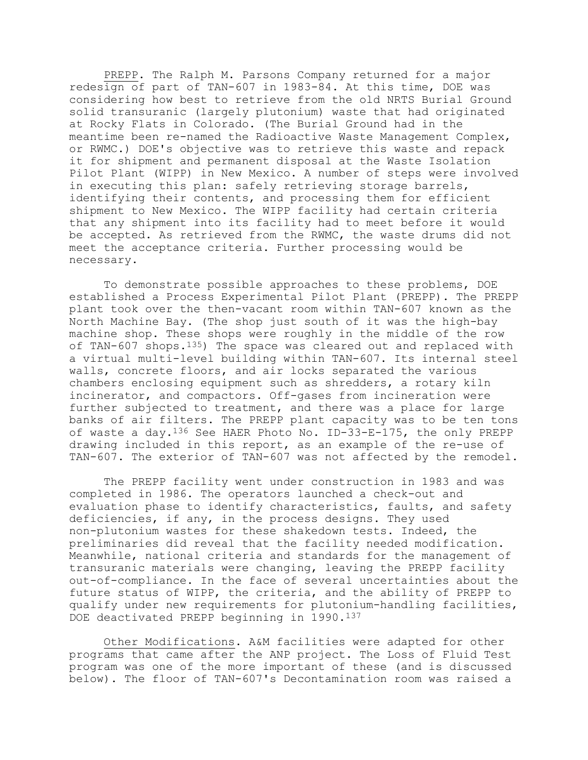PREPP. The Ralph M. Parsons Company returned for a major redesign of part of TAN-607 in 1983-84. At this time, DOE was considering how best to retrieve from the old NRTS Burial Ground solid transuranic (largely plutonium) waste that had originated at Rocky Flats in Colorado. (The Burial Ground had in the meantime been re-named the Radioactive Waste Management Complex, or RWMC.) DOE's objective was to retrieve this waste and repack it for shipment and permanent disposal at the Waste Isolation Pilot Plant (WIPP) in New Mexico. A number of steps were involved in executing this plan: safely retrieving storage barrels, identifying their contents, and processing them for efficient shipment to New Mexico. The WIPP facility had certain criteria that any shipment into its facility had to meet before it would be accepted. As retrieved from the RWMC, the waste drums did not meet the acceptance criteria. Further processing would be necessary.

To demonstrate possible approaches to these problems, DOE established a Process Experimental Pilot Plant (PREPP). The PREPP plant took over the then-vacant room within TAN-607 known as the North Machine Bay. (The shop just south of it was the high-bay machine shop. These shops were roughly in the middle of the row of TAN-607 shops.[135]) The space was cleared out and replaced with a virtual multi-level building within TAN-607. Its internal steel walls, concrete floors, and air locks separated the various chambers enclosing equipment such as shredders, a rotary kiln incinerator, and compactors. Off-gases from incineration were further subjected to treatment, and there was a place for large banks of air filters. The PREPP plant capacity was to be ten tons of waste a day.[136] See HAER Photo No. ID-33-E-175, the only PREPP drawing included in this report, as an example of the re-use of TAN-607. The exterior of TAN-607 was not affected by the remodel.

The PREPP facility went under construction in 1983 and was completed in 1986. The operators launched a check-out and evaluation phase to identify characteristics, faults, and safety deficiencies, if any, in the process designs. They used non-plutonium wastes for these shakedown tests. Indeed, the preliminaries did reveal that the facility needed modification. Meanwhile, national criteria and standards for the management of transuranic materials were changing, leaving the PREPP facility out-of-compliance. In the face of several uncertainties about the future status of WIPP, the criteria, and the ability of PREPP to qualify under new requirements for plutonium-handling facilities, DOE deactivated PREPP beginning in 1990.[137]

Other Modifications. A&M facilities were adapted for other programs that came after the ANP project. The Loss of Fluid Test program was one of the more important of these (and is discussed below). The floor of TAN-607's Decontamination room was raised a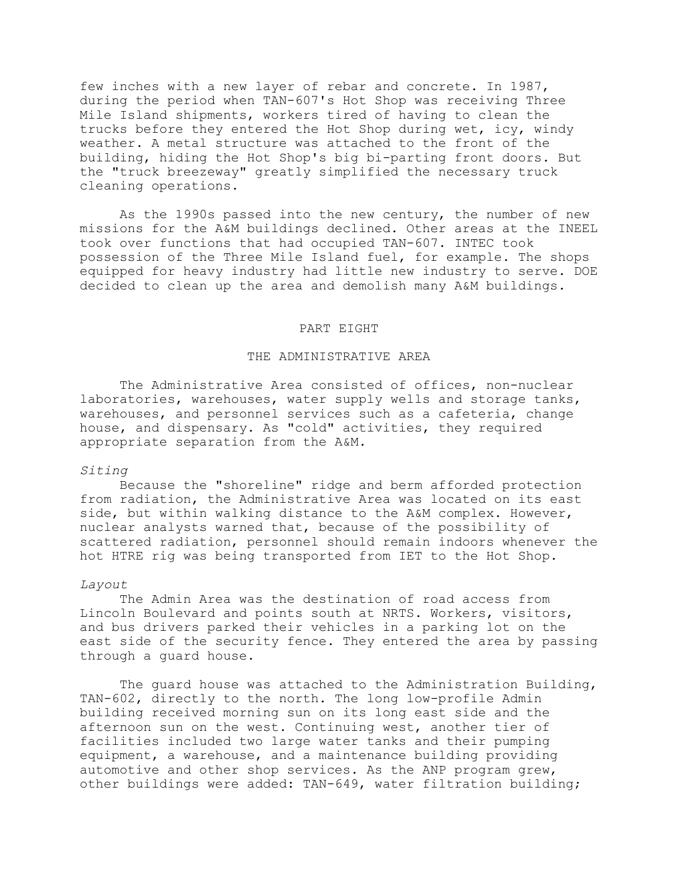few inches with a new layer of rebar and concrete. In 1987, during the period when TAN-607's Hot Shop was receiving Three Mile Island shipments, workers tired of having to clean the trucks before they entered the Hot Shop during wet, icy, windy weather. A metal structure was attached to the front of the building, hiding the Hot Shop's big bi-parting front doors. But the "truck breezeway" greatly simplified the necessary truck cleaning operations.

As the 1990s passed into the new century, the number of new missions for the A&M buildings declined. Other areas at the INEEL took over functions that had occupied TAN-607. INTEC took possession of the Three Mile Island fuel, for example. The shops equipped for heavy industry had little new industry to serve. DOE decided to clean up the area and demolish many A&M buildings.

# PART EIGHT

## THE ADMINISTRATIVE AREA

The Administrative Area consisted of offices, non-nuclear laboratories, warehouses, water supply wells and storage tanks, warehouses, and personnel services such as a cafeteria, change house, and dispensary. As "cold" activities, they required appropriate separation from the A&M.

### *Siting*

Because the "shoreline" ridge and berm afforded protection from radiation, the Administrative Area was located on its east side, but within walking distance to the A&M complex. However, nuclear analysts warned that, because of the possibility of scattered radiation, personnel should remain indoors whenever the hot HTRE rig was being transported from IET to the Hot Shop.

### *Layout*

The Admin Area was the destination of road access from Lincoln Boulevard and points south at NRTS. Workers, visitors, and bus drivers parked their vehicles in a parking lot on the east side of the security fence. They entered the area by passing through a guard house.

The guard house was attached to the Administration Building, TAN-602, directly to the north. The long low-profile Admin building received morning sun on its long east side and the afternoon sun on the west. Continuing west, another tier of facilities included two large water tanks and their pumping equipment, a warehouse, and a maintenance building providing automotive and other shop services. As the ANP program grew, other buildings were added: TAN-649, water filtration building;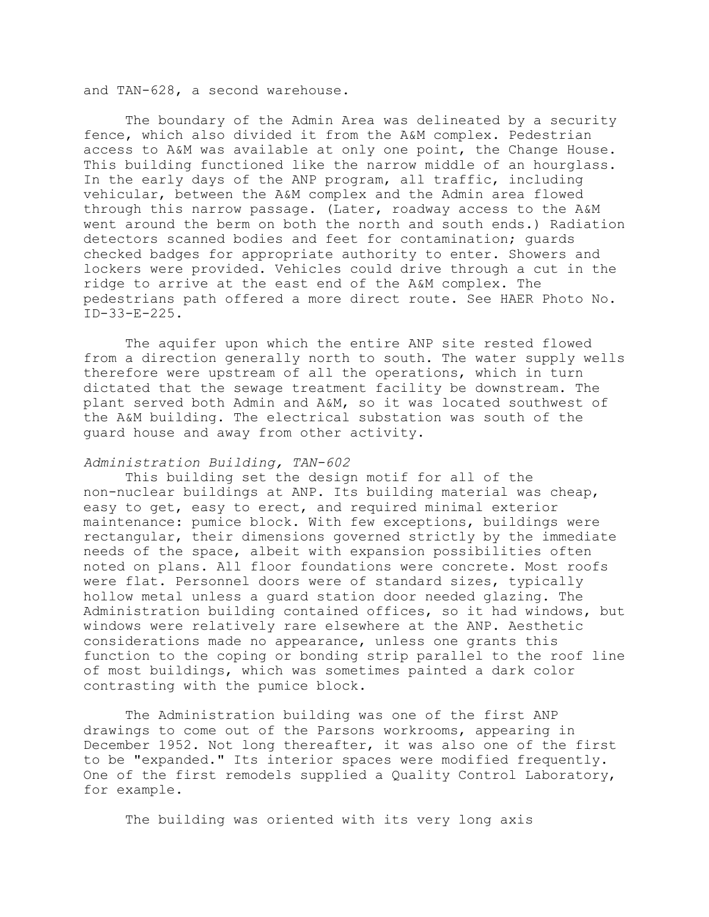and TAN-628, a second warehouse.

The boundary of the Admin Area was delineated by a security fence, which also divided it from the A&M complex. Pedestrian access to A&M was available at only one point, the Change House. This building functioned like the narrow middle of an hourglass. In the early days of the ANP program, all traffic, including vehicular, between the A&M complex and the Admin area flowed through this narrow passage. (Later, roadway access to the A&M went around the berm on both the north and south ends.) Radiation detectors scanned bodies and feet for contamination; guards checked badges for appropriate authority to enter. Showers and lockers were provided. Vehicles could drive through a cut in the ridge to arrive at the east end of the A&M complex. The pedestrians path offered a more direct route. See HAER Photo No. ID-33-E-225.

The aquifer upon which the entire ANP site rested flowed from a direction generally north to south. The water supply wells therefore were upstream of all the operations, which in turn dictated that the sewage treatment facility be downstream. The plant served both Admin and A&M, so it was located southwest of the A&M building. The electrical substation was south of the guard house and away from other activity.

*Administration Building, TAN-602*

This building set the design motif for all of the non-nuclear buildings at ANP. Its building material was cheap, easy to get, easy to erect, and required minimal exterior maintenance: pumice block. With few exceptions, buildings were rectangular, their dimensions governed strictly by the immediate needs of the space, albeit with expansion possibilities often noted on plans. All floor foundations were concrete. Most roofs were flat. Personnel doors were of standard sizes, typically hollow metal unless a guard station door needed glazing. The Administration building contained offices, so it had windows, but windows were relatively rare elsewhere at the ANP. Aesthetic considerations made no appearance, unless one grants this function to the coping or bonding strip parallel to the roof line of most buildings, which was sometimes painted a dark color contrasting with the pumice block.

The Administration building was one of the first ANP drawings to come out of the Parsons workrooms, appearing in December 1952. Not long thereafter, it was also one of the first to be "expanded." Its interior spaces were modified frequently. One of the first remodels supplied a Quality Control Laboratory, for example.

The building was oriented with its very long axis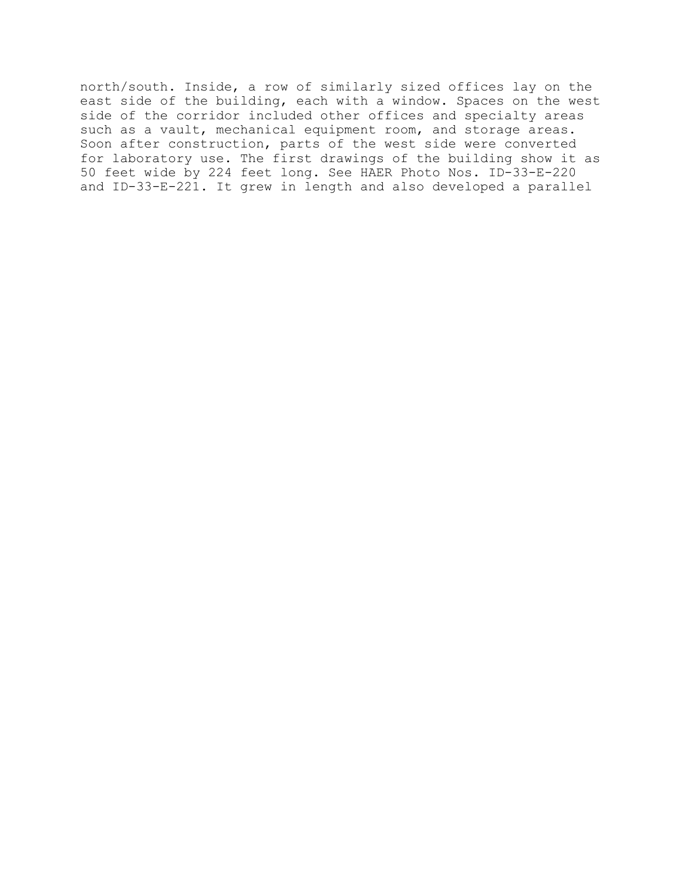north/south. Inside, a row of similarly sized offices lay on the east side of the building, each with a window. Spaces on the west side of the corridor included other offices and specialty areas such as a vault, mechanical equipment room, and storage areas. Soon after construction, parts of the west side were converted for laboratory use. The first drawings of the building show it as 50 feet wide by 224 feet long. See HAER Photo Nos. ID-33-E-220 and ID-33-E-221. It grew in length and also developed a parallel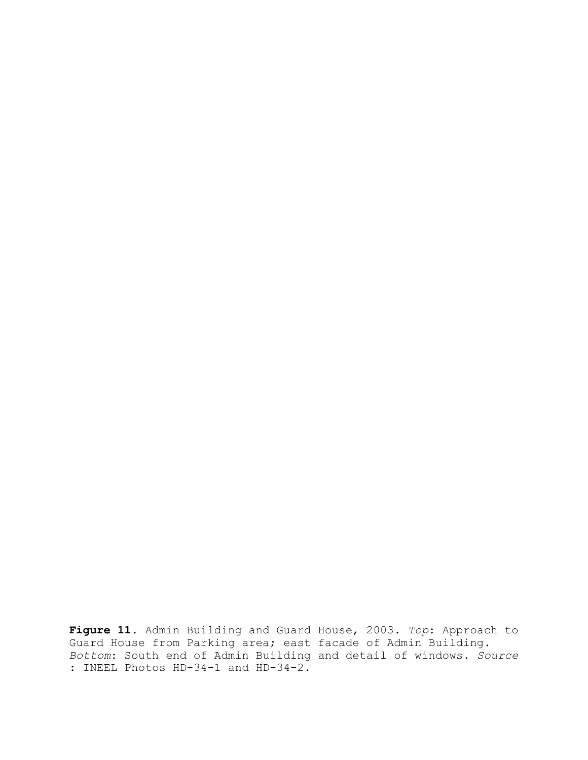**Figure 11**. Admin Building and Guard House, 2003. *Top*: Approach to Guard House from Parking area; east facade of Admin Building. *Bottom*: South end of Admin Building and detail of windows. *Source* : INEEL Photos HD-34-1 and HD-34-2.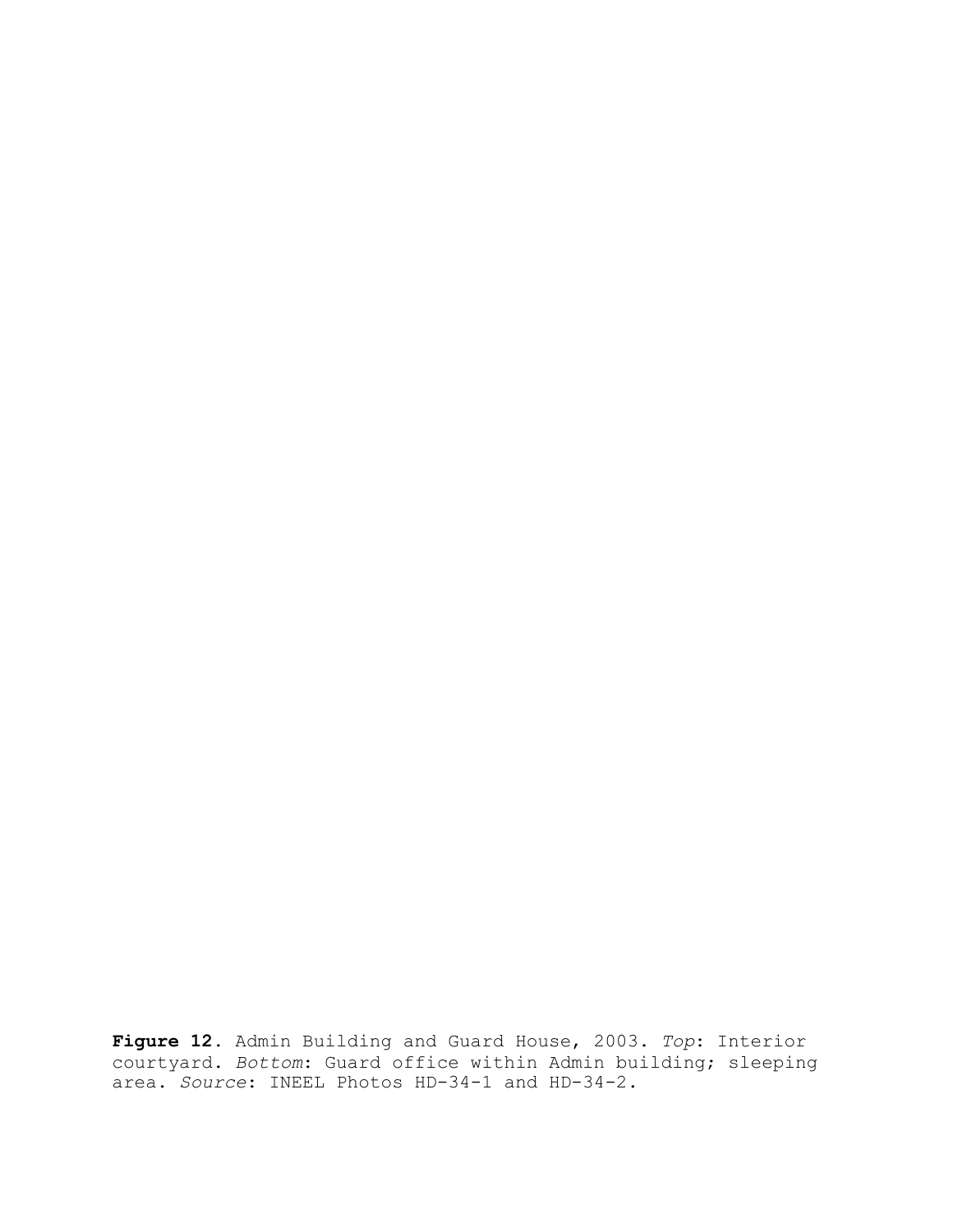**Figure 12.** Admin Building and Guard House, 2003. *Top*: Interior courtyard. *Bottom*: Guard office within Admin building; sleeping area. *Source*: INEEL Photos HD-34-1 and HD-34-2.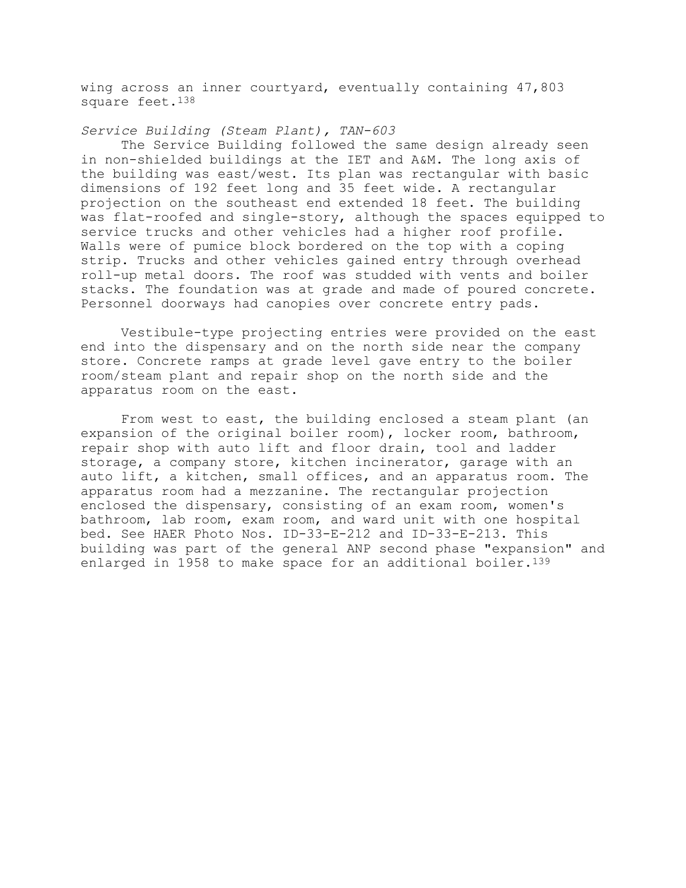wing across an inner courtyard, eventually containing 47,803 square feet.[138]

*Service Building (Steam Plant), TAN-603*

The Service Building followed the same design already seen in non-shielded buildings at the IET and A&M. The long axis of the building was east/west. Its plan was rectangular with basic dimensions of 192 feet long and 35 feet wide. A rectangular projection on the southeast end extended 18 feet. The building was flat-roofed and single-story, although the spaces equipped to service trucks and other vehicles had a higher roof profile. Walls were of pumice block bordered on the top with a coping strip. Trucks and other vehicles gained entry through overhead roll-up metal doors. The roof was studded with vents and boiler stacks. The foundation was at grade and made of poured concrete. Personnel doorways had canopies over concrete entry pads.

Vestibule-type projecting entries were provided on the east end into the dispensary and on the north side near the company store. Concrete ramps at grade level gave entry to the boiler room/steam plant and repair shop on the north side and the apparatus room on the east.

From west to east, the building enclosed a steam plant (an expansion of the original boiler room), locker room, bathroom, repair shop with auto lift and floor drain, tool and ladder storage, a company store, kitchen incinerator, garage with an auto lift, a kitchen, small offices, and an apparatus room. The apparatus room had a mezzanine. The rectangular projection enclosed the dispensary, consisting of an exam room, women's bathroom, lab room, exam room, and ward unit with one hospital bed. See HAER Photo Nos. ID-33-E-212 and ID-33-E-213. This building was part of the general ANP second phase "expansion" and enlarged in 1958 to make space for an additional boiler.[139]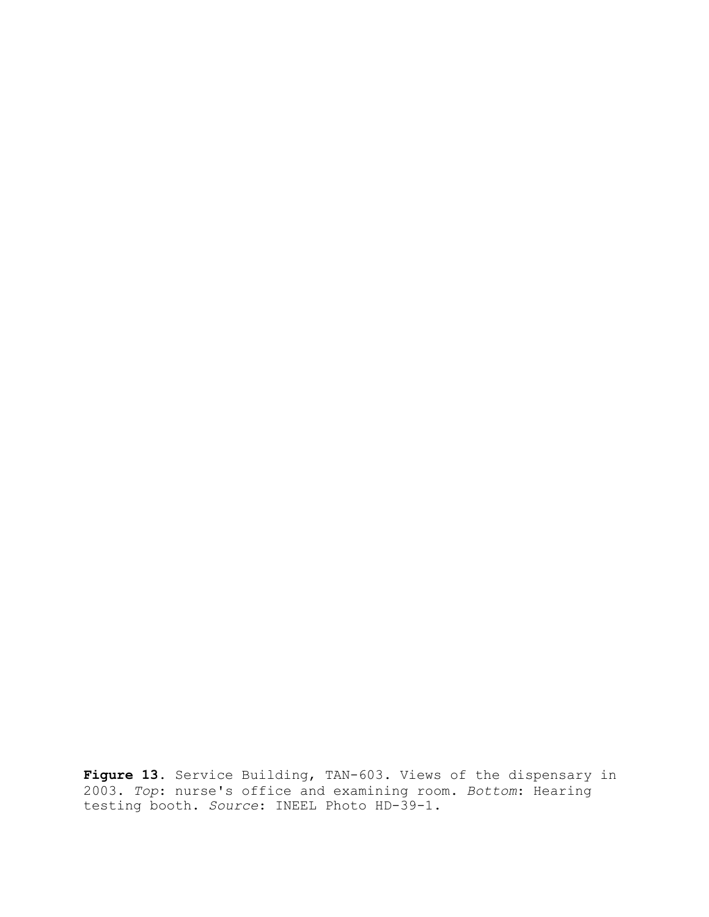**Figure 13.** Service Building, TAN-603. Views of the dispensary in 2003. *Top*: nurse's office and examining room. *Bottom*: Hearing testing booth. *Source*: INEEL Photo HD-39-1.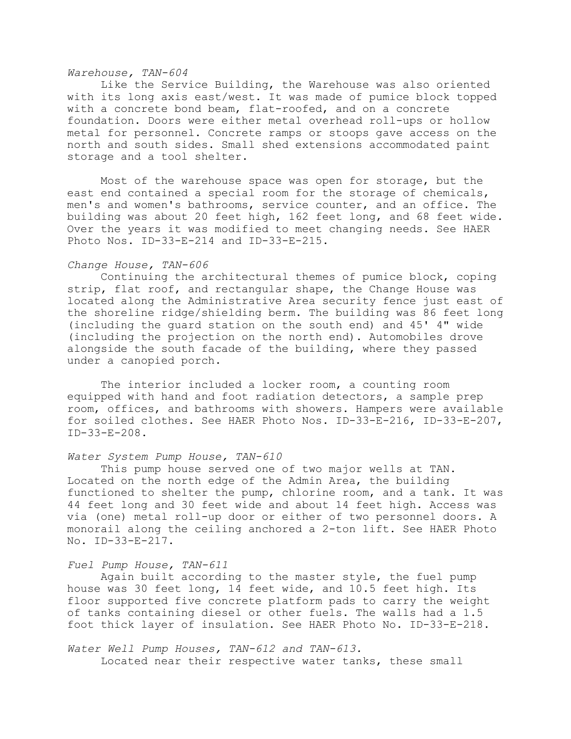*Warehouse, TAN-604*

Like the Service Building, the Warehouse was also oriented with its long axis east/west. It was made of pumice block topped with a concrete bond beam, flat-roofed, and on a concrete foundation. Doors were either metal overhead roll-ups or hollow metal for personnel. Concrete ramps or stoops gave access on the north and south sides. Small shed extensions accommodated paint storage and a tool shelter.

Most of the warehouse space was open for storage, but the east end contained a special room for the storage of chemicals, men's and women's bathrooms, service counter, and an office. The building was about 20 feet high, 162 feet long, and 68 feet wide. Over the years it was modified to meet changing needs. See HAER Photo Nos. ID-33-E-214 and ID-33-E-215.

*Change House, TAN-606*

Continuing the architectural themes of pumice block, coping strip, flat roof, and rectangular shape, the Change House was located along the Administrative Area security fence just east of the shoreline ridge/shielding berm. The building was 86 feet long (including the guard station on the south end) and 45' 4" wide (including the projection on the north end). Automobiles drove alongside the south facade of the building, where they passed under a canopied porch.

The interior included a locker room, a counting room equipped with hand and foot radiation detectors, a sample prep room, offices, and bathrooms with showers. Hampers were available for soiled clothes. See HAER Photo Nos. ID-33-E-216, ID-33-E-207, ID-33-E-208.

*Water System Pump House, TAN-610*

This pump house served one of two major wells at TAN. Located on the north edge of the Admin Area, the building functioned to shelter the pump, chlorine room, and a tank. It was 44 feet long and 30 feet wide and about 14 feet high. Access was via (one) metal roll-up door or either of two personnel doors. A monorail along the ceiling anchored a 2-ton lift. See HAER Photo No. ID-33-E-217.

*Fuel Pump House, TAN-611*

Again built according to the master style, the fuel pump house was 30 feet long, 14 feet wide, and 10.5 feet high. Its floor supported five concrete platform pads to carry the weight of tanks containing diesel or other fuels. The walls had a 1.5 foot thick layer of insulation. See HAER Photo No. ID-33-E-218.

*Water Well Pump Houses, TAN-612 and TAN-613.*

Located near their respective water tanks, these small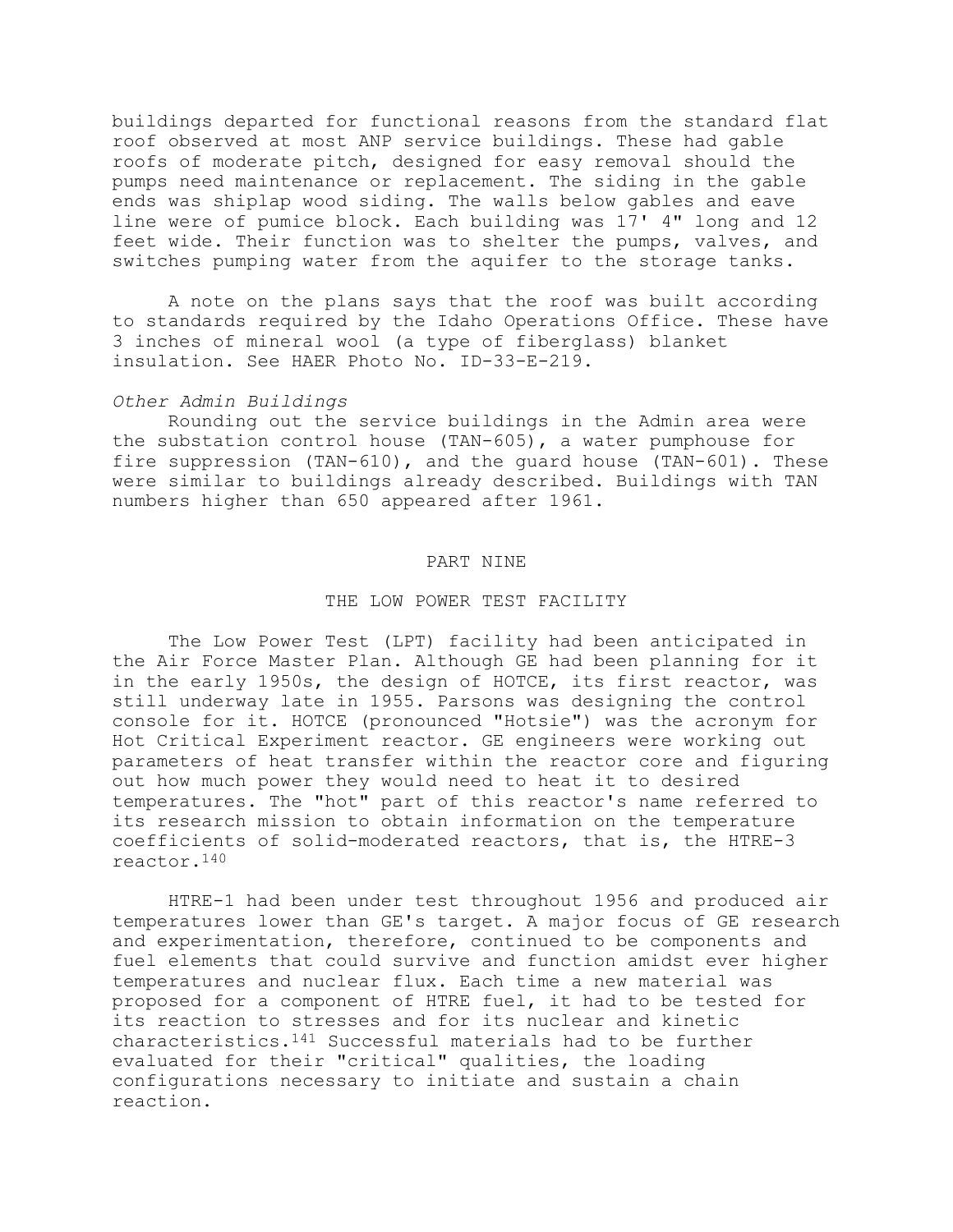buildings departed for functional reasons from the standard flat roof observed at most ANP service buildings. These had gable roofs of moderate pitch, designed for easy removal should the pumps need maintenance or replacement. The siding in the gable ends was shiplap wood siding. The walls below gables and eave line were of pumice block. Each building was 17' 4" long and 12 feet wide. Their function was to shelter the pumps, valves, and switches pumping water from the aquifer to the storage tanks.

A note on the plans says that the roof was built according to standards required by the Idaho Operations Office. These have 3 inches of mineral wool (a type of fiberglass) blanket insulation. See HAER Photo No. ID-33-E-219.

*Other Admin Buildings*

Rounding out the service buildings in the Admin area were the substation control house (TAN-605), a water pumphouse for fire suppression (TAN-610), and the guard house (TAN-601). These were similar to buildings already described. Buildings with TAN numbers higher than 650 appeared after 1961.

## PART NINE

## THE LOW POWER TEST FACILITY

The Low Power Test (LPT) facility had been anticipated in the Air Force Master Plan. Although GE had been planning for it in the early 1950s, the design of HOTCE, its first reactor, was still underway late in 1955. Parsons was designing the control console for it. HOTCE (pronounced "Hotsie") was the acronym for Hot Critical Experiment reactor. GE engineers were working out parameters of heat transfer within the reactor core and figuring out how much power they would need to heat it to desired temperatures. The "hot" part of this reactor's name referred to its research mission to obtain information on the temperature coefficients of solid-moderated reactors, that is, the HTRE-3 reactor.[140]

HTRE-1 had been under test throughout 1956 and produced air temperatures lower than GE's target. A major focus of GE research and experimentation, therefore, continued to be components and fuel elements that could survive and function amidst ever higher temperatures and nuclear flux. Each time a new material was proposed for a component of HTRE fuel, it had to be tested for its reaction to stresses and for its nuclear and kinetic characteristics.[141] Successful materials had to be further evaluated for their "critical" qualities, the loading configurations necessary to initiate and sustain a chain reaction.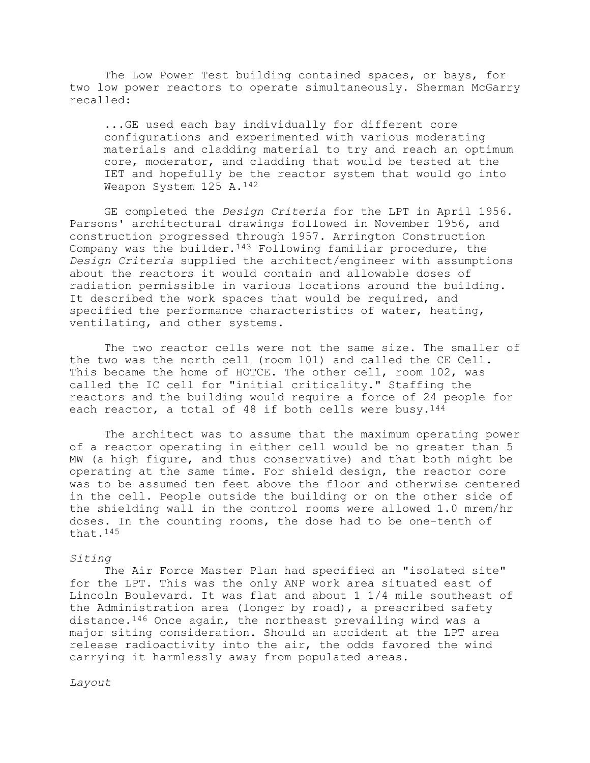The Low Power Test building contained spaces, or bays, for two low power reactors to operate simultaneously. Sherman McGarry recalled:

> ...GE used each bay individually for different core configurations and experimented with various moderating materials and cladding material to try and reach an optimum core, moderator, and cladding that would be tested at the IET and hopefully be the reactor system that would go into Weapon System 125 A.[142]

GE completed the *Design Criteria* for the LPT in April 1956. Parsons' architectural drawings followed in November 1956, and construction progressed through 1957. Arrington Construction Company was the builder.[143] Following familiar procedure, the *Design Criteria* supplied the architect/engineer with assumptions about the reactors it would contain and allowable doses of radiation permissible in various locations around the building. It described the work spaces that would be required, and specified the performance characteristics of water, heating, ventilating, and other systems.

The two reactor cells were not the same size. The smaller of the two was the north cell (room 101) and called the CE Cell. This became the home of HOTCE. The other cell, room 102, was called the IC cell for "initial criticality." Staffing the reactors and the building would require a force of 24 people for each reactor, a total of 48 if both cells were busy.[144]

The architect was to assume that the maximum operating power of a reactor operating in either cell would be no greater than 5 MW (a high figure, and thus conservative) and that both might be operating at the same time. For shield design, the reactor core was to be assumed ten feet above the floor and otherwise centered in the cell. People outside the building or on the other side of the shielding wall in the control rooms were allowed 1.0 mrem/hr doses. In the counting rooms, the dose had to be one-tenth of that.[145]

*Siting*

The Air Force Master Plan had specified an "isolated site" for the LPT. This was the only ANP work area situated east of Lincoln Boulevard. It was flat and about 1 1/4 mile southeast of the Administration area (longer by road), a prescribed safety distance.[146] Once again, the northeast prevailing wind was a major siting consideration. Should an accident at the LPT area release radioactivity into the air, the odds favored the wind carrying it harmlessly away from populated areas.

*Layout*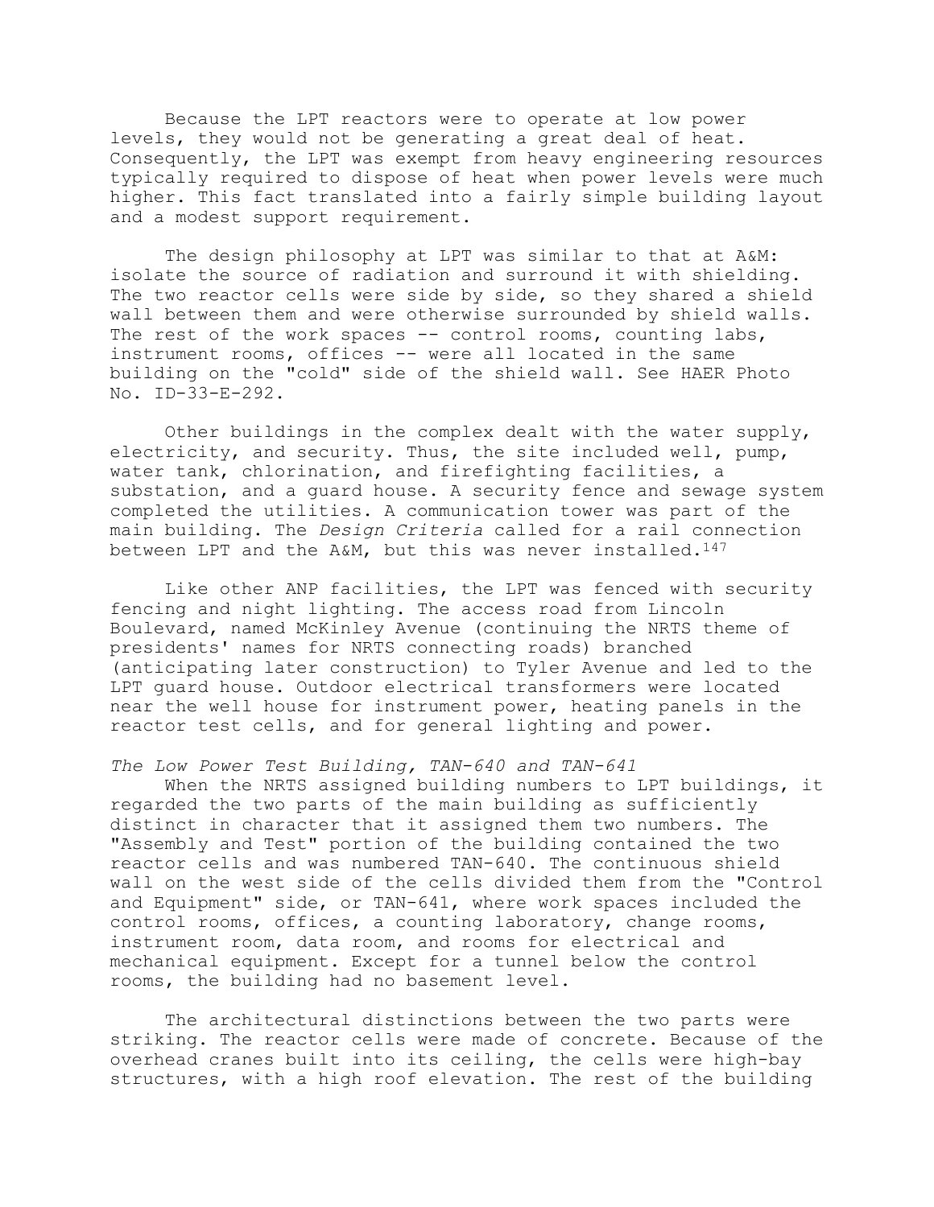Because the LPT reactors were to operate at low power levels, they would not be generating a great deal of heat. Consequently, the LPT was exempt from heavy engineering resources typically required to dispose of heat when power levels were much higher. This fact translated into a fairly simple building layout and a modest support requirement.

The design philosophy at LPT was similar to that at A&M: isolate the source of radiation and surround it with shielding. The two reactor cells were side by side, so they shared a shield wall between them and were otherwise surrounded by shield walls. The rest of the work spaces -- control rooms, counting labs, instrument rooms, offices -- were all located in the same building on the "cold" side of the shield wall. See HAER Photo No. ID-33-E-292.

Other buildings in the complex dealt with the water supply, electricity, and security. Thus, the site included well, pump, water tank, chlorination, and firefighting facilities, a substation, and a guard house. A security fence and sewage system completed the utilities. A communication tower was part of the main building. The *Design Criteria* called for a rail connection between LPT and the A&M, but this was never installed.[147]

Like other ANP facilities, the LPT was fenced with security fencing and night lighting. The access road from Lincoln Boulevard, named McKinley Avenue (continuing the NRTS theme of presidents' names for NRTS connecting roads) branched (anticipating later construction) to Tyler Avenue and led to the LPT guard house. Outdoor electrical transformers were located near the well house for instrument power, heating panels in the reactor test cells, and for general lighting and power.

*The Low Power Test Building, TAN-640 and TAN-641*

When the NRTS assigned building numbers to LPT buildings, it regarded the two parts of the main building as sufficiently distinct in character that it assigned them two numbers. The "Assembly and Test" portion of the building contained the two reactor cells and was numbered TAN-640. The continuous shield wall on the west side of the cells divided them from the "Control and Equipment" side, or TAN-641, where work spaces included the control rooms, offices, a counting laboratory, change rooms, instrument room, data room, and rooms for electrical and mechanical equipment. Except for a tunnel below the control rooms, the building had no basement level.

The architectural distinctions between the two parts were striking. The reactor cells were made of concrete. Because of the overhead cranes built into its ceiling, the cells were high-bay structures, with a high roof elevation. The rest of the building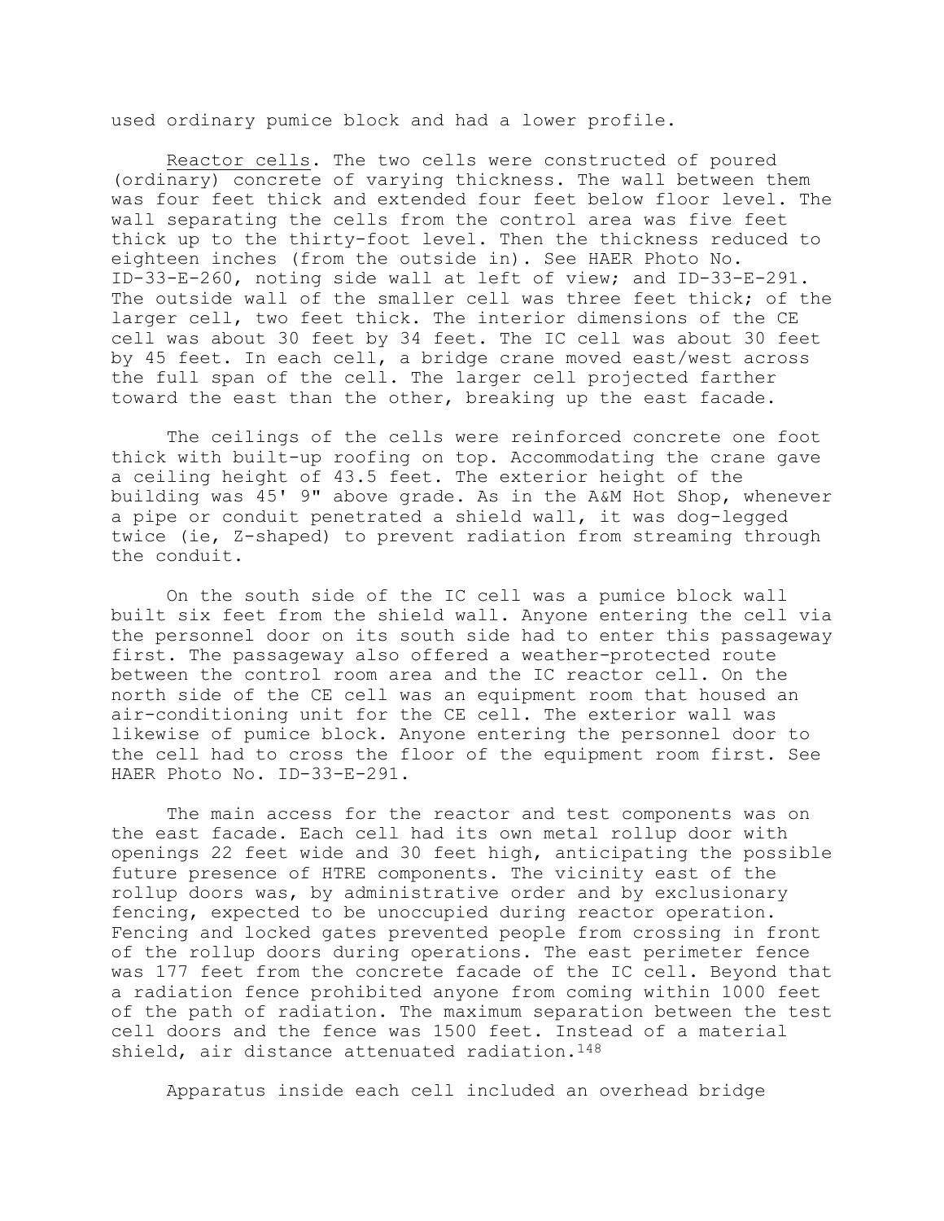used ordinary pumice block and had a lower profile.

Reactor cells. The two cells were constructed of poured (ordinary) concrete of varying thickness. The wall between them was four feet thick and extended four feet below floor level. The wall separating the cells from the control area was five feet thick up to the thirty-foot level. Then the thickness reduced to eighteen inches (from the outside in). See HAER Photo No. ID-33-E-260, noting side wall at left of view; and ID-33-E-291. The outside wall of the smaller cell was three feet thick; of the larger cell, two feet thick. The interior dimensions of the CE cell was about 30 feet by 34 feet. The IC cell was about 30 feet by 45 feet. In each cell, a bridge crane moved east/west across the full span of the cell. The larger cell projected farther toward the east than the other, breaking up the east facade.

The ceilings of the cells were reinforced concrete one foot thick with built-up roofing on top. Accommodating the crane gave a ceiling height of 43.5 feet. The exterior height of the building was 45' 9" above grade. As in the A&M Hot Shop, whenever a pipe or conduit penetrated a shield wall, it was dog-legged twice (ie, Z-shaped) to prevent radiation from streaming through the conduit.

On the south side of the IC cell was a pumice block wall built six feet from the shield wall. Anyone entering the cell via the personnel door on its south side had to enter this passageway first. The passageway also offered a weather-protected route between the control room area and the IC reactor cell. On the north side of the CE cell was an equipment room that housed an air-conditioning unit for the CE cell. The exterior wall was likewise of pumice block. Anyone entering the personnel door to the cell had to cross the floor of the equipment room first. See HAER Photo No. ID-33-E-291.

The main access for the reactor and test components was on the east facade. Each cell had its own metal rollup door with openings 22 feet wide and 30 feet high, anticipating the possible future presence of HTRE components. The vicinity east of the rollup doors was, by administrative order and by exclusionary fencing, expected to be unoccupied during reactor operation. Fencing and locked gates prevented people from crossing in front of the rollup doors during operations. The east perimeter fence was 177 feet from the concrete facade of the IC cell. Beyond that a radiation fence prohibited anyone from coming within 1000 feet of the path of radiation. The maximum separation between the test cell doors and the fence was 1500 feet. Instead of a material shield, air distance attenuated radiation.[148]

Apparatus inside each cell included an overhead bridge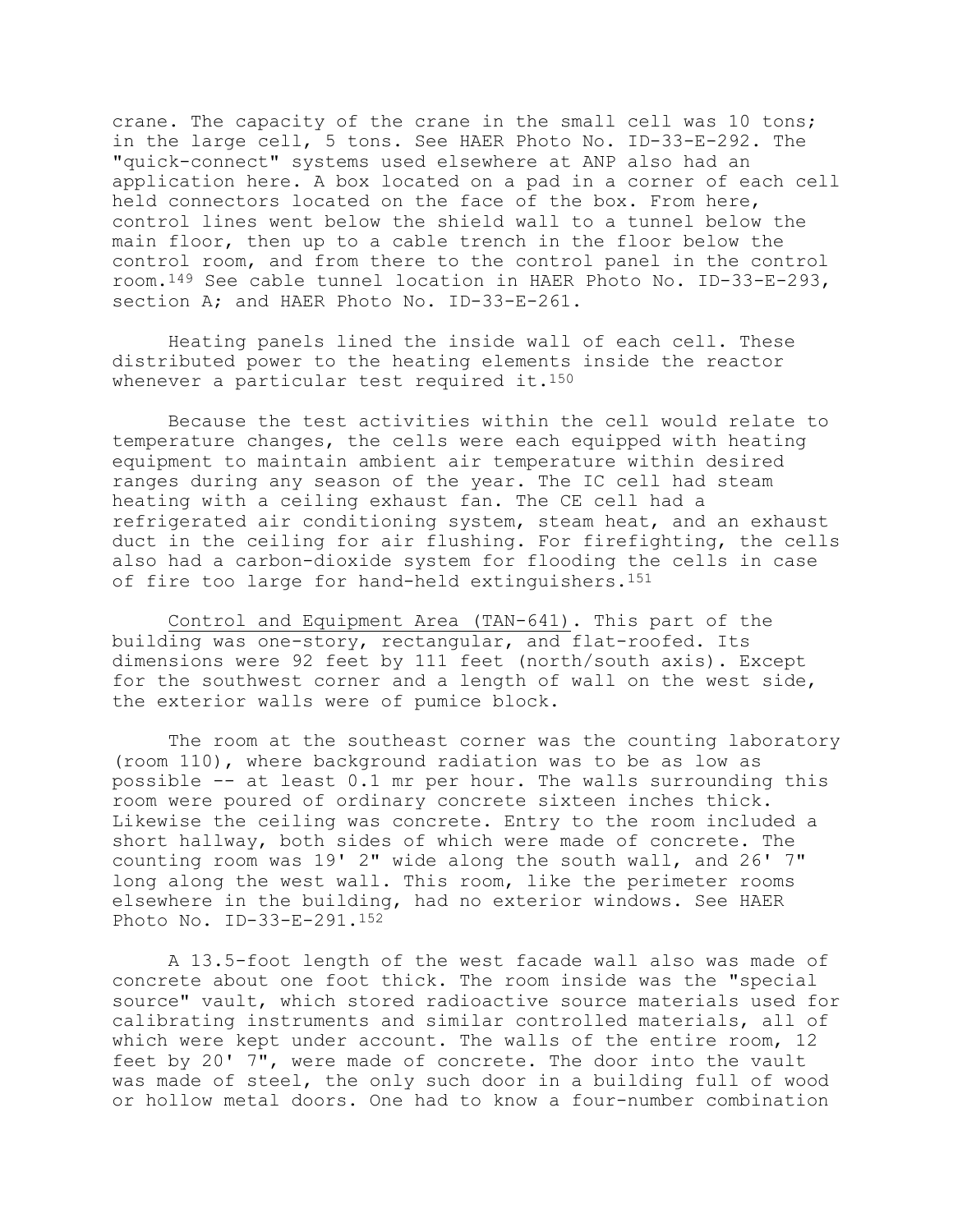crane. The capacity of the crane in the small cell was 10 tons; in the large cell, 5 tons. See HAER Photo No. ID-33-E-292. The "quick-connect" systems used elsewhere at ANP also had an application here. A box located on a pad in a corner of each cell held connectors located on the face of the box. From here, control lines went below the shield wall to a tunnel below the main floor, then up to a cable trench in the floor below the control room, and from there to the control panel in the control room.[149] See cable tunnel location in HAER Photo No. ID-33-E-293, section A; and HAER Photo No. ID-33-E-261.

Heating panels lined the inside wall of each cell. These distributed power to the heating elements inside the reactor whenever a particular test required it.[150]

Because the test activities within the cell would relate to temperature changes, the cells were each equipped with heating equipment to maintain ambient air temperature within desired ranges during any season of the year. The IC cell had steam heating with a ceiling exhaust fan. The CE cell had a refrigerated air conditioning system, steam heat, and an exhaust duct in the ceiling for air flushing. For firefighting, the cells also had a carbon-dioxide system for flooding the cells in case of fire too large for hand-held extinguishers.[151]

Control and Equipment Area (TAN-641). This part of the building was one-story, rectangular, and flat-roofed. Its dimensions were 92 feet by 111 feet (north/south axis). Except for the southwest corner and a length of wall on the west side, the exterior walls were of pumice block.

The room at the southeast corner was the counting laboratory (room 110), where background radiation was to be as low as possible -- at least 0.1 mr per hour. The walls surrounding this room were poured of ordinary concrete sixteen inches thick. Likewise the ceiling was concrete. Entry to the room included a short hallway, both sides of which were made of concrete. The counting room was 19' 2" wide along the south wall, and 26' 7" long along the west wall. This room, like the perimeter rooms elsewhere in the building, had no exterior windows. See HAER Photo No. ID-33-E-291.[152]

A 13.5-foot length of the west facade wall also was made of concrete about one foot thick. The room inside was the "special source" vault, which stored radioactive source materials used for calibrating instruments and similar controlled materials, all of which were kept under account. The walls of the entire room, 12 feet by 20' 7", were made of concrete. The door into the vault was made of steel, the only such door in a building full of wood or hollow metal doors. One had to know a four-number combination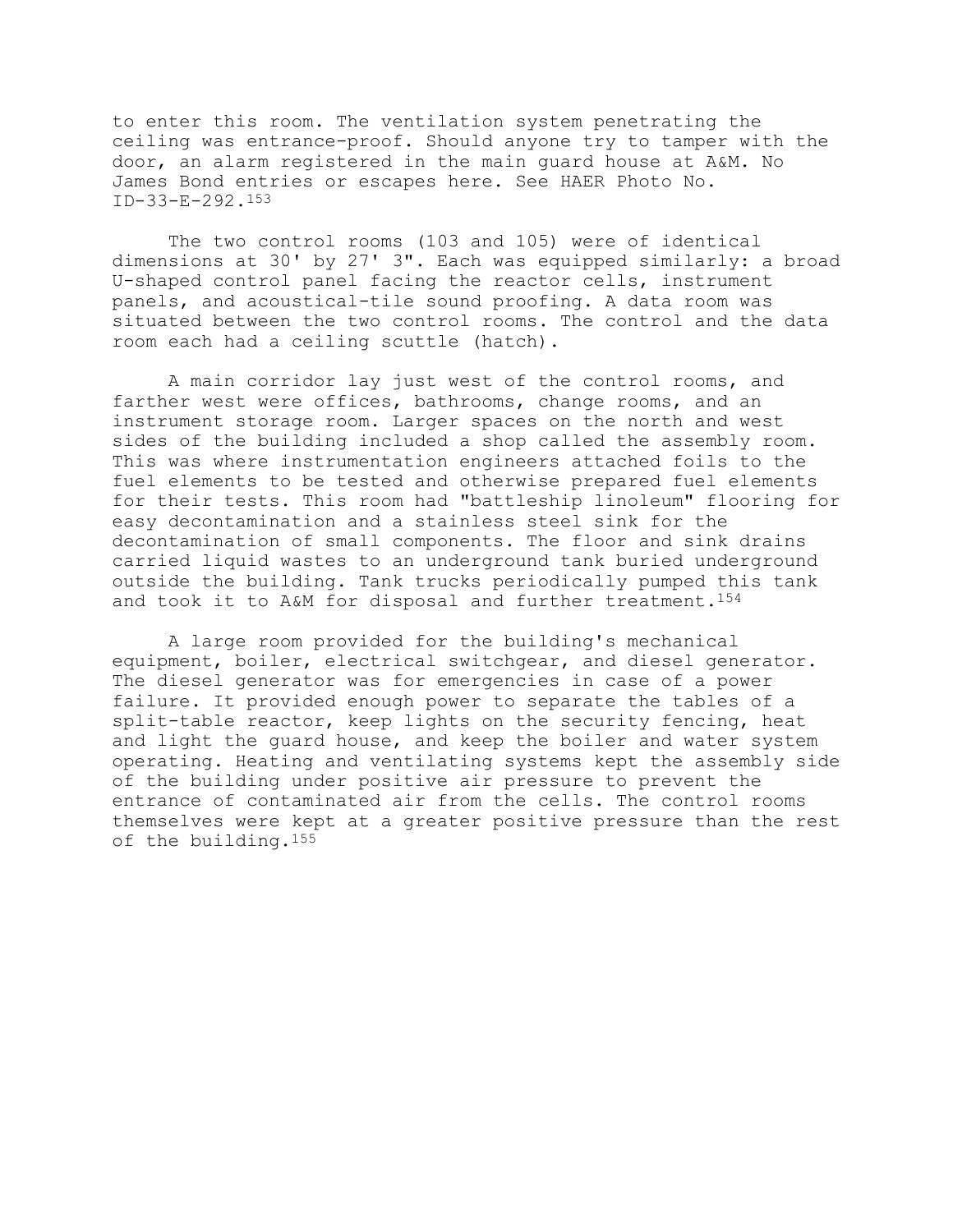to enter this room. The ventilation system penetrating the ceiling was entrance-proof. Should anyone try to tamper with the door, an alarm registered in the main guard house at A&M. No James Bond entries or escapes here. See HAER Photo No. ID-33-E-292.[153]

The two control rooms (103 and 105) were of identical dimensions at 30' by 27' 3". Each was equipped similarly: a broad U-shaped control panel facing the reactor cells, instrument panels, and acoustical-tile sound proofing. A data room was situated between the two control rooms. The control and the data room each had a ceiling scuttle (hatch).

A main corridor lay just west of the control rooms, and farther west were offices, bathrooms, change rooms, and an instrument storage room. Larger spaces on the north and west sides of the building included a shop called the assembly room. This was where instrumentation engineers attached foils to the fuel elements to be tested and otherwise prepared fuel elements for their tests. This room had "battleship linoleum" flooring for easy decontamination and a stainless steel sink for the decontamination of small components. The floor and sink drains carried liquid wastes to an underground tank buried underground outside the building. Tank trucks periodically pumped this tank and took it to A&M for disposal and further treatment.[154]

A large room provided for the building's mechanical equipment, boiler, electrical switchgear, and diesel generator. The diesel generator was for emergencies in case of a power failure. It provided enough power to separate the tables of a split-table reactor, keep lights on the security fencing, heat and light the guard house, and keep the boiler and water system operating. Heating and ventilating systems kept the assembly side of the building under positive air pressure to prevent the entrance of contaminated air from the cells. The control rooms themselves were kept at a greater positive pressure than the rest of the building.[155]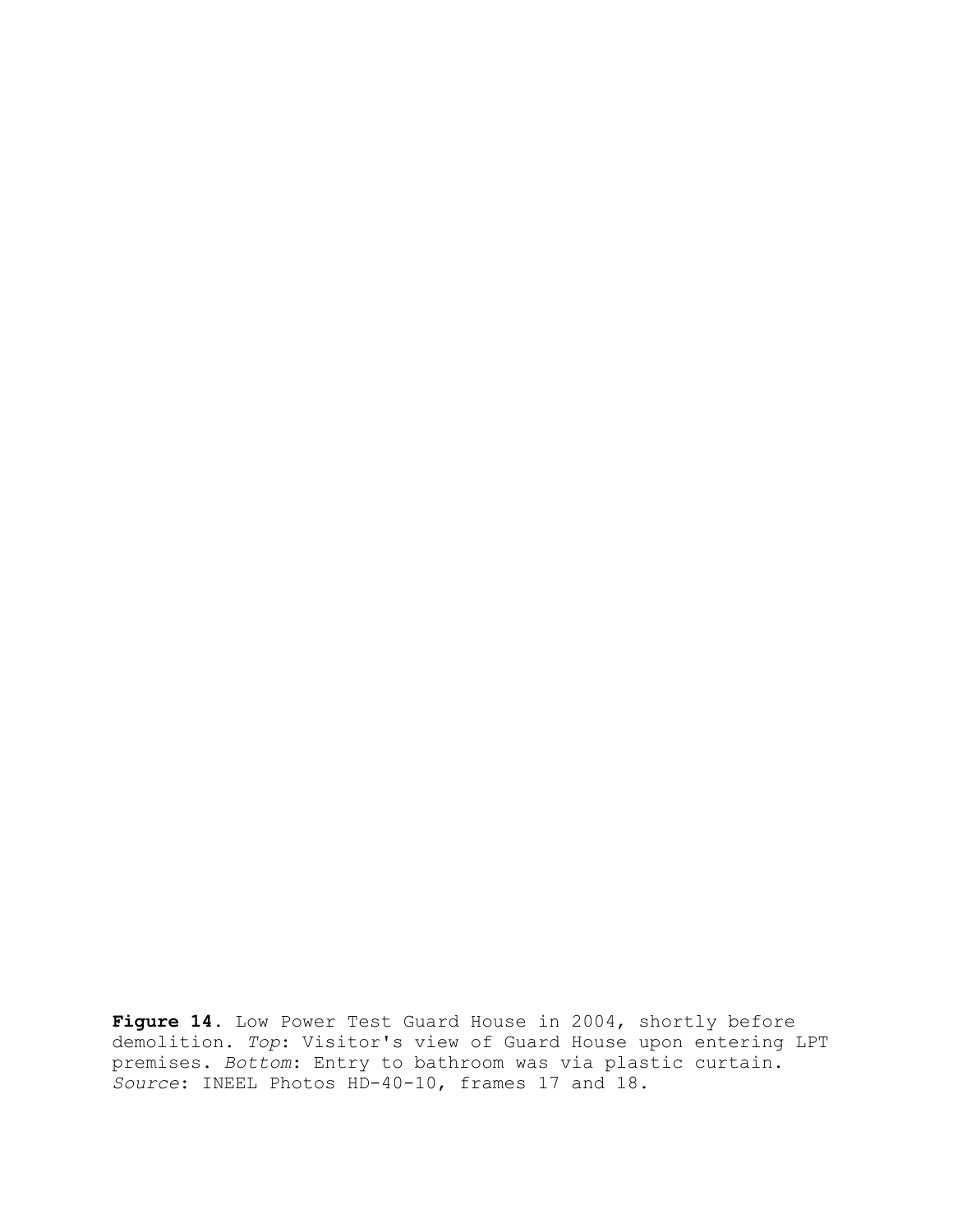**Figure 14.** Low Power Test Guard House in 2004, shortly before demolition. *Top*: Visitor's view of Guard House upon entering LPT premises. *Bottom*: Entry to bathroom was via plastic curtain. *Source*: INEEL Photos HD-40-10, frames 17 and 18.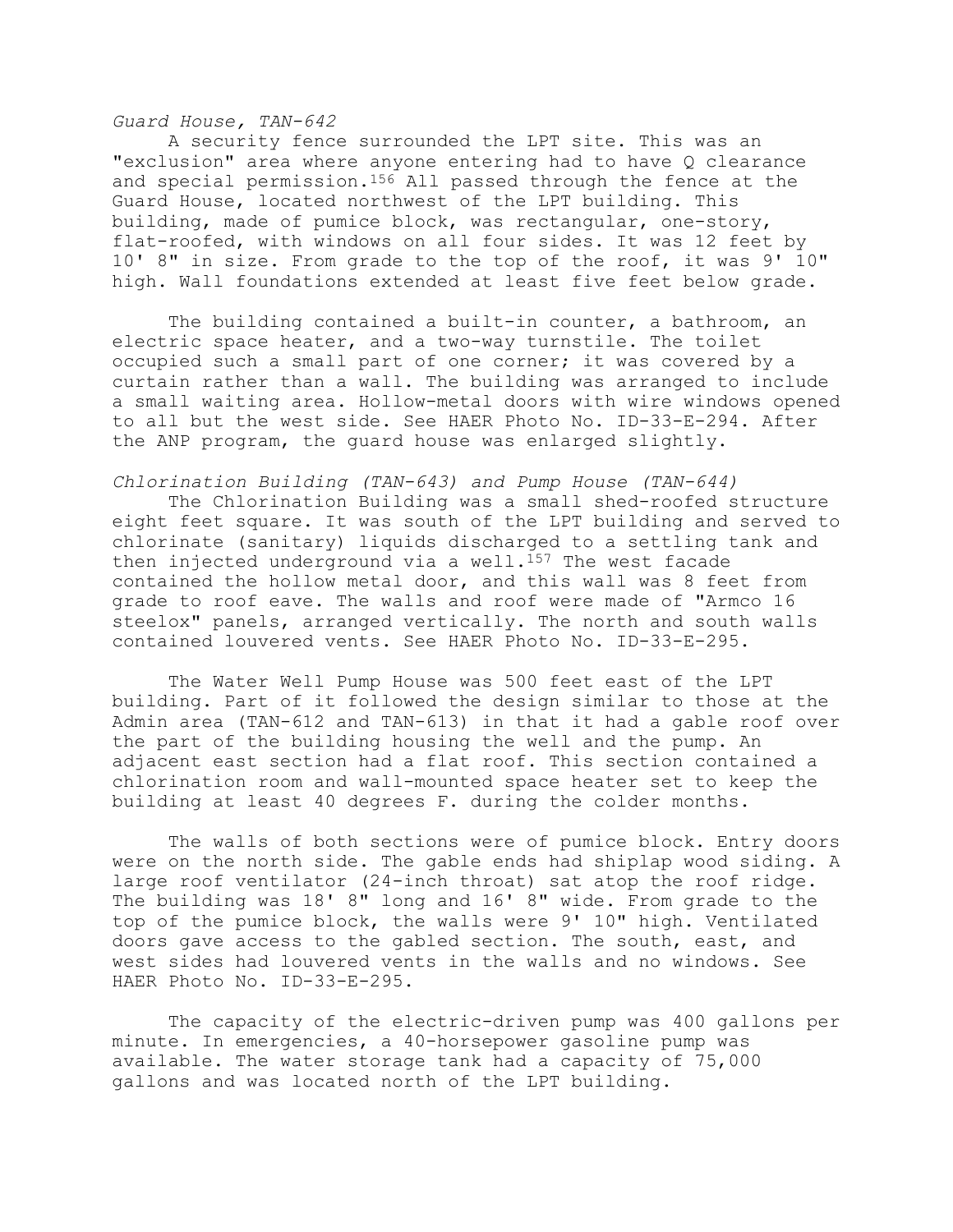*Guard House, TAN-642*

A security fence surrounded the LPT site. This was an "exclusion" area where anyone entering had to have Q clearance and special permission.[156] All passed through the fence at the Guard House, located northwest of the LPT building. This building, made of pumice block, was rectangular, one-story, flat-roofed, with windows on all four sides. It was 12 feet by 10' 8" in size. From grade to the top of the roof, it was 9' 10" high. Wall foundations extended at least five feet below grade.

The building contained a built-in counter, a bathroom, an electric space heater, and a two-way turnstile. The toilet occupied such a small part of one corner; it was covered by a curtain rather than a wall. The building was arranged to include a small waiting area. Hollow-metal doors with wire windows opened to all but the west side. See HAER Photo No. ID-33-E-294. After the ANP program, the guard house was enlarged slightly.

*Chlorination Building (TAN-643) and Pump House (TAN-644)*

The Chlorination Building was a small shed-roofed structure eight feet square. It was south of the LPT building and served to chlorinate (sanitary) liquids discharged to a settling tank and then injected underground via a well.[157] The west facade contained the hollow metal door, and this wall was 8 feet from grade to roof eave. The walls and roof were made of "Armco 16 steelox" panels, arranged vertically. The north and south walls contained louvered vents. See HAER Photo No. ID-33-E-295.

The Water Well Pump House was 500 feet east of the LPT building. Part of it followed the design similar to those at the Admin area (TAN-612 and TAN-613) in that it had a gable roof over the part of the building housing the well and the pump. An adjacent east section had a flat roof. This section contained a chlorination room and wall-mounted space heater set to keep the building at least 40 degrees F. during the colder months.

The walls of both sections were of pumice block. Entry doors were on the north side. The gable ends had shiplap wood siding. A large roof ventilator (24-inch throat) sat atop the roof ridge. The building was 18' 8" long and 16' 8" wide. From grade to the top of the pumice block, the walls were 9' 10" high. Ventilated doors gave access to the gabled section. The south, east, and west sides had louvered vents in the walls and no windows. See HAER Photo No. ID-33-E-295.

The capacity of the electric-driven pump was 400 gallons per minute. In emergencies, a 40-horsepower gasoline pump was available. The water storage tank had a capacity of 75,000 gallons and was located north of the LPT building.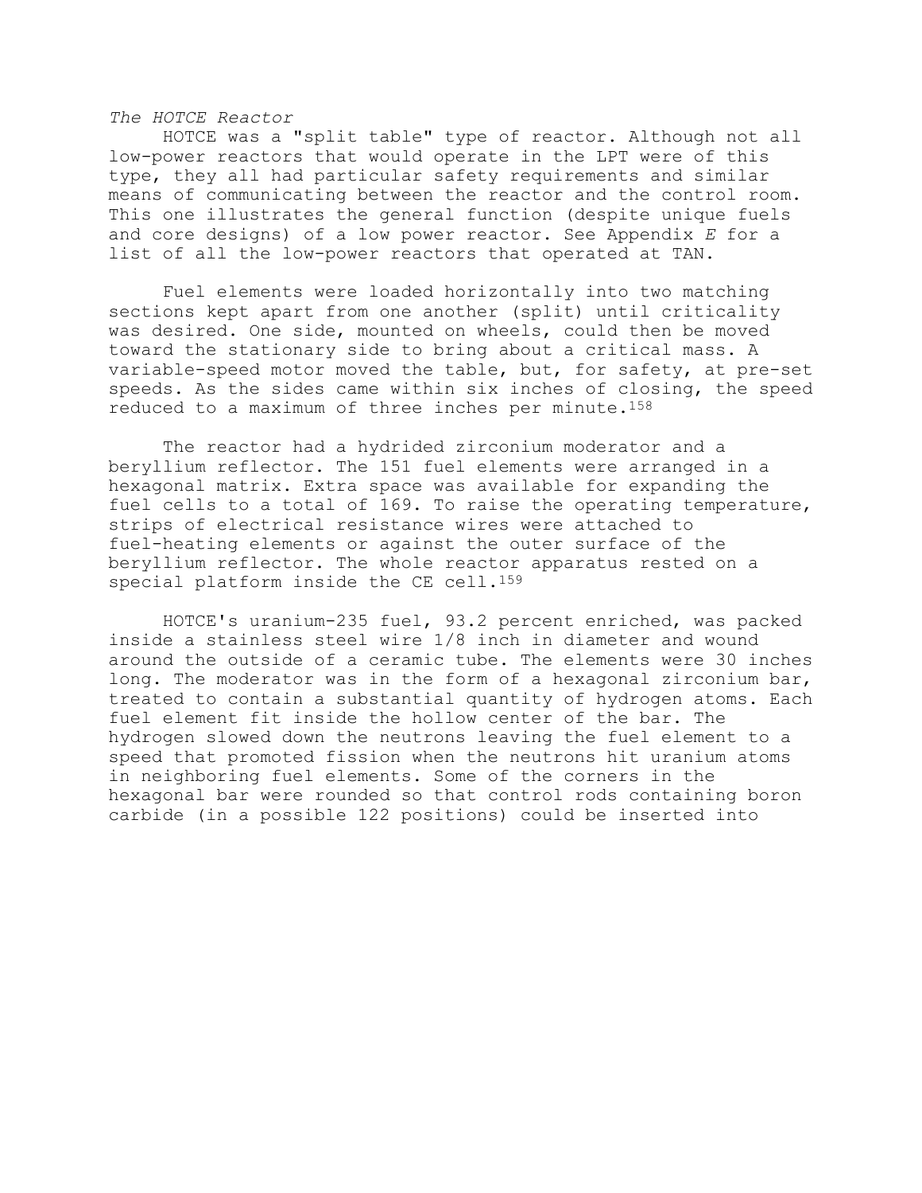*The HOTCE Reactor*

HOTCE was a "split table" type of reactor. Although not all low-power reactors that would operate in the LPT were of this type, they all had particular safety requirements and similar means of communicating between the reactor and the control room. This one illustrates the general function (despite unique fuels and core designs) of a low power reactor. See Appendix *E* for a list of all the low-power reactors that operated at TAN.

Fuel elements were loaded horizontally into two matching sections kept apart from one another (split) until criticality was desired. One side, mounted on wheels, could then be moved toward the stationary side to bring about a critical mass. A variable-speed motor moved the table, but, for safety, at pre-set speeds. As the sides came within six inches of closing, the speed reduced to a maximum of three inches per minute.[158]

The reactor had a hydrided zirconium moderator and a beryllium reflector. The 151 fuel elements were arranged in a hexagonal matrix. Extra space was available for expanding the fuel cells to a total of 169. To raise the operating temperature, strips of electrical resistance wires were attached to fuel-heating elements or against the outer surface of the beryllium reflector. The whole reactor apparatus rested on a special platform inside the CE cell.[159]

HOTCE's uranium-235 fuel, 93.2 percent enriched, was packed inside a stainless steel wire 1/8 inch in diameter and wound around the outside of a ceramic tube. The elements were 30 inches long. The moderator was in the form of a hexagonal zirconium bar, treated to contain a substantial quantity of hydrogen atoms. Each fuel element fit inside the hollow center of the bar. The hydrogen slowed down the neutrons leaving the fuel element to a speed that promoted fission when the neutrons hit uranium atoms in neighboring fuel elements. Some of the corners in the hexagonal bar were rounded so that control rods containing boron carbide (in a possible 122 positions) could be inserted into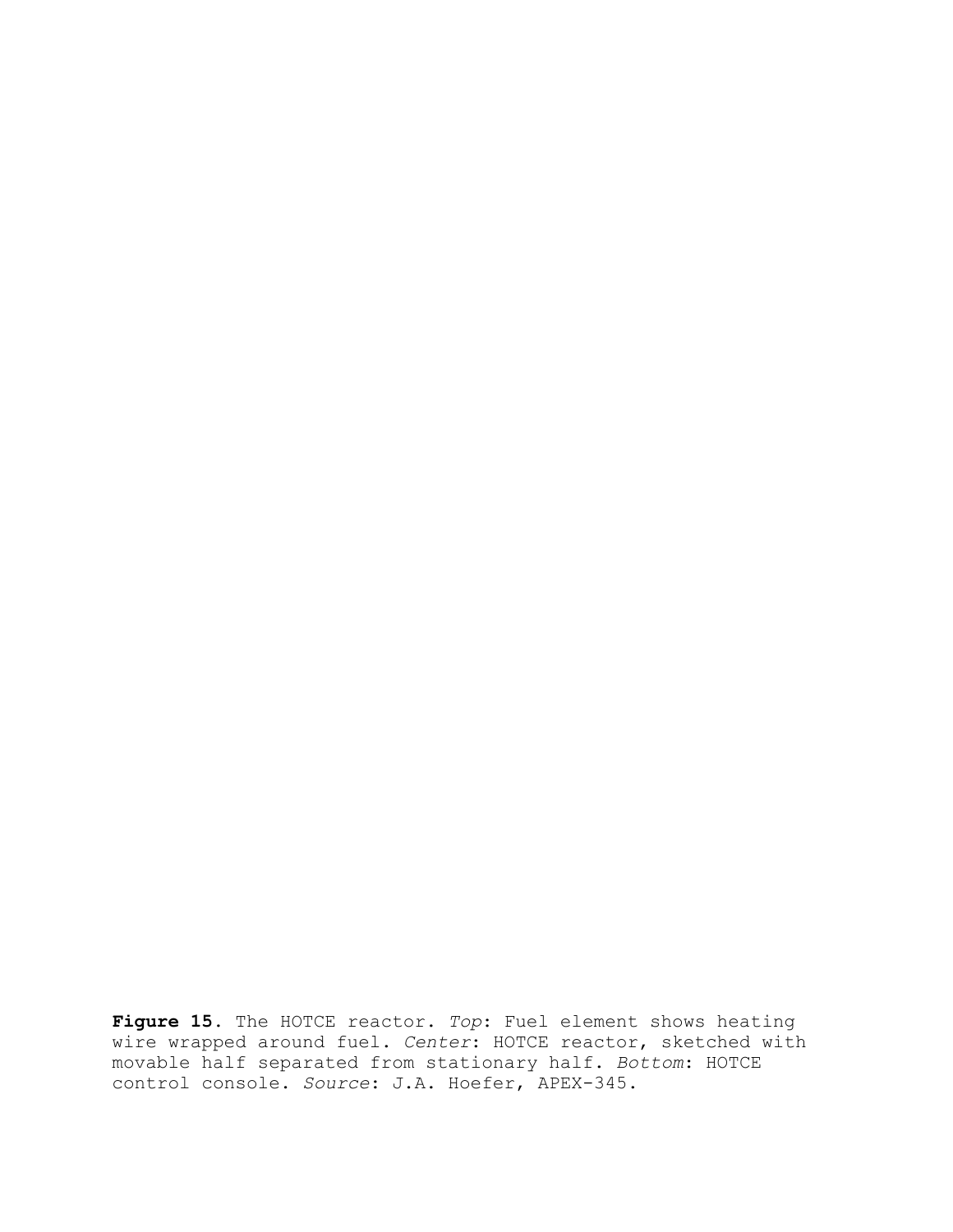**Figure 15**. The HOTCE reactor. *Top*: Fuel element shows heating wire wrapped around fuel. *Center*: HOTCE reactor, sketched with movable half separated from stationary half. *Bottom*: HOTCE control console. *Source*: J.A. Hoefer, APEX-345.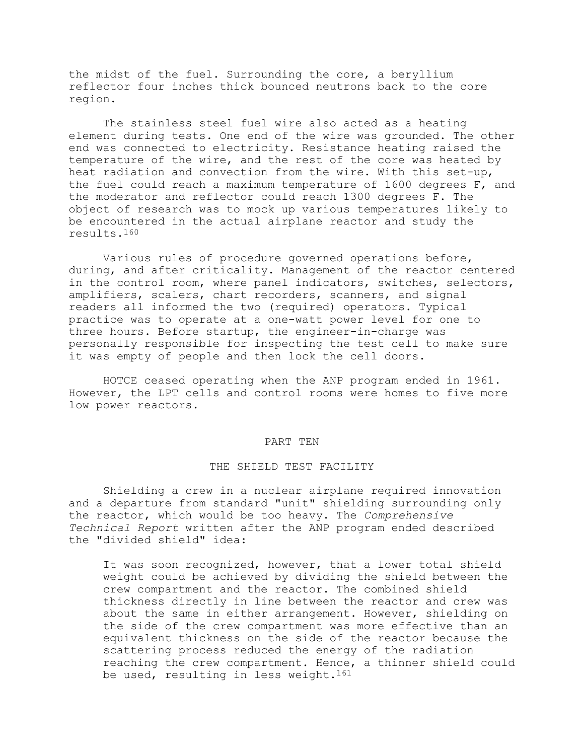the midst of the fuel. Surrounding the core, a beryllium reflector four inches thick bounced neutrons back to the core region.

The stainless steel fuel wire also acted as a heating element during tests. One end of the wire was grounded. The other end was connected to electricity. Resistance heating raised the temperature of the wire, and the rest of the core was heated by heat radiation and convection from the wire. With this set-up, the fuel could reach a maximum temperature of 1600 degrees F, and the moderator and reflector could reach 1300 degrees F. The object of research was to mock up various temperatures likely to be encountered in the actual airplane reactor and study the results.[160]

Various rules of procedure governed operations before, during, and after criticality. Management of the reactor centered in the control room, where panel indicators, switches, selectors, amplifiers, scalers, chart recorders, scanners, and signal readers all informed the two (required) operators. Typical practice was to operate at a one-watt power level for one to three hours. Before startup, the engineer-in-charge was personally responsible for inspecting the test cell to make sure it was empty of people and then lock the cell doors.

HOTCE ceased operating when the ANP program ended in 1961. However, the LPT cells and control rooms were homes to five more low power reactors.

## PART TEN

## THE SHIELD TEST FACILITY

Shielding a crew in a nuclear airplane required innovation and a departure from standard "unit" shielding surrounding only the reactor, which would be too heavy. The *Comprehensive Technical Report* written after the ANP program ended described the "divided shield" idea:

> It was soon recognized, however, that a lower total shield weight could be achieved by dividing the shield between the crew compartment and the reactor. The combined shield thickness directly in line between the reactor and crew was about the same in either arrangement. However, shielding on the side of the crew compartment was more effective than an equivalent thickness on the side of the reactor because the scattering process reduced the energy of the radiation reaching the crew compartment. Hence, a thinner shield could be used, resulting in less weight.[161]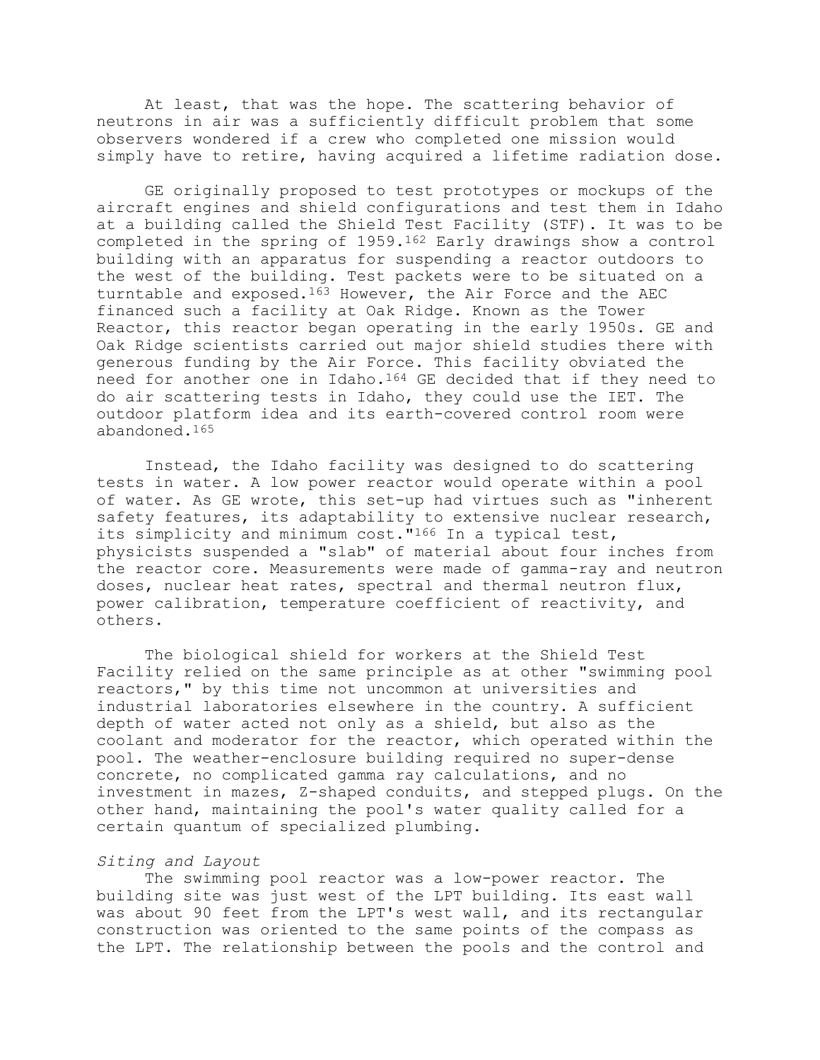At least, that was the hope. The scattering behavior of neutrons in air was a sufficiently difficult problem that some observers wondered if a crew who completed one mission would simply have to retire, having acquired a lifetime radiation dose.

GE originally proposed to test prototypes or mockups of the aircraft engines and shield configurations and test them in Idaho at a building called the Shield Test Facility (STF). It was to be completed in the spring of 1959.[162] Early drawings show a control building with an apparatus for suspending a reactor outdoors to the west of the building. Test packets were to be situated on a turntable and exposed.[163] However, the Air Force and the AEC financed such a facility at Oak Ridge. Known as the Tower Reactor, this reactor began operating in the early 1950s. GE and Oak Ridge scientists carried out major shield studies there with generous funding by the Air Force. This facility obviated the need for another one in Idaho.[164] GE decided that if they need to do air scattering tests in Idaho, they could use the IET. The outdoor platform idea and its earth-covered control room were abandoned.[165]

Instead, the Idaho facility was designed to do scattering tests in water. A low power reactor would operate within a pool of water. As GE wrote, this set-up had virtues such as "inherent safety features, its adaptability to extensive nuclear research, its simplicity and minimum cost."[166] In a typical test, physicists suspended a "slab" of material about four inches from the reactor core. Measurements were made of gamma-ray and neutron doses, nuclear heat rates, spectral and thermal neutron flux, power calibration, temperature coefficient of reactivity, and others.

The biological shield for workers at the Shield Test Facility relied on the same principle as at other "swimming pool reactors," by this time not uncommon at universities and industrial laboratories elsewhere in the country. A sufficient depth of water acted not only as a shield, but also as the coolant and moderator for the reactor, which operated within the pool. The weather-enclosure building required no super-dense concrete, no complicated gamma ray calculations, and no investment in mazes, Z-shaped conduits, and stepped plugs. On the other hand, maintaining the pool's water quality called for a certain quantum of specialized plumbing.

*Siting and Layout*

The swimming pool reactor was a low-power reactor. The building site was just west of the LPT building. Its east wall was about 90 feet from the LPT's west wall, and its rectangular construction was oriented to the same points of the compass as the LPT. The relationship between the pools and the control and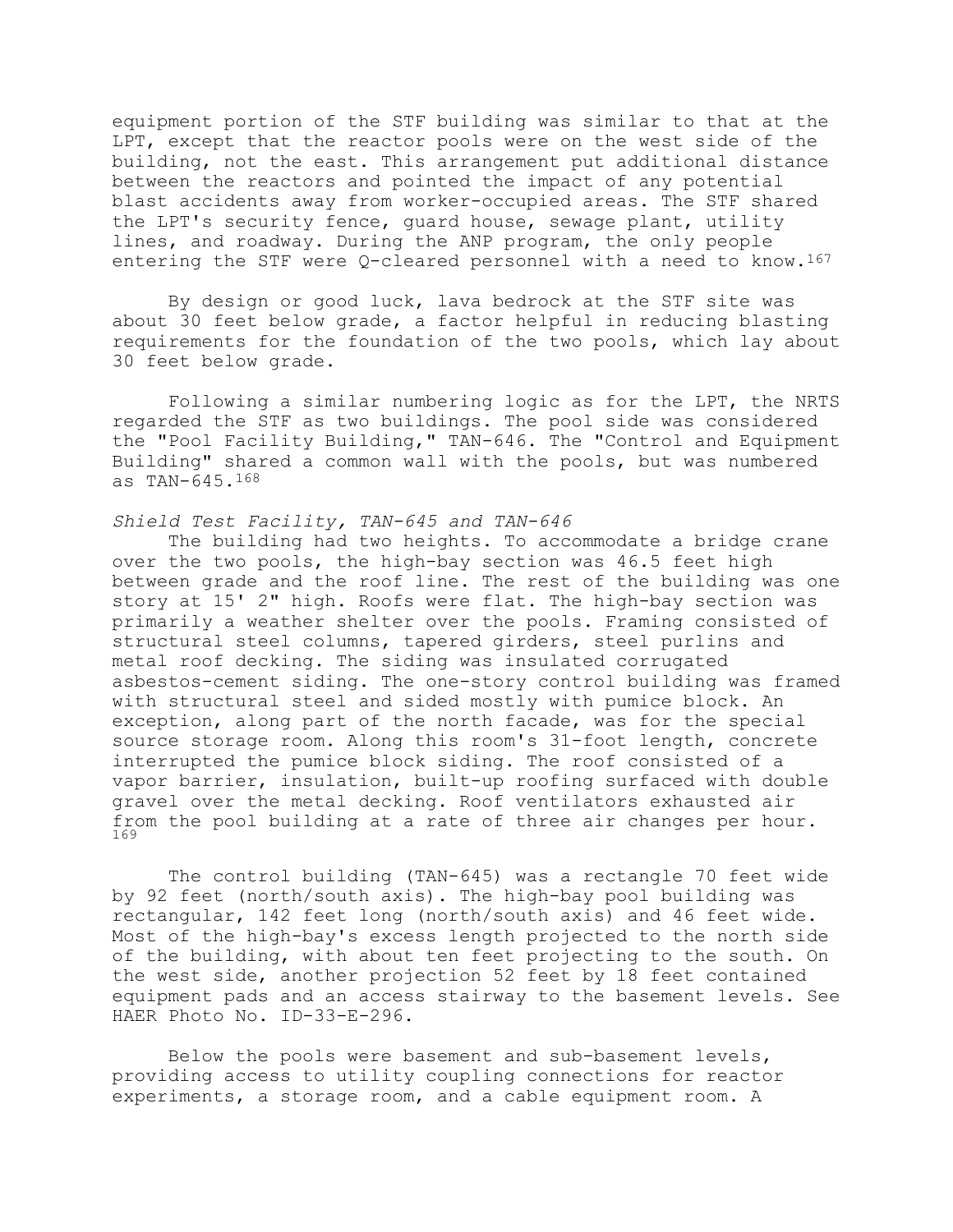equipment portion of the STF building was similar to that at the LPT, except that the reactor pools were on the west side of the building, not the east. This arrangement put additional distance between the reactors and pointed the impact of any potential blast accidents away from worker-occupied areas. The STF shared the LPT's security fence, guard house, sewage plant, utility lines, and roadway. During the ANP program, the only people entering the STF were Q-cleared personnel with a need to know.[167]

By design or good luck, lava bedrock at the STF site was about 30 feet below grade, a factor helpful in reducing blasting requirements for the foundation of the two pools, which lay about 30 feet below grade.

Following a similar numbering logic as for the LPT, the NRTS regarded the STF as two buildings. The pool side was considered the "Pool Facility Building," TAN-646. The "Control and Equipment Building" shared a common wall with the pools, but was numbered as TAN-645.[168]

*Shield Test Facility, TAN-645 and TAN-646*

The building had two heights. To accommodate a bridge crane over the two pools, the high-bay section was 46.5 feet high between grade and the roof line. The rest of the building was one story at 15' 2" high. Roofs were flat. The high-bay section was primarily a weather shelter over the pools. Framing consisted of structural steel columns, tapered girders, steel purlins and metal roof decking. The siding was insulated corrugated asbestos-cement siding. The one-story control building was framed with structural steel and sided mostly with pumice block. An exception, along part of the north facade, was for the special source storage room. Along this room's 31-foot length, concrete interrupted the pumice block siding. The roof consisted of a vapor barrier, insulation, built-up roofing surfaced with double gravel over the metal decking. Roof ventilators exhausted air from the pool building at a rate of three air changes per hour.[169]

The control building (TAN-645) was a rectangle 70 feet wide by 92 feet (north/south axis). The high-bay pool building was rectangular, 142 feet long (north/south axis) and 46 feet wide. Most of the high-bay's excess length projected to the north side of the building, with about ten feet projecting to the south. On the west side, another projection 52 feet by 18 feet contained equipment pads and an access stairway to the basement levels. See HAER Photo No. ID-33-E-296.

Below the pools were basement and sub-basement levels, providing access to utility coupling connections for reactor experiments, a storage room, and a cable equipment room. A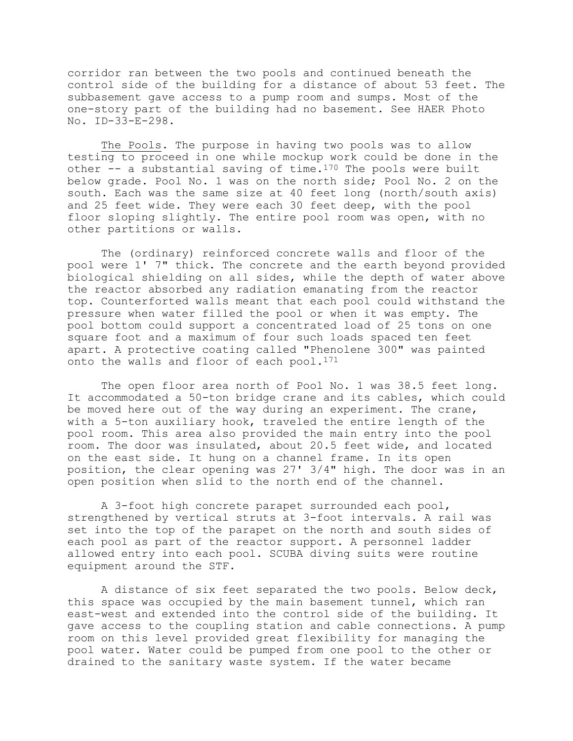corridor ran between the two pools and continued beneath the control side of the building for a distance of about 53 feet. The subbasement gave access to a pump room and sumps. Most of the one-story part of the building had no basement. See HAER Photo No. ID-33-E-298.

The Pools. The purpose in having two pools was to allow testing to proceed in one while mockup work could be done in the other -- a substantial saving of time.[170] The pools were built below grade. Pool No. 1 was on the north side; Pool No. 2 on the south. Each was the same size at 40 feet long (north/south axis) and 25 feet wide. They were each 30 feet deep, with the pool floor sloping slightly. The entire pool room was open, with no other partitions or walls.

The (ordinary) reinforced concrete walls and floor of the pool were 1' 7" thick. The concrete and the earth beyond provided biological shielding on all sides, while the depth of water above the reactor absorbed any radiation emanating from the reactor top. Counterforted walls meant that each pool could withstand the pressure when water filled the pool or when it was empty. The pool bottom could support a concentrated load of 25 tons on one square foot and a maximum of four such loads spaced ten feet apart. A protective coating called "Phenolene 300" was painted onto the walls and floor of each pool.[171]

The open floor area north of Pool No. 1 was 38.5 feet long. It accommodated a 50-ton bridge crane and its cables, which could be moved here out of the way during an experiment. The crane, with a 5-ton auxiliary hook, traveled the entire length of the pool room. This area also provided the main entry into the pool room. The door was insulated, about 20.5 feet wide, and located on the east side. It hung on a channel frame. In its open position, the clear opening was 27' 3/4" high. The door was in an open position when slid to the north end of the channel.

A 3-foot high concrete parapet surrounded each pool, strengthened by vertical struts at 3-foot intervals. A rail was set into the top of the parapet on the north and south sides of each pool as part of the reactor support. A personnel ladder allowed entry into each pool. SCUBA diving suits were routine equipment around the STF.

A distance of six feet separated the two pools. Below deck, this space was occupied by the main basement tunnel, which ran east-west and extended into the control side of the building. It gave access to the coupling station and cable connections. A pump room on this level provided great flexibility for managing the pool water. Water could be pumped from one pool to the other or drained to the sanitary waste system. If the water became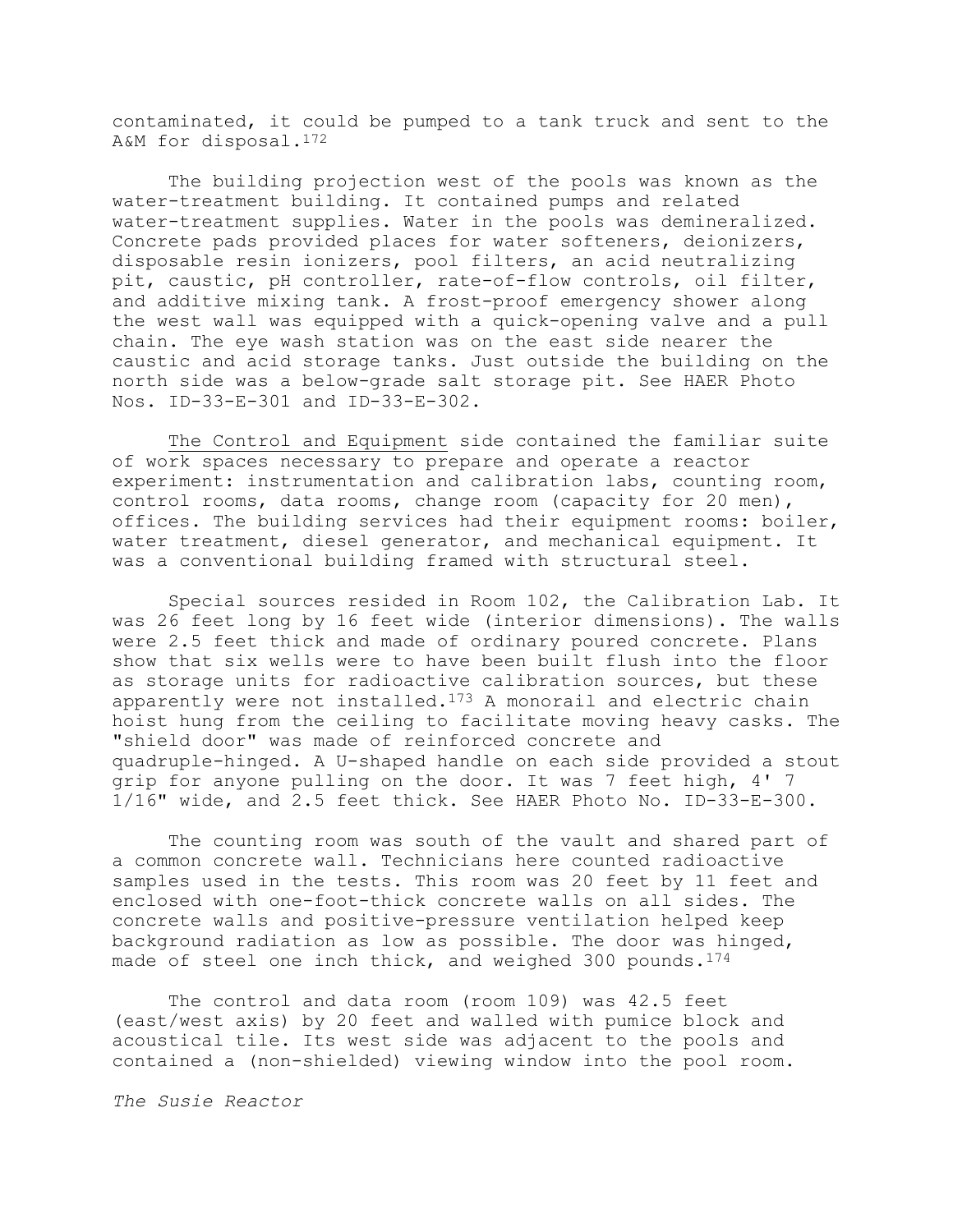contaminated, it could be pumped to a tank truck and sent to the A&M for disposal.[172]

The building projection west of the pools was known as the water-treatment building. It contained pumps and related water-treatment supplies. Water in the pools was demineralized. Concrete pads provided places for water softeners, deionizers, disposable resin ionizers, pool filters, an acid neutralizing pit, caustic, pH controller, rate-of-flow controls, oil filter, and additive mixing tank. A frost-proof emergency shower along the west wall was equipped with a quick-opening valve and a pull chain. The eye wash station was on the east side nearer the caustic and acid storage tanks. Just outside the building on the north side was a below-grade salt storage pit. See HAER Photo Nos. ID-33-E-301 and ID-33-E-302.

<u>The Control and Equipment</u> side contained the familiar suite of work spaces necessary to prepare and operate a reactor experiment: instrumentation and calibration labs, counting room, control rooms, data rooms, change room (capacity for 20 men), offices. The building services had their equipment rooms: boiler, water treatment, diesel generator, and mechanical equipment. It was a conventional building framed with structural steel.

Special sources resided in Room 102, the Calibration Lab. It was 26 feet long by 16 feet wide (interior dimensions). The walls were 2.5 feet thick and made of ordinary poured concrete. Plans show that six wells were to have been built flush into the floor as storage units for radioactive calibration sources, but these apparently were not installed.[173] A monorail and electric chain hoist hung from the ceiling to facilitate moving heavy casks. The "shield door" was made of reinforced concrete and quadruple-hinged. A U-shaped handle on each side provided a stout grip for anyone pulling on the door. It was 7 feet high, 4' 7 1/16" wide, and 2.5 feet thick. See HAER Photo No. ID-33-E-300.

The counting room was south of the vault and shared part of a common concrete wall. Technicians here counted radioactive samples used in the tests. This room was 20 feet by 11 feet and enclosed with one-foot-thick concrete walls on all sides. The concrete walls and positive-pressure ventilation helped keep background radiation as low as possible. The door was hinged, made of steel one inch thick, and weighed 300 pounds.[174]

The control and data room (room 109) was 42.5 feet (east/west axis) by 20 feet and walled with pumice block and acoustical tile. Its west side was adjacent to the pools and contained a (non-shielded) viewing window into the pool room.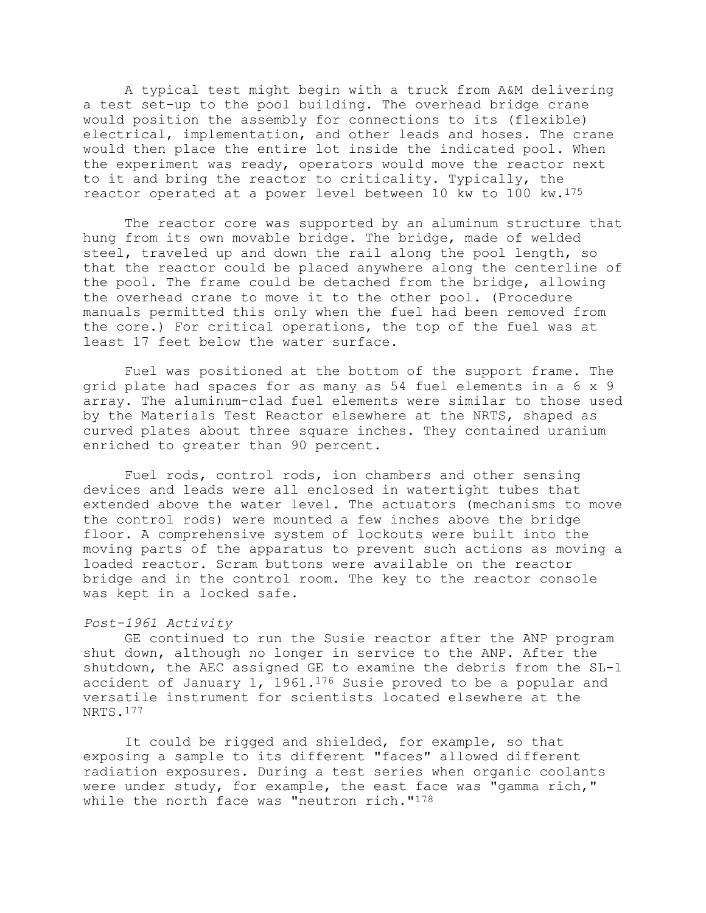A typical test might begin with a truck from A&M delivering a test set-up to the pool building. The overhead bridge crane would position the assembly for connections to its (flexible) electrical, implementation, and other leads and hoses. The crane would then place the entire lot inside the indicated pool. When the experiment was ready, operators would move the reactor next to it and bring the reactor to criticality. Typically, the reactor operated at a power level between 10 kw to 100 kw.[175]

The reactor core was supported by an aluminum structure that hung from its own movable bridge. The bridge, made of welded steel, traveled up and down the rail along the pool length, so that the reactor could be placed anywhere along the centerline of the pool. The frame could be detached from the bridge, allowing the overhead crane to move it to the other pool. (Procedure manuals permitted this only when the fuel had been removed from the core.) For critical operations, the top of the fuel was at least 17 feet below the water surface.

Fuel was positioned at the bottom of the support frame. The grid plate had spaces for as many as 54 fuel elements in a 6 x 9 array. The aluminum-clad fuel elements were similar to those used by the Materials Test Reactor elsewhere at the NRTS, shaped as curved plates about three square inches. They contained uranium enriched to greater than 90 percent.

Fuel rods, control rods, ion chambers and other sensing devices and leads were all enclosed in watertight tubes that extended above the water level. The actuators (mechanisms to move the control rods) were mounted a few inches above the bridge floor. A comprehensive system of lockouts were built into the moving parts of the apparatus to prevent such actions as moving a loaded reactor. Scram buttons were available on the reactor bridge and in the control room. The key to the reactor console was kept in a locked safe.

*Post-1961 Activity*

GE continued to run the Susie reactor after the ANP program shut down, although no longer in service to the ANP. After the shutdown, the AEC assigned GE to examine the debris from the SL-1 accident of January 1, 1961.[176] Susie proved to be a popular and versatile instrument for scientists located elsewhere at the NRTS.[177]

It could be rigged and shielded, for example, so that exposing a sample to its different "faces" allowed different radiation exposures. During a test series when organic coolants were under study, for example, the east face was "gamma rich," while the north face was "neutron rich."[178]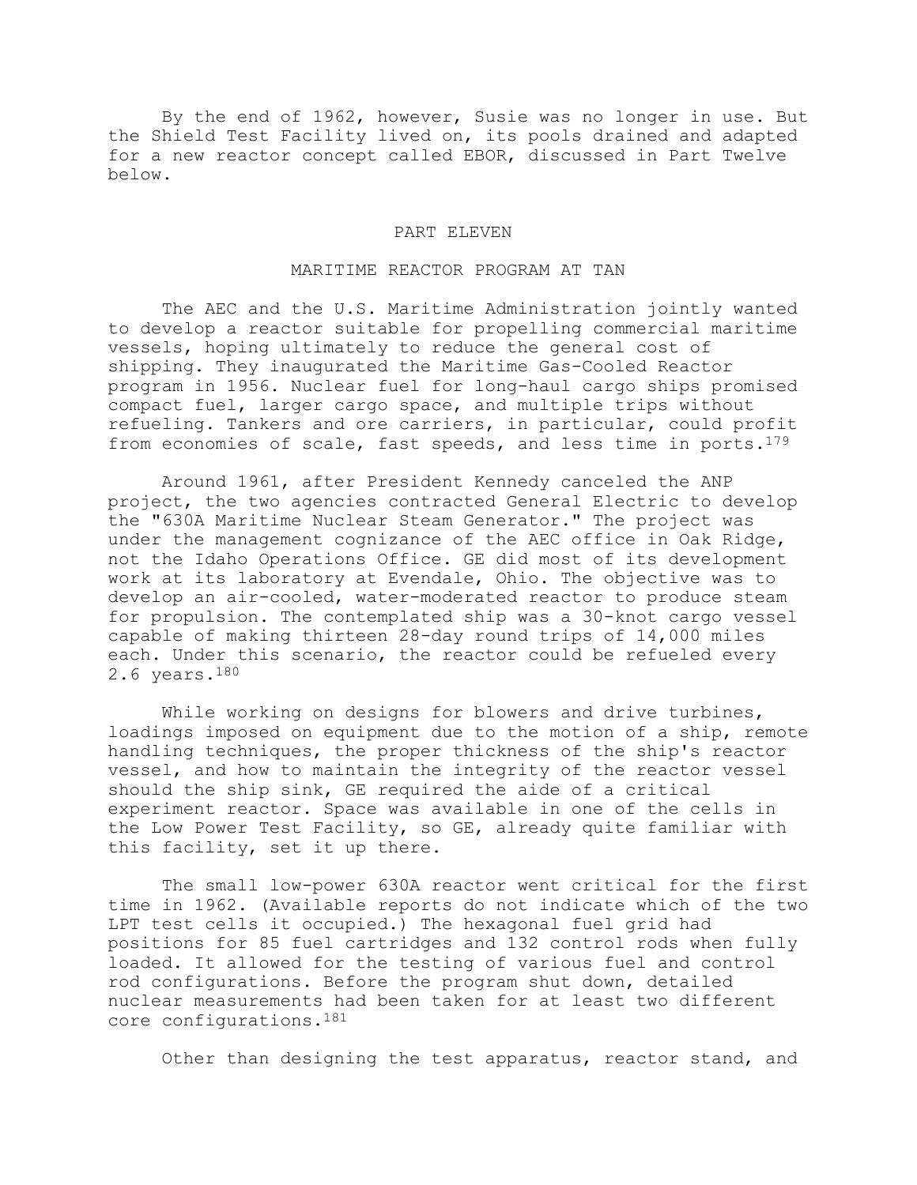By the end of 1962, however, Susie was no longer in use. But the Shield Test Facility lived on, its pools drained and adapted for a new reactor concept called EBOR, discussed in Part Twelve below.

## PART ELEVEN

## MARITIME REACTOR PROGRAM AT TAN

The AEC and the U.S. Maritime Administration jointly wanted to develop a reactor suitable for propelling commercial maritime vessels, hoping ultimately to reduce the general cost of shipping. They inaugurated the Maritime Gas-Cooled Reactor program in 1956. Nuclear fuel for long-haul cargo ships promised compact fuel, larger cargo space, and multiple trips without refueling. Tankers and ore carriers, in particular, could profit from economies of scale, fast speeds, and less time in ports.[179]

Around 1961, after President Kennedy canceled the ANP project, the two agencies contracted General Electric to develop the "630A Maritime Nuclear Steam Generator." The project was under the management cognizance of the AEC office in Oak Ridge, not the Idaho Operations Office. GE did most of its development work at its laboratory at Evendale, Ohio. The objective was to develop an air-cooled, water-moderated reactor to produce steam for propulsion. The contemplated ship was a 30-knot cargo vessel capable of making thirteen 28-day round trips of 14,000 miles each. Under this scenario, the reactor could be refueled every 2.6 years.[180]

While working on designs for blowers and drive turbines, loadings imposed on equipment due to the motion of a ship, remote handling techniques, the proper thickness of the ship's reactor vessel, and how to maintain the integrity of the reactor vessel should the ship sink, GE required the aide of a critical experiment reactor. Space was available in one of the cells in the Low Power Test Facility, so GE, already quite familiar with this facility, set it up there.

The small low-power 630A reactor went critical for the first time in 1962. (Available reports do not indicate which of the two LPT test cells it occupied.) The hexagonal fuel grid had positions for 85 fuel cartridges and 132 control rods when fully loaded. It allowed for the testing of various fuel and control rod configurations. Before the program shut down, detailed nuclear measurements had been taken for at least two different core configurations.[181]

Other than designing the test apparatus, reactor stand, and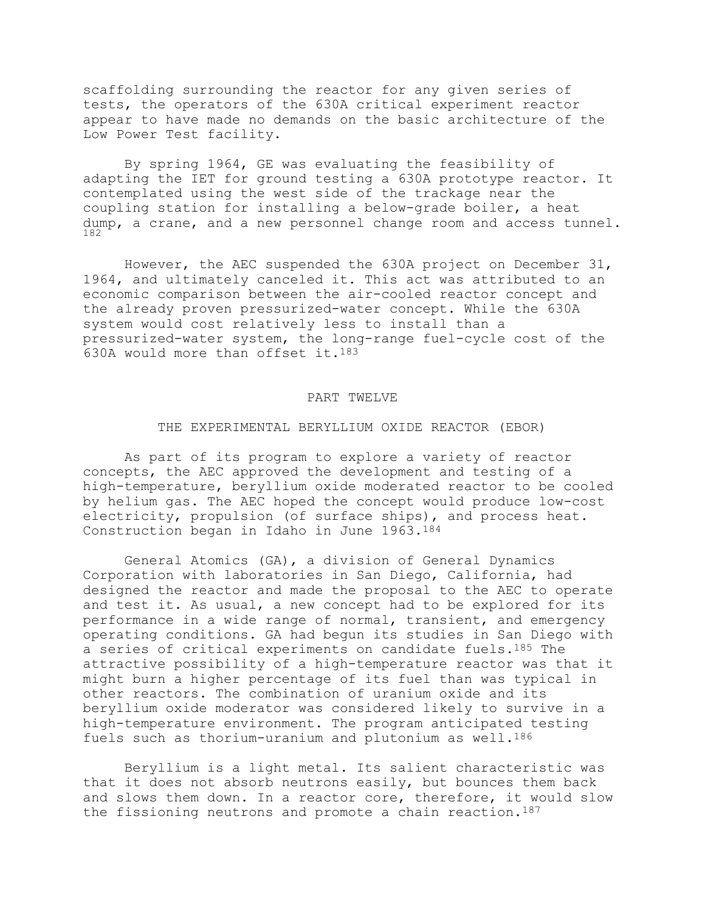scaffolding surrounding the reactor for any given series of tests, the operators of the 630A critical experiment reactor appear to have made no demands on the basic architecture of the Low Power Test facility.

By spring 1964, GE was evaluating the feasibility of adapting the IET for ground testing a 630A prototype reactor. It contemplated using the west side of the trackage near the coupling station for installing a below-grade boiler, a heat dump, a crane, and a new personnel change room and access tunnel.[182]

However, the AEC suspended the 630A project on December 31, 1964, and ultimately canceled it. This act was attributed to an economic comparison between the air-cooled reactor concept and the already proven pressurized-water concept. While the 630A system would cost relatively less to install than a pressurized-water system, the long-range fuel-cycle cost of the 630A would more than offset it.[183]

## PART TWELVE

## THE EXPERIMENTAL BERYLLIUM OXIDE REACTOR (EBOR)

As part of its program to explore a variety of reactor concepts, the AEC approved the development and testing of a high-temperature, beryllium oxide moderated reactor to be cooled by helium gas. The AEC hoped the concept would produce low-cost electricity, propulsion (of surface ships), and process heat. Construction began in Idaho in June 1963.[184]

General Atomics (GA), a division of General Dynamics Corporation with laboratories in San Diego, California, had designed the reactor and made the proposal to the AEC to operate and test it. As usual, a new concept had to be explored for its performance in a wide range of normal, transient, and emergency operating conditions. GA had begun its studies in San Diego with a series of critical experiments on candidate fuels.[185] The attractive possibility of a high-temperature reactor was that it might burn a higher percentage of its fuel than was typical in other reactors. The combination of uranium oxide and its beryllium oxide moderator was considered likely to survive in a high-temperature environment. The program anticipated testing fuels such as thorium-uranium and plutonium as well.[186]

Beryllium is a light metal. Its salient characteristic was that it does not absorb neutrons easily, but bounces them back and slows them down. In a reactor core, therefore, it would slow the fissioning neutrons and promote a chain reaction.[187]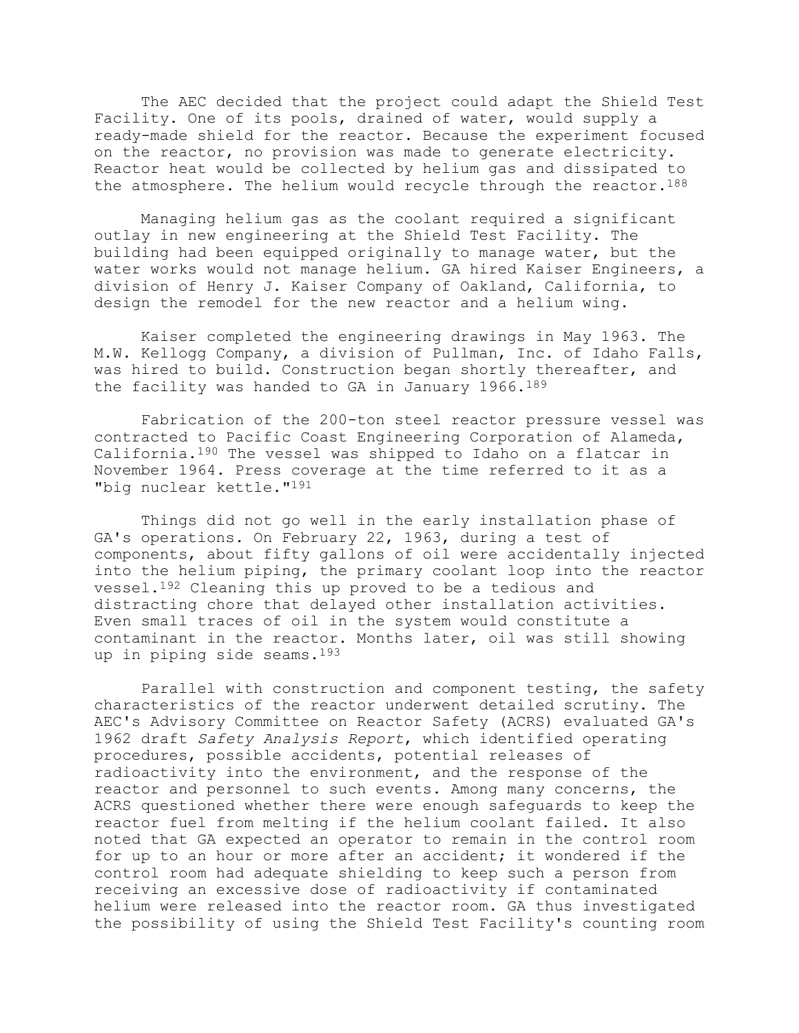The AEC decided that the project could adapt the Shield Test Facility. One of its pools, drained of water, would supply a ready-made shield for the reactor. Because the experiment focused on the reactor, no provision was made to generate electricity. Reactor heat would be collected by helium gas and dissipated to the atmosphere. The helium would recycle through the reactor.[188]

Managing helium gas as the coolant required a significant outlay in new engineering at the Shield Test Facility. The building had been equipped originally to manage water, but the water works would not manage helium. GA hired Kaiser Engineers, a division of Henry J. Kaiser Company of Oakland, California, to design the remodel for the new reactor and a helium wing.

Kaiser completed the engineering drawings in May 1963. The M.W. Kellogg Company, a division of Pullman, Inc. of Idaho Falls, was hired to build. Construction began shortly thereafter, and the facility was handed to GA in January 1966.[189]

Fabrication of the 200-ton steel reactor pressure vessel was contracted to Pacific Coast Engineering Corporation of Alameda, California.[190] The vessel was shipped to Idaho on a flatcar in November 1964. Press coverage at the time referred to it as a "big nuclear kettle."[191]

Things did not go well in the early installation phase of GA's operations. On February 22, 1963, during a test of components, about fifty gallons of oil were accidentally injected into the helium piping, the primary coolant loop into the reactor vessel.[192] Cleaning this up proved to be a tedious and distracting chore that delayed other installation activities. Even small traces of oil in the system would constitute a contaminant in the reactor. Months later, oil was still showing up in piping side seams.[193]

Parallel with construction and component testing, the safety characteristics of the reactor underwent detailed scrutiny. The AEC's Advisory Committee on Reactor Safety (ACRS) evaluated GA's 1962 draft *Safety Analysis Report*, which identified operating procedures, possible accidents, potential releases of radioactivity into the environment, and the response of the reactor and personnel to such events. Among many concerns, the ACRS questioned whether there were enough safeguards to keep the reactor fuel from melting if the helium coolant failed. It also noted that GA expected an operator to remain in the control room for up to an hour or more after an accident; it wondered if the control room had adequate shielding to keep such a person from receiving an excessive dose of radioactivity if contaminated helium were released into the reactor room. GA thus investigated the possibility of using the Shield Test Facility's counting room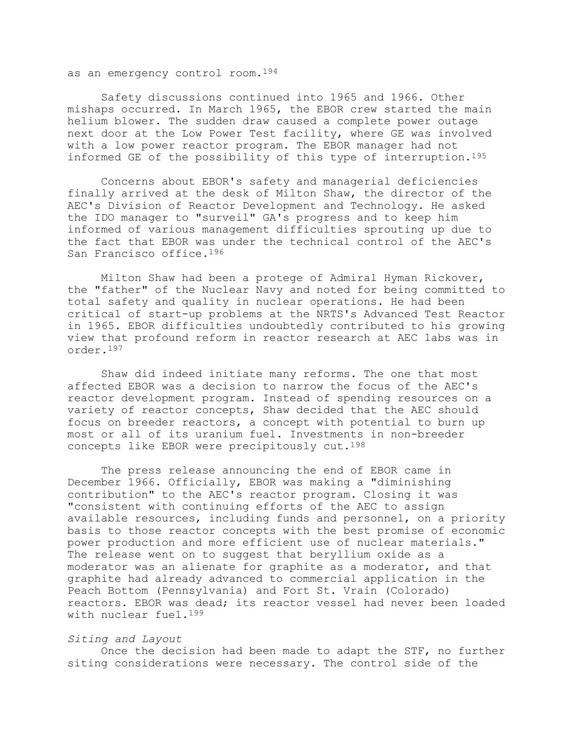as an emergency control room.[194]

Safety discussions continued into 1965 and 1966. Other mishaps occurred. In March 1965, the EBOR crew started the main helium blower. The sudden draw caused a complete power outage next door at the Low Power Test facility, where GE was involved with a low power reactor program. The EBOR manager had not informed GE of the possibility of this type of interruption.[195]

Concerns about EBOR's safety and managerial deficiencies finally arrived at the desk of Milton Shaw, the director of the AEC's Division of Reactor Development and Technology. He asked the IDO manager to "surveil" GA's progress and to keep him informed of various management difficulties sprouting up due to the fact that EBOR was under the technical control of the AEC's San Francisco office.[196]

Milton Shaw had been a protege of Admiral Hyman Rickover, the "father" of the Nuclear Navy and noted for being committed to total safety and quality in nuclear operations. He had been critical of start-up problems at the NRTS's Advanced Test Reactor in 1965. EBOR difficulties undoubtedly contributed to his growing view that profound reform in reactor research at AEC labs was in order.[197]

Shaw did indeed initiate many reforms. The one that most affected EBOR was a decision to narrow the focus of the AEC's reactor development program. Instead of spending resources on a variety of reactor concepts, Shaw decided that the AEC should focus on breeder reactors, a concept with potential to burn up most or all of its uranium fuel. Investments in non-breeder concepts like EBOR were precipitously cut.[198]

The press release announcing the end of EBOR came in December 1966. Officially, EBOR was making a "diminishing contribution" to the AEC's reactor program. Closing it was "consistent with continuing efforts of the AEC to assign available resources, including funds and personnel, on a priority basis to those reactor concepts with the best promise of economic power production and more efficient use of nuclear materials." The release went on to suggest that beryllium oxide as a moderator was an alienate for graphite as a moderator, and that graphite had already advanced to commercial application in the Peach Bottom (Pennsylvania) and Fort St. Vrain (Colorado) reactors. EBOR was dead; its reactor vessel had never been loaded with nuclear fuel.[199]

*Siting and Layout*

Once the decision had been made to adapt the STF, no further siting considerations were necessary. The control side of the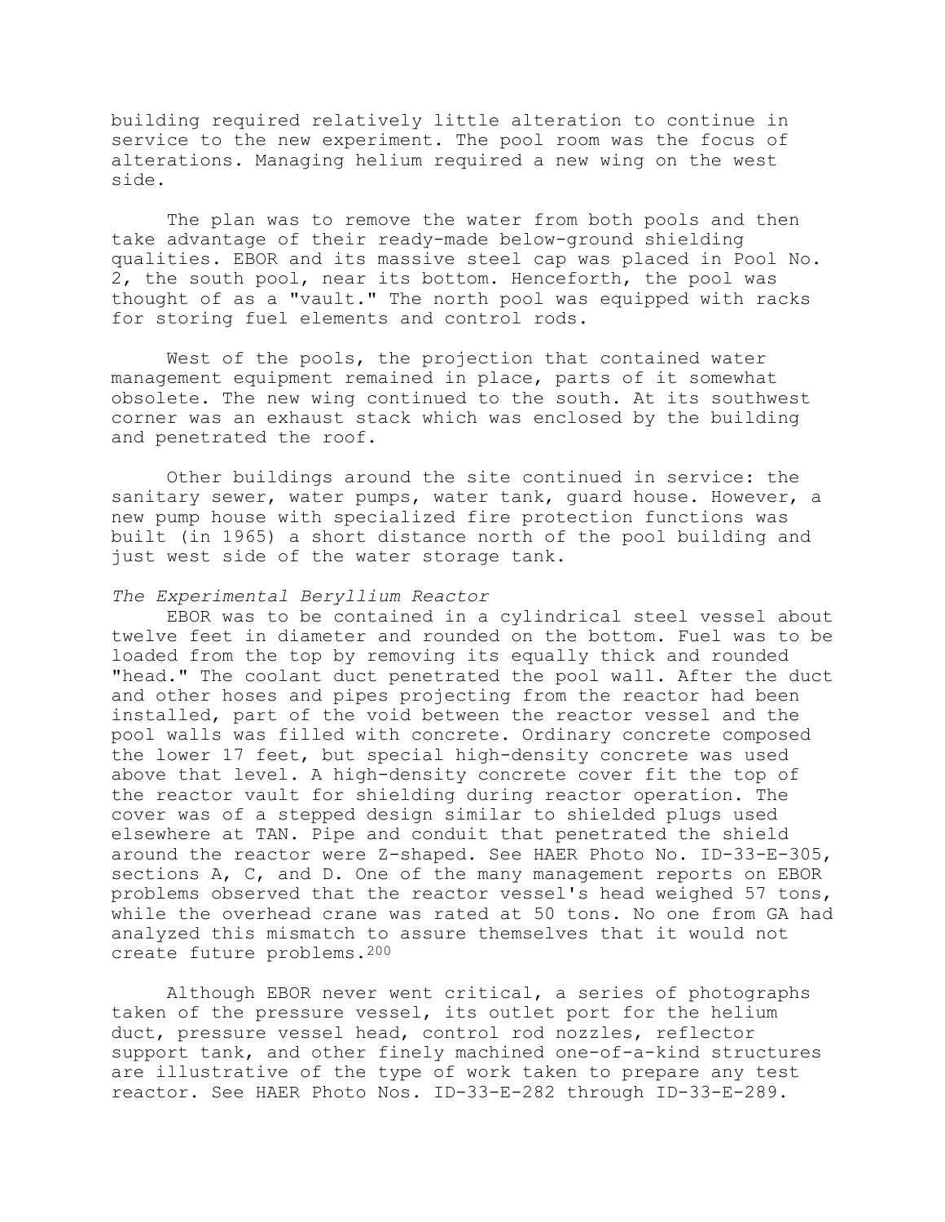building required relatively little alteration to continue in service to the new experiment. The pool room was the focus of alterations. Managing helium required a new wing on the west side.

The plan was to remove the water from both pools and then take advantage of their ready-made below-ground shielding qualities. EBOR and its massive steel cap was placed in Pool No. 2, the south pool, near its bottom. Henceforth, the pool was thought of as a "vault." The north pool was equipped with racks for storing fuel elements and control rods.

West of the pools, the projection that contained water management equipment remained in place, parts of it somewhat obsolete. The new wing continued to the south. At its southwest corner was an exhaust stack which was enclosed by the building and penetrated the roof.

Other buildings around the site continued in service: the sanitary sewer, water pumps, water tank, guard house. However, a new pump house with specialized fire protection functions was built (in 1965) a short distance north of the pool building and just west side of the water storage tank.

*The Experimental Beryllium Reactor*

EBOR was to be contained in a cylindrical steel vessel about twelve feet in diameter and rounded on the bottom. Fuel was to be loaded from the top by removing its equally thick and rounded "head." The coolant duct penetrated the pool wall. After the duct and other hoses and pipes projecting from the reactor had been installed, part of the void between the reactor vessel and the pool walls was filled with concrete. Ordinary concrete composed the lower 17 feet, but special high-density concrete was used above that level. A high-density concrete cover fit the top of the reactor vault for shielding during reactor operation. The cover was of a stepped design similar to shielded plugs used elsewhere at TAN. Pipe and conduit that penetrated the shield around the reactor were Z-shaped. See HAER Photo No. ID-33-E-305, sections A, C, and D. One of the many management reports on EBOR problems observed that the reactor vessel's head weighed 57 tons, while the overhead crane was rated at 50 tons. No one from GA had analyzed this mismatch to assure themselves that it would not create future problems.[200]

Although EBOR never went critical, a series of photographs taken of the pressure vessel, its outlet port for the helium duct, pressure vessel head, control rod nozzles, reflector support tank, and other finely machined one-of-a-kind structures are illustrative of the type of work taken to prepare any test reactor. See HAER Photo Nos. ID-33-E-282 through ID-33-E-289.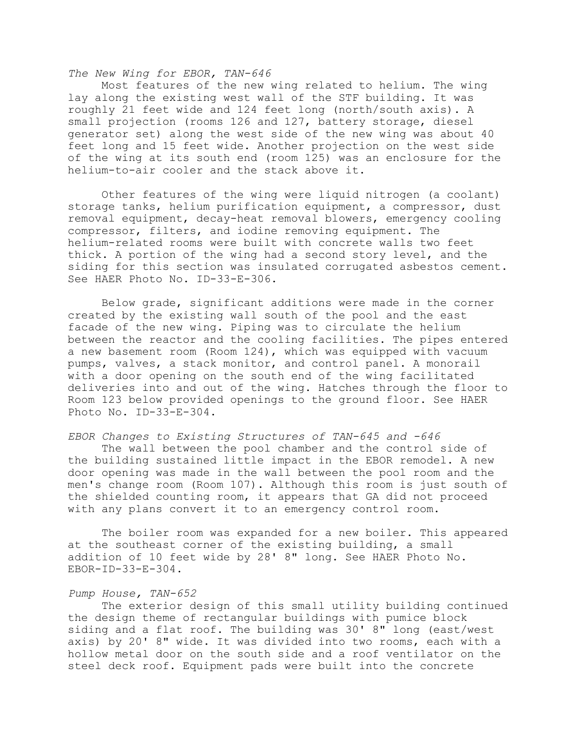*The New Wing for EBOR, TAN-646*

Most features of the new wing related to helium. The wing lay along the existing west wall of the STF building. It was roughly 21 feet wide and 124 feet long (north/south axis). A small projection (rooms 126 and 127, battery storage, diesel generator set) along the west side of the new wing was about 40 feet long and 15 feet wide. Another projection on the west side of the wing at its south end (room 125) was an enclosure for the helium-to-air cooler and the stack above it.

Other features of the wing were liquid nitrogen (a coolant) storage tanks, helium purification equipment, a compressor, dust removal equipment, decay-heat removal blowers, emergency cooling compressor, filters, and iodine removing equipment. The helium-related rooms were built with concrete walls two feet thick. A portion of the wing had a second story level, and the siding for this section was insulated corrugated asbestos cement. See HAER Photo No. ID-33-E-306.

Below grade, significant additions were made in the corner created by the existing wall south of the pool and the east facade of the new wing. Piping was to circulate the helium between the reactor and the cooling facilities. The pipes entered a new basement room (Room 124), which was equipped with vacuum pumps, valves, a stack monitor, and control panel. A monorail with a door opening on the south end of the wing facilitated deliveries into and out of the wing. Hatches through the floor to Room 123 below provided openings to the ground floor. See HAER Photo No. ID-33-E-304.

*EBOR Changes to Existing Structures of TAN-645 and -646*

The wall between the pool chamber and the control side of the building sustained little impact in the EBOR remodel. A new door opening was made in the wall between the pool room and the men's change room (Room 107). Although this room is just south of the shielded counting room, it appears that GA did not proceed with any plans convert it to an emergency control room.

The boiler room was expanded for a new boiler. This appeared at the southeast corner of the existing building, a small addition of 10 feet wide by 28' 8" long. See HAER Photo No. EBOR-ID-33-E-304.

*Pump House, TAN-652*

The exterior design of this small utility building continued the design theme of rectangular buildings with pumice block siding and a flat roof. The building was 30' 8" long (east/west axis) by 20' 8" wide. It was divided into two rooms, each with a hollow metal door on the south side and a roof ventilator on the steel deck roof. Equipment pads were built into the concrete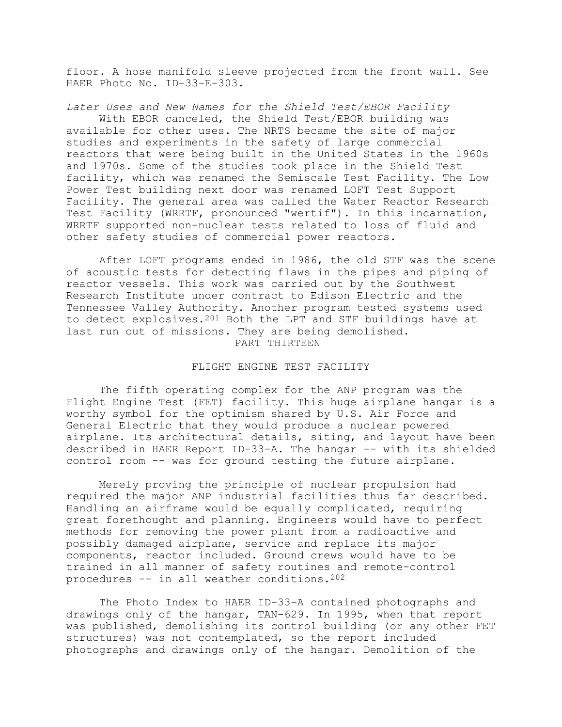floor. A hose manifold sleeve projected from the front wall. See HAER Photo No. ID-33-E-303.

*Later Uses and New Names for the Shield Test/EBOR Facility*

With EBOR canceled, the Shield Test/EBOR building was available for other uses. The NRTS became the site of major studies and experiments in the safety of large commercial reactors that were being built in the United States in the 1960s and 1970s. Some of the studies took place in the Shield Test facility, which was renamed the Semiscale Test Facility. The Low Power Test building next door was renamed LOFT Test Support Facility. The general area was called the Water Reactor Research Test Facility (WRRTF, pronounced "wertif"). In this incarnation, WRRTF supported non-nuclear tests related to loss of fluid and other safety studies of commercial power reactors.

After LOFT programs ended in 1986, the old STF was the scene of acoustic tests for detecting flaws in the pipes and piping of reactor vessels. This work was carried out by the Southwest Research Institute under contract to Edison Electric and the Tennessee Valley Authority. Another program tested systems used to detect explosives.[201] Both the LPT and STF buildings have at last run out of missions. They are being demolished.

## PART THIRTEEN

## FLIGHT ENGINE TEST FACILITY

The fifth operating complex for the ANP program was the Flight Engine Test (FET) facility. This huge airplane hangar is a worthy symbol for the optimism shared by U.S. Air Force and General Electric that they would produce a nuclear powered airplane. Its architectural details, siting, and layout have been described in HAER Report ID-33-A. The hangar -- with its shielded control room -- was for ground testing the future airplane.

Merely proving the principle of nuclear propulsion had required the major ANP industrial facilities thus far described. Handling an airframe would be equally complicated, requiring great forethought and planning. Engineers would have to perfect methods for removing the power plant from a radioactive and possibly damaged airplane, service and replace its major components, reactor included. Ground crews would have to be trained in all manner of safety routines and remote-control procedures -- in all weather conditions.[202]

The Photo Index to HAER ID-33-A contained photographs and drawings only of the hangar, TAN-629. In 1995, when that report was published, demolishing its control building (or any other FET structures) was not contemplated, so the report included photographs and drawings only of the hangar. Demolition of the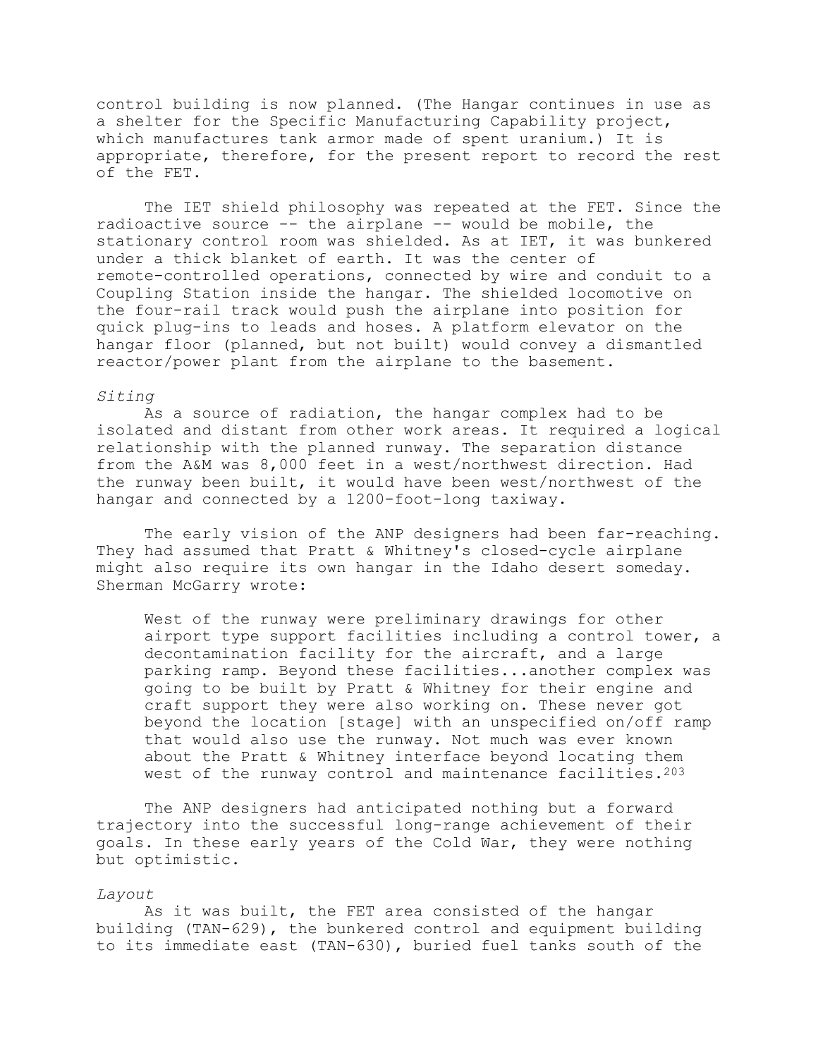control building is now planned. (The Hangar continues in use as a shelter for the Specific Manufacturing Capability project, which manufactures tank armor made of spent uranium.) It is appropriate, therefore, for the present report to record the rest of the FET.

The IET shield philosophy was repeated at the FET. Since the radioactive source -- the airplane -- would be mobile, the stationary control room was shielded. As at IET, it was bunkered under a thick blanket of earth. It was the center of remote-controlled operations, connected by wire and conduit to a Coupling Station inside the hangar. The shielded locomotive on the four-rail track would push the airplane into position for quick plug-ins to leads and hoses. A platform elevator on the hangar floor (planned, but not built) would convey a dismantled reactor/power plant from the airplane to the basement.

*Siting*

As a source of radiation, the hangar complex had to be isolated and distant from other work areas. It required a logical relationship with the planned runway. The separation distance from the A&M was 8,000 feet in a west/northwest direction. Had the runway been built, it would have been west/northwest of the hangar and connected by a 1200-foot-long taxiway.

The early vision of the ANP designers had been far-reaching. They had assumed that Pratt & Whitney's closed-cycle airplane might also require its own hangar in the Idaho desert someday. Sherman McGarry wrote:

> West of the runway were preliminary drawings for other airport type support facilities including a control tower, a decontamination facility for the aircraft, and a large parking ramp. Beyond these facilities...another complex was going to be built by Pratt & Whitney for their engine and craft support they were also working on. These never got beyond the location [stage] with an unspecified on/off ramp that would also use the runway. Not much was ever known about the Pratt & Whitney interface beyond locating them west of the runway control and maintenance facilities.[203]

The ANP designers had anticipated nothing but a forward trajectory into the successful long-range achievement of their goals. In these early years of the Cold War, they were nothing but optimistic.

*Layout*

As it was built, the FET area consisted of the hangar building (TAN-629), the bunkered control and equipment building to its immediate east (TAN-630), buried fuel tanks south of the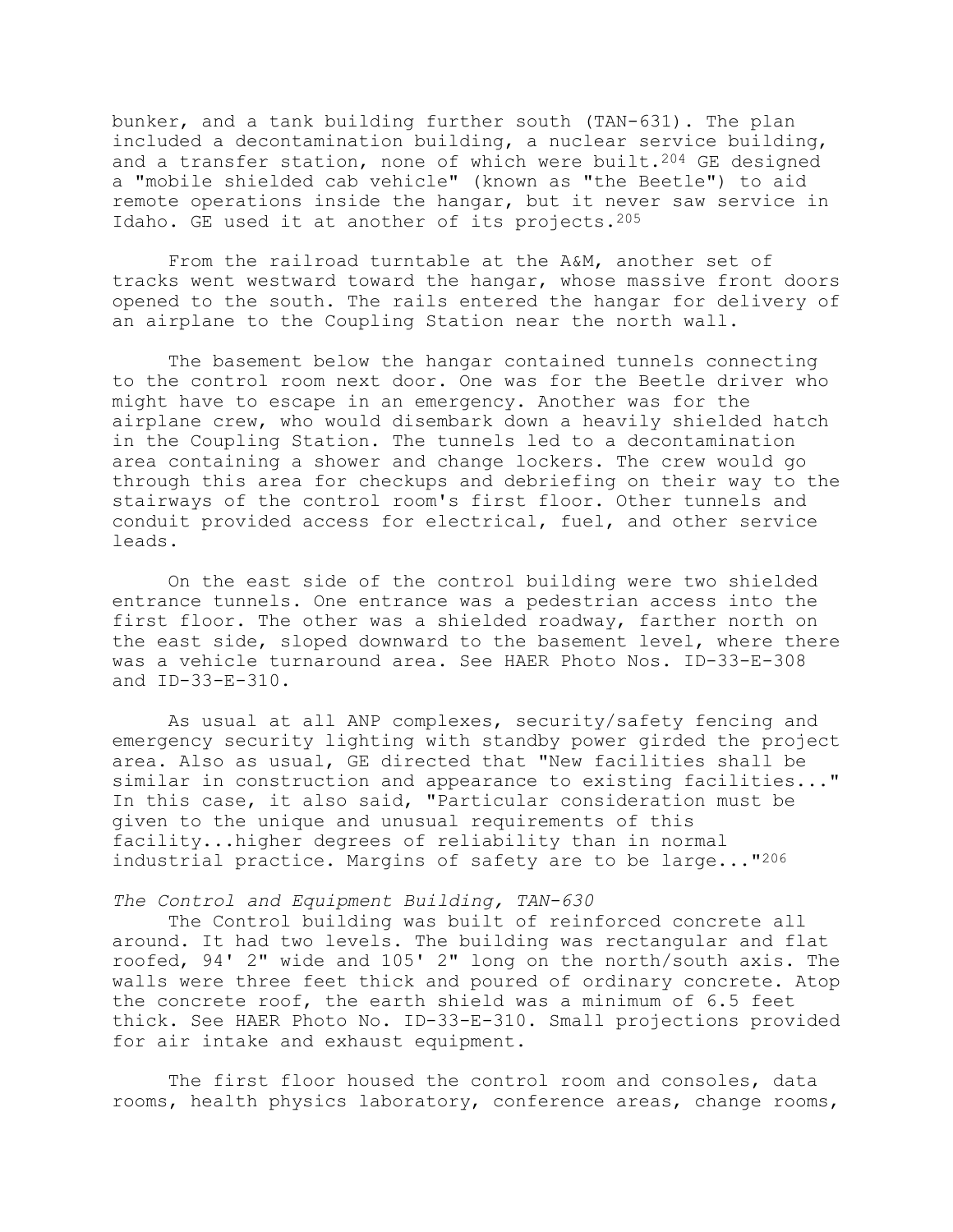bunker, and a tank building further south (TAN-631). The plan included a decontamination building, a nuclear service building, and a transfer station, none of which were built.[204] GE designed a "mobile shielded cab vehicle" (known as "the Beetle") to aid remote operations inside the hangar, but it never saw service in Idaho. GE used it at another of its projects.[205]

From the railroad turntable at the A&M, another set of tracks went westward toward the hangar, whose massive front doors opened to the south. The rails entered the hangar for delivery of an airplane to the Coupling Station near the north wall.

The basement below the hangar contained tunnels connecting to the control room next door. One was for the Beetle driver who might have to escape in an emergency. Another was for the airplane crew, who would disembark down a heavily shielded hatch in the Coupling Station. The tunnels led to a decontamination area containing a shower and change lockers. The crew would go through this area for checkups and debriefing on their way to the stairways of the control room's first floor. Other tunnels and conduit provided access for electrical, fuel, and other service leads.

On the east side of the control building were two shielded entrance tunnels. One entrance was a pedestrian access into the first floor. The other was a shielded roadway, farther north on the east side, sloped downward to the basement level, where there was a vehicle turnaround area. See HAER Photo Nos. ID-33-E-308 and ID-33-E-310.

As usual at all ANP complexes, security/safety fencing and emergency security lighting with standby power girded the project area. Also as usual, GE directed that "New facilities shall be similar in construction and appearance to existing facilities..." In this case, it also said, "Particular consideration must be given to the unique and unusual requirements of this facility...higher degrees of reliability than in normal industrial practice. Margins of safety are to be large..."[206]

*The Control and Equipment Building, TAN-630*

The Control building was built of reinforced concrete all around. It had two levels. The building was rectangular and flat roofed, 94' 2" wide and 105' 2" long on the north/south axis. The walls were three feet thick and poured of ordinary concrete. Atop the concrete roof, the earth shield was a minimum of 6.5 feet thick. See HAER Photo No. ID-33-E-310. Small projections provided for air intake and exhaust equipment.

The first floor housed the control room and consoles, data rooms, health physics laboratory, conference areas, change rooms,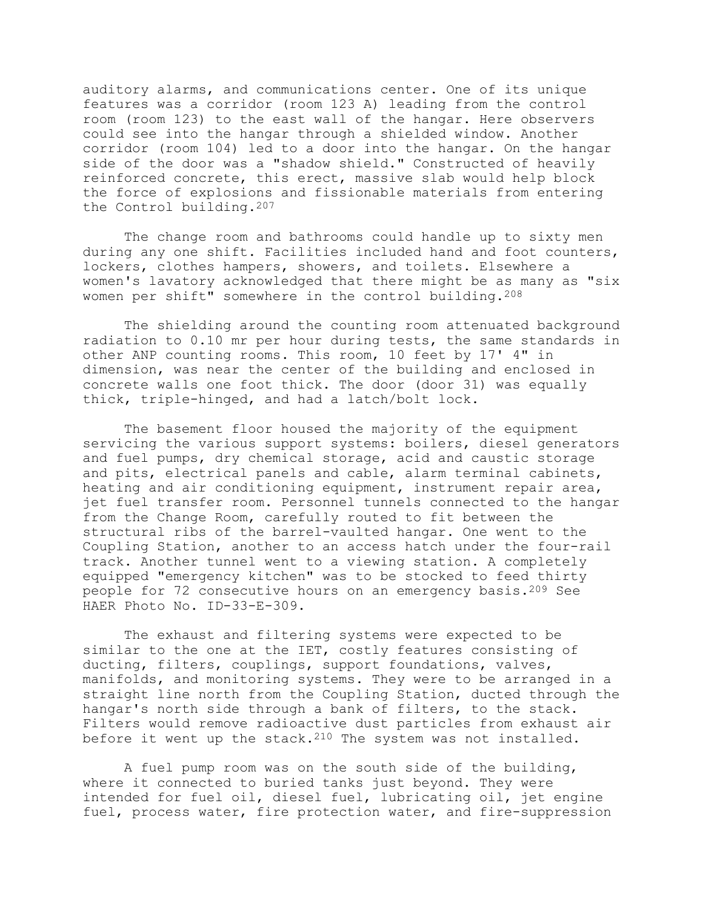auditory alarms, and communications center. One of its unique features was a corridor (room 123 A) leading from the control room (room 123) to the east wall of the hangar. Here observers could see into the hangar through a shielded window. Another corridor (room 104) led to a door into the hangar. On the hangar side of the door was a "shadow shield." Constructed of heavily reinforced concrete, this erect, massive slab would help block the force of explosions and fissionable materials from entering the Control building.[207]

The change room and bathrooms could handle up to sixty men during any one shift. Facilities included hand and foot counters, lockers, clothes hampers, showers, and toilets. Elsewhere a women's lavatory acknowledged that there might be as many as "six women per shift" somewhere in the control building.[208]

The shielding around the counting room attenuated background radiation to 0.10 mr per hour during tests, the same standards in other ANP counting rooms. This room, 10 feet by 17' 4" in dimension, was near the center of the building and enclosed in concrete walls one foot thick. The door (door 31) was equally thick, triple-hinged, and had a latch/bolt lock.

The basement floor housed the majority of the equipment servicing the various support systems: boilers, diesel generators and fuel pumps, dry chemical storage, acid and caustic storage and pits, electrical panels and cable, alarm terminal cabinets, heating and air conditioning equipment, instrument repair area, jet fuel transfer room. Personnel tunnels connected to the hangar from the Change Room, carefully routed to fit between the structural ribs of the barrel-vaulted hangar. One went to the Coupling Station, another to an access hatch under the four-rail track. Another tunnel went to a viewing station. A completely equipped "emergency kitchen" was to be stocked to feed thirty people for 72 consecutive hours on an emergency basis.[209] See HAER Photo No. ID-33-E-309.

The exhaust and filtering systems were expected to be similar to the one at the IET, costly features consisting of ducting, filters, couplings, support foundations, valves, manifolds, and monitoring systems. They were to be arranged in a straight line north from the Coupling Station, ducted through the hangar's north side through a bank of filters, to the stack. Filters would remove radioactive dust particles from exhaust air before it went up the stack.[210] The system was not installed.

A fuel pump room was on the south side of the building, where it connected to buried tanks just beyond. They were intended for fuel oil, diesel fuel, lubricating oil, jet engine fuel, process water, fire protection water, and fire-suppression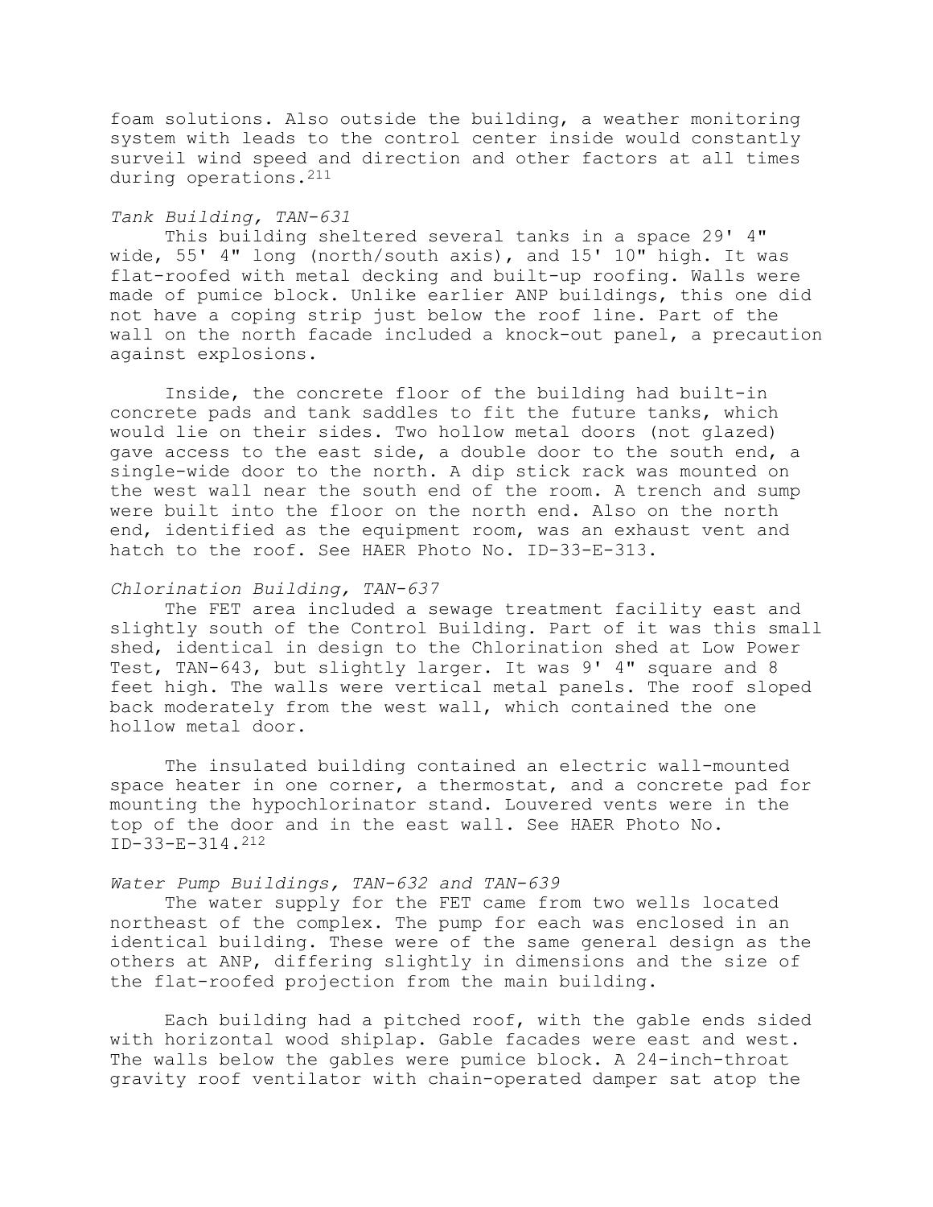foam solutions. Also outside the building, a weather monitoring system with leads to the control center inside would constantly surveil wind speed and direction and other factors at all times during operations.[211]

*Tank Building, TAN-631*

This building sheltered several tanks in a space 29' 4" wide, 55' 4" long (north/south axis), and 15' 10" high. It was flat-roofed with metal decking and built-up roofing. Walls were made of pumice block. Unlike earlier ANP buildings, this one did not have a coping strip just below the roof line. Part of the wall on the north facade included a knock-out panel, a precaution against explosions.

Inside, the concrete floor of the building had built-in concrete pads and tank saddles to fit the future tanks, which would lie on their sides. Two hollow metal doors (not glazed) gave access to the east side, a double door to the south end, a single-wide door to the north. A dip stick rack was mounted on the west wall near the south end of the room. A trench and sump were built into the floor on the north end. Also on the north end, identified as the equipment room, was an exhaust vent and hatch to the roof. See HAER Photo No. ID-33-E-313.

*Chlorination Building, TAN-637*

The FET area included a sewage treatment facility east and slightly south of the Control Building. Part of it was this small shed, identical in design to the Chlorination shed at Low Power Test, TAN-643, but slightly larger. It was 9' 4" square and 8 feet high. The walls were vertical metal panels. The roof sloped back moderately from the west wall, which contained the one hollow metal door.

The insulated building contained an electric wall-mounted space heater in one corner, a thermostat, and a concrete pad for mounting the hypochlorinator stand. Louvered vents were in the top of the door and in the east wall. See HAER Photo No. ID-33-E-314.[212]

*Water Pump Buildings, TAN-632 and TAN-639*

The water supply for the FET came from two wells located northeast of the complex. The pump for each was enclosed in an identical building. These were of the same general design as the others at ANP, differing slightly in dimensions and the size of the flat-roofed projection from the main building.

Each building had a pitched roof, with the gable ends sided with horizontal wood shiplap. Gable facades were east and west. The walls below the gables were pumice block. A 24-inch-throat gravity roof ventilator with chain-operated damper sat atop the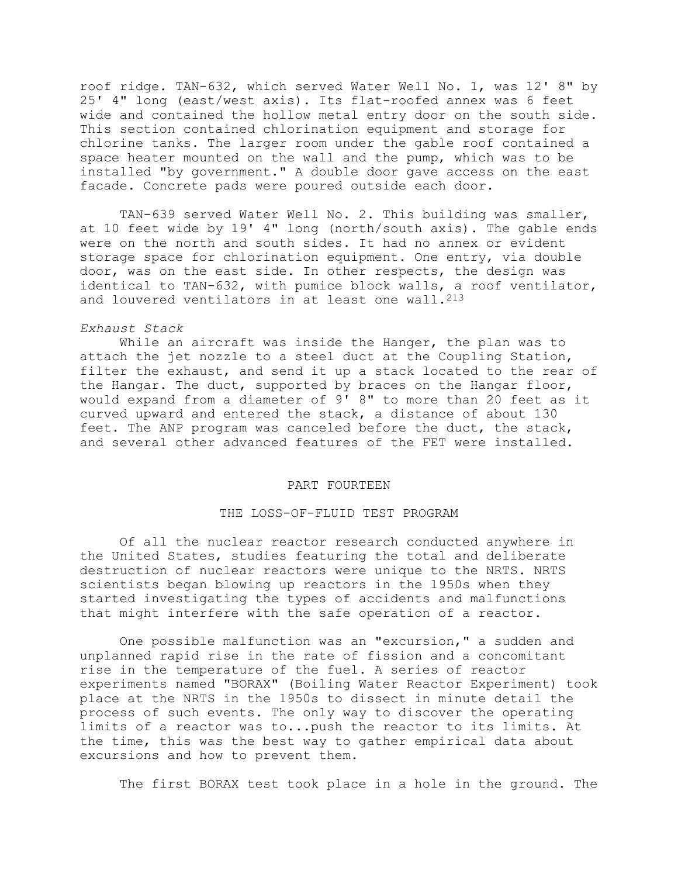roof ridge. TAN-632, which served Water Well No. 1, was 12' 8" by 25' 4" long (east/west axis). Its flat-roofed annex was 6 feet wide and contained the hollow metal entry door on the south side. This section contained chlorination equipment and storage for chlorine tanks. The larger room under the gable roof contained a space heater mounted on the wall and the pump, which was to be installed "by government." A double door gave access on the east facade. Concrete pads were poured outside each door.

TAN-639 served Water Well No. 2. This building was smaller, at 10 feet wide by 19' 4" long (north/south axis). The gable ends were on the north and south sides. It had no annex or evident storage space for chlorination equipment. One entry, via double door, was on the east side. In other respects, the design was identical to TAN-632, with pumice block walls, a roof ventilator, and louvered ventilators in at least one wall.[213]

*Exhaust Stack*

While an aircraft was inside the Hanger, the plan was to attach the jet nozzle to a steel duct at the Coupling Station, filter the exhaust, and send it up a stack located to the rear of the Hangar. The duct, supported by braces on the Hangar floor, would expand from a diameter of 9' 8" to more than 20 feet as it curved upward and entered the stack, a distance of about 130 feet. The ANP program was canceled before the duct, the stack, and several other advanced features of the FET were installed.

## PART FOURTEEN

## THE LOSS-OF-FLUID TEST PROGRAM

Of all the nuclear reactor research conducted anywhere in the United States, studies featuring the total and deliberate destruction of nuclear reactors were unique to the NRTS. NRTS scientists began blowing up reactors in the 1950s when they started investigating the types of accidents and malfunctions that might interfere with the safe operation of a reactor.

One possible malfunction was an "excursion," a sudden and unplanned rapid rise in the rate of fission and a concomitant rise in the temperature of the fuel. A series of reactor experiments named "BORAX" (Boiling Water Reactor Experiment) took place at the NRTS in the 1950s to dissect in minute detail the process of such events. The only way to discover the operating limits of a reactor was to...push the reactor to its limits. At the time, this was the best way to gather empirical data about excursions and how to prevent them.

The first BORAX test took place in a hole in the ground. The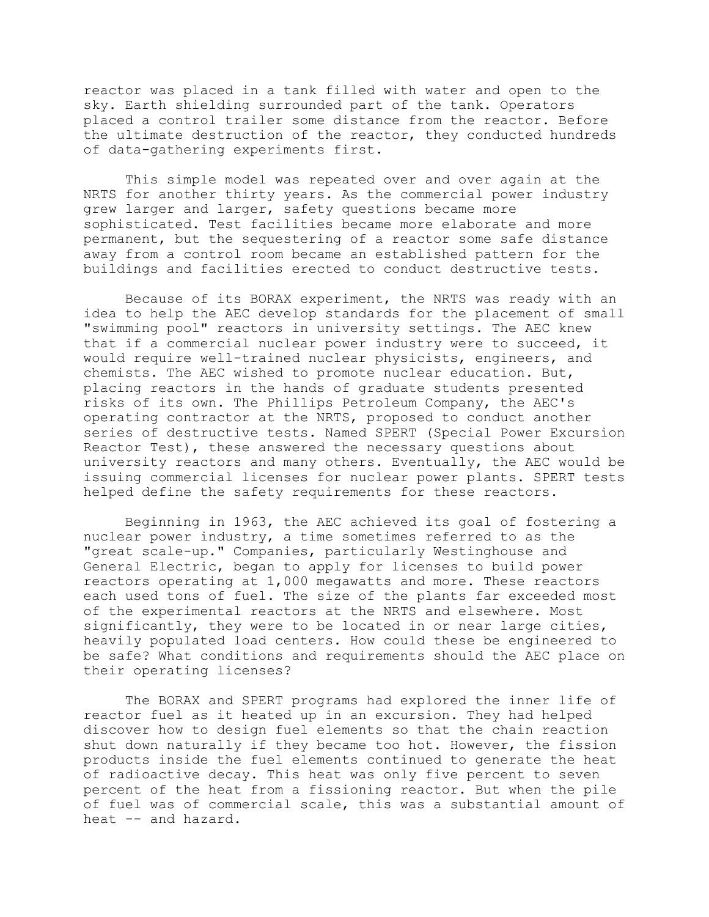reactor was placed in a tank filled with water and open to the sky. Earth shielding surrounded part of the tank. Operators placed a control trailer some distance from the reactor. Before the ultimate destruction of the reactor, they conducted hundreds of data-gathering experiments first.

This simple model was repeated over and over again at the NRTS for another thirty years. As the commercial power industry grew larger and larger, safety questions became more sophisticated. Test facilities became more elaborate and more permanent, but the sequestering of a reactor some safe distance away from a control room became an established pattern for the buildings and facilities erected to conduct destructive tests.

Because of its BORAX experiment, the NRTS was ready with an idea to help the AEC develop standards for the placement of small "swimming pool" reactors in university settings. The AEC knew that if a commercial nuclear power industry were to succeed, it would require well-trained nuclear physicists, engineers, and chemists. The AEC wished to promote nuclear education. But, placing reactors in the hands of graduate students presented risks of its own. The Phillips Petroleum Company, the AEC's operating contractor at the NRTS, proposed to conduct another series of destructive tests. Named SPERT (Special Power Excursion Reactor Test), these answered the necessary questions about university reactors and many others. Eventually, the AEC would be issuing commercial licenses for nuclear power plants. SPERT tests helped define the safety requirements for these reactors.

Beginning in 1963, the AEC achieved its goal of fostering a nuclear power industry, a time sometimes referred to as the "great scale-up." Companies, particularly Westinghouse and General Electric, began to apply for licenses to build power reactors operating at 1,000 megawatts and more. These reactors each used tons of fuel. The size of the plants far exceeded most of the experimental reactors at the NRTS and elsewhere. Most significantly, they were to be located in or near large cities, heavily populated load centers. How could these be engineered to be safe? What conditions and requirements should the AEC place on their operating licenses?

The BORAX and SPERT programs had explored the inner life of reactor fuel as it heated up in an excursion. They had helped discover how to design fuel elements so that the chain reaction shut down naturally if they became too hot. However, the fission products inside the fuel elements continued to generate the heat of radioactive decay. This heat was only five percent to seven percent of the heat from a fissioning reactor. But when the pile of fuel was of commercial scale, this was a substantial amount of heat -- and hazard.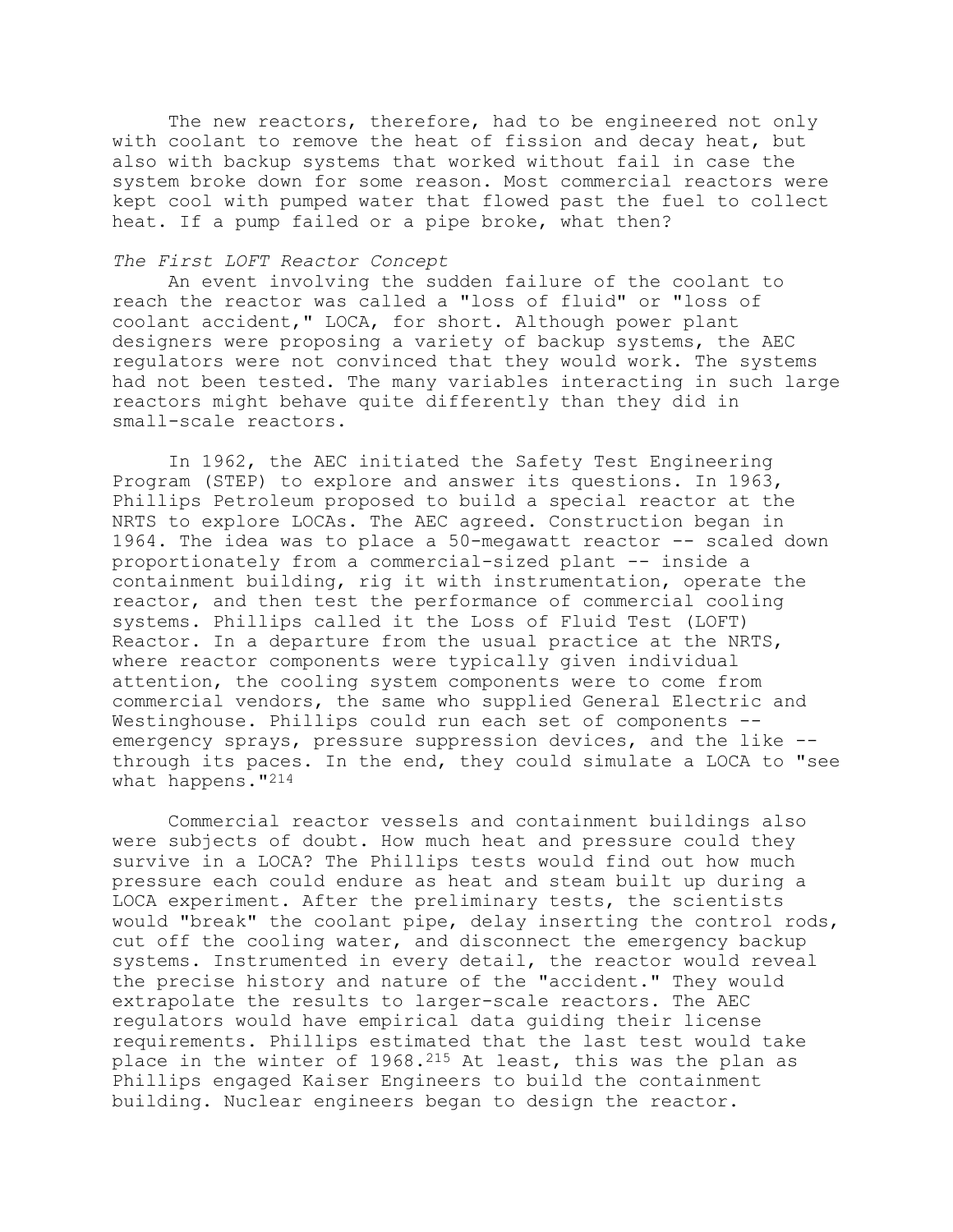The new reactors, therefore, had to be engineered not only with coolant to remove the heat of fission and decay heat, but also with backup systems that worked without fail in case the system broke down for some reason. Most commercial reactors were kept cool with pumped water that flowed past the fuel to collect heat. If a pump failed or a pipe broke, what then?

*The First LOFT Reactor Concept*

An event involving the sudden failure of the coolant to reach the reactor was called a "loss of fluid" or "loss of coolant accident," LOCA, for short. Although power plant designers were proposing a variety of backup systems, the AEC regulators were not convinced that they would work. The systems had not been tested. The many variables interacting in such large reactors might behave quite differently than they did in small-scale reactors.

In 1962, the AEC initiated the Safety Test Engineering Program (STEP) to explore and answer its questions. In 1963, Phillips Petroleum proposed to build a special reactor at the NRTS to explore LOCAs. The AEC agreed. Construction began in 1964. The idea was to place a 50-megawatt reactor -- scaled down proportionately from a commercial-sized plant -- inside a containment building, rig it with instrumentation, operate the reactor, and then test the performance of commercial cooling systems. Phillips called it the Loss of Fluid Test (LOFT) Reactor. In a departure from the usual practice at the NRTS, where reactor components were typically given individual attention, the cooling system components were to come from commercial vendors, the same who supplied General Electric and Westinghouse. Phillips could run each set of components -- emergency sprays, pressure suppression devices, and the like -- through its paces. In the end, they could simulate a LOCA to "see what happens."[214]

Commercial reactor vessels and containment buildings also were subjects of doubt. How much heat and pressure could they survive in a LOCA? The Phillips tests would find out how much pressure each could endure as heat and steam built up during a LOCA experiment. After the preliminary tests, the scientists would "break" the coolant pipe, delay inserting the control rods, cut off the cooling water, and disconnect the emergency backup systems. Instrumented in every detail, the reactor would reveal the precise history and nature of the "accident." They would extrapolate the results to larger-scale reactors. The AEC regulators would have empirical data guiding their license requirements. Phillips estimated that the last test would take place in the winter of 1968.[215] At least, this was the plan as Phillips engaged Kaiser Engineers to build the containment building. Nuclear engineers began to design the reactor.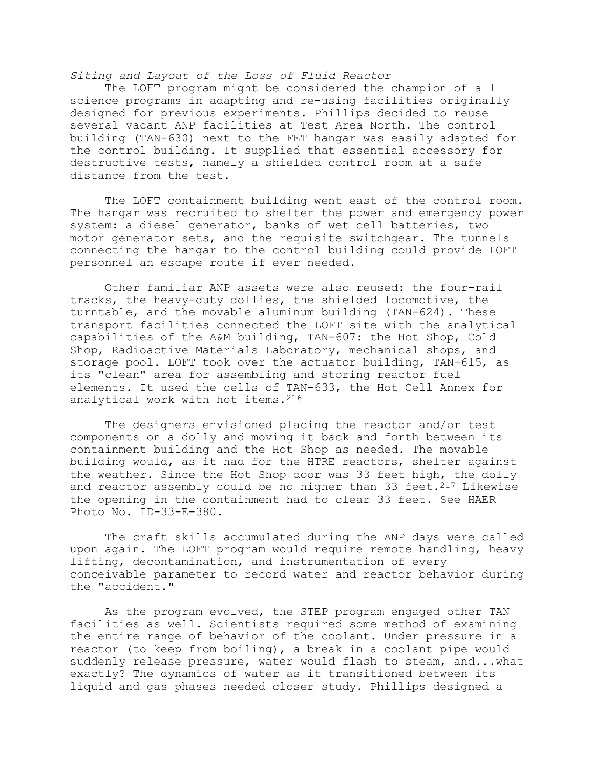*Siting and Layout of the Loss of Fluid Reactor*

The LOFT program might be considered the champion of all science programs in adapting and re-using facilities originally designed for previous experiments. Phillips decided to reuse several vacant ANP facilities at Test Area North. The control building (TAN-630) next to the FET hangar was easily adapted for the control building. It supplied that essential accessory for destructive tests, namely a shielded control room at a safe distance from the test.

The LOFT containment building went east of the control room. The hangar was recruited to shelter the power and emergency power system: a diesel generator, banks of wet cell batteries, two motor generator sets, and the requisite switchgear. The tunnels connecting the hangar to the control building could provide LOFT personnel an escape route if ever needed.

Other familiar ANP assets were also reused: the four-rail tracks, the heavy-duty dollies, the shielded locomotive, the turntable, and the movable aluminum building (TAN-624). These transport facilities connected the LOFT site with the analytical capabilities of the A&M building, TAN-607: the Hot Shop, Cold Shop, Radioactive Materials Laboratory, mechanical shops, and storage pool. LOFT took over the actuator building, TAN-615, as its "clean" area for assembling and storing reactor fuel elements. It used the cells of TAN-633, the Hot Cell Annex for analytical work with hot items.[216]

The designers envisioned placing the reactor and/or test components on a dolly and moving it back and forth between its containment building and the Hot Shop as needed. The movable building would, as it had for the HTRE reactors, shelter against the weather. Since the Hot Shop door was 33 feet high, the dolly and reactor assembly could be no higher than 33 feet.[217] Likewise the opening in the containment had to clear 33 feet. See HAER Photo No. ID-33-E-380.

The craft skills accumulated during the ANP days were called upon again. The LOFT program would require remote handling, heavy lifting, decontamination, and instrumentation of every conceivable parameter to record water and reactor behavior during the "accident."

As the program evolved, the STEP program engaged other TAN facilities as well. Scientists required some method of examining the entire range of behavior of the coolant. Under pressure in a reactor (to keep from boiling), a break in a coolant pipe would suddenly release pressure, water would flash to steam, and...what exactly? The dynamics of water as it transitioned between its liquid and gas phases needed closer study. Phillips designed a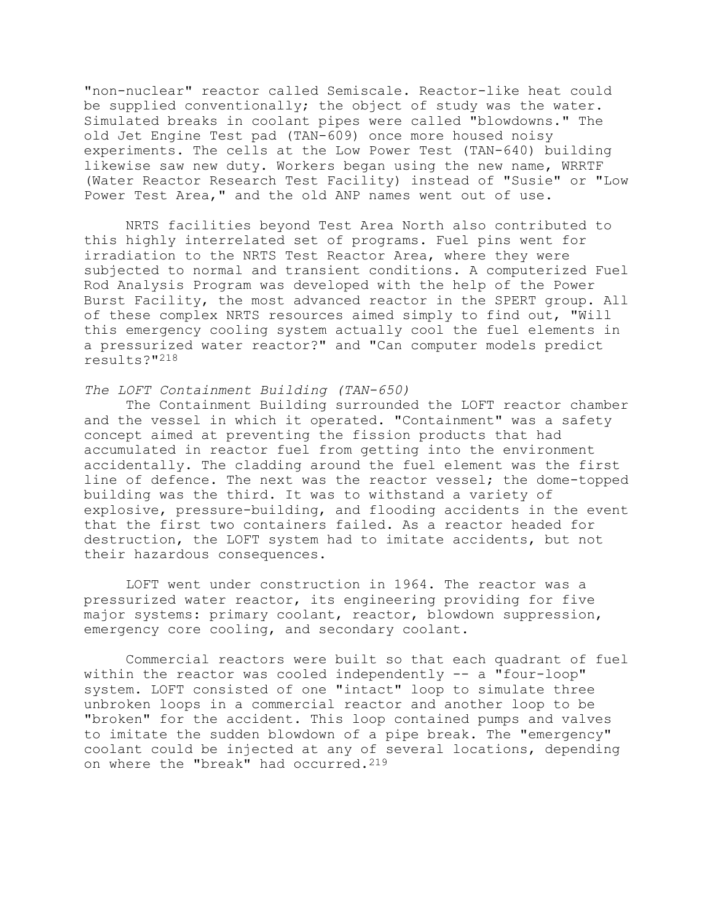"non-nuclear" reactor called Semiscale. Reactor-like heat could be supplied conventionally; the object of study was the water. Simulated breaks in coolant pipes were called "blowdowns." The old Jet Engine Test pad (TAN-609) once more housed noisy experiments. The cells at the Low Power Test (TAN-640) building likewise saw new duty. Workers began using the new name, WRRTF (Water Reactor Research Test Facility) instead of "Susie" or "Low Power Test Area," and the old ANP names went out of use.

NRTS facilities beyond Test Area North also contributed to this highly interrelated set of programs. Fuel pins went for irradiation to the NRTS Test Reactor Area, where they were subjected to normal and transient conditions. A computerized Fuel Rod Analysis Program was developed with the help of the Power Burst Facility, the most advanced reactor in the SPERT group. All of these complex NRTS resources aimed simply to find out, "Will this emergency cooling system actually cool the fuel elements in a pressurized water reactor?" and "Can computer models predict results?"[218]

*The LOFT Containment Building (TAN-650)*

The Containment Building surrounded the LOFT reactor chamber and the vessel in which it operated. "Containment" was a safety concept aimed at preventing the fission products that had accumulated in reactor fuel from getting into the environment accidentally. The cladding around the fuel element was the first line of defence. The next was the reactor vessel; the dome-topped building was the third. It was to withstand a variety of explosive, pressure-building, and flooding accidents in the event that the first two containers failed. As a reactor headed for destruction, the LOFT system had to imitate accidents, but not their hazardous consequences.

LOFT went under construction in 1964. The reactor was a pressurized water reactor, its engineering providing for five major systems: primary coolant, reactor, blowdown suppression, emergency core cooling, and secondary coolant.

Commercial reactors were built so that each quadrant of fuel within the reactor was cooled independently -- a "four-loop" system. LOFT consisted of one "intact" loop to simulate three unbroken loops in a commercial reactor and another loop to be "broken" for the accident. This loop contained pumps and valves to imitate the sudden blowdown of a pipe break. The "emergency" coolant could be injected at any of several locations, depending on where the "break" had occurred.[219]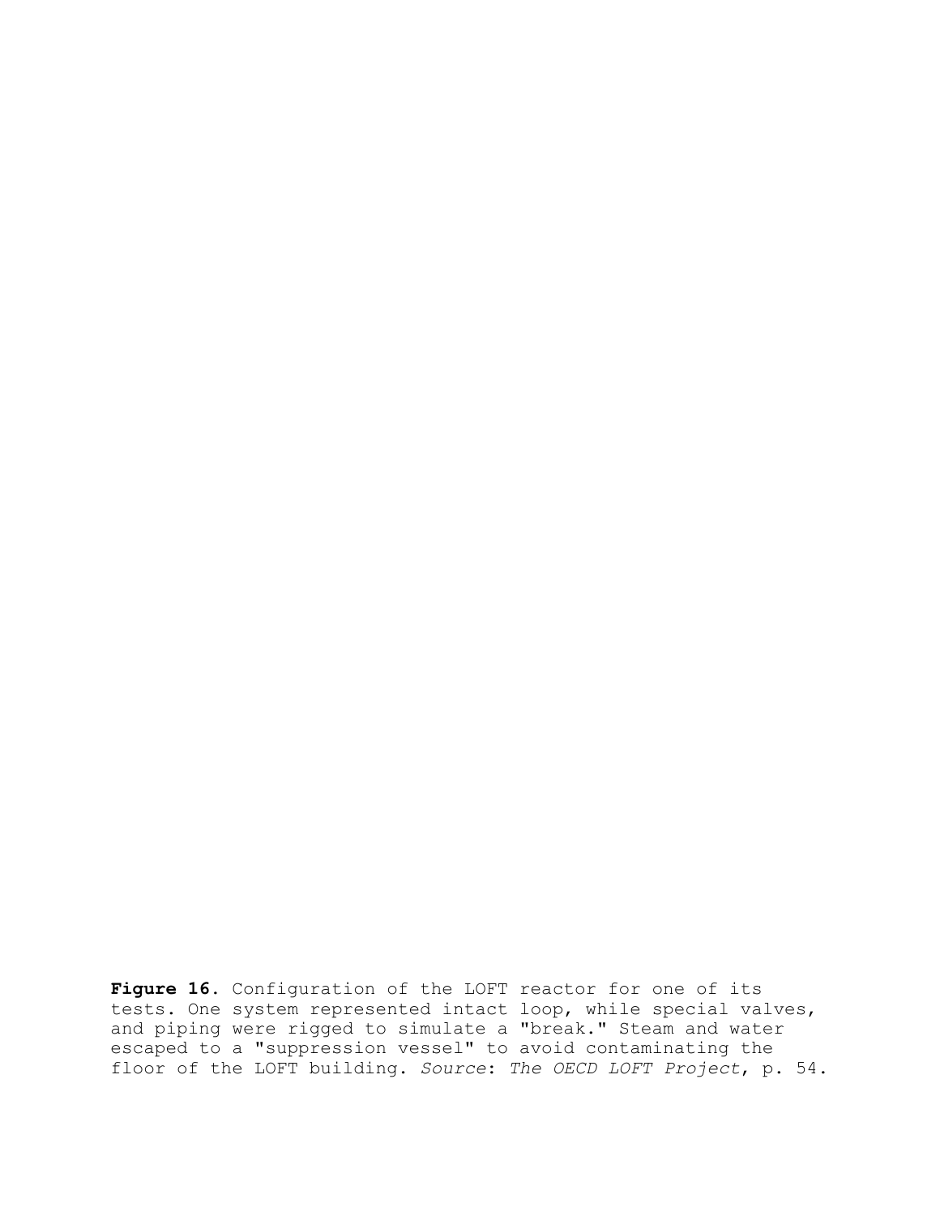**Figure 16.** Configuration of the LOFT reactor for one of its tests. One system represented intact loop, while special valves, and piping were rigged to simulate a "break." Steam and water escaped to a "suppression vessel" to avoid contaminating the floor of the LOFT building. *Source*: *The OECD LOFT Project*, p. 54.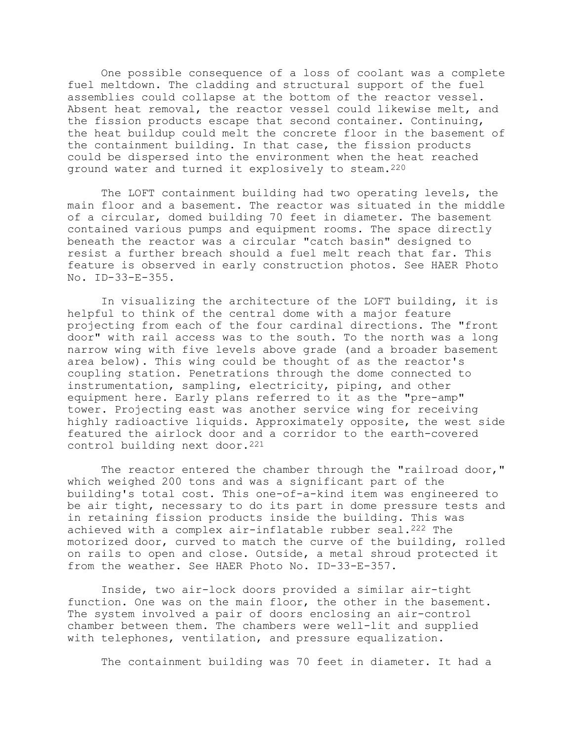One possible consequence of a loss of coolant was a complete fuel meltdown. The cladding and structural support of the fuel assemblies could collapse at the bottom of the reactor vessel. Absent heat removal, the reactor vessel could likewise melt, and the fission products escape that second container. Continuing, the heat buildup could melt the concrete floor in the basement of the containment building. In that case, the fission products could be dispersed into the environment when the heat reached ground water and turned it explosively to steam.[220]

The LOFT containment building had two operating levels, the main floor and a basement. The reactor was situated in the middle of a circular, domed building 70 feet in diameter. The basement contained various pumps and equipment rooms. The space directly beneath the reactor was a circular "catch basin" designed to resist a further breach should a fuel melt reach that far. This feature is observed in early construction photos. See HAER Photo No. ID-33-E-355.

In visualizing the architecture of the LOFT building, it is helpful to think of the central dome with a major feature projecting from each of the four cardinal directions. The "front door" with rail access was to the south. To the north was a long narrow wing with five levels above grade (and a broader basement area below). This wing could be thought of as the reactor's coupling station. Penetrations through the dome connected to instrumentation, sampling, electricity, piping, and other equipment here. Early plans referred to it as the "pre-amp" tower. Projecting east was another service wing for receiving highly radioactive liquids. Approximately opposite, the west side featured the airlock door and a corridor to the earth-covered control building next door.[221]

The reactor entered the chamber through the "railroad door," which weighed 200 tons and was a significant part of the building's total cost. This one-of-a-kind item was engineered to be air tight, necessary to do its part in dome pressure tests and in retaining fission products inside the building. This was achieved with a complex air-inflatable rubber seal.[222] The motorized door, curved to match the curve of the building, rolled on rails to open and close. Outside, a metal shroud protected it from the weather. See HAER Photo No. ID-33-E-357.

Inside, two air-lock doors provided a similar air-tight function. One was on the main floor, the other in the basement. The system involved a pair of doors enclosing an air-control chamber between them. The chambers were well-lit and supplied with telephones, ventilation, and pressure equalization.

The containment building was 70 feet in diameter. It had a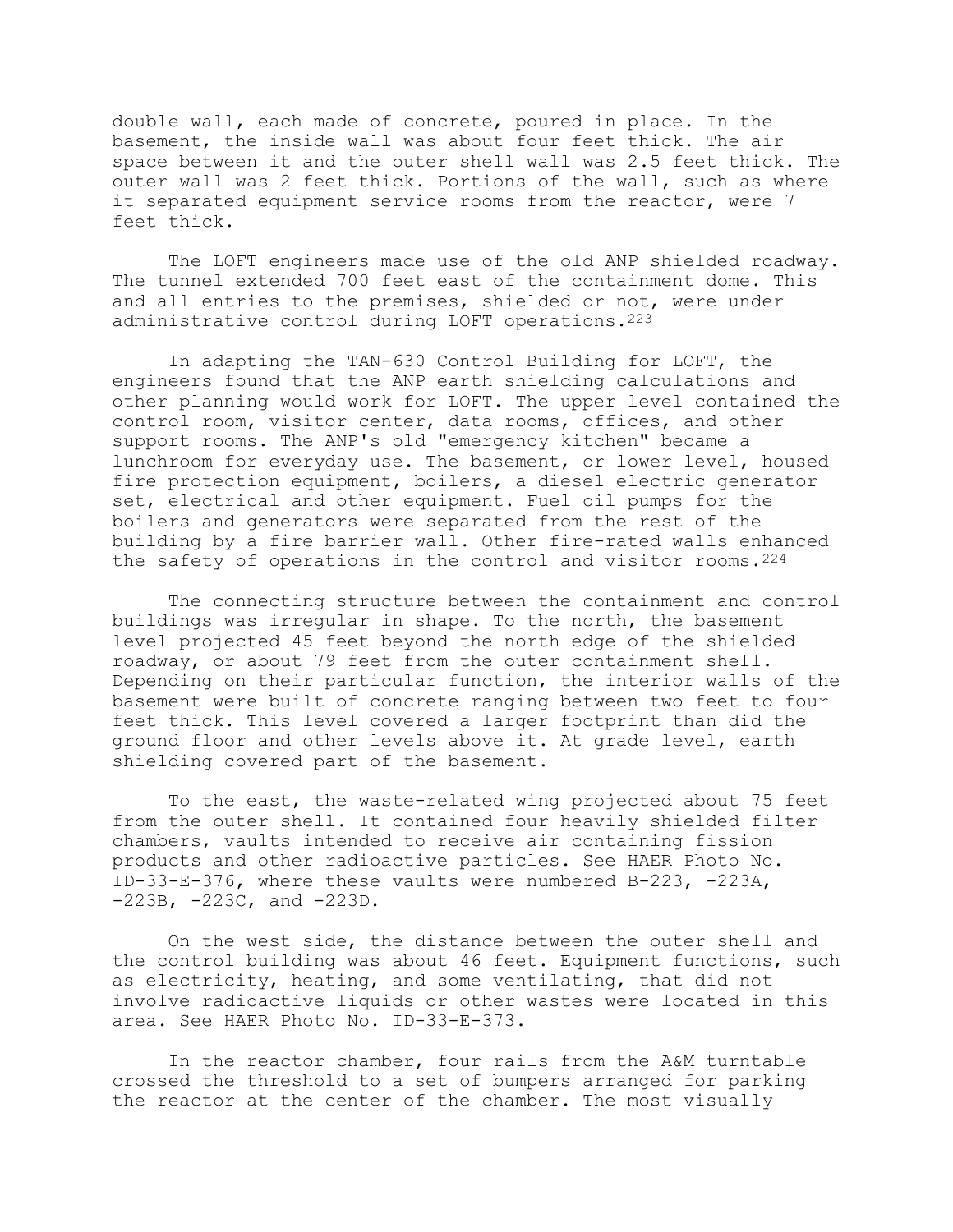double wall, each made of concrete, poured in place. In the basement, the inside wall was about four feet thick. The air space between it and the outer shell wall was 2.5 feet thick. The outer wall was 2 feet thick. Portions of the wall, such as where it separated equipment service rooms from the reactor, were 7 feet thick.

The LOFT engineers made use of the old ANP shielded roadway. The tunnel extended 700 feet east of the containment dome. This and all entries to the premises, shielded or not, were under administrative control during LOFT operations.[223]

In adapting the TAN-630 Control Building for LOFT, the engineers found that the ANP earth shielding calculations and other planning would work for LOFT. The upper level contained the control room, visitor center, data rooms, offices, and other support rooms. The ANP's old "emergency kitchen" became a lunchroom for everyday use. The basement, or lower level, housed fire protection equipment, boilers, a diesel electric generator set, electrical and other equipment. Fuel oil pumps for the boilers and generators were separated from the rest of the building by a fire barrier wall. Other fire-rated walls enhanced the safety of operations in the control and visitor rooms.[224]

The connecting structure between the containment and control buildings was irregular in shape. To the north, the basement level projected 45 feet beyond the north edge of the shielded roadway, or about 79 feet from the outer containment shell. Depending on their particular function, the interior walls of the basement were built of concrete ranging between two feet to four feet thick. This level covered a larger footprint than did the ground floor and other levels above it. At grade level, earth shielding covered part of the basement.

To the east, the waste-related wing projected about 75 feet from the outer shell. It contained four heavily shielded filter chambers, vaults intended to receive air containing fission products and other radioactive particles. See HAER Photo No. ID-33-E-376, where these vaults were numbered B-223, -223A, -223B, -223C, and -223D.

On the west side, the distance between the outer shell and the control building was about 46 feet. Equipment functions, such as electricity, heating, and some ventilating, that did not involve radioactive liquids or other wastes were located in this area. See HAER Photo No. ID-33-E-373.

In the reactor chamber, four rails from the A&M turntable crossed the threshold to a set of bumpers arranged for parking the reactor at the center of the chamber. The most visually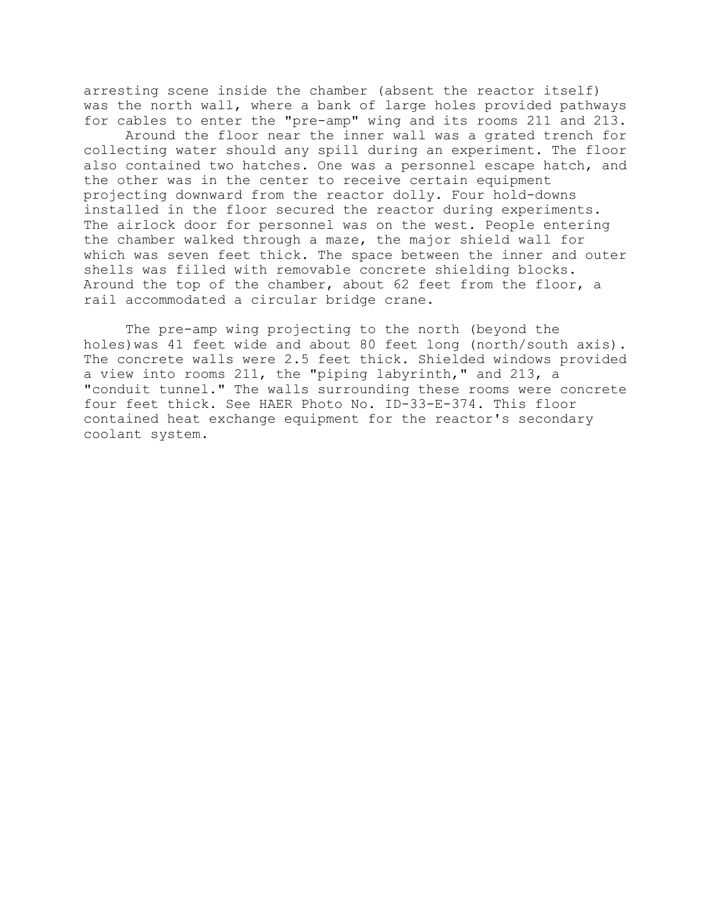arresting scene inside the chamber (absent the reactor itself) was the north wall, where a bank of large holes provided pathways for cables to enter the "pre-amp" wing and its rooms 211 and 213.

Around the floor near the inner wall was a grated trench for collecting water should any spill during an experiment. The floor also contained two hatches. One was a personnel escape hatch, and the other was in the center to receive certain equipment projecting downward from the reactor dolly. Four hold-downs installed in the floor secured the reactor during experiments. The airlock door for personnel was on the west. People entering the chamber walked through a maze, the major shield wall for which was seven feet thick. The space between the inner and outer shells was filled with removable concrete shielding blocks. Around the top of the chamber, about 62 feet from the floor, a rail accommodated a circular bridge crane.

The pre-amp wing projecting to the north (beyond the holes)was 41 feet wide and about 80 feet long (north/south axis). The concrete walls were 2.5 feet thick. Shielded windows provided a view into rooms 211, the "piping labyrinth," and 213, a "conduit tunnel." The walls surrounding these rooms were concrete four feet thick. See HAER Photo No. ID-33-E-374. This floor contained heat exchange equipment for the reactor's secondary coolant system.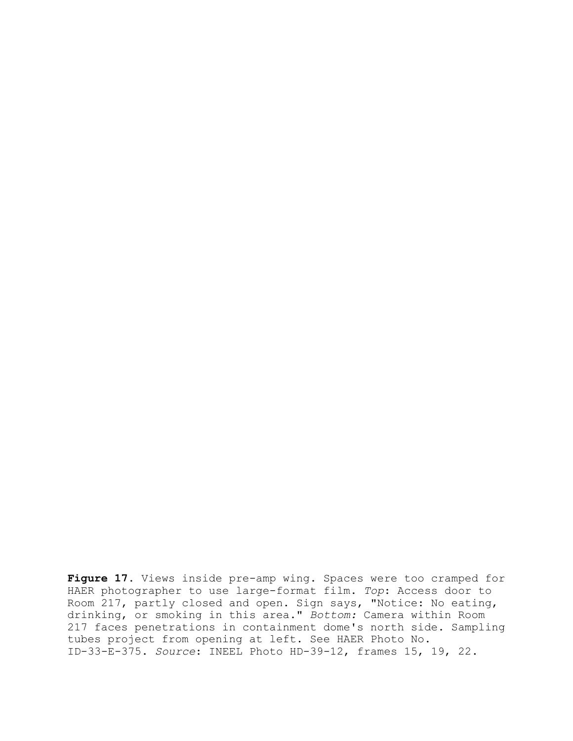**Figure 17**. Views inside pre-amp wing. Spaces were too cramped for HAER photographer to use large-format film. *Top*: Access door to Room 217, partly closed and open. Sign says, "Notice: No eating, drinking, or smoking in this area." *Bottom:* Camera within Room 217 faces penetrations in containment dome's north side. Sampling tubes project from opening at left. See HAER Photo No. ID-33-E-375. *Source*: INEEL Photo HD-39-12, frames 15, 19, 22.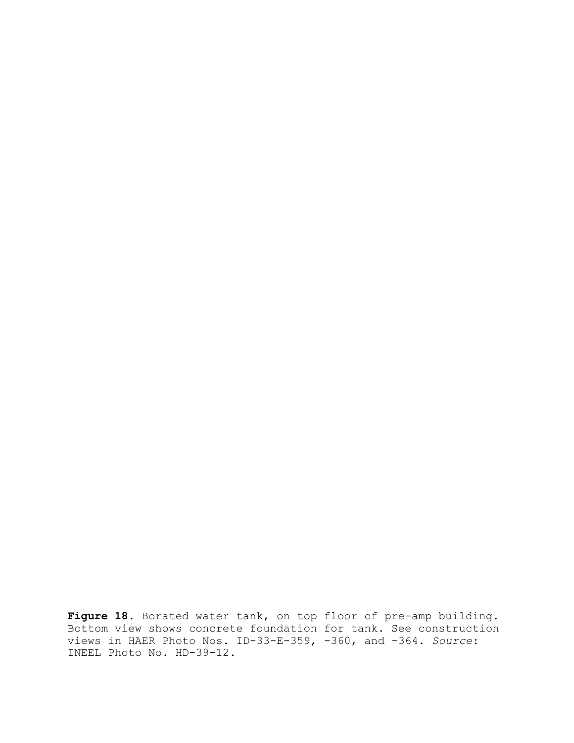**Figure 18**. Borated water tank, on top floor of pre-amp building. Bottom view shows concrete foundation for tank. See construction views in HAER Photo Nos. ID-33-E-359, -360, and -364. *Source*: INEEL Photo No. HD-39-12.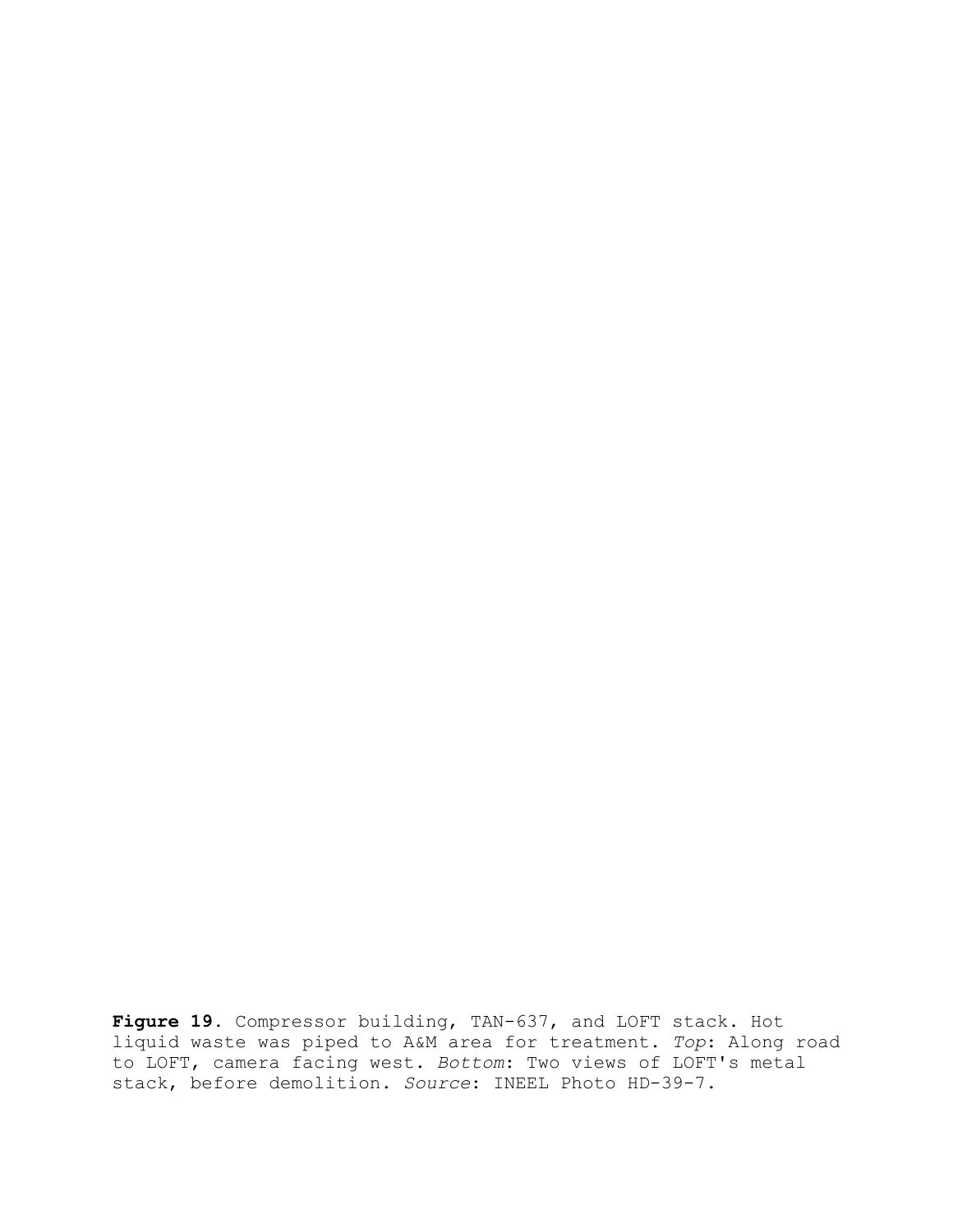**Figure 19**. Compressor building, TAN-637, and LOFT stack. Hot liquid waste was piped to A&M area for treatment. *Top*: Along road to LOFT, camera facing west. *Bottom*: Two views of LOFT's metal stack, before demolition. *Source*: INEEL Photo HD-39-7.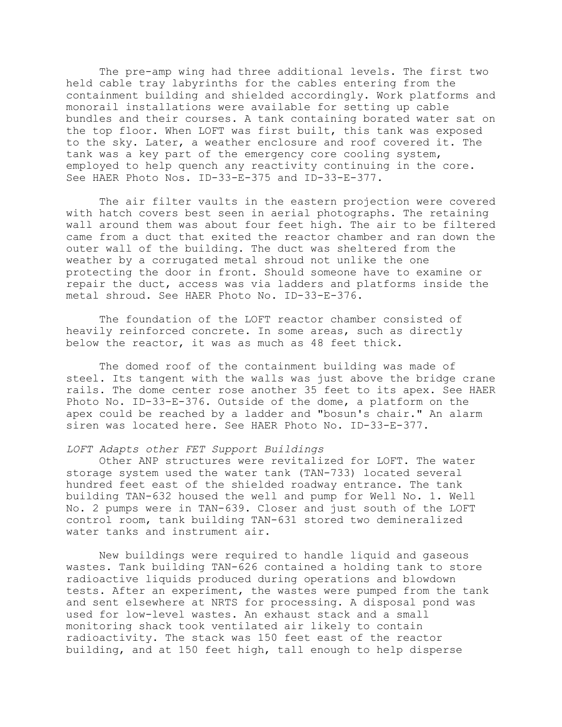The pre-amp wing had three additional levels. The first two held cable tray labyrinths for the cables entering from the containment building and shielded accordingly. Work platforms and monorail installations were available for setting up cable bundles and their courses. A tank containing borated water sat on the top floor. When LOFT was first built, this tank was exposed to the sky. Later, a weather enclosure and roof covered it. The tank was a key part of the emergency core cooling system, employed to help quench any reactivity continuing in the core. See HAER Photo Nos. ID-33-E-375 and ID-33-E-377.

The air filter vaults in the eastern projection were covered with hatch covers best seen in aerial photographs. The retaining wall around them was about four feet high. The air to be filtered came from a duct that exited the reactor chamber and ran down the outer wall of the building. The duct was sheltered from the weather by a corrugated metal shroud not unlike the one protecting the door in front. Should someone have to examine or repair the duct, access was via ladders and platforms inside the metal shroud. See HAER Photo No. ID-33-E-376.

The foundation of the LOFT reactor chamber consisted of heavily reinforced concrete. In some areas, such as directly below the reactor, it was as much as 48 feet thick.

The domed roof of the containment building was made of steel. Its tangent with the walls was just above the bridge crane rails. The dome center rose another 35 feet to its apex. See HAER Photo No. ID-33-E-376. Outside of the dome, a platform on the apex could be reached by a ladder and "bosun's chair." An alarm siren was located here. See HAER Photo No. ID-33-E-377.

*LOFT Adapts other FET Support Buildings*

Other ANP structures were revitalized for LOFT. The water storage system used the water tank (TAN-733) located several hundred feet east of the shielded roadway entrance. The tank building TAN-632 housed the well and pump for Well No. 1. Well No. 2 pumps were in TAN-639. Closer and just south of the LOFT control room, tank building TAN-631 stored two demineralized water tanks and instrument air.

New buildings were required to handle liquid and gaseous wastes. Tank building TAN-626 contained a holding tank to store radioactive liquids produced during operations and blowdown tests. After an experiment, the wastes were pumped from the tank and sent elsewhere at NRTS for processing. A disposal pond was used for low-level wastes. An exhaust stack and a small monitoring shack took ventilated air likely to contain radioactivity. The stack was 150 feet east of the reactor building, and at 150 feet high, tall enough to help disperse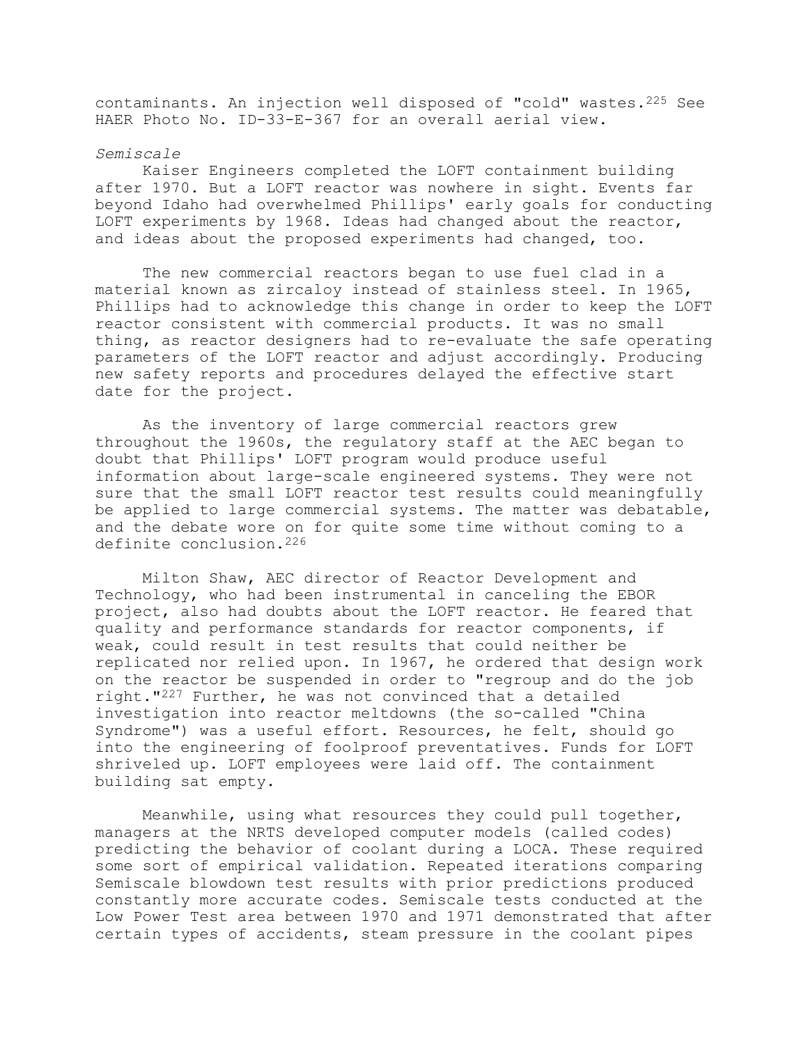contaminants. An injection well disposed of "cold" wastes.[225] See HAER Photo No. ID-33-E-367 for an overall aerial view.

*Semiscale*

Kaiser Engineers completed the LOFT containment building after 1970. But a LOFT reactor was nowhere in sight. Events far beyond Idaho had overwhelmed Phillips' early goals for conducting LOFT experiments by 1968. Ideas had changed about the reactor, and ideas about the proposed experiments had changed, too.

The new commercial reactors began to use fuel clad in a material known as zircaloy instead of stainless steel. In 1965, Phillips had to acknowledge this change in order to keep the LOFT reactor consistent with commercial products. It was no small thing, as reactor designers had to re-evaluate the safe operating parameters of the LOFT reactor and adjust accordingly. Producing new safety reports and procedures delayed the effective start date for the project.

As the inventory of large commercial reactors grew throughout the 1960s, the regulatory staff at the AEC began to doubt that Phillips' LOFT program would produce useful information about large-scale engineered systems. They were not sure that the small LOFT reactor test results could meaningfully be applied to large commercial systems. The matter was debatable, and the debate wore on for quite some time without coming to a definite conclusion.[226]

Milton Shaw, AEC director of Reactor Development and Technology, who had been instrumental in canceling the EBOR project, also had doubts about the LOFT reactor. He feared that quality and performance standards for reactor components, if weak, could result in test results that could neither be replicated nor relied upon. In 1967, he ordered that design work on the reactor be suspended in order to "regroup and do the job right."[227] Further, he was not convinced that a detailed investigation into reactor meltdowns (the so-called "China Syndrome") was a useful effort. Resources, he felt, should go into the engineering of foolproof preventatives. Funds for LOFT shriveled up. LOFT employees were laid off. The containment building sat empty.

Meanwhile, using what resources they could pull together, managers at the NRTS developed computer models (called codes) predicting the behavior of coolant during a LOCA. These required some sort of empirical validation. Repeated iterations comparing Semiscale blowdown test results with prior predictions produced constantly more accurate codes. Semiscale tests conducted at the Low Power Test area between 1970 and 1971 demonstrated that after certain types of accidents, steam pressure in the coolant pipes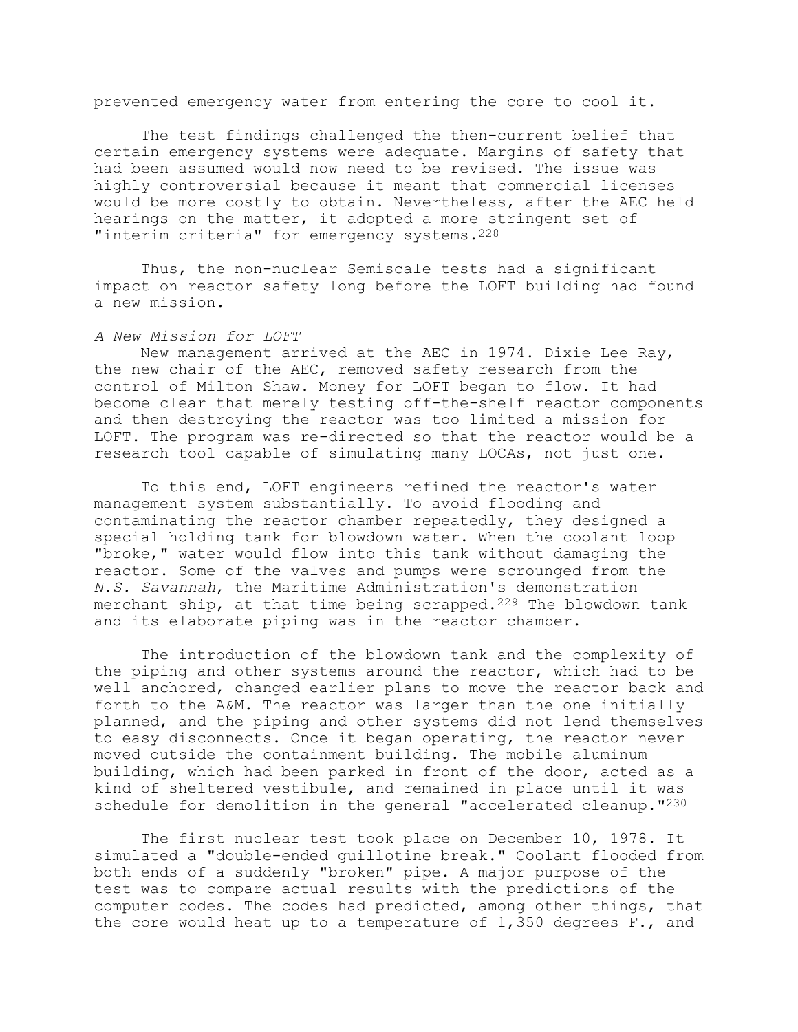prevented emergency water from entering the core to cool it.

The test findings challenged the then-current belief that certain emergency systems were adequate. Margins of safety that had been assumed would now need to be revised. The issue was highly controversial because it meant that commercial licenses would be more costly to obtain. Nevertheless, after the AEC held hearings on the matter, it adopted a more stringent set of "interim criteria" for emergency systems.[228]

Thus, the non-nuclear Semiscale tests had a significant impact on reactor safety long before the LOFT building had found a new mission.

*A New Mission for LOFT*

New management arrived at the AEC in 1974. Dixie Lee Ray, the new chair of the AEC, removed safety research from the control of Milton Shaw. Money for LOFT began to flow. It had become clear that merely testing off-the-shelf reactor components and then destroying the reactor was too limited a mission for LOFT. The program was re-directed so that the reactor would be a research tool capable of simulating many LOCAs, not just one.

To this end, LOFT engineers refined the reactor's water management system substantially. To avoid flooding and contaminating the reactor chamber repeatedly, they designed a special holding tank for blowdown water. When the coolant loop "broke," water would flow into this tank without damaging the reactor. Some of the valves and pumps were scrounged from the *N.S. Savannah*, the Maritime Administration's demonstration merchant ship, at that time being scrapped.[229] The blowdown tank and its elaborate piping was in the reactor chamber.

The introduction of the blowdown tank and the complexity of the piping and other systems around the reactor, which had to be well anchored, changed earlier plans to move the reactor back and forth to the A&M. The reactor was larger than the one initially planned, and the piping and other systems did not lend themselves to easy disconnects. Once it began operating, the reactor never moved outside the containment building. The mobile aluminum building, which had been parked in front of the door, acted as a kind of sheltered vestibule, and remained in place until it was schedule for demolition in the general "accelerated cleanup."[230]

The first nuclear test took place on December 10, 1978. It simulated a "double-ended guillotine break." Coolant flooded from both ends of a suddenly "broken" pipe. A major purpose of the test was to compare actual results with the predictions of the computer codes. The codes had predicted, among other things, that the core would heat up to a temperature of 1,350 degrees F., and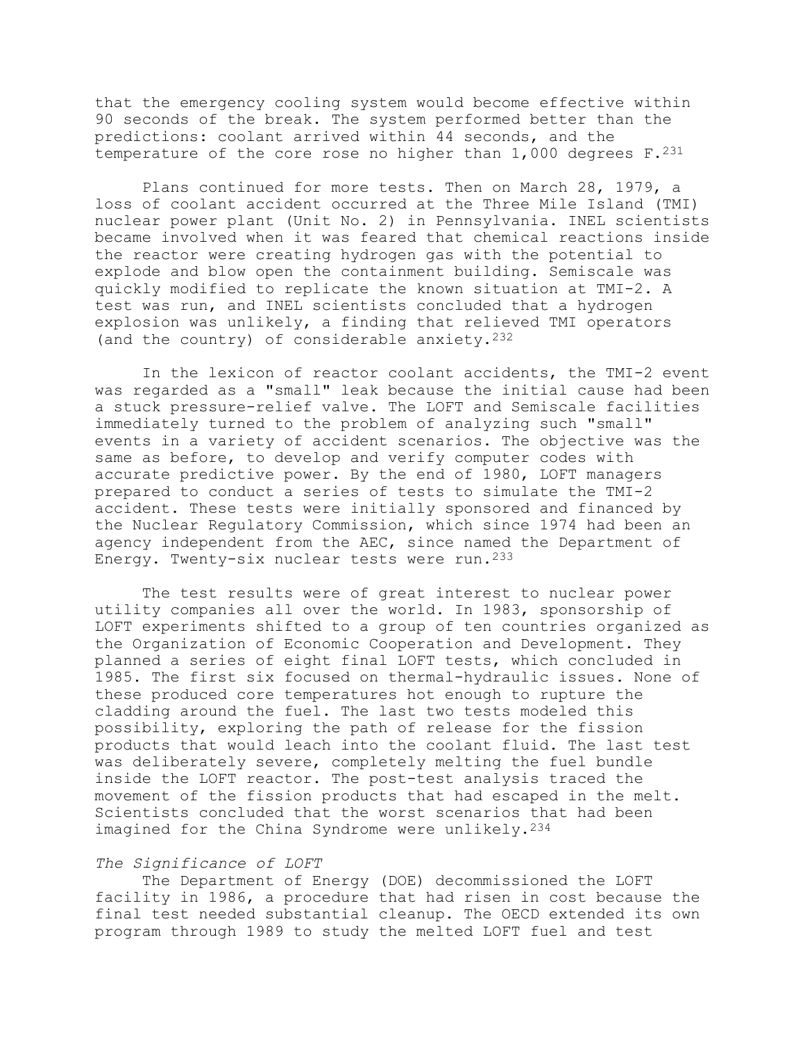that the emergency cooling system would become effective within 90 seconds of the break. The system performed better than the predictions: coolant arrived within 44 seconds, and the temperature of the core rose no higher than 1,000 degrees F.[231]

Plans continued for more tests. Then on March 28, 1979, a loss of coolant accident occurred at the Three Mile Island (TMI) nuclear power plant (Unit No. 2) in Pennsylvania. INEL scientists became involved when it was feared that chemical reactions inside the reactor were creating hydrogen gas with the potential to explode and blow open the containment building. Semiscale was quickly modified to replicate the known situation at TMI-2. A test was run, and INEL scientists concluded that a hydrogen explosion was unlikely, a finding that relieved TMI operators (and the country) of considerable anxiety.[232]

In the lexicon of reactor coolant accidents, the TMI-2 event was regarded as a "small" leak because the initial cause had been a stuck pressure-relief valve. The LOFT and Semiscale facilities immediately turned to the problem of analyzing such "small" events in a variety of accident scenarios. The objective was the same as before, to develop and verify computer codes with accurate predictive power. By the end of 1980, LOFT managers prepared to conduct a series of tests to simulate the TMI-2 accident. These tests were initially sponsored and financed by the Nuclear Regulatory Commission, which since 1974 had been an agency independent from the AEC, since named the Department of Energy. Twenty-six nuclear tests were run.[233]

The test results were of great interest to nuclear power utility companies all over the world. In 1983, sponsorship of LOFT experiments shifted to a group of ten countries organized as the Organization of Economic Cooperation and Development. They planned a series of eight final LOFT tests, which concluded in 1985. The first six focused on thermal-hydraulic issues. None of these produced core temperatures hot enough to rupture the cladding around the fuel. The last two tests modeled this possibility, exploring the path of release for the fission products that would leach into the coolant fluid. The last test was deliberately severe, completely melting the fuel bundle inside the LOFT reactor. The post-test analysis traced the movement of the fission products that had escaped in the melt. Scientists concluded that the worst scenarios that had been imagined for the China Syndrome were unlikely.[234]

*The Significance of LOFT*

The Department of Energy (DOE) decommissioned the LOFT facility in 1986, a procedure that had risen in cost because the final test needed substantial cleanup. The OECD extended its own program through 1989 to study the melted LOFT fuel and test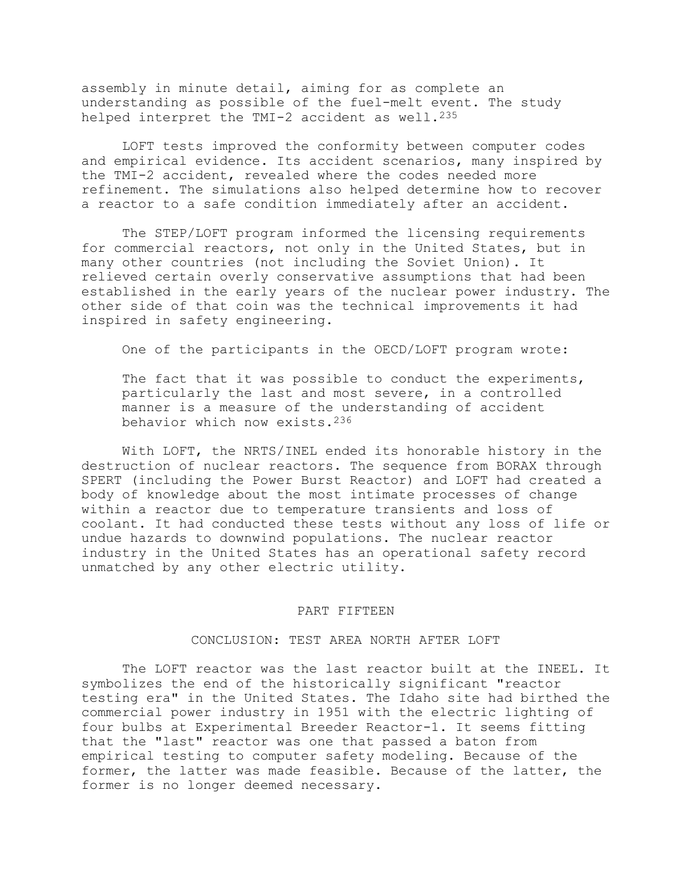assembly in minute detail, aiming for as complete an understanding as possible of the fuel-melt event. The study helped interpret the TMI-2 accident as well.[235]

LOFT tests improved the conformity between computer codes and empirical evidence. Its accident scenarios, many inspired by the TMI-2 accident, revealed where the codes needed more refinement. The simulations also helped determine how to recover a reactor to a safe condition immediately after an accident.

The STEP/LOFT program informed the licensing requirements for commercial reactors, not only in the United States, but in many other countries (not including the Soviet Union). It relieved certain overly conservative assumptions that had been established in the early years of the nuclear power industry. The other side of that coin was the technical improvements it had inspired in safety engineering.

One of the participants in the OECD/LOFT program wrote:

> The fact that it was possible to conduct the experiments, particularly the last and most severe, in a controlled manner is a measure of the understanding of accident behavior which now exists.[236]

With LOFT, the NRTS/INEL ended its honorable history in the destruction of nuclear reactors. The sequence from BORAX through SPERT (including the Power Burst Reactor) and LOFT had created a body of knowledge about the most intimate processes of change within a reactor due to temperature transients and loss of coolant. It had conducted these tests without any loss of life or undue hazards to downwind populations. The nuclear reactor industry in the United States has an operational safety record unmatched by any other electric utility.

# PART FIFTEEN

## CONCLUSION: TEST AREA NORTH AFTER LOFT

The LOFT reactor was the last reactor built at the INEEL. It symbolizes the end of the historically significant "reactor testing era" in the United States. The Idaho site had birthed the commercial power industry in 1951 with the electric lighting of four bulbs at Experimental Breeder Reactor-1. It seems fitting that the "last" reactor was one that passed a baton from empirical testing to computer safety modeling. Because of the former, the latter was made feasible. Because of the latter, the former is no longer deemed necessary.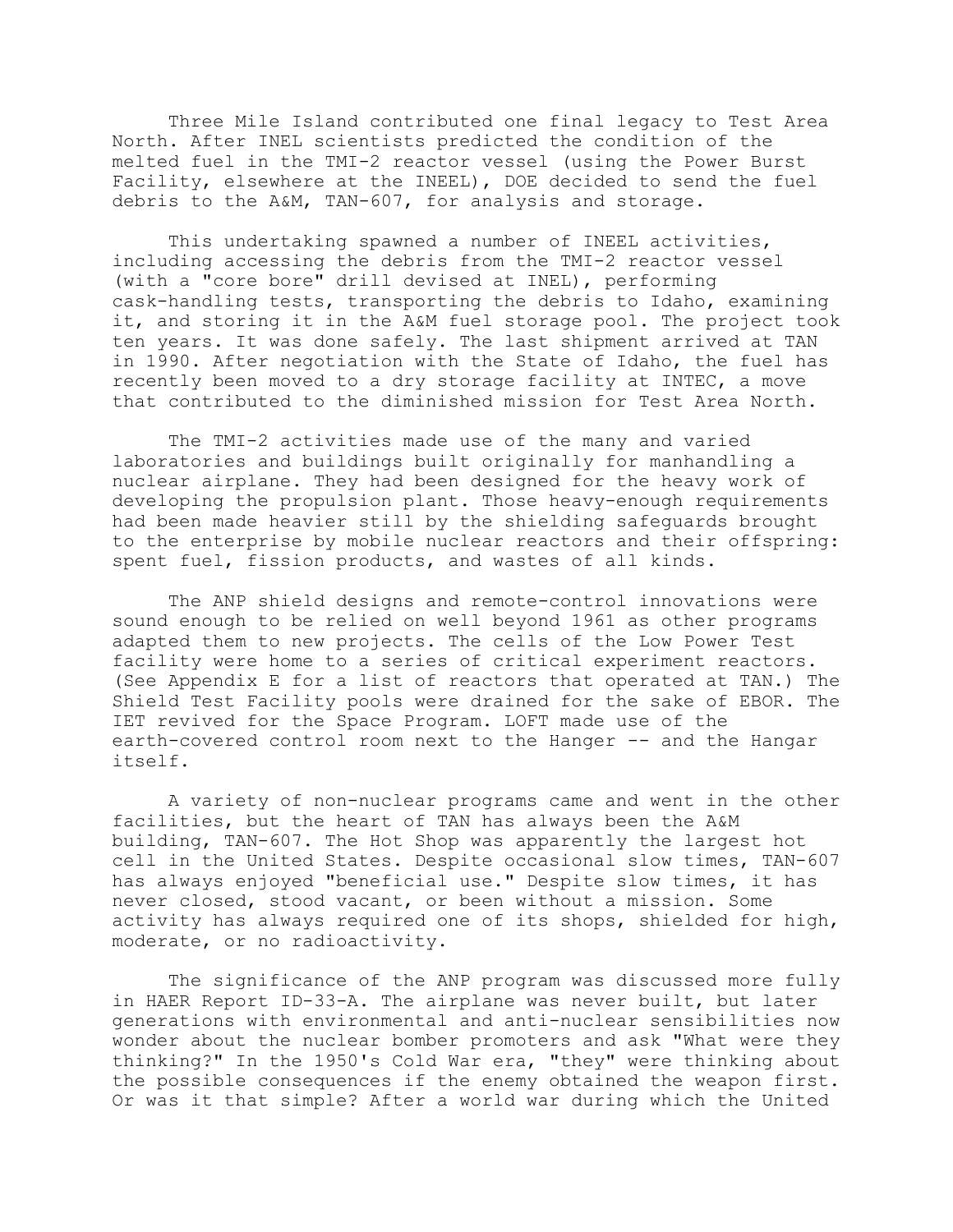Three Mile Island contributed one final legacy to Test Area North. After INEL scientists predicted the condition of the melted fuel in the TMI-2 reactor vessel (using the Power Burst Facility, elsewhere at the INEEL), DOE decided to send the fuel debris to the A&M, TAN-607, for analysis and storage.

This undertaking spawned a number of INEEL activities, including accessing the debris from the TMI-2 reactor vessel (with a "core bore" drill devised at INEL), performing cask-handling tests, transporting the debris to Idaho, examining it, and storing it in the A&M fuel storage pool. The project took ten years. It was done safely. The last shipment arrived at TAN in 1990. After negotiation with the State of Idaho, the fuel has recently been moved to a dry storage facility at INTEC, a move that contributed to the diminished mission for Test Area North.

The TMI-2 activities made use of the many and varied laboratories and buildings built originally for manhandling a nuclear airplane. They had been designed for the heavy work of developing the propulsion plant. Those heavy-enough requirements had been made heavier still by the shielding safeguards brought to the enterprise by mobile nuclear reactors and their offspring: spent fuel, fission products, and wastes of all kinds.

The ANP shield designs and remote-control innovations were sound enough to be relied on well beyond 1961 as other programs adapted them to new projects. The cells of the Low Power Test facility were home to a series of critical experiment reactors. (See Appendix E for a list of reactors that operated at TAN.) The Shield Test Facility pools were drained for the sake of EBOR. The IET revived for the Space Program. LOFT made use of the earth-covered control room next to the Hanger -- and the Hangar itself.

A variety of non-nuclear programs came and went in the other facilities, but the heart of TAN has always been the A&M building, TAN-607. The Hot Shop was apparently the largest hot cell in the United States. Despite occasional slow times, TAN-607 has always enjoyed "beneficial use." Despite slow times, it has never closed, stood vacant, or been without a mission. Some activity has always required one of its shops, shielded for high, moderate, or no radioactivity.

The significance of the ANP program was discussed more fully in HAER Report ID-33-A. The airplane was never built, but later generations with environmental and anti-nuclear sensibilities now wonder about the nuclear bomber promoters and ask "What were they thinking?" In the 1950's Cold War era, "they" were thinking about the possible consequences if the enemy obtained the weapon first. Or was it that simple? After a world war during which the United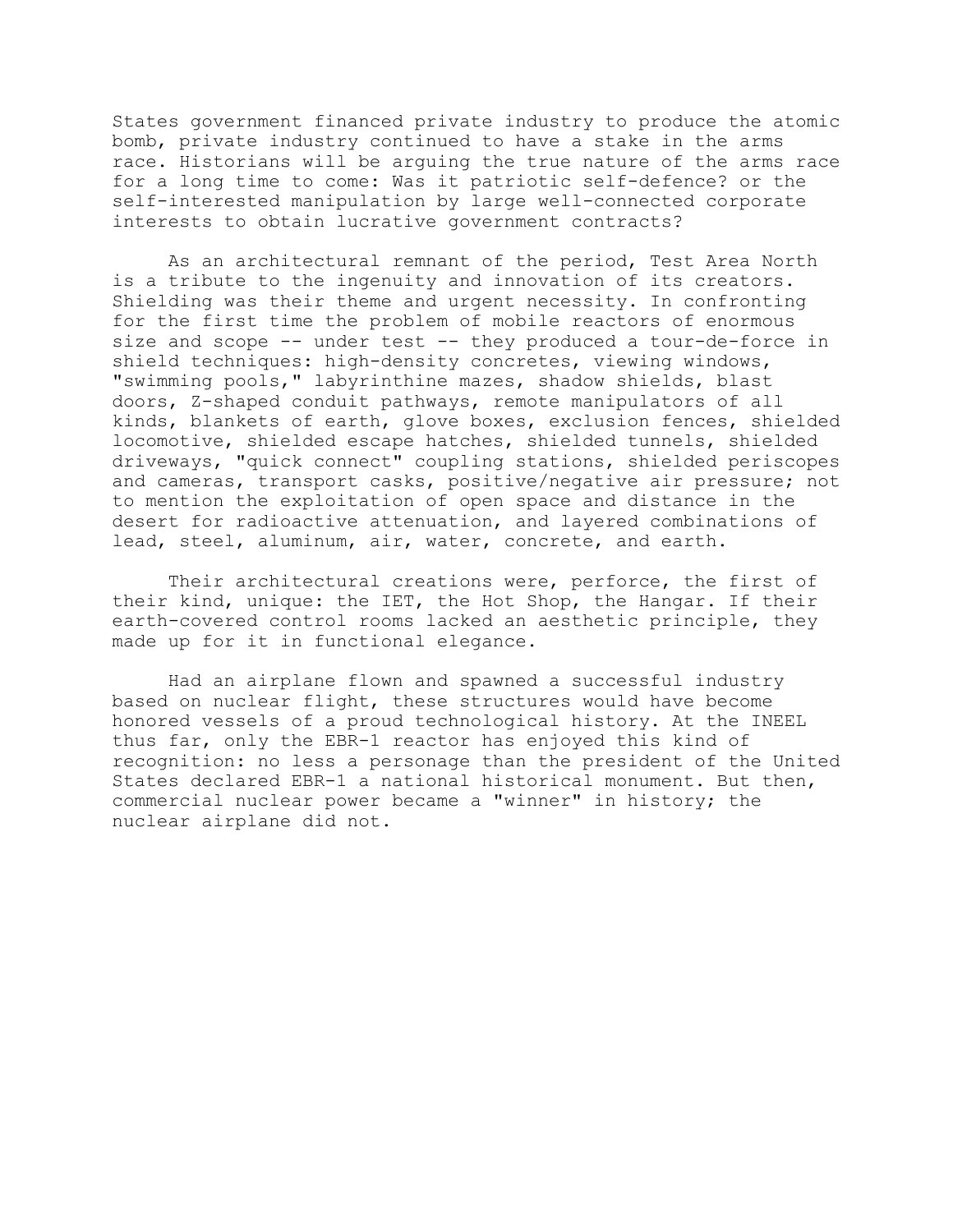States government financed private industry to produce the atomic bomb, private industry continued to have a stake in the arms race. Historians will be arguing the true nature of the arms race for a long time to come: Was it patriotic self-defence? or the self-interested manipulation by large well-connected corporate interests to obtain lucrative government contracts?

As an architectural remnant of the period, Test Area North is a tribute to the ingenuity and innovation of its creators. Shielding was their theme and urgent necessity. In confronting for the first time the problem of mobile reactors of enormous size and scope -- under test -- they produced a tour-de-force in shield techniques: high-density concretes, viewing windows, "swimming pools," labyrinthine mazes, shadow shields, blast doors, Z-shaped conduit pathways, remote manipulators of all kinds, blankets of earth, glove boxes, exclusion fences, shielded locomotive, shielded escape hatches, shielded tunnels, shielded driveways, "quick connect" coupling stations, shielded periscopes and cameras, transport casks, positive/negative air pressure; not to mention the exploitation of open space and distance in the desert for radioactive attenuation, and layered combinations of lead, steel, aluminum, air, water, concrete, and earth.

Their architectural creations were, perforce, the first of their kind, unique: the IET, the Hot Shop, the Hangar. If their earth-covered control rooms lacked an aesthetic principle, they made up for it in functional elegance.

Had an airplane flown and spawned a successful industry based on nuclear flight, these structures would have become honored vessels of a proud technological history. At the INEEL thus far, only the EBR-1 reactor has enjoyed this kind of recognition: no less a personage than the president of the United States declared EBR-1 a national historical monument. But then, commercial nuclear power became a "winner" in history; the nuclear airplane did not.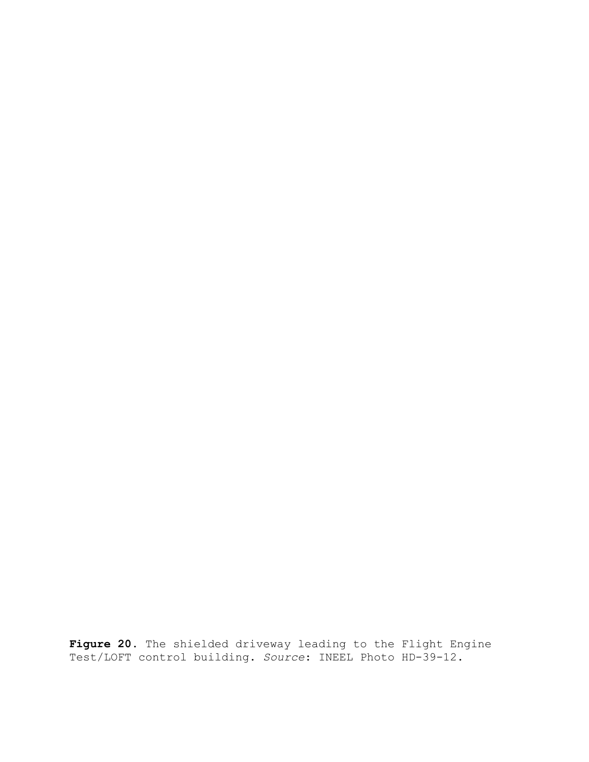**Figure 20.** The shielded driveway leading to the Flight Engine Test/LOFT control building. *Source*: INEEL Photo HD-39-12.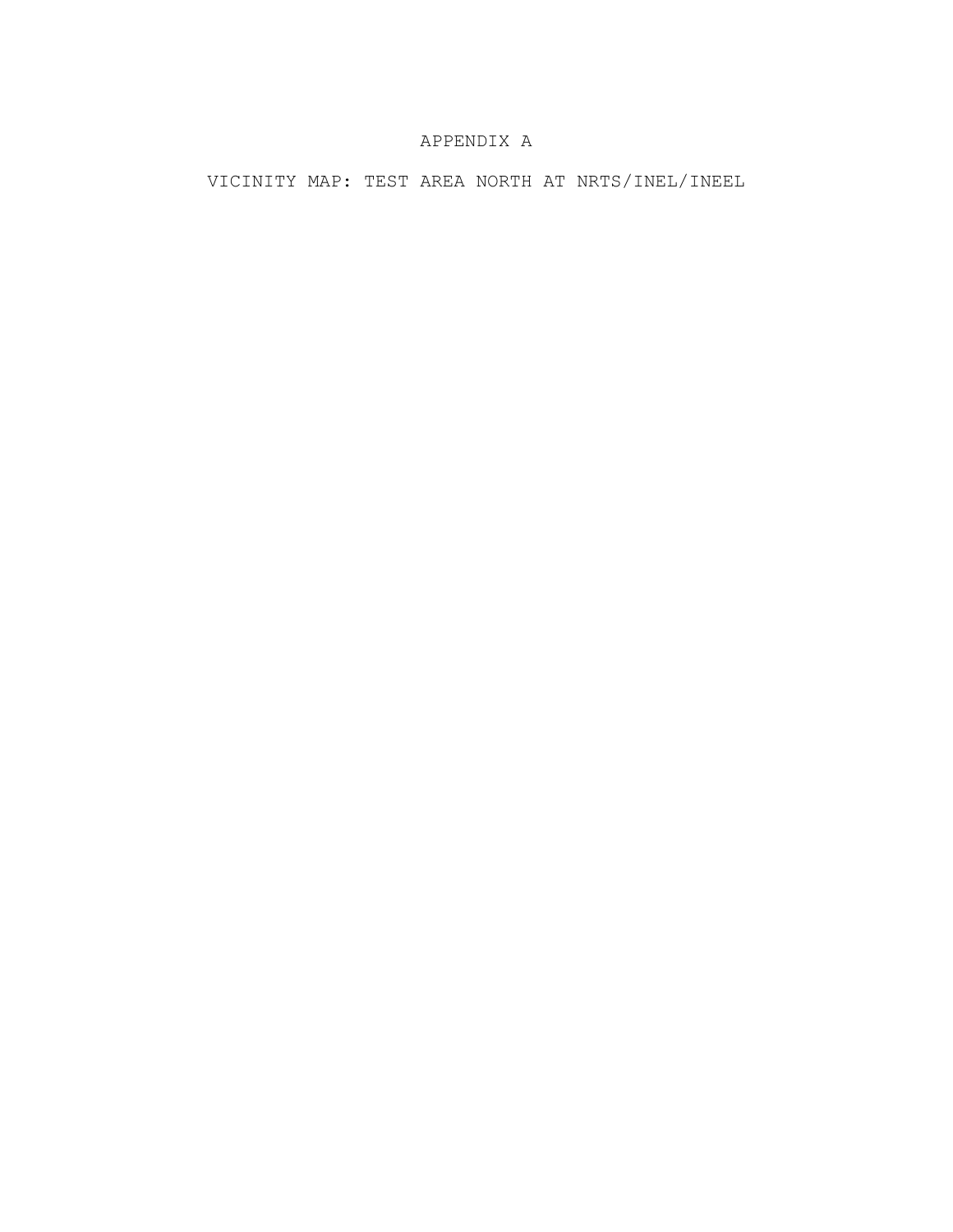# APPENDIX A

## VICINITY MAP: TEST AREA NORTH AT NRTS/INEL/INEEL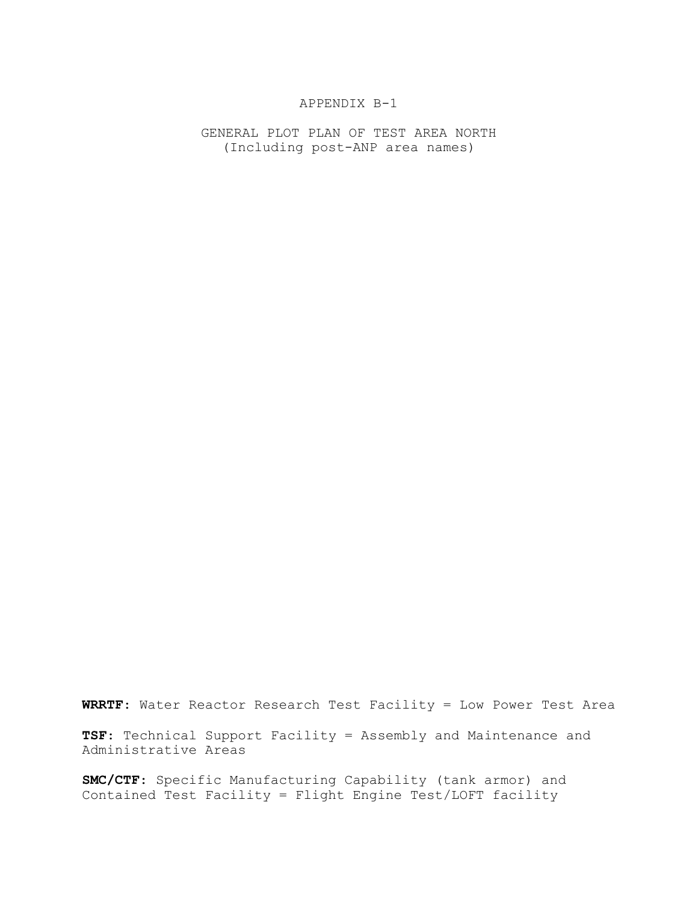# APPENDIX B-1

## GENERAL PLOT PLAN OF TEST AREA NORTH
(Including post-ANP area names)

**WRRTF**: Water Reactor Research Test Facility = Low Power Test Area

**TSF**: Technical Support Facility = Assembly and Maintenance and Administrative Areas

**SMC/CTF**: Specific Manufacturing Capability (tank armor) and Contained Test Facility = Flight Engine Test/LOFT facility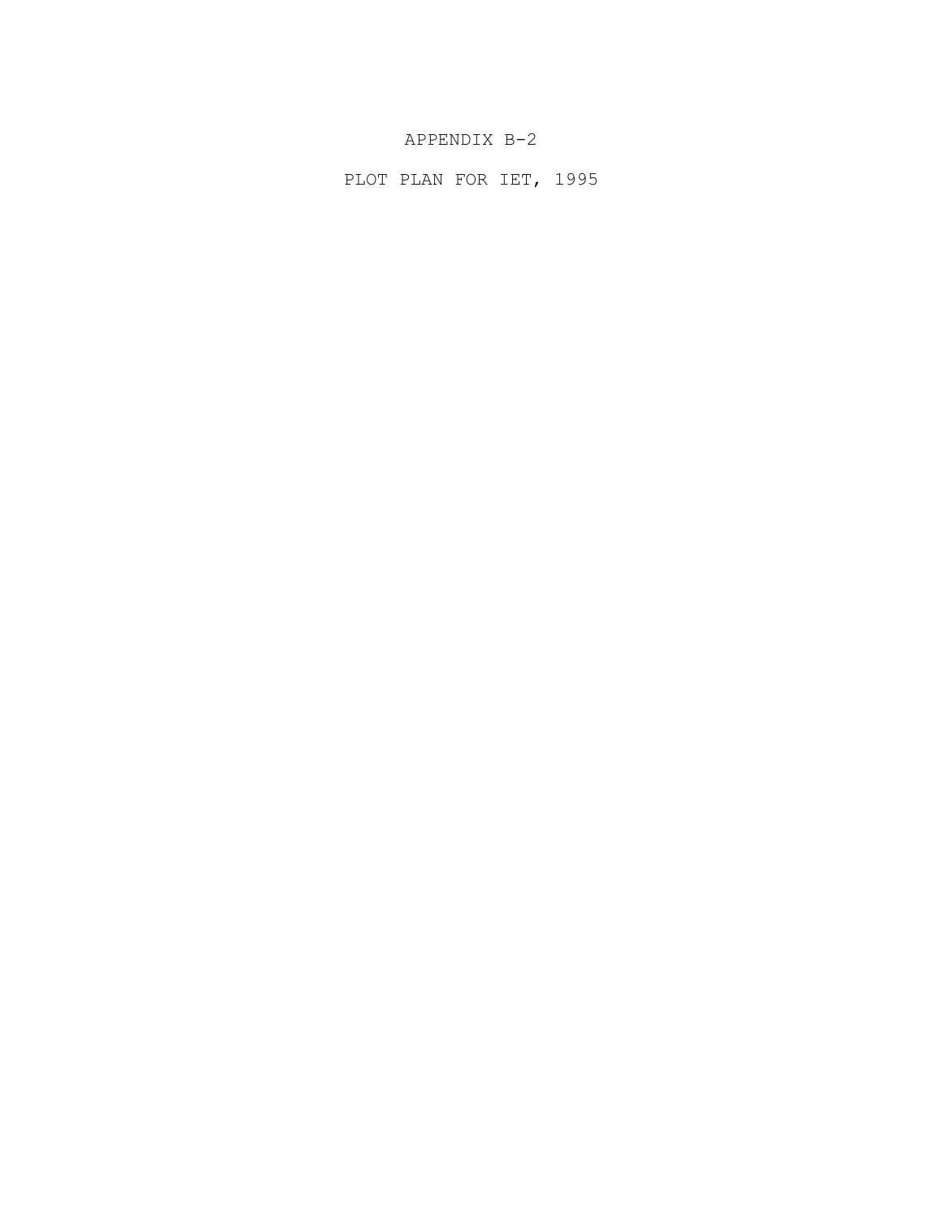# APPENDIX B-2

## PLOT PLAN FOR IET, 1995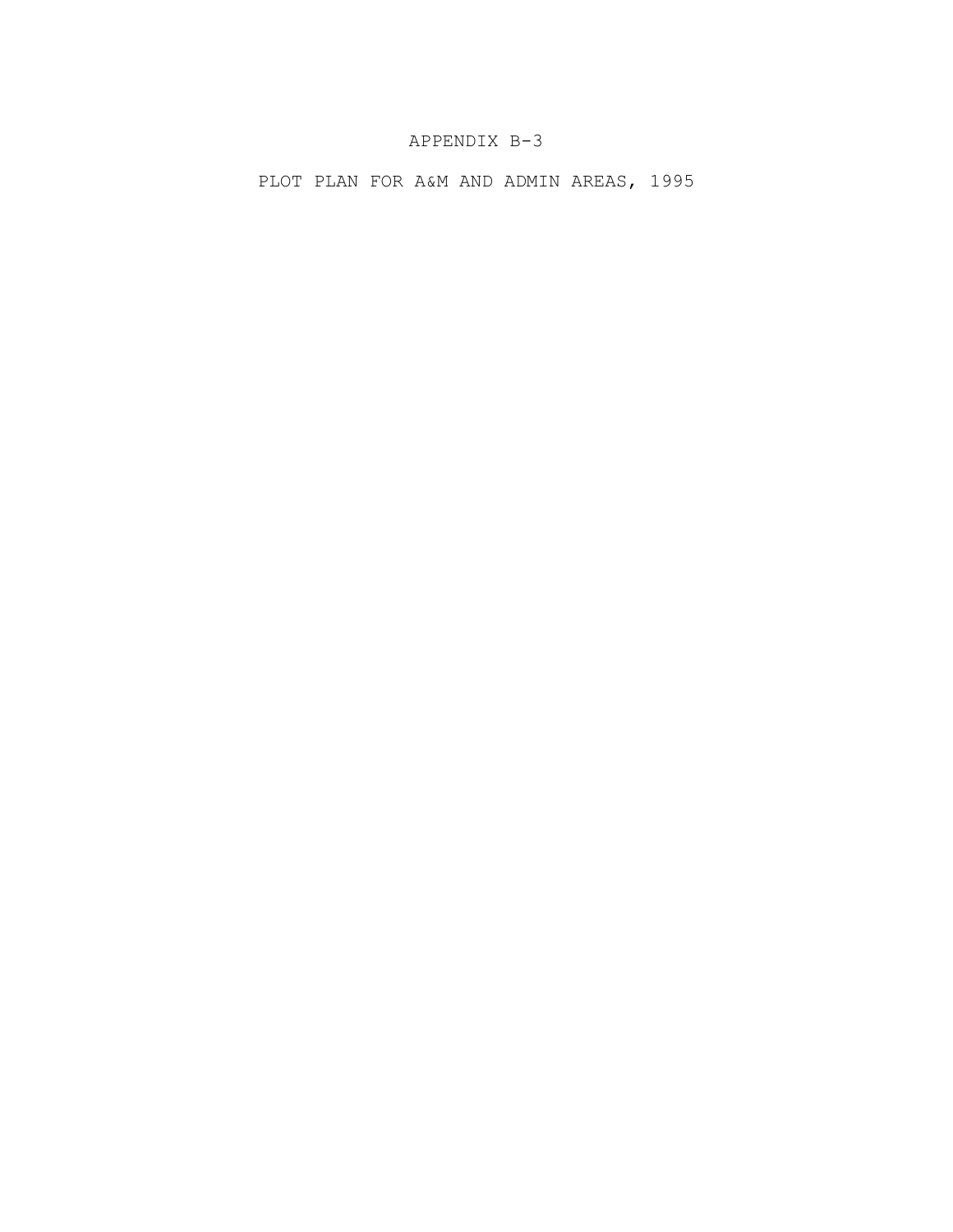# APPENDIX B-3

## PLOT PLAN FOR A&M AND ADMIN AREAS, 1995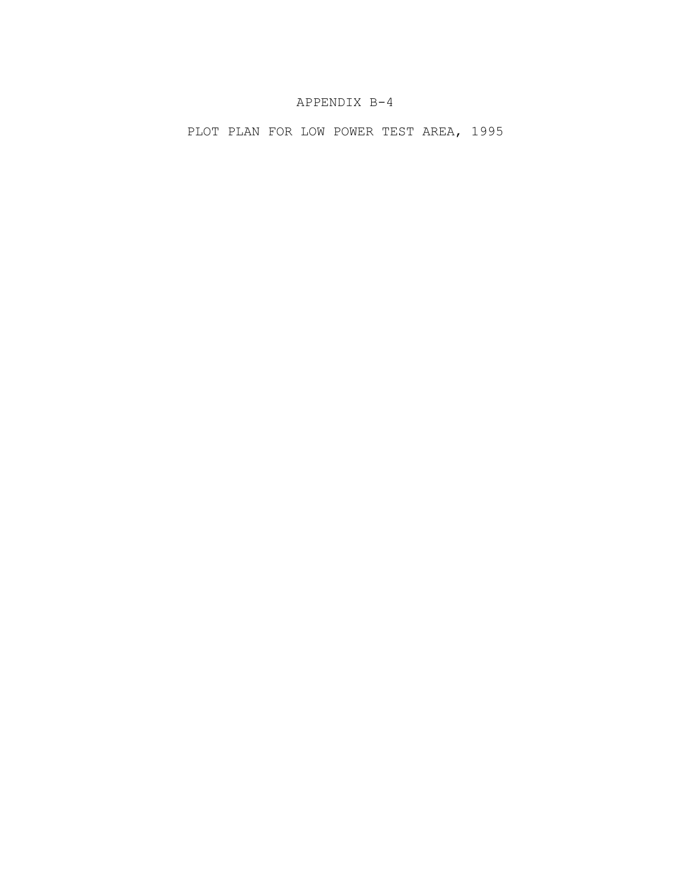# APPENDIX B-4

## PLOT PLAN FOR LOW POWER TEST AREA, 1995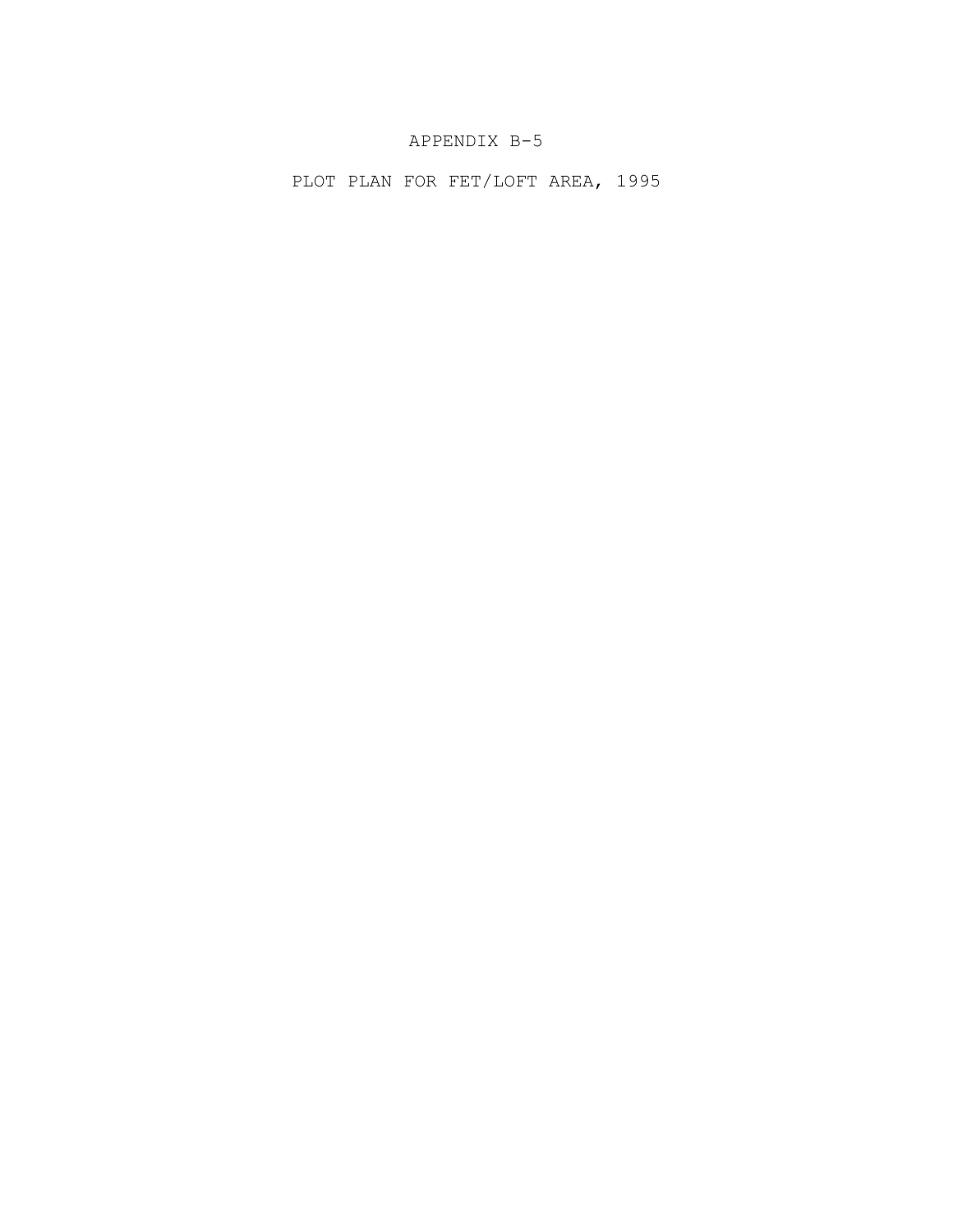# APPENDIX B-5

## PLOT PLAN FOR FET/LOFT AREA, 1995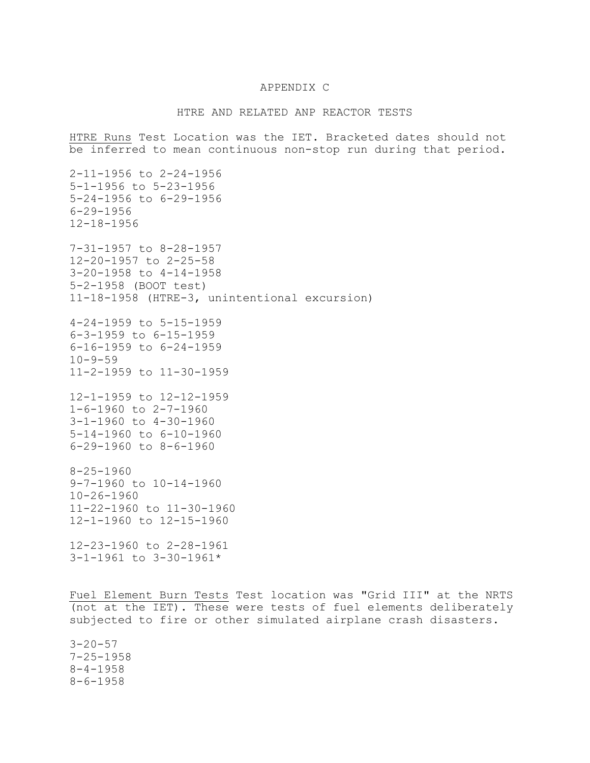# APPENDIX C

## HTRE AND RELATED ANP REACTOR TESTS

<u>HTRE Runs</u> Test Location was the IET. Bracketed dates should not be inferred to mean continuous non-stop run during that period.

2-11-1956 to 2-24-1956
5-1-1956 to 5-23-1956
5-24-1956 to 6-29-1956
6-29-1956
12-18-1956

7-31-1957 to 8-28-1957
12-20-1957 to 2-25-58
3-20-1958 to 4-14-1958
5-2-1958 (BOOT test)
11-18-1958 (HTRE-3, unintentional excursion)

4-24-1959 to 5-15-1959
6-3-1959 to 6-15-1959
6-16-1959 to 6-24-1959
10-9-59
11-2-1959 to 11-30-1959

12-1-1959 to 12-12-1959
1-6-1960 to 2-7-1960
3-1-1960 to 4-30-1960
5-14-1960 to 6-10-1960
6-29-1960 to 8-6-1960

8-25-1960
9-7-1960 to 10-14-1960
10-26-1960
11-22-1960 to 11-30-1960
12-1-1960 to 12-15-1960

12-23-1960 to 2-28-1961
3-1-1961 to 3-30-1961*

<u>Fuel Element Burn Tests</u> Test location was "Grid III" at the NRTS (not at the IET). These were tests of fuel elements deliberately subjected to fire or other simulated airplane crash disasters.

3-20-57
7-25-1958
8-4-1958
8-6-1958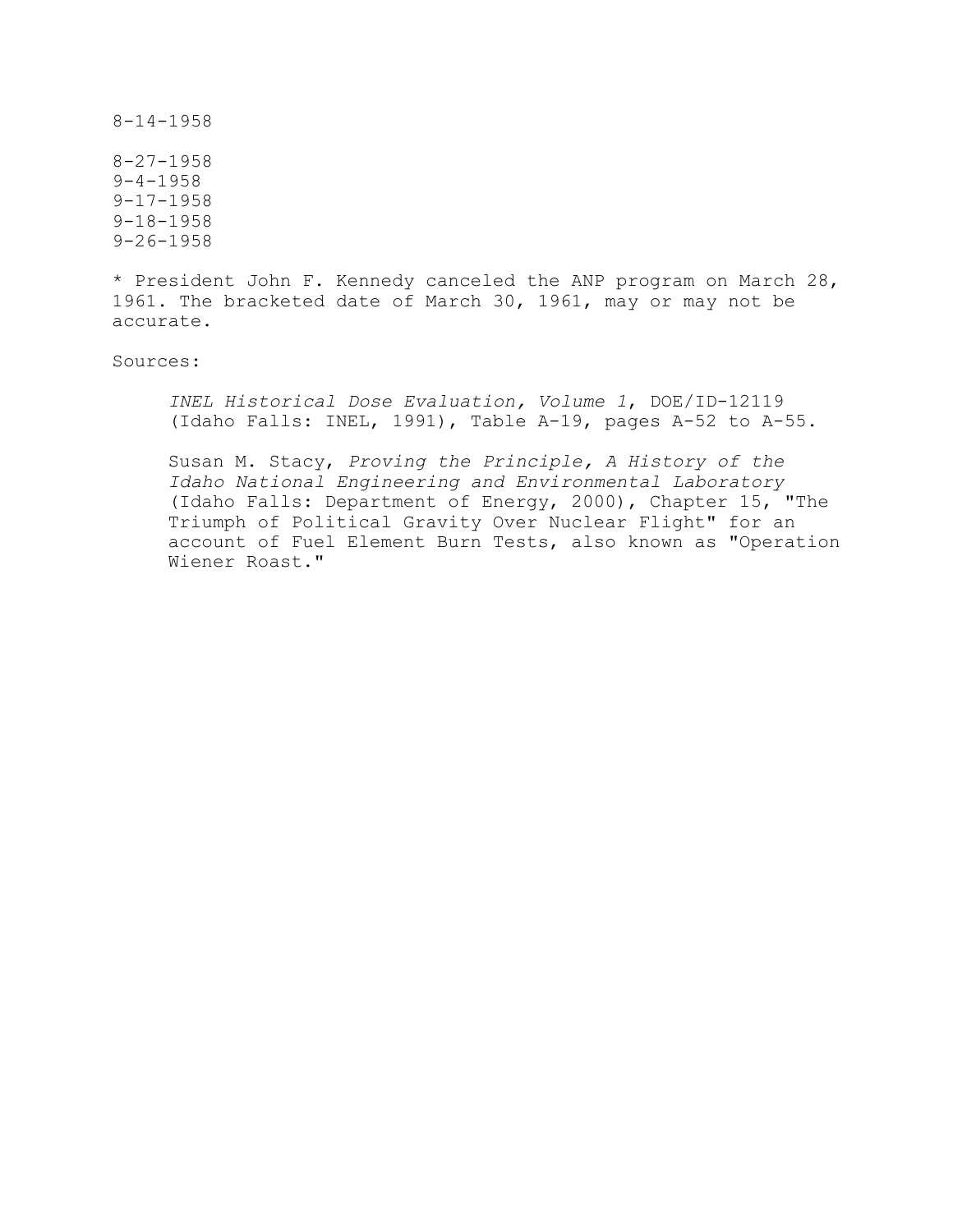8-14-1958

8-27-1958
9-4-1958
9-17-1958
9-18-1958
9-26-1958

* President John F. Kennedy canceled the ANP program on March 28, 1961. The bracketed date of March 30, 1961, may or may not be accurate.

Sources:

*INEL Historical Dose Evaluation, Volume 1*, DOE/ID-12119 (Idaho Falls: INEL, 1991), Table A-19, pages A-52 to A-55.

Susan M. Stacy, *Proving the Principle, A History of the Idaho National Engineering and Environmental Laboratory* (Idaho Falls: Department of Energy, 2000), Chapter 15, "The Triumph of Political Gravity Over Nuclear Flight" for an account of Fuel Element Burn Tests, also known as "Operation Wiener Roast."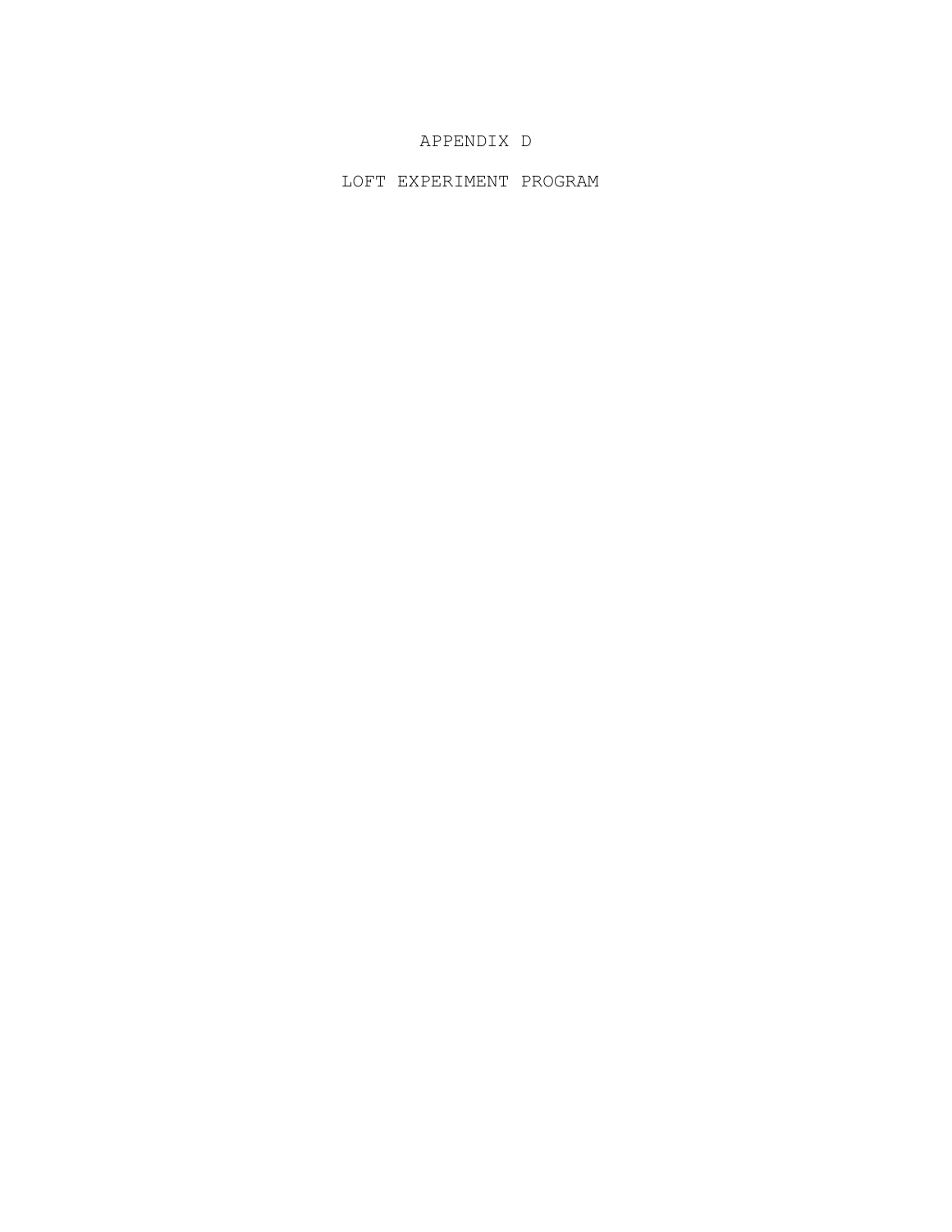# APPENDIX D

# LOFT EXPERIMENT PROGRAM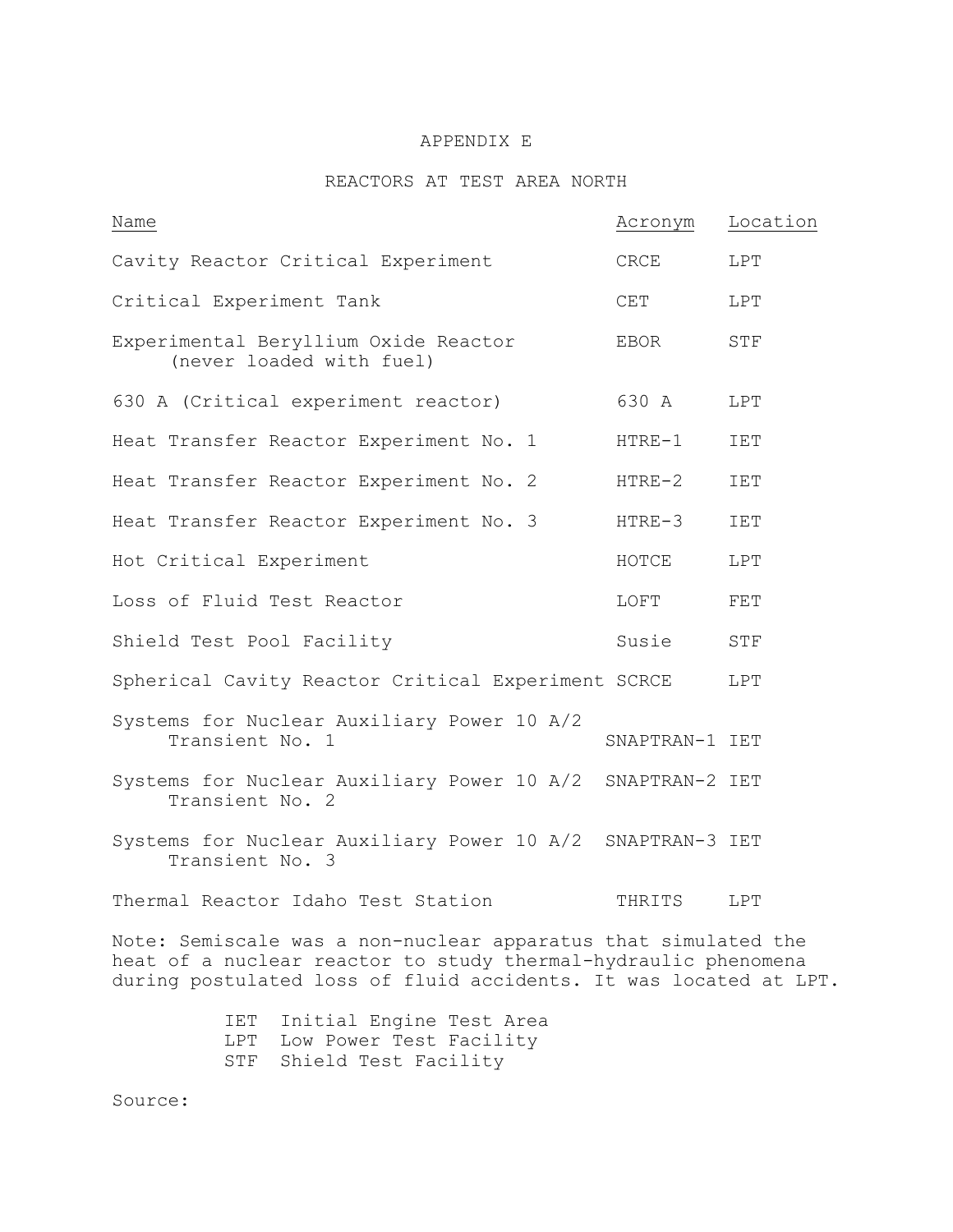# APPENDIX E

## REACTORS AT TEST AREA NORTH

| Name | Acronym | Location |
| --- | --- | --- |
| Cavity Reactor Critical Experiment | CRCE | LPT |
| Critical Experiment Tank | CET | LPT |
| Experimental Beryllium Oxide Reactor (never loaded with fuel) | EBOR | STF |
| 630 A (Critical experiment reactor) | 630 A | LPT |
| Heat Transfer Reactor Experiment No. 1 | HTRE-1 | IET |
| Heat Transfer Reactor Experiment No. 2 | HTRE-2 | IET |
| Heat Transfer Reactor Experiment No. 3 | HTRE-3 | IET |
| Hot Critical Experiment | HOTCE | LPT |
| Loss of Fluid Test Reactor | LOFT | FET |
| Shield Test Pool Facility | Susie | STF |
| Spherical Cavity Reactor Critical Experiment | SCRCE | LPT |
| Systems for Nuclear Auxiliary Power 10 A/2 Transient No. 1 | SNAPTRAN-1 | IET |
| Systems for Nuclear Auxiliary Power 10 A/2 Transient No. 2 | SNAPTRAN-2 | IET |
| Systems for Nuclear Auxiliary Power 10 A/2 Transient No. 3 | SNAPTRAN-3 | IET |
| Thermal Reactor Idaho Test Station | THRITS | LPT |

Note: Semiscale was a non-nuclear apparatus that simulated the heat of a nuclear reactor to study thermal-hydraulic phenomena during postulated loss of fluid accidents. It was located at LPT.

IET Initial Engine Test Area
LPT Low Power Test Facility
STF Shield Test Facility

Source: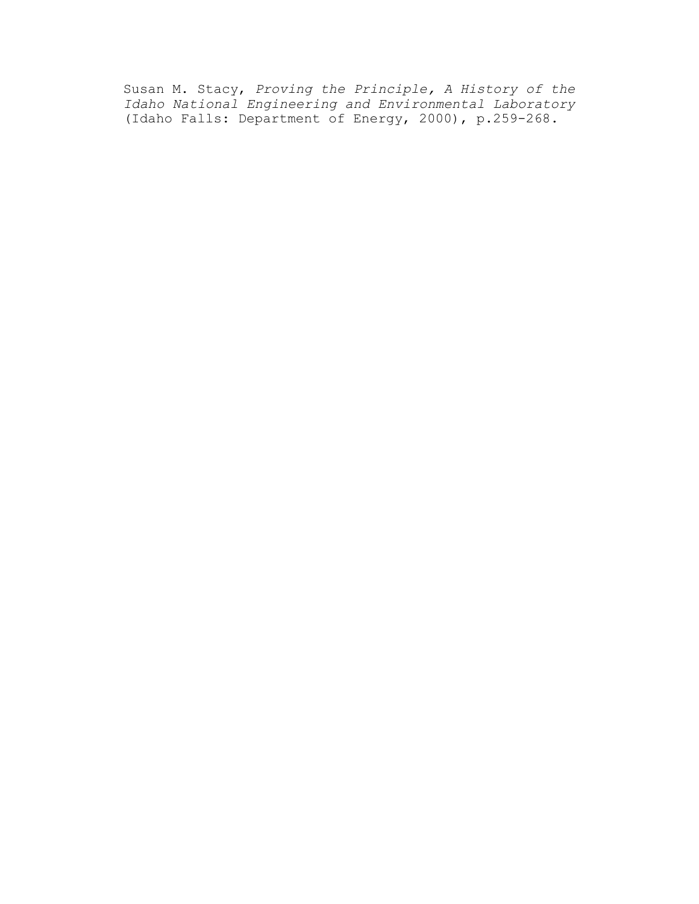Susan M. Stacy, *Proving the Principle, A History of the Idaho National Engineering and Environmental Laboratory* (Idaho Falls: Department of Energy, 2000), p.259-268.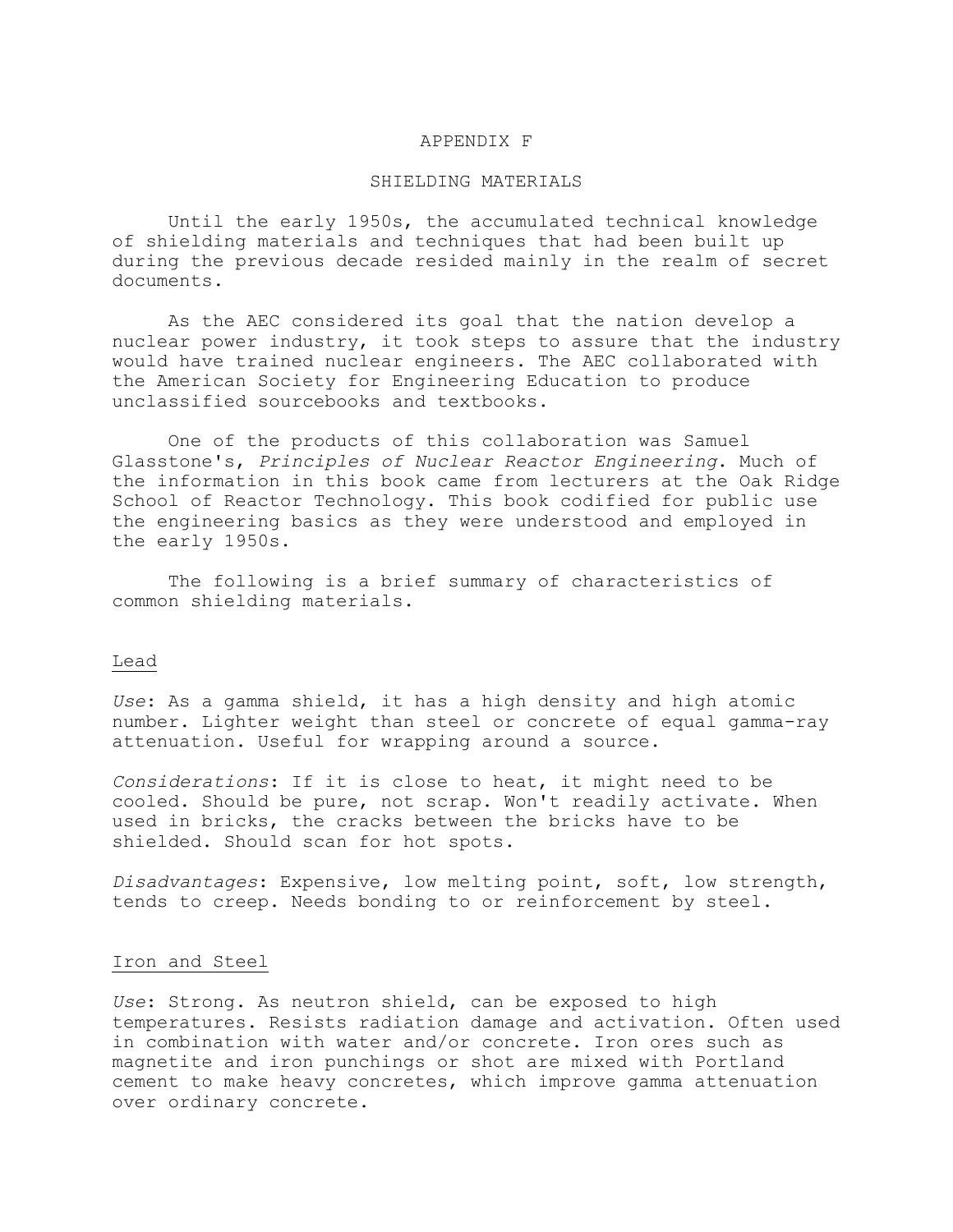# APPENDIX F

## SHIELDING MATERIALS

Until the early 1950s, the accumulated technical knowledge of shielding materials and techniques that had been built up during the previous decade resided mainly in the realm of secret documents.

As the AEC considered its goal that the nation develop a nuclear power industry, it took steps to assure that the industry would have trained nuclear engineers. The AEC collaborated with the American Society for Engineering Education to produce unclassified sourcebooks and textbooks.

One of the products of this collaboration was Samuel Glasstone's, *Principles of Nuclear Reactor Engineering*. Much of the information in this book came from lecturers at the Oak Ridge School of Reactor Technology. This book codified for public use the engineering basics as they were understood and employed in the early 1950s.

The following is a brief summary of characteristics of common shielding materials.

### Lead

*Use*: As a gamma shield, it has a high density and high atomic number. Lighter weight than steel or concrete of equal gamma-ray attenuation. Useful for wrapping around a source.

*Considerations*: If it is close to heat, it might need to be cooled. Should be pure, not scrap. Won't readily activate. When used in bricks, the cracks between the bricks have to be shielded. Should scan for hot spots.

*Disadvantages*: Expensive, low melting point, soft, low strength, tends to creep. Needs bonding to or reinforcement by steel.

### Iron and Steel

*Use*: Strong. As neutron shield, can be exposed to high temperatures. Resists radiation damage and activation. Often used in combination with water and/or concrete. Iron ores such as magnetite and iron punchings or shot are mixed with Portland cement to make heavy concretes, which improve gamma attenuation over ordinary concrete.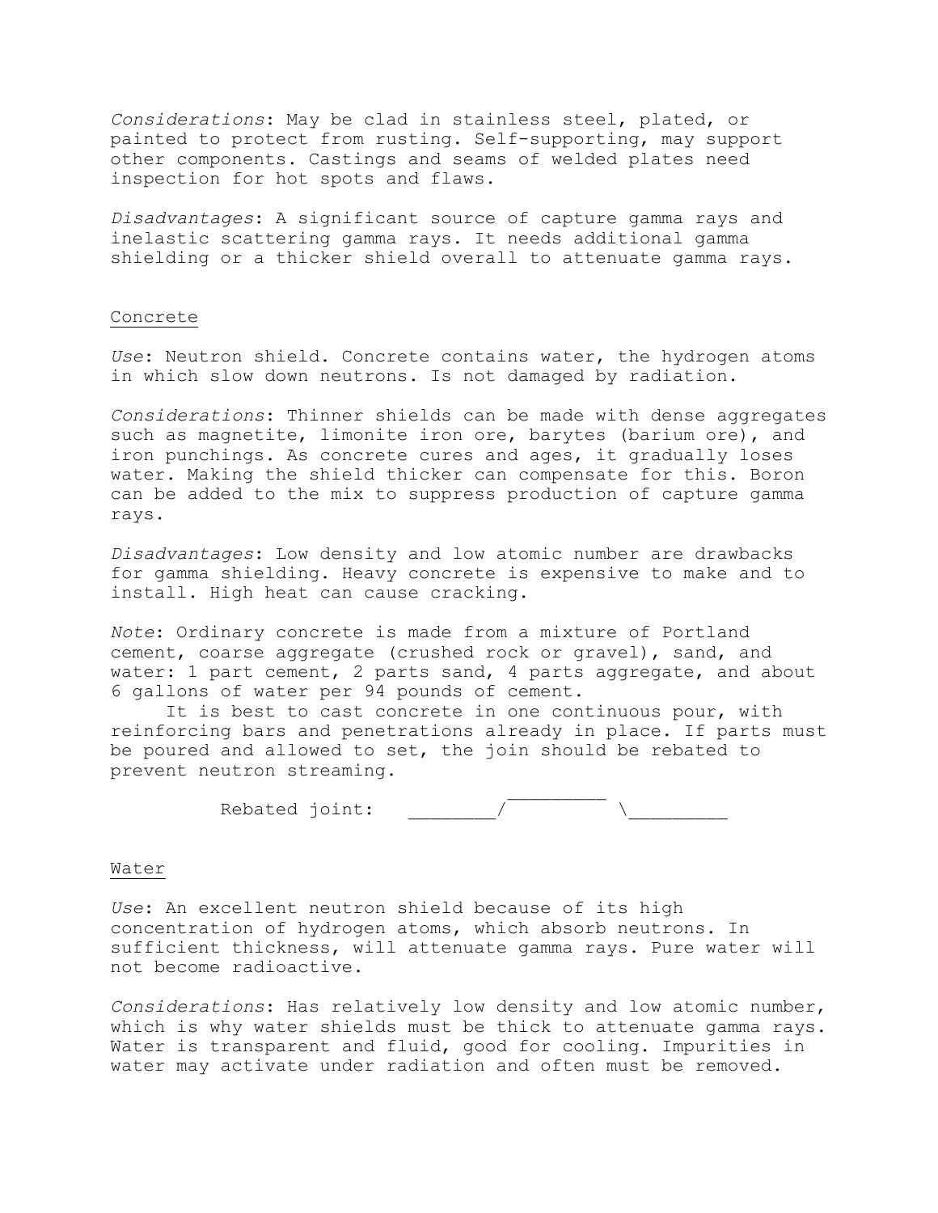*Considerations*: May be clad in stainless steel, plated, or painted to protect from rusting. Self-supporting, may support other components. Castings and seams of welded plates need inspection for hot spots and flaws.

*Disadvantages*: A significant source of capture gamma rays and inelastic scattering gamma rays. It needs additional gamma shielding or a thicker shield overall to attenuate gamma rays.

## Concrete

*Use*: Neutron shield. Concrete contains water, the hydrogen atoms in which slow down neutrons. Is not damaged by radiation.

*Considerations*: Thinner shields can be made with dense aggregates such as magnetite, limonite iron ore, barytes (barium ore), and iron punchings. As concrete cures and ages, it gradually loses water. Making the shield thicker can compensate for this. Boron can be added to the mix to suppress production of capture gamma rays.

*Disadvantages*: Low density and low atomic number are drawbacks for gamma shielding. Heavy concrete is expensive to make and to install. High heat can cause cracking.

*Note*: Ordinary concrete is made from a mixture of Portland cement, coarse aggregate (crushed rock or gravel), sand, and water: 1 part cement, 2 parts sand, 4 parts aggregate, and about 6 gallons of water per 94 pounds of cement.

It is best to cast concrete in one continuous pour, with reinforcing bars and penetrations already in place. If parts must be poured and allowed to set, the join should be rebated to prevent neutron streaming.

```
                                 _________
Rebated joint:    ________/         \_________
```

## Water

*Use*: An excellent neutron shield because of its high concentration of hydrogen atoms, which absorb neutrons. In sufficient thickness, will attenuate gamma rays. Pure water will not become radioactive.

*Considerations*: Has relatively low density and low atomic number, which is why water shields must be thick to attenuate gamma rays. Water is transparent and fluid, good for cooling. Impurities in water may activate under radiation and often must be removed.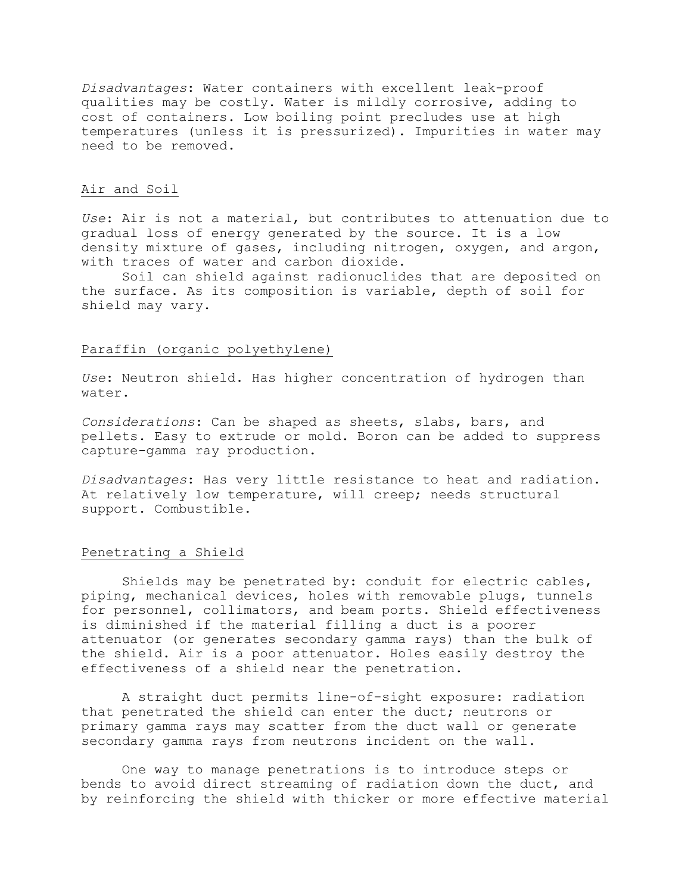*Disadvantages*: Water containers with excellent leak-proof qualities may be costly. Water is mildly corrosive, adding to cost of containers. Low boiling point precludes use at high temperatures (unless it is pressurized). Impurities in water may need to be removed.

Air and Soil

*Use*: Air is not a material, but contributes to attenuation due to gradual loss of energy generated by the source. It is a low density mixture of gases, including nitrogen, oxygen, and argon, with traces of water and carbon dioxide.

Soil can shield against radionuclides that are deposited on the surface. As its composition is variable, depth of soil for shield may vary.

Paraffin (organic polyethylene)

*Use*: Neutron shield. Has higher concentration of hydrogen than water.

*Considerations*: Can be shaped as sheets, slabs, bars, and pellets. Easy to extrude or mold. Boron can be added to suppress capture-gamma ray production.

*Disadvantages*: Has very little resistance to heat and radiation. At relatively low temperature, will creep; needs structural support. Combustible.

Penetrating a Shield

Shields may be penetrated by: conduit for electric cables, piping, mechanical devices, holes with removable plugs, tunnels for personnel, collimators, and beam ports. Shield effectiveness is diminished if the material filling a duct is a poorer attenuator (or generates secondary gamma rays) than the bulk of the shield. Air is a poor attenuator. Holes easily destroy the effectiveness of a shield near the penetration.

A straight duct permits line-of-sight exposure: radiation that penetrated the shield can enter the duct; neutrons or primary gamma rays may scatter from the duct wall or generate secondary gamma rays from neutrons incident on the wall.

One way to manage penetrations is to introduce steps or bends to avoid direct streaming of radiation down the duct, and by reinforcing the shield with thicker or more effective material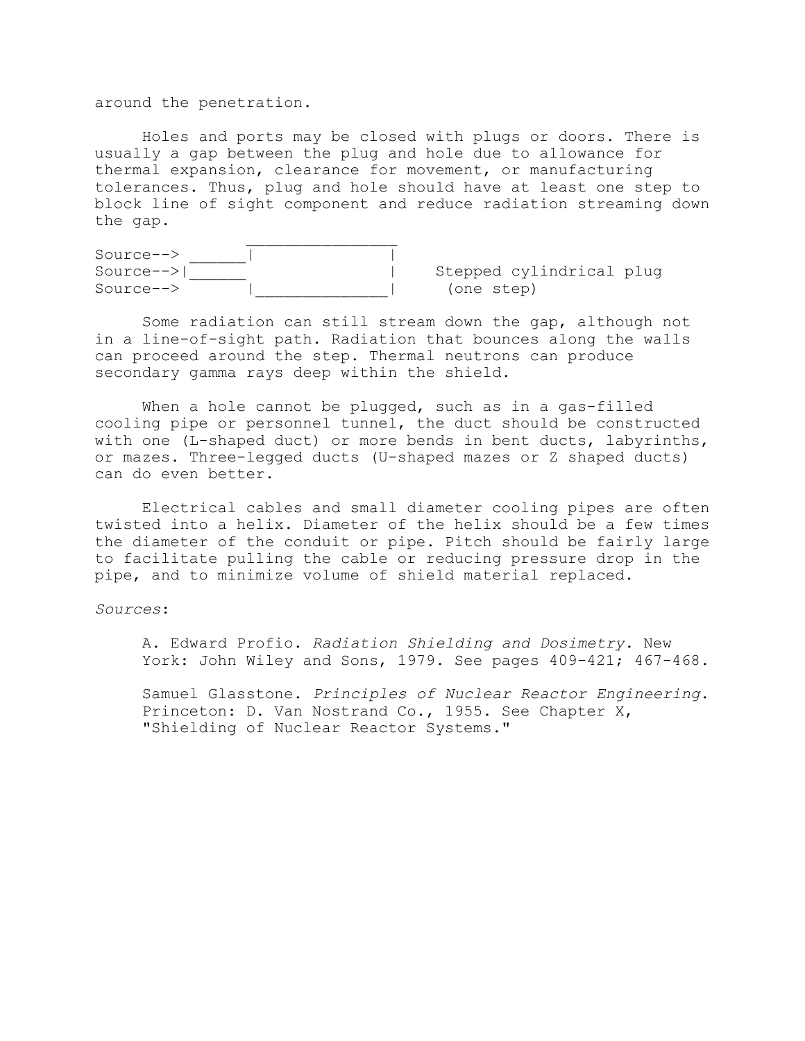around the penetration.

Holes and ports may be closed with plugs or doors. There is usually a gap between the plug and hole due to allowance for thermal expansion, clearance for movement, or manufacturing tolerances. Thus, plug and hole should have at least one step to block line of sight component and reduce radiation streaming down the gap.

```
                _______________
Source--> ______|              |
Source-->|______               |    Stepped cylindrical plug
Source-->       |______________|     (one step)
```

Some radiation can still stream down the gap, although not in a line-of-sight path. Radiation that bounces along the walls can proceed around the step. Thermal neutrons can produce secondary gamma rays deep within the shield.

When a hole cannot be plugged, such as in a gas-filled cooling pipe or personnel tunnel, the duct should be constructed with one (L-shaped duct) or more bends in bent ducts, labyrinths, or mazes. Three-legged ducts (U-shaped mazes or Z shaped ducts) can do even better.

Electrical cables and small diameter cooling pipes are often twisted into a helix. Diameter of the helix should be a few times the diameter of the conduit or pipe. Pitch should be fairly large to facilitate pulling the cable or reducing pressure drop in the pipe, and to minimize volume of shield material replaced.

*Sources*:

A. Edward Profio. *Radiation Shielding and Dosimetry*. New York: John Wiley and Sons, 1979. See pages 409-421; 467-468.

Samuel Glasstone. *Principles of Nuclear Reactor Engineering*. Princeton: D. Van Nostrand Co., 1955. See Chapter X, "Shielding of Nuclear Reactor Systems."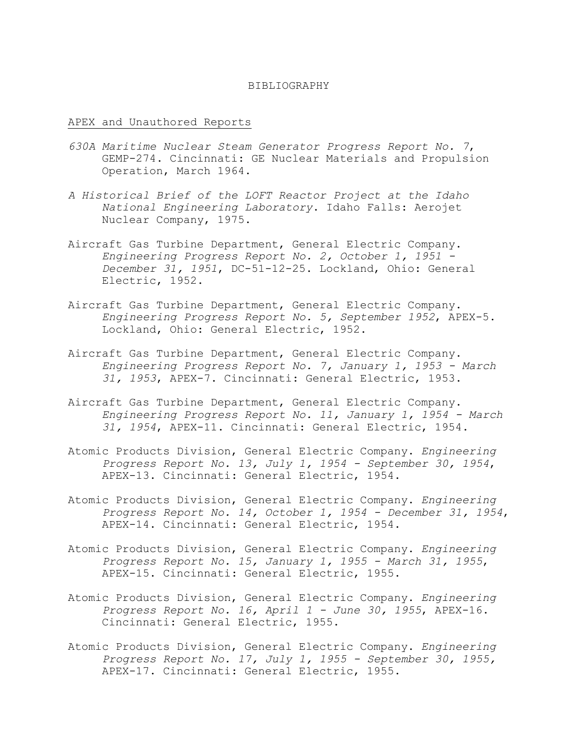# BIBLIOGRAPHY

## APEX and Unauthored Reports

*630A Maritime Nuclear Steam Generator Progress Report No. 7*, GEMP-274. Cincinnati: GE Nuclear Materials and Propulsion Operation, March 1964.

*A Historical Brief of the LOFT Reactor Project at the Idaho National Engineering Laboratory*. Idaho Falls: Aerojet Nuclear Company, 1975.

Aircraft Gas Turbine Department, General Electric Company. *Engineering Progress Report No. 2, October 1, 1951 - December 31, 1951*, DC-51-12-25. Lockland, Ohio: General Electric, 1952.

Aircraft Gas Turbine Department, General Electric Company. *Engineering Progress Report No. 5, September 1952*, APEX-5. Lockland, Ohio: General Electric, 1952.

Aircraft Gas Turbine Department, General Electric Company. *Engineering Progress Report No. 7, January 1, 1953 - March 31, 1953*, APEX-7. Cincinnati: General Electric, 1953.

Aircraft Gas Turbine Department, General Electric Company. *Engineering Progress Report No. 11, January 1, 1954 - March 31, 1954*, APEX-11. Cincinnati: General Electric, 1954.

Atomic Products Division, General Electric Company. *Engineering Progress Report No. 13, July 1, 1954 - September 30, 1954*, APEX-13. Cincinnati: General Electric, 1954.

Atomic Products Division, General Electric Company. *Engineering Progress Report No. 14, October 1, 1954 - December 31, 1954*, APEX-14. Cincinnati: General Electric, 1954.

Atomic Products Division, General Electric Company. *Engineering Progress Report No. 15, January 1, 1955 - March 31, 1955*, APEX-15. Cincinnati: General Electric, 1955.

Atomic Products Division, General Electric Company. *Engineering Progress Report No. 16, April 1 - June 30, 1955*, APEX-16. Cincinnati: General Electric, 1955.

Atomic Products Division, General Electric Company. *Engineering Progress Report No. 17, July 1, 1955 - September 30, 1955*, APEX-17. Cincinnati: General Electric, 1955.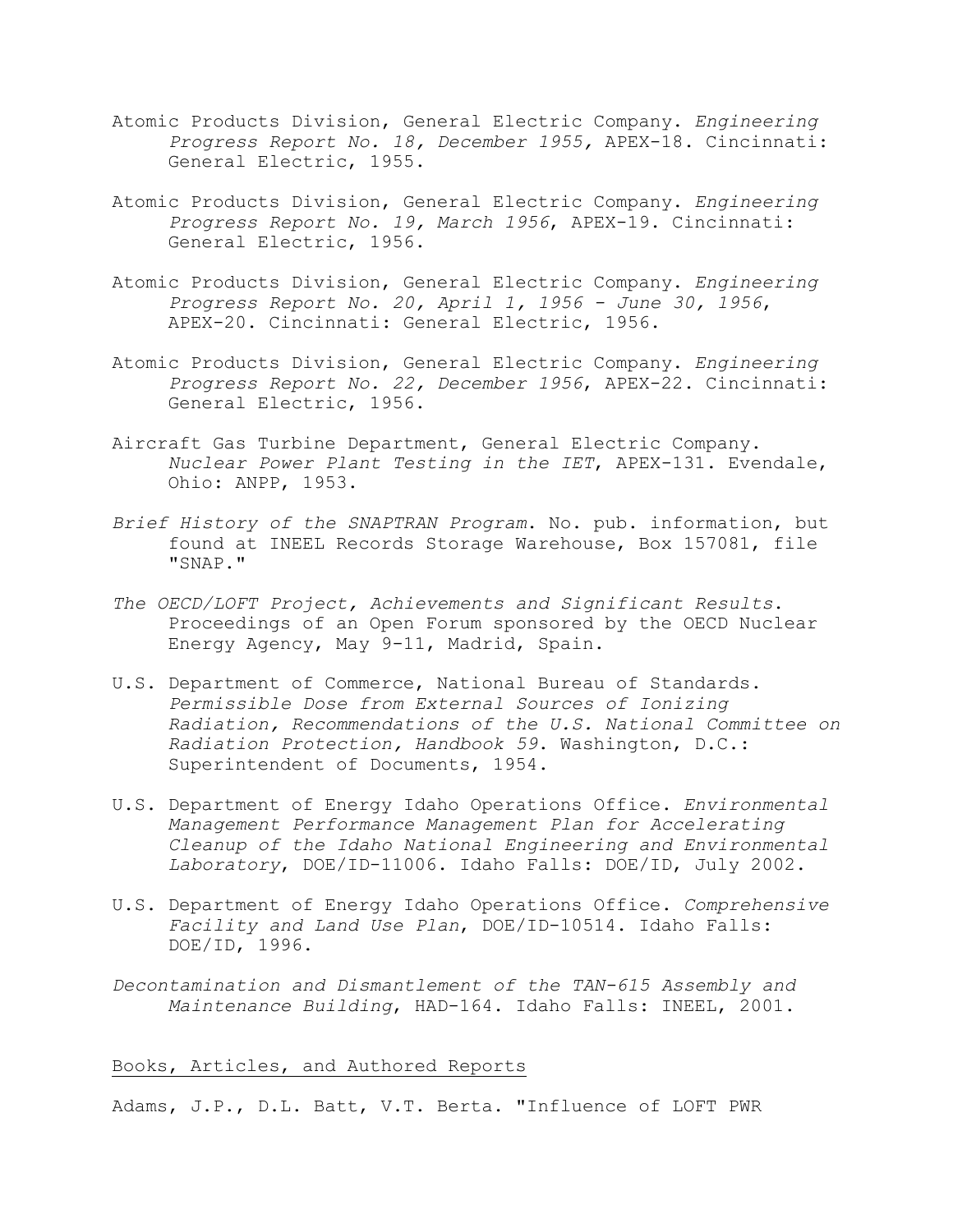Atomic Products Division, General Electric Company. *Engineering Progress Report No. 18, December 1955,* APEX-18. Cincinnati: General Electric, 1955.

Atomic Products Division, General Electric Company. *Engineering Progress Report No. 19, March 1956*, APEX-19. Cincinnati: General Electric, 1956.

Atomic Products Division, General Electric Company. *Engineering Progress Report No. 20, April 1, 1956 - June 30, 1956*, APEX-20. Cincinnati: General Electric, 1956.

Atomic Products Division, General Electric Company. *Engineering Progress Report No. 22, December 1956*, APEX-22. Cincinnati: General Electric, 1956.

Aircraft Gas Turbine Department, General Electric Company. *Nuclear Power Plant Testing in the IET*, APEX-131. Evendale, Ohio: ANPP, 1953.

*Brief History of the SNAPTRAN Program*. No. pub. information, but found at INEEL Records Storage Warehouse, Box 157081, file "SNAP."

*The OECD/LOFT Project, Achievements and Significant Results*. Proceedings of an Open Forum sponsored by the OECD Nuclear Energy Agency, May 9-11, Madrid, Spain.

U.S. Department of Commerce, National Bureau of Standards. *Permissible Dose from External Sources of Ionizing Radiation, Recommendations of the U.S. National Committee on Radiation Protection, Handbook 59*. Washington, D.C.: Superintendent of Documents, 1954.

U.S. Department of Energy Idaho Operations Office. *Environmental Management Performance Management Plan for Accelerating Cleanup of the Idaho National Engineering and Environmental Laboratory*, DOE/ID-11006. Idaho Falls: DOE/ID, July 2002.

U.S. Department of Energy Idaho Operations Office. *Comprehensive Facility and Land Use Plan*, DOE/ID-10514. Idaho Falls: DOE/ID, 1996.

*Decontamination and Dismantlement of the TAN-615 Assembly and Maintenance Building*, HAD-164. Idaho Falls: INEEL, 2001.

## Books, Articles, and Authored Reports

Adams, J.P., D.L. Batt, V.T. Berta. "Influence of LOFT PWR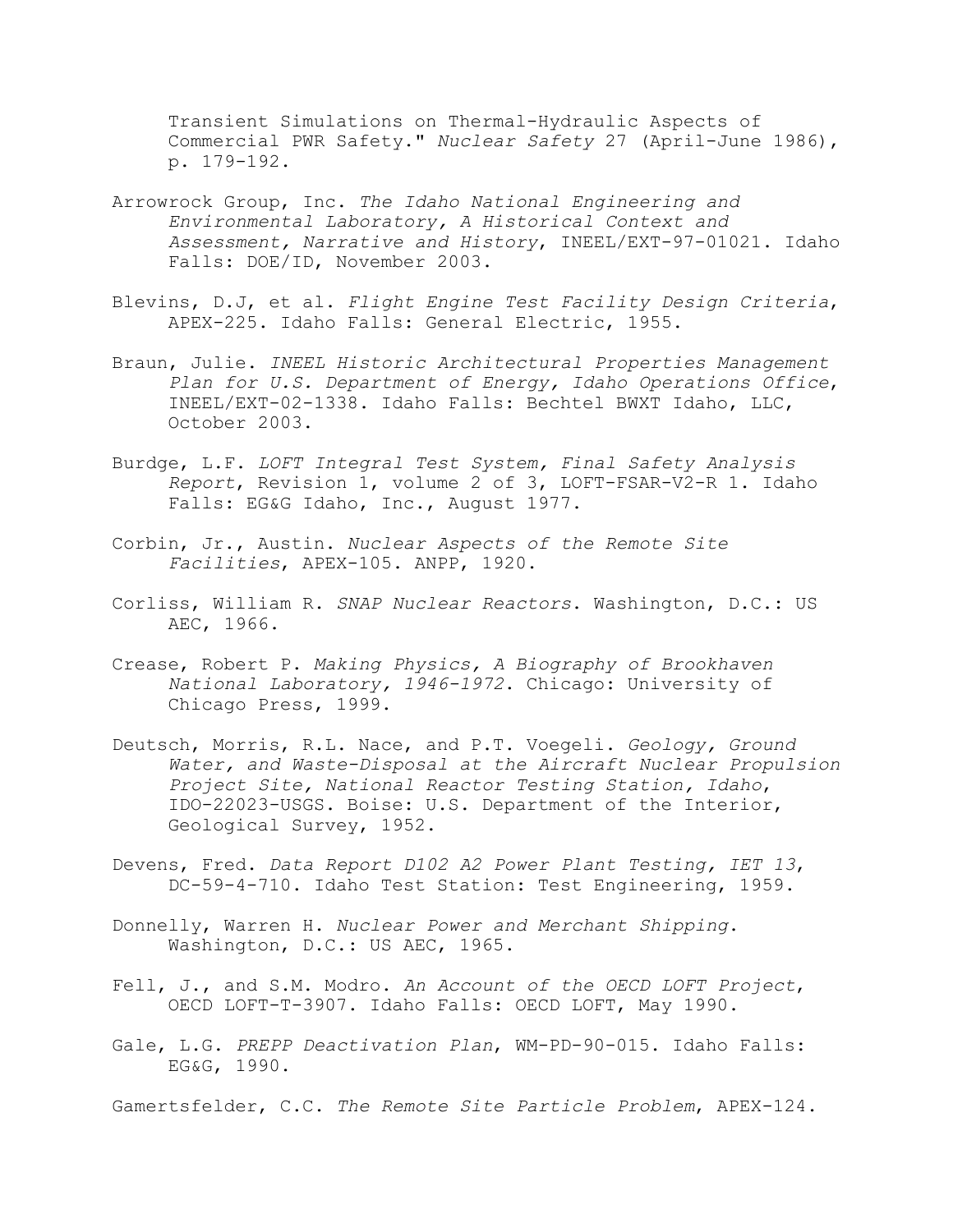Transient Simulations on Thermal-Hydraulic Aspects of Commercial PWR Safety." *Nuclear Safety* 27 (April-June 1986), p. 179-192.

Arrowrock Group, Inc. *The Idaho National Engineering and Environmental Laboratory, A Historical Context and Assessment, Narrative and History*, INEEL/EXT-97-01021. Idaho Falls: DOE/ID, November 2003.

Blevins, D.J, et al. *Flight Engine Test Facility Design Criteria*, APEX-225. Idaho Falls: General Electric, 1955.

Braun, Julie. *INEEL Historic Architectural Properties Management Plan for U.S. Department of Energy, Idaho Operations Office*, INEEL/EXT-02-1338. Idaho Falls: Bechtel BWXT Idaho, LLC, October 2003.

Burdge, L.F. *LOFT Integral Test System, Final Safety Analysis Report*, Revision 1, volume 2 of 3, LOFT-FSAR-V2-R 1. Idaho Falls: EG&G Idaho, Inc., August 1977.

Corbin, Jr., Austin. *Nuclear Aspects of the Remote Site Facilities*, APEX-105. ANPP, 1920.

Corliss, William R. *SNAP Nuclear Reactors*. Washington, D.C.: US AEC, 1966.

Crease, Robert P. *Making Physics, A Biography of Brookhaven National Laboratory, 1946-1972*. Chicago: University of Chicago Press, 1999.

Deutsch, Morris, R.L. Nace, and P.T. Voegeli. *Geology, Ground Water, and Waste-Disposal at the Aircraft Nuclear Propulsion Project Site, National Reactor Testing Station, Idaho*, IDO-22023-USGS. Boise: U.S. Department of the Interior, Geological Survey, 1952.

Devens, Fred. *Data Report D102 A2 Power Plant Testing, IET 13*, DC-59-4-710. Idaho Test Station: Test Engineering, 1959.

Donnelly, Warren H. *Nuclear Power and Merchant Shipping*. Washington, D.C.: US AEC, 1965.

Fell, J., and S.M. Modro. *An Account of the OECD LOFT Project*, OECD LOFT-T-3907. Idaho Falls: OECD LOFT, May 1990.

Gale, L.G. *PREPP Deactivation Plan*, WM-PD-90-015. Idaho Falls: EG&G, 1990.

Gamertsfelder, C.C. *The Remote Site Particle Problem*, APEX-124.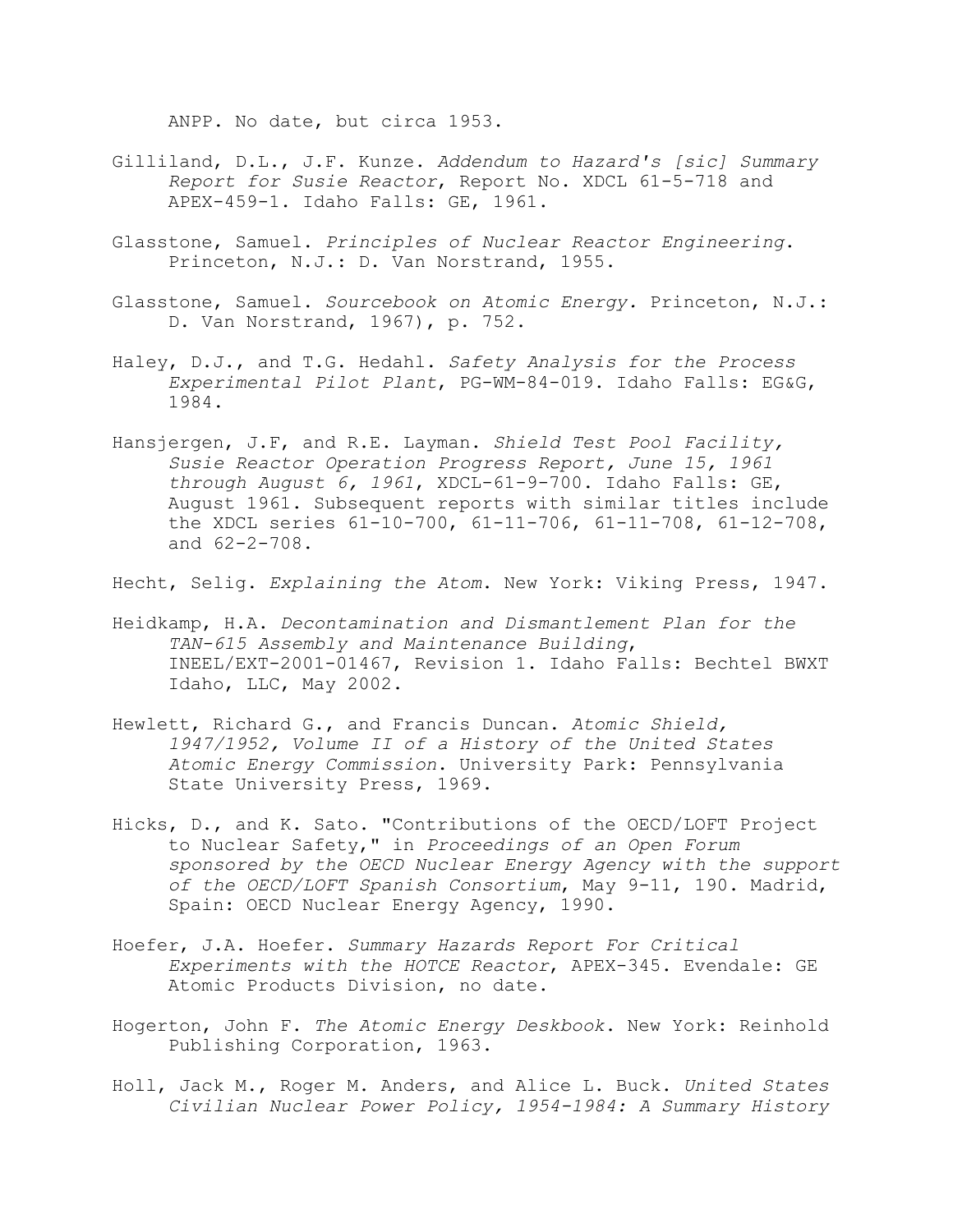ANPP. No date, but circa 1953.

Gilliland, D.L., J.F. Kunze. *Addendum to Hazard's [sic] Summary Report for Susie Reactor*, Report No. XDCL 61-5-718 and APEX-459-1. Idaho Falls: GE, 1961.

Glasstone, Samuel. *Principles of Nuclear Reactor Engineering*. Princeton, N.J.: D. Van Norstrand, 1955.

Glasstone, Samuel. *Sourcebook on Atomic Energy.* Princeton, N.J.: D. Van Norstrand, 1967), p. 752.

Haley, D.J., and T.G. Hedahl. *Safety Analysis for the Process Experimental Pilot Plant*, PG-WM-84-019. Idaho Falls: EG&G, 1984.

Hansjergen, J.F, and R.E. Layman. *Shield Test Pool Facility, Susie Reactor Operation Progress Report, June 15, 1961 through August 6, 1961*, XDCL-61-9-700. Idaho Falls: GE, August 1961. Subsequent reports with similar titles include the XDCL series 61-10-700, 61-11-706, 61-11-708, 61-12-708, and 62-2-708.

Hecht, Selig. *Explaining the Atom*. New York: Viking Press, 1947.

Heidkamp, H.A. *Decontamination and Dismantlement Plan for the TAN-615 Assembly and Maintenance Building*, INEEL/EXT-2001-01467, Revision 1. Idaho Falls: Bechtel BWXT Idaho, LLC, May 2002.

Hewlett, Richard G., and Francis Duncan. *Atomic Shield, 1947/1952, Volume II of a History of the United States Atomic Energy Commission*. University Park: Pennsylvania State University Press, 1969.

Hicks, D., and K. Sato. "Contributions of the OECD/LOFT Project to Nuclear Safety," in *Proceedings of an Open Forum sponsored by the OECD Nuclear Energy Agency with the support of the OECD/LOFT Spanish Consortium*, May 9-11, 190. Madrid, Spain: OECD Nuclear Energy Agency, 1990.

Hoefer, J.A. Hoefer. *Summary Hazards Report For Critical Experiments with the HOTCE Reactor*, APEX-345. Evendale: GE Atomic Products Division, no date.

Hogerton, John F. *The Atomic Energy Deskbook*. New York: Reinhold Publishing Corporation, 1963.

Holl, Jack M., Roger M. Anders, and Alice L. Buck. *United States Civilian Nuclear Power Policy, 1954-1984: A Summary History*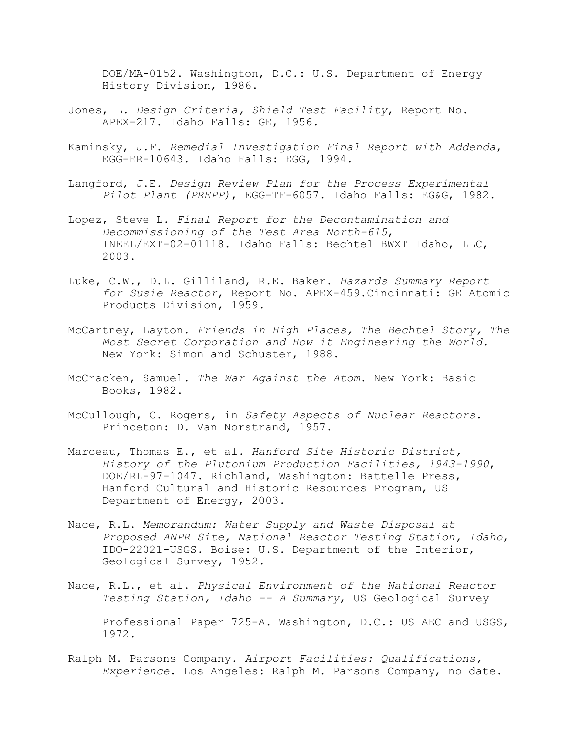DOE/MA-0152. Washington, D.C.: U.S. Department of Energy History Division, 1986.

Jones, L. *Design Criteria, Shield Test Facility*, Report No. APEX-217. Idaho Falls: GE, 1956.

Kaminsky, J.F. *Remedial Investigation Final Report with Addenda*, EGG-ER-10643. Idaho Falls: EGG, 1994.

Langford, J.E. *Design Review Plan for the Process Experimental Pilot Plant (PREPP)*, EGG-TF-6057. Idaho Falls: EG&G, 1982.

Lopez, Steve L. *Final Report for the Decontamination and Decommissioning of the Test Area North-615*, INEEL/EXT-02-01118. Idaho Falls: Bechtel BWXT Idaho, LLC, 2003.

Luke, C.W., D.L. Gilliland, R.E. Baker. *Hazards Summary Report for Susie Reactor*, Report No. APEX-459.Cincinnati: GE Atomic Products Division, 1959.

McCartney, Layton. *Friends in High Places, The Bechtel Story, The Most Secret Corporation and How it Engineering the World*. New York: Simon and Schuster, 1988.

McCracken, Samuel. *The War Against the Atom*. New York: Basic Books, 1982.

McCullough, C. Rogers, in *Safety Aspects of Nuclear Reactors*. Princeton: D. Van Norstrand, 1957.

Marceau, Thomas E., et al. *Hanford Site Historic District, History of the Plutonium Production Facilities, 1943-1990*, DOE/RL-97-1047. Richland, Washington: Battelle Press, Hanford Cultural and Historic Resources Program, US Department of Energy, 2003.

Nace, R.L. *Memorandum: Water Supply and Waste Disposal at Proposed ANPR Site, National Reactor Testing Station, Idaho*, IDO-22021-USGS. Boise: U.S. Department of the Interior, Geological Survey, 1952.

Nace, R.L., et al. *Physical Environment of the National Reactor Testing Station, Idaho -- A Summary*, US Geological Survey Professional Paper 725-A. Washington, D.C.: US AEC and USGS, 1972.

Ralph M. Parsons Company. *Airport Facilities: Qualifications, Experience*. Los Angeles: Ralph M. Parsons Company, no date.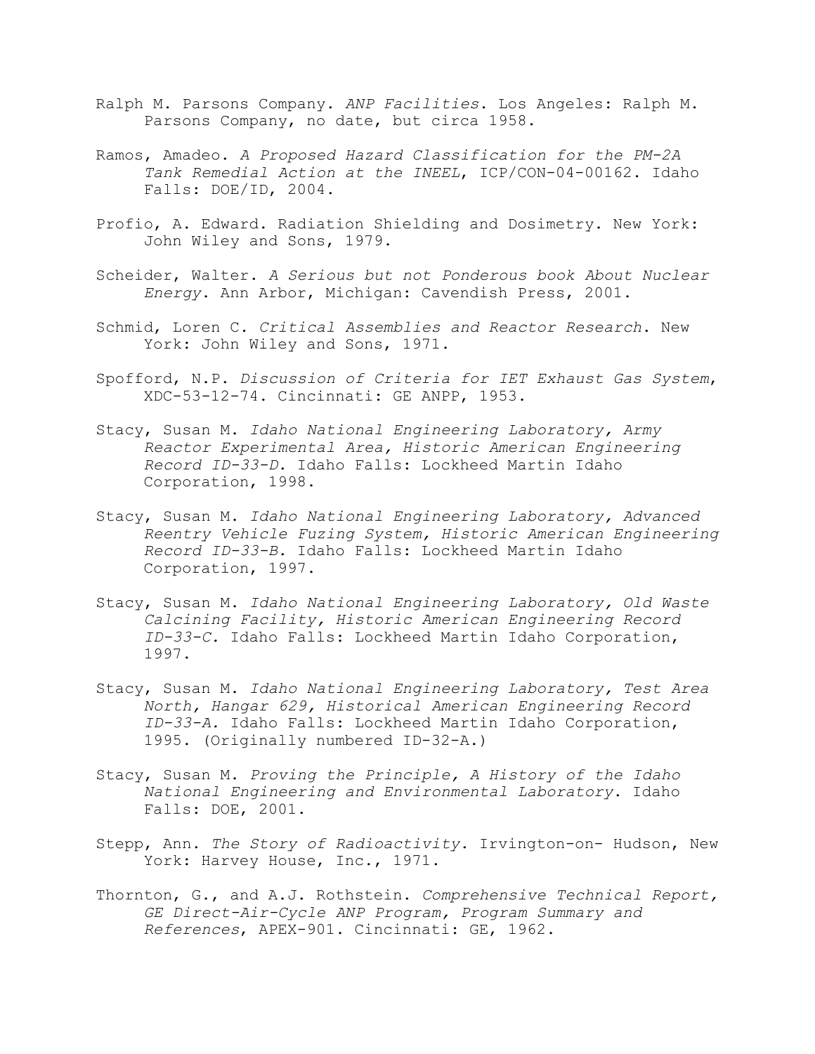Ralph M. Parsons Company. *ANP Facilities*. Los Angeles: Ralph M. Parsons Company, no date, but circa 1958.

Ramos, Amadeo. *A Proposed Hazard Classification for the PM-2A Tank Remedial Action at the INEEL*, ICP/CON-04-00162. Idaho Falls: DOE/ID, 2004.

Profio, A. Edward. Radiation Shielding and Dosimetry. New York: John Wiley and Sons, 1979.

Scheider, Walter. *A Serious but not Ponderous book About Nuclear Energy*. Ann Arbor, Michigan: Cavendish Press, 2001.

Schmid, Loren C. *Critical Assemblies and Reactor Research*. New York: John Wiley and Sons, 1971.

Spofford, N.P. *Discussion of Criteria for IET Exhaust Gas System*, XDC-53-12-74. Cincinnati: GE ANPP, 1953.

Stacy, Susan M. *Idaho National Engineering Laboratory, Army Reactor Experimental Area, Historic American Engineering Record ID-33-D.* Idaho Falls: Lockheed Martin Idaho Corporation, 1998.

Stacy, Susan M. *Idaho National Engineering Laboratory, Advanced Reentry Vehicle Fuzing System, Historic American Engineering Record ID-33-B.* Idaho Falls: Lockheed Martin Idaho Corporation, 1997.

Stacy, Susan M. *Idaho National Engineering Laboratory, Old Waste Calcining Facility, Historic American Engineering Record ID-33-C.* Idaho Falls: Lockheed Martin Idaho Corporation, 1997.

Stacy, Susan M. *Idaho National Engineering Laboratory, Test Area North, Hangar 629, Historical American Engineering Record ID-33-A.* Idaho Falls: Lockheed Martin Idaho Corporation, 1995. (Originally numbered ID-32-A.)

Stacy, Susan M. *Proving the Principle, A History of the Idaho National Engineering and Environmental Laboratory*. Idaho Falls: DOE, 2001.

Stepp, Ann. *The Story of Radioactivity*. Irvington-on- Hudson, New York: Harvey House, Inc., 1971.

Thornton, G., and A.J. Rothstein. *Comprehensive Technical Report, GE Direct-Air-Cycle ANP Program, Program Summary and References*, APEX-901. Cincinnati: GE, 1962.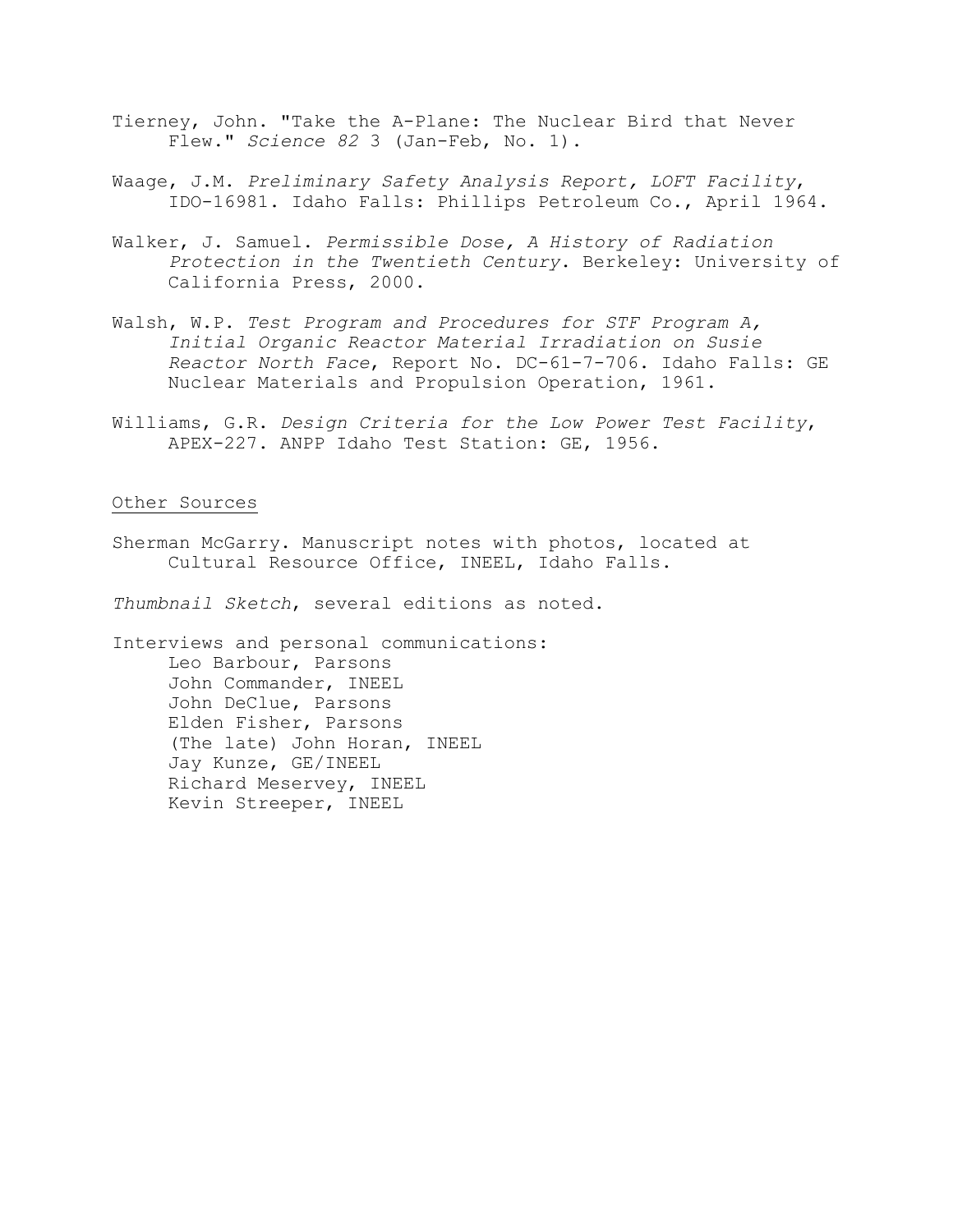Tierney, John. "Take the A-Plane: The Nuclear Bird that Never Flew." *Science 82* 3 (Jan-Feb, No. 1).

Waage, J.M. *Preliminary Safety Analysis Report, LOFT Facility*, IDO-16981. Idaho Falls: Phillips Petroleum Co., April 1964.

Walker, J. Samuel. *Permissible Dose, A History of Radiation Protection in the Twentieth Century*. Berkeley: University of California Press, 2000.

Walsh, W.P. *Test Program and Procedures for STF Program A, Initial Organic Reactor Material Irradiation on Susie Reactor North Face*, Report No. DC-61-7-706. Idaho Falls: GE Nuclear Materials and Propulsion Operation, 1961.

Williams, G.R. *Design Criteria for the Low Power Test Facility*, APEX-227. ANPP Idaho Test Station: GE, 1956.

<u>Other Sources</u>

Sherman McGarry. Manuscript notes with photos, located at Cultural Resource Office, INEEL, Idaho Falls.

*Thumbnail Sketch*, several editions as noted.

Interviews and personal communications:
- Leo Barbour, Parsons
- John Commander, INEEL
- John DeClue, Parsons
- Elden Fisher, Parsons
- (The late) John Horan, INEEL
- Jay Kunze, GE/INEEL
- Richard Meservey, INEEL
- Kevin Streeper, INEEL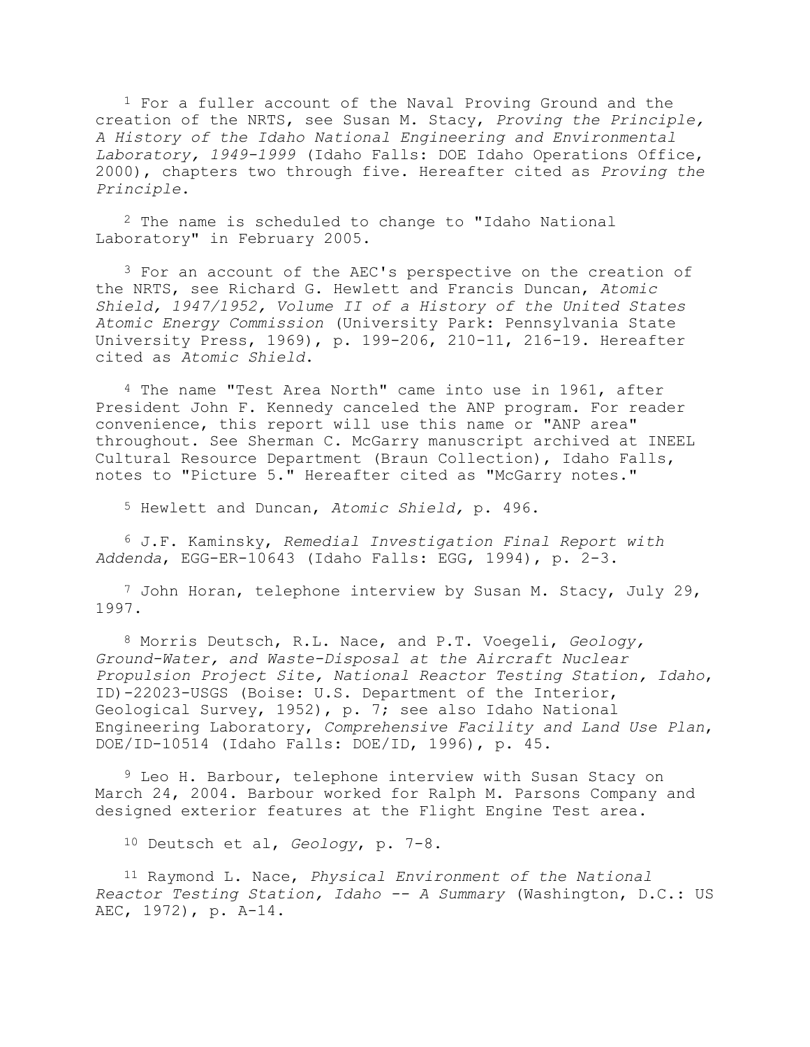[1] For a fuller account of the Naval Proving Ground and the creation of the NRTS, see Susan M. Stacy, *Proving the Principle, A History of the Idaho National Engineering and Environmental Laboratory, 1949-1999* (Idaho Falls: DOE Idaho Operations Office, 2000), chapters two through five. Hereafter cited as *Proving the Principle*.

[2] The name is scheduled to change to "Idaho National Laboratory" in February 2005.

[3] For an account of the AEC's perspective on the creation of the NRTS, see Richard G. Hewlett and Francis Duncan, *Atomic Shield, 1947/1952, Volume II of a History of the United States Atomic Energy Commission* (University Park: Pennsylvania State University Press, 1969), p. 199-206, 210-11, 216-19. Hereafter cited as *Atomic Shield*.

[4] The name "Test Area North" came into use in 1961, after President John F. Kennedy canceled the ANP program. For reader convenience, this report will use this name or "ANP area" throughout. See Sherman C. McGarry manuscript archived at INEEL Cultural Resource Department (Braun Collection), Idaho Falls, notes to "Picture 5." Hereafter cited as "McGarry notes."

[5] Hewlett and Duncan, *Atomic Shield,* p. 496.

[6] J.F. Kaminsky, *Remedial Investigation Final Report with Addenda*, EGG-ER-10643 (Idaho Falls: EGG, 1994), p. 2-3.

[7] John Horan, telephone interview by Susan M. Stacy, July 29, 1997.

[8] Morris Deutsch, R.L. Nace, and P.T. Voegeli, *Geology, Ground-Water, and Waste-Disposal at the Aircraft Nuclear Propulsion Project Site, National Reactor Testing Station, Idaho*, ID)-22023-USGS (Boise: U.S. Department of the Interior, Geological Survey, 1952), p. 7; see also Idaho National Engineering Laboratory, *Comprehensive Facility and Land Use Plan*, DOE/ID-10514 (Idaho Falls: DOE/ID, 1996), p. 45.

[9] Leo H. Barbour, telephone interview with Susan Stacy on March 24, 2004. Barbour worked for Ralph M. Parsons Company and designed exterior features at the Flight Engine Test area.

[10] Deutsch et al, *Geology*, p. 7-8.

[11] Raymond L. Nace, *Physical Environment of the National Reactor Testing Station, Idaho -- A Summary* (Washington, D.C.: US AEC, 1972), p. A-14.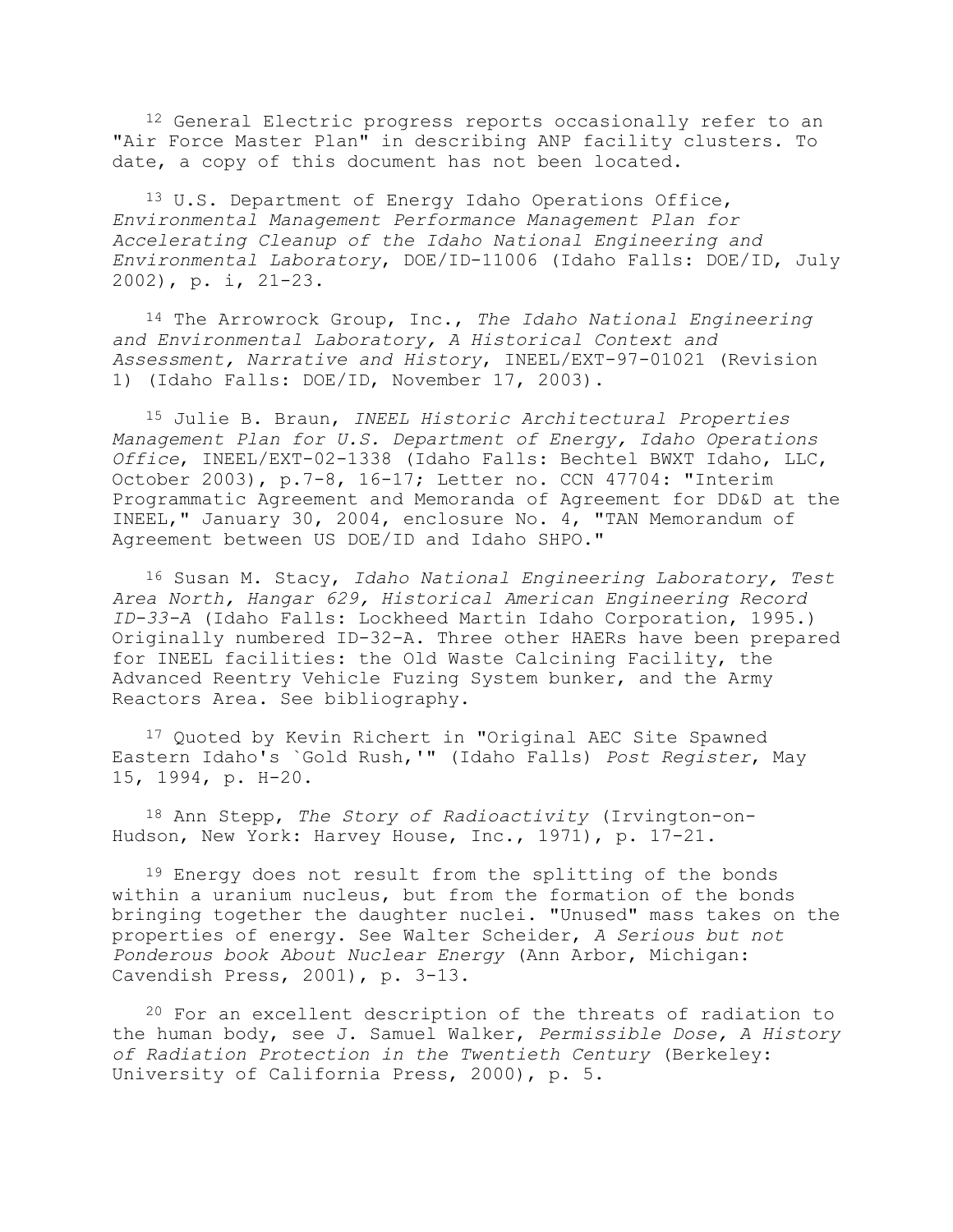[12] General Electric progress reports occasionally refer to an "Air Force Master Plan" in describing ANP facility clusters. To date, a copy of this document has not been located.

[13] U.S. Department of Energy Idaho Operations Office, *Environmental Management Performance Management Plan for Accelerating Cleanup of the Idaho National Engineering and Environmental Laboratory*, DOE/ID-11006 (Idaho Falls: DOE/ID, July 2002), p. i, 21-23.

[14] The Arrowrock Group, Inc., *The Idaho National Engineering and Environmental Laboratory, A Historical Context and Assessment, Narrative and History*, INEEL/EXT-97-01021 (Revision 1) (Idaho Falls: DOE/ID, November 17, 2003).

[15] Julie B. Braun, *INEEL Historic Architectural Properties Management Plan for U.S. Department of Energy, Idaho Operations Office*, INEEL/EXT-02-1338 (Idaho Falls: Bechtel BWXT Idaho, LLC, October 2003), p.7-8, 16-17; Letter no. CCN 47704: "Interim Programmatic Agreement and Memoranda of Agreement for DD&D at the INEEL," January 30, 2004, enclosure No. 4, "TAN Memorandum of Agreement between US DOE/ID and Idaho SHPO."

[16] Susan M. Stacy, *Idaho National Engineering Laboratory, Test Area North, Hangar 629, Historical American Engineering Record ID-33-A* (Idaho Falls: Lockheed Martin Idaho Corporation, 1995.) Originally numbered ID-32-A. Three other HAERs have been prepared for INEEL facilities: the Old Waste Calcining Facility, the Advanced Reentry Vehicle Fuzing System bunker, and the Army Reactors Area. See bibliography.

[17] Quoted by Kevin Richert in "Original AEC Site Spawned Eastern Idaho's `Gold Rush,'" (Idaho Falls) *Post Register*, May 15, 1994, p. H-20.

[18] Ann Stepp, *The Story of Radioactivity* (Irvington-on-Hudson, New York: Harvey House, Inc., 1971), p. 17-21.

[19] Energy does not result from the splitting of the bonds within a uranium nucleus, but from the formation of the bonds bringing together the daughter nuclei. "Unused" mass takes on the properties of energy. See Walter Scheider, *A Serious but not Ponderous book About Nuclear Energy* (Ann Arbor, Michigan: Cavendish Press, 2001), p. 3-13.

[20] For an excellent description of the threats of radiation to the human body, see J. Samuel Walker, *Permissible Dose, A History of Radiation Protection in the Twentieth Century* (Berkeley: University of California Press, 2000), p. 5.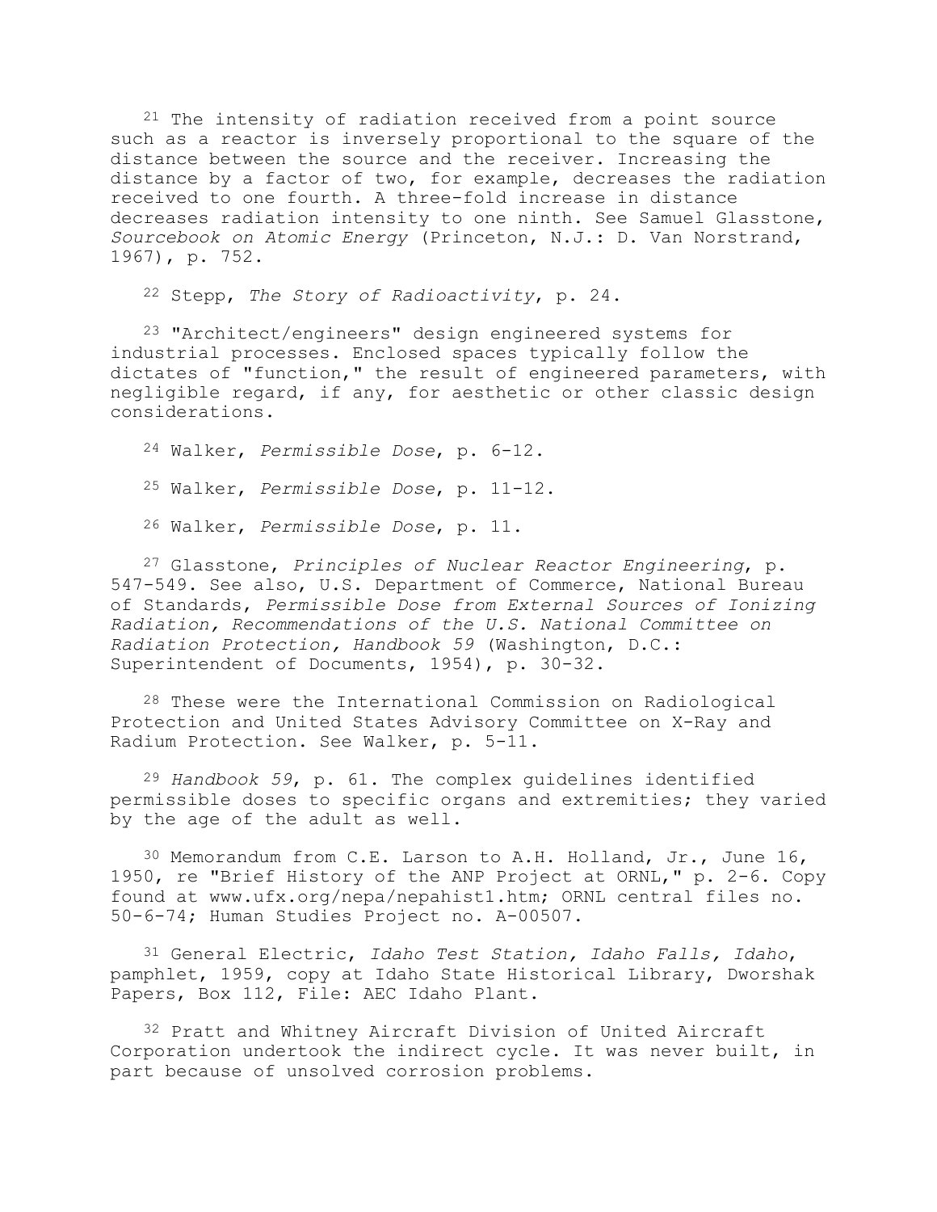[21] The intensity of radiation received from a point source such as a reactor is inversely proportional to the square of the distance between the source and the receiver. Increasing the distance by a factor of two, for example, decreases the radiation received to one fourth. A three-fold increase in distance decreases radiation intensity to one ninth. See Samuel Glasstone, *Sourcebook on Atomic Energy* (Princeton, N.J.: D. Van Norstrand, 1967), p. 752.

[22] Stepp, *The Story of Radioactivity*, p. 24.

[23] "Architect/engineers" design engineered systems for industrial processes. Enclosed spaces typically follow the dictates of "function," the result of engineered parameters, with negligible regard, if any, for aesthetic or other classic design considerations.

[24] Walker, *Permissible Dose*, p. 6-12.

[25] Walker, *Permissible Dose*, p. 11-12.

[26] Walker, *Permissible Dose*, p. 11.

[27] Glasstone, *Principles of Nuclear Reactor Engineering*, p. 547-549. See also, U.S. Department of Commerce, National Bureau of Standards, *Permissible Dose from External Sources of Ionizing Radiation, Recommendations of the U.S. National Committee on Radiation Protection, Handbook 59* (Washington, D.C.: Superintendent of Documents, 1954), p. 30-32.

[28] These were the International Commission on Radiological Protection and United States Advisory Committee on X-Ray and Radium Protection. See Walker, p. 5-11.

[29] *Handbook 59*, p. 61. The complex guidelines identified permissible doses to specific organs and extremities; they varied by the age of the adult as well.

[30] Memorandum from C.E. Larson to A.H. Holland, Jr., June 16, 1950, re "Brief History of the ANP Project at ORNL," p. 2-6. Copy found at www.ufx.org/nepa/nepahist1.htm; ORNL central files no. 50-6-74; Human Studies Project no. A-00507.

[31] General Electric, *Idaho Test Station, Idaho Falls, Idaho*, pamphlet, 1959, copy at Idaho State Historical Library, Dworshak Papers, Box 112, File: AEC Idaho Plant.

[32] Pratt and Whitney Aircraft Division of United Aircraft Corporation undertook the indirect cycle. It was never built, in part because of unsolved corrosion problems.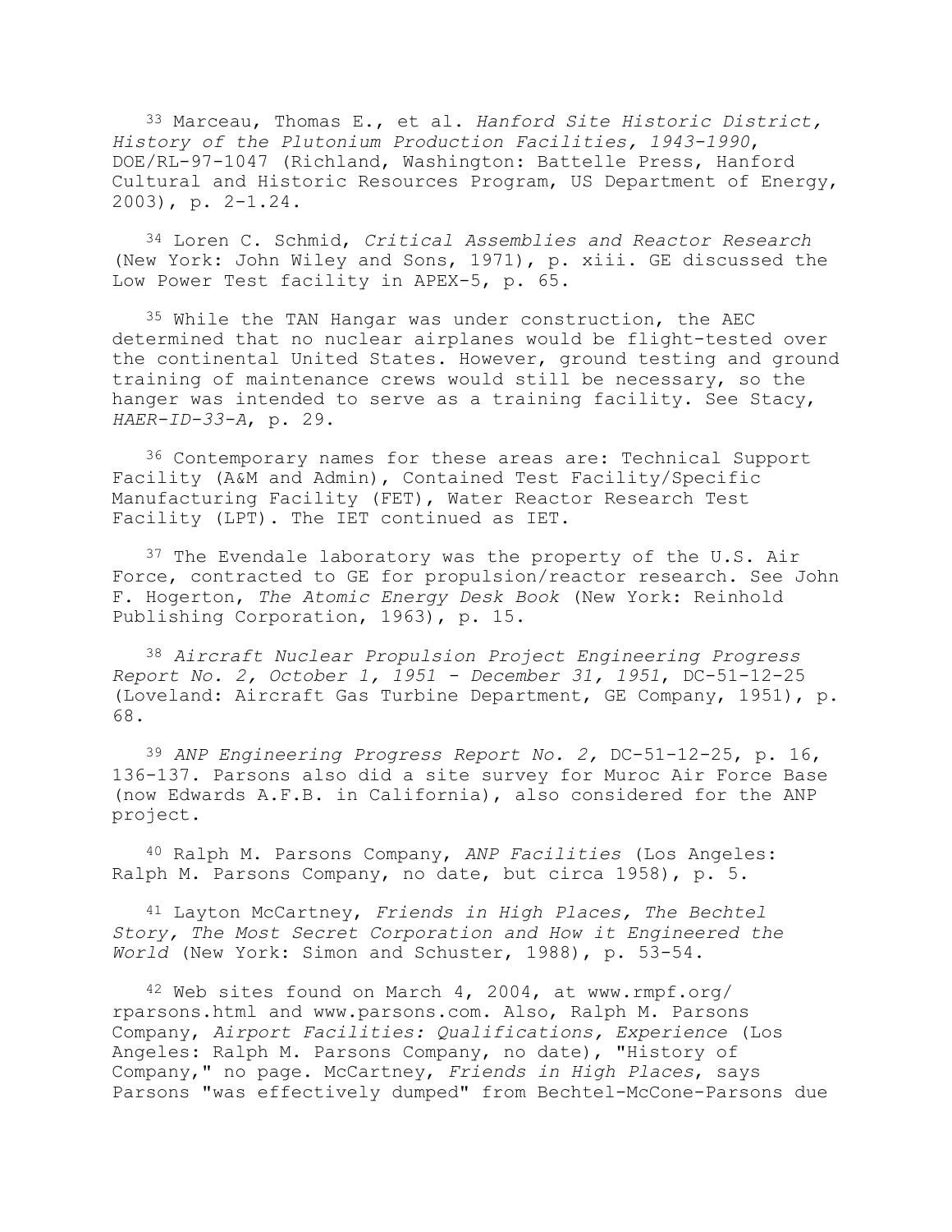[33] Marceau, Thomas E., et al. *Hanford Site Historic District, History of the Plutonium Production Facilities, 1943-1990*, DOE/RL-97-1047 (Richland, Washington: Battelle Press, Hanford Cultural and Historic Resources Program, US Department of Energy, 2003), p. 2-1.24.

[34] Loren C. Schmid, *Critical Assemblies and Reactor Research* (New York: John Wiley and Sons, 1971), p. xiii. GE discussed the Low Power Test facility in APEX-5, p. 65.

[35] While the TAN Hangar was under construction, the AEC determined that no nuclear airplanes would be flight-tested over the continental United States. However, ground testing and ground training of maintenance crews would still be necessary, so the hanger was intended to serve as a training facility. See Stacy, *HAER-ID-33-A*, p. 29.

[36] Contemporary names for these areas are: Technical Support Facility (A&M and Admin), Contained Test Facility/Specific Manufacturing Facility (FET), Water Reactor Research Test Facility (LPT). The IET continued as IET.

[37] The Evendale laboratory was the property of the U.S. Air Force, contracted to GE for propulsion/reactor research. See John F. Hogerton, *The Atomic Energy Desk Book* (New York: Reinhold Publishing Corporation, 1963), p. 15.

[38] *Aircraft Nuclear Propulsion Project Engineering Progress Report No. 2, October 1, 1951 - December 31, 1951*, DC-51-12-25 (Loveland: Aircraft Gas Turbine Department, GE Company, 1951), p. 68.

[39] *ANP Engineering Progress Report No. 2,* DC-51-12-25, p. 16, 136-137. Parsons also did a site survey for Muroc Air Force Base (now Edwards A.F.B. in California), also considered for the ANP project.

[40] Ralph M. Parsons Company, *ANP Facilities* (Los Angeles: Ralph M. Parsons Company, no date, but circa 1958), p. 5.

[41] Layton McCartney, *Friends in High Places, The Bechtel Story, The Most Secret Corporation and How it Engineered the World* (New York: Simon and Schuster, 1988), p. 53-54.

[42] Web sites found on March 4, 2004, at www.rmpf.org/rparsons.html and www.parsons.com. Also, Ralph M. Parsons Company, *Airport Facilities: Qualifications, Experience* (Los Angeles: Ralph M. Parsons Company, no date), "History of Company," no page. McCartney, *Friends in High Places*, says Parsons "was effectively dumped" from Bechtel-McCone-Parsons due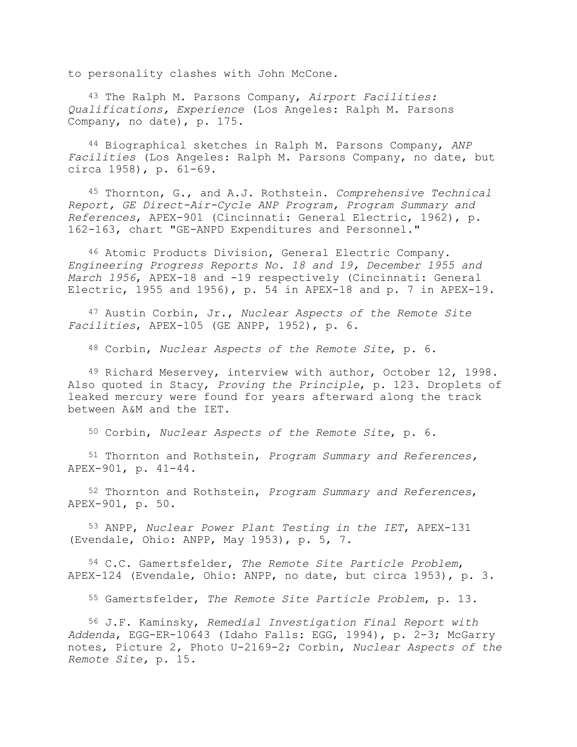to personality clashes with John McCone.

[43] The Ralph M. Parsons Company, *Airport Facilities: Qualifications, Experience* (Los Angeles: Ralph M. Parsons Company, no date), p. 175.

[44] Biographical sketches in Ralph M. Parsons Company, *ANP Facilities* (Los Angeles: Ralph M. Parsons Company, no date, but circa 1958), p. 61-69.

[45] Thornton, G., and A.J. Rothstein. *Comprehensive Technical Report, GE Direct-Air-Cycle ANP Program, Program Summary and References*, APEX-901 (Cincinnati: General Electric, 1962), p. 162-163, chart "GE-ANPD Expenditures and Personnel."

[46] Atomic Products Division, General Electric Company. *Engineering Progress Reports No. 18 and 19, December 1955 and March 1956*, APEX-18 and -19 respectively (Cincinnati: General Electric, 1955 and 1956), p. 54 in APEX-18 and p. 7 in APEX-19.

[47] Austin Corbin, Jr., *Nuclear Aspects of the Remote Site Facilities*, APEX-105 (GE ANPP, 1952), p. 6.

[48] Corbin, *Nuclear Aspects of the Remote Site*, p. 6.

[49] Richard Meservey, interview with author, October 12, 1998. Also quoted in Stacy, *Proving the Principle*, p. 123. Droplets of leaked mercury were found for years afterward along the track between A&M and the IET.

[50] Corbin, *Nuclear Aspects of the Remote Site*, p. 6.

[51] Thornton and Rothstein, *Program Summary and References,* APEX-901, p. 41-44.

[52] Thornton and Rothstein, *Program Summary and References*, APEX-901, p. 50.

[53] ANPP, *Nuclear Power Plant Testing in the IET*, APEX-131 (Evendale, Ohio: ANPP, May 1953), p. 5, 7.

[54] C.C. Gamertsfelder, *The Remote Site Particle Problem*, APEX-124 (Evendale, Ohio: ANPP, no date, but circa 1953), p. 3.

[55] Gamertsfelder, *The Remote Site Particle Problem*, p. 13.

[56] J.F. Kaminsky, *Remedial Investigation Final Report with Addenda*, EGG-ER-10643 (Idaho Falls: EGG, 1994), p. 2-3; McGarry notes, Picture 2, Photo U-2169-2; Corbin, *Nuclear Aspects of the Remote Site,* p. 15.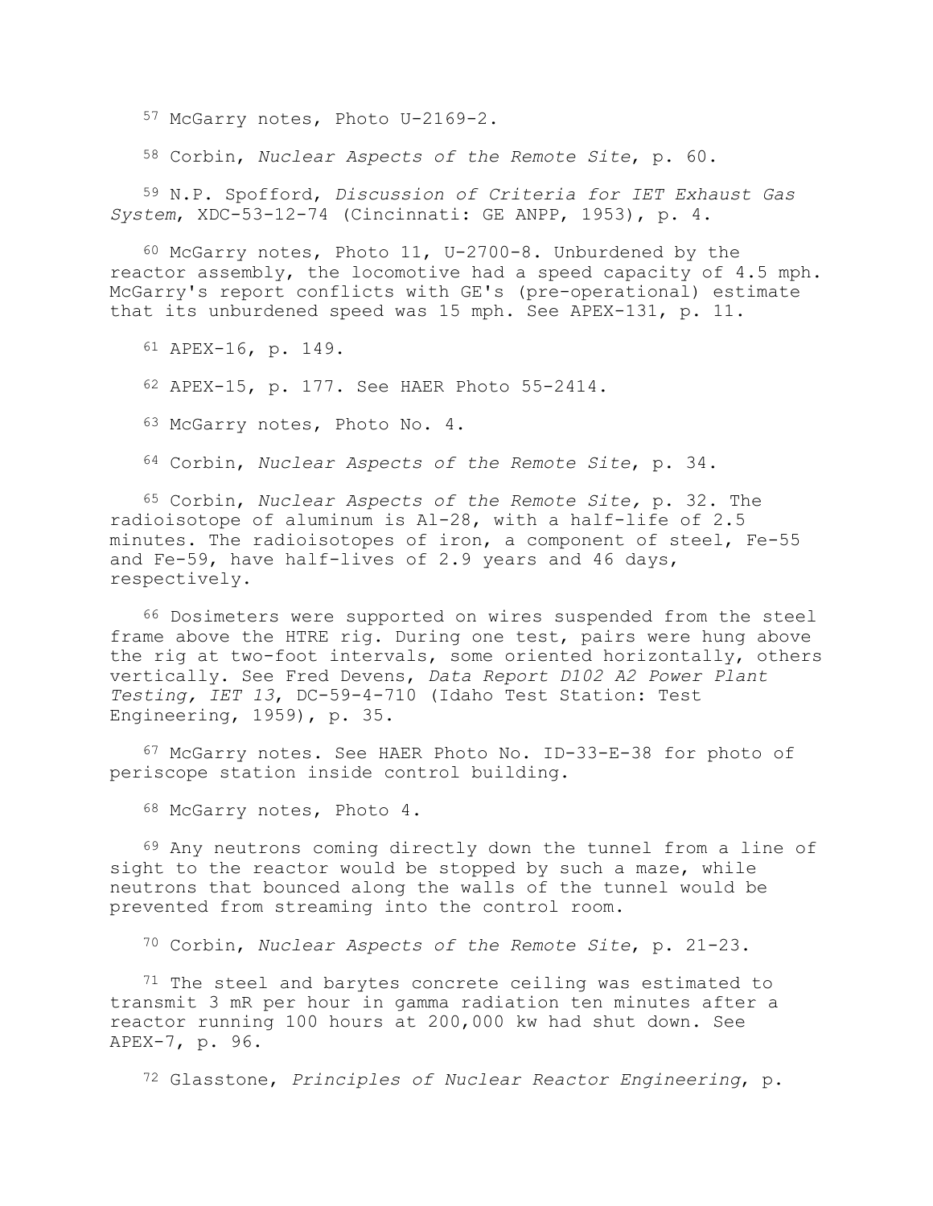57 McGarry notes, Photo U-2169-2.

58 Corbin, *Nuclear Aspects of the Remote Site*, p. 60.

59 N.P. Spofford, *Discussion of Criteria for IET Exhaust Gas System*, XDC-53-12-74 (Cincinnati: GE ANPP, 1953), p. 4.

60 McGarry notes, Photo 11, U-2700-8. Unburdened by the reactor assembly, the locomotive had a speed capacity of 4.5 mph. McGarry's report conflicts with GE's (pre-operational) estimate that its unburdened speed was 15 mph. See APEX-131, p. 11.

61 APEX-16, p. 149.

62 APEX-15, p. 177. See HAER Photo 55-2414.

63 McGarry notes, Photo No. 4.

64 Corbin, *Nuclear Aspects of the Remote Site*, p. 34.

65 Corbin, *Nuclear Aspects of the Remote Site,* p. 32. The radioisotope of aluminum is Al-28, with a half-life of 2.5 minutes. The radioisotopes of iron, a component of steel, Fe-55 and Fe-59, have half-lives of 2.9 years and 46 days, respectively.

66 Dosimeters were supported on wires suspended from the steel frame above the HTRE rig. During one test, pairs were hung above the rig at two-foot intervals, some oriented horizontally, others vertically. See Fred Devens, *Data Report D102 A2 Power Plant Testing, IET 13*, DC-59-4-710 (Idaho Test Station: Test Engineering, 1959), p. 35.

67 McGarry notes. See HAER Photo No. ID-33-E-38 for photo of periscope station inside control building.

68 McGarry notes, Photo 4.

69 Any neutrons coming directly down the tunnel from a line of sight to the reactor would be stopped by such a maze, while neutrons that bounced along the walls of the tunnel would be prevented from streaming into the control room.

70 Corbin, *Nuclear Aspects of the Remote Site*, p. 21-23.

71 The steel and barytes concrete ceiling was estimated to transmit 3 mR per hour in gamma radiation ten minutes after a reactor running 100 hours at 200,000 kw had shut down. See APEX-7, p. 96.

72 Glasstone, *Principles of Nuclear Reactor Engineering*, p.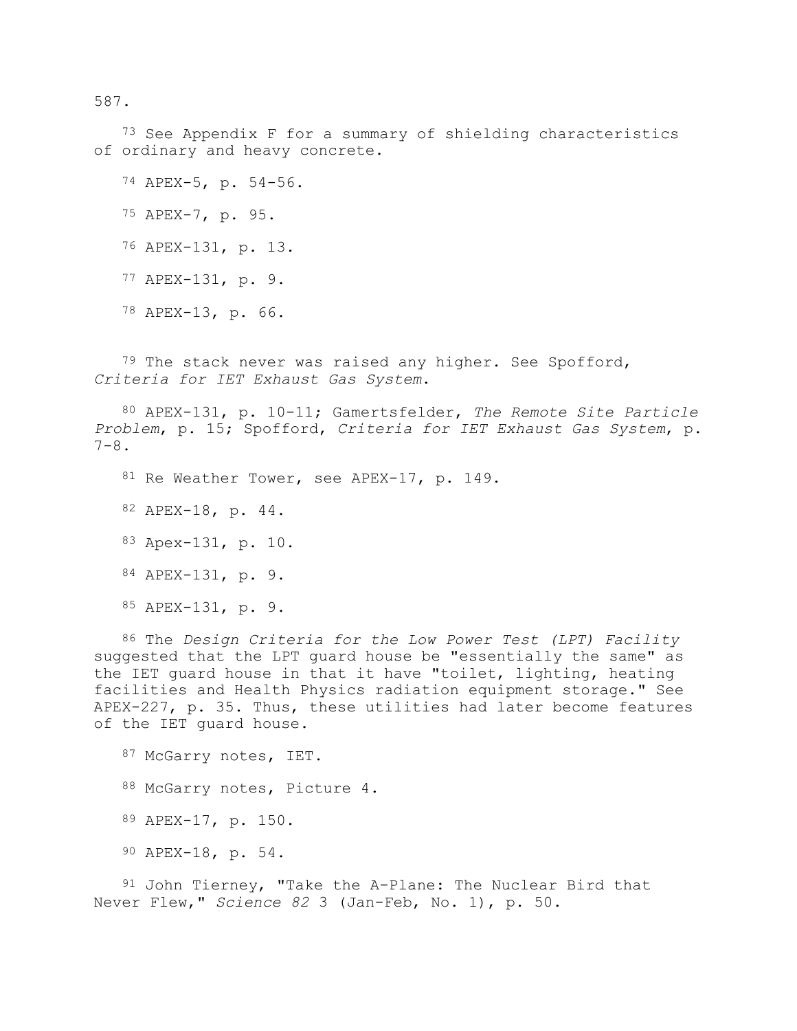587.

[73] See Appendix F for a summary of shielding characteristics of ordinary and heavy concrete.

[74] APEX-5, p. 54-56.

[75] APEX-7, p. 95.

[76] APEX-131, p. 13.

[77] APEX-131, p. 9.

[78] APEX-13, p. 66.

[79] The stack never was raised any higher. See Spofford, *Criteria for IET Exhaust Gas System*.

[80] APEX-131, p. 10-11; Gamertsfelder, *The Remote Site Particle Problem*, p. 15; Spofford, *Criteria for IET Exhaust Gas System*, p. 7-8.

[81] Re Weather Tower, see APEX-17, p. 149.

[82] APEX-18, p. 44.

[83] Apex-131, p. 10.

[84] APEX-131, p. 9.

[85] APEX-131, p. 9.

[86] The *Design Criteria for the Low Power Test (LPT) Facility* suggested that the LPT guard house be "essentially the same" as the IET guard house in that it have "toilet, lighting, heating facilities and Health Physics radiation equipment storage." See APEX-227, p. 35. Thus, these utilities had later become features of the IET guard house.

[87] McGarry notes, IET.

[88] McGarry notes, Picture 4.

[89] APEX-17, p. 150.

[90] APEX-18, p. 54.

[91] John Tierney, "Take the A-Plane: The Nuclear Bird that Never Flew," *Science 82* 3 (Jan-Feb, No. 1), p. 50.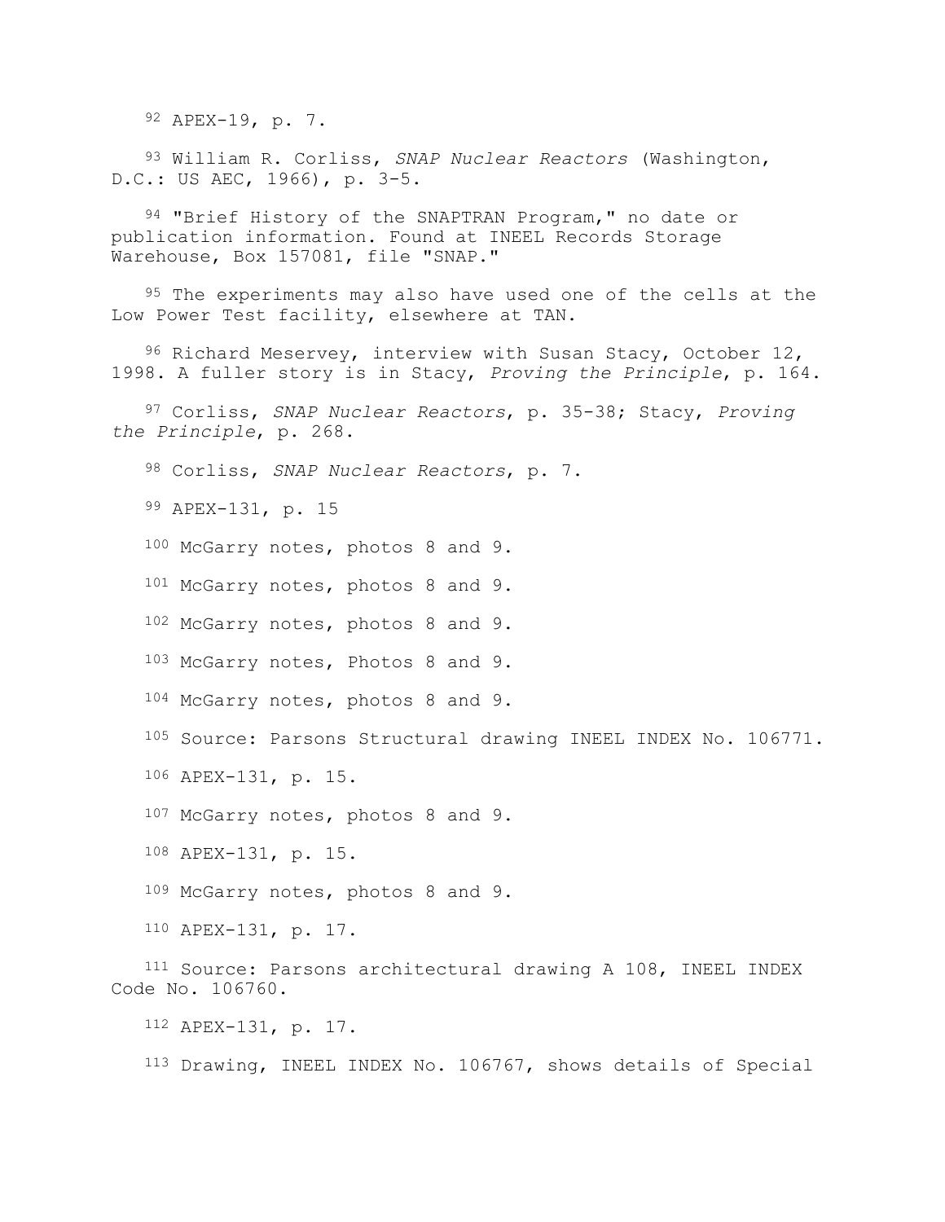[92] APEX-19, p. 7.

[93] William R. Corliss, *SNAP Nuclear Reactors* (Washington, D.C.: US AEC, 1966), p. 3-5.

[94] "Brief History of the SNAPTRAN Program," no date or publication information. Found at INEEL Records Storage Warehouse, Box 157081, file "SNAP."

[95] The experiments may also have used one of the cells at the Low Power Test facility, elsewhere at TAN.

[96] Richard Meservey, interview with Susan Stacy, October 12, 1998. A fuller story is in Stacy, *Proving the Principle*, p. 164.

[97] Corliss, *SNAP Nuclear Reactors*, p. 35-38; Stacy, *Proving the Principle*, p. 268.

[98] Corliss, *SNAP Nuclear Reactors*, p. 7.

[99] APEX-131, p. 15

[100] McGarry notes, photos 8 and 9.

[101] McGarry notes, photos 8 and 9.

[102] McGarry notes, photos 8 and 9.

[103] McGarry notes, Photos 8 and 9.

[104] McGarry notes, photos 8 and 9.

[105] Source: Parsons Structural drawing INEEL INDEX No. 106771.

[106] APEX-131, p. 15.

[107] McGarry notes, photos 8 and 9.

[108] APEX-131, p. 15.

[109] McGarry notes, photos 8 and 9.

[110] APEX-131, p. 17.

[111] Source: Parsons architectural drawing A 108, INEEL INDEX Code No. 106760.

[112] APEX-131, p. 17.

[113] Drawing, INEEL INDEX No. 106767, shows details of Special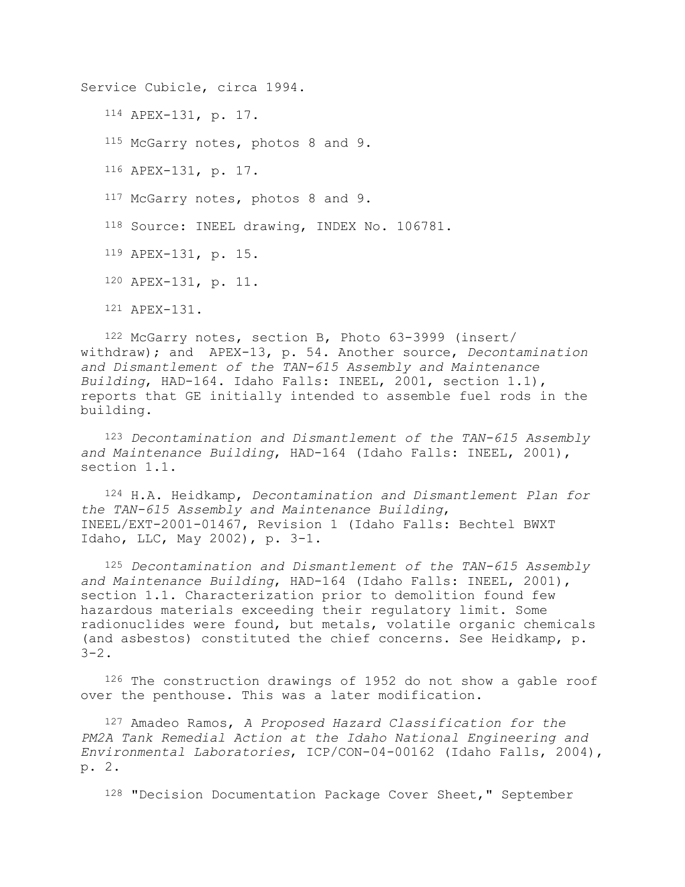Service Cubicle, circa 1994.

[114] APEX-131, p. 17.

[115] McGarry notes, photos 8 and 9.

[116] APEX-131, p. 17.

[117] McGarry notes, photos 8 and 9.

[118] Source: INEEL drawing, INDEX No. 106781.

[119] APEX-131, p. 15.

[120] APEX-131, p. 11.

[121] APEX-131.

[122] McGarry notes, section B, Photo 63-3999 (insert/withdraw); and APEX-13, p. 54. Another source, *Decontamination and Dismantlement of the TAN-615 Assembly and Maintenance Building*, HAD-164. Idaho Falls: INEEL, 2001, section 1.1), reports that GE initially intended to assemble fuel rods in the building.

[123] *Decontamination and Dismantlement of the TAN-615 Assembly and Maintenance Building*, HAD-164 (Idaho Falls: INEEL, 2001), section 1.1.

[124] H.A. Heidkamp, *Decontamination and Dismantlement Plan for the TAN-615 Assembly and Maintenance Building*, INEEL/EXT-2001-01467, Revision 1 (Idaho Falls: Bechtel BWXT Idaho, LLC, May 2002), p. 3-1.

[125] *Decontamination and Dismantlement of the TAN-615 Assembly and Maintenance Building*, HAD-164 (Idaho Falls: INEEL, 2001), section 1.1. Characterization prior to demolition found few hazardous materials exceeding their regulatory limit. Some radionuclides were found, but metals, volatile organic chemicals (and asbestos) constituted the chief concerns. See Heidkamp, p. 3-2.

[126] The construction drawings of 1952 do not show a gable roof over the penthouse. This was a later modification.

[127] Amadeo Ramos, *A Proposed Hazard Classification for the PM2A Tank Remedial Action at the Idaho National Engineering and Environmental Laboratories*, ICP/CON-04-00162 (Idaho Falls, 2004), p. 2.

[128] "Decision Documentation Package Cover Sheet," September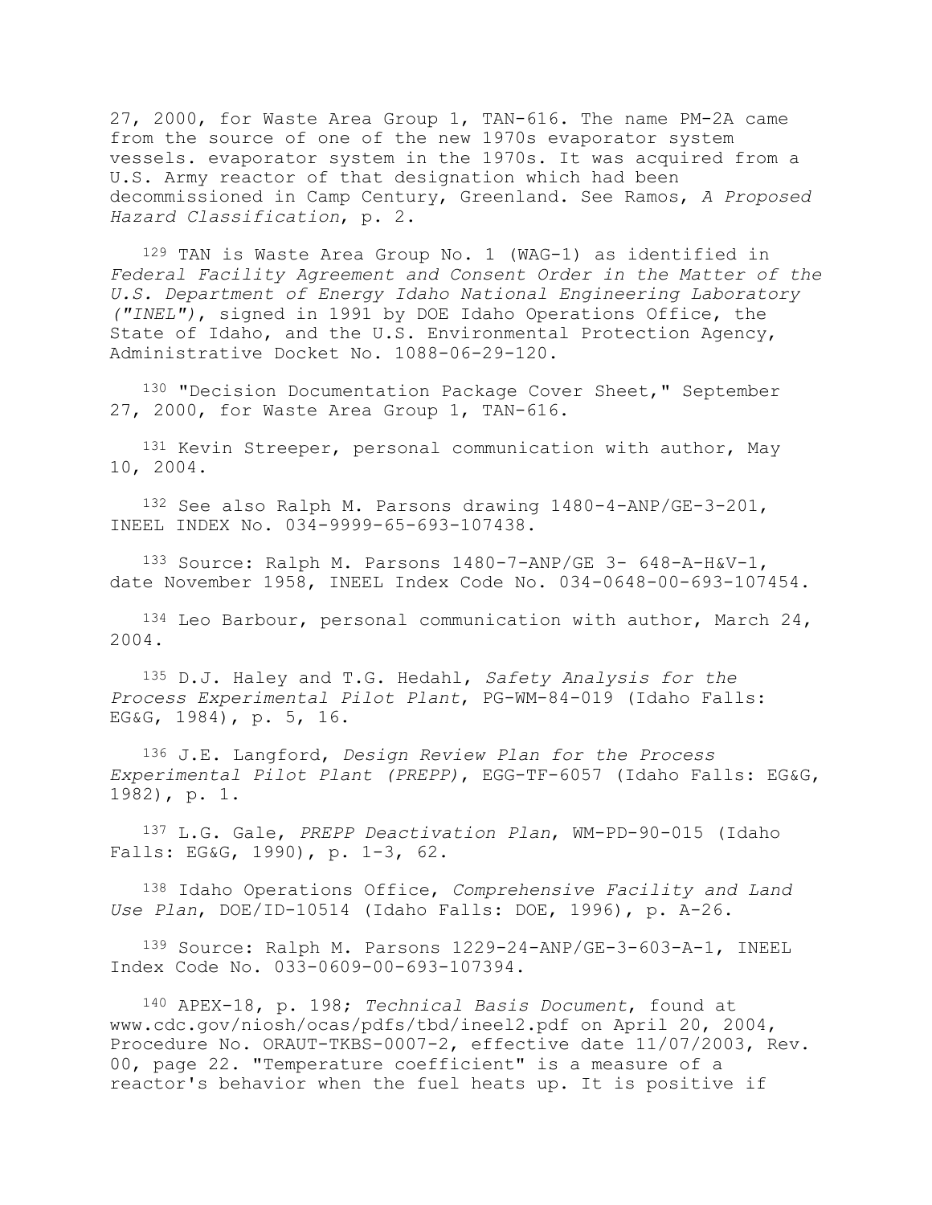27, 2000, for Waste Area Group 1, TAN-616. The name PM-2A came from the source of one of the new 1970s evaporator system vessels. evaporator system in the 1970s. It was acquired from a U.S. Army reactor of that designation which had been decommissioned in Camp Century, Greenland. See Ramos, *A Proposed Hazard Classification*, p. 2.

[129] TAN is Waste Area Group No. 1 (WAG-1) as identified in *Federal Facility Agreement and Consent Order in the Matter of the U.S. Department of Energy Idaho National Engineering Laboratory ("INEL")*, signed in 1991 by DOE Idaho Operations Office, the State of Idaho, and the U.S. Environmental Protection Agency, Administrative Docket No. 1088-06-29-120.

[130] "Decision Documentation Package Cover Sheet," September 27, 2000, for Waste Area Group 1, TAN-616.

[131] Kevin Streeper, personal communication with author, May 10, 2004.

[132] See also Ralph M. Parsons drawing 1480-4-ANP/GE-3-201, INEEL INDEX No. 034-9999-65-693-107438.

[133] Source: Ralph M. Parsons 1480-7-ANP/GE 3- 648-A-H&V-1, date November 1958, INEEL Index Code No. 034-0648-00-693-107454.

[134] Leo Barbour, personal communication with author, March 24, 2004.

[135] D.J. Haley and T.G. Hedahl, *Safety Analysis for the Process Experimental Pilot Plant*, PG-WM-84-019 (Idaho Falls: EG&G, 1984), p. 5, 16.

[136] J.E. Langford, *Design Review Plan for the Process Experimental Pilot Plant (PREPP)*, EGG-TF-6057 (Idaho Falls: EG&G, 1982), p. 1.

[137] L.G. Gale, *PREPP Deactivation Plan*, WM-PD-90-015 (Idaho Falls: EG&G, 1990), p. 1-3, 62.

[138] Idaho Operations Office, *Comprehensive Facility and Land Use Plan*, DOE/ID-10514 (Idaho Falls: DOE, 1996), p. A-26.

[139] Source: Ralph M. Parsons 1229-24-ANP/GE-3-603-A-1, INEEL Index Code No. 033-0609-00-693-107394.

[140] APEX-18, p. 198; *Technical Basis Document*, found at www.cdc.gov/niosh/ocas/pdfs/tbd/ineel2.pdf on April 20, 2004, Procedure No. ORAUT-TKBS-0007-2, effective date 11/07/2003, Rev. 00, page 22. "Temperature coefficient" is a measure of a reactor's behavior when the fuel heats up. It is positive if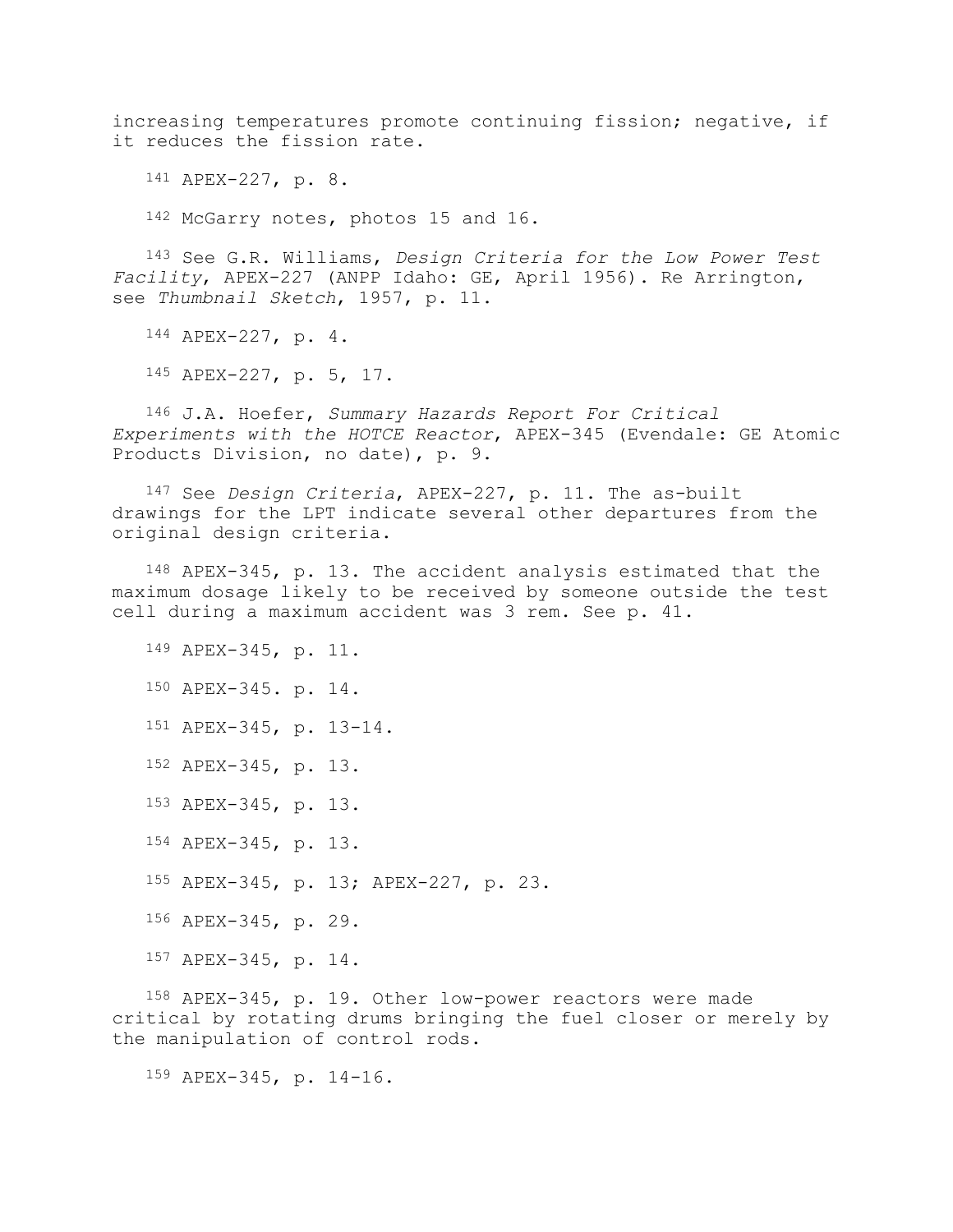increasing temperatures promote continuing fission; negative, if it reduces the fission rate.

[141] APEX-227, p. 8.

[142] McGarry notes, photos 15 and 16.

[143] See G.R. Williams, *Design Criteria for the Low Power Test Facility*, APEX-227 (ANPP Idaho: GE, April 1956). Re Arrington, see *Thumbnail Sketch*, 1957, p. 11.

[144] APEX-227, p. 4.

[145] APEX-227, p. 5, 17.

[146] J.A. Hoefer, *Summary Hazards Report For Critical Experiments with the HOTCE Reactor*, APEX-345 (Evendale: GE Atomic Products Division, no date), p. 9.

[147] See *Design Criteria*, APEX-227, p. 11. The as-built drawings for the LPT indicate several other departures from the original design criteria.

[148] APEX-345, p. 13. The accident analysis estimated that the maximum dosage likely to be received by someone outside the test cell during a maximum accident was 3 rem. See p. 41.

[149] APEX-345, p. 11.

[150] APEX-345. p. 14.

[151] APEX-345, p. 13-14.

[152] APEX-345, p. 13.

[153] APEX-345, p. 13.

[154] APEX-345, p. 13.

[155] APEX-345, p. 13; APEX-227, p. 23.

[156] APEX-345, p. 29.

[157] APEX-345, p. 14.

[158] APEX-345, p. 19. Other low-power reactors were made critical by rotating drums bringing the fuel closer or merely by the manipulation of control rods.

[159] APEX-345, p. 14-16.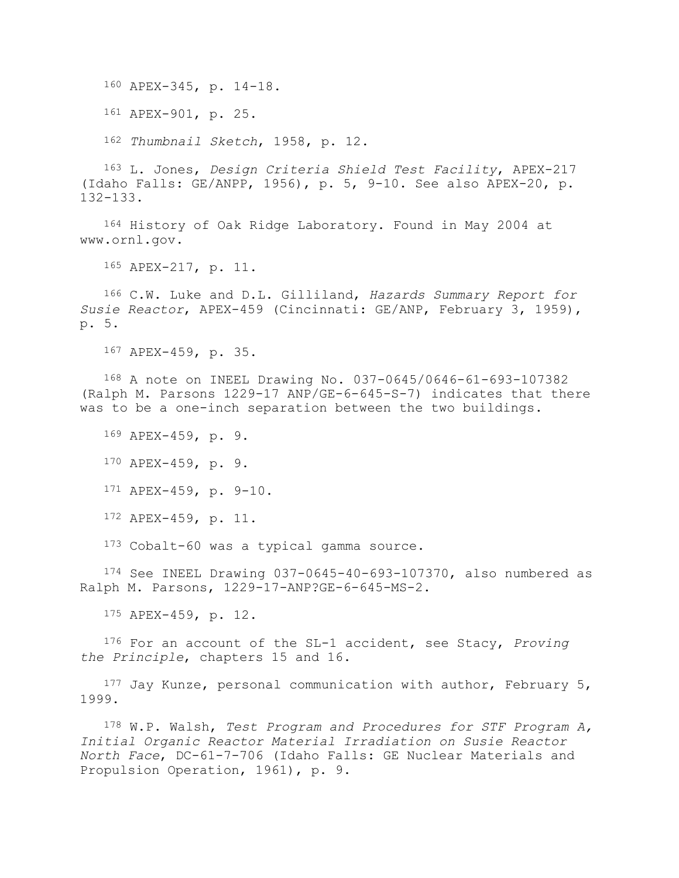[160] APEX-345, p. 14-18.

[161] APEX-901, p. 25.

[162] *Thumbnail Sketch*, 1958, p. 12.

[163] L. Jones, *Design Criteria Shield Test Facility*, APEX-217 (Idaho Falls: GE/ANPP, 1956), p. 5, 9-10. See also APEX-20, p. 132-133.

[164] History of Oak Ridge Laboratory. Found in May 2004 at www.ornl.gov.

[165] APEX-217, p. 11.

[166] C.W. Luke and D.L. Gilliland, *Hazards Summary Report for Susie Reactor*, APEX-459 (Cincinnati: GE/ANP, February 3, 1959), p. 5.

[167] APEX-459, p. 35.

[168] A note on INEEL Drawing No. 037-0645/0646-61-693-107382 (Ralph M. Parsons 1229-17 ANP/GE-6-645-S-7) indicates that there was to be a one-inch separation between the two buildings.

[169] APEX-459, p. 9.

[170] APEX-459, p. 9.

[171] APEX-459, p. 9-10.

[172] APEX-459, p. 11.

[173] Cobalt-60 was a typical gamma source.

[174] See INEEL Drawing 037-0645-40-693-107370, also numbered as Ralph M. Parsons, 1229-17-ANP?GE-6-645-MS-2.

[175] APEX-459, p. 12.

[176] For an account of the SL-1 accident, see Stacy, *Proving the Principle*, chapters 15 and 16.

[177] Jay Kunze, personal communication with author, February 5, 1999.

[178] W.P. Walsh, *Test Program and Procedures for STF Program A, Initial Organic Reactor Material Irradiation on Susie Reactor North Face*, DC-61-7-706 (Idaho Falls: GE Nuclear Materials and Propulsion Operation, 1961), p. 9.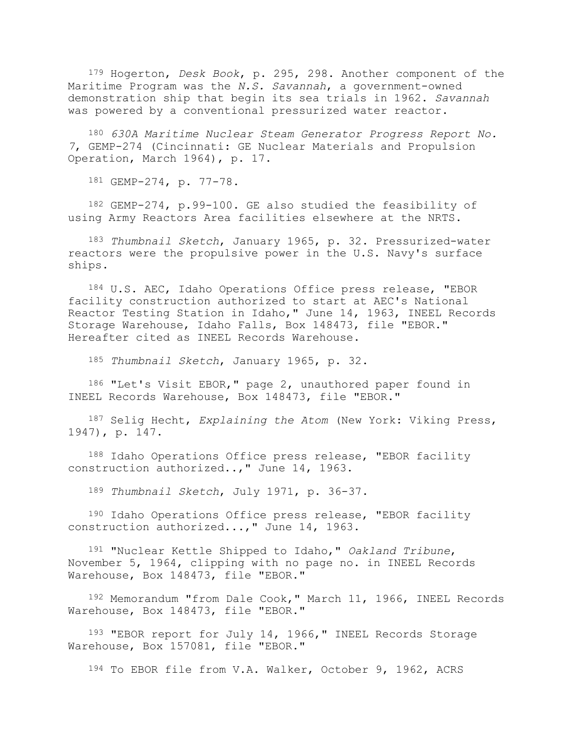[179] Hogerton, *Desk Book*, p. 295, 298. Another component of the Maritime Program was the *N.S. Savannah*, a government-owned demonstration ship that begin its sea trials in 1962. *Savannah* was powered by a conventional pressurized water reactor.

[180] *630A Maritime Nuclear Steam Generator Progress Report No. 7*, GEMP-274 (Cincinnati: GE Nuclear Materials and Propulsion Operation, March 1964), p. 17.

[181] GEMP-274, p. 77-78.

[182] GEMP-274, p.99-100. GE also studied the feasibility of using Army Reactors Area facilities elsewhere at the NRTS.

[183] *Thumbnail Sketch*, January 1965, p. 32. Pressurized-water reactors were the propulsive power in the U.S. Navy's surface ships.

[184] U.S. AEC, Idaho Operations Office press release, "EBOR facility construction authorized to start at AEC's National Reactor Testing Station in Idaho," June 14, 1963, INEEL Records Storage Warehouse, Idaho Falls, Box 148473, file "EBOR." Hereafter cited as INEEL Records Warehouse.

[185] *Thumbnail Sketch*, January 1965, p. 32.

[186] "Let's Visit EBOR," page 2, unauthored paper found in INEEL Records Warehouse, Box 148473, file "EBOR."

[187] Selig Hecht, *Explaining the Atom* (New York: Viking Press, 1947), p. 147.

[188] Idaho Operations Office press release, "EBOR facility construction authorized..," June 14, 1963.

[189] *Thumbnail Sketch*, July 1971, p. 36-37.

[190] Idaho Operations Office press release, "EBOR facility construction authorized...," June 14, 1963.

[191] "Nuclear Kettle Shipped to Idaho," *Oakland Tribune*, November 5, 1964, clipping with no page no. in INEEL Records Warehouse, Box 148473, file "EBOR."

[192] Memorandum "from Dale Cook," March 11, 1966, INEEL Records Warehouse, Box 148473, file "EBOR."

[193] "EBOR report for July 14, 1966," INEEL Records Storage Warehouse, Box 157081, file "EBOR."

[194] To EBOR file from V.A. Walker, October 9, 1962, ACRS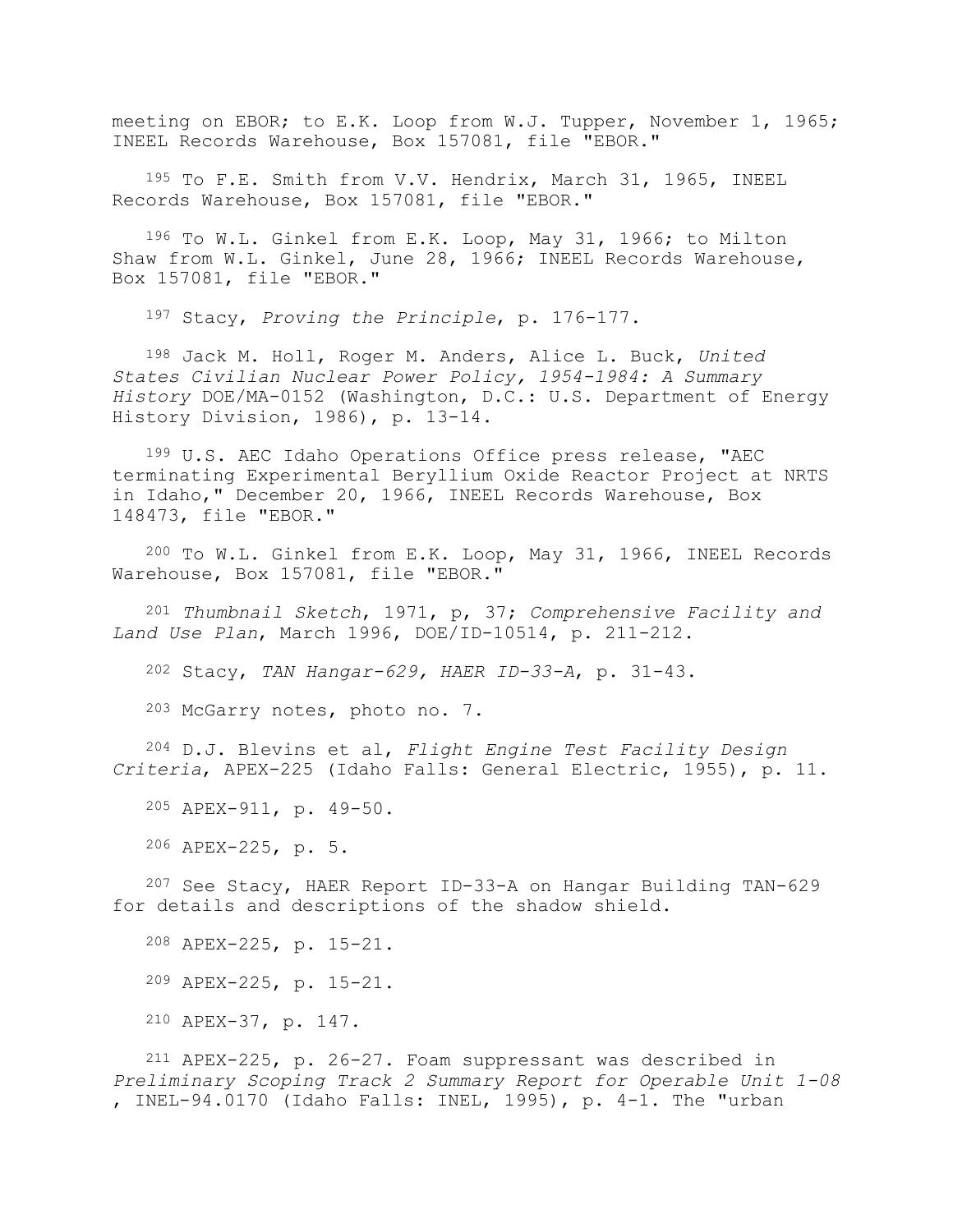meeting on EBOR; to E.K. Loop from W.J. Tupper, November 1, 1965; INEEL Records Warehouse, Box 157081, file "EBOR."

[195] To F.E. Smith from V.V. Hendrix, March 31, 1965, INEEL Records Warehouse, Box 157081, file "EBOR."

[196] To W.L. Ginkel from E.K. Loop, May 31, 1966; to Milton Shaw from W.L. Ginkel, June 28, 1966; INEEL Records Warehouse, Box 157081, file "EBOR."

[197] Stacy, *Proving the Principle*, p. 176-177.

[198] Jack M. Holl, Roger M. Anders, Alice L. Buck, *United States Civilian Nuclear Power Policy, 1954-1984: A Summary History* DOE/MA-0152 (Washington, D.C.: U.S. Department of Energy History Division, 1986), p. 13-14.

[199] U.S. AEC Idaho Operations Office press release, "AEC terminating Experimental Beryllium Oxide Reactor Project at NRTS in Idaho," December 20, 1966, INEEL Records Warehouse, Box 148473, file "EBOR."

[200] To W.L. Ginkel from E.K. Loop, May 31, 1966, INEEL Records Warehouse, Box 157081, file "EBOR."

[201] *Thumbnail Sketch*, 1971, p, 37; *Comprehensive Facility and Land Use Plan*, March 1996, DOE/ID-10514, p. 211-212.

[202] Stacy, *TAN Hangar-629, HAER ID-33-A*, p. 31-43.

[203] McGarry notes, photo no. 7.

[204] D.J. Blevins et al, *Flight Engine Test Facility Design Criteria*, APEX-225 (Idaho Falls: General Electric, 1955), p. 11.

[205] APEX-911, p. 49-50.

[206] APEX-225, p. 5.

[207] See Stacy, HAER Report ID-33-A on Hangar Building TAN-629 for details and descriptions of the shadow shield.

[208] APEX-225, p. 15-21.

[209] APEX-225, p. 15-21.

[210] APEX-37, p. 147.

[211] APEX-225, p. 26-27. Foam suppressant was described in *Preliminary Scoping Track 2 Summary Report for Operable Unit 1-08*, INEL-94.0170 (Idaho Falls: INEL, 1995), p. 4-1. The "urban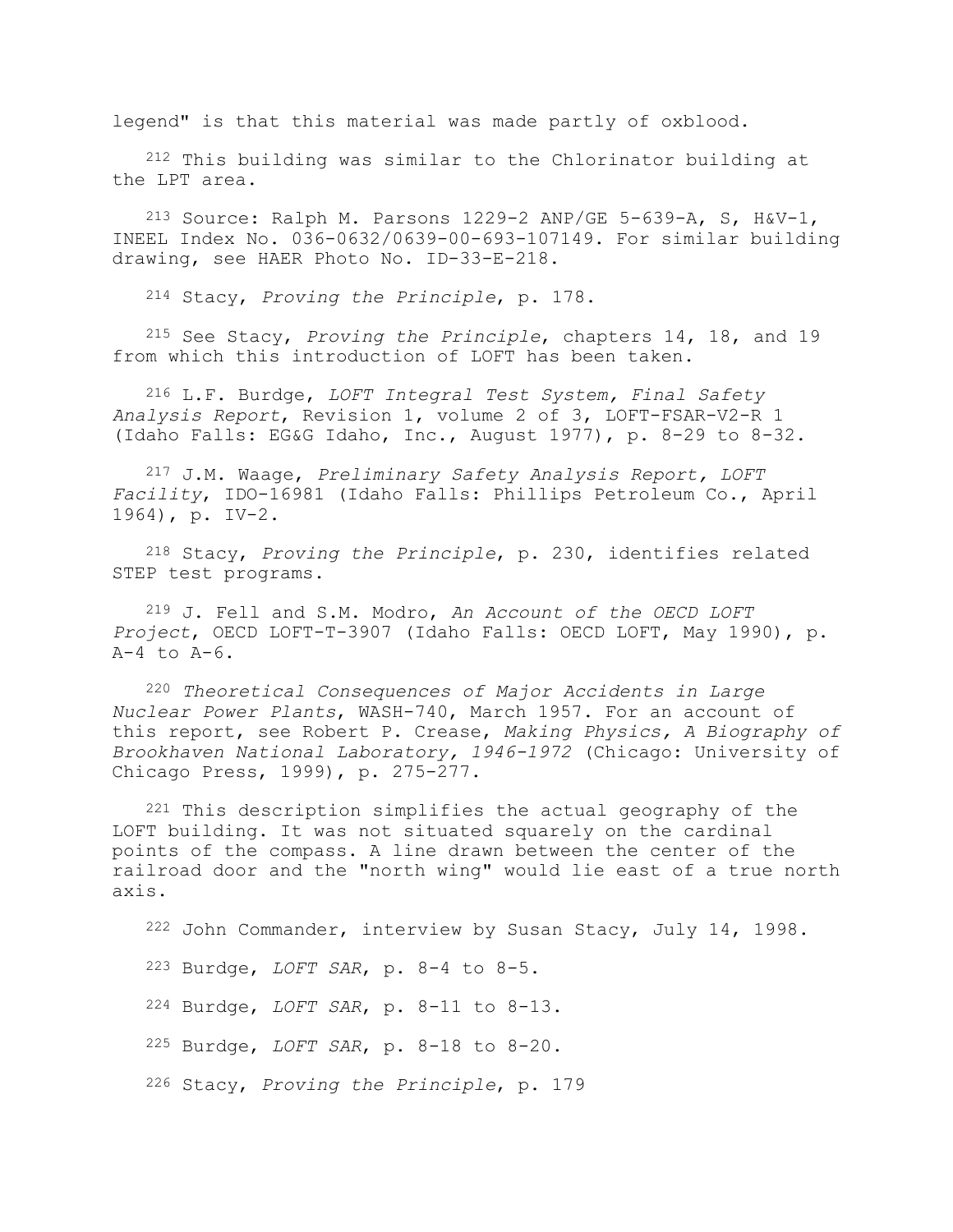legend" is that this material was made partly of oxblood.

[212] This building was similar to the Chlorinator building at the LPT area.

[213] Source: Ralph M. Parsons 1229-2 ANP/GE 5-639-A, S, H&V-1, INEEL Index No. 036-0632/0639-00-693-107149. For similar building drawing, see HAER Photo No. ID-33-E-218.

[214] Stacy, *Proving the Principle*, p. 178.

[215] See Stacy, *Proving the Principle*, chapters 14, 18, and 19 from which this introduction of LOFT has been taken.

[216] L.F. Burdge, *LOFT Integral Test System, Final Safety Analysis Report*, Revision 1, volume 2 of 3, LOFT-FSAR-V2-R 1 (Idaho Falls: EG&G Idaho, Inc., August 1977), p. 8-29 to 8-32.

[217] J.M. Waage, *Preliminary Safety Analysis Report, LOFT Facility*, IDO-16981 (Idaho Falls: Phillips Petroleum Co., April 1964), p. IV-2.

[218] Stacy, *Proving the Principle*, p. 230, identifies related STEP test programs.

[219] J. Fell and S.M. Modro, *An Account of the OECD LOFT Project*, OECD LOFT-T-3907 (Idaho Falls: OECD LOFT, May 1990), p. A-4 to A-6.

[220] *Theoretical Consequences of Major Accidents in Large Nuclear Power Plants*, WASH-740, March 1957. For an account of this report, see Robert P. Crease, *Making Physics, A Biography of Brookhaven National Laboratory, 1946-1972* (Chicago: University of Chicago Press, 1999), p. 275-277.

[221] This description simplifies the actual geography of the LOFT building. It was not situated squarely on the cardinal points of the compass. A line drawn between the center of the railroad door and the "north wing" would lie east of a true north axis.

[222] John Commander, interview by Susan Stacy, July 14, 1998.

[223] Burdge, *LOFT SAR*, p. 8-4 to 8-5.

[224] Burdge, *LOFT SAR*, p. 8-11 to 8-13.

[225] Burdge, *LOFT SAR*, p. 8-18 to 8-20.

[226] Stacy, *Proving the Principle*, p. 179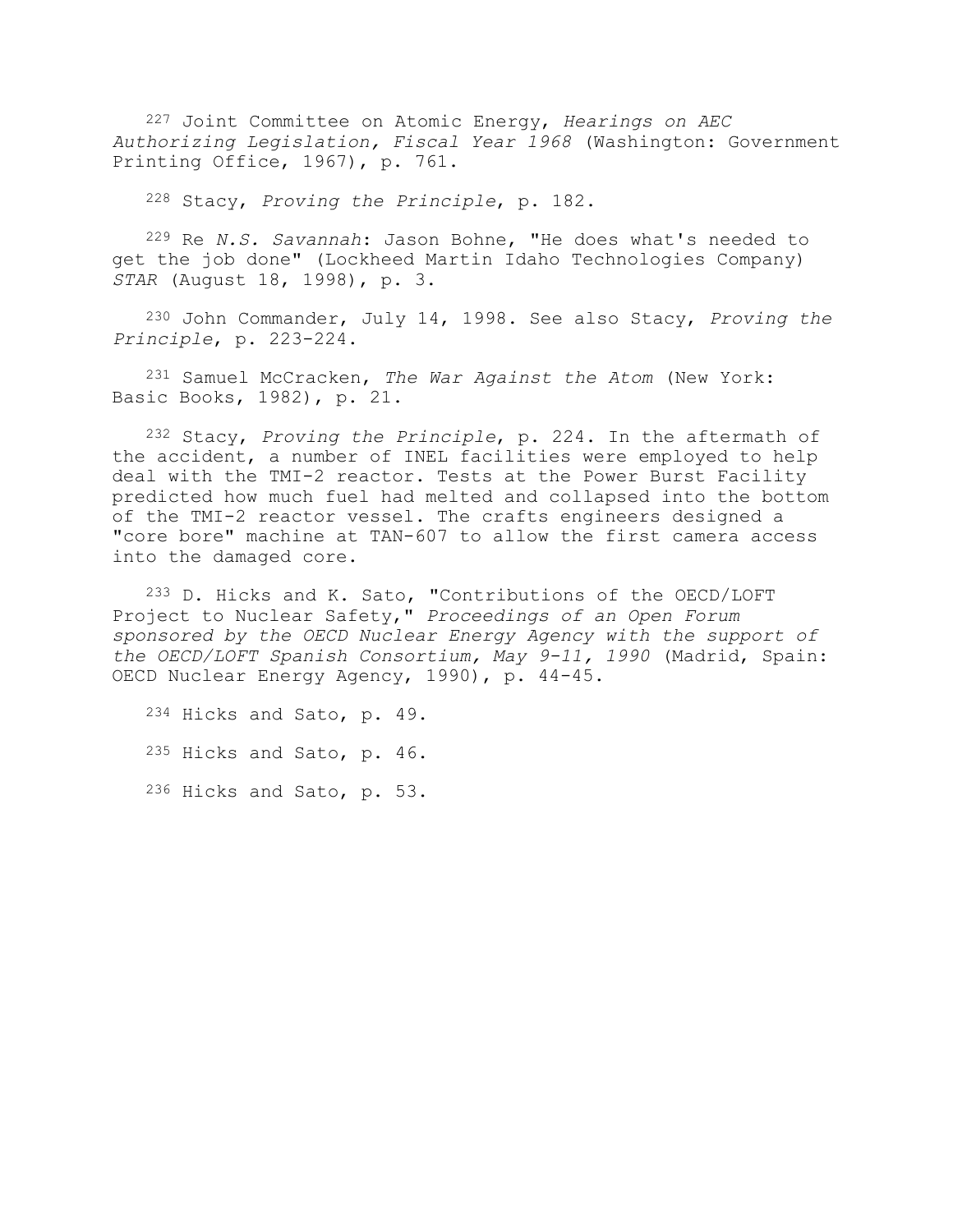[227] Joint Committee on Atomic Energy, *Hearings on AEC Authorizing Legislation, Fiscal Year 1968* (Washington: Government Printing Office, 1967), p. 761.

[228] Stacy, *Proving the Principle*, p. 182.

[229] Re *N.S. Savannah*: Jason Bohne, "He does what's needed to get the job done" (Lockheed Martin Idaho Technologies Company) *STAR* (August 18, 1998), p. 3.

[230] John Commander, July 14, 1998. See also Stacy, *Proving the Principle*, p. 223-224.

[231] Samuel McCracken, *The War Against the Atom* (New York: Basic Books, 1982), p. 21.

[232] Stacy, *Proving the Principle*, p. 224. In the aftermath of the accident, a number of INEL facilities were employed to help deal with the TMI-2 reactor. Tests at the Power Burst Facility predicted how much fuel had melted and collapsed into the bottom of the TMI-2 reactor vessel. The crafts engineers designed a "core bore" machine at TAN-607 to allow the first camera access into the damaged core.

[233] D. Hicks and K. Sato, "Contributions of the OECD/LOFT Project to Nuclear Safety," *Proceedings of an Open Forum sponsored by the OECD Nuclear Energy Agency with the support of the OECD/LOFT Spanish Consortium, May 9-11, 1990* (Madrid, Spain: OECD Nuclear Energy Agency, 1990), p. 44-45.

[234] Hicks and Sato, p. 49.

[235] Hicks and Sato, p. 46.

[236] Hicks and Sato, p. 53.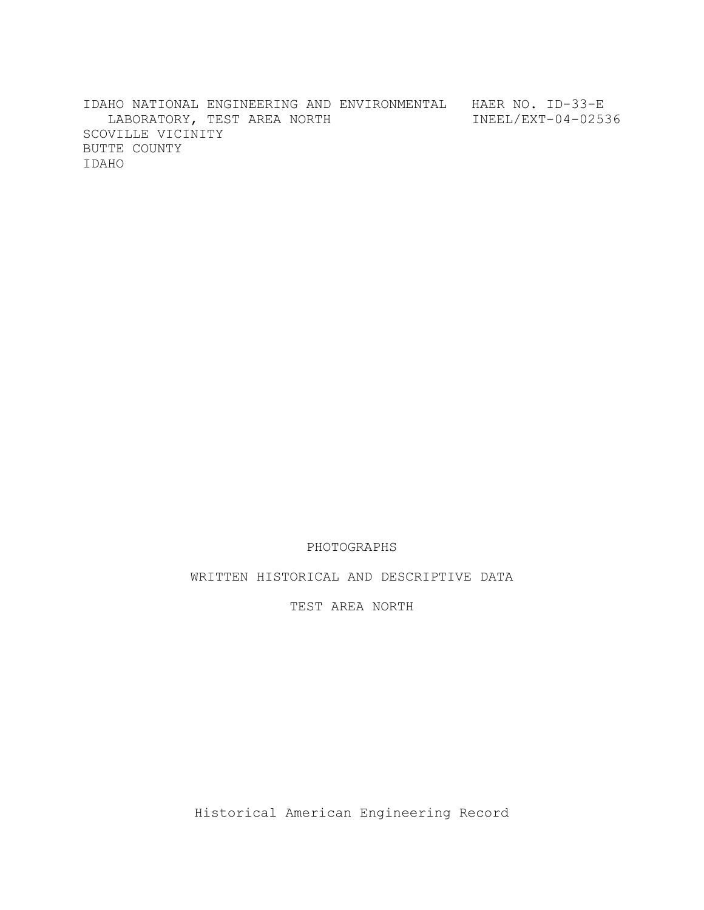IDAHO NATIONAL ENGINEERING AND ENVIRONMENTAL LABORATORY, TEST AREA NORTH
SCOVILLE VICINITY
BUTTE COUNTY
IDAHO

HAER NO. ID-33-E
INEEL/EXT-04-02536

PHOTOGRAPHS

WRITTEN HISTORICAL AND DESCRIPTIVE DATA

TEST AREA NORTH

Historical American Engineering Record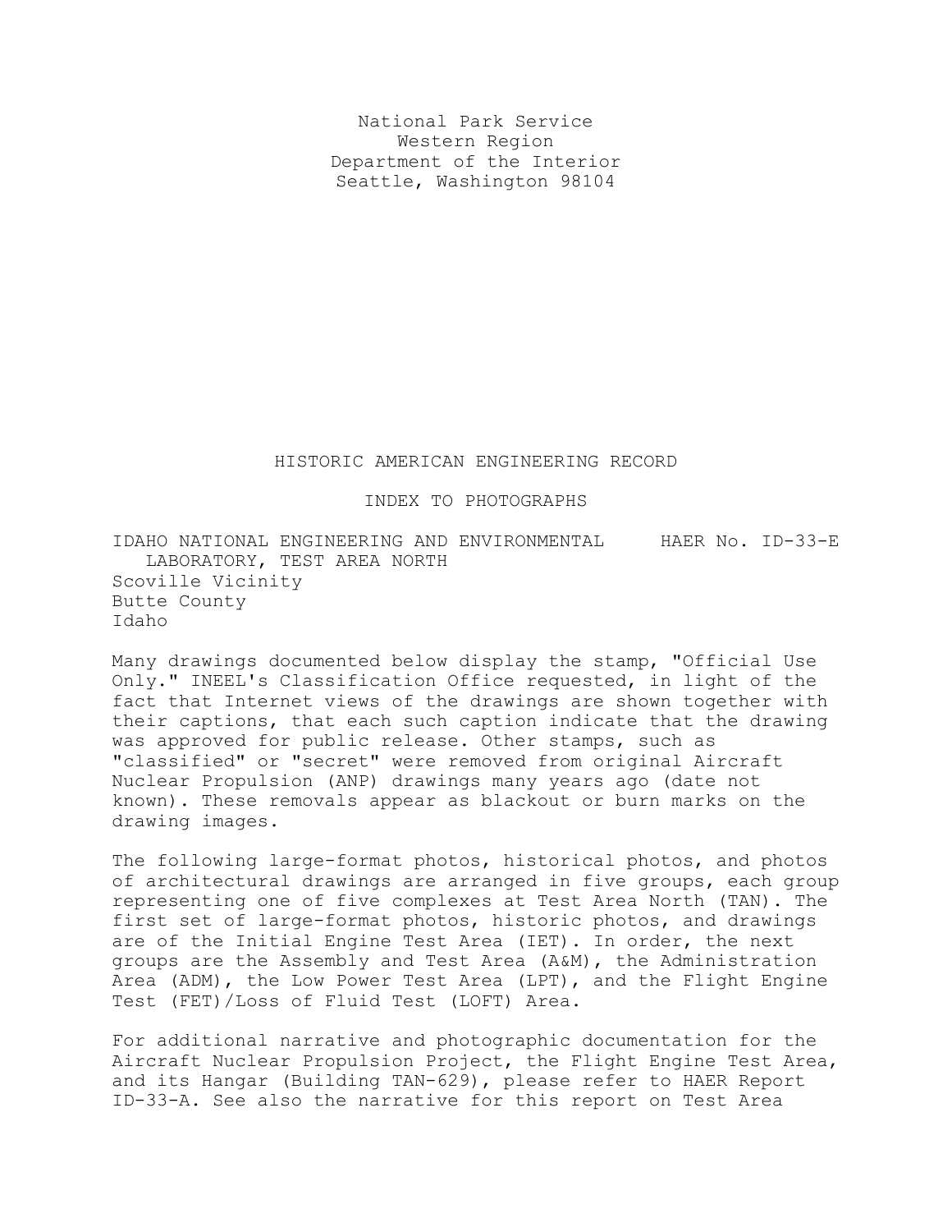National Park Service
Western Region
Department of the Interior
Seattle, Washington 98104

# HISTORIC AMERICAN ENGINEERING RECORD

## INDEX TO PHOTOGRAPHS

IDAHO NATIONAL ENGINEERING AND ENVIRONMENTAL LABORATORY, TEST AREA NORTH     HAER No. ID-33-E
Scoville Vicinity
Butte County
Idaho

Many drawings documented below display the stamp, "Official Use Only." INEEL's Classification Office requested, in light of the fact that Internet views of the drawings are shown together with their captions, that each such caption indicate that the drawing was approved for public release. Other stamps, such as "classified" or "secret" were removed from original Aircraft Nuclear Propulsion (ANP) drawings many years ago (date not known). These removals appear as blackout or burn marks on the drawing images.

The following large-format photos, historical photos, and photos of architectural drawings are arranged in five groups, each group representing one of five complexes at Test Area North (TAN). The first set of large-format photos, historic photos, and drawings are of the Initial Engine Test Area (IET). In order, the next groups are the Assembly and Test Area (A&M), the Administration Area (ADM), the Low Power Test Area (LPT), and the Flight Engine Test (FET)/Loss of Fluid Test (LOFT) Area.

For additional narrative and photographic documentation for the Aircraft Nuclear Propulsion Project, the Flight Engine Test Area, and its Hangar (Building TAN-629), please refer to HAER Report ID-33-A. See also the narrative for this report on Test Area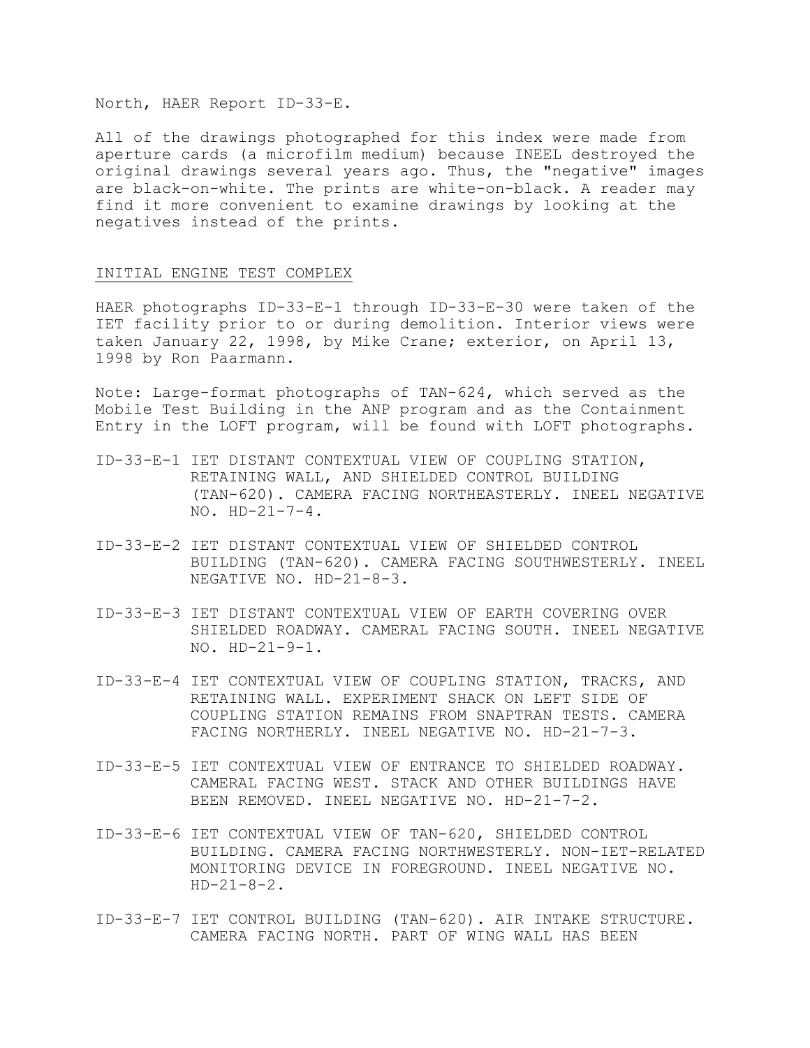North, HAER Report ID-33-E.

All of the drawings photographed for this index were made from aperture cards (a microfilm medium) because INEEL destroyed the original drawings several years ago. Thus, the "negative" images are black-on-white. The prints are white-on-black. A reader may find it more convenient to examine drawings by looking at the negatives instead of the prints.

## INITIAL ENGINE TEST COMPLEX

HAER photographs ID-33-E-1 through ID-33-E-30 were taken of the IET facility prior to or during demolition. Interior views were taken January 22, 1998, by Mike Crane; exterior, on April 13, 1998 by Ron Paarmann.

Note: Large-format photographs of TAN-624, which served as the Mobile Test Building in the ANP program and as the Containment Entry in the LOFT program, will be found with LOFT photographs.

ID-33-E-1 IET DISTANT CONTEXTUAL VIEW OF COUPLING STATION, RETAINING WALL, AND SHIELDED CONTROL BUILDING (TAN-620). CAMERA FACING NORTHEASTERLY. INEEL NEGATIVE NO. HD-21-7-4.

ID-33-E-2 IET DISTANT CONTEXTUAL VIEW OF SHIELDED CONTROL BUILDING (TAN-620). CAMERA FACING SOUTHWESTERLY. INEEL NEGATIVE NO. HD-21-8-3.

ID-33-E-3 IET DISTANT CONTEXTUAL VIEW OF EARTH COVERING OVER SHIELDED ROADWAY. CAMERAL FACING SOUTH. INEEL NEGATIVE NO. HD-21-9-1.

ID-33-E-4 IET CONTEXTUAL VIEW OF COUPLING STATION, TRACKS, AND RETAINING WALL. EXPERIMENT SHACK ON LEFT SIDE OF COUPLING STATION REMAINS FROM SNAPTRAN TESTS. CAMERA FACING NORTHERLY. INEEL NEGATIVE NO. HD-21-7-3.

ID-33-E-5 IET CONTEXTUAL VIEW OF ENTRANCE TO SHIELDED ROADWAY. CAMERAL FACING WEST. STACK AND OTHER BUILDINGS HAVE BEEN REMOVED. INEEL NEGATIVE NO. HD-21-7-2.

ID-33-E-6 IET CONTEXTUAL VIEW OF TAN-620, SHIELDED CONTROL BUILDING. CAMERA FACING NORTHWESTERLY. NON-IET-RELATED MONITORING DEVICE IN FOREGROUND. INEEL NEGATIVE NO. HD-21-8-2.

ID-33-E-7 IET CONTROL BUILDING (TAN-620). AIR INTAKE STRUCTURE. CAMERA FACING NORTH. PART OF WING WALL HAS BEEN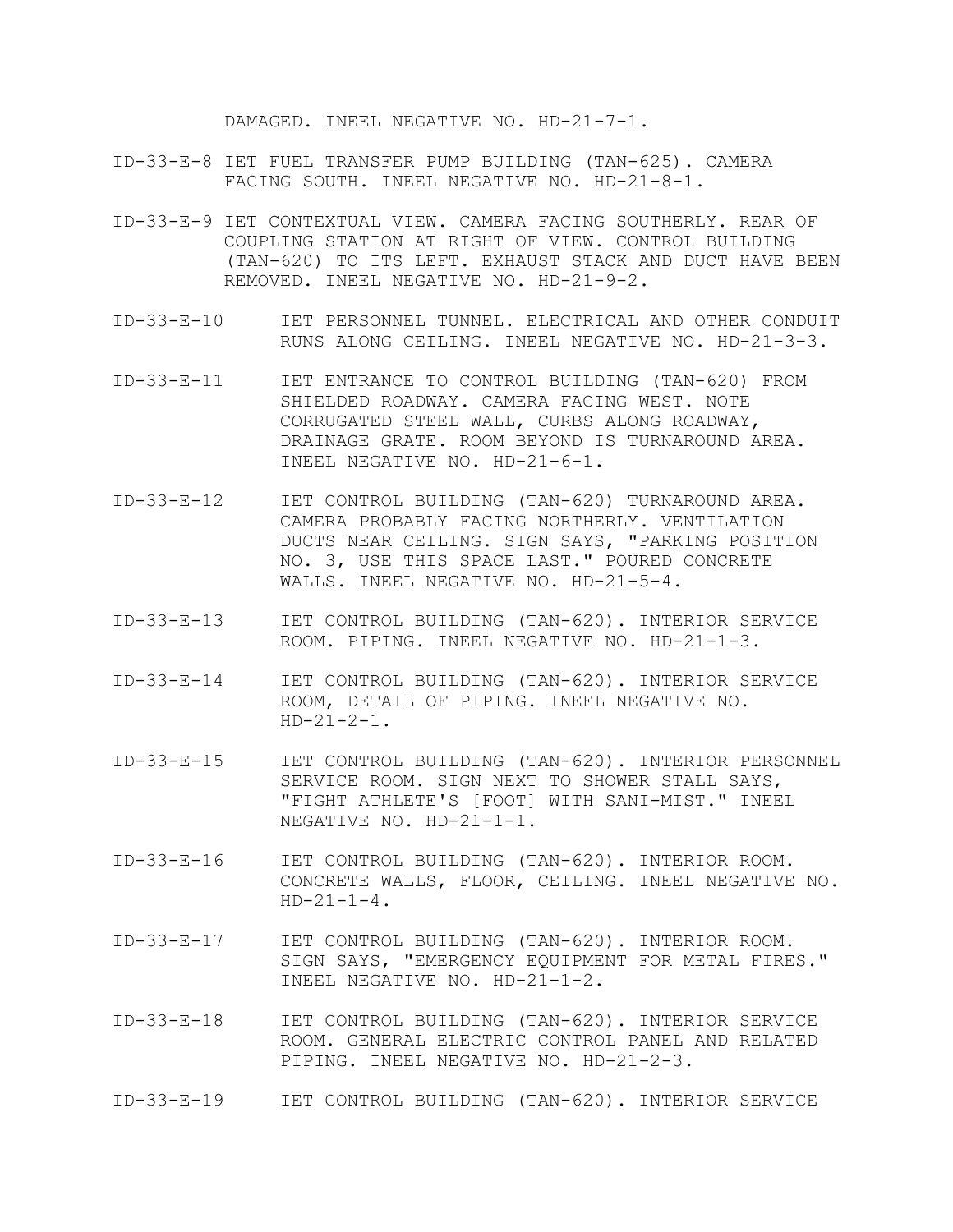DAMAGED. INEEL NEGATIVE NO. HD-21-7-1.

ID-33-E-8 IET FUEL TRANSFER PUMP BUILDING (TAN-625). CAMERA FACING SOUTH. INEEL NEGATIVE NO. HD-21-8-1.

ID-33-E-9 IET CONTEXTUAL VIEW. CAMERA FACING SOUTHERLY. REAR OF COUPLING STATION AT RIGHT OF VIEW. CONTROL BUILDING (TAN-620) TO ITS LEFT. EXHAUST STACK AND DUCT HAVE BEEN REMOVED. INEEL NEGATIVE NO. HD-21-9-2.

ID-33-E-10 IET PERSONNEL TUNNEL. ELECTRICAL AND OTHER CONDUIT RUNS ALONG CEILING. INEEL NEGATIVE NO. HD-21-3-3.

ID-33-E-11 IET ENTRANCE TO CONTROL BUILDING (TAN-620) FROM SHIELDED ROADWAY. CAMERA FACING WEST. NOTE CORRUGATED STEEL WALL, CURBS ALONG ROADWAY, DRAINAGE GRATE. ROOM BEYOND IS TURNAROUND AREA. INEEL NEGATIVE NO. HD-21-6-1.

ID-33-E-12 IET CONTROL BUILDING (TAN-620) TURNAROUND AREA. CAMERA PROBABLY FACING NORTHERLY. VENTILATION DUCTS NEAR CEILING. SIGN SAYS, "PARKING POSITION NO. 3, USE THIS SPACE LAST." POURED CONCRETE WALLS. INEEL NEGATIVE NO. HD-21-5-4.

ID-33-E-13 IET CONTROL BUILDING (TAN-620). INTERIOR SERVICE ROOM. PIPING. INEEL NEGATIVE NO. HD-21-1-3.

ID-33-E-14 IET CONTROL BUILDING (TAN-620). INTERIOR SERVICE ROOM, DETAIL OF PIPING. INEEL NEGATIVE NO. HD-21-2-1.

ID-33-E-15 IET CONTROL BUILDING (TAN-620). INTERIOR PERSONNEL SERVICE ROOM. SIGN NEXT TO SHOWER STALL SAYS, "FIGHT ATHLETE'S [FOOT] WITH SANI-MIST." INEEL NEGATIVE NO. HD-21-1-1.

ID-33-E-16 IET CONTROL BUILDING (TAN-620). INTERIOR ROOM. CONCRETE WALLS, FLOOR, CEILING. INEEL NEGATIVE NO. HD-21-1-4.

ID-33-E-17 IET CONTROL BUILDING (TAN-620). INTERIOR ROOM. SIGN SAYS, "EMERGENCY EQUIPMENT FOR METAL FIRES." INEEL NEGATIVE NO. HD-21-1-2.

ID-33-E-18 IET CONTROL BUILDING (TAN-620). INTERIOR SERVICE ROOM. GENERAL ELECTRIC CONTROL PANEL AND RELATED PIPING. INEEL NEGATIVE NO. HD-21-2-3.

ID-33-E-19 IET CONTROL BUILDING (TAN-620). INTERIOR SERVICE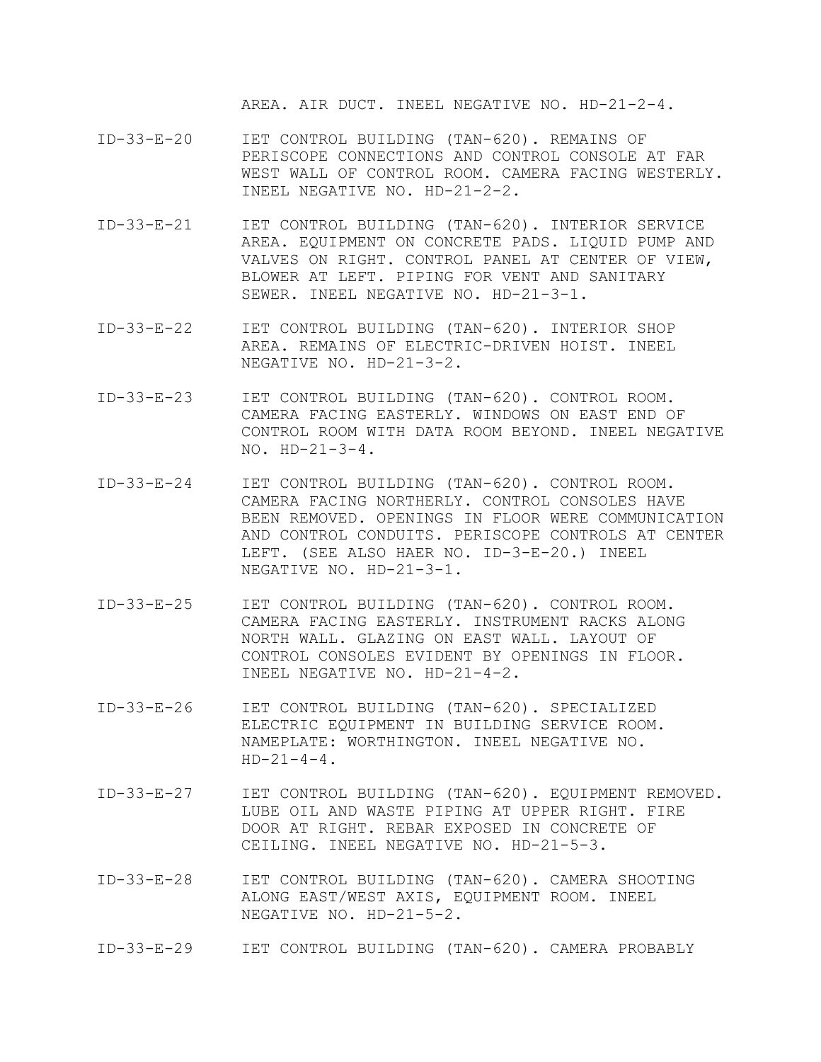AREA. AIR DUCT. INEEL NEGATIVE NO. HD-21-2-4.

ID-33-E-20 IET CONTROL BUILDING (TAN-620). REMAINS OF PERISCOPE CONNECTIONS AND CONTROL CONSOLE AT FAR WEST WALL OF CONTROL ROOM. CAMERA FACING WESTERLY. INEEL NEGATIVE NO. HD-21-2-2.

ID-33-E-21 IET CONTROL BUILDING (TAN-620). INTERIOR SERVICE AREA. EQUIPMENT ON CONCRETE PADS. LIQUID PUMP AND VALVES ON RIGHT. CONTROL PANEL AT CENTER OF VIEW, BLOWER AT LEFT. PIPING FOR VENT AND SANITARY SEWER. INEEL NEGATIVE NO. HD-21-3-1.

ID-33-E-22 IET CONTROL BUILDING (TAN-620). INTERIOR SHOP AREA. REMAINS OF ELECTRIC-DRIVEN HOIST. INEEL NEGATIVE NO. HD-21-3-2.

ID-33-E-23 IET CONTROL BUILDING (TAN-620). CONTROL ROOM. CAMERA FACING EASTERLY. WINDOWS ON EAST END OF CONTROL ROOM WITH DATA ROOM BEYOND. INEEL NEGATIVE NO. HD-21-3-4.

ID-33-E-24 IET CONTROL BUILDING (TAN-620). CONTROL ROOM. CAMERA FACING NORTHERLY. CONTROL CONSOLES HAVE BEEN REMOVED. OPENINGS IN FLOOR WERE COMMUNICATION AND CONTROL CONDUITS. PERISCOPE CONTROLS AT CENTER LEFT. (SEE ALSO HAER NO. ID-3-E-20.) INEEL NEGATIVE NO. HD-21-3-1.

ID-33-E-25 IET CONTROL BUILDING (TAN-620). CONTROL ROOM. CAMERA FACING EASTERLY. INSTRUMENT RACKS ALONG NORTH WALL. GLAZING ON EAST WALL. LAYOUT OF CONTROL CONSOLES EVIDENT BY OPENINGS IN FLOOR. INEEL NEGATIVE NO. HD-21-4-2.

ID-33-E-26 IET CONTROL BUILDING (TAN-620). SPECIALIZED ELECTRIC EQUIPMENT IN BUILDING SERVICE ROOM. NAMEPLATE: WORTHINGTON. INEEL NEGATIVE NO. HD-21-4-4.

ID-33-E-27 IET CONTROL BUILDING (TAN-620). EQUIPMENT REMOVED. LUBE OIL AND WASTE PIPING AT UPPER RIGHT. FIRE DOOR AT RIGHT. REBAR EXPOSED IN CONCRETE OF CEILING. INEEL NEGATIVE NO. HD-21-5-3.

ID-33-E-28 IET CONTROL BUILDING (TAN-620). CAMERA SHOOTING ALONG EAST/WEST AXIS, EQUIPMENT ROOM. INEEL NEGATIVE NO. HD-21-5-2.

ID-33-E-29 IET CONTROL BUILDING (TAN-620). CAMERA PROBABLY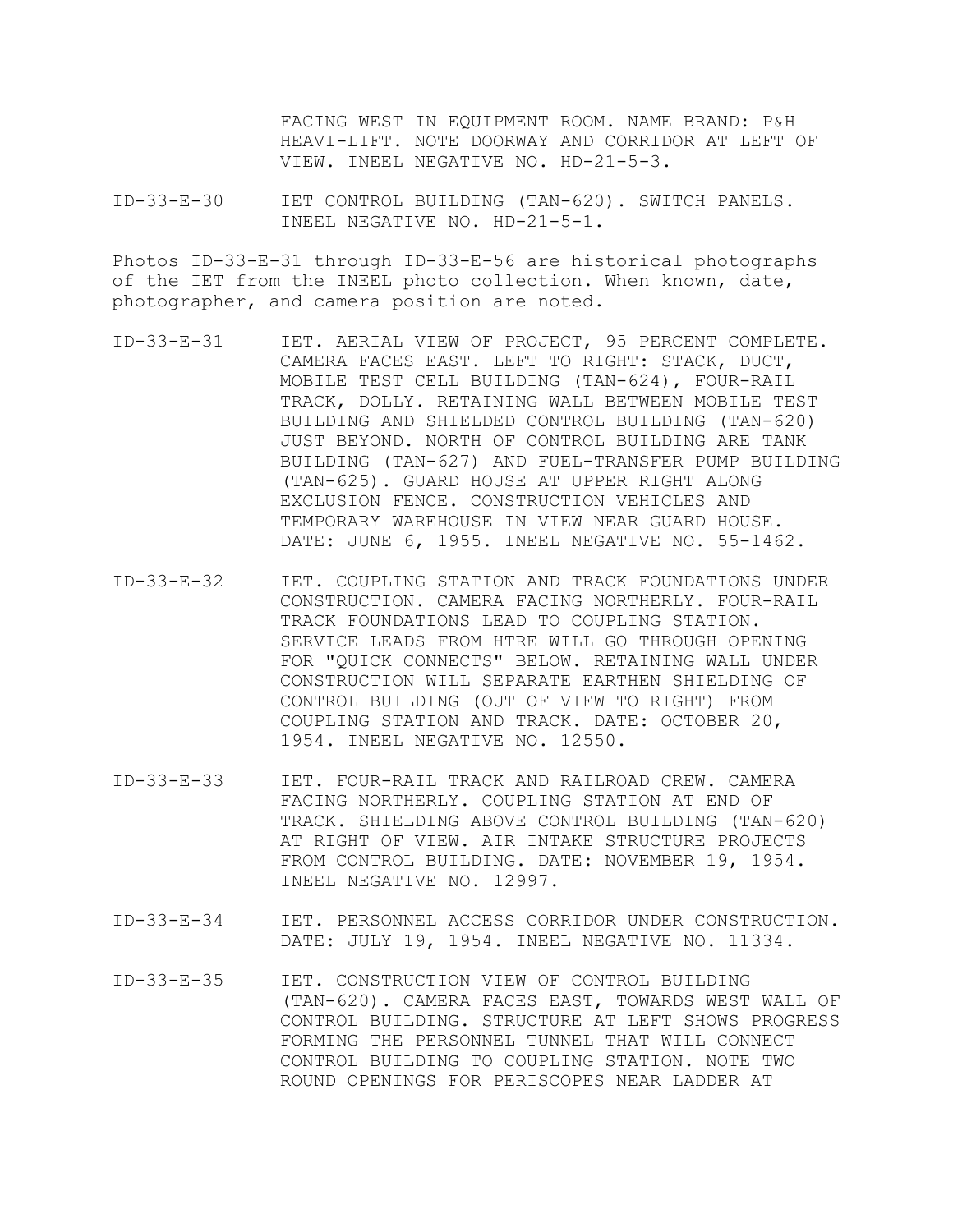FACING WEST IN EQUIPMENT ROOM. NAME BRAND: P&H HEAVI-LIFT. NOTE DOORWAY AND CORRIDOR AT LEFT OF VIEW. INEEL NEGATIVE NO. HD-21-5-3.

ID-33-E-30 IET CONTROL BUILDING (TAN-620). SWITCH PANELS. INEEL NEGATIVE NO. HD-21-5-1.

Photos ID-33-E-31 through ID-33-E-56 are historical photographs of the IET from the INEEL photo collection. When known, date, photographer, and camera position are noted.

ID-33-E-31 IET. AERIAL VIEW OF PROJECT, 95 PERCENT COMPLETE. CAMERA FACES EAST. LEFT TO RIGHT: STACK, DUCT, MOBILE TEST CELL BUILDING (TAN-624), FOUR-RAIL TRACK, DOLLY. RETAINING WALL BETWEEN MOBILE TEST BUILDING AND SHIELDED CONTROL BUILDING (TAN-620) JUST BEYOND. NORTH OF CONTROL BUILDING ARE TANK BUILDING (TAN-627) AND FUEL-TRANSFER PUMP BUILDING (TAN-625). GUARD HOUSE AT UPPER RIGHT ALONG EXCLUSION FENCE. CONSTRUCTION VEHICLES AND TEMPORARY WAREHOUSE IN VIEW NEAR GUARD HOUSE. DATE: JUNE 6, 1955. INEEL NEGATIVE NO. 55-1462.

ID-33-E-32 IET. COUPLING STATION AND TRACK FOUNDATIONS UNDER CONSTRUCTION. CAMERA FACING NORTHERLY. FOUR-RAIL TRACK FOUNDATIONS LEAD TO COUPLING STATION. SERVICE LEADS FROM HTRE WILL GO THROUGH OPENING FOR "QUICK CONNECTS" BELOW. RETAINING WALL UNDER CONSTRUCTION WILL SEPARATE EARTHEN SHIELDING OF CONTROL BUILDING (OUT OF VIEW TO RIGHT) FROM COUPLING STATION AND TRACK. DATE: OCTOBER 20, 1954. INEEL NEGATIVE NO. 12550.

ID-33-E-33 IET. FOUR-RAIL TRACK AND RAILROAD CREW. CAMERA FACING NORTHERLY. COUPLING STATION AT END OF TRACK. SHIELDING ABOVE CONTROL BUILDING (TAN-620) AT RIGHT OF VIEW. AIR INTAKE STRUCTURE PROJECTS FROM CONTROL BUILDING. DATE: NOVEMBER 19, 1954. INEEL NEGATIVE NO. 12997.

ID-33-E-34 IET. PERSONNEL ACCESS CORRIDOR UNDER CONSTRUCTION. DATE: JULY 19, 1954. INEEL NEGATIVE NO. 11334.

ID-33-E-35 IET. CONSTRUCTION VIEW OF CONTROL BUILDING (TAN-620). CAMERA FACES EAST, TOWARDS WEST WALL OF CONTROL BUILDING. STRUCTURE AT LEFT SHOWS PROGRESS FORMING THE PERSONNEL TUNNEL THAT WILL CONNECT CONTROL BUILDING TO COUPLING STATION. NOTE TWO ROUND OPENINGS FOR PERISCOPES NEAR LADDER AT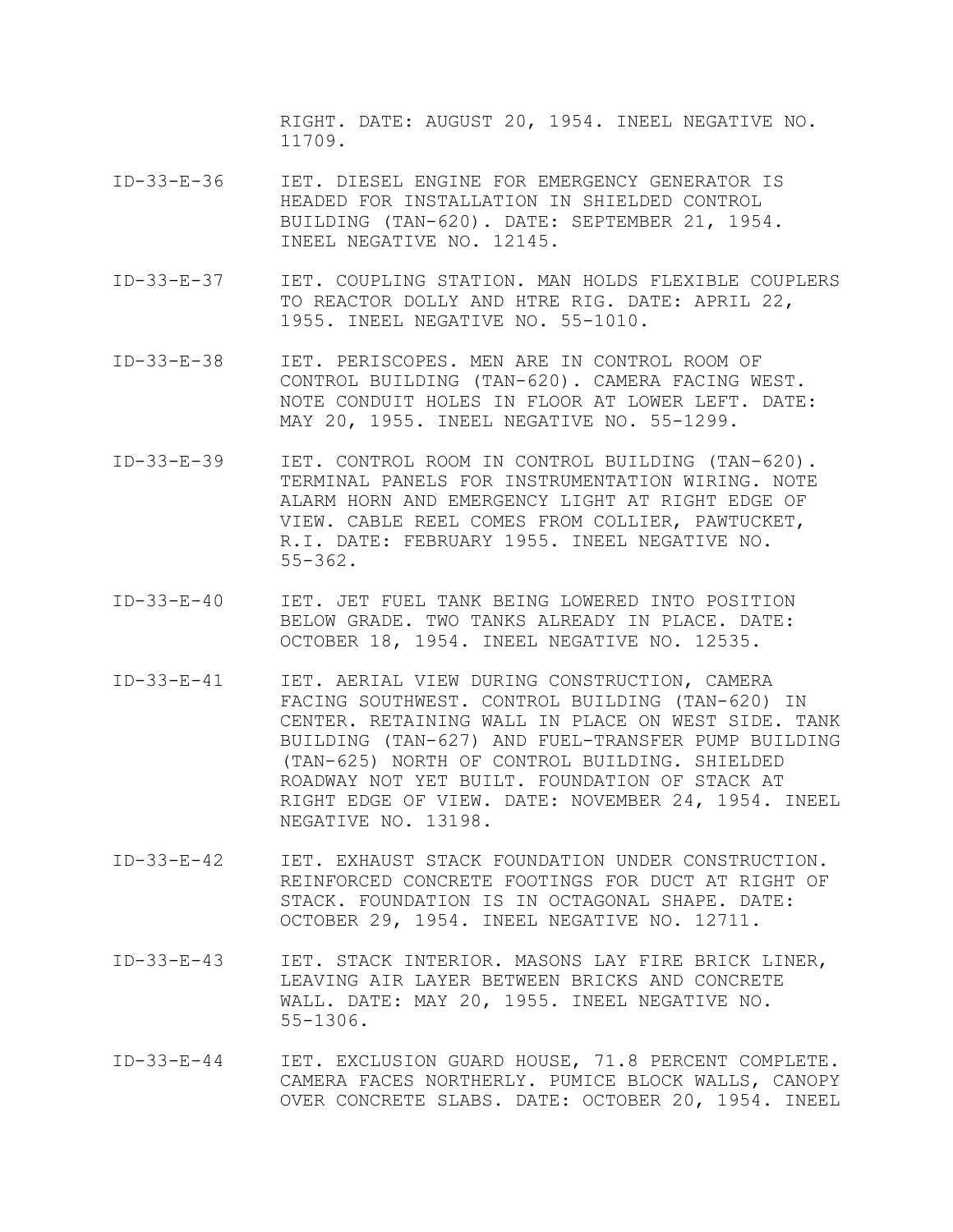RIGHT. DATE: AUGUST 20, 1954. INEEL NEGATIVE NO. 11709.

ID-33-E-36 IET. DIESEL ENGINE FOR EMERGENCY GENERATOR IS HEADED FOR INSTALLATION IN SHIELDED CONTROL BUILDING (TAN-620). DATE: SEPTEMBER 21, 1954. INEEL NEGATIVE NO. 12145.

ID-33-E-37 IET. COUPLING STATION. MAN HOLDS FLEXIBLE COUPLERS TO REACTOR DOLLY AND HTRE RIG. DATE: APRIL 22, 1955. INEEL NEGATIVE NO. 55-1010.

ID-33-E-38 IET. PERISCOPES. MEN ARE IN CONTROL ROOM OF CONTROL BUILDING (TAN-620). CAMERA FACING WEST. NOTE CONDUIT HOLES IN FLOOR AT LOWER LEFT. DATE: MAY 20, 1955. INEEL NEGATIVE NO. 55-1299.

ID-33-E-39 IET. CONTROL ROOM IN CONTROL BUILDING (TAN-620). TERMINAL PANELS FOR INSTRUMENTATION WIRING. NOTE ALARM HORN AND EMERGENCY LIGHT AT RIGHT EDGE OF VIEW. CABLE REEL COMES FROM COLLIER, PAWTUCKET, R.I. DATE: FEBRUARY 1955. INEEL NEGATIVE NO. 55-362.

ID-33-E-40 IET. JET FUEL TANK BEING LOWERED INTO POSITION BELOW GRADE. TWO TANKS ALREADY IN PLACE. DATE: OCTOBER 18, 1954. INEEL NEGATIVE NO. 12535.

ID-33-E-41 IET. AERIAL VIEW DURING CONSTRUCTION, CAMERA FACING SOUTHWEST. CONTROL BUILDING (TAN-620) IN CENTER. RETAINING WALL IN PLACE ON WEST SIDE. TANK BUILDING (TAN-627) AND FUEL-TRANSFER PUMP BUILDING (TAN-625) NORTH OF CONTROL BUILDING. SHIELDED ROADWAY NOT YET BUILT. FOUNDATION OF STACK AT RIGHT EDGE OF VIEW. DATE: NOVEMBER 24, 1954. INEEL NEGATIVE NO. 13198.

ID-33-E-42 IET. EXHAUST STACK FOUNDATION UNDER CONSTRUCTION. REINFORCED CONCRETE FOOTINGS FOR DUCT AT RIGHT OF STACK. FOUNDATION IS IN OCTAGONAL SHAPE. DATE: OCTOBER 29, 1954. INEEL NEGATIVE NO. 12711.

ID-33-E-43 IET. STACK INTERIOR. MASONS LAY FIRE BRICK LINER, LEAVING AIR LAYER BETWEEN BRICKS AND CONCRETE WALL. DATE: MAY 20, 1955. INEEL NEGATIVE NO. 55-1306.

ID-33-E-44 IET. EXCLUSION GUARD HOUSE, 71.8 PERCENT COMPLETE. CAMERA FACES NORTHERLY. PUMICE BLOCK WALLS, CANOPY OVER CONCRETE SLABS. DATE: OCTOBER 20, 1954. INEEL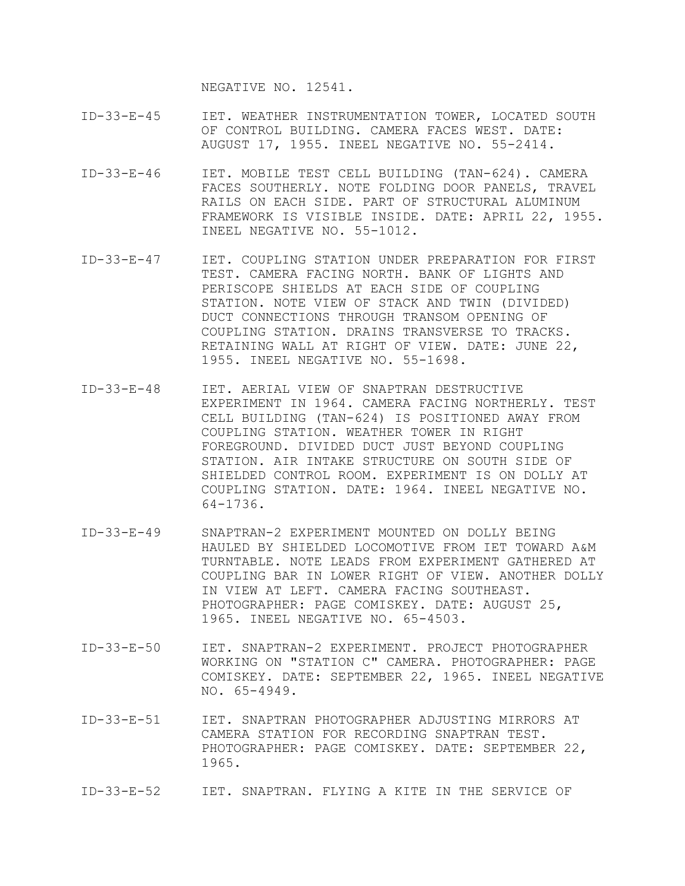NEGATIVE NO. 12541.

ID-33-E-45 IET. WEATHER INSTRUMENTATION TOWER, LOCATED SOUTH OF CONTROL BUILDING. CAMERA FACES WEST. DATE: AUGUST 17, 1955. INEEL NEGATIVE NO. 55-2414.

ID-33-E-46 IET. MOBILE TEST CELL BUILDING (TAN-624). CAMERA FACES SOUTHERLY. NOTE FOLDING DOOR PANELS, TRAVEL RAILS ON EACH SIDE. PART OF STRUCTURAL ALUMINUM FRAMEWORK IS VISIBLE INSIDE. DATE: APRIL 22, 1955. INEEL NEGATIVE NO. 55-1012.

ID-33-E-47 IET. COUPLING STATION UNDER PREPARATION FOR FIRST TEST. CAMERA FACING NORTH. BANK OF LIGHTS AND PERISCOPE SHIELDS AT EACH SIDE OF COUPLING STATION. NOTE VIEW OF STACK AND TWIN (DIVIDED) DUCT CONNECTIONS THROUGH TRANSOM OPENING OF COUPLING STATION. DRAINS TRANSVERSE TO TRACKS. RETAINING WALL AT RIGHT OF VIEW. DATE: JUNE 22, 1955. INEEL NEGATIVE NO. 55-1698.

ID-33-E-48 IET. AERIAL VIEW OF SNAPTRAN DESTRUCTIVE EXPERIMENT IN 1964. CAMERA FACING NORTHERLY. TEST CELL BUILDING (TAN-624) IS POSITIONED AWAY FROM COUPLING STATION. WEATHER TOWER IN RIGHT FOREGROUND. DIVIDED DUCT JUST BEYOND COUPLING STATION. AIR INTAKE STRUCTURE ON SOUTH SIDE OF SHIELDED CONTROL ROOM. EXPERIMENT IS ON DOLLY AT COUPLING STATION. DATE: 1964. INEEL NEGATIVE NO. 64-1736.

ID-33-E-49 SNAPTRAN-2 EXPERIMENT MOUNTED ON DOLLY BEING HAULED BY SHIELDED LOCOMOTIVE FROM IET TOWARD A&M TURNTABLE. NOTE LEADS FROM EXPERIMENT GATHERED AT COUPLING BAR IN LOWER RIGHT OF VIEW. ANOTHER DOLLY IN VIEW AT LEFT. CAMERA FACING SOUTHEAST. PHOTOGRAPHER: PAGE COMISKEY. DATE: AUGUST 25, 1965. INEEL NEGATIVE NO. 65-4503.

ID-33-E-50 IET. SNAPTRAN-2 EXPERIMENT. PROJECT PHOTOGRAPHER WORKING ON "STATION C" CAMERA. PHOTOGRAPHER: PAGE COMISKEY. DATE: SEPTEMBER 22, 1965. INEEL NEGATIVE NO. 65-4949.

ID-33-E-51 IET. SNAPTRAN PHOTOGRAPHER ADJUSTING MIRRORS AT CAMERA STATION FOR RECORDING SNAPTRAN TEST. PHOTOGRAPHER: PAGE COMISKEY. DATE: SEPTEMBER 22, 1965.

ID-33-E-52 IET. SNAPTRAN. FLYING A KITE IN THE SERVICE OF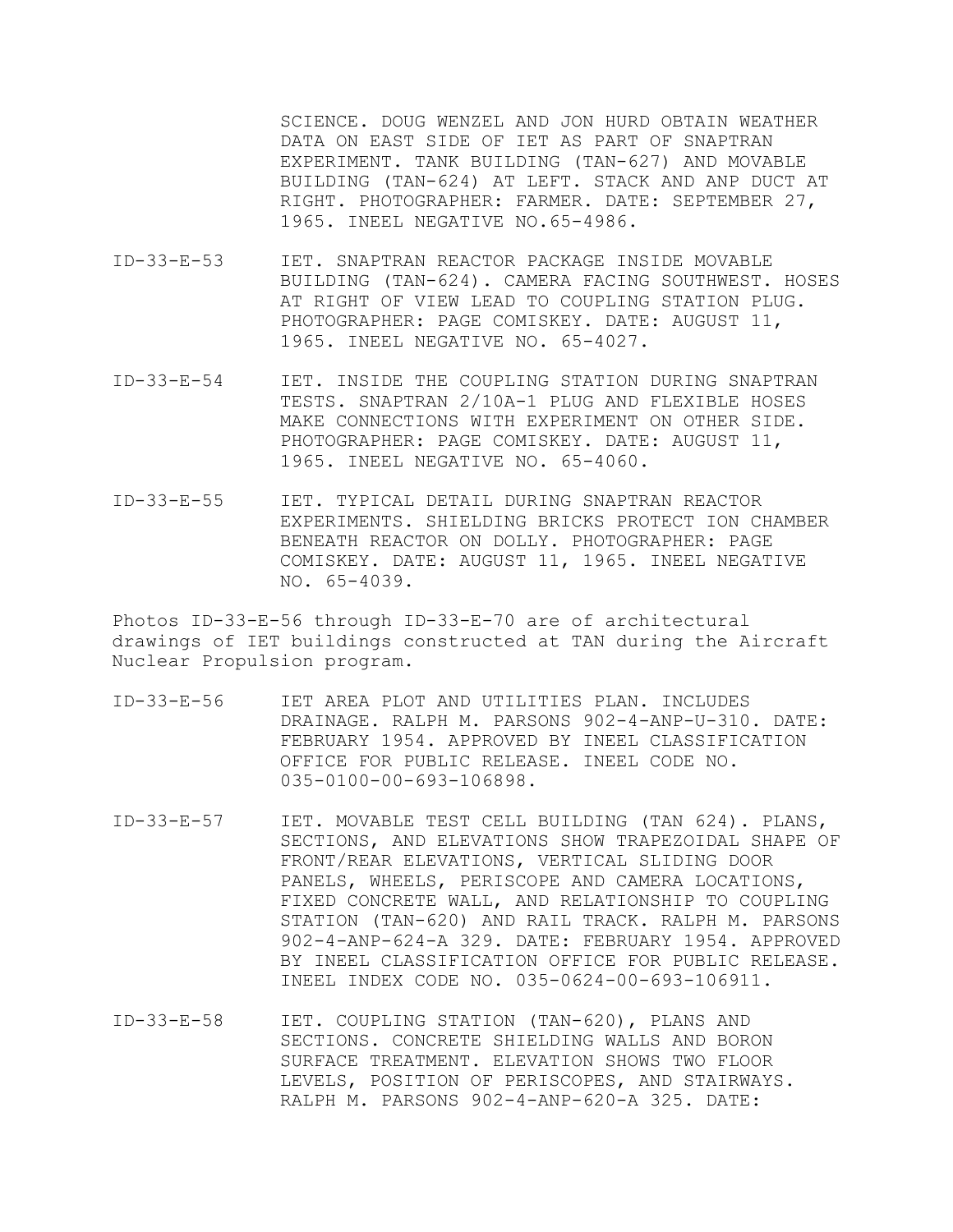SCIENCE. DOUG WENZEL AND JON HURD OBTAIN WEATHER DATA ON EAST SIDE OF IET AS PART OF SNAPTRAN EXPERIMENT. TANK BUILDING (TAN-627) AND MOVABLE BUILDING (TAN-624) AT LEFT. STACK AND ANP DUCT AT RIGHT. PHOTOGRAPHER: FARMER. DATE: SEPTEMBER 27, 1965. INEEL NEGATIVE NO.65-4986.

ID-33-E-53 IET. SNAPTRAN REACTOR PACKAGE INSIDE MOVABLE BUILDING (TAN-624). CAMERA FACING SOUTHWEST. HOSES AT RIGHT OF VIEW LEAD TO COUPLING STATION PLUG. PHOTOGRAPHER: PAGE COMISKEY. DATE: AUGUST 11, 1965. INEEL NEGATIVE NO. 65-4027.

ID-33-E-54 IET. INSIDE THE COUPLING STATION DURING SNAPTRAN TESTS. SNAPTRAN 2/10A-1 PLUG AND FLEXIBLE HOSES MAKE CONNECTIONS WITH EXPERIMENT ON OTHER SIDE. PHOTOGRAPHER: PAGE COMISKEY. DATE: AUGUST 11, 1965. INEEL NEGATIVE NO. 65-4060.

ID-33-E-55 IET. TYPICAL DETAIL DURING SNAPTRAN REACTOR EXPERIMENTS. SHIELDING BRICKS PROTECT ION CHAMBER BENEATH REACTOR ON DOLLY. PHOTOGRAPHER: PAGE COMISKEY. DATE: AUGUST 11, 1965. INEEL NEGATIVE NO. 65-4039.

Photos ID-33-E-56 through ID-33-E-70 are of architectural drawings of IET buildings constructed at TAN during the Aircraft Nuclear Propulsion program.

ID-33-E-56 IET AREA PLOT AND UTILITIES PLAN. INCLUDES DRAINAGE. RALPH M. PARSONS 902-4-ANP-U-310. DATE: FEBRUARY 1954. APPROVED BY INEEL CLASSIFICATION OFFICE FOR PUBLIC RELEASE. INEEL CODE NO. 035-0100-00-693-106898.

ID-33-E-57 IET. MOVABLE TEST CELL BUILDING (TAN 624). PLANS, SECTIONS, AND ELEVATIONS SHOW TRAPEZOIDAL SHAPE OF FRONT/REAR ELEVATIONS, VERTICAL SLIDING DOOR PANELS, WHEELS, PERISCOPE AND CAMERA LOCATIONS, FIXED CONCRETE WALL, AND RELATIONSHIP TO COUPLING STATION (TAN-620) AND RAIL TRACK. RALPH M. PARSONS 902-4-ANP-624-A 329. DATE: FEBRUARY 1954. APPROVED BY INEEL CLASSIFICATION OFFICE FOR PUBLIC RELEASE. INEEL INDEX CODE NO. 035-0624-00-693-106911.

ID-33-E-58 IET. COUPLING STATION (TAN-620), PLANS AND SECTIONS. CONCRETE SHIELDING WALLS AND BORON SURFACE TREATMENT. ELEVATION SHOWS TWO FLOOR LEVELS, POSITION OF PERISCOPES, AND STAIRWAYS. RALPH M. PARSONS 902-4-ANP-620-A 325. DATE: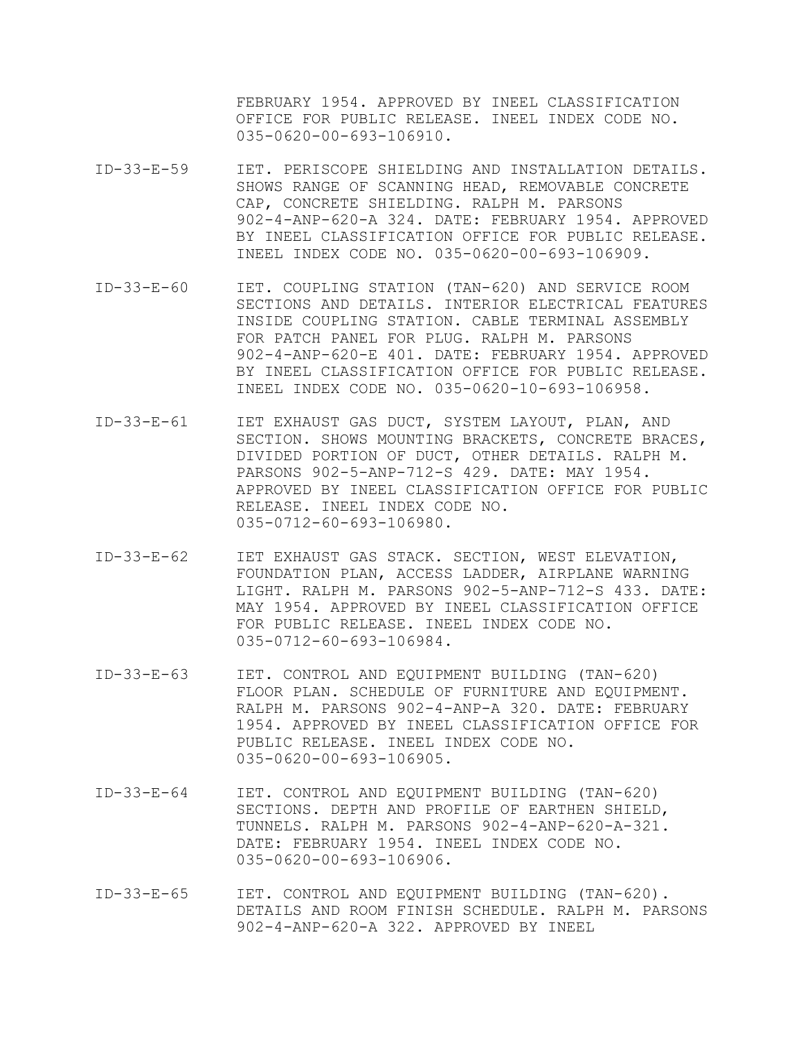FEBRUARY 1954. APPROVED BY INEEL CLASSIFICATION OFFICE FOR PUBLIC RELEASE. INEEL INDEX CODE NO. 035-0620-00-693-106910.

ID-33-E-59 IET. PERISCOPE SHIELDING AND INSTALLATION DETAILS. SHOWS RANGE OF SCANNING HEAD, REMOVABLE CONCRETE CAP, CONCRETE SHIELDING. RALPH M. PARSONS 902-4-ANP-620-A 324. DATE: FEBRUARY 1954. APPROVED BY INEEL CLASSIFICATION OFFICE FOR PUBLIC RELEASE. INEEL INDEX CODE NO. 035-0620-00-693-106909.

ID-33-E-60 IET. COUPLING STATION (TAN-620) AND SERVICE ROOM SECTIONS AND DETAILS. INTERIOR ELECTRICAL FEATURES INSIDE COUPLING STATION. CABLE TERMINAL ASSEMBLY FOR PATCH PANEL FOR PLUG. RALPH M. PARSONS 902-4-ANP-620-E 401. DATE: FEBRUARY 1954. APPROVED BY INEEL CLASSIFICATION OFFICE FOR PUBLIC RELEASE. INEEL INDEX CODE NO. 035-0620-10-693-106958.

ID-33-E-61 IET EXHAUST GAS DUCT, SYSTEM LAYOUT, PLAN, AND SECTION. SHOWS MOUNTING BRACKETS, CONCRETE BRACES, DIVIDED PORTION OF DUCT, OTHER DETAILS. RALPH M. PARSONS 902-5-ANP-712-S 429. DATE: MAY 1954. APPROVED BY INEEL CLASSIFICATION OFFICE FOR PUBLIC RELEASE. INEEL INDEX CODE NO. 035-0712-60-693-106980.

ID-33-E-62 IET EXHAUST GAS STACK. SECTION, WEST ELEVATION, FOUNDATION PLAN, ACCESS LADDER, AIRPLANE WARNING LIGHT. RALPH M. PARSONS 902-5-ANP-712-S 433. DATE: MAY 1954. APPROVED BY INEEL CLASSIFICATION OFFICE FOR PUBLIC RELEASE. INEEL INDEX CODE NO. 035-0712-60-693-106984.

ID-33-E-63 IET. CONTROL AND EQUIPMENT BUILDING (TAN-620) FLOOR PLAN. SCHEDULE OF FURNITURE AND EQUIPMENT. RALPH M. PARSONS 902-4-ANP-A 320. DATE: FEBRUARY 1954. APPROVED BY INEEL CLASSIFICATION OFFICE FOR PUBLIC RELEASE. INEEL INDEX CODE NO. 035-0620-00-693-106905.

ID-33-E-64 IET. CONTROL AND EQUIPMENT BUILDING (TAN-620) SECTIONS. DEPTH AND PROFILE OF EARTHEN SHIELD, TUNNELS. RALPH M. PARSONS 902-4-ANP-620-A-321. DATE: FEBRUARY 1954. INEEL INDEX CODE NO. 035-0620-00-693-106906.

ID-33-E-65 IET. CONTROL AND EQUIPMENT BUILDING (TAN-620). DETAILS AND ROOM FINISH SCHEDULE. RALPH M. PARSONS 902-4-ANP-620-A 322. APPROVED BY INEEL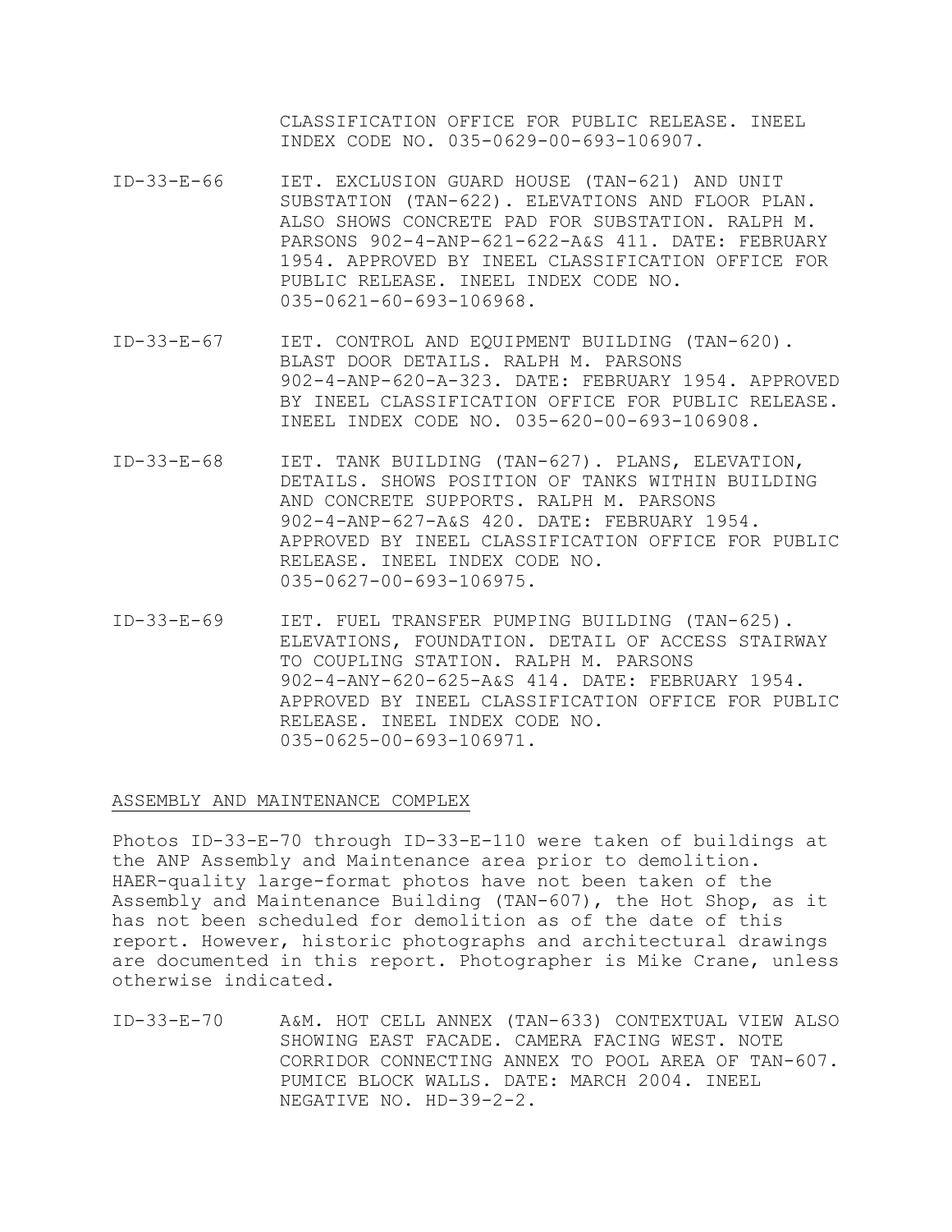CLASSIFICATION OFFICE FOR PUBLIC RELEASE. INEEL INDEX CODE NO. 035-0629-00-693-106907.

ID-33-E-66 IET. EXCLUSION GUARD HOUSE (TAN-621) AND UNIT SUBSTATION (TAN-622). ELEVATIONS AND FLOOR PLAN. ALSO SHOWS CONCRETE PAD FOR SUBSTATION. RALPH M. PARSONS 902-4-ANP-621-622-A&S 411. DATE: FEBRUARY 1954. APPROVED BY INEEL CLASSIFICATION OFFICE FOR PUBLIC RELEASE. INEEL INDEX CODE NO. 035-0621-60-693-106968.

ID-33-E-67 IET. CONTROL AND EQUIPMENT BUILDING (TAN-620). BLAST DOOR DETAILS. RALPH M. PARSONS 902-4-ANP-620-A-323. DATE: FEBRUARY 1954. APPROVED BY INEEL CLASSIFICATION OFFICE FOR PUBLIC RELEASE. INEEL INDEX CODE NO. 035-620-00-693-106908.

ID-33-E-68 IET. TANK BUILDING (TAN-627). PLANS, ELEVATION, DETAILS. SHOWS POSITION OF TANKS WITHIN BUILDING AND CONCRETE SUPPORTS. RALPH M. PARSONS 902-4-ANP-627-A&S 420. DATE: FEBRUARY 1954. APPROVED BY INEEL CLASSIFICATION OFFICE FOR PUBLIC RELEASE. INEEL INDEX CODE NO. 035-0627-00-693-106975.

ID-33-E-69 IET. FUEL TRANSFER PUMPING BUILDING (TAN-625). ELEVATIONS, FOUNDATION. DETAIL OF ACCESS STAIRWAY TO COUPLING STATION. RALPH M. PARSONS 902-4-ANY-620-625-A&S 414. DATE: FEBRUARY 1954. APPROVED BY INEEL CLASSIFICATION OFFICE FOR PUBLIC RELEASE. INEEL INDEX CODE NO. 035-0625-00-693-106971.

## ASSEMBLY AND MAINTENANCE COMPLEX

Photos ID-33-E-70 through ID-33-E-110 were taken of buildings at the ANP Assembly and Maintenance area prior to demolition. HAER-quality large-format photos have not been taken of the Assembly and Maintenance Building (TAN-607), the Hot Shop, as it has not been scheduled for demolition as of the date of this report. However, historic photographs and architectural drawings are documented in this report. Photographer is Mike Crane, unless otherwise indicated.

ID-33-E-70 A&M. HOT CELL ANNEX (TAN-633) CONTEXTUAL VIEW ALSO SHOWING EAST FACADE. CAMERA FACING WEST. NOTE CORRIDOR CONNECTING ANNEX TO POOL AREA OF TAN-607. PUMICE BLOCK WALLS. DATE: MARCH 2004. INEEL NEGATIVE NO. HD-39-2-2.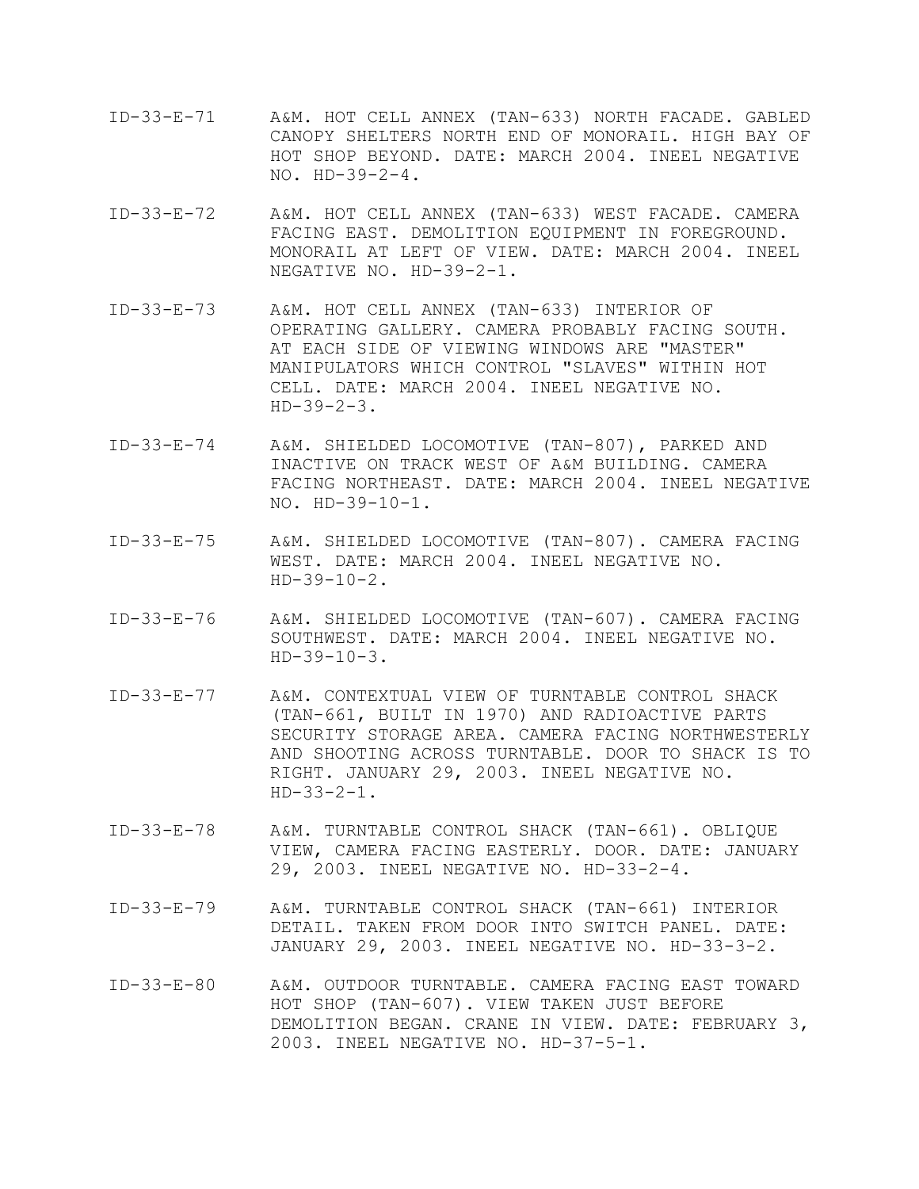ID-33-E-71 A&M. HOT CELL ANNEX (TAN-633) NORTH FACADE. GABLED CANOPY SHELTERS NORTH END OF MONORAIL. HIGH BAY OF HOT SHOP BEYOND. DATE: MARCH 2004. INEEL NEGATIVE NO. HD-39-2-4.

ID-33-E-72 A&M. HOT CELL ANNEX (TAN-633) WEST FACADE. CAMERA FACING EAST. DEMOLITION EQUIPMENT IN FOREGROUND. MONORAIL AT LEFT OF VIEW. DATE: MARCH 2004. INEEL NEGATIVE NO. HD-39-2-1.

ID-33-E-73 A&M. HOT CELL ANNEX (TAN-633) INTERIOR OF OPERATING GALLERY. CAMERA PROBABLY FACING SOUTH. AT EACH SIDE OF VIEWING WINDOWS ARE "MASTER" MANIPULATORS WHICH CONTROL "SLAVES" WITHIN HOT CELL. DATE: MARCH 2004. INEEL NEGATIVE NO. HD-39-2-3.

ID-33-E-74 A&M. SHIELDED LOCOMOTIVE (TAN-807), PARKED AND INACTIVE ON TRACK WEST OF A&M BUILDING. CAMERA FACING NORTHEAST. DATE: MARCH 2004. INEEL NEGATIVE NO. HD-39-10-1.

ID-33-E-75 A&M. SHIELDED LOCOMOTIVE (TAN-807). CAMERA FACING WEST. DATE: MARCH 2004. INEEL NEGATIVE NO. HD-39-10-2.

ID-33-E-76 A&M. SHIELDED LOCOMOTIVE (TAN-607). CAMERA FACING SOUTHWEST. DATE: MARCH 2004. INEEL NEGATIVE NO. HD-39-10-3.

ID-33-E-77 A&M. CONTEXTUAL VIEW OF TURNTABLE CONTROL SHACK (TAN-661, BUILT IN 1970) AND RADIOACTIVE PARTS SECURITY STORAGE AREA. CAMERA FACING NORTHWESTERLY AND SHOOTING ACROSS TURNTABLE. DOOR TO SHACK IS TO RIGHT. JANUARY 29, 2003. INEEL NEGATIVE NO. HD-33-2-1.

ID-33-E-78 A&M. TURNTABLE CONTROL SHACK (TAN-661). OBLIQUE VIEW, CAMERA FACING EASTERLY. DOOR. DATE: JANUARY 29, 2003. INEEL NEGATIVE NO. HD-33-2-4.

ID-33-E-79 A&M. TURNTABLE CONTROL SHACK (TAN-661) INTERIOR DETAIL. TAKEN FROM DOOR INTO SWITCH PANEL. DATE: JANUARY 29, 2003. INEEL NEGATIVE NO. HD-33-3-2.

ID-33-E-80 A&M. OUTDOOR TURNTABLE. CAMERA FACING EAST TOWARD HOT SHOP (TAN-607). VIEW TAKEN JUST BEFORE DEMOLITION BEGAN. CRANE IN VIEW. DATE: FEBRUARY 3, 2003. INEEL NEGATIVE NO. HD-37-5-1.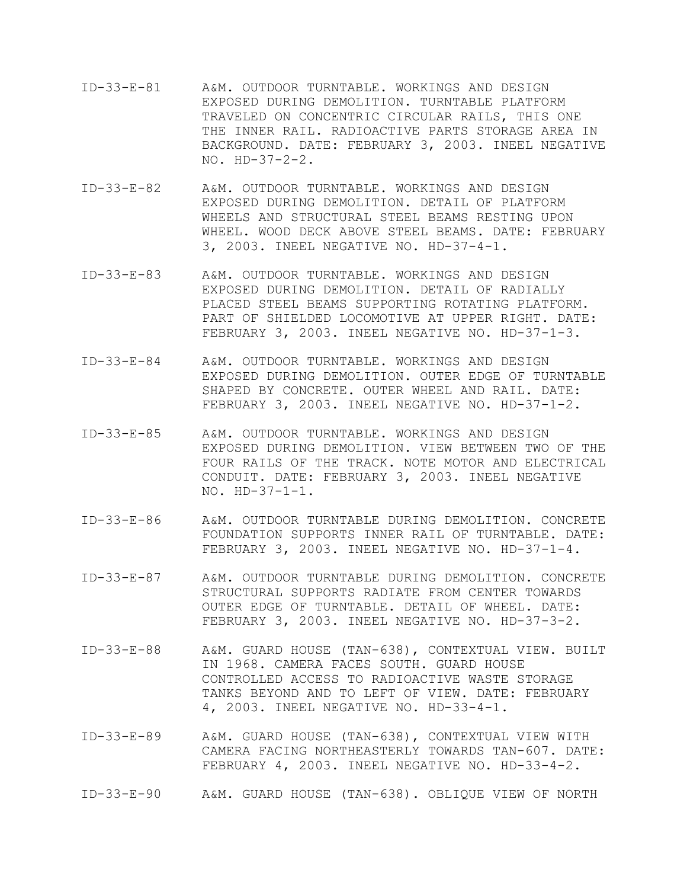ID-33-E-81 A&M. OUTDOOR TURNTABLE. WORKINGS AND DESIGN EXPOSED DURING DEMOLITION. TURNTABLE PLATFORM TRAVELED ON CONCENTRIC CIRCULAR RAILS, THIS ONE THE INNER RAIL. RADIOACTIVE PARTS STORAGE AREA IN BACKGROUND. DATE: FEBRUARY 3, 2003. INEEL NEGATIVE NO. HD-37-2-2.

ID-33-E-82 A&M. OUTDOOR TURNTABLE. WORKINGS AND DESIGN EXPOSED DURING DEMOLITION. DETAIL OF PLATFORM WHEELS AND STRUCTURAL STEEL BEAMS RESTING UPON WHEEL. WOOD DECK ABOVE STEEL BEAMS. DATE: FEBRUARY 3, 2003. INEEL NEGATIVE NO. HD-37-4-1.

ID-33-E-83 A&M. OUTDOOR TURNTABLE. WORKINGS AND DESIGN EXPOSED DURING DEMOLITION. DETAIL OF RADIALLY PLACED STEEL BEAMS SUPPORTING ROTATING PLATFORM. PART OF SHIELDED LOCOMOTIVE AT UPPER RIGHT. DATE: FEBRUARY 3, 2003. INEEL NEGATIVE NO. HD-37-1-3.

ID-33-E-84 A&M. OUTDOOR TURNTABLE. WORKINGS AND DESIGN EXPOSED DURING DEMOLITION. OUTER EDGE OF TURNTABLE SHAPED BY CONCRETE. OUTER WHEEL AND RAIL. DATE: FEBRUARY 3, 2003. INEEL NEGATIVE NO. HD-37-1-2.

ID-33-E-85 A&M. OUTDOOR TURNTABLE. WORKINGS AND DESIGN EXPOSED DURING DEMOLITION. VIEW BETWEEN TWO OF THE FOUR RAILS OF THE TRACK. NOTE MOTOR AND ELECTRICAL CONDUIT. DATE: FEBRUARY 3, 2003. INEEL NEGATIVE NO. HD-37-1-1.

ID-33-E-86 A&M. OUTDOOR TURNTABLE DURING DEMOLITION. CONCRETE FOUNDATION SUPPORTS INNER RAIL OF TURNTABLE. DATE: FEBRUARY 3, 2003. INEEL NEGATIVE NO. HD-37-1-4.

ID-33-E-87 A&M. OUTDOOR TURNTABLE DURING DEMOLITION. CONCRETE STRUCTURAL SUPPORTS RADIATE FROM CENTER TOWARDS OUTER EDGE OF TURNTABLE. DETAIL OF WHEEL. DATE: FEBRUARY 3, 2003. INEEL NEGATIVE NO. HD-37-3-2.

ID-33-E-88 A&M. GUARD HOUSE (TAN-638), CONTEXTUAL VIEW. BUILT IN 1968. CAMERA FACES SOUTH. GUARD HOUSE CONTROLLED ACCESS TO RADIOACTIVE WASTE STORAGE TANKS BEYOND AND TO LEFT OF VIEW. DATE: FEBRUARY 4, 2003. INEEL NEGATIVE NO. HD-33-4-1.

ID-33-E-89 A&M. GUARD HOUSE (TAN-638), CONTEXTUAL VIEW WITH CAMERA FACING NORTHEASTERLY TOWARDS TAN-607. DATE: FEBRUARY 4, 2003. INEEL NEGATIVE NO. HD-33-4-2.

ID-33-E-90 A&M. GUARD HOUSE (TAN-638). OBLIQUE VIEW OF NORTH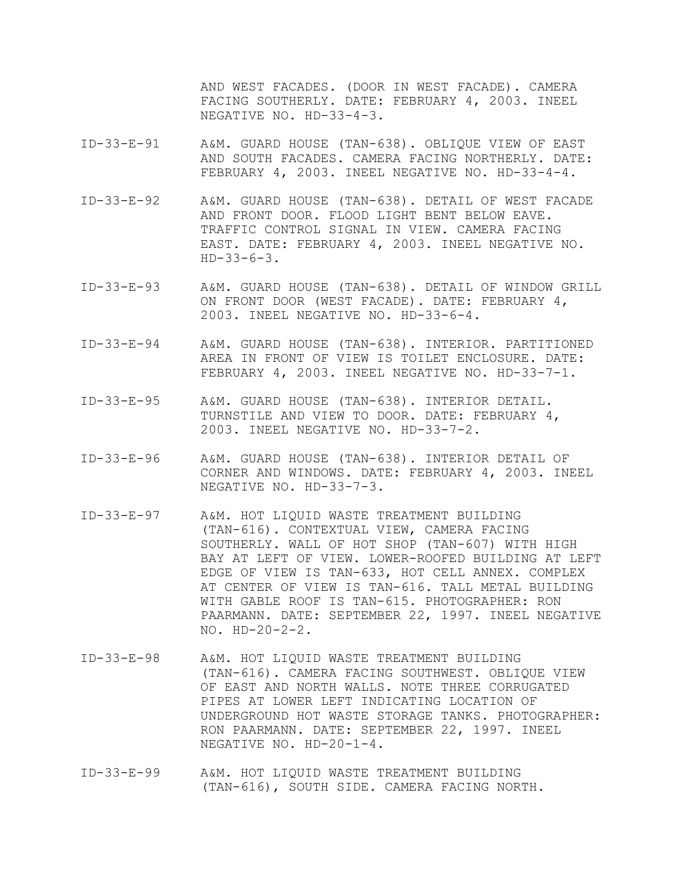AND WEST FACADES. (DOOR IN WEST FACADE). CAMERA FACING SOUTHERLY. DATE: FEBRUARY 4, 2003. INEEL NEGATIVE NO. HD-33-4-3.

ID-33-E-91 A&M. GUARD HOUSE (TAN-638). OBLIQUE VIEW OF EAST AND SOUTH FACADES. CAMERA FACING NORTHERLY. DATE: FEBRUARY 4, 2003. INEEL NEGATIVE NO. HD-33-4-4.

ID-33-E-92 A&M. GUARD HOUSE (TAN-638). DETAIL OF WEST FACADE AND FRONT DOOR. FLOOD LIGHT BENT BELOW EAVE. TRAFFIC CONTROL SIGNAL IN VIEW. CAMERA FACING EAST. DATE: FEBRUARY 4, 2003. INEEL NEGATIVE NO. HD-33-6-3.

ID-33-E-93 A&M. GUARD HOUSE (TAN-638). DETAIL OF WINDOW GRILL ON FRONT DOOR (WEST FACADE). DATE: FEBRUARY 4, 2003. INEEL NEGATIVE NO. HD-33-6-4.

ID-33-E-94 A&M. GUARD HOUSE (TAN-638). INTERIOR. PARTITIONED AREA IN FRONT OF VIEW IS TOILET ENCLOSURE. DATE: FEBRUARY 4, 2003. INEEL NEGATIVE NO. HD-33-7-1.

ID-33-E-95 A&M. GUARD HOUSE (TAN-638). INTERIOR DETAIL. TURNSTILE AND VIEW TO DOOR. DATE: FEBRUARY 4, 2003. INEEL NEGATIVE NO. HD-33-7-2.

ID-33-E-96 A&M. GUARD HOUSE (TAN-638). INTERIOR DETAIL OF CORNER AND WINDOWS. DATE: FEBRUARY 4, 2003. INEEL NEGATIVE NO. HD-33-7-3.

ID-33-E-97 A&M. HOT LIQUID WASTE TREATMENT BUILDING (TAN-616). CONTEXTUAL VIEW, CAMERA FACING SOUTHERLY. WALL OF HOT SHOP (TAN-607) WITH HIGH BAY AT LEFT OF VIEW. LOWER-ROOFED BUILDING AT LEFT EDGE OF VIEW IS TAN-633, HOT CELL ANNEX. COMPLEX AT CENTER OF VIEW IS TAN-616. TALL METAL BUILDING WITH GABLE ROOF IS TAN-615. PHOTOGRAPHER: RON PAARMANN. DATE: SEPTEMBER 22, 1997. INEEL NEGATIVE NO. HD-20-2-2.

ID-33-E-98 A&M. HOT LIQUID WASTE TREATMENT BUILDING (TAN-616). CAMERA FACING SOUTHWEST. OBLIQUE VIEW OF EAST AND NORTH WALLS. NOTE THREE CORRUGATED PIPES AT LOWER LEFT INDICATING LOCATION OF UNDERGROUND HOT WASTE STORAGE TANKS. PHOTOGRAPHER: RON PAARMANN. DATE: SEPTEMBER 22, 1997. INEEL NEGATIVE NO. HD-20-1-4.

ID-33-E-99 A&M. HOT LIQUID WASTE TREATMENT BUILDING (TAN-616), SOUTH SIDE. CAMERA FACING NORTH.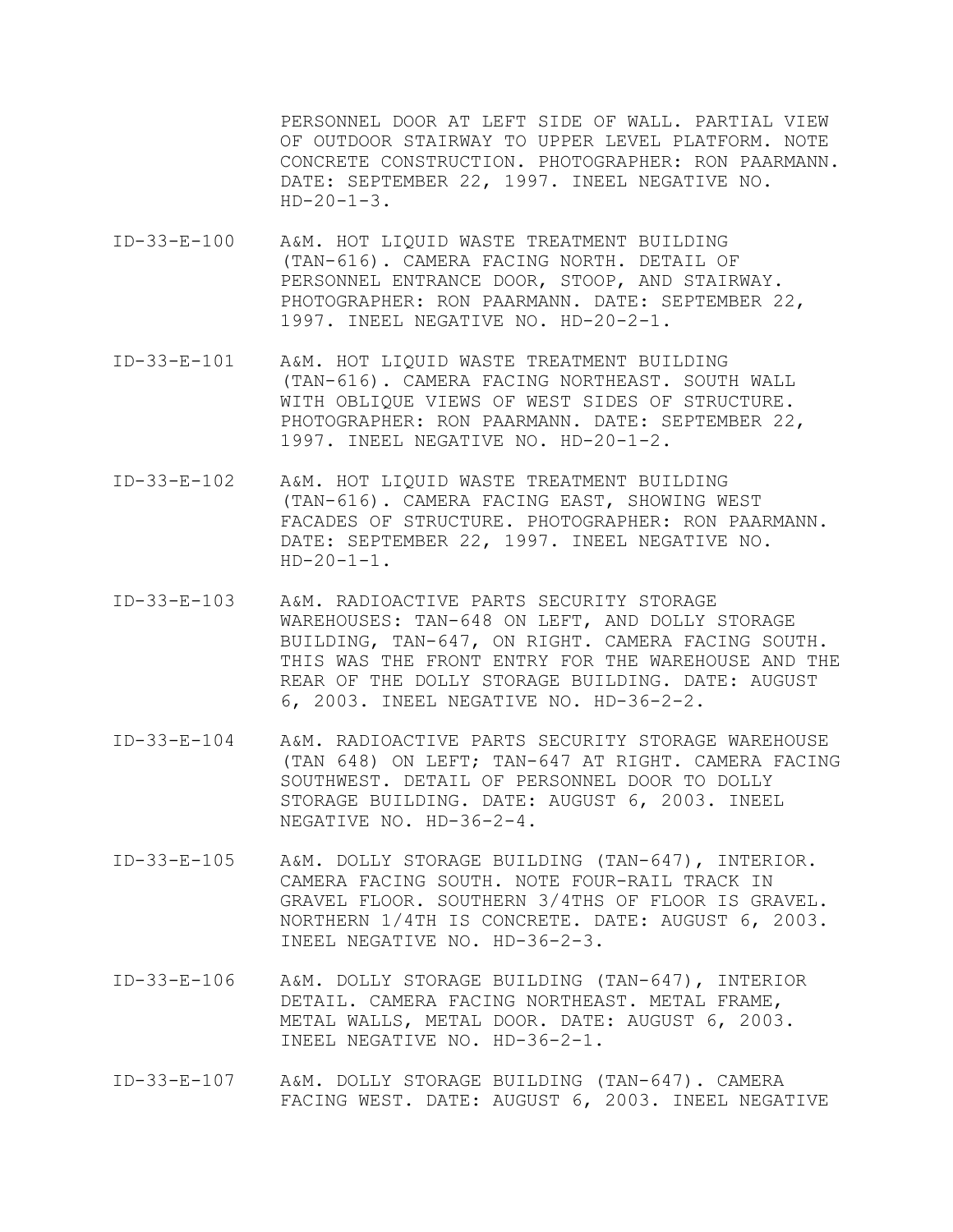PERSONNEL DOOR AT LEFT SIDE OF WALL. PARTIAL VIEW OF OUTDOOR STAIRWAY TO UPPER LEVEL PLATFORM. NOTE CONCRETE CONSTRUCTION. PHOTOGRAPHER: RON PAARMANN. DATE: SEPTEMBER 22, 1997. INEEL NEGATIVE NO. HD-20-1-3.

ID-33-E-100 A&M. HOT LIQUID WASTE TREATMENT BUILDING (TAN-616). CAMERA FACING NORTH. DETAIL OF PERSONNEL ENTRANCE DOOR, STOOP, AND STAIRWAY. PHOTOGRAPHER: RON PAARMANN. DATE: SEPTEMBER 22, 1997. INEEL NEGATIVE NO. HD-20-2-1.

ID-33-E-101 A&M. HOT LIQUID WASTE TREATMENT BUILDING (TAN-616). CAMERA FACING NORTHEAST. SOUTH WALL WITH OBLIQUE VIEWS OF WEST SIDES OF STRUCTURE. PHOTOGRAPHER: RON PAARMANN. DATE: SEPTEMBER 22, 1997. INEEL NEGATIVE NO. HD-20-1-2.

ID-33-E-102 A&M. HOT LIQUID WASTE TREATMENT BUILDING (TAN-616). CAMERA FACING EAST, SHOWING WEST FACADES OF STRUCTURE. PHOTOGRAPHER: RON PAARMANN. DATE: SEPTEMBER 22, 1997. INEEL NEGATIVE NO. HD-20-1-1.

ID-33-E-103 A&M. RADIOACTIVE PARTS SECURITY STORAGE WAREHOUSES: TAN-648 ON LEFT, AND DOLLY STORAGE BUILDING, TAN-647, ON RIGHT. CAMERA FACING SOUTH. THIS WAS THE FRONT ENTRY FOR THE WAREHOUSE AND THE REAR OF THE DOLLY STORAGE BUILDING. DATE: AUGUST 6, 2003. INEEL NEGATIVE NO. HD-36-2-2.

ID-33-E-104 A&M. RADIOACTIVE PARTS SECURITY STORAGE WAREHOUSE (TAN 648) ON LEFT; TAN-647 AT RIGHT. CAMERA FACING SOUTHWEST. DETAIL OF PERSONNEL DOOR TO DOLLY STORAGE BUILDING. DATE: AUGUST 6, 2003. INEEL NEGATIVE NO. HD-36-2-4.

ID-33-E-105 A&M. DOLLY STORAGE BUILDING (TAN-647), INTERIOR. CAMERA FACING SOUTH. NOTE FOUR-RAIL TRACK IN GRAVEL FLOOR. SOUTHERN 3/4THS OF FLOOR IS GRAVEL. NORTHERN 1/4TH IS CONCRETE. DATE: AUGUST 6, 2003. INEEL NEGATIVE NO. HD-36-2-3.

ID-33-E-106 A&M. DOLLY STORAGE BUILDING (TAN-647), INTERIOR DETAIL. CAMERA FACING NORTHEAST. METAL FRAME, METAL WALLS, METAL DOOR. DATE: AUGUST 6, 2003. INEEL NEGATIVE NO. HD-36-2-1.

ID-33-E-107 A&M. DOLLY STORAGE BUILDING (TAN-647). CAMERA FACING WEST. DATE: AUGUST 6, 2003. INEEL NEGATIVE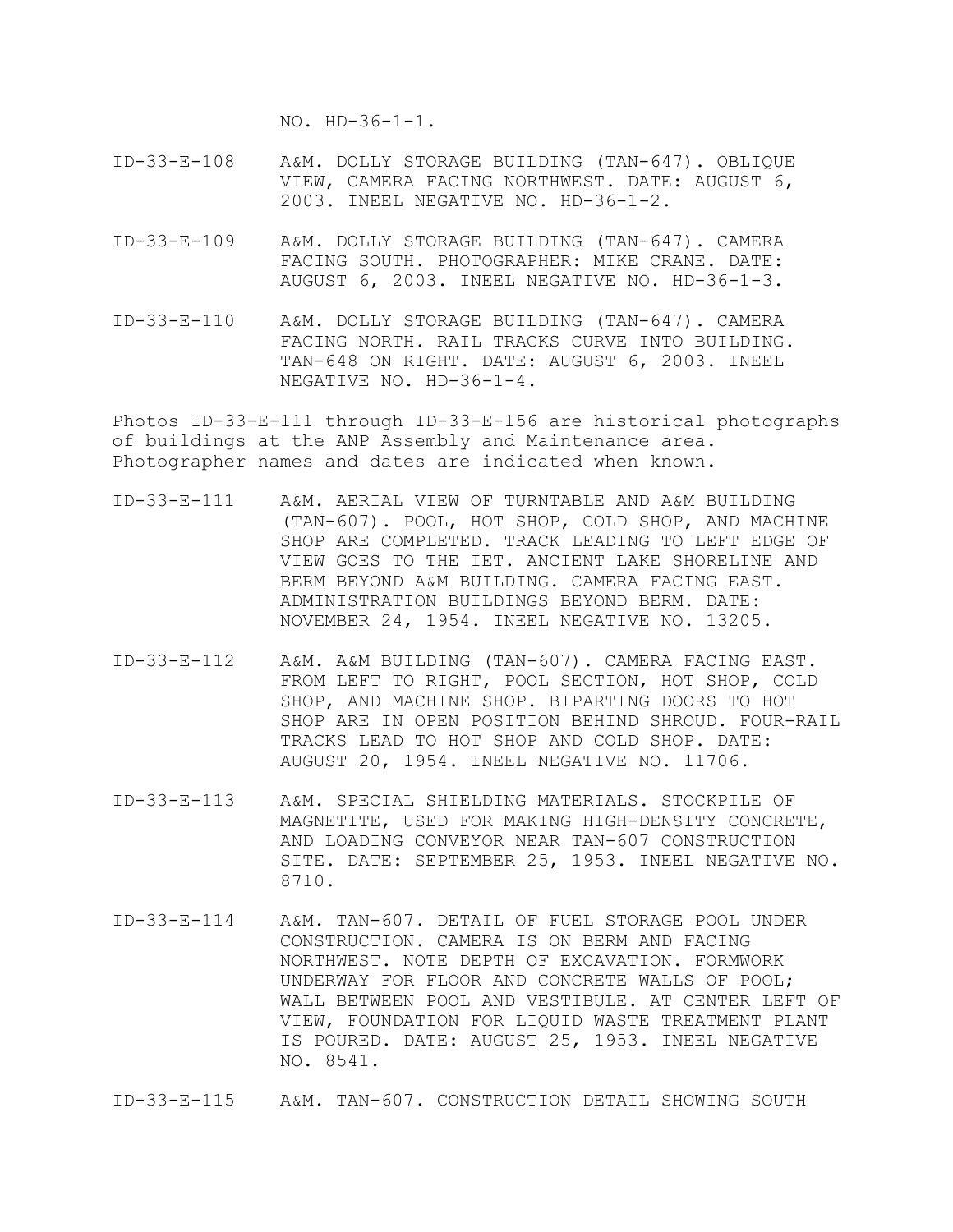NO. HD-36-1-1.

ID-33-E-108 A&M. DOLLY STORAGE BUILDING (TAN-647). OBLIQUE VIEW, CAMERA FACING NORTHWEST. DATE: AUGUST 6, 2003. INEEL NEGATIVE NO. HD-36-1-2.

ID-33-E-109 A&M. DOLLY STORAGE BUILDING (TAN-647). CAMERA FACING SOUTH. PHOTOGRAPHER: MIKE CRANE. DATE: AUGUST 6, 2003. INEEL NEGATIVE NO. HD-36-1-3.

ID-33-E-110 A&M. DOLLY STORAGE BUILDING (TAN-647). CAMERA FACING NORTH. RAIL TRACKS CURVE INTO BUILDING. TAN-648 ON RIGHT. DATE: AUGUST 6, 2003. INEEL NEGATIVE NO. HD-36-1-4.

Photos ID-33-E-111 through ID-33-E-156 are historical photographs of buildings at the ANP Assembly and Maintenance area. Photographer names and dates are indicated when known.

ID-33-E-111 A&M. AERIAL VIEW OF TURNTABLE AND A&M BUILDING (TAN-607). POOL, HOT SHOP, COLD SHOP, AND MACHINE SHOP ARE COMPLETED. TRACK LEADING TO LEFT EDGE OF VIEW GOES TO THE IET. ANCIENT LAKE SHORELINE AND BERM BEYOND A&M BUILDING. CAMERA FACING EAST. ADMINISTRATION BUILDINGS BEYOND BERM. DATE: NOVEMBER 24, 1954. INEEL NEGATIVE NO. 13205.

ID-33-E-112 A&M. A&M BUILDING (TAN-607). CAMERA FACING EAST. FROM LEFT TO RIGHT, POOL SECTION, HOT SHOP, COLD SHOP, AND MACHINE SHOP. BIPARTING DOORS TO HOT SHOP ARE IN OPEN POSITION BEHIND SHROUD. FOUR-RAIL TRACKS LEAD TO HOT SHOP AND COLD SHOP. DATE: AUGUST 20, 1954. INEEL NEGATIVE NO. 11706.

ID-33-E-113 A&M. SPECIAL SHIELDING MATERIALS. STOCKPILE OF MAGNETITE, USED FOR MAKING HIGH-DENSITY CONCRETE, AND LOADING CONVEYOR NEAR TAN-607 CONSTRUCTION SITE. DATE: SEPTEMBER 25, 1953. INEEL NEGATIVE NO. 8710.

ID-33-E-114 A&M. TAN-607. DETAIL OF FUEL STORAGE POOL UNDER CONSTRUCTION. CAMERA IS ON BERM AND FACING NORTHWEST. NOTE DEPTH OF EXCAVATION. FORMWORK UNDERWAY FOR FLOOR AND CONCRETE WALLS OF POOL; WALL BETWEEN POOL AND VESTIBULE. AT CENTER LEFT OF VIEW, FOUNDATION FOR LIQUID WASTE TREATMENT PLANT IS POURED. DATE: AUGUST 25, 1953. INEEL NEGATIVE NO. 8541.

ID-33-E-115 A&M. TAN-607. CONSTRUCTION DETAIL SHOWING SOUTH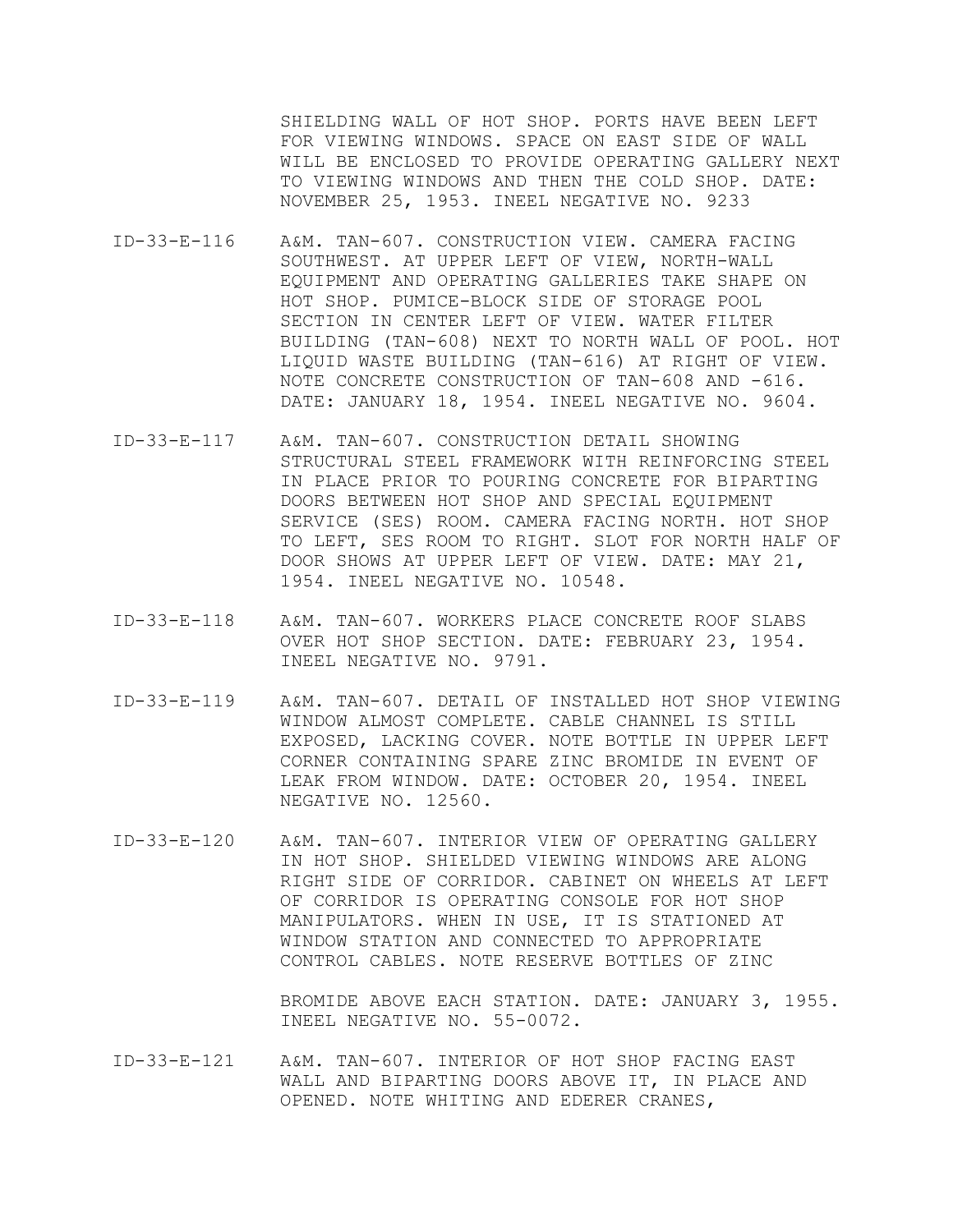SHIELDING WALL OF HOT SHOP. PORTS HAVE BEEN LEFT FOR VIEWING WINDOWS. SPACE ON EAST SIDE OF WALL WILL BE ENCLOSED TO PROVIDE OPERATING GALLERY NEXT TO VIEWING WINDOWS AND THEN THE COLD SHOP. DATE: NOVEMBER 25, 1953. INEEL NEGATIVE NO. 9233

ID-33-E-116 A&M. TAN-607. CONSTRUCTION VIEW. CAMERA FACING SOUTHWEST. AT UPPER LEFT OF VIEW, NORTH-WALL EQUIPMENT AND OPERATING GALLERIES TAKE SHAPE ON HOT SHOP. PUMICE-BLOCK SIDE OF STORAGE POOL SECTION IN CENTER LEFT OF VIEW. WATER FILTER BUILDING (TAN-608) NEXT TO NORTH WALL OF POOL. HOT LIQUID WASTE BUILDING (TAN-616) AT RIGHT OF VIEW. NOTE CONCRETE CONSTRUCTION OF TAN-608 AND -616. DATE: JANUARY 18, 1954. INEEL NEGATIVE NO. 9604.

ID-33-E-117 A&M. TAN-607. CONSTRUCTION DETAIL SHOWING STRUCTURAL STEEL FRAMEWORK WITH REINFORCING STEEL IN PLACE PRIOR TO POURING CONCRETE FOR BIPARTING DOORS BETWEEN HOT SHOP AND SPECIAL EQUIPMENT SERVICE (SES) ROOM. CAMERA FACING NORTH. HOT SHOP TO LEFT, SES ROOM TO RIGHT. SLOT FOR NORTH HALF OF DOOR SHOWS AT UPPER LEFT OF VIEW. DATE: MAY 21, 1954. INEEL NEGATIVE NO. 10548.

ID-33-E-118 A&M. TAN-607. WORKERS PLACE CONCRETE ROOF SLABS OVER HOT SHOP SECTION. DATE: FEBRUARY 23, 1954. INEEL NEGATIVE NO. 9791.

ID-33-E-119 A&M. TAN-607. DETAIL OF INSTALLED HOT SHOP VIEWING WINDOW ALMOST COMPLETE. CABLE CHANNEL IS STILL EXPOSED, LACKING COVER. NOTE BOTTLE IN UPPER LEFT CORNER CONTAINING SPARE ZINC BROMIDE IN EVENT OF LEAK FROM WINDOW. DATE: OCTOBER 20, 1954. INEEL NEGATIVE NO. 12560.

ID-33-E-120 A&M. TAN-607. INTERIOR VIEW OF OPERATING GALLERY IN HOT SHOP. SHIELDED VIEWING WINDOWS ARE ALONG RIGHT SIDE OF CORRIDOR. CABINET ON WHEELS AT LEFT OF CORRIDOR IS OPERATING CONSOLE FOR HOT SHOP MANIPULATORS. WHEN IN USE, IT IS STATIONED AT WINDOW STATION AND CONNECTED TO APPROPRIATE CONTROL CABLES. NOTE RESERVE BOTTLES OF ZINC BROMIDE ABOVE EACH STATION. DATE: JANUARY 3, 1955. INEEL NEGATIVE NO. 55-0072.

ID-33-E-121 A&M. TAN-607. INTERIOR OF HOT SHOP FACING EAST WALL AND BIPARTING DOORS ABOVE IT, IN PLACE AND OPENED. NOTE WHITING AND EDERER CRANES,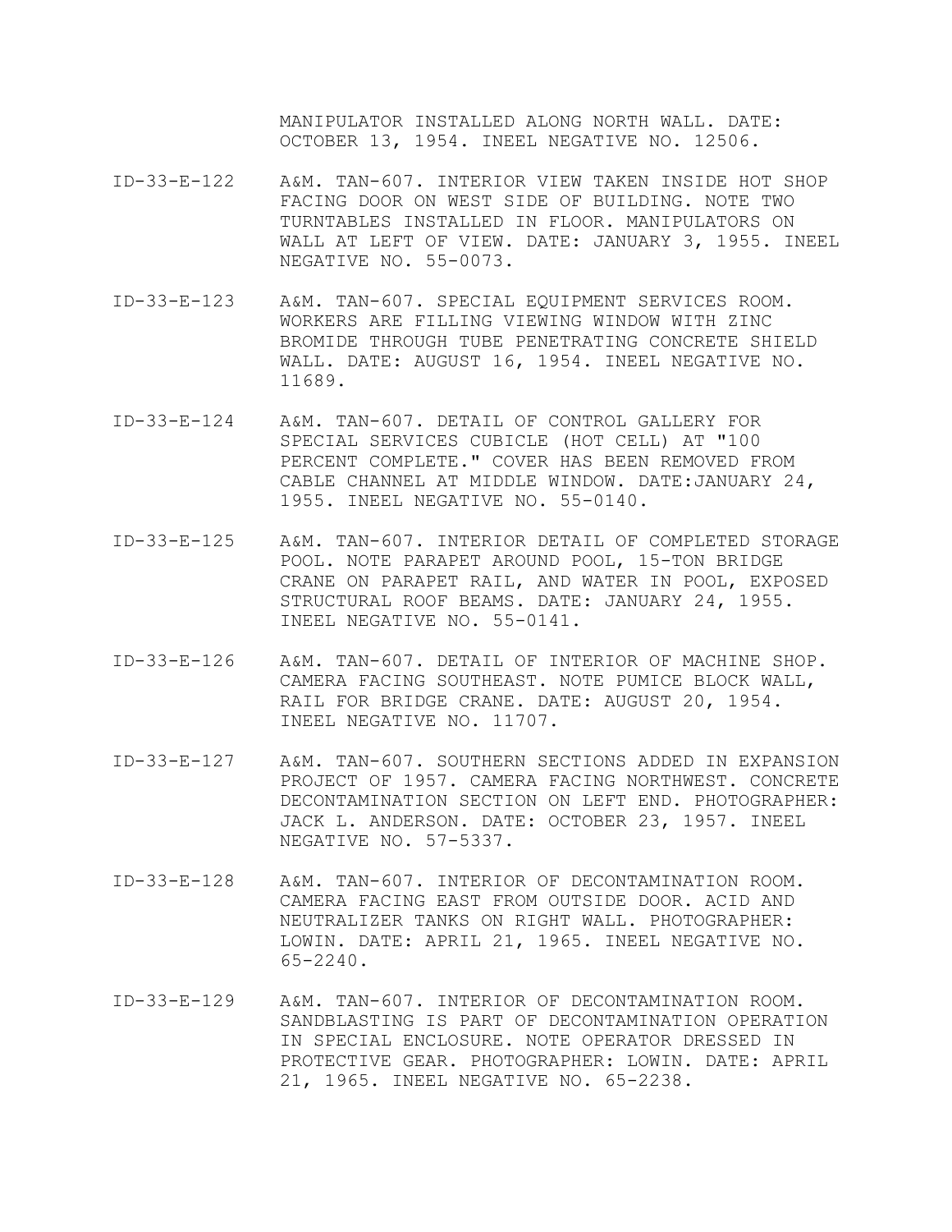MANIPULATOR INSTALLED ALONG NORTH WALL. DATE: OCTOBER 13, 1954. INEEL NEGATIVE NO. 12506.

ID-33-E-122 A&M. TAN-607. INTERIOR VIEW TAKEN INSIDE HOT SHOP FACING DOOR ON WEST SIDE OF BUILDING. NOTE TWO TURNTABLES INSTALLED IN FLOOR. MANIPULATORS ON WALL AT LEFT OF VIEW. DATE: JANUARY 3, 1955. INEEL NEGATIVE NO. 55-0073.

ID-33-E-123 A&M. TAN-607. SPECIAL EQUIPMENT SERVICES ROOM. WORKERS ARE FILLING VIEWING WINDOW WITH ZINC BROMIDE THROUGH TUBE PENETRATING CONCRETE SHIELD WALL. DATE: AUGUST 16, 1954. INEEL NEGATIVE NO. 11689.

ID-33-E-124 A&M. TAN-607. DETAIL OF CONTROL GALLERY FOR SPECIAL SERVICES CUBICLE (HOT CELL) AT "100 PERCENT COMPLETE." COVER HAS BEEN REMOVED FROM CABLE CHANNEL AT MIDDLE WINDOW. DATE:JANUARY 24, 1955. INEEL NEGATIVE NO. 55-0140.

ID-33-E-125 A&M. TAN-607. INTERIOR DETAIL OF COMPLETED STORAGE POOL. NOTE PARAPET AROUND POOL, 15-TON BRIDGE CRANE ON PARAPET RAIL, AND WATER IN POOL, EXPOSED STRUCTURAL ROOF BEAMS. DATE: JANUARY 24, 1955. INEEL NEGATIVE NO. 55-0141.

ID-33-E-126 A&M. TAN-607. DETAIL OF INTERIOR OF MACHINE SHOP. CAMERA FACING SOUTHEAST. NOTE PUMICE BLOCK WALL, RAIL FOR BRIDGE CRANE. DATE: AUGUST 20, 1954. INEEL NEGATIVE NO. 11707.

ID-33-E-127 A&M. TAN-607. SOUTHERN SECTIONS ADDED IN EXPANSION PROJECT OF 1957. CAMERA FACING NORTHWEST. CONCRETE DECONTAMINATION SECTION ON LEFT END. PHOTOGRAPHER: JACK L. ANDERSON. DATE: OCTOBER 23, 1957. INEEL NEGATIVE NO. 57-5337.

ID-33-E-128 A&M. TAN-607. INTERIOR OF DECONTAMINATION ROOM. CAMERA FACING EAST FROM OUTSIDE DOOR. ACID AND NEUTRALIZER TANKS ON RIGHT WALL. PHOTOGRAPHER: LOWIN. DATE: APRIL 21, 1965. INEEL NEGATIVE NO. 65-2240.

ID-33-E-129 A&M. TAN-607. INTERIOR OF DECONTAMINATION ROOM. SANDBLASTING IS PART OF DECONTAMINATION OPERATION IN SPECIAL ENCLOSURE. NOTE OPERATOR DRESSED IN PROTECTIVE GEAR. PHOTOGRAPHER: LOWIN. DATE: APRIL 21, 1965. INEEL NEGATIVE NO. 65-2238.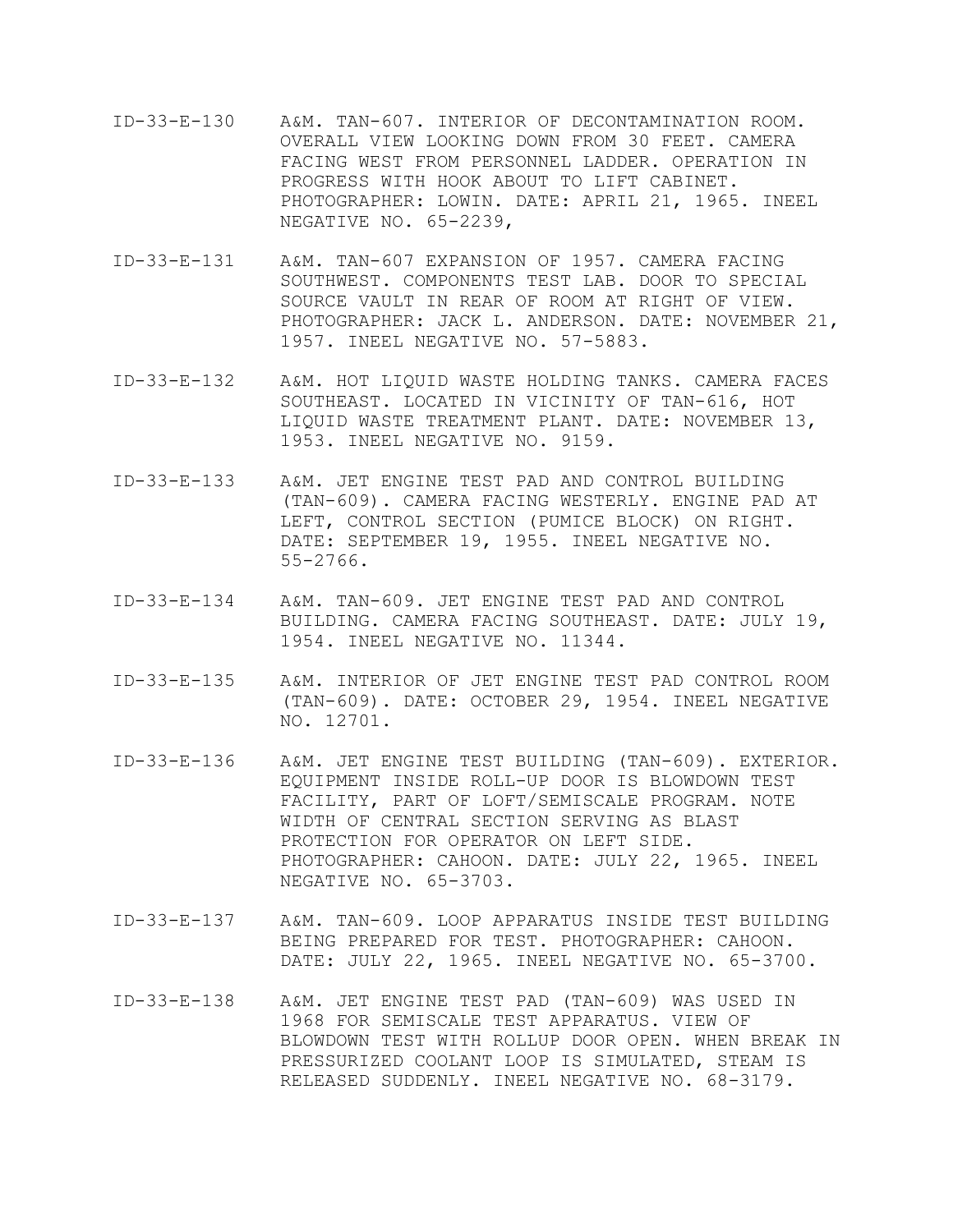ID-33-E-130 A&M. TAN-607. INTERIOR OF DECONTAMINATION ROOM. OVERALL VIEW LOOKING DOWN FROM 30 FEET. CAMERA FACING WEST FROM PERSONNEL LADDER. OPERATION IN PROGRESS WITH HOOK ABOUT TO LIFT CABINET. PHOTOGRAPHER: LOWIN. DATE: APRIL 21, 1965. INEEL NEGATIVE NO. 65-2239,

ID-33-E-131 A&M. TAN-607 EXPANSION OF 1957. CAMERA FACING SOUTHWEST. COMPONENTS TEST LAB. DOOR TO SPECIAL SOURCE VAULT IN REAR OF ROOM AT RIGHT OF VIEW. PHOTOGRAPHER: JACK L. ANDERSON. DATE: NOVEMBER 21, 1957. INEEL NEGATIVE NO. 57-5883.

ID-33-E-132 A&M. HOT LIQUID WASTE HOLDING TANKS. CAMERA FACES SOUTHEAST. LOCATED IN VICINITY OF TAN-616, HOT LIQUID WASTE TREATMENT PLANT. DATE: NOVEMBER 13, 1953. INEEL NEGATIVE NO. 9159.

ID-33-E-133 A&M. JET ENGINE TEST PAD AND CONTROL BUILDING (TAN-609). CAMERA FACING WESTERLY. ENGINE PAD AT LEFT, CONTROL SECTION (PUMICE BLOCK) ON RIGHT. DATE: SEPTEMBER 19, 1955. INEEL NEGATIVE NO. 55-2766.

ID-33-E-134 A&M. TAN-609. JET ENGINE TEST PAD AND CONTROL BUILDING. CAMERA FACING SOUTHEAST. DATE: JULY 19, 1954. INEEL NEGATIVE NO. 11344.

ID-33-E-135 A&M. INTERIOR OF JET ENGINE TEST PAD CONTROL ROOM (TAN-609). DATE: OCTOBER 29, 1954. INEEL NEGATIVE NO. 12701.

ID-33-E-136 A&M. JET ENGINE TEST BUILDING (TAN-609). EXTERIOR. EQUIPMENT INSIDE ROLL-UP DOOR IS BLOWDOWN TEST FACILITY, PART OF LOFT/SEMISCALE PROGRAM. NOTE WIDTH OF CENTRAL SECTION SERVING AS BLAST PROTECTION FOR OPERATOR ON LEFT SIDE. PHOTOGRAPHER: CAHOON. DATE: JULY 22, 1965. INEEL NEGATIVE NO. 65-3703.

ID-33-E-137 A&M. TAN-609. LOOP APPARATUS INSIDE TEST BUILDING BEING PREPARED FOR TEST. PHOTOGRAPHER: CAHOON. DATE: JULY 22, 1965. INEEL NEGATIVE NO. 65-3700.

ID-33-E-138 A&M. JET ENGINE TEST PAD (TAN-609) WAS USED IN 1968 FOR SEMISCALE TEST APPARATUS. VIEW OF BLOWDOWN TEST WITH ROLLUP DOOR OPEN. WHEN BREAK IN PRESSURIZED COOLANT LOOP IS SIMULATED, STEAM IS RELEASED SUDDENLY. INEEL NEGATIVE NO. 68-3179.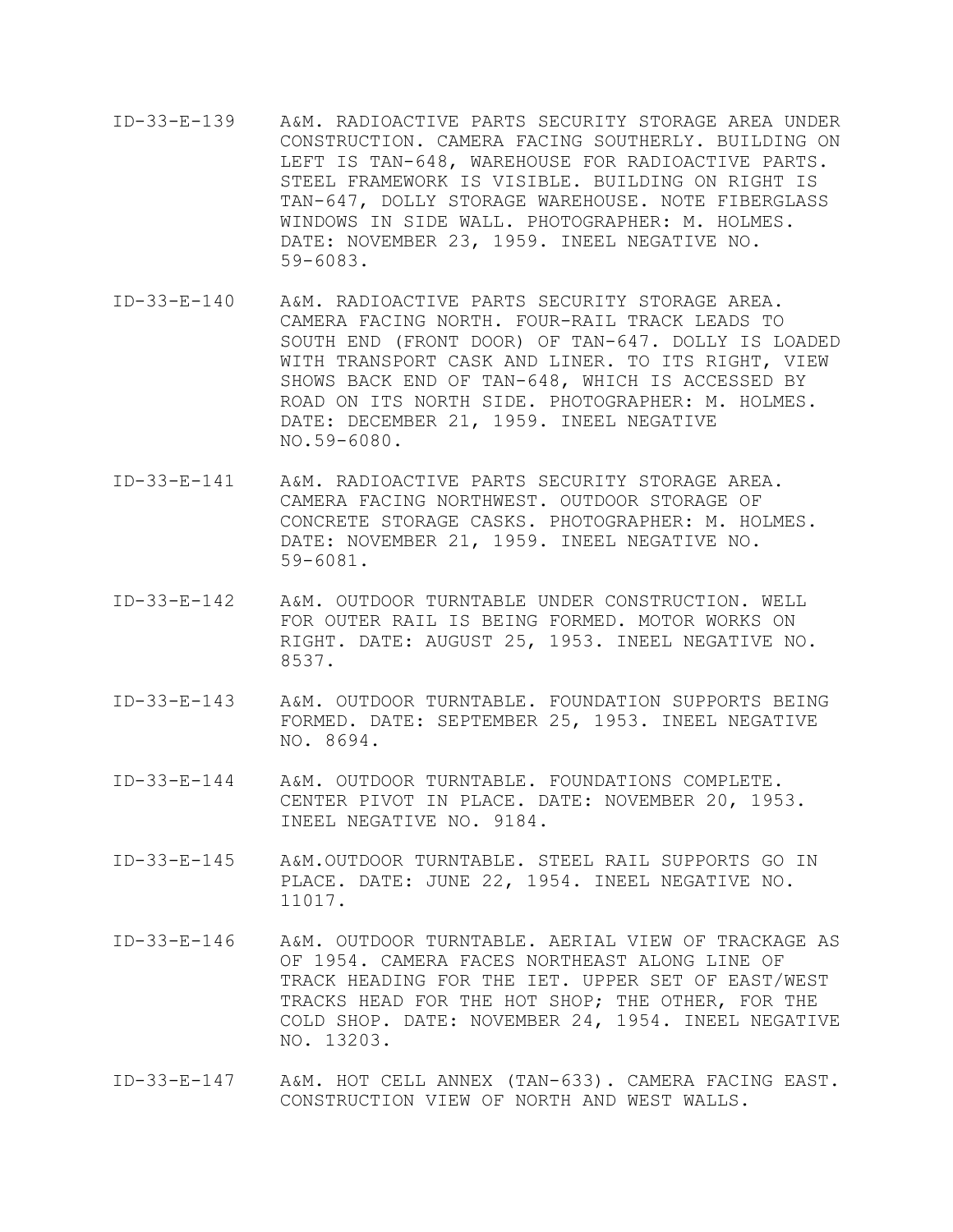ID-33-E-139 A&M. RADIOACTIVE PARTS SECURITY STORAGE AREA UNDER CONSTRUCTION. CAMERA FACING SOUTHERLY. BUILDING ON LEFT IS TAN-648, WAREHOUSE FOR RADIOACTIVE PARTS. STEEL FRAMEWORK IS VISIBLE. BUILDING ON RIGHT IS TAN-647, DOLLY STORAGE WAREHOUSE. NOTE FIBERGLASS WINDOWS IN SIDE WALL. PHOTOGRAPHER: M. HOLMES. DATE: NOVEMBER 23, 1959. INEEL NEGATIVE NO. 59-6083.

ID-33-E-140 A&M. RADIOACTIVE PARTS SECURITY STORAGE AREA. CAMERA FACING NORTH. FOUR-RAIL TRACK LEADS TO SOUTH END (FRONT DOOR) OF TAN-647. DOLLY IS LOADED WITH TRANSPORT CASK AND LINER. TO ITS RIGHT, VIEW SHOWS BACK END OF TAN-648, WHICH IS ACCESSED BY ROAD ON ITS NORTH SIDE. PHOTOGRAPHER: M. HOLMES. DATE: DECEMBER 21, 1959. INEEL NEGATIVE NO.59-6080.

ID-33-E-141 A&M. RADIOACTIVE PARTS SECURITY STORAGE AREA. CAMERA FACING NORTHWEST. OUTDOOR STORAGE OF CONCRETE STORAGE CASKS. PHOTOGRAPHER: M. HOLMES. DATE: NOVEMBER 21, 1959. INEEL NEGATIVE NO. 59-6081.

ID-33-E-142 A&M. OUTDOOR TURNTABLE UNDER CONSTRUCTION. WELL FOR OUTER RAIL IS BEING FORMED. MOTOR WORKS ON RIGHT. DATE: AUGUST 25, 1953. INEEL NEGATIVE NO. 8537.

ID-33-E-143 A&M. OUTDOOR TURNTABLE. FOUNDATION SUPPORTS BEING FORMED. DATE: SEPTEMBER 25, 1953. INEEL NEGATIVE NO. 8694.

ID-33-E-144 A&M. OUTDOOR TURNTABLE. FOUNDATIONS COMPLETE. CENTER PIVOT IN PLACE. DATE: NOVEMBER 20, 1953. INEEL NEGATIVE NO. 9184.

ID-33-E-145 A&M.OUTDOOR TURNTABLE. STEEL RAIL SUPPORTS GO IN PLACE. DATE: JUNE 22, 1954. INEEL NEGATIVE NO. 11017.

ID-33-E-146 A&M. OUTDOOR TURNTABLE. AERIAL VIEW OF TRACKAGE AS OF 1954. CAMERA FACES NORTHEAST ALONG LINE OF TRACK HEADING FOR THE IET. UPPER SET OF EAST/WEST TRACKS HEAD FOR THE HOT SHOP; THE OTHER, FOR THE COLD SHOP. DATE: NOVEMBER 24, 1954. INEEL NEGATIVE NO. 13203.

ID-33-E-147 A&M. HOT CELL ANNEX (TAN-633). CAMERA FACING EAST. CONSTRUCTION VIEW OF NORTH AND WEST WALLS.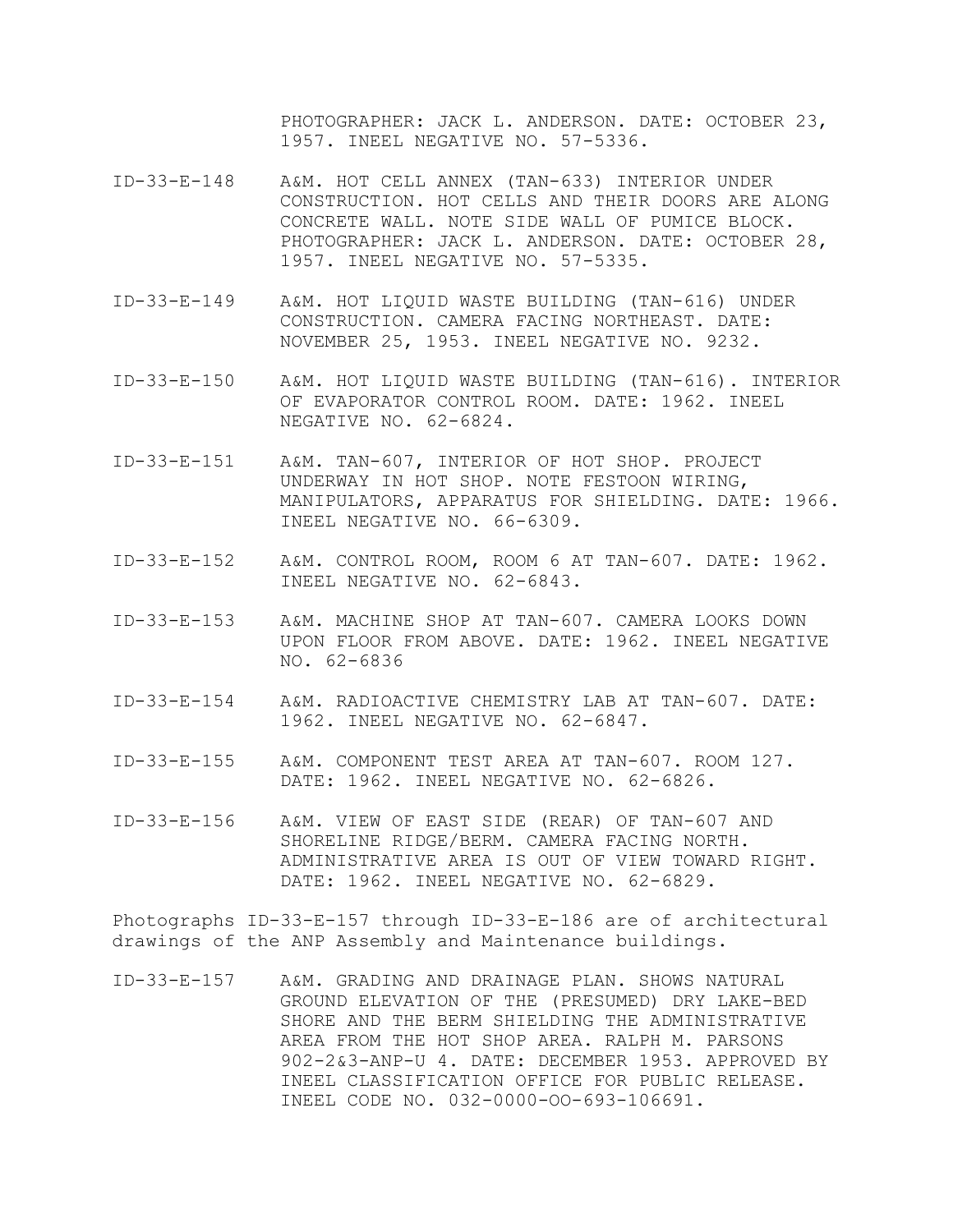PHOTOGRAPHER: JACK L. ANDERSON. DATE: OCTOBER 23, 1957. INEEL NEGATIVE NO. 57-5336.

ID-33-E-148 A&M. HOT CELL ANNEX (TAN-633) INTERIOR UNDER CONSTRUCTION. HOT CELLS AND THEIR DOORS ARE ALONG CONCRETE WALL. NOTE SIDE WALL OF PUMICE BLOCK. PHOTOGRAPHER: JACK L. ANDERSON. DATE: OCTOBER 28, 1957. INEEL NEGATIVE NO. 57-5335.

ID-33-E-149 A&M. HOT LIQUID WASTE BUILDING (TAN-616) UNDER CONSTRUCTION. CAMERA FACING NORTHEAST. DATE: NOVEMBER 25, 1953. INEEL NEGATIVE NO. 9232.

ID-33-E-150 A&M. HOT LIQUID WASTE BUILDING (TAN-616). INTERIOR OF EVAPORATOR CONTROL ROOM. DATE: 1962. INEEL NEGATIVE NO. 62-6824.

ID-33-E-151 A&M. TAN-607, INTERIOR OF HOT SHOP. PROJECT UNDERWAY IN HOT SHOP. NOTE FESTOON WIRING, MANIPULATORS, APPARATUS FOR SHIELDING. DATE: 1966. INEEL NEGATIVE NO. 66-6309.

ID-33-E-152 A&M. CONTROL ROOM, ROOM 6 AT TAN-607. DATE: 1962. INEEL NEGATIVE NO. 62-6843.

ID-33-E-153 A&M. MACHINE SHOP AT TAN-607. CAMERA LOOKS DOWN UPON FLOOR FROM ABOVE. DATE: 1962. INEEL NEGATIVE NO. 62-6836

ID-33-E-154 A&M. RADIOACTIVE CHEMISTRY LAB AT TAN-607. DATE: 1962. INEEL NEGATIVE NO. 62-6847.

ID-33-E-155 A&M. COMPONENT TEST AREA AT TAN-607. ROOM 127. DATE: 1962. INEEL NEGATIVE NO. 62-6826.

ID-33-E-156 A&M. VIEW OF EAST SIDE (REAR) OF TAN-607 AND SHORELINE RIDGE/BERM. CAMERA FACING NORTH. ADMINISTRATIVE AREA IS OUT OF VIEW TOWARD RIGHT. DATE: 1962. INEEL NEGATIVE NO. 62-6829.

Photographs ID-33-E-157 through ID-33-E-186 are of architectural drawings of the ANP Assembly and Maintenance buildings.

ID-33-E-157 A&M. GRADING AND DRAINAGE PLAN. SHOWS NATURAL GROUND ELEVATION OF THE (PRESUMED) DRY LAKE-BED SHORE AND THE BERM SHIELDING THE ADMINISTRATIVE AREA FROM THE HOT SHOP AREA. RALPH M. PARSONS 902-2&3-ANP-U 4. DATE: DECEMBER 1953. APPROVED BY INEEL CLASSIFICATION OFFICE FOR PUBLIC RELEASE. INEEL CODE NO. 032-0000-OO-693-106691.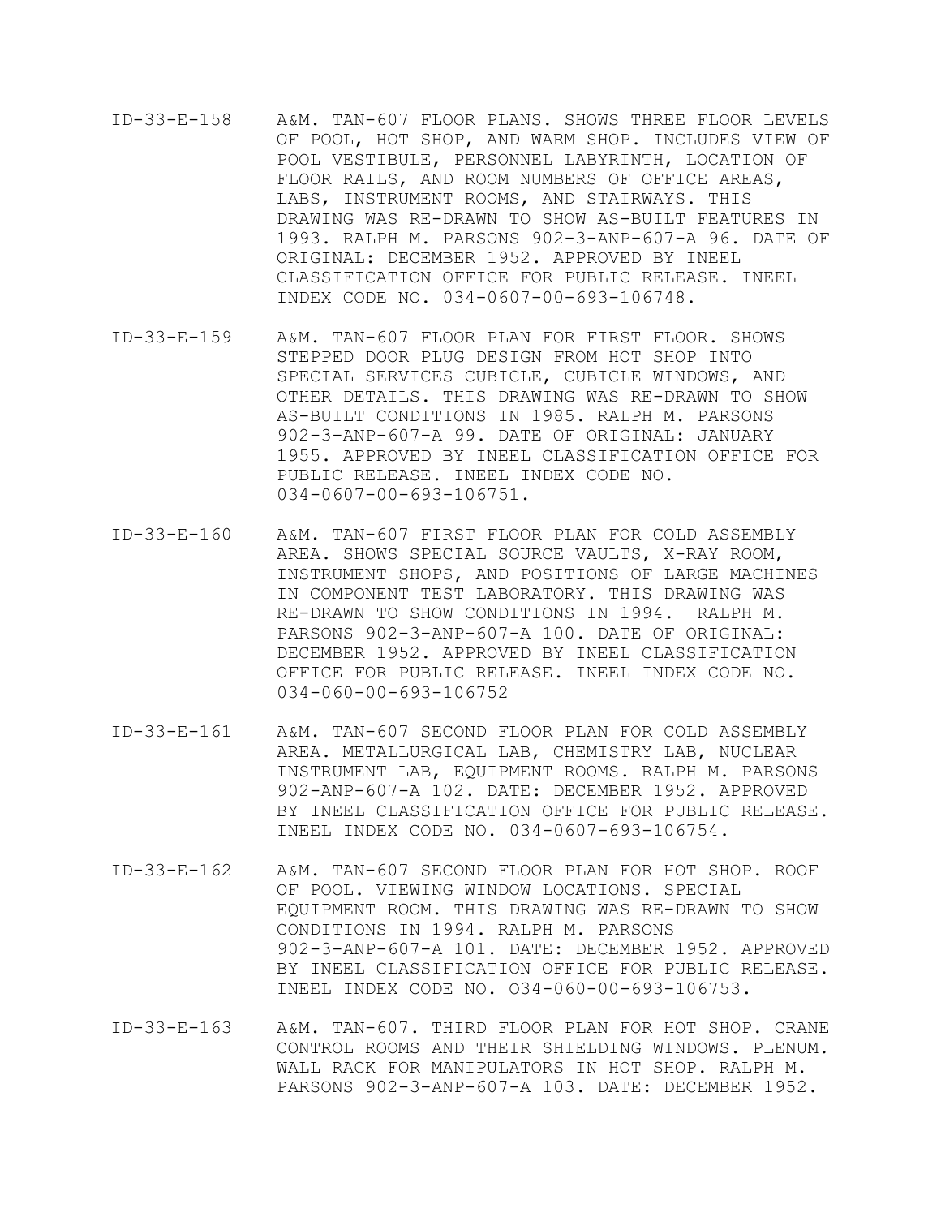ID-33-E-158 A&M. TAN-607 FLOOR PLANS. SHOWS THREE FLOOR LEVELS OF POOL, HOT SHOP, AND WARM SHOP. INCLUDES VIEW OF POOL VESTIBULE, PERSONNEL LABYRINTH, LOCATION OF FLOOR RAILS, AND ROOM NUMBERS OF OFFICE AREAS, LABS, INSTRUMENT ROOMS, AND STAIRWAYS. THIS DRAWING WAS RE-DRAWN TO SHOW AS-BUILT FEATURES IN 1993. RALPH M. PARSONS 902-3-ANP-607-A 96. DATE OF ORIGINAL: DECEMBER 1952. APPROVED BY INEEL CLASSIFICATION OFFICE FOR PUBLIC RELEASE. INEEL INDEX CODE NO. 034-0607-00-693-106748.

ID-33-E-159 A&M. TAN-607 FLOOR PLAN FOR FIRST FLOOR. SHOWS STEPPED DOOR PLUG DESIGN FROM HOT SHOP INTO SPECIAL SERVICES CUBICLE, CUBICLE WINDOWS, AND OTHER DETAILS. THIS DRAWING WAS RE-DRAWN TO SHOW AS-BUILT CONDITIONS IN 1985. RALPH M. PARSONS 902-3-ANP-607-A 99. DATE OF ORIGINAL: JANUARY 1955. APPROVED BY INEEL CLASSIFICATION OFFICE FOR PUBLIC RELEASE. INEEL INDEX CODE NO. 034-0607-00-693-106751.

ID-33-E-160 A&M. TAN-607 FIRST FLOOR PLAN FOR COLD ASSEMBLY AREA. SHOWS SPECIAL SOURCE VAULTS, X-RAY ROOM, INSTRUMENT SHOPS, AND POSITIONS OF LARGE MACHINES IN COMPONENT TEST LABORATORY. THIS DRAWING WAS RE-DRAWN TO SHOW CONDITIONS IN 1994. RALPH M. PARSONS 902-3-ANP-607-A 100. DATE OF ORIGINAL: DECEMBER 1952. APPROVED BY INEEL CLASSIFICATION OFFICE FOR PUBLIC RELEASE. INEEL INDEX CODE NO. 034-060-00-693-106752

ID-33-E-161 A&M. TAN-607 SECOND FLOOR PLAN FOR COLD ASSEMBLY AREA. METALLURGICAL LAB, CHEMISTRY LAB, NUCLEAR INSTRUMENT LAB, EQUIPMENT ROOMS. RALPH M. PARSONS 902-ANP-607-A 102. DATE: DECEMBER 1952. APPROVED BY INEEL CLASSIFICATION OFFICE FOR PUBLIC RELEASE. INEEL INDEX CODE NO. 034-0607-693-106754.

ID-33-E-162 A&M. TAN-607 SECOND FLOOR PLAN FOR HOT SHOP. ROOF OF POOL. VIEWING WINDOW LOCATIONS. SPECIAL EQUIPMENT ROOM. THIS DRAWING WAS RE-DRAWN TO SHOW CONDITIONS IN 1994. RALPH M. PARSONS 902-3-ANP-607-A 101. DATE: DECEMBER 1952. APPROVED BY INEEL CLASSIFICATION OFFICE FOR PUBLIC RELEASE. INEEL INDEX CODE NO. O34-060-00-693-106753.

ID-33-E-163 A&M. TAN-607. THIRD FLOOR PLAN FOR HOT SHOP. CRANE CONTROL ROOMS AND THEIR SHIELDING WINDOWS. PLENUM. WALL RACK FOR MANIPULATORS IN HOT SHOP. RALPH M. PARSONS 902-3-ANP-607-A 103. DATE: DECEMBER 1952.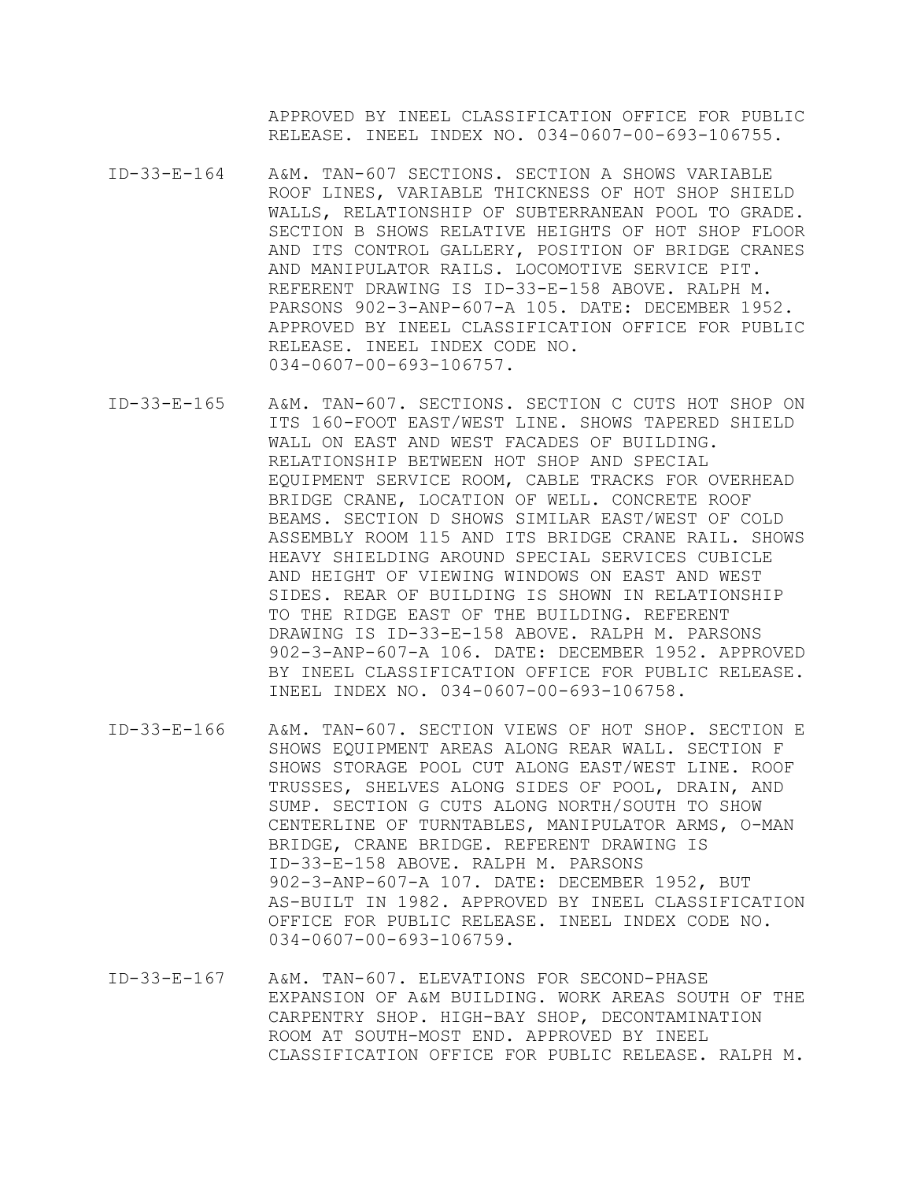APPROVED BY INEEL CLASSIFICATION OFFICE FOR PUBLIC RELEASE. INEEL INDEX NO. 034-0607-00-693-106755.

ID-33-E-164 A&M. TAN-607 SECTIONS. SECTION A SHOWS VARIABLE ROOF LINES, VARIABLE THICKNESS OF HOT SHOP SHIELD WALLS, RELATIONSHIP OF SUBTERRANEAN POOL TO GRADE. SECTION B SHOWS RELATIVE HEIGHTS OF HOT SHOP FLOOR AND ITS CONTROL GALLERY, POSITION OF BRIDGE CRANES AND MANIPULATOR RAILS. LOCOMOTIVE SERVICE PIT. REFERENT DRAWING IS ID-33-E-158 ABOVE. RALPH M. PARSONS 902-3-ANP-607-A 105. DATE: DECEMBER 1952. APPROVED BY INEEL CLASSIFICATION OFFICE FOR PUBLIC RELEASE. INEEL INDEX CODE NO. 034-0607-00-693-106757.

ID-33-E-165 A&M. TAN-607. SECTIONS. SECTION C CUTS HOT SHOP ON ITS 160-FOOT EAST/WEST LINE. SHOWS TAPERED SHIELD WALL ON EAST AND WEST FACADES OF BUILDING. RELATIONSHIP BETWEEN HOT SHOP AND SPECIAL EQUIPMENT SERVICE ROOM, CABLE TRACKS FOR OVERHEAD BRIDGE CRANE, LOCATION OF WELL. CONCRETE ROOF BEAMS. SECTION D SHOWS SIMILAR EAST/WEST OF COLD ASSEMBLY ROOM 115 AND ITS BRIDGE CRANE RAIL. SHOWS HEAVY SHIELDING AROUND SPECIAL SERVICES CUBICLE AND HEIGHT OF VIEWING WINDOWS ON EAST AND WEST SIDES. REAR OF BUILDING IS SHOWN IN RELATIONSHIP TO THE RIDGE EAST OF THE BUILDING. REFERENT DRAWING IS ID-33-E-158 ABOVE. RALPH M. PARSONS 902-3-ANP-607-A 106. DATE: DECEMBER 1952. APPROVED BY INEEL CLASSIFICATION OFFICE FOR PUBLIC RELEASE. INEEL INDEX NO. 034-0607-00-693-106758.

ID-33-E-166 A&M. TAN-607. SECTION VIEWS OF HOT SHOP. SECTION E SHOWS EQUIPMENT AREAS ALONG REAR WALL. SECTION F SHOWS STORAGE POOL CUT ALONG EAST/WEST LINE. ROOF TRUSSES, SHELVES ALONG SIDES OF POOL, DRAIN, AND SUMP. SECTION G CUTS ALONG NORTH/SOUTH TO SHOW CENTERLINE OF TURNTABLES, MANIPULATOR ARMS, O-MAN BRIDGE, CRANE BRIDGE. REFERENT DRAWING IS ID-33-E-158 ABOVE. RALPH M. PARSONS 902-3-ANP-607-A 107. DATE: DECEMBER 1952, BUT AS-BUILT IN 1982. APPROVED BY INEEL CLASSIFICATION OFFICE FOR PUBLIC RELEASE. INEEL INDEX CODE NO. 034-0607-00-693-106759.

ID-33-E-167 A&M. TAN-607. ELEVATIONS FOR SECOND-PHASE EXPANSION OF A&M BUILDING. WORK AREAS SOUTH OF THE CARPENTRY SHOP. HIGH-BAY SHOP, DECONTAMINATION ROOM AT SOUTH-MOST END. APPROVED BY INEEL CLASSIFICATION OFFICE FOR PUBLIC RELEASE. RALPH M.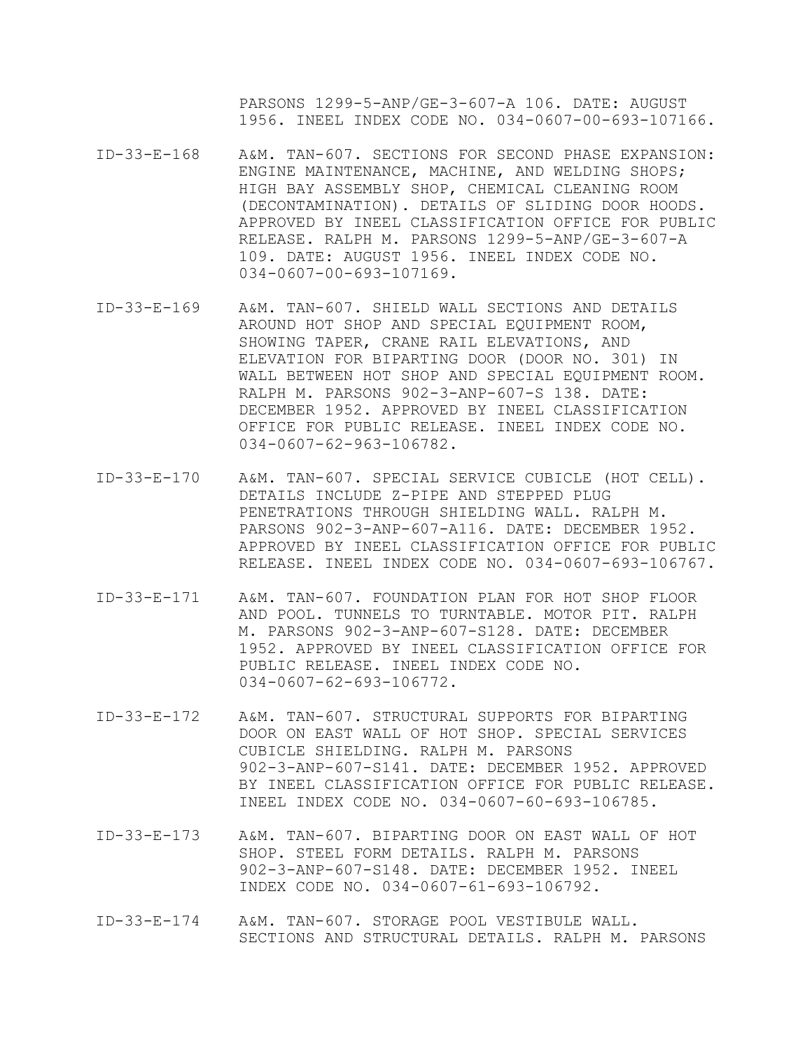PARSONS 1299-5-ANP/GE-3-607-A 106. DATE: AUGUST 1956. INEEL INDEX CODE NO. 034-0607-00-693-107166.

ID-33-E-168 A&M. TAN-607. SECTIONS FOR SECOND PHASE EXPANSION: ENGINE MAINTENANCE, MACHINE, AND WELDING SHOPS; HIGH BAY ASSEMBLY SHOP, CHEMICAL CLEANING ROOM (DECONTAMINATION). DETAILS OF SLIDING DOOR HOODS. APPROVED BY INEEL CLASSIFICATION OFFICE FOR PUBLIC RELEASE. RALPH M. PARSONS 1299-5-ANP/GE-3-607-A 109. DATE: AUGUST 1956. INEEL INDEX CODE NO. 034-0607-00-693-107169.

ID-33-E-169 A&M. TAN-607. SHIELD WALL SECTIONS AND DETAILS AROUND HOT SHOP AND SPECIAL EQUIPMENT ROOM, SHOWING TAPER, CRANE RAIL ELEVATIONS, AND ELEVATION FOR BIPARTING DOOR (DOOR NO. 301) IN WALL BETWEEN HOT SHOP AND SPECIAL EQUIPMENT ROOM. RALPH M. PARSONS 902-3-ANP-607-S 138. DATE: DECEMBER 1952. APPROVED BY INEEL CLASSIFICATION OFFICE FOR PUBLIC RELEASE. INEEL INDEX CODE NO. 034-0607-62-963-106782.

ID-33-E-170 A&M. TAN-607. SPECIAL SERVICE CUBICLE (HOT CELL). DETAILS INCLUDE Z-PIPE AND STEPPED PLUG PENETRATIONS THROUGH SHIELDING WALL. RALPH M. PARSONS 902-3-ANP-607-A116. DATE: DECEMBER 1952. APPROVED BY INEEL CLASSIFICATION OFFICE FOR PUBLIC RELEASE. INEEL INDEX CODE NO. 034-0607-693-106767.

ID-33-E-171 A&M. TAN-607. FOUNDATION PLAN FOR HOT SHOP FLOOR AND POOL. TUNNELS TO TURNTABLE. MOTOR PIT. RALPH M. PARSONS 902-3-ANP-607-S128. DATE: DECEMBER 1952. APPROVED BY INEEL CLASSIFICATION OFFICE FOR PUBLIC RELEASE. INEEL INDEX CODE NO. 034-0607-62-693-106772.

ID-33-E-172 A&M. TAN-607. STRUCTURAL SUPPORTS FOR BIPARTING DOOR ON EAST WALL OF HOT SHOP. SPECIAL SERVICES CUBICLE SHIELDING. RALPH M. PARSONS 902-3-ANP-607-S141. DATE: DECEMBER 1952. APPROVED BY INEEL CLASSIFICATION OFFICE FOR PUBLIC RELEASE. INEEL INDEX CODE NO. 034-0607-60-693-106785.

ID-33-E-173 A&M. TAN-607. BIPARTING DOOR ON EAST WALL OF HOT SHOP. STEEL FORM DETAILS. RALPH M. PARSONS 902-3-ANP-607-S148. DATE: DECEMBER 1952. INEEL INDEX CODE NO. 034-0607-61-693-106792.

ID-33-E-174 A&M. TAN-607. STORAGE POOL VESTIBULE WALL. SECTIONS AND STRUCTURAL DETAILS. RALPH M. PARSONS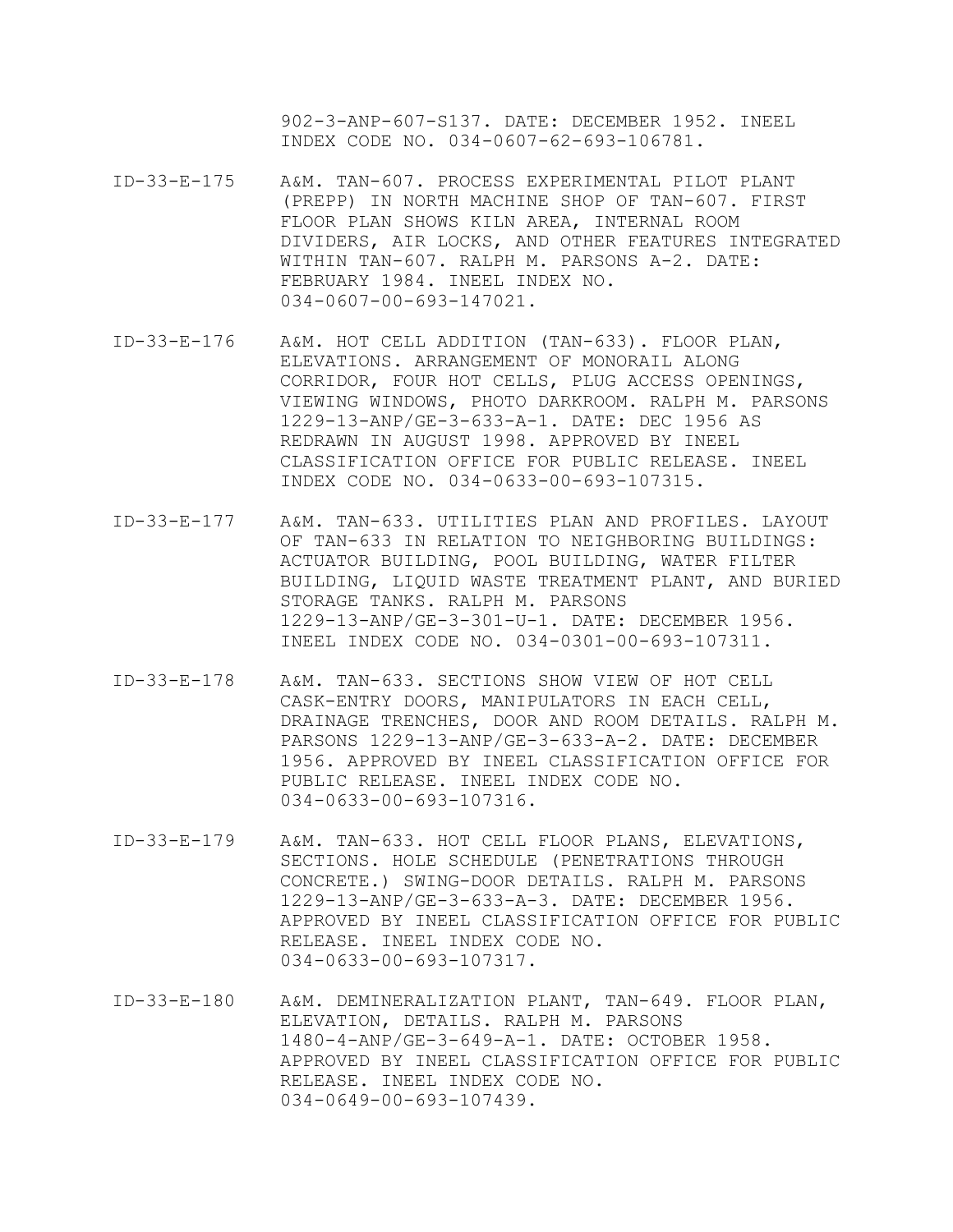902-3-ANP-607-S137. DATE: DECEMBER 1952. INEEL INDEX CODE NO. 034-0607-62-693-106781.

ID-33-E-175 A&M. TAN-607. PROCESS EXPERIMENTAL PILOT PLANT (PREPP) IN NORTH MACHINE SHOP OF TAN-607. FIRST FLOOR PLAN SHOWS KILN AREA, INTERNAL ROOM DIVIDERS, AIR LOCKS, AND OTHER FEATURES INTEGRATED WITHIN TAN-607. RALPH M. PARSONS A-2. DATE: FEBRUARY 1984. INEEL INDEX NO. 034-0607-00-693-147021.

ID-33-E-176 A&M. HOT CELL ADDITION (TAN-633). FLOOR PLAN, ELEVATIONS. ARRANGEMENT OF MONORAIL ALONG CORRIDOR, FOUR HOT CELLS, PLUG ACCESS OPENINGS, VIEWING WINDOWS, PHOTO DARKROOM. RALPH M. PARSONS 1229-13-ANP/GE-3-633-A-1. DATE: DEC 1956 AS REDRAWN IN AUGUST 1998. APPROVED BY INEEL CLASSIFICATION OFFICE FOR PUBLIC RELEASE. INEEL INDEX CODE NO. 034-0633-00-693-107315.

ID-33-E-177 A&M. TAN-633. UTILITIES PLAN AND PROFILES. LAYOUT OF TAN-633 IN RELATION TO NEIGHBORING BUILDINGS: ACTUATOR BUILDING, POOL BUILDING, WATER FILTER BUILDING, LIQUID WASTE TREATMENT PLANT, AND BURIED STORAGE TANKS. RALPH M. PARSONS 1229-13-ANP/GE-3-301-U-1. DATE: DECEMBER 1956. INEEL INDEX CODE NO. 034-0301-00-693-107311.

ID-33-E-178 A&M. TAN-633. SECTIONS SHOW VIEW OF HOT CELL CASK-ENTRY DOORS, MANIPULATORS IN EACH CELL, DRAINAGE TRENCHES, DOOR AND ROOM DETAILS. RALPH M. PARSONS 1229-13-ANP/GE-3-633-A-2. DATE: DECEMBER 1956. APPROVED BY INEEL CLASSIFICATION OFFICE FOR PUBLIC RELEASE. INEEL INDEX CODE NO. 034-0633-00-693-107316.

ID-33-E-179 A&M. TAN-633. HOT CELL FLOOR PLANS, ELEVATIONS, SECTIONS. HOLE SCHEDULE (PENETRATIONS THROUGH CONCRETE.) SWING-DOOR DETAILS. RALPH M. PARSONS 1229-13-ANP/GE-3-633-A-3. DATE: DECEMBER 1956. APPROVED BY INEEL CLASSIFICATION OFFICE FOR PUBLIC RELEASE. INEEL INDEX CODE NO. 034-0633-00-693-107317.

ID-33-E-180 A&M. DEMINERALIZATION PLANT, TAN-649. FLOOR PLAN, ELEVATION, DETAILS. RALPH M. PARSONS 1480-4-ANP/GE-3-649-A-1. DATE: OCTOBER 1958. APPROVED BY INEEL CLASSIFICATION OFFICE FOR PUBLIC RELEASE. INEEL INDEX CODE NO. 034-0649-00-693-107439.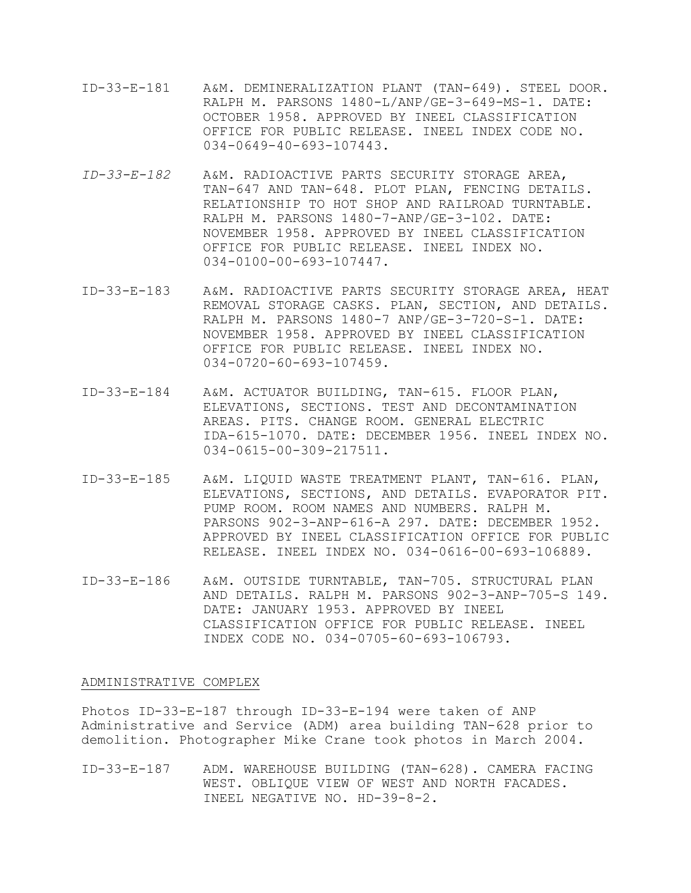ID-33-E-181 A&M. DEMINERALIZATION PLANT (TAN-649). STEEL DOOR. RALPH M. PARSONS 1480-L/ANP/GE-3-649-MS-1. DATE: OCTOBER 1958. APPROVED BY INEEL CLASSIFICATION OFFICE FOR PUBLIC RELEASE. INEEL INDEX CODE NO. 034-0649-40-693-107443.

*ID-33-E-182* A&M. RADIOACTIVE PARTS SECURITY STORAGE AREA, TAN-647 AND TAN-648. PLOT PLAN, FENCING DETAILS. RELATIONSHIP TO HOT SHOP AND RAILROAD TURNTABLE. RALPH M. PARSONS 1480-7-ANP/GE-3-102. DATE: NOVEMBER 1958. APPROVED BY INEEL CLASSIFICATION OFFICE FOR PUBLIC RELEASE. INEEL INDEX NO. 034-0100-00-693-107447.

ID-33-E-183 A&M. RADIOACTIVE PARTS SECURITY STORAGE AREA, HEAT REMOVAL STORAGE CASKS. PLAN, SECTION, AND DETAILS. RALPH M. PARSONS 1480-7 ANP/GE-3-720-S-1. DATE: NOVEMBER 1958. APPROVED BY INEEL CLASSIFICATION OFFICE FOR PUBLIC RELEASE. INEEL INDEX NO. 034-0720-60-693-107459.

ID-33-E-184 A&M. ACTUATOR BUILDING, TAN-615. FLOOR PLAN, ELEVATIONS, SECTIONS. TEST AND DECONTAMINATION AREAS. PITS. CHANGE ROOM. GENERAL ELECTRIC IDA-615-1070. DATE: DECEMBER 1956. INEEL INDEX NO. 034-0615-00-309-217511.

ID-33-E-185 A&M. LIQUID WASTE TREATMENT PLANT, TAN-616. PLAN, ELEVATIONS, SECTIONS, AND DETAILS. EVAPORATOR PIT. PUMP ROOM. ROOM NAMES AND NUMBERS. RALPH M. PARSONS 902-3-ANP-616-A 297. DATE: DECEMBER 1952. APPROVED BY INEEL CLASSIFICATION OFFICE FOR PUBLIC RELEASE. INEEL INDEX NO. 034-0616-00-693-106889.

ID-33-E-186 A&M. OUTSIDE TURNTABLE, TAN-705. STRUCTURAL PLAN AND DETAILS. RALPH M. PARSONS 902-3-ANP-705-S 149. DATE: JANUARY 1953. APPROVED BY INEEL CLASSIFICATION OFFICE FOR PUBLIC RELEASE. INEEL INDEX CODE NO. 034-0705-60-693-106793.

<u>ADMINISTRATIVE COMPLEX</u>

Photos ID-33-E-187 through ID-33-E-194 were taken of ANP Administrative and Service (ADM) area building TAN-628 prior to demolition. Photographer Mike Crane took photos in March 2004.

ID-33-E-187 ADM. WAREHOUSE BUILDING (TAN-628). CAMERA FACING WEST. OBLIQUE VIEW OF WEST AND NORTH FACADES. INEEL NEGATIVE NO. HD-39-8-2.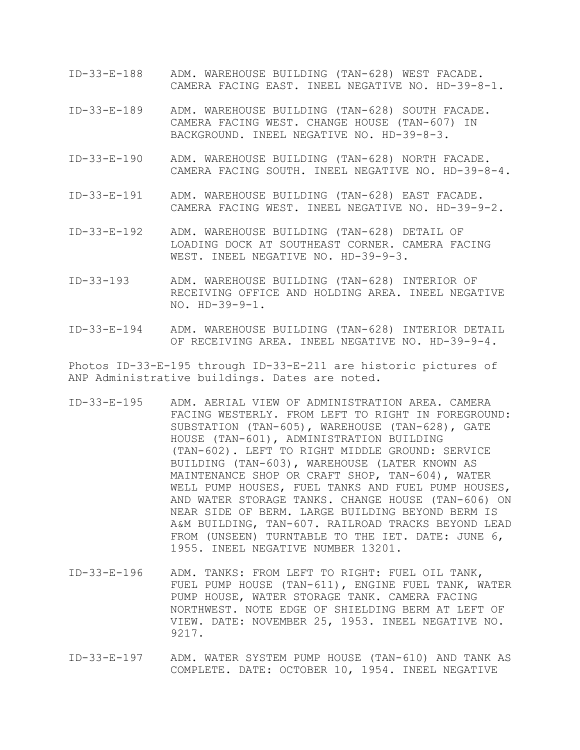ID-33-E-188 ADM. WAREHOUSE BUILDING (TAN-628) WEST FACADE. CAMERA FACING EAST. INEEL NEGATIVE NO. HD-39-8-1.

ID-33-E-189 ADM. WAREHOUSE BUILDING (TAN-628) SOUTH FACADE. CAMERA FACING WEST. CHANGE HOUSE (TAN-607) IN BACKGROUND. INEEL NEGATIVE NO. HD-39-8-3.

ID-33-E-190 ADM. WAREHOUSE BUILDING (TAN-628) NORTH FACADE. CAMERA FACING SOUTH. INEEL NEGATIVE NO. HD-39-8-4.

ID-33-E-191 ADM. WAREHOUSE BUILDING (TAN-628) EAST FACADE. CAMERA FACING WEST. INEEL NEGATIVE NO. HD-39-9-2.

ID-33-E-192 ADM. WAREHOUSE BUILDING (TAN-628) DETAIL OF LOADING DOCK AT SOUTHEAST CORNER. CAMERA FACING WEST. INEEL NEGATIVE NO. HD-39-9-3.

ID-33-193 ADM. WAREHOUSE BUILDING (TAN-628) INTERIOR OF RECEIVING OFFICE AND HOLDING AREA. INEEL NEGATIVE NO. HD-39-9-1.

ID-33-E-194 ADM. WAREHOUSE BUILDING (TAN-628) INTERIOR DETAIL OF RECEIVING AREA. INEEL NEGATIVE NO. HD-39-9-4.

Photos ID-33-E-195 through ID-33-E-211 are historic pictures of ANP Administrative buildings. Dates are noted.

ID-33-E-195 ADM. AERIAL VIEW OF ADMINISTRATION AREA. CAMERA FACING WESTERLY. FROM LEFT TO RIGHT IN FOREGROUND: SUBSTATION (TAN-605), WAREHOUSE (TAN-628), GATE HOUSE (TAN-601), ADMINISTRATION BUILDING (TAN-602). LEFT TO RIGHT MIDDLE GROUND: SERVICE BUILDING (TAN-603), WAREHOUSE (LATER KNOWN AS MAINTENANCE SHOP OR CRAFT SHOP, TAN-604), WATER WELL PUMP HOUSES, FUEL TANKS AND FUEL PUMP HOUSES, AND WATER STORAGE TANKS. CHANGE HOUSE (TAN-606) ON NEAR SIDE OF BERM. LARGE BUILDING BEYOND BERM IS A&M BUILDING, TAN-607. RAILROAD TRACKS BEYOND LEAD FROM (UNSEEN) TURNTABLE TO THE IET. DATE: JUNE 6, 1955. INEEL NEGATIVE NUMBER 13201.

ID-33-E-196 ADM. TANKS: FROM LEFT TO RIGHT: FUEL OIL TANK, FUEL PUMP HOUSE (TAN-611), ENGINE FUEL TANK, WATER PUMP HOUSE, WATER STORAGE TANK. CAMERA FACING NORTHWEST. NOTE EDGE OF SHIELDING BERM AT LEFT OF VIEW. DATE: NOVEMBER 25, 1953. INEEL NEGATIVE NO. 9217.

ID-33-E-197 ADM. WATER SYSTEM PUMP HOUSE (TAN-610) AND TANK AS COMPLETE. DATE: OCTOBER 10, 1954. INEEL NEGATIVE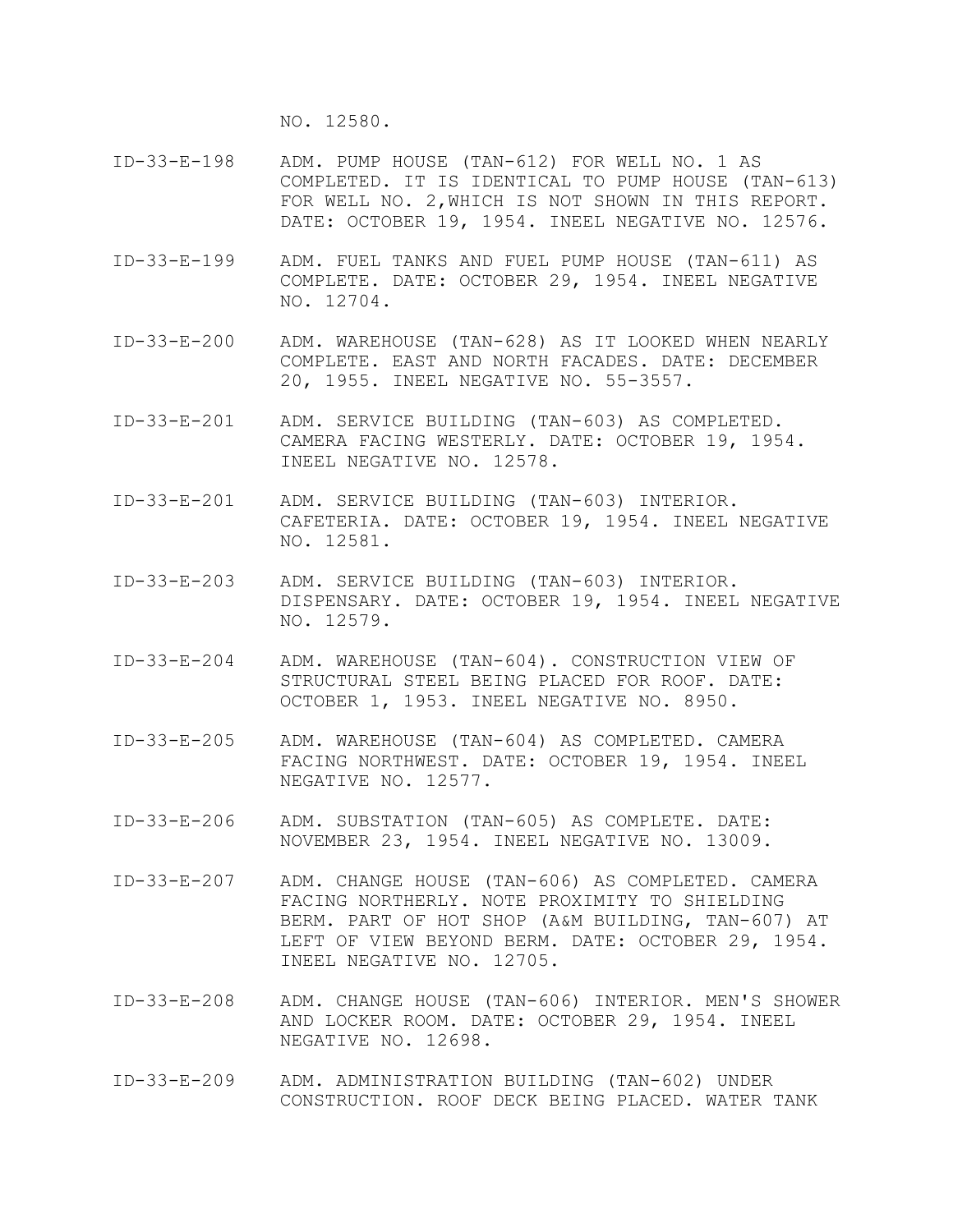NO. 12580.

ID-33-E-198 ADM. PUMP HOUSE (TAN-612) FOR WELL NO. 1 AS COMPLETED. IT IS IDENTICAL TO PUMP HOUSE (TAN-613) FOR WELL NO. 2,WHICH IS NOT SHOWN IN THIS REPORT. DATE: OCTOBER 19, 1954. INEEL NEGATIVE NO. 12576.

ID-33-E-199 ADM. FUEL TANKS AND FUEL PUMP HOUSE (TAN-611) AS COMPLETE. DATE: OCTOBER 29, 1954. INEEL NEGATIVE NO. 12704.

ID-33-E-200 ADM. WAREHOUSE (TAN-628) AS IT LOOKED WHEN NEARLY COMPLETE. EAST AND NORTH FACADES. DATE: DECEMBER 20, 1955. INEEL NEGATIVE NO. 55-3557.

ID-33-E-201 ADM. SERVICE BUILDING (TAN-603) AS COMPLETED. CAMERA FACING WESTERLY. DATE: OCTOBER 19, 1954. INEEL NEGATIVE NO. 12578.

ID-33-E-201 ADM. SERVICE BUILDING (TAN-603) INTERIOR. CAFETERIA. DATE: OCTOBER 19, 1954. INEEL NEGATIVE NO. 12581.

ID-33-E-203 ADM. SERVICE BUILDING (TAN-603) INTERIOR. DISPENSARY. DATE: OCTOBER 19, 1954. INEEL NEGATIVE NO. 12579.

ID-33-E-204 ADM. WAREHOUSE (TAN-604). CONSTRUCTION VIEW OF STRUCTURAL STEEL BEING PLACED FOR ROOF. DATE: OCTOBER 1, 1953. INEEL NEGATIVE NO. 8950.

ID-33-E-205 ADM. WAREHOUSE (TAN-604) AS COMPLETED. CAMERA FACING NORTHWEST. DATE: OCTOBER 19, 1954. INEEL NEGATIVE NO. 12577.

ID-33-E-206 ADM. SUBSTATION (TAN-605) AS COMPLETE. DATE: NOVEMBER 23, 1954. INEEL NEGATIVE NO. 13009.

ID-33-E-207 ADM. CHANGE HOUSE (TAN-606) AS COMPLETED. CAMERA FACING NORTHERLY. NOTE PROXIMITY TO SHIELDING BERM. PART OF HOT SHOP (A&M BUILDING, TAN-607) AT LEFT OF VIEW BEYOND BERM. DATE: OCTOBER 29, 1954. INEEL NEGATIVE NO. 12705.

ID-33-E-208 ADM. CHANGE HOUSE (TAN-606) INTERIOR. MEN'S SHOWER AND LOCKER ROOM. DATE: OCTOBER 29, 1954. INEEL NEGATIVE NO. 12698.

ID-33-E-209 ADM. ADMINISTRATION BUILDING (TAN-602) UNDER CONSTRUCTION. ROOF DECK BEING PLACED. WATER TANK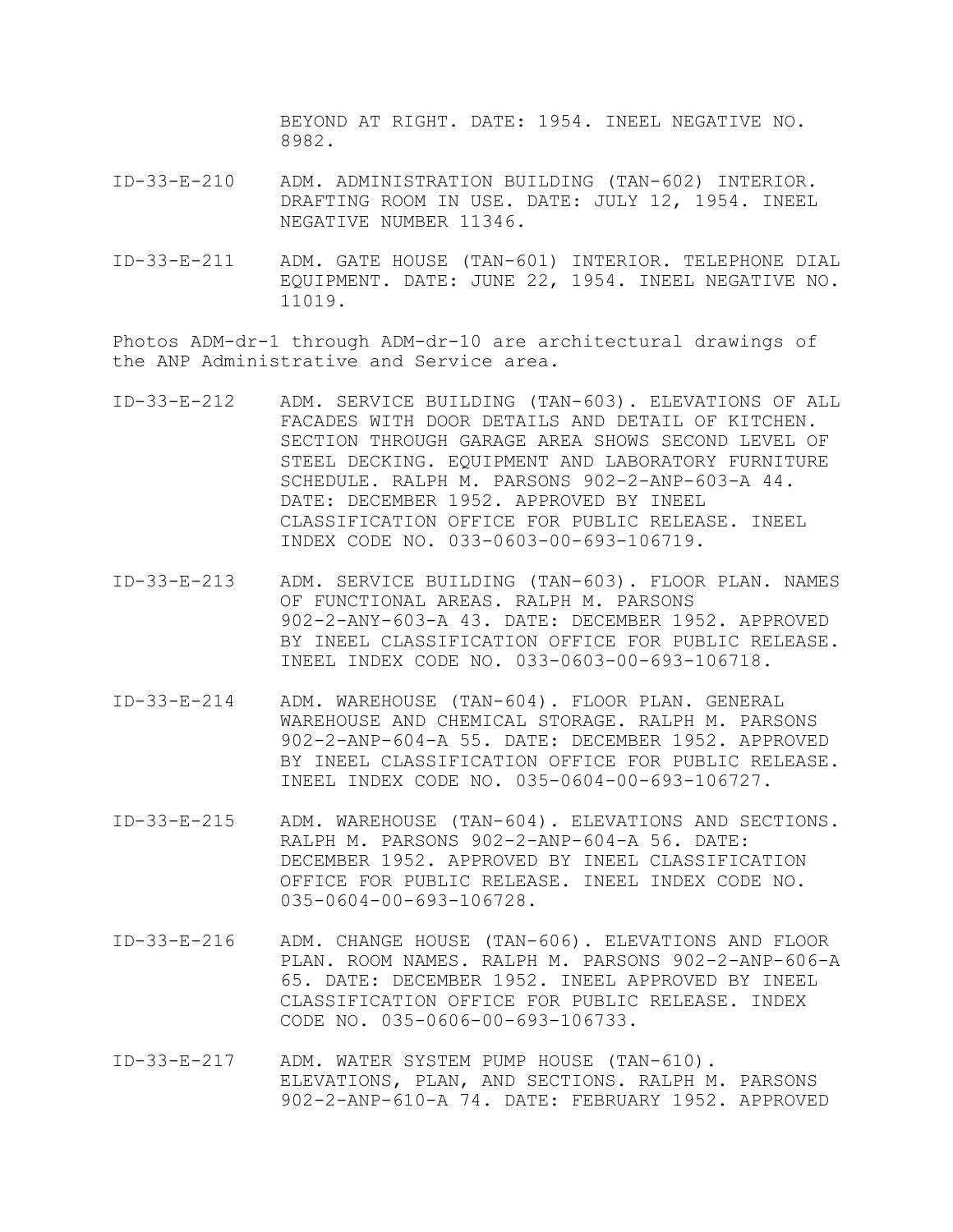BEYOND AT RIGHT. DATE: 1954. INEEL NEGATIVE NO. 8982.

ID-33-E-210 ADM. ADMINISTRATION BUILDING (TAN-602) INTERIOR. DRAFTING ROOM IN USE. DATE: JULY 12, 1954. INEEL NEGATIVE NUMBER 11346.

ID-33-E-211 ADM. GATE HOUSE (TAN-601) INTERIOR. TELEPHONE DIAL EQUIPMENT. DATE: JUNE 22, 1954. INEEL NEGATIVE NO. 11019.

Photos ADM-dr-1 through ADM-dr-10 are architectural drawings of the ANP Administrative and Service area.

ID-33-E-212 ADM. SERVICE BUILDING (TAN-603). ELEVATIONS OF ALL FACADES WITH DOOR DETAILS AND DETAIL OF KITCHEN. SECTION THROUGH GARAGE AREA SHOWS SECOND LEVEL OF STEEL DECKING. EQUIPMENT AND LABORATORY FURNITURE SCHEDULE. RALPH M. PARSONS 902-2-ANP-603-A 44. DATE: DECEMBER 1952. APPROVED BY INEEL CLASSIFICATION OFFICE FOR PUBLIC RELEASE. INEEL INDEX CODE NO. 033-0603-00-693-106719.

ID-33-E-213 ADM. SERVICE BUILDING (TAN-603). FLOOR PLAN. NAMES OF FUNCTIONAL AREAS. RALPH M. PARSONS 902-2-ANY-603-A 43. DATE: DECEMBER 1952. APPROVED BY INEEL CLASSIFICATION OFFICE FOR PUBLIC RELEASE. INEEL INDEX CODE NO. 033-0603-00-693-106718.

ID-33-E-214 ADM. WAREHOUSE (TAN-604). FLOOR PLAN. GENERAL WAREHOUSE AND CHEMICAL STORAGE. RALPH M. PARSONS 902-2-ANP-604-A 55. DATE: DECEMBER 1952. APPROVED BY INEEL CLASSIFICATION OFFICE FOR PUBLIC RELEASE. INEEL INDEX CODE NO. 035-0604-00-693-106727.

ID-33-E-215 ADM. WAREHOUSE (TAN-604). ELEVATIONS AND SECTIONS. RALPH M. PARSONS 902-2-ANP-604-A 56. DATE: DECEMBER 1952. APPROVED BY INEEL CLASSIFICATION OFFICE FOR PUBLIC RELEASE. INEEL INDEX CODE NO. 035-0604-00-693-106728.

ID-33-E-216 ADM. CHANGE HOUSE (TAN-606). ELEVATIONS AND FLOOR PLAN. ROOM NAMES. RALPH M. PARSONS 902-2-ANP-606-A 65. DATE: DECEMBER 1952. INEEL APPROVED BY INEEL CLASSIFICATION OFFICE FOR PUBLIC RELEASE. INDEX CODE NO. 035-0606-00-693-106733.

ID-33-E-217 ADM. WATER SYSTEM PUMP HOUSE (TAN-610). ELEVATIONS, PLAN, AND SECTIONS. RALPH M. PARSONS 902-2-ANP-610-A 74. DATE: FEBRUARY 1952. APPROVED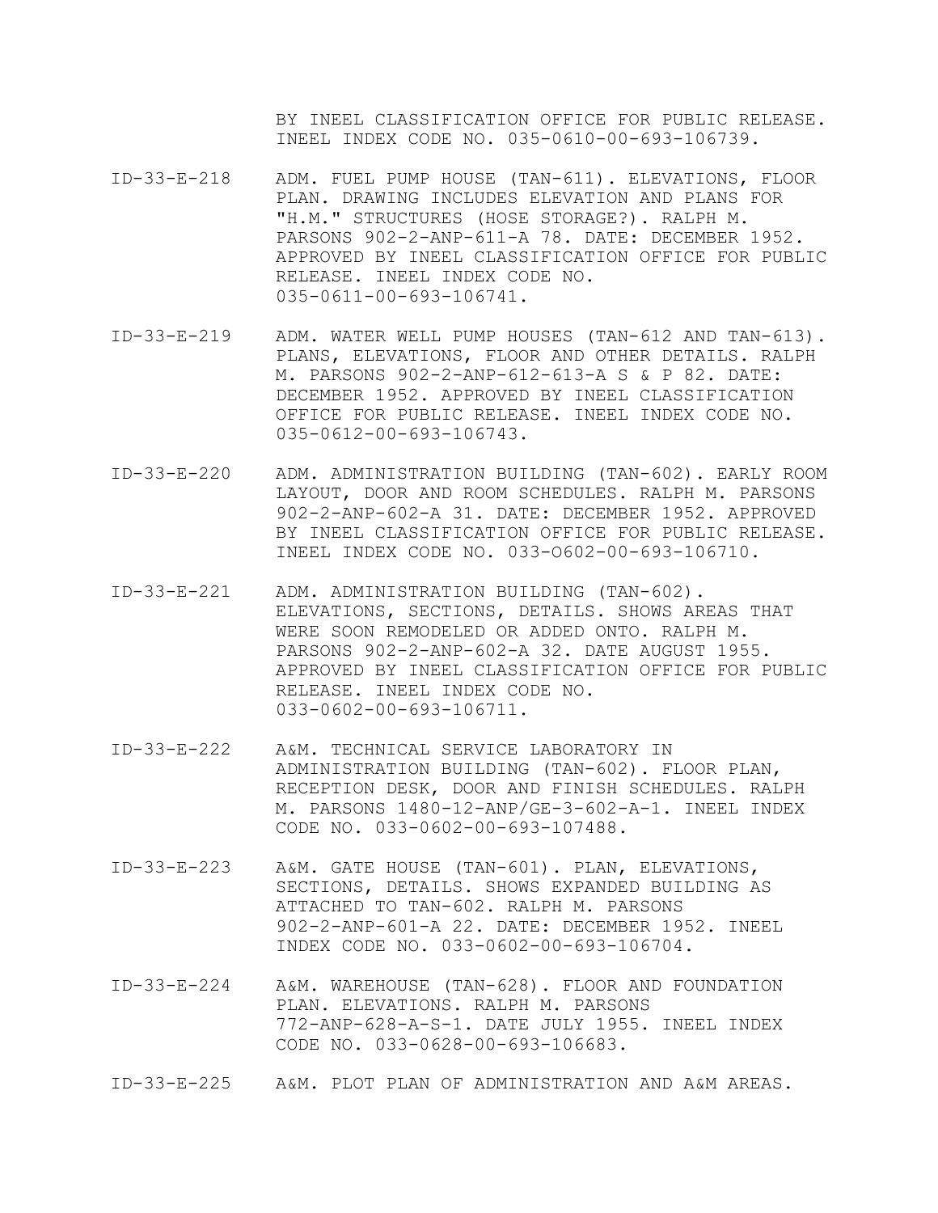BY INEEL CLASSIFICATION OFFICE FOR PUBLIC RELEASE. INEEL INDEX CODE NO. 035-0610-00-693-106739.

ID-33-E-218 ADM. FUEL PUMP HOUSE (TAN-611). ELEVATIONS, FLOOR PLAN. DRAWING INCLUDES ELEVATION AND PLANS FOR "H.M." STRUCTURES (HOSE STORAGE?). RALPH M. PARSONS 902-2-ANP-611-A 78. DATE: DECEMBER 1952. APPROVED BY INEEL CLASSIFICATION OFFICE FOR PUBLIC RELEASE. INEEL INDEX CODE NO. 035-0611-00-693-106741.

ID-33-E-219 ADM. WATER WELL PUMP HOUSES (TAN-612 AND TAN-613). PLANS, ELEVATIONS, FLOOR AND OTHER DETAILS. RALPH M. PARSONS 902-2-ANP-612-613-A S & P 82. DATE: DECEMBER 1952. APPROVED BY INEEL CLASSIFICATION OFFICE FOR PUBLIC RELEASE. INEEL INDEX CODE NO. 035-0612-00-693-106743.

ID-33-E-220 ADM. ADMINISTRATION BUILDING (TAN-602). EARLY ROOM LAYOUT, DOOR AND ROOM SCHEDULES. RALPH M. PARSONS 902-2-ANP-602-A 31. DATE: DECEMBER 1952. APPROVED BY INEEL CLASSIFICATION OFFICE FOR PUBLIC RELEASE. INEEL INDEX CODE NO. 033-O602-00-693-106710.

ID-33-E-221 ADM. ADMINISTRATION BUILDING (TAN-602). ELEVATIONS, SECTIONS, DETAILS. SHOWS AREAS THAT WERE SOON REMODELED OR ADDED ONTO. RALPH M. PARSONS 902-2-ANP-602-A 32. DATE AUGUST 1955. APPROVED BY INEEL CLASSIFICATION OFFICE FOR PUBLIC RELEASE. INEEL INDEX CODE NO. 033-0602-00-693-106711.

ID-33-E-222 A&M. TECHNICAL SERVICE LABORATORY IN ADMINISTRATION BUILDING (TAN-602). FLOOR PLAN, RECEPTION DESK, DOOR AND FINISH SCHEDULES. RALPH M. PARSONS 1480-12-ANP/GE-3-602-A-1. INEEL INDEX CODE NO. 033-0602-00-693-107488.

ID-33-E-223 A&M. GATE HOUSE (TAN-601). PLAN, ELEVATIONS, SECTIONS, DETAILS. SHOWS EXPANDED BUILDING AS ATTACHED TO TAN-602. RALPH M. PARSONS 902-2-ANP-601-A 22. DATE: DECEMBER 1952. INEEL INDEX CODE NO. 033-0602-00-693-106704.

ID-33-E-224 A&M. WAREHOUSE (TAN-628). FLOOR AND FOUNDATION PLAN. ELEVATIONS. RALPH M. PARSONS 772-ANP-628-A-S-1. DATE JULY 1955. INEEL INDEX CODE NO. 033-0628-00-693-106683.

ID-33-E-225 A&M. PLOT PLAN OF ADMINISTRATION AND A&M AREAS.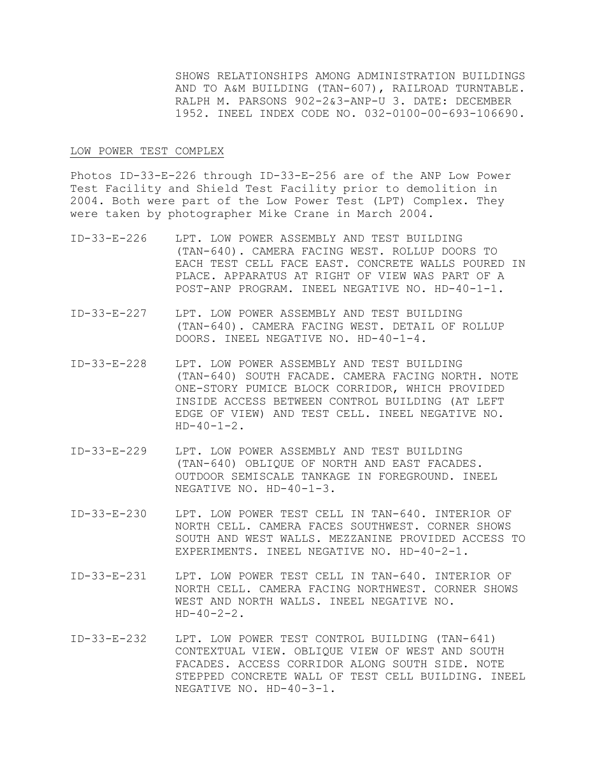SHOWS RELATIONSHIPS AMONG ADMINISTRATION BUILDINGS AND TO A&M BUILDING (TAN-607), RAILROAD TURNTABLE. RALPH M. PARSONS 902-2&3-ANP-U 3. DATE: DECEMBER 1952. INEEL INDEX CODE NO. 032-0100-00-693-106690.

<u>LOW POWER TEST COMPLEX</u>

Photos ID-33-E-226 through ID-33-E-256 are of the ANP Low Power Test Facility and Shield Test Facility prior to demolition in 2004. Both were part of the Low Power Test (LPT) Complex. They were taken by photographer Mike Crane in March 2004.

ID-33-E-226 LPT. LOW POWER ASSEMBLY AND TEST BUILDING (TAN-640). CAMERA FACING WEST. ROLLUP DOORS TO EACH TEST CELL FACE EAST. CONCRETE WALLS POURED IN PLACE. APPARATUS AT RIGHT OF VIEW WAS PART OF A POST-ANP PROGRAM. INEEL NEGATIVE NO. HD-40-1-1.

ID-33-E-227 LPT. LOW POWER ASSEMBLY AND TEST BUILDING (TAN-640). CAMERA FACING WEST. DETAIL OF ROLLUP DOORS. INEEL NEGATIVE NO. HD-40-1-4.

ID-33-E-228 LPT. LOW POWER ASSEMBLY AND TEST BUILDING (TAN-640) SOUTH FACADE. CAMERA FACING NORTH. NOTE ONE-STORY PUMICE BLOCK CORRIDOR, WHICH PROVIDED INSIDE ACCESS BETWEEN CONTROL BUILDING (AT LEFT EDGE OF VIEW) AND TEST CELL. INEEL NEGATIVE NO. HD-40-1-2.

ID-33-E-229 LPT. LOW POWER ASSEMBLY AND TEST BUILDING (TAN-640) OBLIQUE OF NORTH AND EAST FACADES. OUTDOOR SEMISCALE TANKAGE IN FOREGROUND. INEEL NEGATIVE NO. HD-40-1-3.

ID-33-E-230 LPT. LOW POWER TEST CELL IN TAN-640. INTERIOR OF NORTH CELL. CAMERA FACES SOUTHWEST. CORNER SHOWS SOUTH AND WEST WALLS. MEZZANINE PROVIDED ACCESS TO EXPERIMENTS. INEEL NEGATIVE NO. HD-40-2-1.

ID-33-E-231 LPT. LOW POWER TEST CELL IN TAN-640. INTERIOR OF NORTH CELL. CAMERA FACING NORTHWEST. CORNER SHOWS WEST AND NORTH WALLS. INEEL NEGATIVE NO. HD-40-2-2.

ID-33-E-232 LPT. LOW POWER TEST CONTROL BUILDING (TAN-641) CONTEXTUAL VIEW. OBLIQUE VIEW OF WEST AND SOUTH FACADES. ACCESS CORRIDOR ALONG SOUTH SIDE. NOTE STEPPED CONCRETE WALL OF TEST CELL BUILDING. INEEL NEGATIVE NO. HD-40-3-1.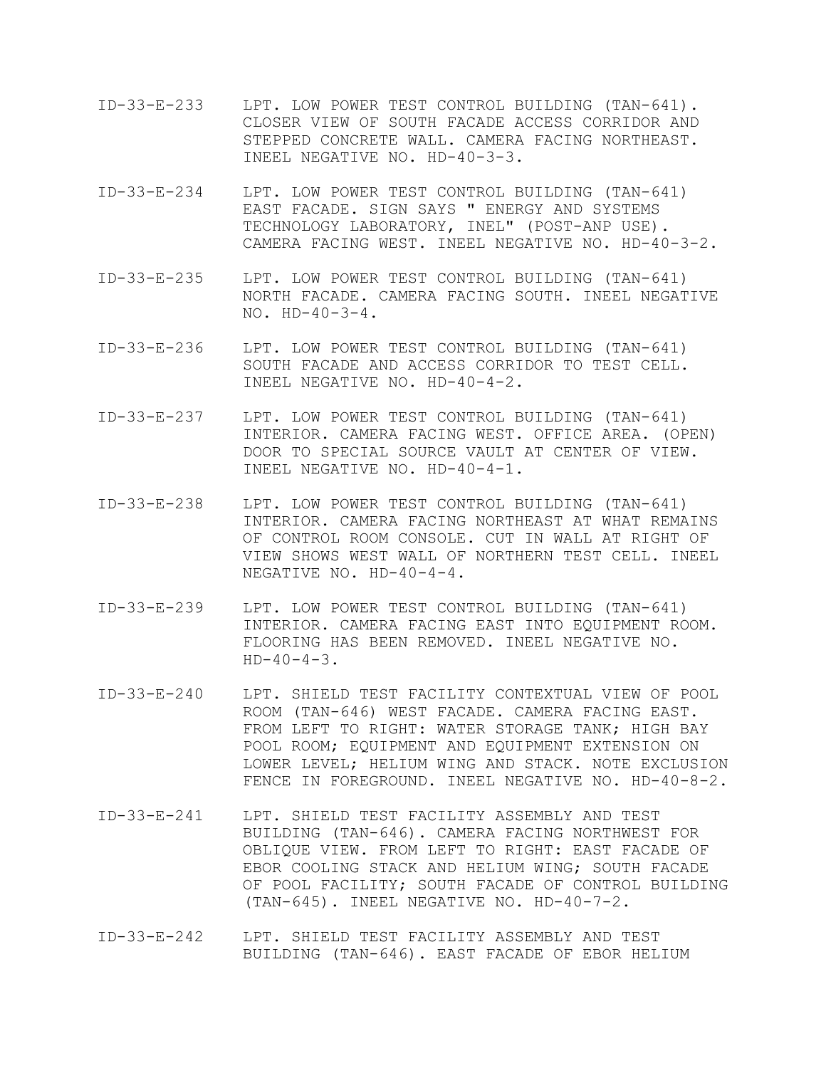ID-33-E-233 LPT. LOW POWER TEST CONTROL BUILDING (TAN-641). CLOSER VIEW OF SOUTH FACADE ACCESS CORRIDOR AND STEPPED CONCRETE WALL. CAMERA FACING NORTHEAST. INEEL NEGATIVE NO. HD-40-3-3.

ID-33-E-234 LPT. LOW POWER TEST CONTROL BUILDING (TAN-641) EAST FACADE. SIGN SAYS " ENERGY AND SYSTEMS TECHNOLOGY LABORATORY, INEL" (POST-ANP USE). CAMERA FACING WEST. INEEL NEGATIVE NO. HD-40-3-2.

ID-33-E-235 LPT. LOW POWER TEST CONTROL BUILDING (TAN-641) NORTH FACADE. CAMERA FACING SOUTH. INEEL NEGATIVE NO. HD-40-3-4.

ID-33-E-236 LPT. LOW POWER TEST CONTROL BUILDING (TAN-641) SOUTH FACADE AND ACCESS CORRIDOR TO TEST CELL. INEEL NEGATIVE NO. HD-40-4-2.

ID-33-E-237 LPT. LOW POWER TEST CONTROL BUILDING (TAN-641) INTERIOR. CAMERA FACING WEST. OFFICE AREA. (OPEN) DOOR TO SPECIAL SOURCE VAULT AT CENTER OF VIEW. INEEL NEGATIVE NO. HD-40-4-1.

ID-33-E-238 LPT. LOW POWER TEST CONTROL BUILDING (TAN-641) INTERIOR. CAMERA FACING NORTHEAST AT WHAT REMAINS OF CONTROL ROOM CONSOLE. CUT IN WALL AT RIGHT OF VIEW SHOWS WEST WALL OF NORTHERN TEST CELL. INEEL NEGATIVE NO. HD-40-4-4.

ID-33-E-239 LPT. LOW POWER TEST CONTROL BUILDING (TAN-641) INTERIOR. CAMERA FACING EAST INTO EQUIPMENT ROOM. FLOORING HAS BEEN REMOVED. INEEL NEGATIVE NO. HD-40-4-3.

ID-33-E-240 LPT. SHIELD TEST FACILITY CONTEXTUAL VIEW OF POOL ROOM (TAN-646) WEST FACADE. CAMERA FACING EAST. FROM LEFT TO RIGHT: WATER STORAGE TANK; HIGH BAY POOL ROOM; EQUIPMENT AND EQUIPMENT EXTENSION ON LOWER LEVEL; HELIUM WING AND STACK. NOTE EXCLUSION FENCE IN FOREGROUND. INEEL NEGATIVE NO. HD-40-8-2.

ID-33-E-241 LPT. SHIELD TEST FACILITY ASSEMBLY AND TEST BUILDING (TAN-646). CAMERA FACING NORTHWEST FOR OBLIQUE VIEW. FROM LEFT TO RIGHT: EAST FACADE OF EBOR COOLING STACK AND HELIUM WING; SOUTH FACADE OF POOL FACILITY; SOUTH FACADE OF CONTROL BUILDING (TAN-645). INEEL NEGATIVE NO. HD-40-7-2.

ID-33-E-242 LPT. SHIELD TEST FACILITY ASSEMBLY AND TEST BUILDING (TAN-646). EAST FACADE OF EBOR HELIUM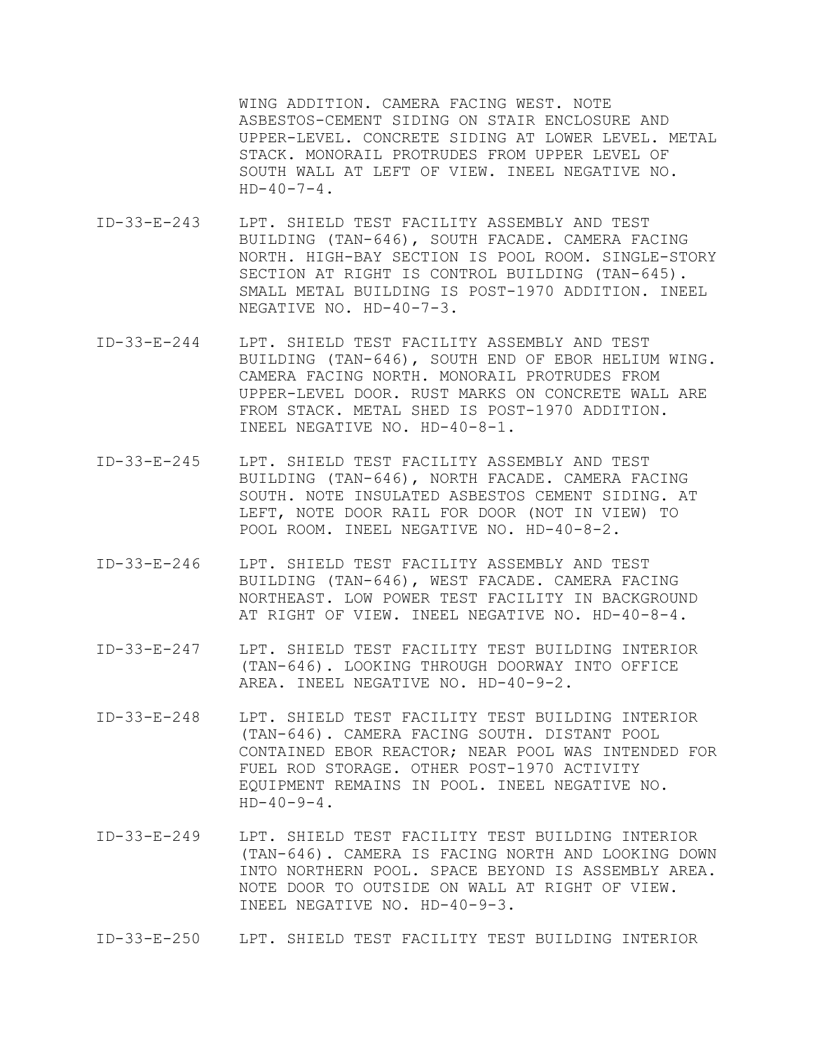WING ADDITION. CAMERA FACING WEST. NOTE ASBESTOS-CEMENT SIDING ON STAIR ENCLOSURE AND UPPER-LEVEL. CONCRETE SIDING AT LOWER LEVEL. METAL STACK. MONORAIL PROTRUDES FROM UPPER LEVEL OF SOUTH WALL AT LEFT OF VIEW. INEEL NEGATIVE NO. HD-40-7-4.

ID-33-E-243 LPT. SHIELD TEST FACILITY ASSEMBLY AND TEST BUILDING (TAN-646), SOUTH FACADE. CAMERA FACING NORTH. HIGH-BAY SECTION IS POOL ROOM. SINGLE-STORY SECTION AT RIGHT IS CONTROL BUILDING (TAN-645). SMALL METAL BUILDING IS POST-1970 ADDITION. INEEL NEGATIVE NO. HD-40-7-3.

ID-33-E-244 LPT. SHIELD TEST FACILITY ASSEMBLY AND TEST BUILDING (TAN-646), SOUTH END OF EBOR HELIUM WING. CAMERA FACING NORTH. MONORAIL PROTRUDES FROM UPPER-LEVEL DOOR. RUST MARKS ON CONCRETE WALL ARE FROM STACK. METAL SHED IS POST-1970 ADDITION. INEEL NEGATIVE NO. HD-40-8-1.

ID-33-E-245 LPT. SHIELD TEST FACILITY ASSEMBLY AND TEST BUILDING (TAN-646), NORTH FACADE. CAMERA FACING SOUTH. NOTE INSULATED ASBESTOS CEMENT SIDING. AT LEFT, NOTE DOOR RAIL FOR DOOR (NOT IN VIEW) TO POOL ROOM. INEEL NEGATIVE NO. HD-40-8-2.

ID-33-E-246 LPT. SHIELD TEST FACILITY ASSEMBLY AND TEST BUILDING (TAN-646), WEST FACADE. CAMERA FACING NORTHEAST. LOW POWER TEST FACILITY IN BACKGROUND AT RIGHT OF VIEW. INEEL NEGATIVE NO. HD-40-8-4.

ID-33-E-247 LPT. SHIELD TEST FACILITY TEST BUILDING INTERIOR (TAN-646). LOOKING THROUGH DOORWAY INTO OFFICE AREA. INEEL NEGATIVE NO. HD-40-9-2.

ID-33-E-248 LPT. SHIELD TEST FACILITY TEST BUILDING INTERIOR (TAN-646). CAMERA FACING SOUTH. DISTANT POOL CONTAINED EBOR REACTOR; NEAR POOL WAS INTENDED FOR FUEL ROD STORAGE. OTHER POST-1970 ACTIVITY EQUIPMENT REMAINS IN POOL. INEEL NEGATIVE NO. HD-40-9-4.

ID-33-E-249 LPT. SHIELD TEST FACILITY TEST BUILDING INTERIOR (TAN-646). CAMERA IS FACING NORTH AND LOOKING DOWN INTO NORTHERN POOL. SPACE BEYOND IS ASSEMBLY AREA. NOTE DOOR TO OUTSIDE ON WALL AT RIGHT OF VIEW. INEEL NEGATIVE NO. HD-40-9-3.

ID-33-E-250 LPT. SHIELD TEST FACILITY TEST BUILDING INTERIOR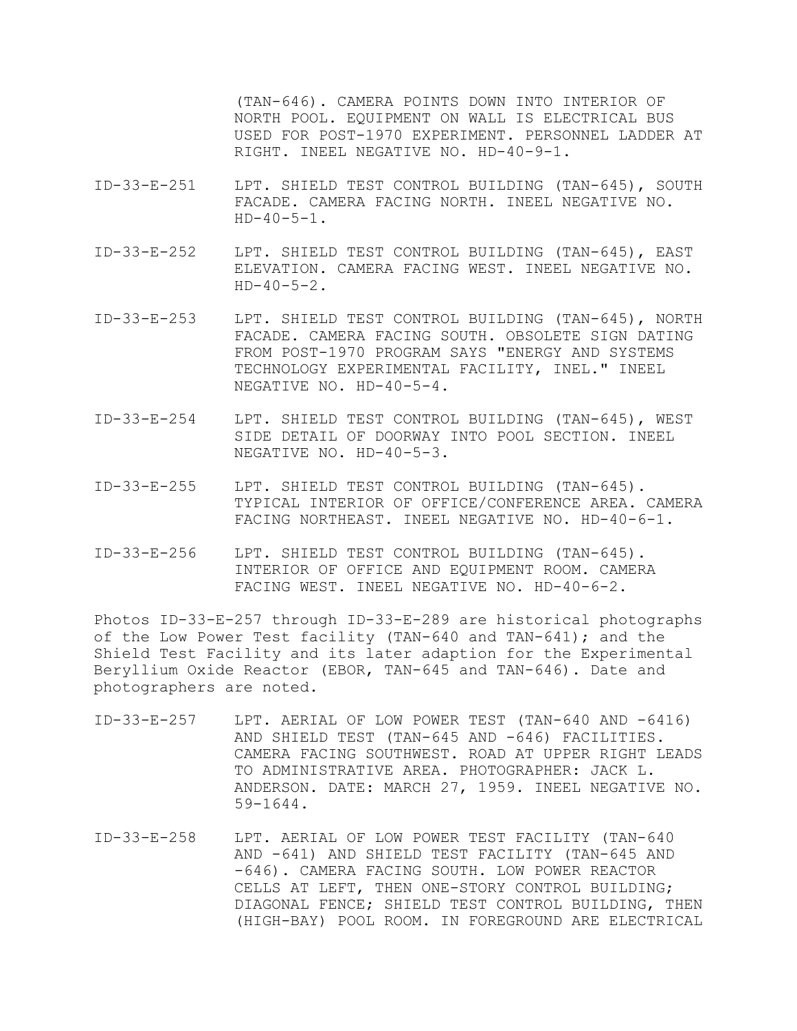(TAN-646). CAMERA POINTS DOWN INTO INTERIOR OF NORTH POOL. EQUIPMENT ON WALL IS ELECTRICAL BUS USED FOR POST-1970 EXPERIMENT. PERSONNEL LADDER AT RIGHT. INEEL NEGATIVE NO. HD-40-9-1.

ID-33-E-251 LPT. SHIELD TEST CONTROL BUILDING (TAN-645), SOUTH FACADE. CAMERA FACING NORTH. INEEL NEGATIVE NO. HD-40-5-1.

ID-33-E-252 LPT. SHIELD TEST CONTROL BUILDING (TAN-645), EAST ELEVATION. CAMERA FACING WEST. INEEL NEGATIVE NO. HD-40-5-2.

ID-33-E-253 LPT. SHIELD TEST CONTROL BUILDING (TAN-645), NORTH FACADE. CAMERA FACING SOUTH. OBSOLETE SIGN DATING FROM POST-1970 PROGRAM SAYS "ENERGY AND SYSTEMS TECHNOLOGY EXPERIMENTAL FACILITY, INEL." INEEL NEGATIVE NO. HD-40-5-4.

ID-33-E-254 LPT. SHIELD TEST CONTROL BUILDING (TAN-645), WEST SIDE DETAIL OF DOORWAY INTO POOL SECTION. INEEL NEGATIVE NO. HD-40-5-3.

ID-33-E-255 LPT. SHIELD TEST CONTROL BUILDING (TAN-645). TYPICAL INTERIOR OF OFFICE/CONFERENCE AREA. CAMERA FACING NORTHEAST. INEEL NEGATIVE NO. HD-40-6-1.

ID-33-E-256 LPT. SHIELD TEST CONTROL BUILDING (TAN-645). INTERIOR OF OFFICE AND EQUIPMENT ROOM. CAMERA FACING WEST. INEEL NEGATIVE NO. HD-40-6-2.

Photos ID-33-E-257 through ID-33-E-289 are historical photographs of the Low Power Test facility (TAN-640 and TAN-641); and the Shield Test Facility and its later adaption for the Experimental Beryllium Oxide Reactor (EBOR, TAN-645 and TAN-646). Date and photographers are noted.

ID-33-E-257 LPT. AERIAL OF LOW POWER TEST (TAN-640 AND -6416) AND SHIELD TEST (TAN-645 AND -646) FACILITIES. CAMERA FACING SOUTHWEST. ROAD AT UPPER RIGHT LEADS TO ADMINISTRATIVE AREA. PHOTOGRAPHER: JACK L. ANDERSON. DATE: MARCH 27, 1959. INEEL NEGATIVE NO. 59-1644.

ID-33-E-258 LPT. AERIAL OF LOW POWER TEST FACILITY (TAN-640 AND -641) AND SHIELD TEST FACILITY (TAN-645 AND -646). CAMERA FACING SOUTH. LOW POWER REACTOR CELLS AT LEFT, THEN ONE-STORY CONTROL BUILDING; DIAGONAL FENCE; SHIELD TEST CONTROL BUILDING, THEN (HIGH-BAY) POOL ROOM. IN FOREGROUND ARE ELECTRICAL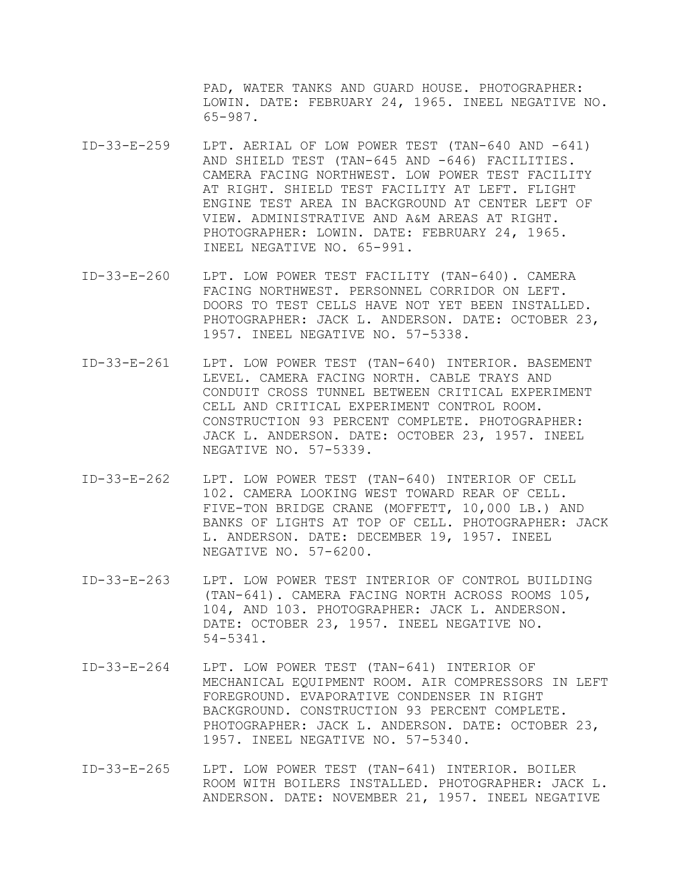PAD, WATER TANKS AND GUARD HOUSE. PHOTOGRAPHER: LOWIN. DATE: FEBRUARY 24, 1965. INEEL NEGATIVE NO. 65-987.

ID-33-E-259 LPT. AERIAL OF LOW POWER TEST (TAN-640 AND -641) AND SHIELD TEST (TAN-645 AND -646) FACILITIES. CAMERA FACING NORTHWEST. LOW POWER TEST FACILITY AT RIGHT. SHIELD TEST FACILITY AT LEFT. FLIGHT ENGINE TEST AREA IN BACKGROUND AT CENTER LEFT OF VIEW. ADMINISTRATIVE AND A&M AREAS AT RIGHT. PHOTOGRAPHER: LOWIN. DATE: FEBRUARY 24, 1965. INEEL NEGATIVE NO. 65-991.

ID-33-E-260 LPT. LOW POWER TEST FACILITY (TAN-640). CAMERA FACING NORTHWEST. PERSONNEL CORRIDOR ON LEFT. DOORS TO TEST CELLS HAVE NOT YET BEEN INSTALLED. PHOTOGRAPHER: JACK L. ANDERSON. DATE: OCTOBER 23, 1957. INEEL NEGATIVE NO. 57-5338.

ID-33-E-261 LPT. LOW POWER TEST (TAN-640) INTERIOR. BASEMENT LEVEL. CAMERA FACING NORTH. CABLE TRAYS AND CONDUIT CROSS TUNNEL BETWEEN CRITICAL EXPERIMENT CELL AND CRITICAL EXPERIMENT CONTROL ROOM. CONSTRUCTION 93 PERCENT COMPLETE. PHOTOGRAPHER: JACK L. ANDERSON. DATE: OCTOBER 23, 1957. INEEL NEGATIVE NO. 57-5339.

ID-33-E-262 LPT. LOW POWER TEST (TAN-640) INTERIOR OF CELL 102. CAMERA LOOKING WEST TOWARD REAR OF CELL. FIVE-TON BRIDGE CRANE (MOFFETT, 10,000 LB.) AND BANKS OF LIGHTS AT TOP OF CELL. PHOTOGRAPHER: JACK L. ANDERSON. DATE: DECEMBER 19, 1957. INEEL NEGATIVE NO. 57-6200.

ID-33-E-263 LPT. LOW POWER TEST INTERIOR OF CONTROL BUILDING (TAN-641). CAMERA FACING NORTH ACROSS ROOMS 105, 104, AND 103. PHOTOGRAPHER: JACK L. ANDERSON. DATE: OCTOBER 23, 1957. INEEL NEGATIVE NO. 54-5341.

ID-33-E-264 LPT. LOW POWER TEST (TAN-641) INTERIOR OF MECHANICAL EQUIPMENT ROOM. AIR COMPRESSORS IN LEFT FOREGROUND. EVAPORATIVE CONDENSER IN RIGHT BACKGROUND. CONSTRUCTION 93 PERCENT COMPLETE. PHOTOGRAPHER: JACK L. ANDERSON. DATE: OCTOBER 23, 1957. INEEL NEGATIVE NO. 57-5340.

ID-33-E-265 LPT. LOW POWER TEST (TAN-641) INTERIOR. BOILER ROOM WITH BOILERS INSTALLED. PHOTOGRAPHER: JACK L. ANDERSON. DATE: NOVEMBER 21, 1957. INEEL NEGATIVE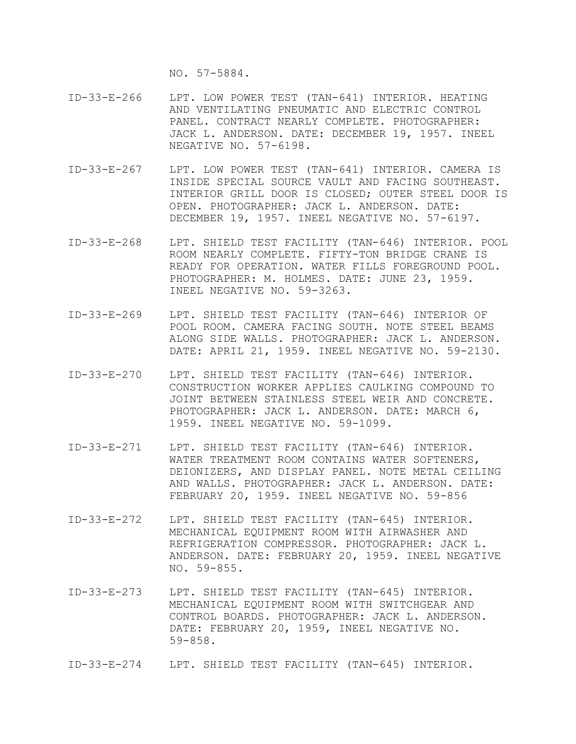NO. 57-5884.

ID-33-E-266 LPT. LOW POWER TEST (TAN-641) INTERIOR. HEATING AND VENTILATING PNEUMATIC AND ELECTRIC CONTROL PANEL. CONTRACT NEARLY COMPLETE. PHOTOGRAPHER: JACK L. ANDERSON. DATE: DECEMBER 19, 1957. INEEL NEGATIVE NO. 57-6198.

ID-33-E-267 LPT. LOW POWER TEST (TAN-641) INTERIOR. CAMERA IS INSIDE SPECIAL SOURCE VAULT AND FACING SOUTHEAST. INTERIOR GRILL DOOR IS CLOSED; OUTER STEEL DOOR IS OPEN. PHOTOGRAPHER: JACK L. ANDERSON. DATE: DECEMBER 19, 1957. INEEL NEGATIVE NO. 57-6197.

ID-33-E-268 LPT. SHIELD TEST FACILITY (TAN-646) INTERIOR. POOL ROOM NEARLY COMPLETE. FIFTY-TON BRIDGE CRANE IS READY FOR OPERATION. WATER FILLS FOREGROUND POOL. PHOTOGRAPHER: M. HOLMES. DATE: JUNE 23, 1959. INEEL NEGATIVE NO. 59-3263.

ID-33-E-269 LPT. SHIELD TEST FACILITY (TAN-646) INTERIOR OF POOL ROOM. CAMERA FACING SOUTH. NOTE STEEL BEAMS ALONG SIDE WALLS. PHOTOGRAPHER: JACK L. ANDERSON. DATE: APRIL 21, 1959. INEEL NEGATIVE NO. 59-2130.

ID-33-E-270 LPT. SHIELD TEST FACILITY (TAN-646) INTERIOR. CONSTRUCTION WORKER APPLIES CAULKING COMPOUND TO JOINT BETWEEN STAINLESS STEEL WEIR AND CONCRETE. PHOTOGRAPHER: JACK L. ANDERSON. DATE: MARCH 6, 1959. INEEL NEGATIVE NO. 59-1099.

ID-33-E-271 LPT. SHIELD TEST FACILITY (TAN-646) INTERIOR. WATER TREATMENT ROOM CONTAINS WATER SOFTENERS, DEIONIZERS, AND DISPLAY PANEL. NOTE METAL CEILING AND WALLS. PHOTOGRAPHER: JACK L. ANDERSON. DATE: FEBRUARY 20, 1959. INEEL NEGATIVE NO. 59-856

ID-33-E-272 LPT. SHIELD TEST FACILITY (TAN-645) INTERIOR. MECHANICAL EQUIPMENT ROOM WITH AIRWASHER AND REFRIGERATION COMPRESSOR. PHOTOGRAPHER: JACK L. ANDERSON. DATE: FEBRUARY 20, 1959. INEEL NEGATIVE NO. 59-855.

ID-33-E-273 LPT. SHIELD TEST FACILITY (TAN-645) INTERIOR. MECHANICAL EQUIPMENT ROOM WITH SWITCHGEAR AND CONTROL BOARDS. PHOTOGRAPHER: JACK L. ANDERSON. DATE: FEBRUARY 20, 1959, INEEL NEGATIVE NO. 59-858.

ID-33-E-274 LPT. SHIELD TEST FACILITY (TAN-645) INTERIOR.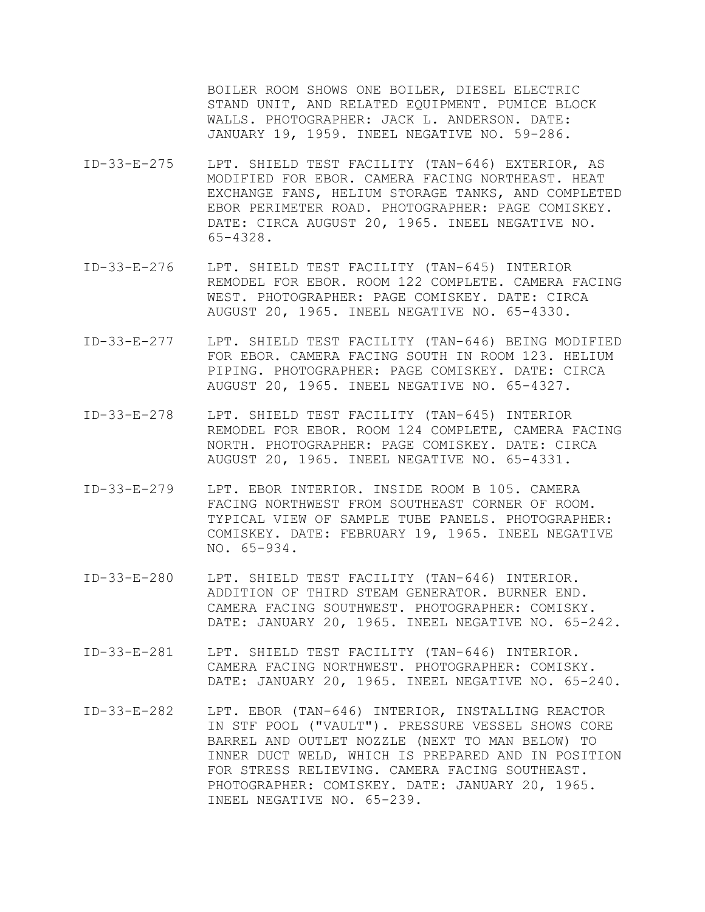BOILER ROOM SHOWS ONE BOILER, DIESEL ELECTRIC STAND UNIT, AND RELATED EQUIPMENT. PUMICE BLOCK WALLS. PHOTOGRAPHER: JACK L. ANDERSON. DATE: JANUARY 19, 1959. INEEL NEGATIVE NO. 59-286.

ID-33-E-275 LPT. SHIELD TEST FACILITY (TAN-646) EXTERIOR, AS MODIFIED FOR EBOR. CAMERA FACING NORTHEAST. HEAT EXCHANGE FANS, HELIUM STORAGE TANKS, AND COMPLETED EBOR PERIMETER ROAD. PHOTOGRAPHER: PAGE COMISKEY. DATE: CIRCA AUGUST 20, 1965. INEEL NEGATIVE NO. 65-4328.

ID-33-E-276 LPT. SHIELD TEST FACILITY (TAN-645) INTERIOR REMODEL FOR EBOR. ROOM 122 COMPLETE. CAMERA FACING WEST. PHOTOGRAPHER: PAGE COMISKEY. DATE: CIRCA AUGUST 20, 1965. INEEL NEGATIVE NO. 65-4330.

ID-33-E-277 LPT. SHIELD TEST FACILITY (TAN-646) BEING MODIFIED FOR EBOR. CAMERA FACING SOUTH IN ROOM 123. HELIUM PIPING. PHOTOGRAPHER: PAGE COMISKEY. DATE: CIRCA AUGUST 20, 1965. INEEL NEGATIVE NO. 65-4327.

ID-33-E-278 LPT. SHIELD TEST FACILITY (TAN-645) INTERIOR REMODEL FOR EBOR. ROOM 124 COMPLETE, CAMERA FACING NORTH. PHOTOGRAPHER: PAGE COMISKEY. DATE: CIRCA AUGUST 20, 1965. INEEL NEGATIVE NO. 65-4331.

ID-33-E-279 LPT. EBOR INTERIOR. INSIDE ROOM B 105. CAMERA FACING NORTHWEST FROM SOUTHEAST CORNER OF ROOM. TYPICAL VIEW OF SAMPLE TUBE PANELS. PHOTOGRAPHER: COMISKEY. DATE: FEBRUARY 19, 1965. INEEL NEGATIVE NO. 65-934.

ID-33-E-280 LPT. SHIELD TEST FACILITY (TAN-646) INTERIOR. ADDITION OF THIRD STEAM GENERATOR. BURNER END. CAMERA FACING SOUTHWEST. PHOTOGRAPHER: COMISKY. DATE: JANUARY 20, 1965. INEEL NEGATIVE NO. 65-242.

ID-33-E-281 LPT. SHIELD TEST FACILITY (TAN-646) INTERIOR. CAMERA FACING NORTHWEST. PHOTOGRAPHER: COMISKY. DATE: JANUARY 20, 1965. INEEL NEGATIVE NO. 65-240.

ID-33-E-282 LPT. EBOR (TAN-646) INTERIOR, INSTALLING REACTOR IN STF POOL ("VAULT"). PRESSURE VESSEL SHOWS CORE BARREL AND OUTLET NOZZLE (NEXT TO MAN BELOW) TO INNER DUCT WELD, WHICH IS PREPARED AND IN POSITION FOR STRESS RELIEVING. CAMERA FACING SOUTHEAST. PHOTOGRAPHER: COMISKEY. DATE: JANUARY 20, 1965. INEEL NEGATIVE NO. 65-239.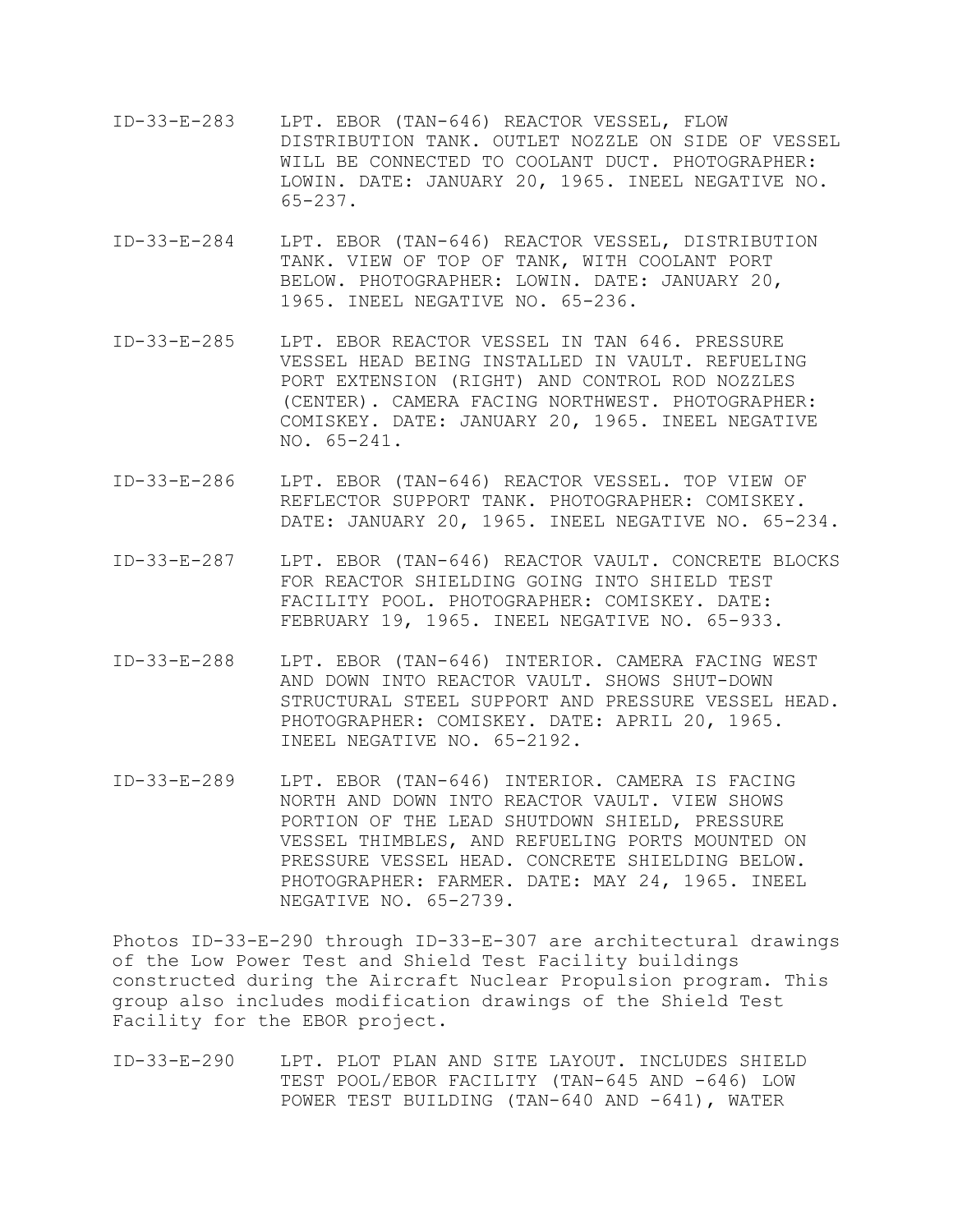ID-33-E-283 LPT. EBOR (TAN-646) REACTOR VESSEL, FLOW DISTRIBUTION TANK. OUTLET NOZZLE ON SIDE OF VESSEL WILL BE CONNECTED TO COOLANT DUCT. PHOTOGRAPHER: LOWIN. DATE: JANUARY 20, 1965. INEEL NEGATIVE NO. 65-237.

ID-33-E-284 LPT. EBOR (TAN-646) REACTOR VESSEL, DISTRIBUTION TANK. VIEW OF TOP OF TANK, WITH COOLANT PORT BELOW. PHOTOGRAPHER: LOWIN. DATE: JANUARY 20, 1965. INEEL NEGATIVE NO. 65-236.

ID-33-E-285 LPT. EBOR REACTOR VESSEL IN TAN 646. PRESSURE VESSEL HEAD BEING INSTALLED IN VAULT. REFUELING PORT EXTENSION (RIGHT) AND CONTROL ROD NOZZLES (CENTER). CAMERA FACING NORTHWEST. PHOTOGRAPHER: COMISKEY. DATE: JANUARY 20, 1965. INEEL NEGATIVE NO. 65-241.

ID-33-E-286 LPT. EBOR (TAN-646) REACTOR VESSEL. TOP VIEW OF REFLECTOR SUPPORT TANK. PHOTOGRAPHER: COMISKEY. DATE: JANUARY 20, 1965. INEEL NEGATIVE NO. 65-234.

ID-33-E-287 LPT. EBOR (TAN-646) REACTOR VAULT. CONCRETE BLOCKS FOR REACTOR SHIELDING GOING INTO SHIELD TEST FACILITY POOL. PHOTOGRAPHER: COMISKEY. DATE: FEBRUARY 19, 1965. INEEL NEGATIVE NO. 65-933.

ID-33-E-288 LPT. EBOR (TAN-646) INTERIOR. CAMERA FACING WEST AND DOWN INTO REACTOR VAULT. SHOWS SHUT-DOWN STRUCTURAL STEEL SUPPORT AND PRESSURE VESSEL HEAD. PHOTOGRAPHER: COMISKEY. DATE: APRIL 20, 1965. INEEL NEGATIVE NO. 65-2192.

ID-33-E-289 LPT. EBOR (TAN-646) INTERIOR. CAMERA IS FACING NORTH AND DOWN INTO REACTOR VAULT. VIEW SHOWS PORTION OF THE LEAD SHUTDOWN SHIELD, PRESSURE VESSEL THIMBLES, AND REFUELING PORTS MOUNTED ON PRESSURE VESSEL HEAD. CONCRETE SHIELDING BELOW. PHOTOGRAPHER: FARMER. DATE: MAY 24, 1965. INEEL NEGATIVE NO. 65-2739.

Photos ID-33-E-290 through ID-33-E-307 are architectural drawings of the Low Power Test and Shield Test Facility buildings constructed during the Aircraft Nuclear Propulsion program. This group also includes modification drawings of the Shield Test Facility for the EBOR project.

ID-33-E-290 LPT. PLOT PLAN AND SITE LAYOUT. INCLUDES SHIELD TEST POOL/EBOR FACILITY (TAN-645 AND -646) LOW POWER TEST BUILDING (TAN-640 AND -641), WATER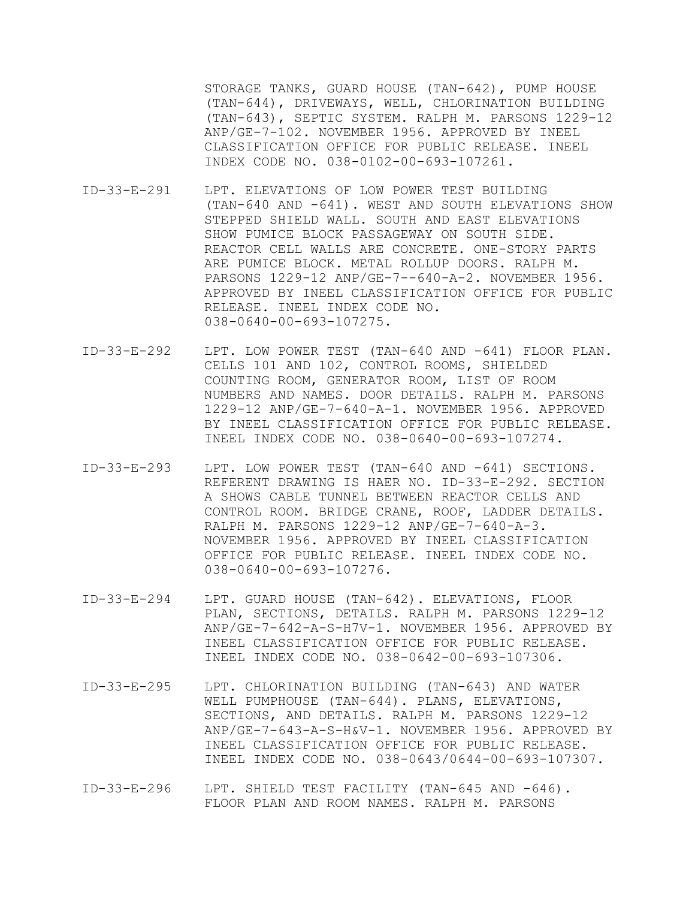STORAGE TANKS, GUARD HOUSE (TAN-642), PUMP HOUSE (TAN-644), DRIVEWAYS, WELL, CHLORINATION BUILDING (TAN-643), SEPTIC SYSTEM. RALPH M. PARSONS 1229-12 ANP/GE-7-102. NOVEMBER 1956. APPROVED BY INEEL CLASSIFICATION OFFICE FOR PUBLIC RELEASE. INEEL INDEX CODE NO. 038-0102-00-693-107261.

ID-33-E-291 LPT. ELEVATIONS OF LOW POWER TEST BUILDING (TAN-640 AND -641). WEST AND SOUTH ELEVATIONS SHOW STEPPED SHIELD WALL. SOUTH AND EAST ELEVATIONS SHOW PUMICE BLOCK PASSAGEWAY ON SOUTH SIDE. REACTOR CELL WALLS ARE CONCRETE. ONE-STORY PARTS ARE PUMICE BLOCK. METAL ROLLUP DOORS. RALPH M. PARSONS 1229-12 ANP/GE-7--640-A-2. NOVEMBER 1956. APPROVED BY INEEL CLASSIFICATION OFFICE FOR PUBLIC RELEASE. INEEL INDEX CODE NO. 038-0640-00-693-107275.

ID-33-E-292 LPT. LOW POWER TEST (TAN-640 AND -641) FLOOR PLAN. CELLS 101 AND 102, CONTROL ROOMS, SHIELDED COUNTING ROOM, GENERATOR ROOM, LIST OF ROOM NUMBERS AND NAMES. DOOR DETAILS. RALPH M. PARSONS 1229-12 ANP/GE-7-640-A-1. NOVEMBER 1956. APPROVED BY INEEL CLASSIFICATION OFFICE FOR PUBLIC RELEASE. INEEL INDEX CODE NO. 038-0640-00-693-107274.

ID-33-E-293 LPT. LOW POWER TEST (TAN-640 AND -641) SECTIONS. REFERENT DRAWING IS HAER NO. ID-33-E-292. SECTION A SHOWS CABLE TUNNEL BETWEEN REACTOR CELLS AND CONTROL ROOM. BRIDGE CRANE, ROOF, LADDER DETAILS. RALPH M. PARSONS 1229-12 ANP/GE-7-640-A-3. NOVEMBER 1956. APPROVED BY INEEL CLASSIFICATION OFFICE FOR PUBLIC RELEASE. INEEL INDEX CODE NO. 038-0640-00-693-107276.

ID-33-E-294 LPT. GUARD HOUSE (TAN-642). ELEVATIONS, FLOOR PLAN, SECTIONS, DETAILS. RALPH M. PARSONS 1229-12 ANP/GE-7-642-A-S-H7V-1. NOVEMBER 1956. APPROVED BY INEEL CLASSIFICATION OFFICE FOR PUBLIC RELEASE. INEEL INDEX CODE NO. 038-0642-00-693-107306.

ID-33-E-295 LPT. CHLORINATION BUILDING (TAN-643) AND WATER WELL PUMPHOUSE (TAN-644). PLANS, ELEVATIONS, SECTIONS, AND DETAILS. RALPH M. PARSONS 1229-12 ANP/GE-7-643-A-S-H&V-1. NOVEMBER 1956. APPROVED BY INEEL CLASSIFICATION OFFICE FOR PUBLIC RELEASE. INEEL INDEX CODE NO. 038-0643/0644-00-693-107307.

ID-33-E-296 LPT. SHIELD TEST FACILITY (TAN-645 AND -646). FLOOR PLAN AND ROOM NAMES. RALPH M. PARSONS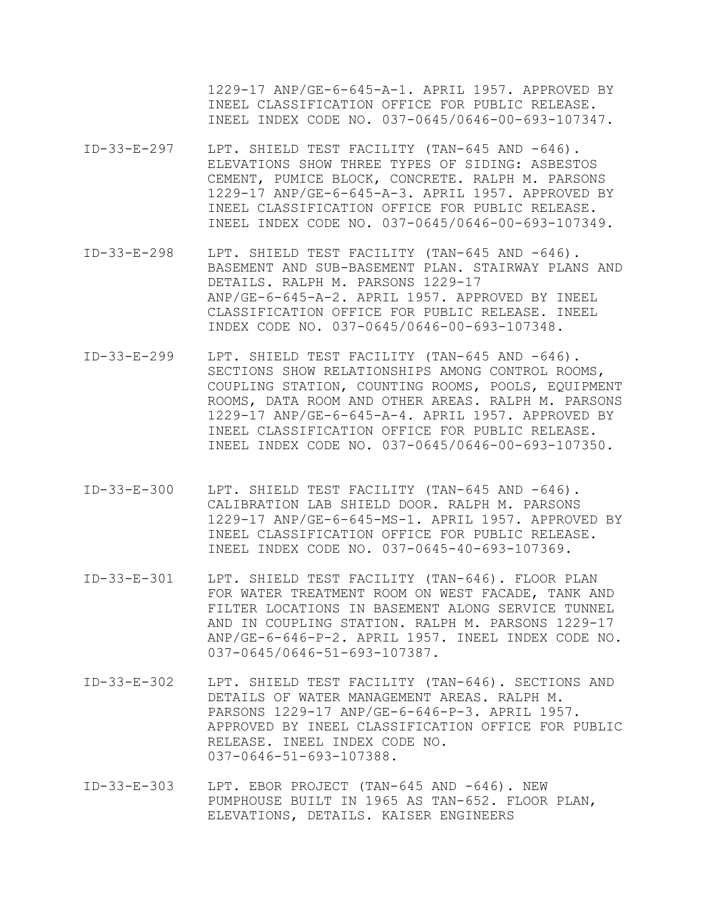1229-17 ANP/GE-6-645-A-1. APRIL 1957. APPROVED BY INEEL CLASSIFICATION OFFICE FOR PUBLIC RELEASE. INEEL INDEX CODE NO. 037-0645/0646-00-693-107347.

ID-33-E-297 LPT. SHIELD TEST FACILITY (TAN-645 AND -646). ELEVATIONS SHOW THREE TYPES OF SIDING: ASBESTOS CEMENT, PUMICE BLOCK, CONCRETE. RALPH M. PARSONS 1229-17 ANP/GE-6-645-A-3. APRIL 1957. APPROVED BY INEEL CLASSIFICATION OFFICE FOR PUBLIC RELEASE. INEEL INDEX CODE NO. 037-0645/0646-00-693-107349.

ID-33-E-298 LPT. SHIELD TEST FACILITY (TAN-645 AND -646). BASEMENT AND SUB-BASEMENT PLAN. STAIRWAY PLANS AND DETAILS. RALPH M. PARSONS 1229-17 ANP/GE-6-645-A-2. APRIL 1957. APPROVED BY INEEL CLASSIFICATION OFFICE FOR PUBLIC RELEASE. INEEL INDEX CODE NO. 037-0645/0646-00-693-107348.

ID-33-E-299 LPT. SHIELD TEST FACILITY (TAN-645 AND -646). SECTIONS SHOW RELATIONSHIPS AMONG CONTROL ROOMS, COUPLING STATION, COUNTING ROOMS, POOLS, EQUIPMENT ROOMS, DATA ROOM AND OTHER AREAS. RALPH M. PARSONS 1229-17 ANP/GE-6-645-A-4. APRIL 1957. APPROVED BY INEEL CLASSIFICATION OFFICE FOR PUBLIC RELEASE. INEEL INDEX CODE NO. 037-0645/0646-00-693-107350.

ID-33-E-300 LPT. SHIELD TEST FACILITY (TAN-645 AND -646). CALIBRATION LAB SHIELD DOOR. RALPH M. PARSONS 1229-17 ANP/GE-6-645-MS-1. APRIL 1957. APPROVED BY INEEL CLASSIFICATION OFFICE FOR PUBLIC RELEASE. INEEL INDEX CODE NO. 037-0645-40-693-107369.

ID-33-E-301 LPT. SHIELD TEST FACILITY (TAN-646). FLOOR PLAN FOR WATER TREATMENT ROOM ON WEST FACADE, TANK AND FILTER LOCATIONS IN BASEMENT ALONG SERVICE TUNNEL AND IN COUPLING STATION. RALPH M. PARSONS 1229-17 ANP/GE-6-646-P-2. APRIL 1957. INEEL INDEX CODE NO. 037-0645/0646-51-693-107387.

ID-33-E-302 LPT. SHIELD TEST FACILITY (TAN-646). SECTIONS AND DETAILS OF WATER MANAGEMENT AREAS. RALPH M. PARSONS 1229-17 ANP/GE-6-646-P-3. APRIL 1957. APPROVED BY INEEL CLASSIFICATION OFFICE FOR PUBLIC RELEASE. INEEL INDEX CODE NO. 037-0646-51-693-107388.

ID-33-E-303 LPT. EBOR PROJECT (TAN-645 AND -646). NEW PUMPHOUSE BUILT IN 1965 AS TAN-652. FLOOR PLAN, ELEVATIONS, DETAILS. KAISER ENGINEERS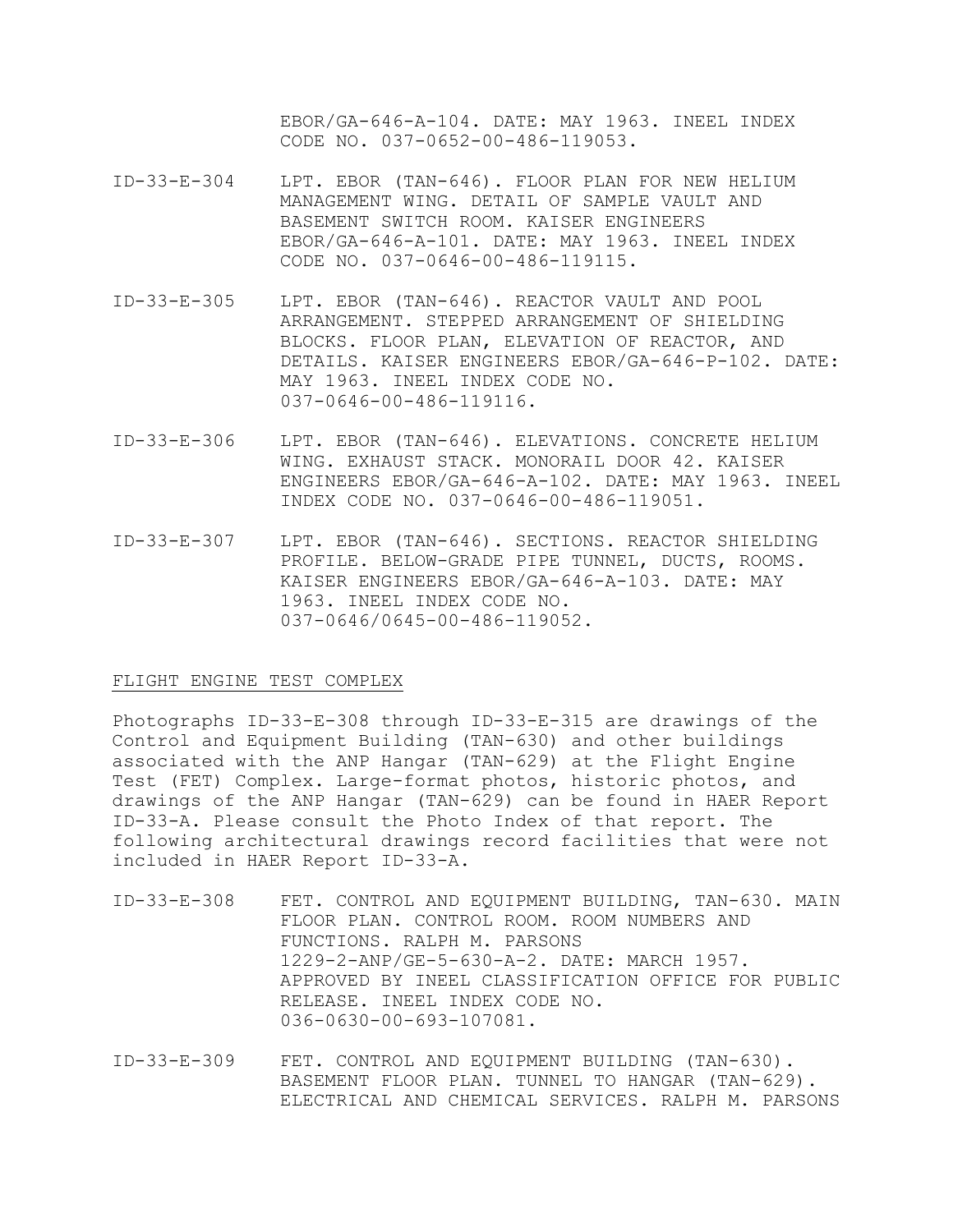EBOR/GA-646-A-104. DATE: MAY 1963. INEEL INDEX CODE NO. 037-0652-00-486-119053.

ID-33-E-304 LPT. EBOR (TAN-646). FLOOR PLAN FOR NEW HELIUM MANAGEMENT WING. DETAIL OF SAMPLE VAULT AND BASEMENT SWITCH ROOM. KAISER ENGINEERS EBOR/GA-646-A-101. DATE: MAY 1963. INEEL INDEX CODE NO. 037-0646-00-486-119115.

ID-33-E-305 LPT. EBOR (TAN-646). REACTOR VAULT AND POOL ARRANGEMENT. STEPPED ARRANGEMENT OF SHIELDING BLOCKS. FLOOR PLAN, ELEVATION OF REACTOR, AND DETAILS. KAISER ENGINEERS EBOR/GA-646-P-102. DATE: MAY 1963. INEEL INDEX CODE NO. 037-0646-00-486-119116.

ID-33-E-306 LPT. EBOR (TAN-646). ELEVATIONS. CONCRETE HELIUM WING. EXHAUST STACK. MONORAIL DOOR 42. KAISER ENGINEERS EBOR/GA-646-A-102. DATE: MAY 1963. INEEL INDEX CODE NO. 037-0646-00-486-119051.

ID-33-E-307 LPT. EBOR (TAN-646). SECTIONS. REACTOR SHIELDING PROFILE. BELOW-GRADE PIPE TUNNEL, DUCTS, ROOMS. KAISER ENGINEERS EBOR/GA-646-A-103. DATE: MAY 1963. INEEL INDEX CODE NO. 037-0646/0645-00-486-119052.

FLIGHT ENGINE TEST COMPLEX

Photographs ID-33-E-308 through ID-33-E-315 are drawings of the Control and Equipment Building (TAN-630) and other buildings associated with the ANP Hangar (TAN-629) at the Flight Engine Test (FET) Complex. Large-format photos, historic photos, and drawings of the ANP Hangar (TAN-629) can be found in HAER Report ID-33-A. Please consult the Photo Index of that report. The following architectural drawings record facilities that were not included in HAER Report ID-33-A.

ID-33-E-308 FET. CONTROL AND EQUIPMENT BUILDING, TAN-630. MAIN FLOOR PLAN. CONTROL ROOM. ROOM NUMBERS AND FUNCTIONS. RALPH M. PARSONS 1229-2-ANP/GE-5-630-A-2. DATE: MARCH 1957. APPROVED BY INEEL CLASSIFICATION OFFICE FOR PUBLIC RELEASE. INEEL INDEX CODE NO. 036-0630-00-693-107081.

ID-33-E-309 FET. CONTROL AND EQUIPMENT BUILDING (TAN-630). BASEMENT FLOOR PLAN. TUNNEL TO HANGAR (TAN-629). ELECTRICAL AND CHEMICAL SERVICES. RALPH M. PARSONS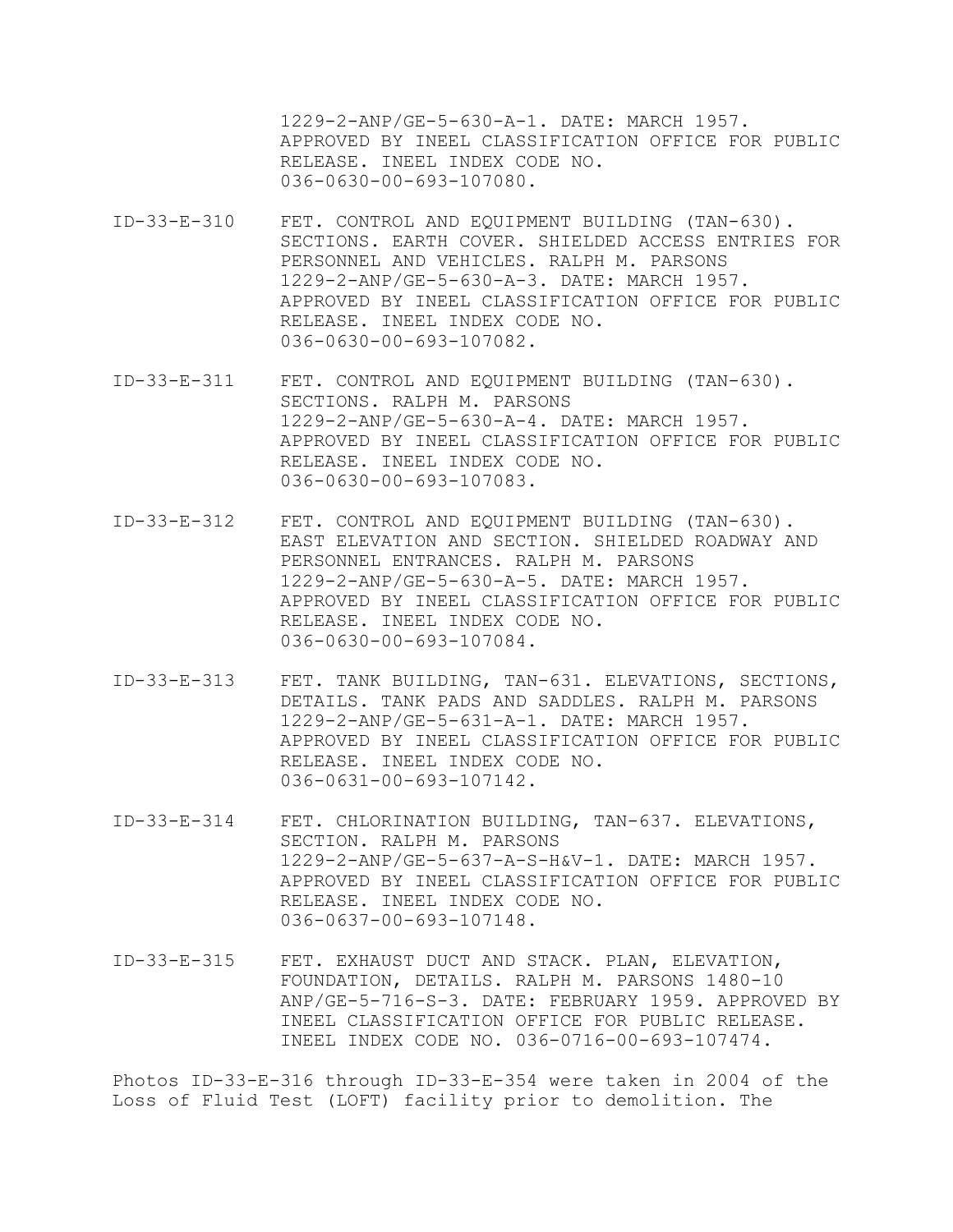1229-2-ANP/GE-5-630-A-1. DATE: MARCH 1957. APPROVED BY INEEL CLASSIFICATION OFFICE FOR PUBLIC RELEASE. INEEL INDEX CODE NO. 036-0630-00-693-107080.

ID-33-E-310 FET. CONTROL AND EQUIPMENT BUILDING (TAN-630). SECTIONS. EARTH COVER. SHIELDED ACCESS ENTRIES FOR PERSONNEL AND VEHICLES. RALPH M. PARSONS 1229-2-ANP/GE-5-630-A-3. DATE: MARCH 1957. APPROVED BY INEEL CLASSIFICATION OFFICE FOR PUBLIC RELEASE. INEEL INDEX CODE NO. 036-0630-00-693-107082.

ID-33-E-311 FET. CONTROL AND EQUIPMENT BUILDING (TAN-630). SECTIONS. RALPH M. PARSONS 1229-2-ANP/GE-5-630-A-4. DATE: MARCH 1957. APPROVED BY INEEL CLASSIFICATION OFFICE FOR PUBLIC RELEASE. INEEL INDEX CODE NO. 036-0630-00-693-107083.

ID-33-E-312 FET. CONTROL AND EQUIPMENT BUILDING (TAN-630). EAST ELEVATION AND SECTION. SHIELDED ROADWAY AND PERSONNEL ENTRANCES. RALPH M. PARSONS 1229-2-ANP/GE-5-630-A-5. DATE: MARCH 1957. APPROVED BY INEEL CLASSIFICATION OFFICE FOR PUBLIC RELEASE. INEEL INDEX CODE NO. 036-0630-00-693-107084.

ID-33-E-313 FET. TANK BUILDING, TAN-631. ELEVATIONS, SECTIONS, DETAILS. TANK PADS AND SADDLES. RALPH M. PARSONS 1229-2-ANP/GE-5-631-A-1. DATE: MARCH 1957. APPROVED BY INEEL CLASSIFICATION OFFICE FOR PUBLIC RELEASE. INEEL INDEX CODE NO. 036-0631-00-693-107142.

ID-33-E-314 FET. CHLORINATION BUILDING, TAN-637. ELEVATIONS, SECTION. RALPH M. PARSONS 1229-2-ANP/GE-5-637-A-S-H&V-1. DATE: MARCH 1957. APPROVED BY INEEL CLASSIFICATION OFFICE FOR PUBLIC RELEASE. INEEL INDEX CODE NO. 036-0637-00-693-107148.

ID-33-E-315 FET. EXHAUST DUCT AND STACK. PLAN, ELEVATION, FOUNDATION, DETAILS. RALPH M. PARSONS 1480-10 ANP/GE-5-716-S-3. DATE: FEBRUARY 1959. APPROVED BY INEEL CLASSIFICATION OFFICE FOR PUBLIC RELEASE. INEEL INDEX CODE NO. 036-0716-00-693-107474.

Photos ID-33-E-316 through ID-33-E-354 were taken in 2004 of the Loss of Fluid Test (LOFT) facility prior to demolition. The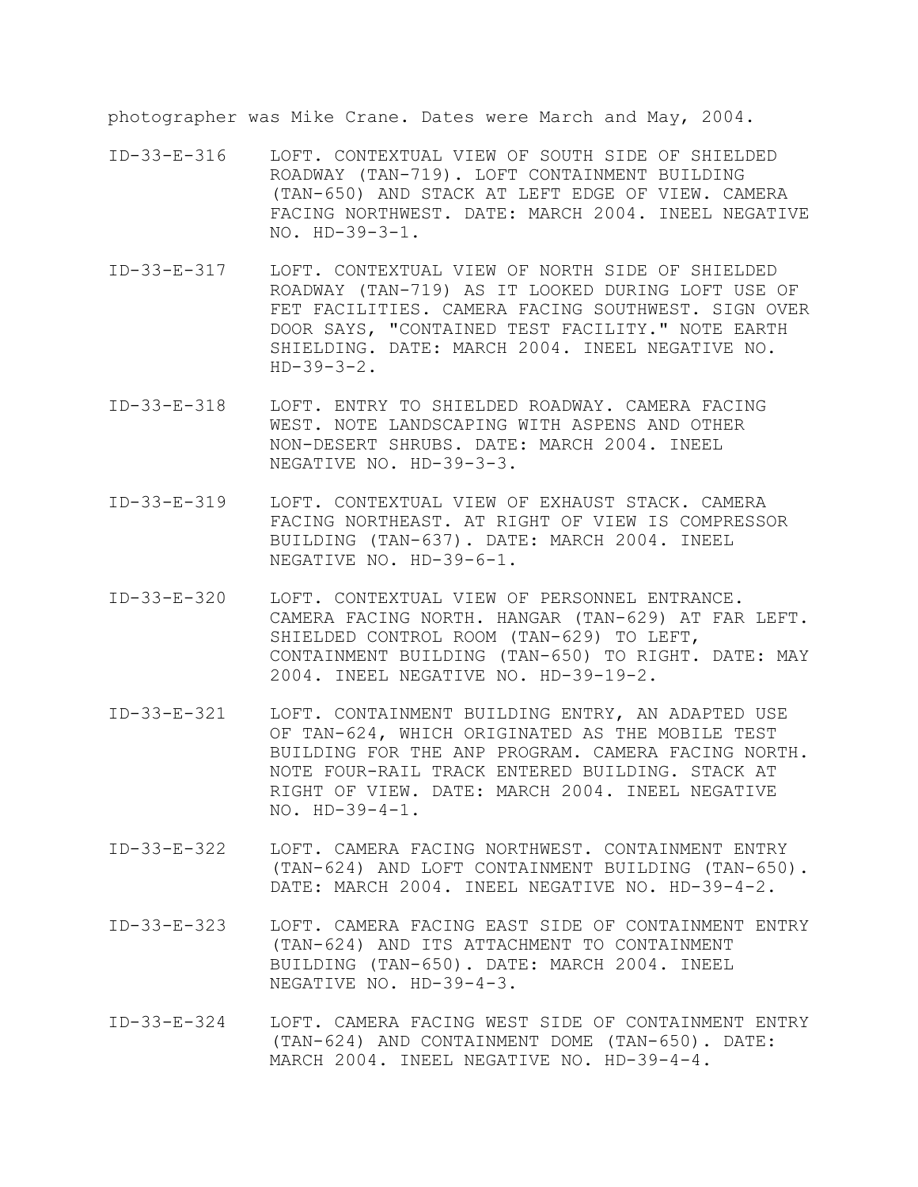photographer was Mike Crane. Dates were March and May, 2004.

ID-33-E-316 LOFT. CONTEXTUAL VIEW OF SOUTH SIDE OF SHIELDED ROADWAY (TAN-719). LOFT CONTAINMENT BUILDING (TAN-650) AND STACK AT LEFT EDGE OF VIEW. CAMERA FACING NORTHWEST. DATE: MARCH 2004. INEEL NEGATIVE NO. HD-39-3-1.

ID-33-E-317 LOFT. CONTEXTUAL VIEW OF NORTH SIDE OF SHIELDED ROADWAY (TAN-719) AS IT LOOKED DURING LOFT USE OF FET FACILITIES. CAMERA FACING SOUTHWEST. SIGN OVER DOOR SAYS, "CONTAINED TEST FACILITY." NOTE EARTH SHIELDING. DATE: MARCH 2004. INEEL NEGATIVE NO. HD-39-3-2.

ID-33-E-318 LOFT. ENTRY TO SHIELDED ROADWAY. CAMERA FACING WEST. NOTE LANDSCAPING WITH ASPENS AND OTHER NON-DESERT SHRUBS. DATE: MARCH 2004. INEEL NEGATIVE NO. HD-39-3-3.

ID-33-E-319 LOFT. CONTEXTUAL VIEW OF EXHAUST STACK. CAMERA FACING NORTHEAST. AT RIGHT OF VIEW IS COMPRESSOR BUILDING (TAN-637). DATE: MARCH 2004. INEEL NEGATIVE NO. HD-39-6-1.

ID-33-E-320 LOFT. CONTEXTUAL VIEW OF PERSONNEL ENTRANCE. CAMERA FACING NORTH. HANGAR (TAN-629) AT FAR LEFT. SHIELDED CONTROL ROOM (TAN-629) TO LEFT, CONTAINMENT BUILDING (TAN-650) TO RIGHT. DATE: MAY 2004. INEEL NEGATIVE NO. HD-39-19-2.

ID-33-E-321 LOFT. CONTAINMENT BUILDING ENTRY, AN ADAPTED USE OF TAN-624, WHICH ORIGINATED AS THE MOBILE TEST BUILDING FOR THE ANP PROGRAM. CAMERA FACING NORTH. NOTE FOUR-RAIL TRACK ENTERED BUILDING. STACK AT RIGHT OF VIEW. DATE: MARCH 2004. INEEL NEGATIVE NO. HD-39-4-1.

ID-33-E-322 LOFT. CAMERA FACING NORTHWEST. CONTAINMENT ENTRY (TAN-624) AND LOFT CONTAINMENT BUILDING (TAN-650). DATE: MARCH 2004. INEEL NEGATIVE NO. HD-39-4-2.

ID-33-E-323 LOFT. CAMERA FACING EAST SIDE OF CONTAINMENT ENTRY (TAN-624) AND ITS ATTACHMENT TO CONTAINMENT BUILDING (TAN-650). DATE: MARCH 2004. INEEL NEGATIVE NO. HD-39-4-3.

ID-33-E-324 LOFT. CAMERA FACING WEST SIDE OF CONTAINMENT ENTRY (TAN-624) AND CONTAINMENT DOME (TAN-650). DATE: MARCH 2004. INEEL NEGATIVE NO. HD-39-4-4.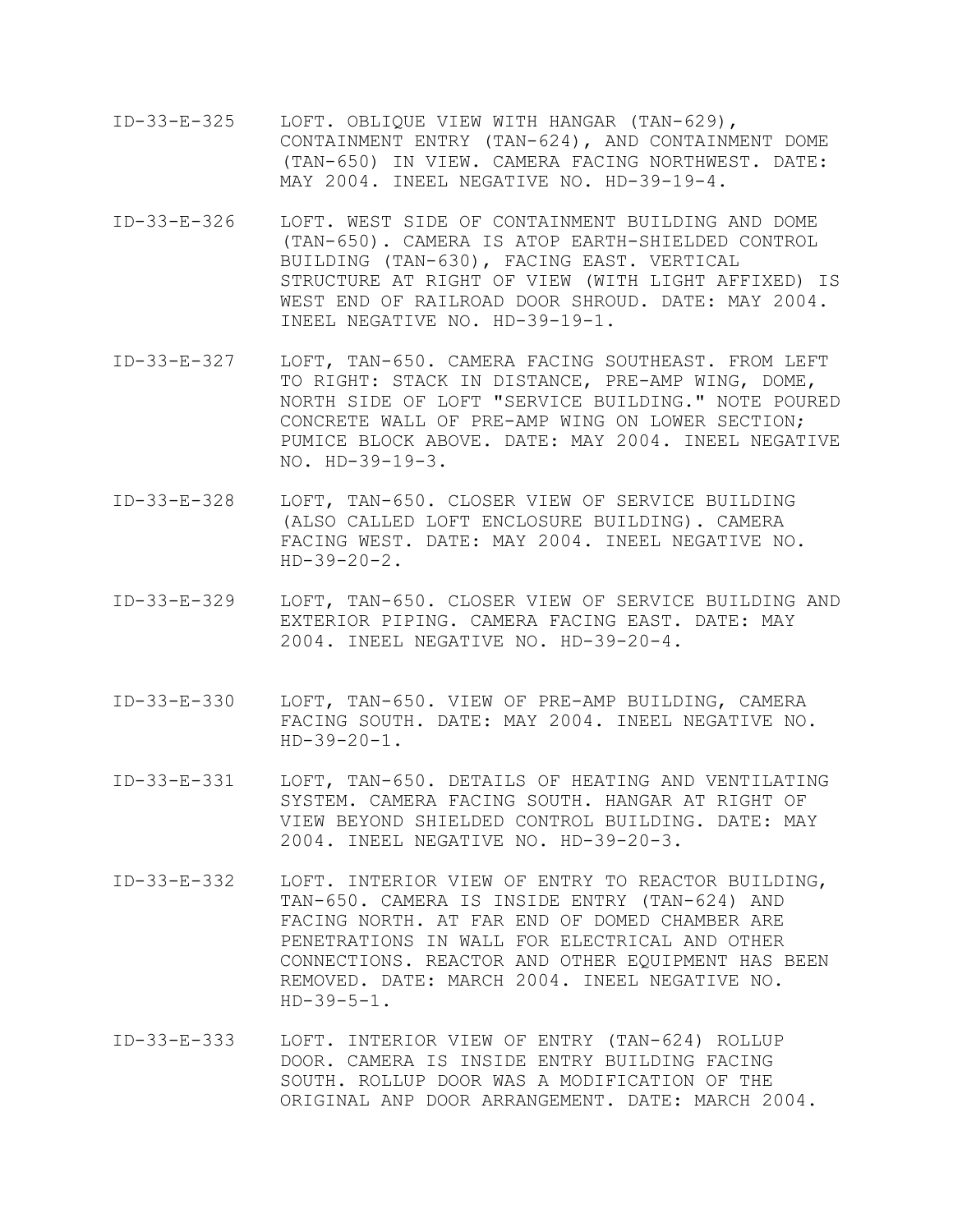ID-33-E-325 LOFT. OBLIQUE VIEW WITH HANGAR (TAN-629), CONTAINMENT ENTRY (TAN-624), AND CONTAINMENT DOME (TAN-650) IN VIEW. CAMERA FACING NORTHWEST. DATE: MAY 2004. INEEL NEGATIVE NO. HD-39-19-4.

ID-33-E-326 LOFT. WEST SIDE OF CONTAINMENT BUILDING AND DOME (TAN-650). CAMERA IS ATOP EARTH-SHIELDED CONTROL BUILDING (TAN-630), FACING EAST. VERTICAL STRUCTURE AT RIGHT OF VIEW (WITH LIGHT AFFIXED) IS WEST END OF RAILROAD DOOR SHROUD. DATE: MAY 2004. INEEL NEGATIVE NO. HD-39-19-1.

ID-33-E-327 LOFT, TAN-650. CAMERA FACING SOUTHEAST. FROM LEFT TO RIGHT: STACK IN DISTANCE, PRE-AMP WING, DOME, NORTH SIDE OF LOFT "SERVICE BUILDING." NOTE POURED CONCRETE WALL OF PRE-AMP WING ON LOWER SECTION; PUMICE BLOCK ABOVE. DATE: MAY 2004. INEEL NEGATIVE NO. HD-39-19-3.

ID-33-E-328 LOFT, TAN-650. CLOSER VIEW OF SERVICE BUILDING (ALSO CALLED LOFT ENCLOSURE BUILDING). CAMERA FACING WEST. DATE: MAY 2004. INEEL NEGATIVE NO. HD-39-20-2.

ID-33-E-329 LOFT, TAN-650. CLOSER VIEW OF SERVICE BUILDING AND EXTERIOR PIPING. CAMERA FACING EAST. DATE: MAY 2004. INEEL NEGATIVE NO. HD-39-20-4.

ID-33-E-330 LOFT, TAN-650. VIEW OF PRE-AMP BUILDING, CAMERA FACING SOUTH. DATE: MAY 2004. INEEL NEGATIVE NO. HD-39-20-1.

ID-33-E-331 LOFT, TAN-650. DETAILS OF HEATING AND VENTILATING SYSTEM. CAMERA FACING SOUTH. HANGAR AT RIGHT OF VIEW BEYOND SHIELDED CONTROL BUILDING. DATE: MAY 2004. INEEL NEGATIVE NO. HD-39-20-3.

ID-33-E-332 LOFT. INTERIOR VIEW OF ENTRY TO REACTOR BUILDING, TAN-650. CAMERA IS INSIDE ENTRY (TAN-624) AND FACING NORTH. AT FAR END OF DOMED CHAMBER ARE PENETRATIONS IN WALL FOR ELECTRICAL AND OTHER CONNECTIONS. REACTOR AND OTHER EQUIPMENT HAS BEEN REMOVED. DATE: MARCH 2004. INEEL NEGATIVE NO. HD-39-5-1.

ID-33-E-333 LOFT. INTERIOR VIEW OF ENTRY (TAN-624) ROLLUP DOOR. CAMERA IS INSIDE ENTRY BUILDING FACING SOUTH. ROLLUP DOOR WAS A MODIFICATION OF THE ORIGINAL ANP DOOR ARRANGEMENT. DATE: MARCH 2004.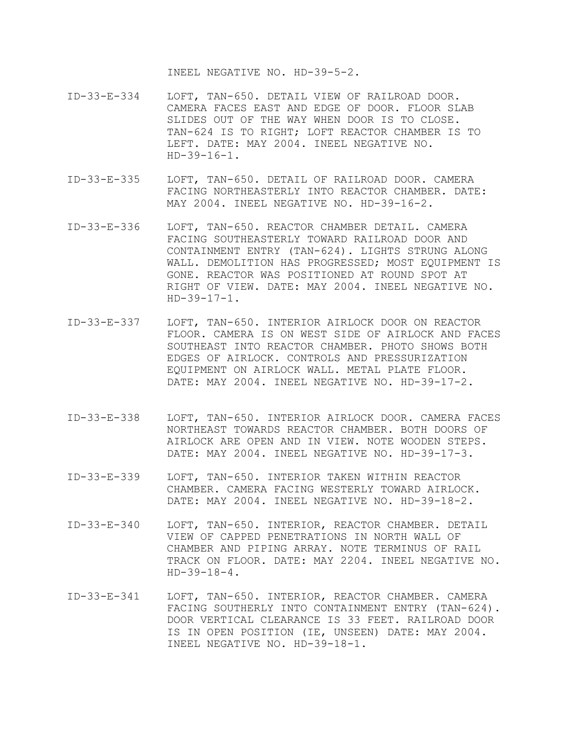INEEL NEGATIVE NO. HD-39-5-2.

ID-33-E-334 LOFT, TAN-650. DETAIL VIEW OF RAILROAD DOOR. CAMERA FACES EAST AND EDGE OF DOOR. FLOOR SLAB SLIDES OUT OF THE WAY WHEN DOOR IS TO CLOSE. TAN-624 IS TO RIGHT; LOFT REACTOR CHAMBER IS TO LEFT. DATE: MAY 2004. INEEL NEGATIVE NO. HD-39-16-1.

ID-33-E-335 LOFT, TAN-650. DETAIL OF RAILROAD DOOR. CAMERA FACING NORTHEASTERLY INTO REACTOR CHAMBER. DATE: MAY 2004. INEEL NEGATIVE NO. HD-39-16-2.

ID-33-E-336 LOFT, TAN-650. REACTOR CHAMBER DETAIL. CAMERA FACING SOUTHEASTERLY TOWARD RAILROAD DOOR AND CONTAINMENT ENTRY (TAN-624). LIGHTS STRUNG ALONG WALL. DEMOLITION HAS PROGRESSED; MOST EQUIPMENT IS GONE. REACTOR WAS POSITIONED AT ROUND SPOT AT RIGHT OF VIEW. DATE: MAY 2004. INEEL NEGATIVE NO. HD-39-17-1.

ID-33-E-337 LOFT, TAN-650. INTERIOR AIRLOCK DOOR ON REACTOR FLOOR. CAMERA IS ON WEST SIDE OF AIRLOCK AND FACES SOUTHEAST INTO REACTOR CHAMBER. PHOTO SHOWS BOTH EDGES OF AIRLOCK. CONTROLS AND PRESSURIZATION EQUIPMENT ON AIRLOCK WALL. METAL PLATE FLOOR. DATE: MAY 2004. INEEL NEGATIVE NO. HD-39-17-2.

ID-33-E-338 LOFT, TAN-650. INTERIOR AIRLOCK DOOR. CAMERA FACES NORTHEAST TOWARDS REACTOR CHAMBER. BOTH DOORS OF AIRLOCK ARE OPEN AND IN VIEW. NOTE WOODEN STEPS. DATE: MAY 2004. INEEL NEGATIVE NO. HD-39-17-3.

ID-33-E-339 LOFT, TAN-650. INTERIOR TAKEN WITHIN REACTOR CHAMBER. CAMERA FACING WESTERLY TOWARD AIRLOCK. DATE: MAY 2004. INEEL NEGATIVE NO. HD-39-18-2.

ID-33-E-340 LOFT, TAN-650. INTERIOR, REACTOR CHAMBER. DETAIL VIEW OF CAPPED PENETRATIONS IN NORTH WALL OF CHAMBER AND PIPING ARRAY. NOTE TERMINUS OF RAIL TRACK ON FLOOR. DATE: MAY 2204. INEEL NEGATIVE NO. HD-39-18-4.

ID-33-E-341 LOFT, TAN-650. INTERIOR, REACTOR CHAMBER. CAMERA FACING SOUTHERLY INTO CONTAINMENT ENTRY (TAN-624). DOOR VERTICAL CLEARANCE IS 33 FEET. RAILROAD DOOR IS IN OPEN POSITION (IE, UNSEEN) DATE: MAY 2004. INEEL NEGATIVE NO. HD-39-18-1.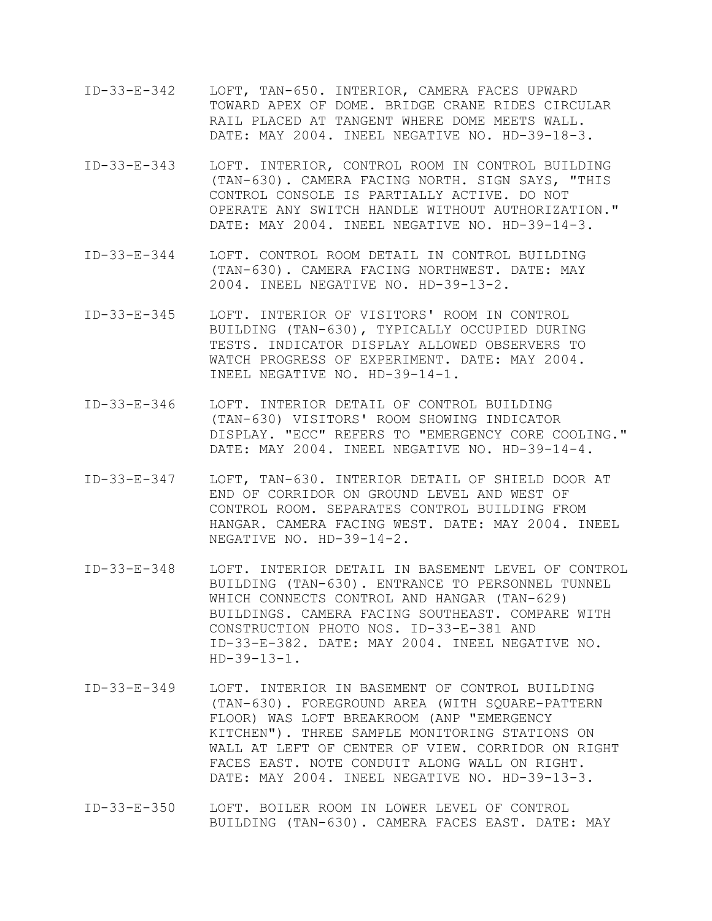ID-33-E-342 LOFT, TAN-650. INTERIOR, CAMERA FACES UPWARD TOWARD APEX OF DOME. BRIDGE CRANE RIDES CIRCULAR RAIL PLACED AT TANGENT WHERE DOME MEETS WALL. DATE: MAY 2004. INEEL NEGATIVE NO. HD-39-18-3.

ID-33-E-343 LOFT. INTERIOR, CONTROL ROOM IN CONTROL BUILDING (TAN-630). CAMERA FACING NORTH. SIGN SAYS, "THIS CONTROL CONSOLE IS PARTIALLY ACTIVE. DO NOT OPERATE ANY SWITCH HANDLE WITHOUT AUTHORIZATION." DATE: MAY 2004. INEEL NEGATIVE NO. HD-39-14-3.

ID-33-E-344 LOFT. CONTROL ROOM DETAIL IN CONTROL BUILDING (TAN-630). CAMERA FACING NORTHWEST. DATE: MAY 2004. INEEL NEGATIVE NO. HD-39-13-2.

ID-33-E-345 LOFT. INTERIOR OF VISITORS' ROOM IN CONTROL BUILDING (TAN-630), TYPICALLY OCCUPIED DURING TESTS. INDICATOR DISPLAY ALLOWED OBSERVERS TO WATCH PROGRESS OF EXPERIMENT. DATE: MAY 2004. INEEL NEGATIVE NO. HD-39-14-1.

ID-33-E-346 LOFT. INTERIOR DETAIL OF CONTROL BUILDING (TAN-630) VISITORS' ROOM SHOWING INDICATOR DISPLAY. "ECC" REFERS TO "EMERGENCY CORE COOLING." DATE: MAY 2004. INEEL NEGATIVE NO. HD-39-14-4.

ID-33-E-347 LOFT, TAN-630. INTERIOR DETAIL OF SHIELD DOOR AT END OF CORRIDOR ON GROUND LEVEL AND WEST OF CONTROL ROOM. SEPARATES CONTROL BUILDING FROM HANGAR. CAMERA FACING WEST. DATE: MAY 2004. INEEL NEGATIVE NO. HD-39-14-2.

ID-33-E-348 LOFT. INTERIOR DETAIL IN BASEMENT LEVEL OF CONTROL BUILDING (TAN-630). ENTRANCE TO PERSONNEL TUNNEL WHICH CONNECTS CONTROL AND HANGAR (TAN-629) BUILDINGS. CAMERA FACING SOUTHEAST. COMPARE WITH CONSTRUCTION PHOTO NOS. ID-33-E-381 AND ID-33-E-382. DATE: MAY 2004. INEEL NEGATIVE NO. HD-39-13-1.

ID-33-E-349 LOFT. INTERIOR IN BASEMENT OF CONTROL BUILDING (TAN-630). FOREGROUND AREA (WITH SQUARE-PATTERN FLOOR) WAS LOFT BREAKROOM (ANP "EMERGENCY KITCHEN"). THREE SAMPLE MONITORING STATIONS ON WALL AT LEFT OF CENTER OF VIEW. CORRIDOR ON RIGHT FACES EAST. NOTE CONDUIT ALONG WALL ON RIGHT. DATE: MAY 2004. INEEL NEGATIVE NO. HD-39-13-3.

ID-33-E-350 LOFT. BOILER ROOM IN LOWER LEVEL OF CONTROL BUILDING (TAN-630). CAMERA FACES EAST. DATE: MAY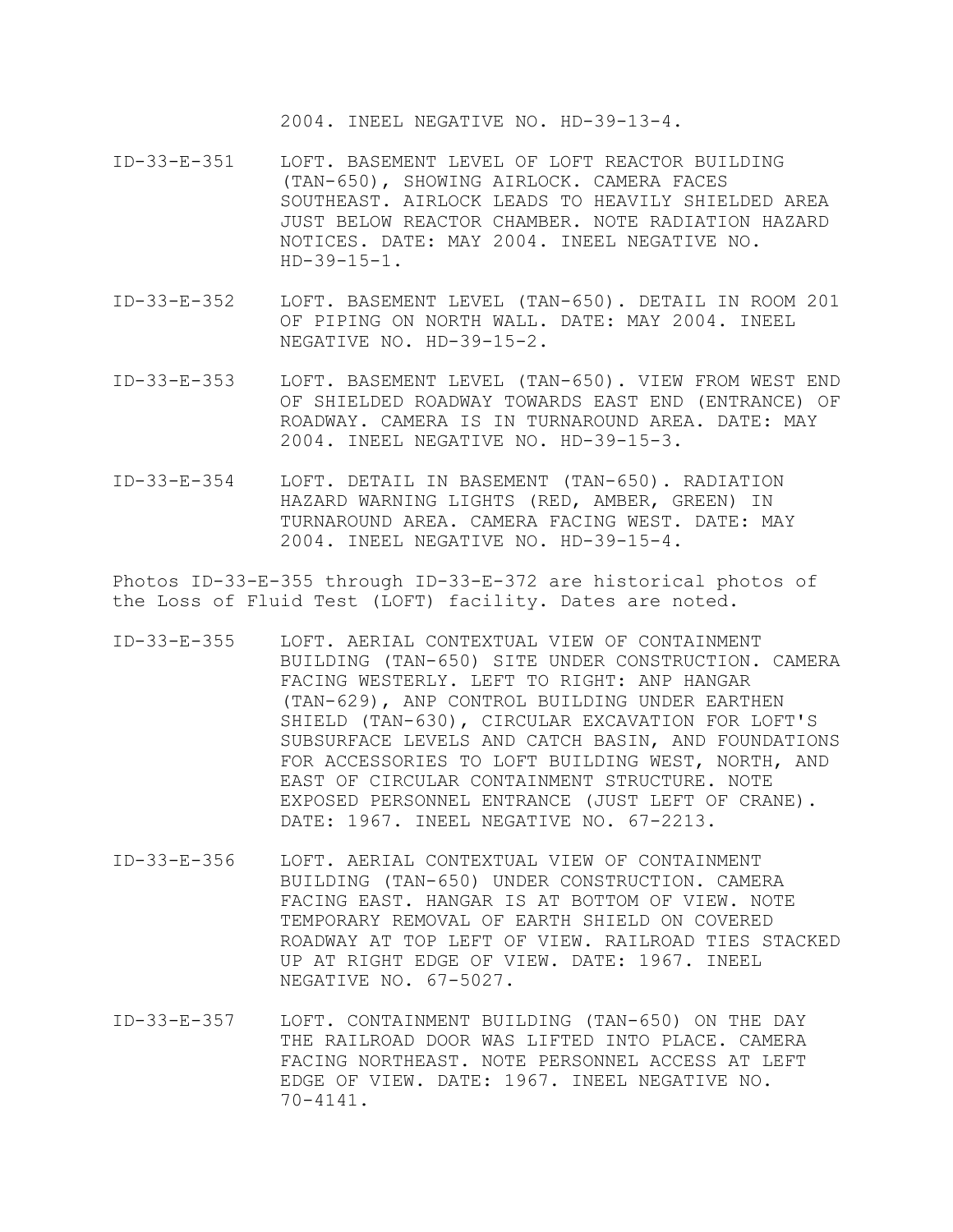2004. INEEL NEGATIVE NO. HD-39-13-4.

ID-33-E-351 LOFT. BASEMENT LEVEL OF LOFT REACTOR BUILDING (TAN-650), SHOWING AIRLOCK. CAMERA FACES SOUTHEAST. AIRLOCK LEADS TO HEAVILY SHIELDED AREA JUST BELOW REACTOR CHAMBER. NOTE RADIATION HAZARD NOTICES. DATE: MAY 2004. INEEL NEGATIVE NO. HD-39-15-1.

ID-33-E-352 LOFT. BASEMENT LEVEL (TAN-650). DETAIL IN ROOM 201 OF PIPING ON NORTH WALL. DATE: MAY 2004. INEEL NEGATIVE NO. HD-39-15-2.

ID-33-E-353 LOFT. BASEMENT LEVEL (TAN-650). VIEW FROM WEST END OF SHIELDED ROADWAY TOWARDS EAST END (ENTRANCE) OF ROADWAY. CAMERA IS IN TURNAROUND AREA. DATE: MAY 2004. INEEL NEGATIVE NO. HD-39-15-3.

ID-33-E-354 LOFT. DETAIL IN BASEMENT (TAN-650). RADIATION HAZARD WARNING LIGHTS (RED, AMBER, GREEN) IN TURNAROUND AREA. CAMERA FACING WEST. DATE: MAY 2004. INEEL NEGATIVE NO. HD-39-15-4.

Photos ID-33-E-355 through ID-33-E-372 are historical photos of the Loss of Fluid Test (LOFT) facility. Dates are noted.

ID-33-E-355 LOFT. AERIAL CONTEXTUAL VIEW OF CONTAINMENT BUILDING (TAN-650) SITE UNDER CONSTRUCTION. CAMERA FACING WESTERLY. LEFT TO RIGHT: ANP HANGAR (TAN-629), ANP CONTROL BUILDING UNDER EARTHEN SHIELD (TAN-630), CIRCULAR EXCAVATION FOR LOFT'S SUBSURFACE LEVELS AND CATCH BASIN, AND FOUNDATIONS FOR ACCESSORIES TO LOFT BUILDING WEST, NORTH, AND EAST OF CIRCULAR CONTAINMENT STRUCTURE. NOTE EXPOSED PERSONNEL ENTRANCE (JUST LEFT OF CRANE). DATE: 1967. INEEL NEGATIVE NO. 67-2213.

ID-33-E-356 LOFT. AERIAL CONTEXTUAL VIEW OF CONTAINMENT BUILDING (TAN-650) UNDER CONSTRUCTION. CAMERA FACING EAST. HANGAR IS AT BOTTOM OF VIEW. NOTE TEMPORARY REMOVAL OF EARTH SHIELD ON COVERED ROADWAY AT TOP LEFT OF VIEW. RAILROAD TIES STACKED UP AT RIGHT EDGE OF VIEW. DATE: 1967. INEEL NEGATIVE NO. 67-5027.

ID-33-E-357 LOFT. CONTAINMENT BUILDING (TAN-650) ON THE DAY THE RAILROAD DOOR WAS LIFTED INTO PLACE. CAMERA FACING NORTHEAST. NOTE PERSONNEL ACCESS AT LEFT EDGE OF VIEW. DATE: 1967. INEEL NEGATIVE NO. 70-4141.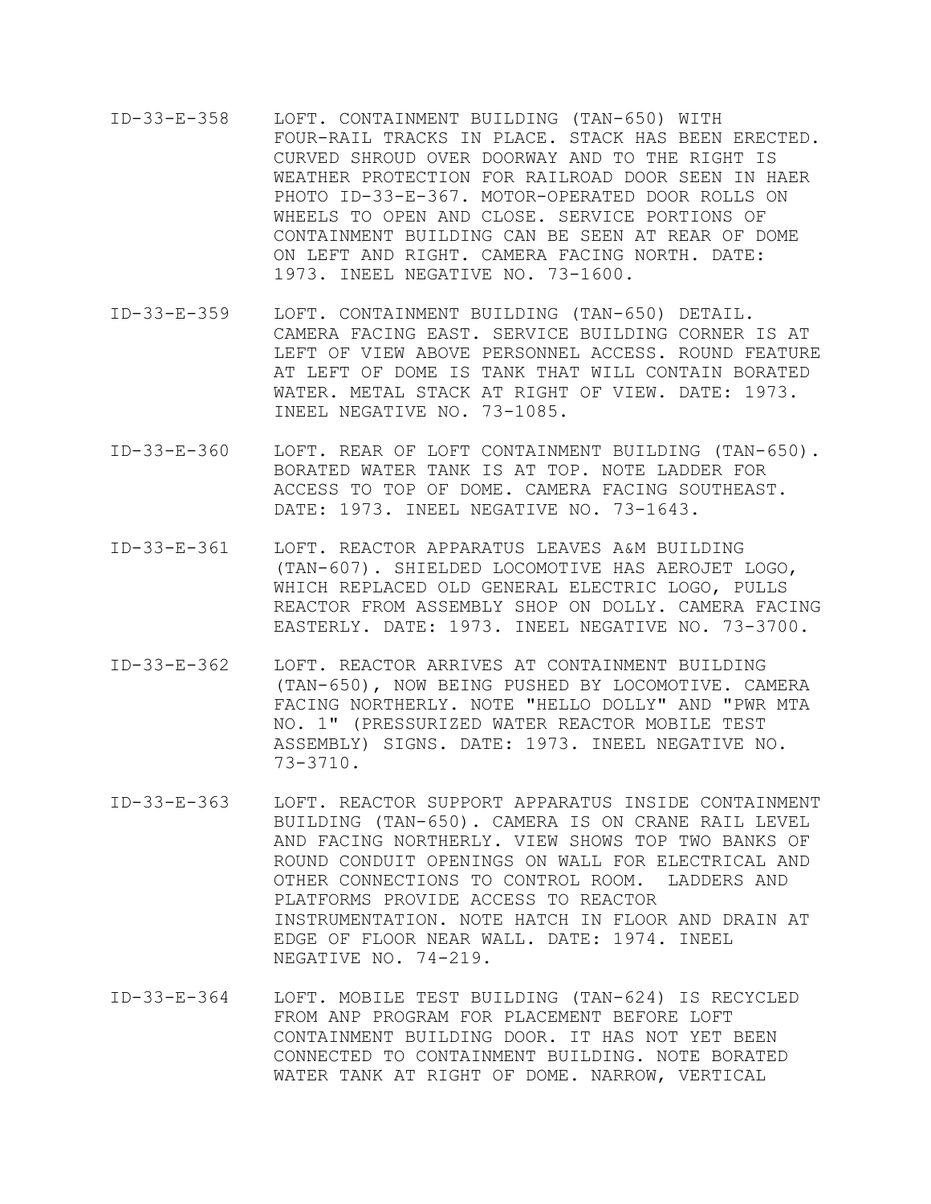ID-33-E-358 LOFT. CONTAINMENT BUILDING (TAN-650) WITH FOUR-RAIL TRACKS IN PLACE. STACK HAS BEEN ERECTED. CURVED SHROUD OVER DOORWAY AND TO THE RIGHT IS WEATHER PROTECTION FOR RAILROAD DOOR SEEN IN HAER PHOTO ID-33-E-367. MOTOR-OPERATED DOOR ROLLS ON WHEELS TO OPEN AND CLOSE. SERVICE PORTIONS OF CONTAINMENT BUILDING CAN BE SEEN AT REAR OF DOME ON LEFT AND RIGHT. CAMERA FACING NORTH. DATE: 1973. INEEL NEGATIVE NO. 73-1600.

ID-33-E-359 LOFT. CONTAINMENT BUILDING (TAN-650) DETAIL. CAMERA FACING EAST. SERVICE BUILDING CORNER IS AT LEFT OF VIEW ABOVE PERSONNEL ACCESS. ROUND FEATURE AT LEFT OF DOME IS TANK THAT WILL CONTAIN BORATED WATER. METAL STACK AT RIGHT OF VIEW. DATE: 1973. INEEL NEGATIVE NO. 73-1085.

ID-33-E-360 LOFT. REAR OF LOFT CONTAINMENT BUILDING (TAN-650). BORATED WATER TANK IS AT TOP. NOTE LADDER FOR ACCESS TO TOP OF DOME. CAMERA FACING SOUTHEAST. DATE: 1973. INEEL NEGATIVE NO. 73-1643.

ID-33-E-361 LOFT. REACTOR APPARATUS LEAVES A&M BUILDING (TAN-607). SHIELDED LOCOMOTIVE HAS AEROJET LOGO, WHICH REPLACED OLD GENERAL ELECTRIC LOGO, PULLS REACTOR FROM ASSEMBLY SHOP ON DOLLY. CAMERA FACING EASTERLY. DATE: 1973. INEEL NEGATIVE NO. 73-3700.

ID-33-E-362 LOFT. REACTOR ARRIVES AT CONTAINMENT BUILDING (TAN-650), NOW BEING PUSHED BY LOCOMOTIVE. CAMERA FACING NORTHERLY. NOTE "HELLO DOLLY" AND "PWR MTA NO. 1" (PRESSURIZED WATER REACTOR MOBILE TEST ASSEMBLY) SIGNS. DATE: 1973. INEEL NEGATIVE NO. 73-3710.

ID-33-E-363 LOFT. REACTOR SUPPORT APPARATUS INSIDE CONTAINMENT BUILDING (TAN-650). CAMERA IS ON CRANE RAIL LEVEL AND FACING NORTHERLY. VIEW SHOWS TOP TWO BANKS OF ROUND CONDUIT OPENINGS ON WALL FOR ELECTRICAL AND OTHER CONNECTIONS TO CONTROL ROOM. LADDERS AND PLATFORMS PROVIDE ACCESS TO REACTOR INSTRUMENTATION. NOTE HATCH IN FLOOR AND DRAIN AT EDGE OF FLOOR NEAR WALL. DATE: 1974. INEEL NEGATIVE NO. 74-219.

ID-33-E-364 LOFT. MOBILE TEST BUILDING (TAN-624) IS RECYCLED FROM ANP PROGRAM FOR PLACEMENT BEFORE LOFT CONTAINMENT BUILDING DOOR. IT HAS NOT YET BEEN CONNECTED TO CONTAINMENT BUILDING. NOTE BORATED WATER TANK AT RIGHT OF DOME. NARROW, VERTICAL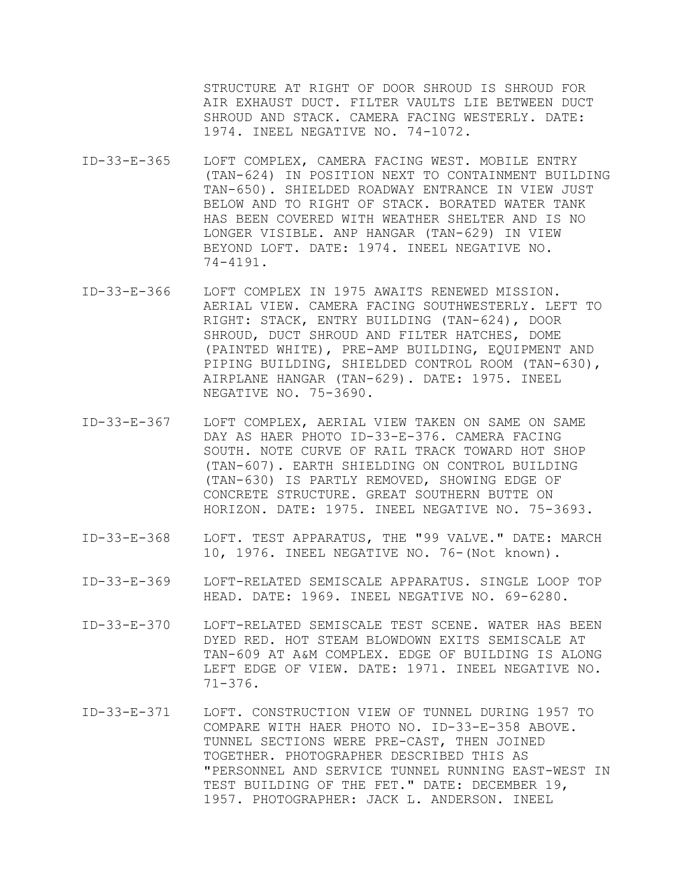STRUCTURE AT RIGHT OF DOOR SHROUD IS SHROUD FOR AIR EXHAUST DUCT. FILTER VAULTS LIE BETWEEN DUCT SHROUD AND STACK. CAMERA FACING WESTERLY. DATE: 1974. INEEL NEGATIVE NO. 74-1072.

ID-33-E-365 LOFT COMPLEX, CAMERA FACING WEST. MOBILE ENTRY (TAN-624) IN POSITION NEXT TO CONTAINMENT BUILDING TAN-650). SHIELDED ROADWAY ENTRANCE IN VIEW JUST BELOW AND TO RIGHT OF STACK. BORATED WATER TANK HAS BEEN COVERED WITH WEATHER SHELTER AND IS NO LONGER VISIBLE. ANP HANGAR (TAN-629) IN VIEW BEYOND LOFT. DATE: 1974. INEEL NEGATIVE NO. 74-4191.

ID-33-E-366 LOFT COMPLEX IN 1975 AWAITS RENEWED MISSION. AERIAL VIEW. CAMERA FACING SOUTHWESTERLY. LEFT TO RIGHT: STACK, ENTRY BUILDING (TAN-624), DOOR SHROUD, DUCT SHROUD AND FILTER HATCHES, DOME (PAINTED WHITE), PRE-AMP BUILDING, EQUIPMENT AND PIPING BUILDING, SHIELDED CONTROL ROOM (TAN-630), AIRPLANE HANGAR (TAN-629). DATE: 1975. INEEL NEGATIVE NO. 75-3690.

ID-33-E-367 LOFT COMPLEX, AERIAL VIEW TAKEN ON SAME ON SAME DAY AS HAER PHOTO ID-33-E-376. CAMERA FACING SOUTH. NOTE CURVE OF RAIL TRACK TOWARD HOT SHOP (TAN-607). EARTH SHIELDING ON CONTROL BUILDING (TAN-630) IS PARTLY REMOVED, SHOWING EDGE OF CONCRETE STRUCTURE. GREAT SOUTHERN BUTTE ON HORIZON. DATE: 1975. INEEL NEGATIVE NO. 75-3693.

ID-33-E-368 LOFT. TEST APPARATUS, THE "99 VALVE." DATE: MARCH 10, 1976. INEEL NEGATIVE NO. 76-(Not known).

ID-33-E-369 LOFT-RELATED SEMISCALE APPARATUS. SINGLE LOOP TOP HEAD. DATE: 1969. INEEL NEGATIVE NO. 69-6280.

ID-33-E-370 LOFT-RELATED SEMISCALE TEST SCENE. WATER HAS BEEN DYED RED. HOT STEAM BLOWDOWN EXITS SEMISCALE AT TAN-609 AT A&M COMPLEX. EDGE OF BUILDING IS ALONG LEFT EDGE OF VIEW. DATE: 1971. INEEL NEGATIVE NO. 71-376.

ID-33-E-371 LOFT. CONSTRUCTION VIEW OF TUNNEL DURING 1957 TO COMPARE WITH HAER PHOTO NO. ID-33-E-358 ABOVE. TUNNEL SECTIONS WERE PRE-CAST, THEN JOINED TOGETHER. PHOTOGRAPHER DESCRIBED THIS AS "PERSONNEL AND SERVICE TUNNEL RUNNING EAST-WEST IN TEST BUILDING OF THE FET." DATE: DECEMBER 19, 1957. PHOTOGRAPHER: JACK L. ANDERSON. INEEL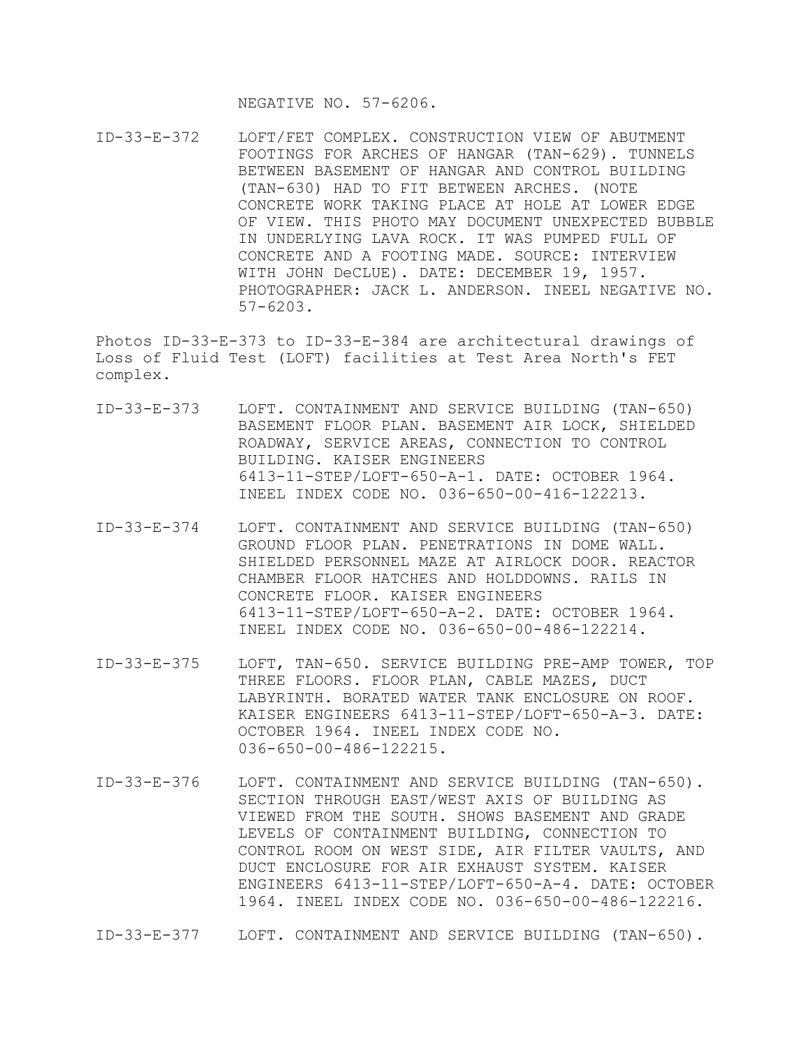NEGATIVE NO. 57-6206.

ID-33-E-372 LOFT/FET COMPLEX. CONSTRUCTION VIEW OF ABUTMENT FOOTINGS FOR ARCHES OF HANGAR (TAN-629). TUNNELS BETWEEN BASEMENT OF HANGAR AND CONTROL BUILDING (TAN-630) HAD TO FIT BETWEEN ARCHES. (NOTE CONCRETE WORK TAKING PLACE AT HOLE AT LOWER EDGE OF VIEW. THIS PHOTO MAY DOCUMENT UNEXPECTED BUBBLE IN UNDERLYING LAVA ROCK. IT WAS PUMPED FULL OF CONCRETE AND A FOOTING MADE. SOURCE: INTERVIEW WITH JOHN DeCLUE). DATE: DECEMBER 19, 1957. PHOTOGRAPHER: JACK L. ANDERSON. INEEL NEGATIVE NO. 57-6203.

Photos ID-33-E-373 to ID-33-E-384 are architectural drawings of Loss of Fluid Test (LOFT) facilities at Test Area North's FET complex.

ID-33-E-373 LOFT. CONTAINMENT AND SERVICE BUILDING (TAN-650) BASEMENT FLOOR PLAN. BASEMENT AIR LOCK, SHIELDED ROADWAY, SERVICE AREAS, CONNECTION TO CONTROL BUILDING. KAISER ENGINEERS 6413-11-STEP/LOFT-650-A-1. DATE: OCTOBER 1964. INEEL INDEX CODE NO. 036-650-00-416-122213.

ID-33-E-374 LOFT. CONTAINMENT AND SERVICE BUILDING (TAN-650) GROUND FLOOR PLAN. PENETRATIONS IN DOME WALL. SHIELDED PERSONNEL MAZE AT AIRLOCK DOOR. REACTOR CHAMBER FLOOR HATCHES AND HOLDDOWNS. RAILS IN CONCRETE FLOOR. KAISER ENGINEERS 6413-11-STEP/LOFT-650-A-2. DATE: OCTOBER 1964. INEEL INDEX CODE NO. 036-650-00-486-122214.

ID-33-E-375 LOFT, TAN-650. SERVICE BUILDING PRE-AMP TOWER, TOP THREE FLOORS. FLOOR PLAN, CABLE MAZES, DUCT LABYRINTH. BORATED WATER TANK ENCLOSURE ON ROOF. KAISER ENGINEERS 6413-11-STEP/LOFT-650-A-3. DATE: OCTOBER 1964. INEEL INDEX CODE NO. 036-650-00-486-122215.

ID-33-E-376 LOFT. CONTAINMENT AND SERVICE BUILDING (TAN-650). SECTION THROUGH EAST/WEST AXIS OF BUILDING AS VIEWED FROM THE SOUTH. SHOWS BASEMENT AND GRADE LEVELS OF CONTAINMENT BUILDING, CONNECTION TO CONTROL ROOM ON WEST SIDE, AIR FILTER VAULTS, AND DUCT ENCLOSURE FOR AIR EXHAUST SYSTEM. KAISER ENGINEERS 6413-11-STEP/LOFT-650-A-4. DATE: OCTOBER 1964. INEEL INDEX CODE NO. 036-650-00-486-122216.

ID-33-E-377 LOFT. CONTAINMENT AND SERVICE BUILDING (TAN-650).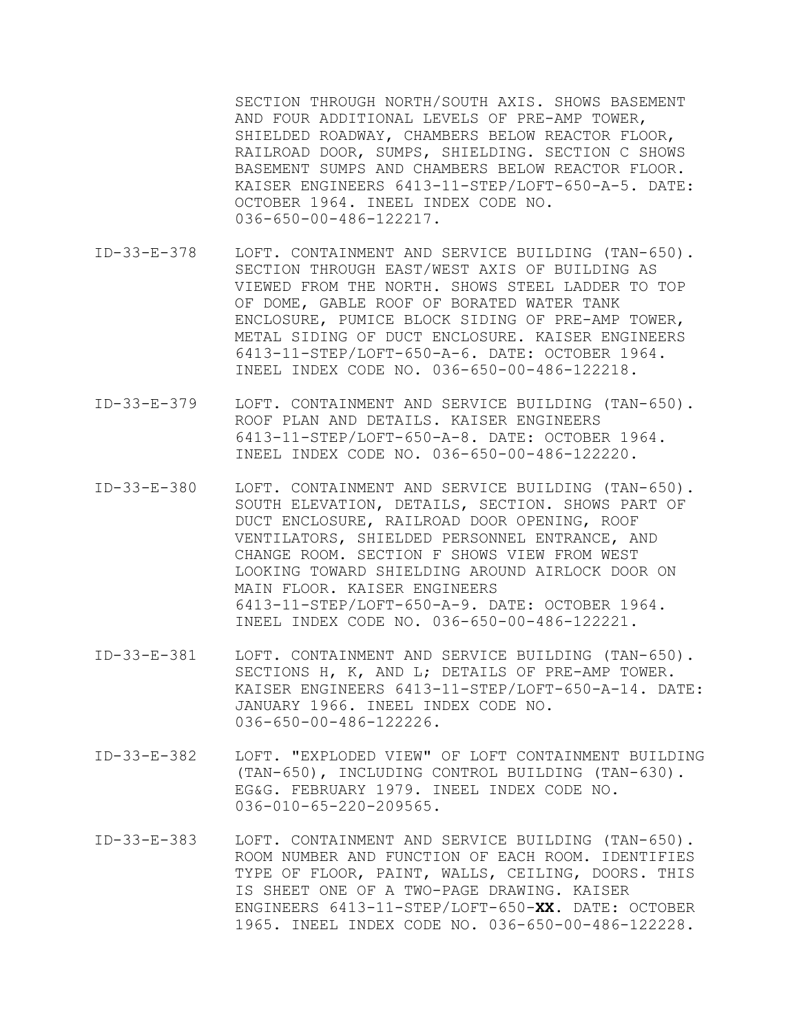SECTION THROUGH NORTH/SOUTH AXIS. SHOWS BASEMENT AND FOUR ADDITIONAL LEVELS OF PRE-AMP TOWER, SHIELDED ROADWAY, CHAMBERS BELOW REACTOR FLOOR, RAILROAD DOOR, SUMPS, SHIELDING. SECTION C SHOWS BASEMENT SUMPS AND CHAMBERS BELOW REACTOR FLOOR. KAISER ENGINEERS 6413-11-STEP/LOFT-650-A-5. DATE: OCTOBER 1964. INEEL INDEX CODE NO. 036-650-00-486-122217.

ID-33-E-378 LOFT. CONTAINMENT AND SERVICE BUILDING (TAN-650). SECTION THROUGH EAST/WEST AXIS OF BUILDING AS VIEWED FROM THE NORTH. SHOWS STEEL LADDER TO TOP OF DOME, GABLE ROOF OF BORATED WATER TANK ENCLOSURE, PUMICE BLOCK SIDING OF PRE-AMP TOWER, METAL SIDING OF DUCT ENCLOSURE. KAISER ENGINEERS 6413-11-STEP/LOFT-650-A-6. DATE: OCTOBER 1964. INEEL INDEX CODE NO. 036-650-00-486-122218.

ID-33-E-379 LOFT. CONTAINMENT AND SERVICE BUILDING (TAN-650). ROOF PLAN AND DETAILS. KAISER ENGINEERS 6413-11-STEP/LOFT-650-A-8. DATE: OCTOBER 1964. INEEL INDEX CODE NO. 036-650-00-486-122220.

ID-33-E-380 LOFT. CONTAINMENT AND SERVICE BUILDING (TAN-650). SOUTH ELEVATION, DETAILS, SECTION. SHOWS PART OF DUCT ENCLOSURE, RAILROAD DOOR OPENING, ROOF VENTILATORS, SHIELDED PERSONNEL ENTRANCE, AND CHANGE ROOM. SECTION F SHOWS VIEW FROM WEST LOOKING TOWARD SHIELDING AROUND AIRLOCK DOOR ON MAIN FLOOR. KAISER ENGINEERS 6413-11-STEP/LOFT-650-A-9. DATE: OCTOBER 1964. INEEL INDEX CODE NO. 036-650-00-486-122221.

ID-33-E-381 LOFT. CONTAINMENT AND SERVICE BUILDING (TAN-650). SECTIONS H, K, AND L; DETAILS OF PRE-AMP TOWER. KAISER ENGINEERS 6413-11-STEP/LOFT-650-A-14. DATE: JANUARY 1966. INEEL INDEX CODE NO. 036-650-00-486-122226.

ID-33-E-382 LOFT. "EXPLODED VIEW" OF LOFT CONTAINMENT BUILDING (TAN-650), INCLUDING CONTROL BUILDING (TAN-630). EG&G. FEBRUARY 1979. INEEL INDEX CODE NO. 036-010-65-220-209565.

ID-33-E-383 LOFT. CONTAINMENT AND SERVICE BUILDING (TAN-650). ROOM NUMBER AND FUNCTION OF EACH ROOM. IDENTIFIES TYPE OF FLOOR, PAINT, WALLS, CEILING, DOORS. THIS IS SHEET ONE OF A TWO-PAGE DRAWING. KAISER ENGINEERS 6413-11-STEP/LOFT-650-**XX**. DATE: OCTOBER 1965. INEEL INDEX CODE NO. 036-650-00-486-122228.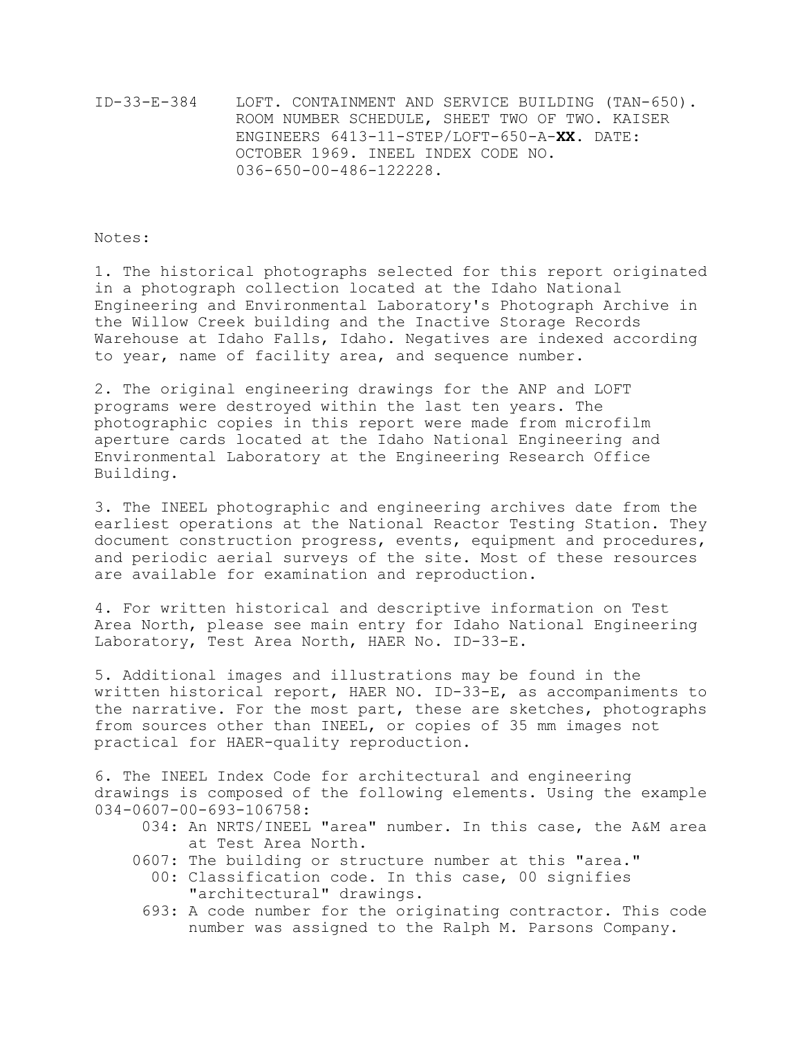ID-33-E-384 LOFT. CONTAINMENT AND SERVICE BUILDING (TAN-650). ROOM NUMBER SCHEDULE, SHEET TWO OF TWO. KAISER ENGINEERS 6413-11-STEP/LOFT-650-A-**XX**. DATE: OCTOBER 1969. INEEL INDEX CODE NO. 036-650-00-486-122228.

Notes:

1. The historical photographs selected for this report originated in a photograph collection located at the Idaho National Engineering and Environmental Laboratory's Photograph Archive in the Willow Creek building and the Inactive Storage Records Warehouse at Idaho Falls, Idaho. Negatives are indexed according to year, name of facility area, and sequence number.

2. The original engineering drawings for the ANP and LOFT programs were destroyed within the last ten years. The photographic copies in this report were made from microfilm aperture cards located at the Idaho National Engineering and Environmental Laboratory at the Engineering Research Office Building.

3. The INEEL photographic and engineering archives date from the earliest operations at the National Reactor Testing Station. They document construction progress, events, equipment and procedures, and periodic aerial surveys of the site. Most of these resources are available for examination and reproduction.

4. For written historical and descriptive information on Test Area North, please see main entry for Idaho National Engineering Laboratory, Test Area North, HAER No. ID-33-E.

5. Additional images and illustrations may be found in the written historical report, HAER NO. ID-33-E, as accompaniments to the narrative. For the most part, these are sketches, photographs from sources other than INEEL, or copies of 35 mm images not practical for HAER-quality reproduction.

6. The INEEL Index Code for architectural and engineering drawings is composed of the following elements. Using the example 034-0607-00-693-106758:

- 034: An NRTS/INEEL "area" number. In this case, the A&M area at Test Area North.
- 0607: The building or structure number at this "area."
- 00: Classification code. In this case, 00 signifies "architectural" drawings.
- 693: A code number for the originating contractor. This code number was assigned to the Ralph M. Parsons Company.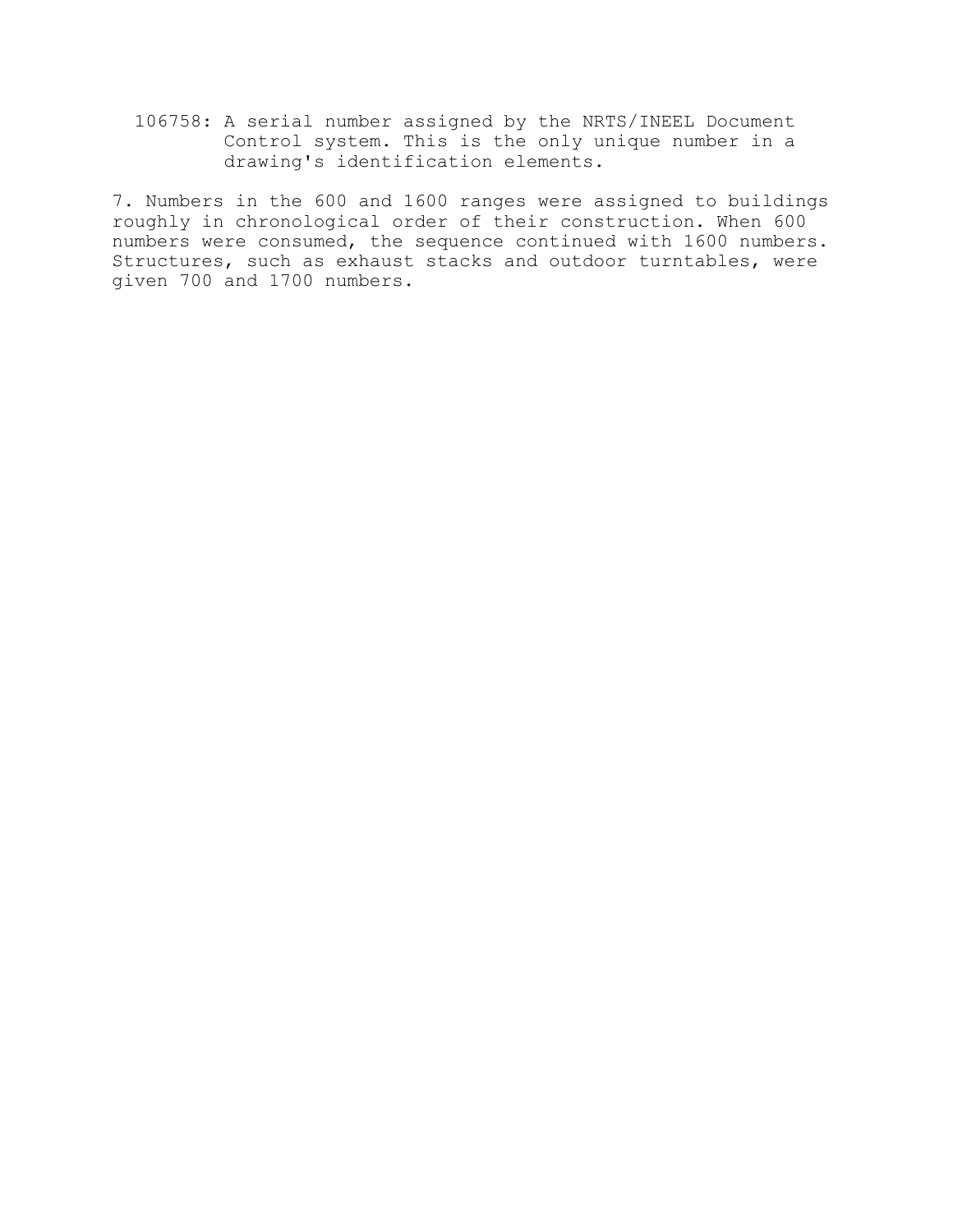106758: A serial number assigned by the NRTS/INEEL Document Control system. This is the only unique number in a drawing's identification elements.

7. Numbers in the 600 and 1600 ranges were assigned to buildings roughly in chronological order of their construction. When 600 numbers were consumed, the sequence continued with 1600 numbers. Structures, such as exhaust stacks and outdoor turntables, were given 700 and 1700 numbers.